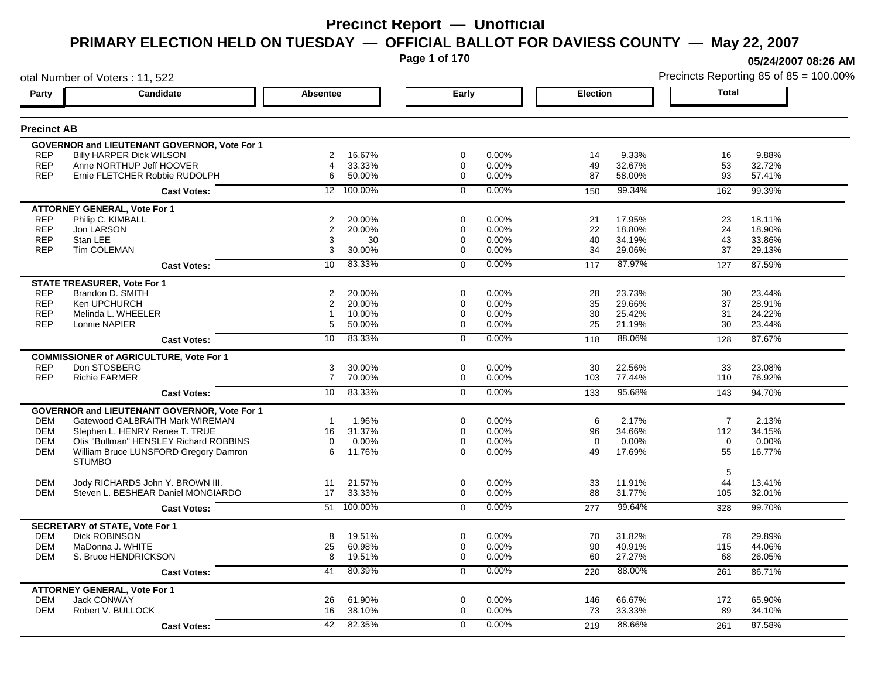# Precinct Report — Unofficial

## PRIMARY ELECTION HELD ON TUESDAY — OFFICIAL BALLOT FOR DAVIESS COUNTY — May 22, 2007

05/24/2007 08:26 AM

otal Number of Voters : 11, 522

Precincts Reporting 85 of 85 = 100.00%

| Party | Candidate | Absentee | | Early | | Election | | Total | |
|---|---|---|---|---|---|---|---|---|---|
| **Precinct AB** | | | | | | | | | |
| **GOVERNOR and LIEUTENANT GOVERNOR, Vote For 1** | | | | | | | | | |
| REP | Billy HARPER Dick WILSON | 2 | 16.67% | 0 | 0.00% | 14 | 9.33% | 16 | 9.88% |
| REP | Anne NORTHUP Jeff HOOVER | 4 | 33.33% | 0 | 0.00% | 49 | 32.67% | 53 | 32.72% |
| REP | Ernie FLETCHER Robbie RUDOLPH | 6 | 50.00% | 0 | 0.00% | 87 | 58.00% | 93 | 57.41% |
| | **Cast Votes:** | 12 | 100.00% | 0 | 0.00% | 150 | 99.34% | 162 | 99.39% |
| **ATTORNEY GENERAL, Vote For 1** | | | | | | | | | |
| REP | Philip C. KIMBALL | 2 | 20.00% | 0 | 0.00% | 21 | 17.95% | 23 | 18.11% |
| REP | Jon LARSON | 2 | 20.00% | 0 | 0.00% | 22 | 18.80% | 24 | 18.90% |
| REP | Stan LEE | 3 | 30 | 0 | 0.00% | 40 | 34.19% | 43 | 33.86% |
| REP | Tim COLEMAN | 3 | 30.00% | 0 | 0.00% | 34 | 29.06% | 37 | 29.13% |
| | **Cast Votes:** | 10 | 83.33% | 0 | 0.00% | 117 | 87.97% | 127 | 87.59% |
| **STATE TREASURER, Vote For 1** | | | | | | | | | |
| REP | Brandon D. SMITH | 2 | 20.00% | 0 | 0.00% | 28 | 23.73% | 30 | 23.44% |
| REP | Ken UPCHURCH | 2 | 20.00% | 0 | 0.00% | 35 | 29.66% | 37 | 28.91% |
| REP | Melinda L. WHEELER | 1 | 10.00% | 0 | 0.00% | 30 | 25.42% | 31 | 24.22% |
| REP | Lonnie NAPIER | 5 | 50.00% | 0 | 0.00% | 25 | 21.19% | 30 | 23.44% |
| | **Cast Votes:** | 10 | 83.33% | 0 | 0.00% | 118 | 88.06% | 128 | 87.67% |
| **COMMISSIONER of AGRICULTURE, Vote For 1** | | | | | | | | | |
| REP | Don STOSBERG | 3 | 30.00% | 0 | 0.00% | 30 | 22.56% | 33 | 23.08% |
| REP | Richie FARMER | 7 | 70.00% | 0 | 0.00% | 103 | 77.44% | 110 | 76.92% |
| | **Cast Votes:** | 10 | 83.33% | 0 | 0.00% | 133 | 95.68% | 143 | 94.70% |
| **GOVERNOR and LIEUTENANT GOVERNOR, Vote For 1** | | | | | | | | | |
| DEM | Gatewood GALBRAITH Mark WIREMAN | 1 | 1.96% | 0 | 0.00% | 6 | 2.17% | 7 | 2.13% |
| DEM | Stephen L. HENRY Renee T. TRUE | 16 | 31.37% | 0 | 0.00% | 96 | 34.66% | 112 | 34.15% |
| DEM | Otis "Bullman" HENSLEY Richard ROBBINS | 0 | 0.00% | 0 | 0.00% | 0 | 0.00% | 0 | 0.00% |
| DEM | William Bruce LUNSFORD Gregory Damron STUMBO | 6 | 11.76% | 0 | 0.00% | 49 | 17.69% | 55 | 16.77% |
| | | | | | | | | 5 | |
| DEM | Jody RICHARDS John Y. BROWN III. | 11 | 21.57% | 0 | 0.00% | 33 | 11.91% | 44 | 13.41% |
| DEM | Steven L. BESHEAR Daniel MONGIARDO | 17 | 33.33% | 0 | 0.00% | 88 | 31.77% | 105 | 32.01% |
| | **Cast Votes:** | 51 | 100.00% | 0 | 0.00% | 277 | 99.64% | 328 | 99.70% |
| **SECRETARY of STATE, Vote For 1** | | | | | | | | | |
| DEM | Dick ROBINSON | 8 | 19.51% | 0 | 0.00% | 70 | 31.82% | 78 | 29.89% |
| DEM | MaDonna J. WHITE | 25 | 60.98% | 0 | 0.00% | 90 | 40.91% | 115 | 44.06% |
| DEM | S. Bruce HENDRICKSON | 8 | 19.51% | 0 | 0.00% | 60 | 27.27% | 68 | 26.05% |
| | **Cast Votes:** | 41 | 80.39% | 0 | 0.00% | 220 | 88.00% | 261 | 86.71% |
| **ATTORNEY GENERAL, Vote For 1** | | | | | | | | | |
| DEM | Jack CONWAY | 26 | 61.90% | 0 | 0.00% | 146 | 66.67% | 172 | 65.90% |
| DEM | Robert V. BULLOCK | 16 | 38.10% | 0 | 0.00% | 73 | 33.33% | 89 | 34.10% |
| | **Cast Votes:** | 42 | 82.35% | 0 | 0.00% | 219 | 88.66% | 261 | 87.58% |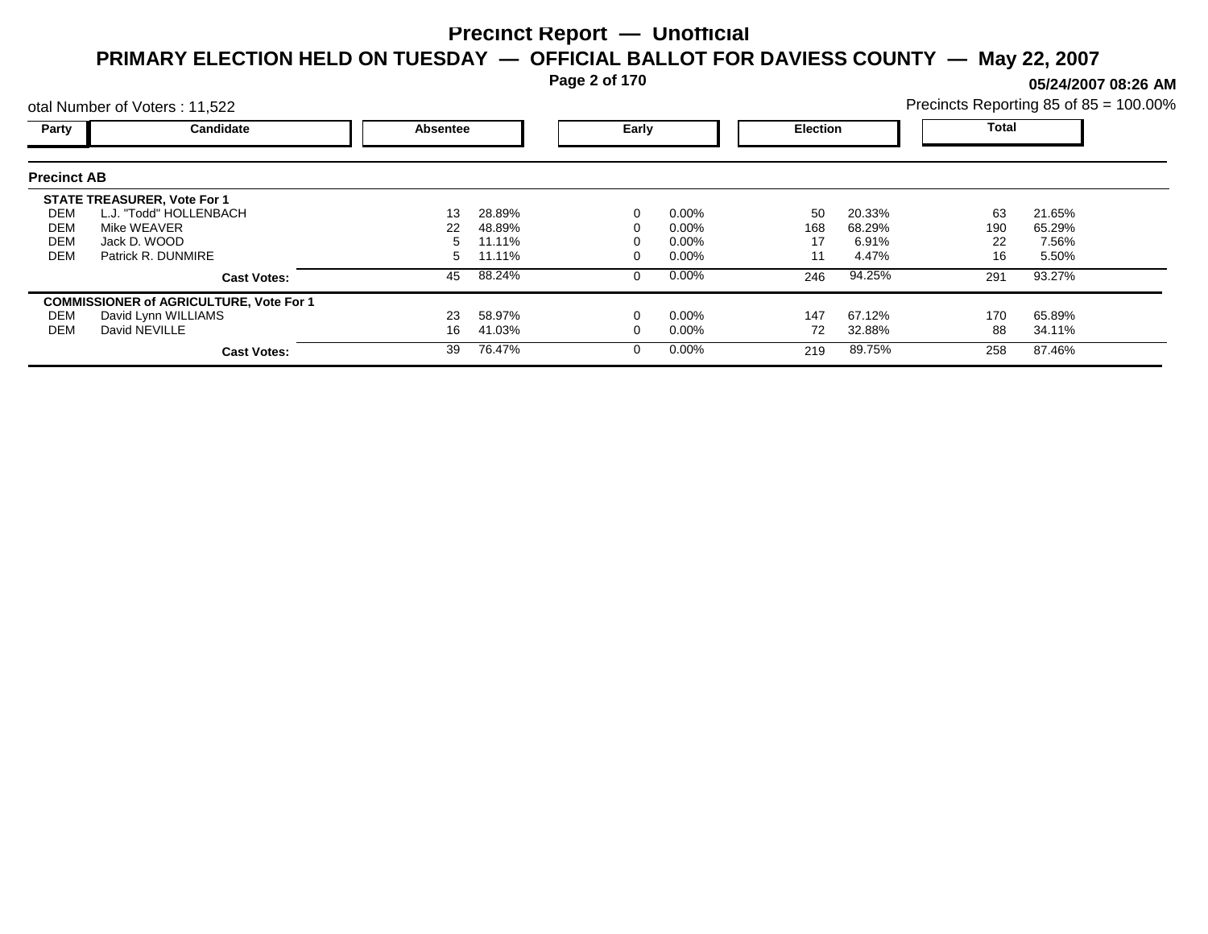# Precinct Report — Unofficial

## PRIMARY ELECTION HELD ON TUESDAY — OFFICIAL BALLOT FOR DAVIESS COUNTY — May 22, 2007

05/24/2007 08:26 AM

otal Number of Voters : 11,522

Precincts Reporting 85 of 85 = 100.00%

### Precinct AB

| Party | Candidate | Absentee | | Early | | Election | | Total | |
|---|---|---|---|---|---|---|---|---|---|
| **STATE TREASURER, Vote For 1** | | | | | | | | | |
| DEM | L.J. "Todd" HOLLENBACH | 13 | 28.89% | 0 | 0.00% | 50 | 20.33% | 63 | 21.65% |
| DEM | Mike WEAVER | 22 | 48.89% | 0 | 0.00% | 168 | 68.29% | 190 | 65.29% |
| DEM | Jack D. WOOD | 5 | 11.11% | 0 | 0.00% | 17 | 6.91% | 22 | 7.56% |
| DEM | Patrick R. DUNMIRE | 5 | 11.11% | 0 | 0.00% | 11 | 4.47% | 16 | 5.50% |
| | **Cast Votes:** | 45 | 88.24% | 0 | 0.00% | 246 | 94.25% | 291 | 93.27% |
| **COMMISSIONER of AGRICULTURE, Vote For 1** | | | | | | | | | |
| DEM | David Lynn WILLIAMS | 23 | 58.97% | 0 | 0.00% | 147 | 67.12% | 170 | 65.89% |
| DEM | David NEVILLE | 16 | 41.03% | 0 | 0.00% | 72 | 32.88% | 88 | 34.11% |
| | **Cast Votes:** | 39 | 76.47% | 0 | 0.00% | 219 | 89.75% | 258 | 87.46% |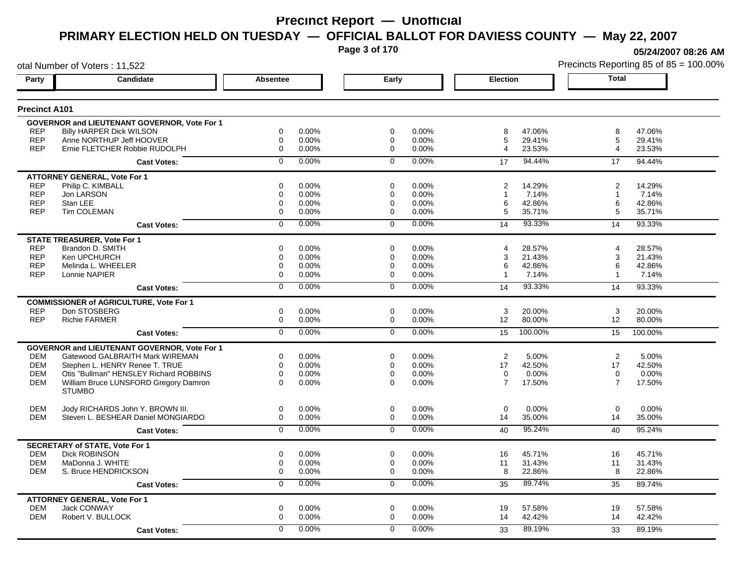# Precinct Report — Unofficial

## PRIMARY ELECTION HELD ON TUESDAY — OFFICIAL BALLOT FOR DAVIESS COUNTY — May 22, 2007

05/24/2007 08:26 AM

otal Number of Voters : 11,522

Precincts Reporting 85 of 85 = 100.00%

### Precinct A101

| Party | Candidate | Absentee | | Early | | Election | | Total | |
|---|---|---|---|---|---|---|---|---|---|
| | **GOVERNOR and LIEUTENANT GOVERNOR, Vote For 1** | | | | | | | | |
| REP | Billy HARPER Dick WILSON | 0 | 0.00% | 0 | 0.00% | 8 | 47.06% | 8 | 47.06% |
| REP | Anne NORTHUP Jeff HOOVER | 0 | 0.00% | 0 | 0.00% | 5 | 29.41% | 5 | 29.41% |
| REP | Ernie FLETCHER Robbie RUDOLPH | 0 | 0.00% | 0 | 0.00% | 4 | 23.53% | 4 | 23.53% |
| | **Cast Votes:** | 0 | 0.00% | 0 | 0.00% | 17 | 94.44% | 17 | 94.44% |
| | **ATTORNEY GENERAL, Vote For 1** | | | | | | | | |
| REP | Philip C. KIMBALL | 0 | 0.00% | 0 | 0.00% | 2 | 14.29% | 2 | 14.29% |
| REP | Jon LARSON | 0 | 0.00% | 0 | 0.00% | 1 | 7.14% | 1 | 7.14% |
| REP | Stan LEE | 0 | 0.00% | 0 | 0.00% | 6 | 42.86% | 6 | 42.86% |
| REP | Tim COLEMAN | 0 | 0.00% | 0 | 0.00% | 5 | 35.71% | 5 | 35.71% |
| | **Cast Votes:** | 0 | 0.00% | 0 | 0.00% | 14 | 93.33% | 14 | 93.33% |
| | **STATE TREASURER, Vote For 1** | | | | | | | | |
| REP | Brandon D. SMITH | 0 | 0.00% | 0 | 0.00% | 4 | 28.57% | 4 | 28.57% |
| REP | Ken UPCHURCH | 0 | 0.00% | 0 | 0.00% | 3 | 21.43% | 3 | 21.43% |
| REP | Melinda L. WHEELER | 0 | 0.00% | 0 | 0.00% | 6 | 42.86% | 6 | 42.86% |
| REP | Lonnie NAPIER | 0 | 0.00% | 0 | 0.00% | 1 | 7.14% | 1 | 7.14% |
| | **Cast Votes:** | 0 | 0.00% | 0 | 0.00% | 14 | 93.33% | 14 | 93.33% |
| | **COMMISSIONER of AGRICULTURE, Vote For 1** | | | | | | | | |
| REP | Don STOSBERG | 0 | 0.00% | 0 | 0.00% | 3 | 20.00% | 3 | 20.00% |
| REP | Richie FARMER | 0 | 0.00% | 0 | 0.00% | 12 | 80.00% | 12 | 80.00% |
| | **Cast Votes:** | 0 | 0.00% | 0 | 0.00% | 15 | 100.00% | 15 | 100.00% |
| | **GOVERNOR and LIEUTENANT GOVERNOR, Vote For 1** | | | | | | | | |
| DEM | Gatewood GALBRAITH Mark WIREMAN | 0 | 0.00% | 0 | 0.00% | 2 | 5.00% | 2 | 5.00% |
| DEM | Stephen L. HENRY Renee T. TRUE | 0 | 0.00% | 0 | 0.00% | 17 | 42.50% | 17 | 42.50% |
| DEM | Otis "Bullman" HENSLEY Richard ROBBINS | 0 | 0.00% | 0 | 0.00% | 0 | 0.00% | 0 | 0.00% |
| DEM | William Bruce LUNSFORD Gregory Damron STUMBO | 0 | 0.00% | 0 | 0.00% | 7 | 17.50% | 7 | 17.50% |
| DEM | Jody RICHARDS John Y. BROWN III. | 0 | 0.00% | 0 | 0.00% | 0 | 0.00% | 0 | 0.00% |
| DEM | Steven L. BESHEAR Daniel MONGIARDO | 0 | 0.00% | 0 | 0.00% | 14 | 35.00% | 14 | 35.00% |
| | **Cast Votes:** | 0 | 0.00% | 0 | 0.00% | 40 | 95.24% | 40 | 95.24% |
| | **SECRETARY of STATE, Vote For 1** | | | | | | | | |
| DEM | Dick ROBINSON | 0 | 0.00% | 0 | 0.00% | 16 | 45.71% | 16 | 45.71% |
| DEM | MaDonna J. WHITE | 0 | 0.00% | 0 | 0.00% | 11 | 31.43% | 11 | 31.43% |
| DEM | S. Bruce HENDRICKSON | 0 | 0.00% | 0 | 0.00% | 8 | 22.86% | 8 | 22.86% |
| | **Cast Votes:** | 0 | 0.00% | 0 | 0.00% | 35 | 89.74% | 35 | 89.74% |
| | **ATTORNEY GENERAL, Vote For 1** | | | | | | | | |
| DEM | Jack CONWAY | 0 | 0.00% | 0 | 0.00% | 19 | 57.58% | 19 | 57.58% |
| DEM | Robert V. BULLOCK | 0 | 0.00% | 0 | 0.00% | 14 | 42.42% | 14 | 42.42% |
| | **Cast Votes:** | 0 | 0.00% | 0 | 0.00% | 33 | 89.19% | 33 | 89.19% |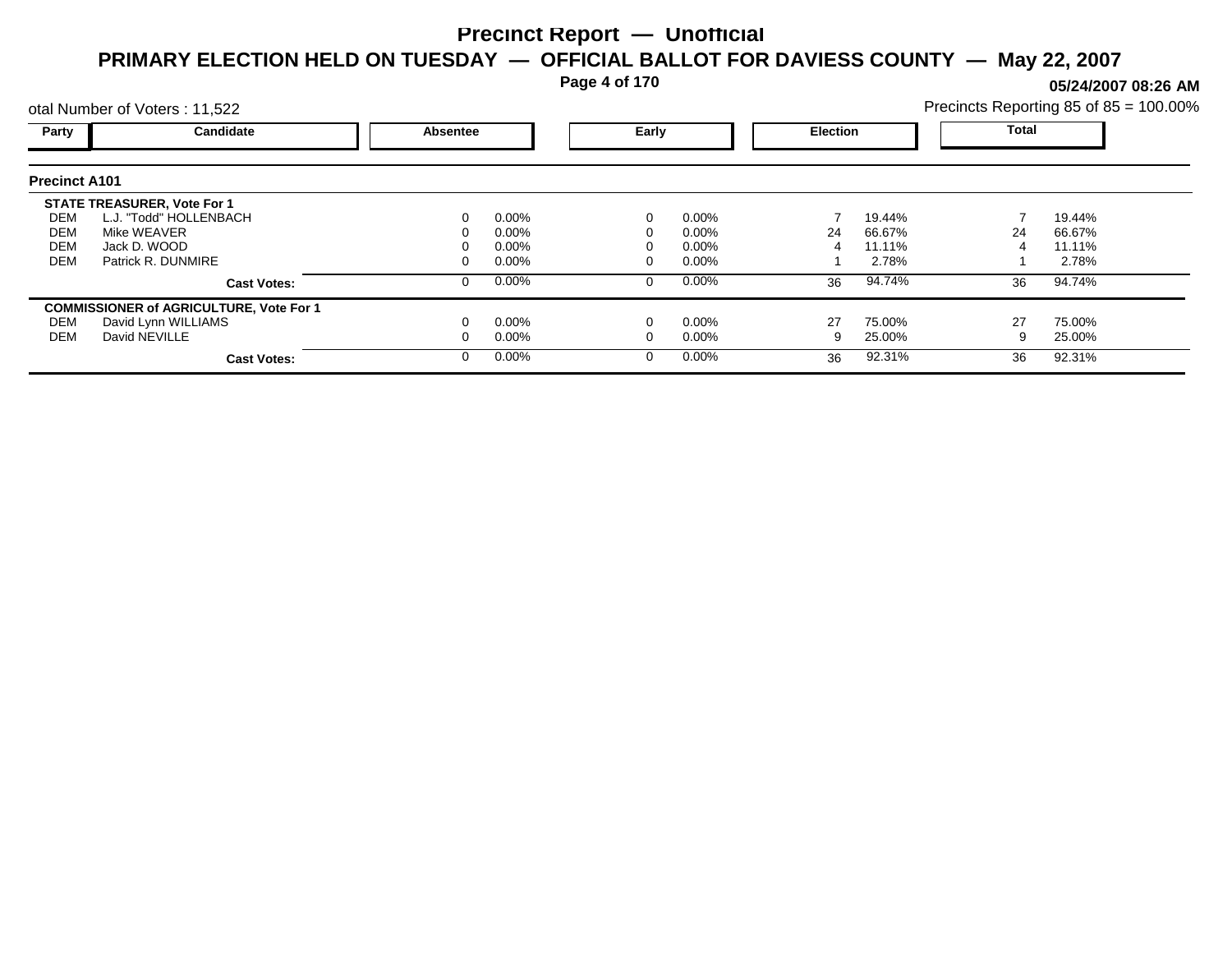# Precinct Report — Unofficial

## PRIMARY ELECTION HELD ON TUESDAY — OFFICIAL BALLOT FOR DAVIESS COUNTY — May 22, 2007

**05/24/2007 08:26 AM**

otal Number of Voters : 11,522

Precincts Reporting 85 of 85 = 100.00%

| Party | Candidate | Absentee | | Early | | Election | | Total | |
|---|---|---|---|---|---|---|---|---|---|
| **Precinct A101** | | | | | | | | | |
| **STATE TREASURER, Vote For 1** | | | | | | | | | |
| DEM | L.J. "Todd" HOLLENBACH | 0 | 0.00% | 0 | 0.00% | 7 | 19.44% | 7 | 19.44% |
| DEM | Mike WEAVER | 0 | 0.00% | 0 | 0.00% | 24 | 66.67% | 24 | 66.67% |
| DEM | Jack D. WOOD | 0 | 0.00% | 0 | 0.00% | 4 | 11.11% | 4 | 11.11% |
| DEM | Patrick R. DUNMIRE | 0 | 0.00% | 0 | 0.00% | 1 | 2.78% | 1 | 2.78% |
| | **Cast Votes:** | 0 | 0.00% | 0 | 0.00% | 36 | 94.74% | 36 | 94.74% |
| **COMMISSIONER of AGRICULTURE, Vote For 1** | | | | | | | | | |
| DEM | David Lynn WILLIAMS | 0 | 0.00% | 0 | 0.00% | 27 | 75.00% | 27 | 75.00% |
| DEM | David NEVILLE | 0 | 0.00% | 0 | 0.00% | 9 | 25.00% | 9 | 25.00% |
| | **Cast Votes:** | 0 | 0.00% | 0 | 0.00% | 36 | 92.31% | 36 | 92.31% |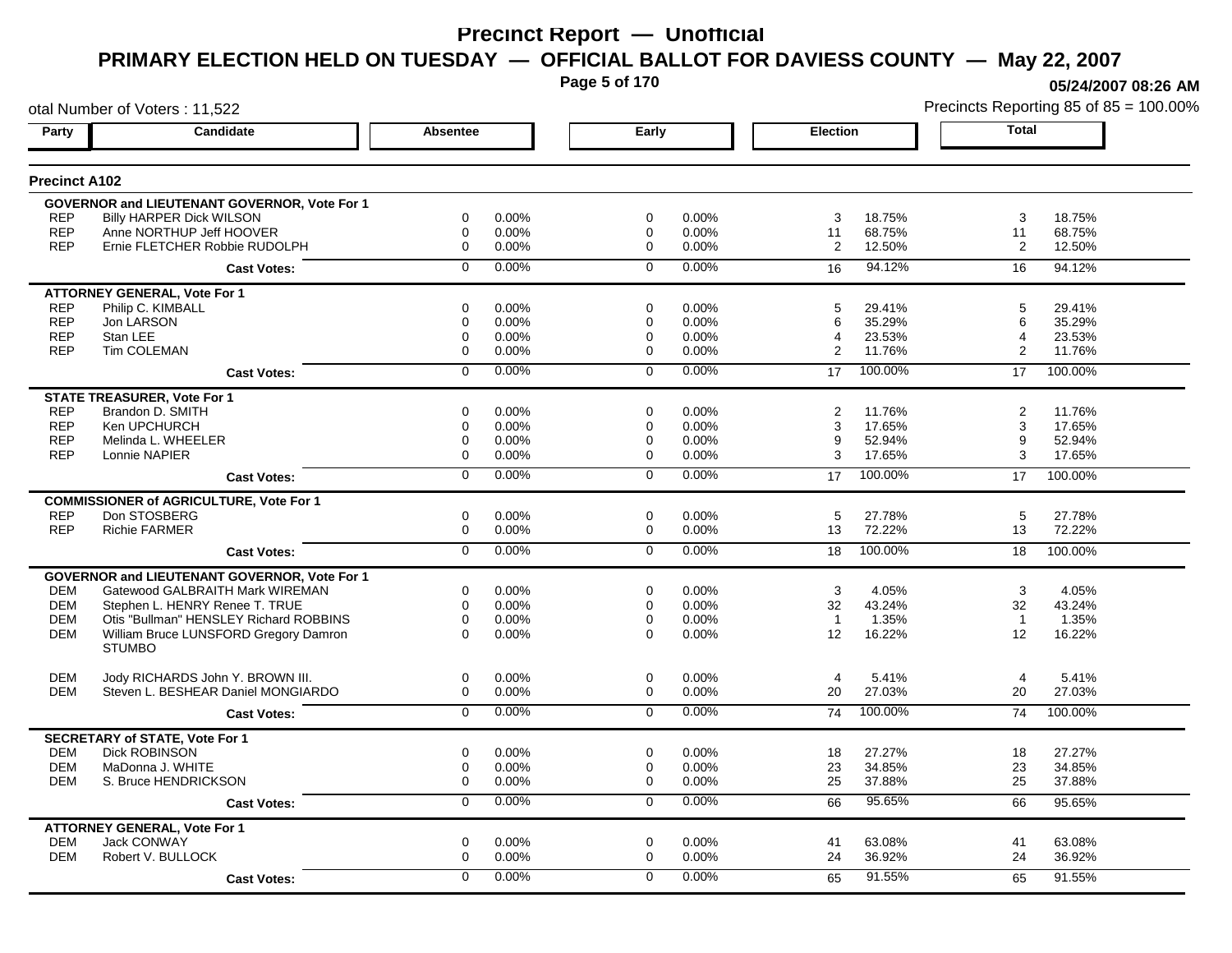# Precinct Report — Unofficial

## PRIMARY ELECTION HELD ON TUESDAY — OFFICIAL BALLOT FOR DAVIESS COUNTY — May 22, 2007

05/24/2007 08:26 AM

otal Number of Voters : 11,522

Precincts Reporting 85 of 85 = 100.00%

### Precinct A102

| Party | Candidate | Absentee | | Early | | Election | | Total | |
|---|---|---|---|---|---|---|---|---|---|
| | **GOVERNOR and LIEUTENANT GOVERNOR, Vote For 1** | | | | | | | | |
| REP | Billy HARPER Dick WILSON | 0 | 0.00% | 0 | 0.00% | 3 | 18.75% | 3 | 18.75% |
| REP | Anne NORTHUP Jeff HOOVER | 0 | 0.00% | 0 | 0.00% | 11 | 68.75% | 11 | 68.75% |
| REP | Ernie FLETCHER Robbie RUDOLPH | 0 | 0.00% | 0 | 0.00% | 2 | 12.50% | 2 | 12.50% |
| | **Cast Votes:** | 0 | 0.00% | 0 | 0.00% | 16 | 94.12% | 16 | 94.12% |
| | **ATTORNEY GENERAL, Vote For 1** | | | | | | | | |
| REP | Philip C. KIMBALL | 0 | 0.00% | 0 | 0.00% | 5 | 29.41% | 5 | 29.41% |
| REP | Jon LARSON | 0 | 0.00% | 0 | 0.00% | 6 | 35.29% | 6 | 35.29% |
| REP | Stan LEE | 0 | 0.00% | 0 | 0.00% | 4 | 23.53% | 4 | 23.53% |
| REP | Tim COLEMAN | 0 | 0.00% | 0 | 0.00% | 2 | 11.76% | 2 | 11.76% |
| | **Cast Votes:** | 0 | 0.00% | 0 | 0.00% | 17 | 100.00% | 17 | 100.00% |
| | **STATE TREASURER, Vote For 1** | | | | | | | | |
| REP | Brandon D. SMITH | 0 | 0.00% | 0 | 0.00% | 2 | 11.76% | 2 | 11.76% |
| REP | Ken UPCHURCH | 0 | 0.00% | 0 | 0.00% | 3 | 17.65% | 3 | 17.65% |
| REP | Melinda L. WHEELER | 0 | 0.00% | 0 | 0.00% | 9 | 52.94% | 9 | 52.94% |
| REP | Lonnie NAPIER | 0 | 0.00% | 0 | 0.00% | 3 | 17.65% | 3 | 17.65% |
| | **Cast Votes:** | 0 | 0.00% | 0 | 0.00% | 17 | 100.00% | 17 | 100.00% |
| | **COMMISSIONER of AGRICULTURE, Vote For 1** | | | | | | | | |
| REP | Don STOSBERG | 0 | 0.00% | 0 | 0.00% | 5 | 27.78% | 5 | 27.78% |
| REP | Richie FARMER | 0 | 0.00% | 0 | 0.00% | 13 | 72.22% | 13 | 72.22% |
| | **Cast Votes:** | 0 | 0.00% | 0 | 0.00% | 18 | 100.00% | 18 | 100.00% |
| | **GOVERNOR and LIEUTENANT GOVERNOR, Vote For 1** | | | | | | | | |
| DEM | Gatewood GALBRAITH Mark WIREMAN | 0 | 0.00% | 0 | 0.00% | 3 | 4.05% | 3 | 4.05% |
| DEM | Stephen L. HENRY Renee T. TRUE | 0 | 0.00% | 0 | 0.00% | 32 | 43.24% | 32 | 43.24% |
| DEM | Otis "Bullman" HENSLEY Richard ROBBINS | 0 | 0.00% | 0 | 0.00% | 1 | 1.35% | 1 | 1.35% |
| DEM | William Bruce LUNSFORD Gregory Damron STUMBO | 0 | 0.00% | 0 | 0.00% | 12 | 16.22% | 12 | 16.22% |
| DEM | Jody RICHARDS John Y. BROWN III. | 0 | 0.00% | 0 | 0.00% | 4 | 5.41% | 4 | 5.41% |
| DEM | Steven L. BESHEAR Daniel MONGIARDO | 0 | 0.00% | 0 | 0.00% | 20 | 27.03% | 20 | 27.03% |
| | **Cast Votes:** | 0 | 0.00% | 0 | 0.00% | 74 | 100.00% | 74 | 100.00% |
| | **SECRETARY of STATE, Vote For 1** | | | | | | | | |
| DEM | Dick ROBINSON | 0 | 0.00% | 0 | 0.00% | 18 | 27.27% | 18 | 27.27% |
| DEM | MaDonna J. WHITE | 0 | 0.00% | 0 | 0.00% | 23 | 34.85% | 23 | 34.85% |
| DEM | S. Bruce HENDRICKSON | 0 | 0.00% | 0 | 0.00% | 25 | 37.88% | 25 | 37.88% |
| | **Cast Votes:** | 0 | 0.00% | 0 | 0.00% | 66 | 95.65% | 66 | 95.65% |
| | **ATTORNEY GENERAL, Vote For 1** | | | | | | | | |
| DEM | Jack CONWAY | 0 | 0.00% | 0 | 0.00% | 41 | 63.08% | 41 | 63.08% |
| DEM | Robert V. BULLOCK | 0 | 0.00% | 0 | 0.00% | 24 | 36.92% | 24 | 36.92% |
| | **Cast Votes:** | 0 | 0.00% | 0 | 0.00% | 65 | 91.55% | 65 | 91.55% |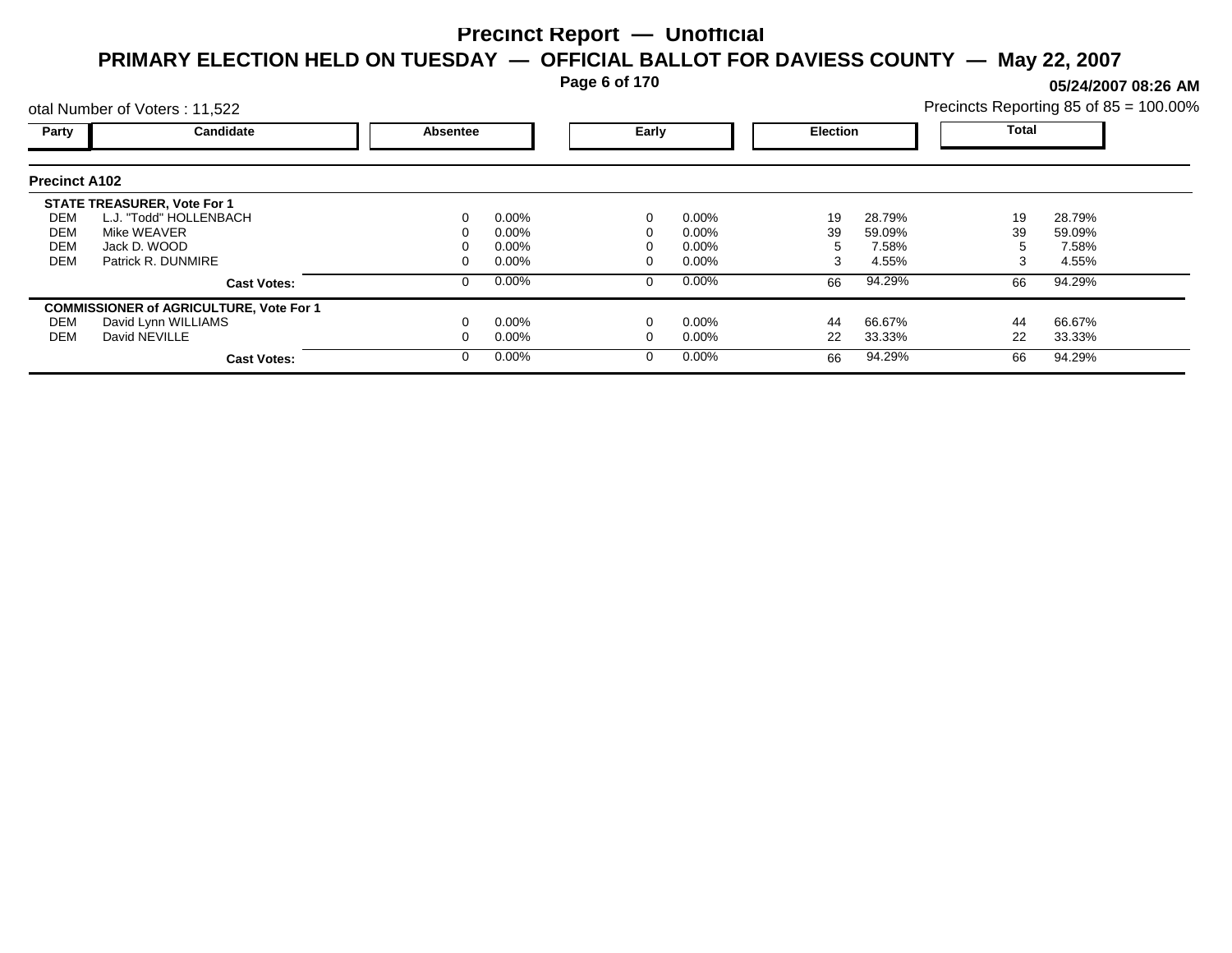# Precinct Report — Unofficial

## PRIMARY ELECTION HELD ON TUESDAY — OFFICIAL BALLOT FOR DAVIESS COUNTY — May 22, 2007

**05/24/2007 08:26 AM**

otal Number of Voters : 11,522

Precincts Reporting 85 of 85 = 100.00%

### Precinct A102

| Party | Candidate | Absentee | | Early | | Election | | Total | |
|---|---|---|---|---|---|---|---|---|---|
| | **STATE TREASURER, Vote For 1** | | | | | | | | |
| DEM | L.J. "Todd" HOLLENBACH | 0 | 0.00% | 0 | 0.00% | 19 | 28.79% | 19 | 28.79% |
| DEM | Mike WEAVER | 0 | 0.00% | 0 | 0.00% | 39 | 59.09% | 39 | 59.09% |
| DEM | Jack D. WOOD | 0 | 0.00% | 0 | 0.00% | 5 | 7.58% | 5 | 7.58% |
| DEM | Patrick R. DUNMIRE | 0 | 0.00% | 0 | 0.00% | 3 | 4.55% | 3 | 4.55% |
| | **Cast Votes:** | 0 | 0.00% | 0 | 0.00% | 66 | 94.29% | 66 | 94.29% |
| | **COMMISSIONER of AGRICULTURE, Vote For 1** | | | | | | | | |
| DEM | David Lynn WILLIAMS | 0 | 0.00% | 0 | 0.00% | 44 | 66.67% | 44 | 66.67% |
| DEM | David NEVILLE | 0 | 0.00% | 0 | 0.00% | 22 | 33.33% | 22 | 33.33% |
| | **Cast Votes:** | 0 | 0.00% | 0 | 0.00% | 66 | 94.29% | 66 | 94.29% |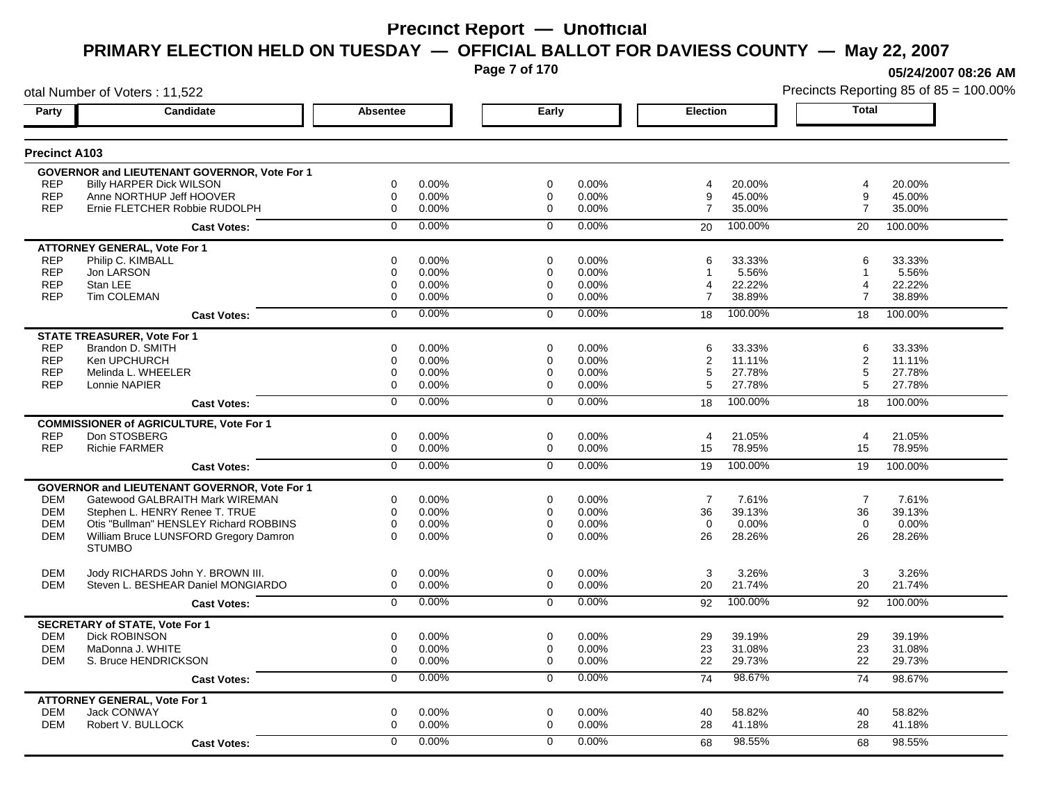# Precinct Report — Unofficial

## PRIMARY ELECTION HELD ON TUESDAY — OFFICIAL BALLOT FOR DAVIESS COUNTY — May 22, 2007

05/24/2007 08:26 AM

otal Number of Voters : 11,522

Precincts Reporting 85 of 85 = 100.00%

### Precinct A103

| Party | Candidate | Absentee | | Early | | Election | | Total | |
|---|---|---|---|---|---|---|---|---|---|
| **GOVERNOR and LIEUTENANT GOVERNOR, Vote For 1** | | | | | | | | | |
| REP | Billy HARPER Dick WILSON | 0 | 0.00% | 0 | 0.00% | 4 | 20.00% | 4 | 20.00% |
| REP | Anne NORTHUP Jeff HOOVER | 0 | 0.00% | 0 | 0.00% | 9 | 45.00% | 9 | 45.00% |
| REP | Ernie FLETCHER Robbie RUDOLPH | 0 | 0.00% | 0 | 0.00% | 7 | 35.00% | 7 | 35.00% |
| | **Cast Votes:** | 0 | 0.00% | 0 | 0.00% | 20 | 100.00% | 20 | 100.00% |
| **ATTORNEY GENERAL, Vote For 1** | | | | | | | | | |
| REP | Philip C. KIMBALL | 0 | 0.00% | 0 | 0.00% | 6 | 33.33% | 6 | 33.33% |
| REP | Jon LARSON | 0 | 0.00% | 0 | 0.00% | 1 | 5.56% | 1 | 5.56% |
| REP | Stan LEE | 0 | 0.00% | 0 | 0.00% | 4 | 22.22% | 4 | 22.22% |
| REP | Tim COLEMAN | 0 | 0.00% | 0 | 0.00% | 7 | 38.89% | 7 | 38.89% |
| | **Cast Votes:** | 0 | 0.00% | 0 | 0.00% | 18 | 100.00% | 18 | 100.00% |
| **STATE TREASURER, Vote For 1** | | | | | | | | | |
| REP | Brandon D. SMITH | 0 | 0.00% | 0 | 0.00% | 6 | 33.33% | 6 | 33.33% |
| REP | Ken UPCHURCH | 0 | 0.00% | 0 | 0.00% | 2 | 11.11% | 2 | 11.11% |
| REP | Melinda L. WHEELER | 0 | 0.00% | 0 | 0.00% | 5 | 27.78% | 5 | 27.78% |
| REP | Lonnie NAPIER | 0 | 0.00% | 0 | 0.00% | 5 | 27.78% | 5 | 27.78% |
| | **Cast Votes:** | 0 | 0.00% | 0 | 0.00% | 18 | 100.00% | 18 | 100.00% |
| **COMMISSIONER of AGRICULTURE, Vote For 1** | | | | | | | | | |
| REP | Don STOSBERG | 0 | 0.00% | 0 | 0.00% | 4 | 21.05% | 4 | 21.05% |
| REP | Richie FARMER | 0 | 0.00% | 0 | 0.00% | 15 | 78.95% | 15 | 78.95% |
| | **Cast Votes:** | 0 | 0.00% | 0 | 0.00% | 19 | 100.00% | 19 | 100.00% |
| **GOVERNOR and LIEUTENANT GOVERNOR, Vote For 1** | | | | | | | | | |
| DEM | Gatewood GALBRAITH Mark WIREMAN | 0 | 0.00% | 0 | 0.00% | 7 | 7.61% | 7 | 7.61% |
| DEM | Stephen L. HENRY Renee T. TRUE | 0 | 0.00% | 0 | 0.00% | 36 | 39.13% | 36 | 39.13% |
| DEM | Otis "Bullman" HENSLEY Richard ROBBINS | 0 | 0.00% | 0 | 0.00% | 0 | 0.00% | 0 | 0.00% |
| DEM | William Bruce LUNSFORD Gregory Damron STUMBO | 0 | 0.00% | 0 | 0.00% | 26 | 28.26% | 26 | 28.26% |
| DEM | Jody RICHARDS John Y. BROWN III. | 0 | 0.00% | 0 | 0.00% | 3 | 3.26% | 3 | 3.26% |
| DEM | Steven L. BESHEAR Daniel MONGIARDO | 0 | 0.00% | 0 | 0.00% | 20 | 21.74% | 20 | 21.74% |
| | **Cast Votes:** | 0 | 0.00% | 0 | 0.00% | 92 | 100.00% | 92 | 100.00% |
| **SECRETARY of STATE, Vote For 1** | | | | | | | | | |
| DEM | Dick ROBINSON | 0 | 0.00% | 0 | 0.00% | 29 | 39.19% | 29 | 39.19% |
| DEM | MaDonna J. WHITE | 0 | 0.00% | 0 | 0.00% | 23 | 31.08% | 23 | 31.08% |
| DEM | S. Bruce HENDRICKSON | 0 | 0.00% | 0 | 0.00% | 22 | 29.73% | 22 | 29.73% |
| | **Cast Votes:** | 0 | 0.00% | 0 | 0.00% | 74 | 98.67% | 74 | 98.67% |
| **ATTORNEY GENERAL, Vote For 1** | | | | | | | | | |
| DEM | Jack CONWAY | 0 | 0.00% | 0 | 0.00% | 40 | 58.82% | 40 | 58.82% |
| DEM | Robert V. BULLOCK | 0 | 0.00% | 0 | 0.00% | 28 | 41.18% | 28 | 41.18% |
| | **Cast Votes:** | 0 | 0.00% | 0 | 0.00% | 68 | 98.55% | 68 | 98.55% |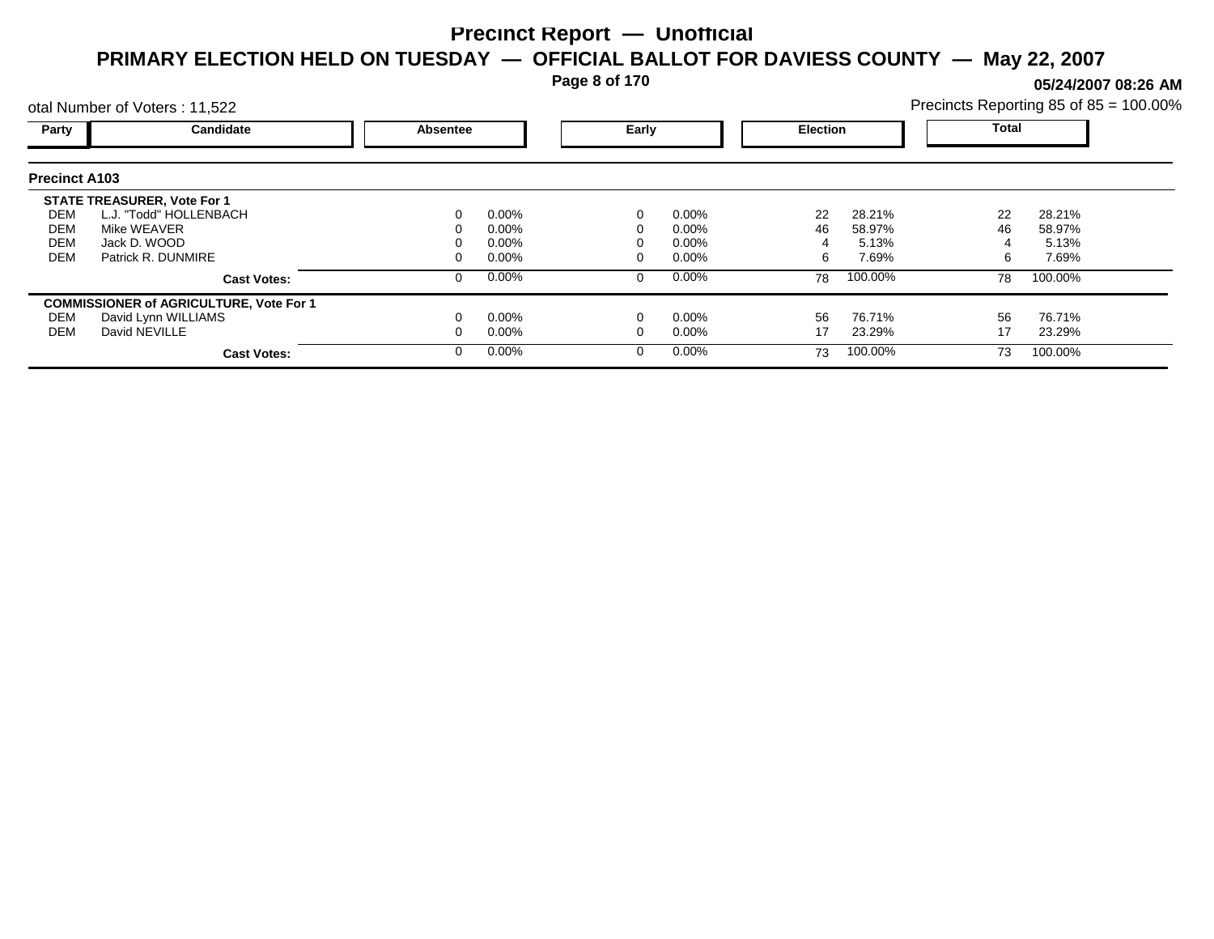# Precinct Report — Unofficial

## PRIMARY ELECTION HELD ON TUESDAY — OFFICIAL BALLOT FOR DAVIESS COUNTY — May 22, 2007

**05/24/2007 08:26 AM**

otal Number of Voters : 11,522

Precincts Reporting 85 of 85 = 100.00%

### Precinct A103

| Party | Candidate | Absentee | | Early | | Election | | Total | |
|---|---|---|---|---|---|---|---|---|---|
| | **STATE TREASURER, Vote For 1** | | | | | | | | |
| DEM | L.J. "Todd" HOLLENBACH | 0 | 0.00% | 0 | 0.00% | 22 | 28.21% | 22 | 28.21% |
| DEM | Mike WEAVER | 0 | 0.00% | 0 | 0.00% | 46 | 58.97% | 46 | 58.97% |
| DEM | Jack D. WOOD | 0 | 0.00% | 0 | 0.00% | 4 | 5.13% | 4 | 5.13% |
| DEM | Patrick R. DUNMIRE | 0 | 0.00% | 0 | 0.00% | 6 | 7.69% | 6 | 7.69% |
| | **Cast Votes:** | 0 | 0.00% | 0 | 0.00% | 78 | 100.00% | 78 | 100.00% |
| | **COMMISSIONER of AGRICULTURE, Vote For 1** | | | | | | | | |
| DEM | David Lynn WILLIAMS | 0 | 0.00% | 0 | 0.00% | 56 | 76.71% | 56 | 76.71% |
| DEM | David NEVILLE | 0 | 0.00% | 0 | 0.00% | 17 | 23.29% | 17 | 23.29% |
| | **Cast Votes:** | 0 | 0.00% | 0 | 0.00% | 73 | 100.00% | 73 | 100.00% |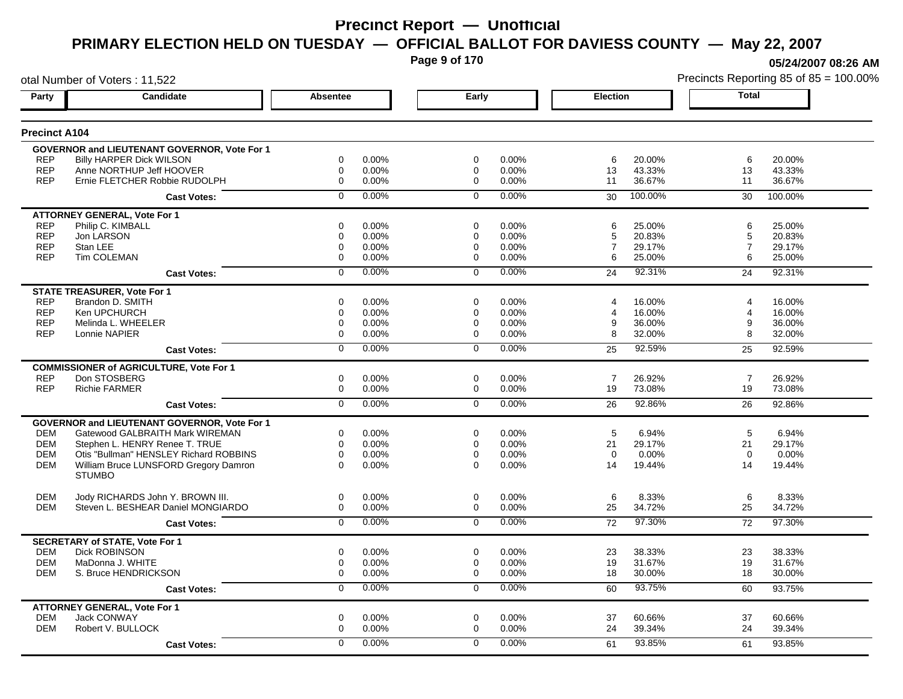# Precinct Report — Unofficial

## PRIMARY ELECTION HELD ON TUESDAY — OFFICIAL BALLOT FOR DAVIESS COUNTY — May 22, 2007

05/24/2007 08:26 AM

otal Number of Voters : 11,522

Precincts Reporting 85 of 85 = 100.00%

### Precinct A104

| Party | Candidate | Absentee | | Early | | Election | | Total | |
|---|---|---|---|---|---|---|---|---|---|
| **GOVERNOR and LIEUTENANT GOVERNOR, Vote For 1** | | | | | | | | | |
| REP | Billy HARPER Dick WILSON | 0 | 0.00% | 0 | 0.00% | 6 | 20.00% | 6 | 20.00% |
| REP | Anne NORTHUP Jeff HOOVER | 0 | 0.00% | 0 | 0.00% | 13 | 43.33% | 13 | 43.33% |
| REP | Ernie FLETCHER Robbie RUDOLPH | 0 | 0.00% | 0 | 0.00% | 11 | 36.67% | 11 | 36.67% |
| | **Cast Votes:** | 0 | 0.00% | 0 | 0.00% | 30 | 100.00% | 30 | 100.00% |
| **ATTORNEY GENERAL, Vote For 1** | | | | | | | | | |
| REP | Philip C. KIMBALL | 0 | 0.00% | 0 | 0.00% | 6 | 25.00% | 6 | 25.00% |
| REP | Jon LARSON | 0 | 0.00% | 0 | 0.00% | 5 | 20.83% | 5 | 20.83% |
| REP | Stan LEE | 0 | 0.00% | 0 | 0.00% | 7 | 29.17% | 7 | 29.17% |
| REP | Tim COLEMAN | 0 | 0.00% | 0 | 0.00% | 6 | 25.00% | 6 | 25.00% |
| | **Cast Votes:** | 0 | 0.00% | 0 | 0.00% | 24 | 92.31% | 24 | 92.31% |
| **STATE TREASURER, Vote For 1** | | | | | | | | | |
| REP | Brandon D. SMITH | 0 | 0.00% | 0 | 0.00% | 4 | 16.00% | 4 | 16.00% |
| REP | Ken UPCHURCH | 0 | 0.00% | 0 | 0.00% | 4 | 16.00% | 4 | 16.00% |
| REP | Melinda L. WHEELER | 0 | 0.00% | 0 | 0.00% | 9 | 36.00% | 9 | 36.00% |
| REP | Lonnie NAPIER | 0 | 0.00% | 0 | 0.00% | 8 | 32.00% | 8 | 32.00% |
| | **Cast Votes:** | 0 | 0.00% | 0 | 0.00% | 25 | 92.59% | 25 | 92.59% |
| **COMMISSIONER of AGRICULTURE, Vote For 1** | | | | | | | | | |
| REP | Don STOSBERG | 0 | 0.00% | 0 | 0.00% | 7 | 26.92% | 7 | 26.92% |
| REP | Richie FARMER | 0 | 0.00% | 0 | 0.00% | 19 | 73.08% | 19 | 73.08% |
| | **Cast Votes:** | 0 | 0.00% | 0 | 0.00% | 26 | 92.86% | 26 | 92.86% |
| **GOVERNOR and LIEUTENANT GOVERNOR, Vote For 1** | | | | | | | | | |
| DEM | Gatewood GALBRAITH Mark WIREMAN | 0 | 0.00% | 0 | 0.00% | 5 | 6.94% | 5 | 6.94% |
| DEM | Stephen L. HENRY Renee T. TRUE | 0 | 0.00% | 0 | 0.00% | 21 | 29.17% | 21 | 29.17% |
| DEM | Otis "Bullman" HENSLEY Richard ROBBINS | 0 | 0.00% | 0 | 0.00% | 0 | 0.00% | 0 | 0.00% |
| DEM | William Bruce LUNSFORD Gregory Damron STUMBO | 0 | 0.00% | 0 | 0.00% | 14 | 19.44% | 14 | 19.44% |
| DEM | Jody RICHARDS John Y. BROWN III. | 0 | 0.00% | 0 | 0.00% | 6 | 8.33% | 6 | 8.33% |
| DEM | Steven L. BESHEAR Daniel MONGIARDO | 0 | 0.00% | 0 | 0.00% | 25 | 34.72% | 25 | 34.72% |
| | **Cast Votes:** | 0 | 0.00% | 0 | 0.00% | 72 | 97.30% | 72 | 97.30% |
| **SECRETARY of STATE, Vote For 1** | | | | | | | | | |
| DEM | Dick ROBINSON | 0 | 0.00% | 0 | 0.00% | 23 | 38.33% | 23 | 38.33% |
| DEM | MaDonna J. WHITE | 0 | 0.00% | 0 | 0.00% | 19 | 31.67% | 19 | 31.67% |
| DEM | S. Bruce HENDRICKSON | 0 | 0.00% | 0 | 0.00% | 18 | 30.00% | 18 | 30.00% |
| | **Cast Votes:** | 0 | 0.00% | 0 | 0.00% | 60 | 93.75% | 60 | 93.75% |
| **ATTORNEY GENERAL, Vote For 1** | | | | | | | | | |
| DEM | Jack CONWAY | 0 | 0.00% | 0 | 0.00% | 37 | 60.66% | 37 | 60.66% |
| DEM | Robert V. BULLOCK | 0 | 0.00% | 0 | 0.00% | 24 | 39.34% | 24 | 39.34% |
| | **Cast Votes:** | 0 | 0.00% | 0 | 0.00% | 61 | 93.85% | 61 | 93.85% |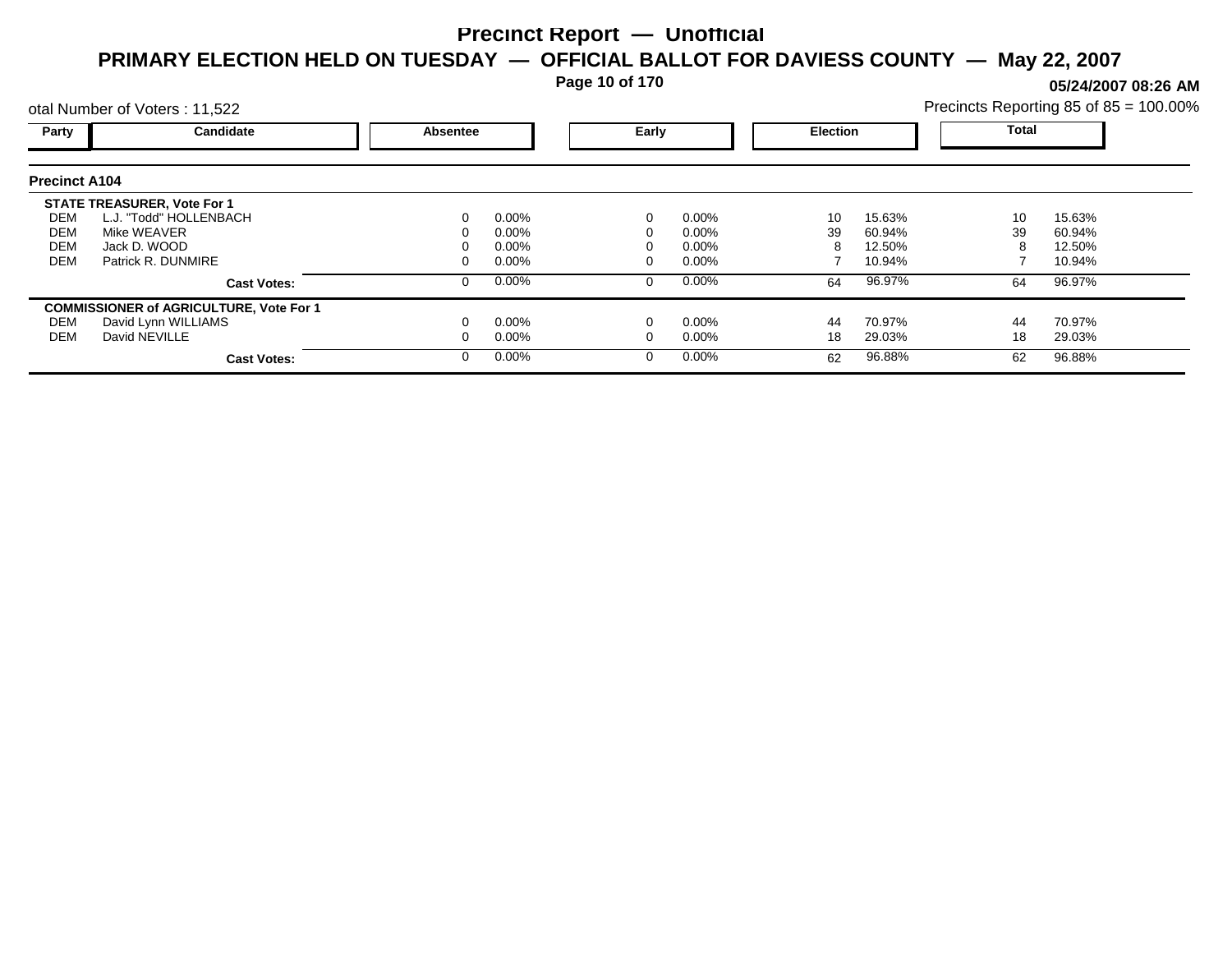# Precinct Report — Unofficial

## PRIMARY ELECTION HELD ON TUESDAY — OFFICIAL BALLOT FOR DAVIESS COUNTY — May 22, 2007

05/24/2007 08:26 AM

otal Number of Voters : 11,522

Precincts Reporting 85 of 85 = 100.00%

### Precinct A104

| Party | Candidate | Absentee | | Early | | Election | | Total | |
|---|---|---|---|---|---|---|---|---|---|
| | **STATE TREASURER, Vote For 1** | | | | | | | | |
| DEM | L.J. "Todd" HOLLENBACH | 0 | 0.00% | 0 | 0.00% | 10 | 15.63% | 10 | 15.63% |
| DEM | Mike WEAVER | 0 | 0.00% | 0 | 0.00% | 39 | 60.94% | 39 | 60.94% |
| DEM | Jack D. WOOD | 0 | 0.00% | 0 | 0.00% | 8 | 12.50% | 8 | 12.50% |
| DEM | Patrick R. DUNMIRE | 0 | 0.00% | 0 | 0.00% | 7 | 10.94% | 7 | 10.94% |
| | **Cast Votes:** | 0 | 0.00% | 0 | 0.00% | 64 | 96.97% | 64 | 96.97% |
| | **COMMISSIONER of AGRICULTURE, Vote For 1** | | | | | | | | |
| DEM | David Lynn WILLIAMS | 0 | 0.00% | 0 | 0.00% | 44 | 70.97% | 44 | 70.97% |
| DEM | David NEVILLE | 0 | 0.00% | 0 | 0.00% | 18 | 29.03% | 18 | 29.03% |
| | **Cast Votes:** | 0 | 0.00% | 0 | 0.00% | 62 | 96.88% | 62 | 96.88% |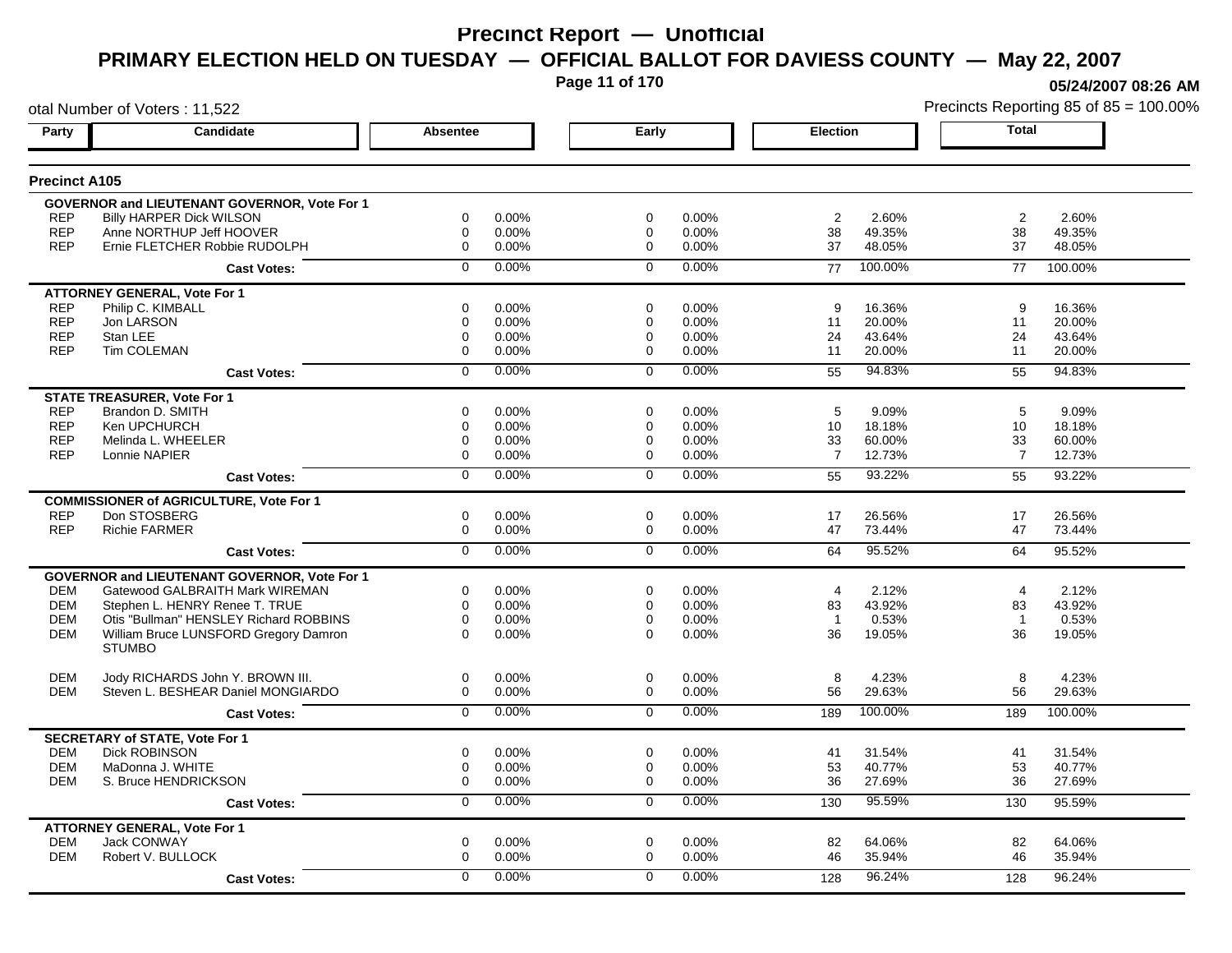# Precinct Report — Unofficial

## PRIMARY ELECTION HELD ON TUESDAY — OFFICIAL BALLOT FOR DAVIESS COUNTY — May 22, 2007

05/24/2007 08:26 AM

otal Number of Voters : 11,522

Precincts Reporting 85 of 85 = 100.00%

### Precinct A105

| Party | Candidate | Absentee | | Early | | Election | | Total | |
|---|---|---|---|---|---|---|---|---|---|
| **GOVERNOR and LIEUTENANT GOVERNOR, Vote For 1** | | | | | | | | | |
| REP | Billy HARPER Dick WILSON | 0 | 0.00% | 0 | 0.00% | 2 | 2.60% | 2 | 2.60% |
| REP | Anne NORTHUP Jeff HOOVER | 0 | 0.00% | 0 | 0.00% | 38 | 49.35% | 38 | 49.35% |
| REP | Ernie FLETCHER Robbie RUDOLPH | 0 | 0.00% | 0 | 0.00% | 37 | 48.05% | 37 | 48.05% |
| | **Cast Votes:** | 0 | 0.00% | 0 | 0.00% | 77 | 100.00% | 77 | 100.00% |
| **ATTORNEY GENERAL, Vote For 1** | | | | | | | | | |
| REP | Philip C. KIMBALL | 0 | 0.00% | 0 | 0.00% | 9 | 16.36% | 9 | 16.36% |
| REP | Jon LARSON | 0 | 0.00% | 0 | 0.00% | 11 | 20.00% | 11 | 20.00% |
| REP | Stan LEE | 0 | 0.00% | 0 | 0.00% | 24 | 43.64% | 24 | 43.64% |
| REP | Tim COLEMAN | 0 | 0.00% | 0 | 0.00% | 11 | 20.00% | 11 | 20.00% |
| | **Cast Votes:** | 0 | 0.00% | 0 | 0.00% | 55 | 94.83% | 55 | 94.83% |
| **STATE TREASURER, Vote For 1** | | | | | | | | | |
| REP | Brandon D. SMITH | 0 | 0.00% | 0 | 0.00% | 5 | 9.09% | 5 | 9.09% |
| REP | Ken UPCHURCH | 0 | 0.00% | 0 | 0.00% | 10 | 18.18% | 10 | 18.18% |
| REP | Melinda L. WHEELER | 0 | 0.00% | 0 | 0.00% | 33 | 60.00% | 33 | 60.00% |
| REP | Lonnie NAPIER | 0 | 0.00% | 0 | 0.00% | 7 | 12.73% | 7 | 12.73% |
| | **Cast Votes:** | 0 | 0.00% | 0 | 0.00% | 55 | 93.22% | 55 | 93.22% |
| **COMMISSIONER of AGRICULTURE, Vote For 1** | | | | | | | | | |
| REP | Don STOSBERG | 0 | 0.00% | 0 | 0.00% | 17 | 26.56% | 17 | 26.56% |
| REP | Richie FARMER | 0 | 0.00% | 0 | 0.00% | 47 | 73.44% | 47 | 73.44% |
| | **Cast Votes:** | 0 | 0.00% | 0 | 0.00% | 64 | 95.52% | 64 | 95.52% |
| **GOVERNOR and LIEUTENANT GOVERNOR, Vote For 1** | | | | | | | | | |
| DEM | Gatewood GALBRAITH Mark WIREMAN | 0 | 0.00% | 0 | 0.00% | 4 | 2.12% | 4 | 2.12% |
| DEM | Stephen L. HENRY Renee T. TRUE | 0 | 0.00% | 0 | 0.00% | 83 | 43.92% | 83 | 43.92% |
| DEM | Otis "Bullman" HENSLEY Richard ROBBINS | 0 | 0.00% | 0 | 0.00% | 1 | 0.53% | 1 | 0.53% |
| DEM | William Bruce LUNSFORD Gregory Damron STUMBO | 0 | 0.00% | 0 | 0.00% | 36 | 19.05% | 36 | 19.05% |
| DEM | Jody RICHARDS John Y. BROWN III. | 0 | 0.00% | 0 | 0.00% | 8 | 4.23% | 8 | 4.23% |
| DEM | Steven L. BESHEAR Daniel MONGIARDO | 0 | 0.00% | 0 | 0.00% | 56 | 29.63% | 56 | 29.63% |
| | **Cast Votes:** | 0 | 0.00% | 0 | 0.00% | 189 | 100.00% | 189 | 100.00% |
| **SECRETARY of STATE, Vote For 1** | | | | | | | | | |
| DEM | Dick ROBINSON | 0 | 0.00% | 0 | 0.00% | 41 | 31.54% | 41 | 31.54% |
| DEM | MaDonna J. WHITE | 0 | 0.00% | 0 | 0.00% | 53 | 40.77% | 53 | 40.77% |
| DEM | S. Bruce HENDRICKSON | 0 | 0.00% | 0 | 0.00% | 36 | 27.69% | 36 | 27.69% |
| | **Cast Votes:** | 0 | 0.00% | 0 | 0.00% | 130 | 95.59% | 130 | 95.59% |
| **ATTORNEY GENERAL, Vote For 1** | | | | | | | | | |
| DEM | Jack CONWAY | 0 | 0.00% | 0 | 0.00% | 82 | 64.06% | 82 | 64.06% |
| DEM | Robert V. BULLOCK | 0 | 0.00% | 0 | 0.00% | 46 | 35.94% | 46 | 35.94% |
| | **Cast Votes:** | 0 | 0.00% | 0 | 0.00% | 128 | 96.24% | 128 | 96.24% |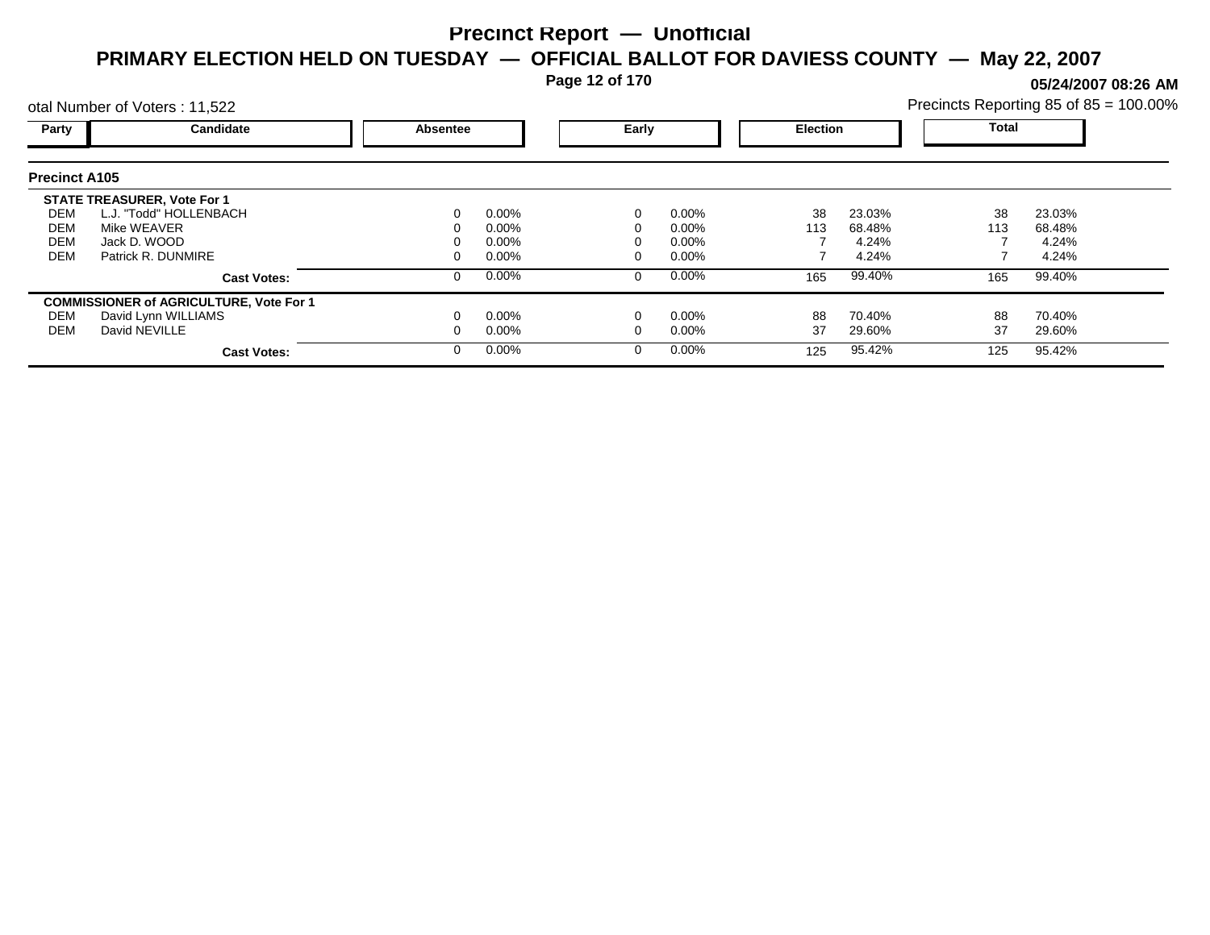# Precinct Report — Unofficial

## PRIMARY ELECTION HELD ON TUESDAY — OFFICIAL BALLOT FOR DAVIESS COUNTY — May 22, 2007

**05/24/2007 08:26 AM**

otal Number of Voters : 11,522

Precincts Reporting 85 of 85 = 100.00%

### Precinct A105

| Party | Candidate | Absentee | | Early | | Election | | Total | |
|---|---|---|---|---|---|---|---|---|---|
| | **STATE TREASURER, Vote For 1** | | | | | | | | |
| DEM | L.J. "Todd" HOLLENBACH | 0 | 0.00% | 0 | 0.00% | 38 | 23.03% | 38 | 23.03% |
| DEM | Mike WEAVER | 0 | 0.00% | 0 | 0.00% | 113 | 68.48% | 113 | 68.48% |
| DEM | Jack D. WOOD | 0 | 0.00% | 0 | 0.00% | 7 | 4.24% | 7 | 4.24% |
| DEM | Patrick R. DUNMIRE | 0 | 0.00% | 0 | 0.00% | 7 | 4.24% | 7 | 4.24% |
| | **Cast Votes:** | 0 | 0.00% | 0 | 0.00% | 165 | 99.40% | 165 | 99.40% |
| | **COMMISSIONER of AGRICULTURE, Vote For 1** | | | | | | | | |
| DEM | David Lynn WILLIAMS | 0 | 0.00% | 0 | 0.00% | 88 | 70.40% | 88 | 70.40% |
| DEM | David NEVILLE | 0 | 0.00% | 0 | 0.00% | 37 | 29.60% | 37 | 29.60% |
| | **Cast Votes:** | 0 | 0.00% | 0 | 0.00% | 125 | 95.42% | 125 | 95.42% |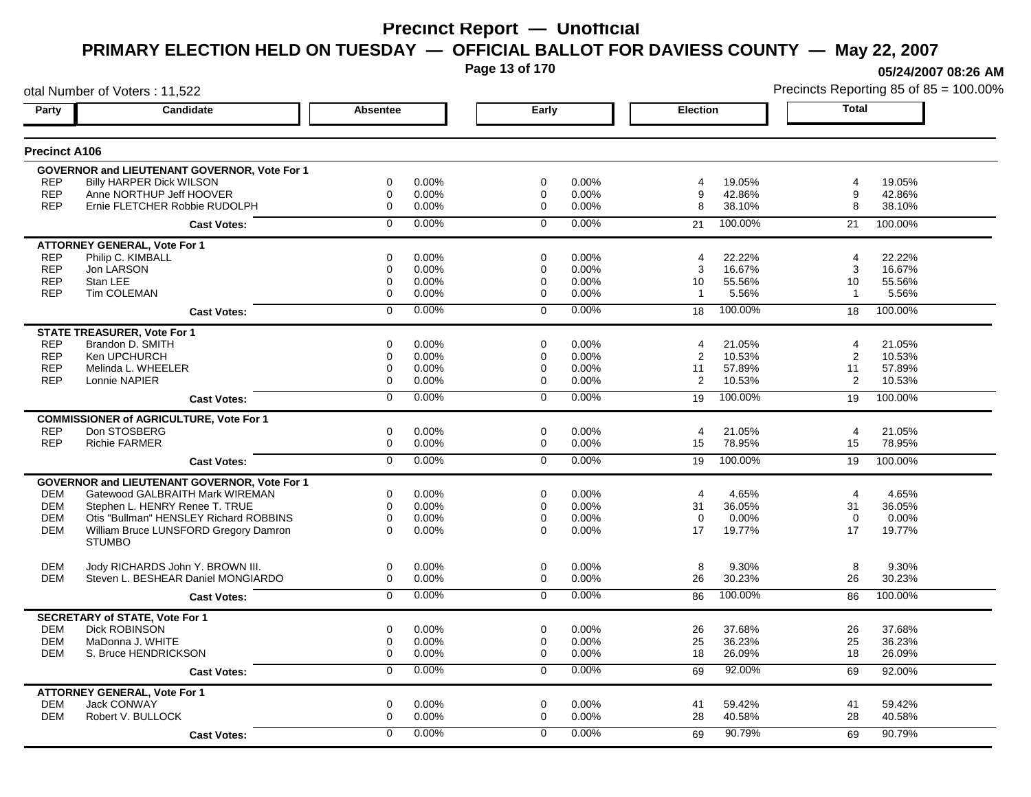# Precinct Report — Unofficial

## PRIMARY ELECTION HELD ON TUESDAY — OFFICIAL BALLOT FOR DAVIESS COUNTY — May 22, 2007

05/24/2007 08:26 AM

otal Number of Voters : 11,522

Precincts Reporting 85 of 85 = 100.00%

### Precinct A106

| Party | Candidate | Absentee | | Early | | Election | | Total | |
|---|---|---|---|---|---|---|---|---|---|
| | **GOVERNOR and LIEUTENANT GOVERNOR, Vote For 1** | | | | | | | | |
| REP | Billy HARPER Dick WILSON | 0 | 0.00% | 0 | 0.00% | 4 | 19.05% | 4 | 19.05% |
| REP | Anne NORTHUP Jeff HOOVER | 0 | 0.00% | 0 | 0.00% | 9 | 42.86% | 9 | 42.86% |
| REP | Ernie FLETCHER Robbie RUDOLPH | 0 | 0.00% | 0 | 0.00% | 8 | 38.10% | 8 | 38.10% |
| | **Cast Votes:** | 0 | 0.00% | 0 | 0.00% | 21 | 100.00% | 21 | 100.00% |
| | **ATTORNEY GENERAL, Vote For 1** | | | | | | | | |
| REP | Philip C. KIMBALL | 0 | 0.00% | 0 | 0.00% | 4 | 22.22% | 4 | 22.22% |
| REP | Jon LARSON | 0 | 0.00% | 0 | 0.00% | 3 | 16.67% | 3 | 16.67% |
| REP | Stan LEE | 0 | 0.00% | 0 | 0.00% | 10 | 55.56% | 10 | 55.56% |
| REP | Tim COLEMAN | 0 | 0.00% | 0 | 0.00% | 1 | 5.56% | 1 | 5.56% |
| | **Cast Votes:** | 0 | 0.00% | 0 | 0.00% | 18 | 100.00% | 18 | 100.00% |
| | **STATE TREASURER, Vote For 1** | | | | | | | | |
| REP | Brandon D. SMITH | 0 | 0.00% | 0 | 0.00% | 4 | 21.05% | 4 | 21.05% |
| REP | Ken UPCHURCH | 0 | 0.00% | 0 | 0.00% | 2 | 10.53% | 2 | 10.53% |
| REP | Melinda L. WHEELER | 0 | 0.00% | 0 | 0.00% | 11 | 57.89% | 11 | 57.89% |
| REP | Lonnie NAPIER | 0 | 0.00% | 0 | 0.00% | 2 | 10.53% | 2 | 10.53% |
| | **Cast Votes:** | 0 | 0.00% | 0 | 0.00% | 19 | 100.00% | 19 | 100.00% |
| | **COMMISSIONER of AGRICULTURE, Vote For 1** | | | | | | | | |
| REP | Don STOSBERG | 0 | 0.00% | 0 | 0.00% | 4 | 21.05% | 4 | 21.05% |
| REP | Richie FARMER | 0 | 0.00% | 0 | 0.00% | 15 | 78.95% | 15 | 78.95% |
| | **Cast Votes:** | 0 | 0.00% | 0 | 0.00% | 19 | 100.00% | 19 | 100.00% |
| | **GOVERNOR and LIEUTENANT GOVERNOR, Vote For 1** | | | | | | | | |
| DEM | Gatewood GALBRAITH Mark WIREMAN | 0 | 0.00% | 0 | 0.00% | 4 | 4.65% | 4 | 4.65% |
| DEM | Stephen L. HENRY Renee T. TRUE | 0 | 0.00% | 0 | 0.00% | 31 | 36.05% | 31 | 36.05% |
| DEM | Otis "Bullman" HENSLEY Richard ROBBINS | 0 | 0.00% | 0 | 0.00% | 0 | 0.00% | 0 | 0.00% |
| DEM | William Bruce LUNSFORD Gregory Damron STUMBO | 0 | 0.00% | 0 | 0.00% | 17 | 19.77% | 17 | 19.77% |
| DEM | Jody RICHARDS John Y. BROWN III. | 0 | 0.00% | 0 | 0.00% | 8 | 9.30% | 8 | 9.30% |
| DEM | Steven L. BESHEAR Daniel MONGIARDO | 0 | 0.00% | 0 | 0.00% | 26 | 30.23% | 26 | 30.23% |
| | **Cast Votes:** | 0 | 0.00% | 0 | 0.00% | 86 | 100.00% | 86 | 100.00% |
| | **SECRETARY of STATE, Vote For 1** | | | | | | | | |
| DEM | Dick ROBINSON | 0 | 0.00% | 0 | 0.00% | 26 | 37.68% | 26 | 37.68% |
| DEM | MaDonna J. WHITE | 0 | 0.00% | 0 | 0.00% | 25 | 36.23% | 25 | 36.23% |
| DEM | S. Bruce HENDRICKSON | 0 | 0.00% | 0 | 0.00% | 18 | 26.09% | 18 | 26.09% |
| | **Cast Votes:** | 0 | 0.00% | 0 | 0.00% | 69 | 92.00% | 69 | 92.00% |
| | **ATTORNEY GENERAL, Vote For 1** | | | | | | | | |
| DEM | Jack CONWAY | 0 | 0.00% | 0 | 0.00% | 41 | 59.42% | 41 | 59.42% |
| DEM | Robert V. BULLOCK | 0 | 0.00% | 0 | 0.00% | 28 | 40.58% | 28 | 40.58% |
| | **Cast Votes:** | 0 | 0.00% | 0 | 0.00% | 69 | 90.79% | 69 | 90.79% |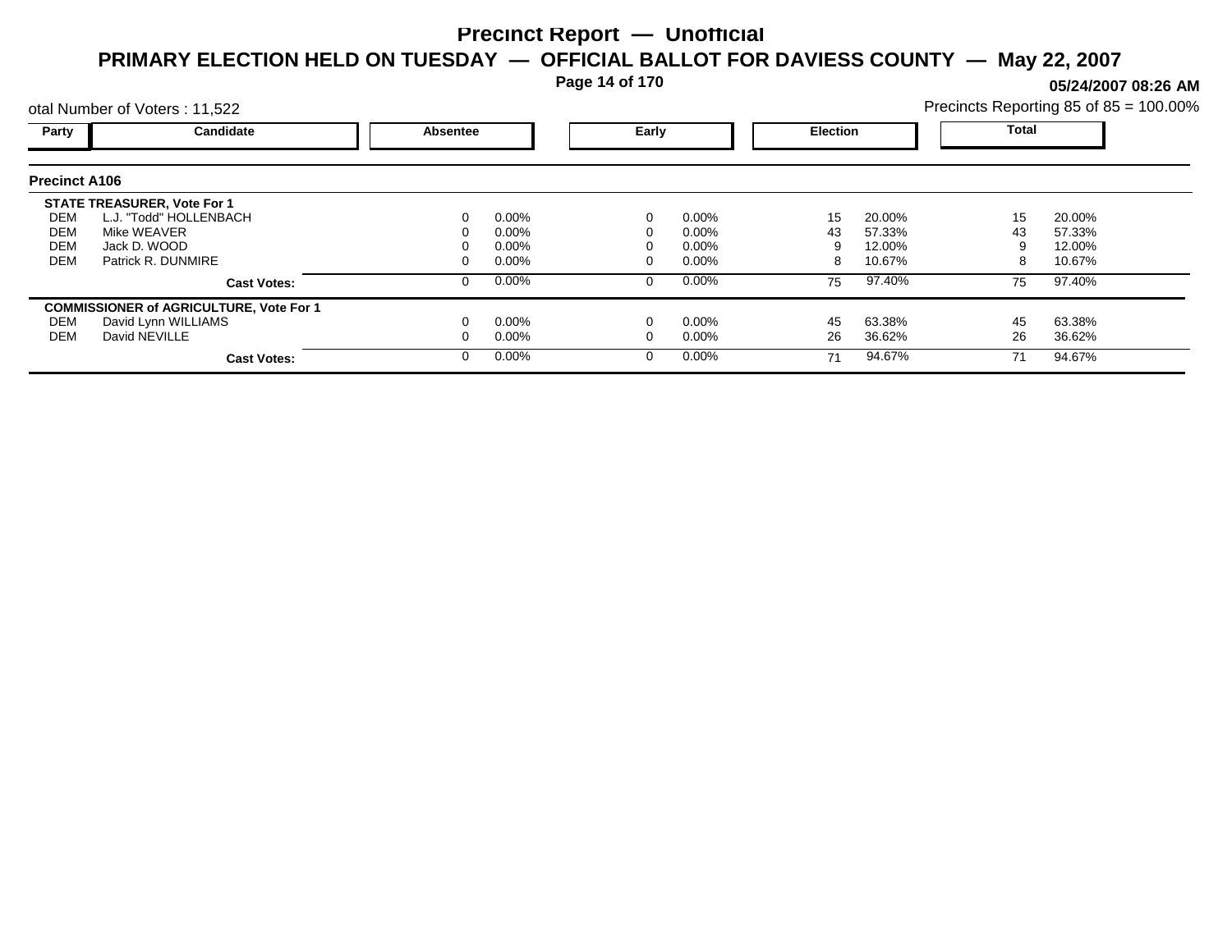# Precinct Report — Unofficial

## PRIMARY ELECTION HELD ON TUESDAY — OFFICIAL BALLOT FOR DAVIESS COUNTY — May 22, 2007

**05/24/2007 08:26 AM**

otal Number of Voters : 11,522

Precincts Reporting 85 of 85 = 100.00%

### Precinct A106

| Party | Candidate | Absentee | | Early | | Election | | Total | |
|---|---|---|---|---|---|---|---|---|---|
| **STATE TREASURER, Vote For 1** | | | | | | | | | |
| DEM | L.J. "Todd" HOLLENBACH | 0 | 0.00% | 0 | 0.00% | 15 | 20.00% | 15 | 20.00% |
| DEM | Mike WEAVER | 0 | 0.00% | 0 | 0.00% | 43 | 57.33% | 43 | 57.33% |
| DEM | Jack D. WOOD | 0 | 0.00% | 0 | 0.00% | 9 | 12.00% | 9 | 12.00% |
| DEM | Patrick R. DUNMIRE | 0 | 0.00% | 0 | 0.00% | 8 | 10.67% | 8 | 10.67% |
| | **Cast Votes:** | 0 | 0.00% | 0 | 0.00% | 75 | 97.40% | 75 | 97.40% |
| **COMMISSIONER of AGRICULTURE, Vote For 1** | | | | | | | | | |
| DEM | David Lynn WILLIAMS | 0 | 0.00% | 0 | 0.00% | 45 | 63.38% | 45 | 63.38% |
| DEM | David NEVILLE | 0 | 0.00% | 0 | 0.00% | 26 | 36.62% | 26 | 36.62% |
| | **Cast Votes:** | 0 | 0.00% | 0 | 0.00% | 71 | 94.67% | 71 | 94.67% |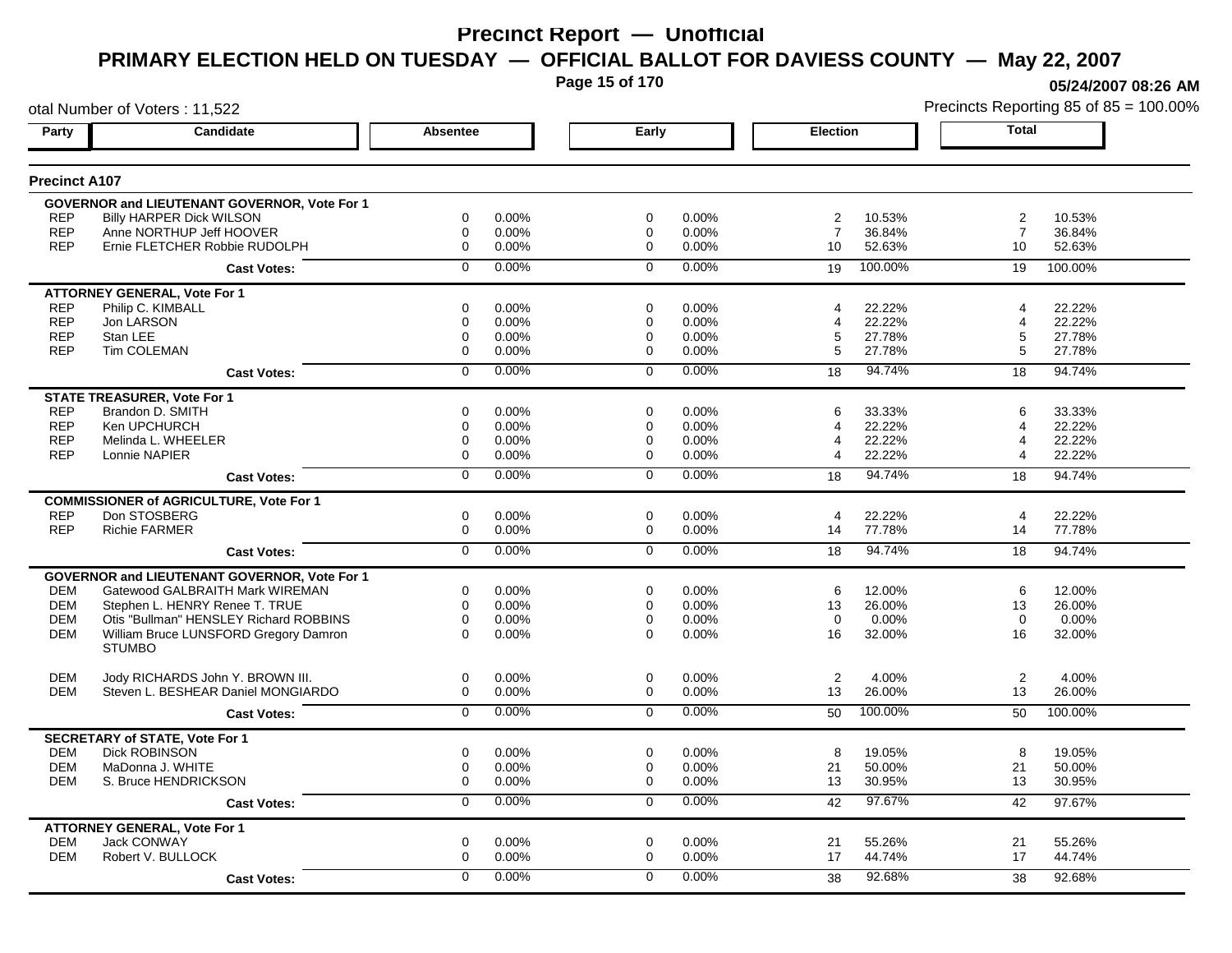# Precinct Report — Unofficial

## PRIMARY ELECTION HELD ON TUESDAY — OFFICIAL BALLOT FOR DAVIESS COUNTY — May 22, 2007

05/24/2007 08:26 AM

otal Number of Voters : 11,522

Precincts Reporting 85 of 85 = 100.00%

### Precinct A107

| Party | Candidate | Absentee | | Early | | Election | | Total | |
|---|---|---|---|---|---|---|---|---|---|
| **GOVERNOR and LIEUTENANT GOVERNOR, Vote For 1** | | | | | | | | | |
| REP | Billy HARPER Dick WILSON | 0 | 0.00% | 0 | 0.00% | 2 | 10.53% | 2 | 10.53% |
| REP | Anne NORTHUP Jeff HOOVER | 0 | 0.00% | 0 | 0.00% | 7 | 36.84% | 7 | 36.84% |
| REP | Ernie FLETCHER Robbie RUDOLPH | 0 | 0.00% | 0 | 0.00% | 10 | 52.63% | 10 | 52.63% |
| | **Cast Votes:** | 0 | 0.00% | 0 | 0.00% | 19 | 100.00% | 19 | 100.00% |
| **ATTORNEY GENERAL, Vote For 1** | | | | | | | | | |
| REP | Philip C. KIMBALL | 0 | 0.00% | 0 | 0.00% | 4 | 22.22% | 4 | 22.22% |
| REP | Jon LARSON | 0 | 0.00% | 0 | 0.00% | 4 | 22.22% | 4 | 22.22% |
| REP | Stan LEE | 0 | 0.00% | 0 | 0.00% | 5 | 27.78% | 5 | 27.78% |
| REP | Tim COLEMAN | 0 | 0.00% | 0 | 0.00% | 5 | 27.78% | 5 | 27.78% |
| | **Cast Votes:** | 0 | 0.00% | 0 | 0.00% | 18 | 94.74% | 18 | 94.74% |
| **STATE TREASURER, Vote For 1** | | | | | | | | | |
| REP | Brandon D. SMITH | 0 | 0.00% | 0 | 0.00% | 6 | 33.33% | 6 | 33.33% |
| REP | Ken UPCHURCH | 0 | 0.00% | 0 | 0.00% | 4 | 22.22% | 4 | 22.22% |
| REP | Melinda L. WHEELER | 0 | 0.00% | 0 | 0.00% | 4 | 22.22% | 4 | 22.22% |
| REP | Lonnie NAPIER | 0 | 0.00% | 0 | 0.00% | 4 | 22.22% | 4 | 22.22% |
| | **Cast Votes:** | 0 | 0.00% | 0 | 0.00% | 18 | 94.74% | 18 | 94.74% |
| **COMMISSIONER of AGRICULTURE, Vote For 1** | | | | | | | | | |
| REP | Don STOSBERG | 0 | 0.00% | 0 | 0.00% | 4 | 22.22% | 4 | 22.22% |
| REP | Richie FARMER | 0 | 0.00% | 0 | 0.00% | 14 | 77.78% | 14 | 77.78% |
| | **Cast Votes:** | 0 | 0.00% | 0 | 0.00% | 18 | 94.74% | 18 | 94.74% |
| **GOVERNOR and LIEUTENANT GOVERNOR, Vote For 1** | | | | | | | | | |
| DEM | Gatewood GALBRAITH Mark WIREMAN | 0 | 0.00% | 0 | 0.00% | 6 | 12.00% | 6 | 12.00% |
| DEM | Stephen L. HENRY Renee T. TRUE | 0 | 0.00% | 0 | 0.00% | 13 | 26.00% | 13 | 26.00% |
| DEM | Otis "Bullman" HENSLEY Richard ROBBINS | 0 | 0.00% | 0 | 0.00% | 0 | 0.00% | 0 | 0.00% |
| DEM | William Bruce LUNSFORD Gregory Damron STUMBO | 0 | 0.00% | 0 | 0.00% | 16 | 32.00% | 16 | 32.00% |
| DEM | Jody RICHARDS John Y. BROWN III. | 0 | 0.00% | 0 | 0.00% | 2 | 4.00% | 2 | 4.00% |
| DEM | Steven L. BESHEAR Daniel MONGIARDO | 0 | 0.00% | 0 | 0.00% | 13 | 26.00% | 13 | 26.00% |
| | **Cast Votes:** | 0 | 0.00% | 0 | 0.00% | 50 | 100.00% | 50 | 100.00% |
| **SECRETARY of STATE, Vote For 1** | | | | | | | | | |
| DEM | Dick ROBINSON | 0 | 0.00% | 0 | 0.00% | 8 | 19.05% | 8 | 19.05% |
| DEM | MaDonna J. WHITE | 0 | 0.00% | 0 | 0.00% | 21 | 50.00% | 21 | 50.00% |
| DEM | S. Bruce HENDRICKSON | 0 | 0.00% | 0 | 0.00% | 13 | 30.95% | 13 | 30.95% |
| | **Cast Votes:** | 0 | 0.00% | 0 | 0.00% | 42 | 97.67% | 42 | 97.67% |
| **ATTORNEY GENERAL, Vote For 1** | | | | | | | | | |
| DEM | Jack CONWAY | 0 | 0.00% | 0 | 0.00% | 21 | 55.26% | 21 | 55.26% |
| DEM | Robert V. BULLOCK | 0 | 0.00% | 0 | 0.00% | 17 | 44.74% | 17 | 44.74% |
| | **Cast Votes:** | 0 | 0.00% | 0 | 0.00% | 38 | 92.68% | 38 | 92.68% |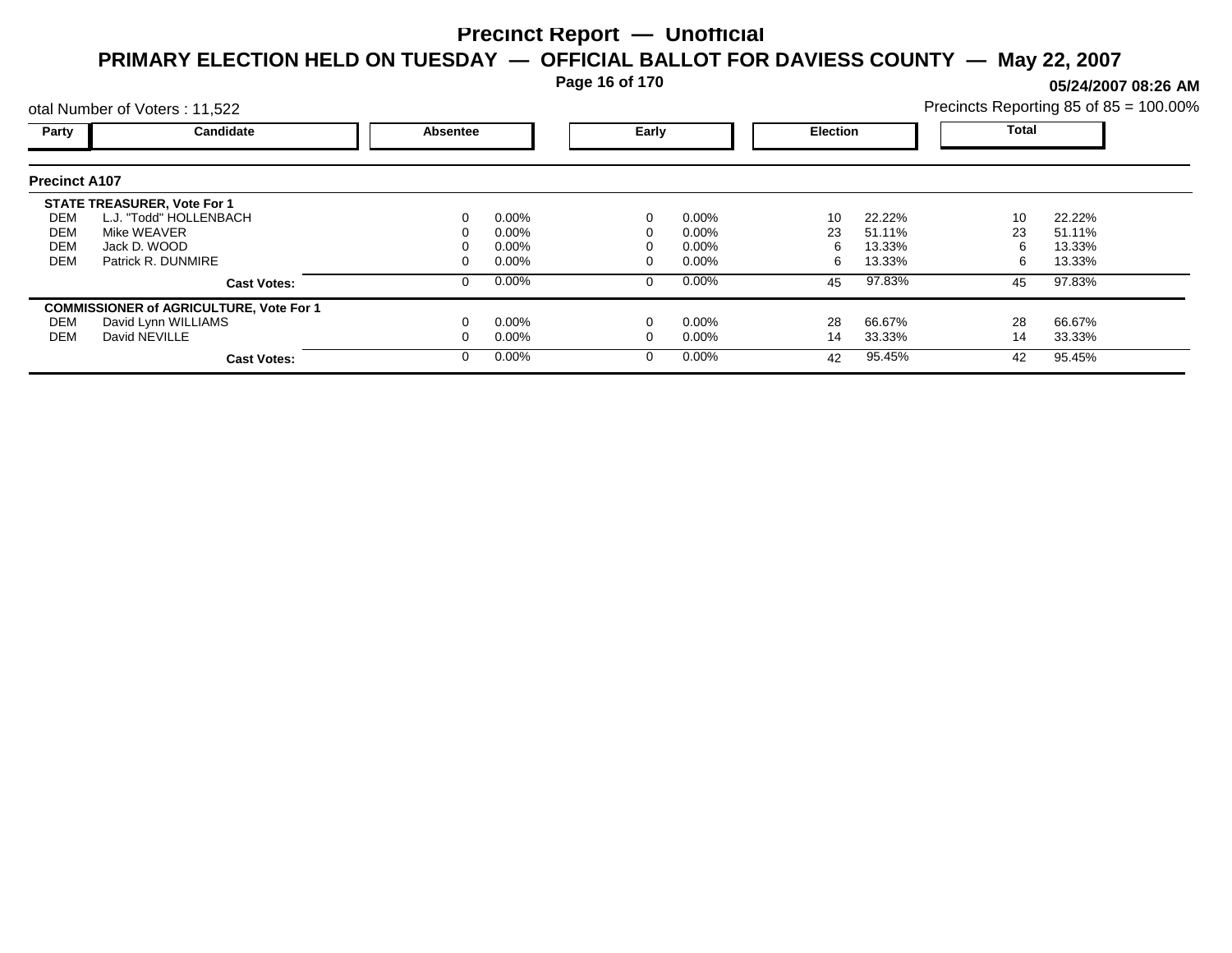# Precinct Report — Unofficial

## PRIMARY ELECTION HELD ON TUESDAY — OFFICIAL BALLOT FOR DAVIESS COUNTY — May 22, 2007

05/24/2007 08:26 AM

otal Number of Voters : 11,522

Precincts Reporting 85 of 85 = 100.00%

### Precinct A107

| Party | Candidate | Absentee | | Early | | Election | | Total | |
|---|---|---|---|---|---|---|---|---|---|
| | **STATE TREASURER, Vote For 1** | | | | | | | | |
| DEM | L.J. "Todd" HOLLENBACH | 0 | 0.00% | 0 | 0.00% | 10 | 22.22% | 10 | 22.22% |
| DEM | Mike WEAVER | 0 | 0.00% | 0 | 0.00% | 23 | 51.11% | 23 | 51.11% |
| DEM | Jack D. WOOD | 0 | 0.00% | 0 | 0.00% | 6 | 13.33% | 6 | 13.33% |
| DEM | Patrick R. DUNMIRE | 0 | 0.00% | 0 | 0.00% | 6 | 13.33% | 6 | 13.33% |
| | **Cast Votes:** | 0 | 0.00% | 0 | 0.00% | 45 | 97.83% | 45 | 97.83% |
| | **COMMISSIONER of AGRICULTURE, Vote For 1** | | | | | | | | |
| DEM | David Lynn WILLIAMS | 0 | 0.00% | 0 | 0.00% | 28 | 66.67% | 28 | 66.67% |
| DEM | David NEVILLE | 0 | 0.00% | 0 | 0.00% | 14 | 33.33% | 14 | 33.33% |
| | **Cast Votes:** | 0 | 0.00% | 0 | 0.00% | 42 | 95.45% | 42 | 95.45% |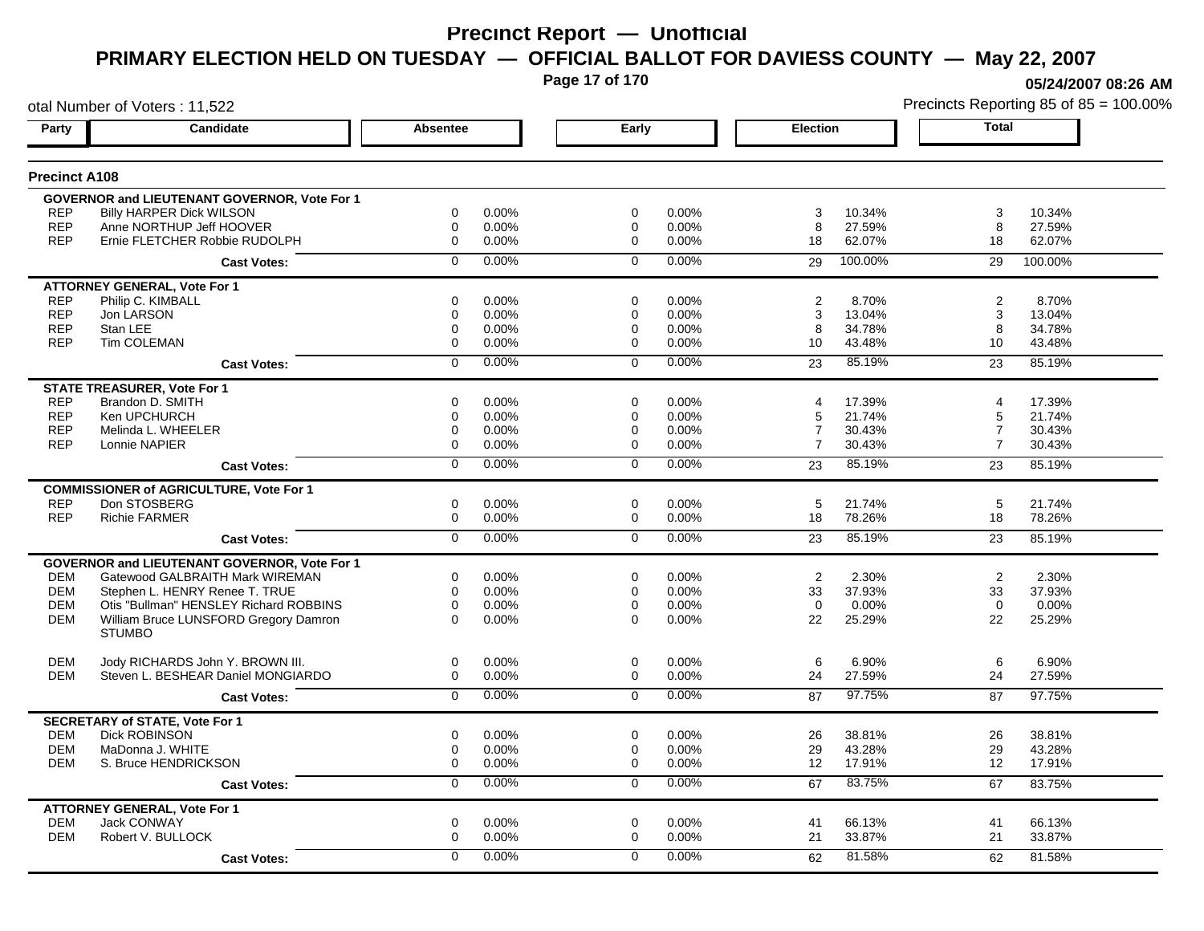# Precinct Report — Unofficial

## PRIMARY ELECTION HELD ON TUESDAY — OFFICIAL BALLOT FOR DAVIESS COUNTY — May 22, 2007

05/24/2007 08:26 AM

otal Number of Voters : 11,522

Precincts Reporting 85 of 85 = 100.00%

### Precinct A108

| Party | Candidate | Absentee | | Early | | Election | | Total | |
|---|---|---|---|---|---|---|---|---|---|
| | **GOVERNOR and LIEUTENANT GOVERNOR, Vote For 1** | | | | | | | | |
| REP | Billy HARPER Dick WILSON | 0 | 0.00% | 0 | 0.00% | 3 | 10.34% | 3 | 10.34% |
| REP | Anne NORTHUP Jeff HOOVER | 0 | 0.00% | 0 | 0.00% | 8 | 27.59% | 8 | 27.59% |
| REP | Ernie FLETCHER Robbie RUDOLPH | 0 | 0.00% | 0 | 0.00% | 18 | 62.07% | 18 | 62.07% |
| | **Cast Votes:** | 0 | 0.00% | 0 | 0.00% | 29 | 100.00% | 29 | 100.00% |
| | **ATTORNEY GENERAL, Vote For 1** | | | | | | | | |
| REP | Philip C. KIMBALL | 0 | 0.00% | 0 | 0.00% | 2 | 8.70% | 2 | 8.70% |
| REP | Jon LARSON | 0 | 0.00% | 0 | 0.00% | 3 | 13.04% | 3 | 13.04% |
| REP | Stan LEE | 0 | 0.00% | 0 | 0.00% | 8 | 34.78% | 8 | 34.78% |
| REP | Tim COLEMAN | 0 | 0.00% | 0 | 0.00% | 10 | 43.48% | 10 | 43.48% |
| | **Cast Votes:** | 0 | 0.00% | 0 | 0.00% | 23 | 85.19% | 23 | 85.19% |
| | **STATE TREASURER, Vote For 1** | | | | | | | | |
| REP | Brandon D. SMITH | 0 | 0.00% | 0 | 0.00% | 4 | 17.39% | 4 | 17.39% |
| REP | Ken UPCHURCH | 0 | 0.00% | 0 | 0.00% | 5 | 21.74% | 5 | 21.74% |
| REP | Melinda L. WHEELER | 0 | 0.00% | 0 | 0.00% | 7 | 30.43% | 7 | 30.43% |
| REP | Lonnie NAPIER | 0 | 0.00% | 0 | 0.00% | 7 | 30.43% | 7 | 30.43% |
| | **Cast Votes:** | 0 | 0.00% | 0 | 0.00% | 23 | 85.19% | 23 | 85.19% |
| | **COMMISSIONER of AGRICULTURE, Vote For 1** | | | | | | | | |
| REP | Don STOSBERG | 0 | 0.00% | 0 | 0.00% | 5 | 21.74% | 5 | 21.74% |
| REP | Richie FARMER | 0 | 0.00% | 0 | 0.00% | 18 | 78.26% | 18 | 78.26% |
| | **Cast Votes:** | 0 | 0.00% | 0 | 0.00% | 23 | 85.19% | 23 | 85.19% |
| | **GOVERNOR and LIEUTENANT GOVERNOR, Vote For 1** | | | | | | | | |
| DEM | Gatewood GALBRAITH Mark WIREMAN | 0 | 0.00% | 0 | 0.00% | 2 | 2.30% | 2 | 2.30% |
| DEM | Stephen L. HENRY Renee T. TRUE | 0 | 0.00% | 0 | 0.00% | 33 | 37.93% | 33 | 37.93% |
| DEM | Otis "Bullman" HENSLEY Richard ROBBINS | 0 | 0.00% | 0 | 0.00% | 0 | 0.00% | 0 | 0.00% |
| DEM | William Bruce LUNSFORD Gregory Damron STUMBO | 0 | 0.00% | 0 | 0.00% | 22 | 25.29% | 22 | 25.29% |
| DEM | Jody RICHARDS John Y. BROWN III. | 0 | 0.00% | 0 | 0.00% | 6 | 6.90% | 6 | 6.90% |
| DEM | Steven L. BESHEAR Daniel MONGIARDO | 0 | 0.00% | 0 | 0.00% | 24 | 27.59% | 24 | 27.59% |
| | **Cast Votes:** | 0 | 0.00% | 0 | 0.00% | 87 | 97.75% | 87 | 97.75% |
| | **SECRETARY of STATE, Vote For 1** | | | | | | | | |
| DEM | Dick ROBINSON | 0 | 0.00% | 0 | 0.00% | 26 | 38.81% | 26 | 38.81% |
| DEM | MaDonna J. WHITE | 0 | 0.00% | 0 | 0.00% | 29 | 43.28% | 29 | 43.28% |
| DEM | S. Bruce HENDRICKSON | 0 | 0.00% | 0 | 0.00% | 12 | 17.91% | 12 | 17.91% |
| | **Cast Votes:** | 0 | 0.00% | 0 | 0.00% | 67 | 83.75% | 67 | 83.75% |
| | **ATTORNEY GENERAL, Vote For 1** | | | | | | | | |
| DEM | Jack CONWAY | 0 | 0.00% | 0 | 0.00% | 41 | 66.13% | 41 | 66.13% |
| DEM | Robert V. BULLOCK | 0 | 0.00% | 0 | 0.00% | 21 | 33.87% | 21 | 33.87% |
| | **Cast Votes:** | 0 | 0.00% | 0 | 0.00% | 62 | 81.58% | 62 | 81.58% |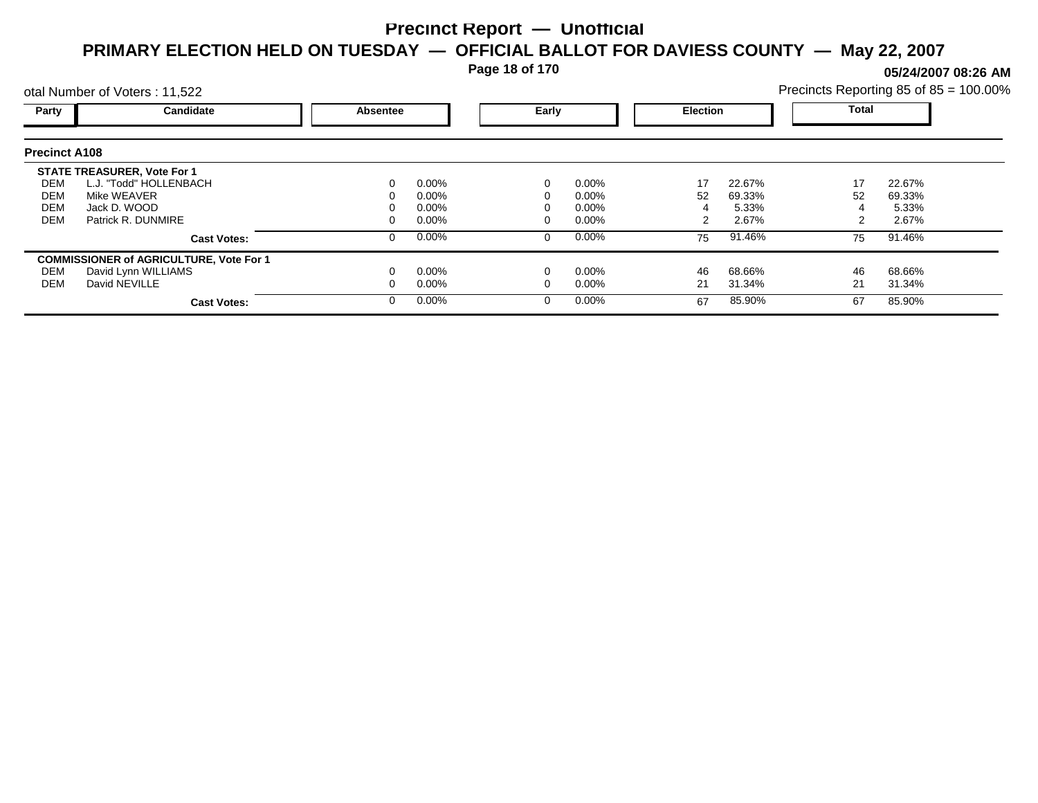# Precinct Report — Unofficial

## PRIMARY ELECTION HELD ON TUESDAY — OFFICIAL BALLOT FOR DAVIESS COUNTY — May 22, 2007

**05/24/2007 08:26 AM**

otal Number of Voters : 11,522

Precincts Reporting 85 of 85 = 100.00%

### Precinct A108

| Party | Candidate | Absentee | | Early | | Election | | Total | |
|---|---|---|---|---|---|---|---|---|---|
| **STATE TREASURER, Vote For 1** | | | | | | | | | |
| DEM | L.J. "Todd" HOLLENBACH | 0 | 0.00% | 0 | 0.00% | 17 | 22.67% | 17 | 22.67% |
| DEM | Mike WEAVER | 0 | 0.00% | 0 | 0.00% | 52 | 69.33% | 52 | 69.33% |
| DEM | Jack D. WOOD | 0 | 0.00% | 0 | 0.00% | 4 | 5.33% | 4 | 5.33% |
| DEM | Patrick R. DUNMIRE | 0 | 0.00% | 0 | 0.00% | 2 | 2.67% | 2 | 2.67% |
| | **Cast Votes:** | 0 | 0.00% | 0 | 0.00% | 75 | 91.46% | 75 | 91.46% |
| **COMMISSIONER of AGRICULTURE, Vote For 1** | | | | | | | | | |
| DEM | David Lynn WILLIAMS | 0 | 0.00% | 0 | 0.00% | 46 | 68.66% | 46 | 68.66% |
| DEM | David NEVILLE | 0 | 0.00% | 0 | 0.00% | 21 | 31.34% | 21 | 31.34% |
| | **Cast Votes:** | 0 | 0.00% | 0 | 0.00% | 67 | 85.90% | 67 | 85.90% |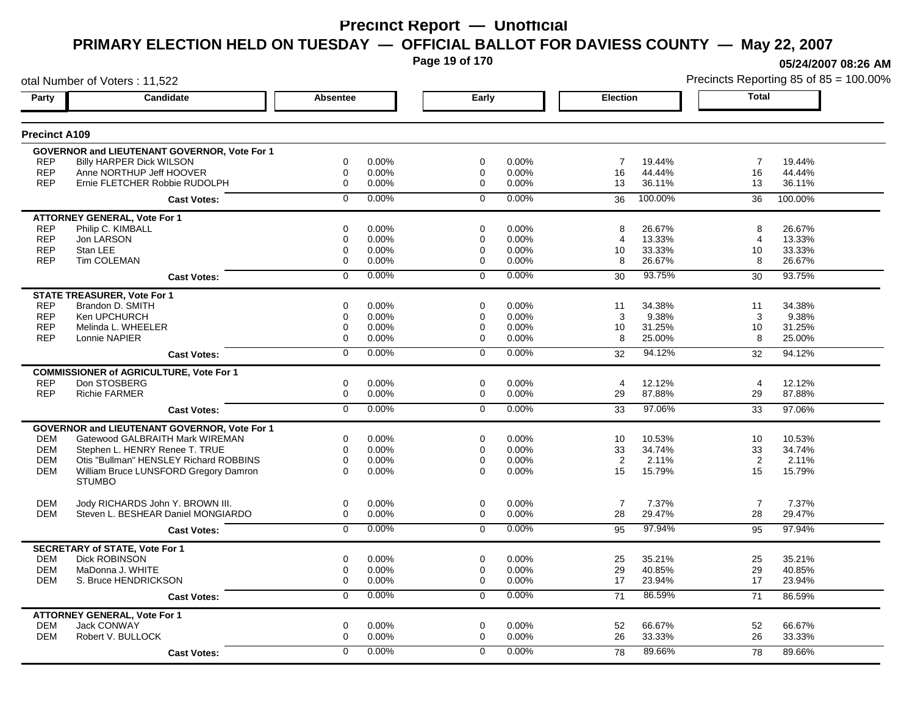# Precinct Report — Unofficial

## PRIMARY ELECTION HELD ON TUESDAY — OFFICIAL BALLOT FOR DAVIESS COUNTY — May 22, 2007

05/24/2007 08:26 AM

otal Number of Voters : 11,522

Precincts Reporting 85 of 85 = 100.00%

### Precinct A109

| Party | Candidate | Absentee | | Early | | Election | | Total | |
|---|---|---|---|---|---|---|---|---|---|
| **GOVERNOR and LIEUTENANT GOVERNOR, Vote For 1** | | | | | | | | | |
| REP | Billy HARPER Dick WILSON | 0 | 0.00% | 0 | 0.00% | 7 | 19.44% | 7 | 19.44% |
| REP | Anne NORTHUP Jeff HOOVER | 0 | 0.00% | 0 | 0.00% | 16 | 44.44% | 16 | 44.44% |
| REP | Ernie FLETCHER Robbie RUDOLPH | 0 | 0.00% | 0 | 0.00% | 13 | 36.11% | 13 | 36.11% |
| | **Cast Votes:** | 0 | 0.00% | 0 | 0.00% | 36 | 100.00% | 36 | 100.00% |
| **ATTORNEY GENERAL, Vote For 1** | | | | | | | | | |
| REP | Philip C. KIMBALL | 0 | 0.00% | 0 | 0.00% | 8 | 26.67% | 8 | 26.67% |
| REP | Jon LARSON | 0 | 0.00% | 0 | 0.00% | 4 | 13.33% | 4 | 13.33% |
| REP | Stan LEE | 0 | 0.00% | 0 | 0.00% | 10 | 33.33% | 10 | 33.33% |
| REP | Tim COLEMAN | 0 | 0.00% | 0 | 0.00% | 8 | 26.67% | 8 | 26.67% |
| | **Cast Votes:** | 0 | 0.00% | 0 | 0.00% | 30 | 93.75% | 30 | 93.75% |
| **STATE TREASURER, Vote For 1** | | | | | | | | | |
| REP | Brandon D. SMITH | 0 | 0.00% | 0 | 0.00% | 11 | 34.38% | 11 | 34.38% |
| REP | Ken UPCHURCH | 0 | 0.00% | 0 | 0.00% | 3 | 9.38% | 3 | 9.38% |
| REP | Melinda L. WHEELER | 0 | 0.00% | 0 | 0.00% | 10 | 31.25% | 10 | 31.25% |
| REP | Lonnie NAPIER | 0 | 0.00% | 0 | 0.00% | 8 | 25.00% | 8 | 25.00% |
| | **Cast Votes:** | 0 | 0.00% | 0 | 0.00% | 32 | 94.12% | 32 | 94.12% |
| **COMMISSIONER of AGRICULTURE, Vote For 1** | | | | | | | | | |
| REP | Don STOSBERG | 0 | 0.00% | 0 | 0.00% | 4 | 12.12% | 4 | 12.12% |
| REP | Richie FARMER | 0 | 0.00% | 0 | 0.00% | 29 | 87.88% | 29 | 87.88% |
| | **Cast Votes:** | 0 | 0.00% | 0 | 0.00% | 33 | 97.06% | 33 | 97.06% |
| **GOVERNOR and LIEUTENANT GOVERNOR, Vote For 1** | | | | | | | | | |
| DEM | Gatewood GALBRAITH Mark WIREMAN | 0 | 0.00% | 0 | 0.00% | 10 | 10.53% | 10 | 10.53% |
| DEM | Stephen L. HENRY Renee T. TRUE | 0 | 0.00% | 0 | 0.00% | 33 | 34.74% | 33 | 34.74% |
| DEM | Otis "Bullman" HENSLEY Richard ROBBINS | 0 | 0.00% | 0 | 0.00% | 2 | 2.11% | 2 | 2.11% |
| DEM | William Bruce LUNSFORD Gregory Damron STUMBO | 0 | 0.00% | 0 | 0.00% | 15 | 15.79% | 15 | 15.79% |
| DEM | Jody RICHARDS John Y. BROWN III. | 0 | 0.00% | 0 | 0.00% | 7 | 7.37% | 7 | 7.37% |
| DEM | Steven L. BESHEAR Daniel MONGIARDO | 0 | 0.00% | 0 | 0.00% | 28 | 29.47% | 28 | 29.47% |
| | **Cast Votes:** | 0 | 0.00% | 0 | 0.00% | 95 | 97.94% | 95 | 97.94% |
| **SECRETARY of STATE, Vote For 1** | | | | | | | | | |
| DEM | Dick ROBINSON | 0 | 0.00% | 0 | 0.00% | 25 | 35.21% | 25 | 35.21% |
| DEM | MaDonna J. WHITE | 0 | 0.00% | 0 | 0.00% | 29 | 40.85% | 29 | 40.85% |
| DEM | S. Bruce HENDRICKSON | 0 | 0.00% | 0 | 0.00% | 17 | 23.94% | 17 | 23.94% |
| | **Cast Votes:** | 0 | 0.00% | 0 | 0.00% | 71 | 86.59% | 71 | 86.59% |
| **ATTORNEY GENERAL, Vote For 1** | | | | | | | | | |
| DEM | Jack CONWAY | 0 | 0.00% | 0 | 0.00% | 52 | 66.67% | 52 | 66.67% |
| DEM | Robert V. BULLOCK | 0 | 0.00% | 0 | 0.00% | 26 | 33.33% | 26 | 33.33% |
| | **Cast Votes:** | 0 | 0.00% | 0 | 0.00% | 78 | 89.66% | 78 | 89.66% |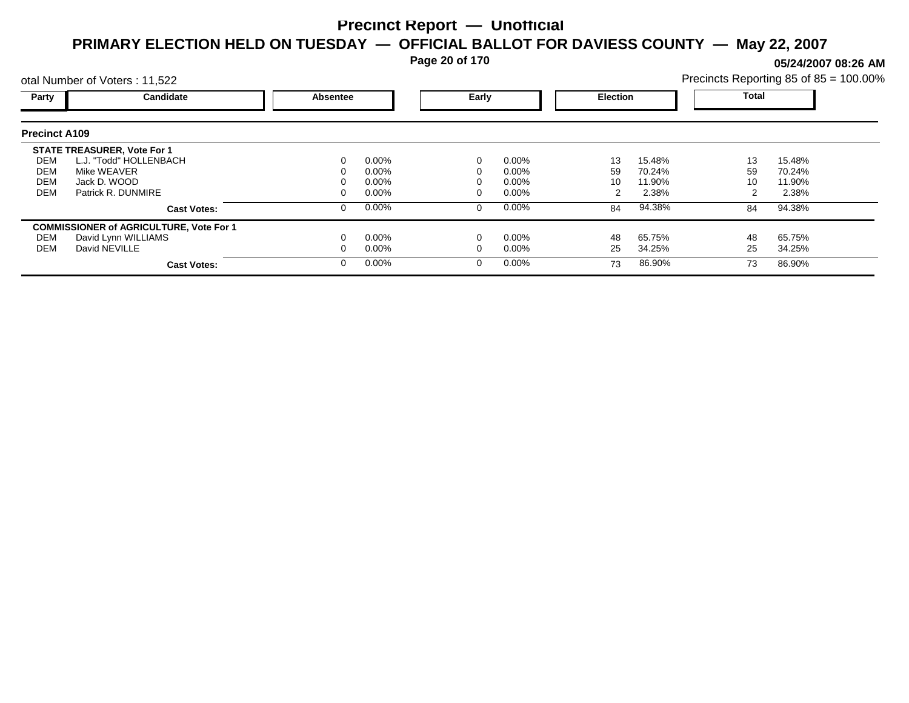# Precinct Report — Unofficial

## PRIMARY ELECTION HELD ON TUESDAY — OFFICIAL BALLOT FOR DAVIESS COUNTY — May 22, 2007

05/24/2007 08:26 AM

otal Number of Voters : 11,522

Precincts Reporting 85 of 85 = 100.00%

### Precinct A109

| Party | Candidate | Absentee | | Early | | Election | | Total | |
|---|---|---|---|---|---|---|---|---|---|
| | **STATE TREASURER, Vote For 1** | | | | | | | | |
| DEM | L.J. "Todd" HOLLENBACH | 0 | 0.00% | 0 | 0.00% | 13 | 15.48% | 13 | 15.48% |
| DEM | Mike WEAVER | 0 | 0.00% | 0 | 0.00% | 59 | 70.24% | 59 | 70.24% |
| DEM | Jack D. WOOD | 0 | 0.00% | 0 | 0.00% | 10 | 11.90% | 10 | 11.90% |
| DEM | Patrick R. DUNMIRE | 0 | 0.00% | 0 | 0.00% | 2 | 2.38% | 2 | 2.38% |
| | **Cast Votes:** | 0 | 0.00% | 0 | 0.00% | 84 | 94.38% | 84 | 94.38% |
| | **COMMISSIONER of AGRICULTURE, Vote For 1** | | | | | | | | |
| DEM | David Lynn WILLIAMS | 0 | 0.00% | 0 | 0.00% | 48 | 65.75% | 48 | 65.75% |
| DEM | David NEVILLE | 0 | 0.00% | 0 | 0.00% | 25 | 34.25% | 25 | 34.25% |
| | **Cast Votes:** | 0 | 0.00% | 0 | 0.00% | 73 | 86.90% | 73 | 86.90% |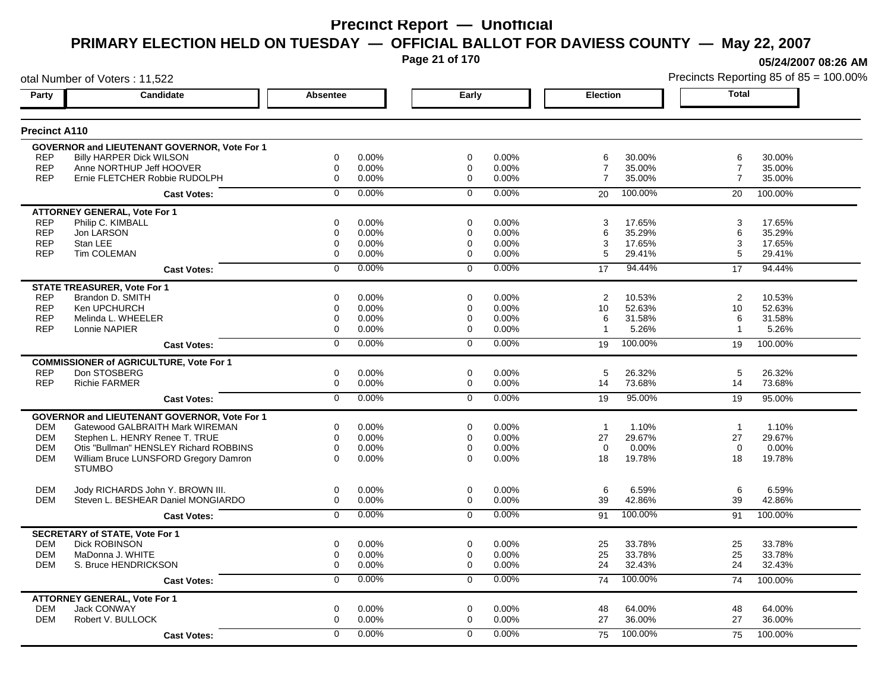# Precinct Report — Unofficial

## PRIMARY ELECTION HELD ON TUESDAY — OFFICIAL BALLOT FOR DAVIESS COUNTY — May 22, 2007

05/24/2007 08:26 AM

otal Number of Voters : 11,522

Precincts Reporting 85 of 85 = 100.00%

### Precinct A110

| Party | Candidate | Absentee | | Early | | Election | | Total | |
|---|---|---|---|---|---|---|---|---|---|
| **GOVERNOR and LIEUTENANT GOVERNOR, Vote For 1** | | | | | | | | | |
| REP | Billy HARPER Dick WILSON | 0 | 0.00% | 0 | 0.00% | 6 | 30.00% | 6 | 30.00% |
| REP | Anne NORTHUP Jeff HOOVER | 0 | 0.00% | 0 | 0.00% | 7 | 35.00% | 7 | 35.00% |
| REP | Ernie FLETCHER Robbie RUDOLPH | 0 | 0.00% | 0 | 0.00% | 7 | 35.00% | 7 | 35.00% |
| | **Cast Votes:** | 0 | 0.00% | 0 | 0.00% | 20 | 100.00% | 20 | 100.00% |
| **ATTORNEY GENERAL, Vote For 1** | | | | | | | | | |
| REP | Philip C. KIMBALL | 0 | 0.00% | 0 | 0.00% | 3 | 17.65% | 3 | 17.65% |
| REP | Jon LARSON | 0 | 0.00% | 0 | 0.00% | 6 | 35.29% | 6 | 35.29% |
| REP | Stan LEE | 0 | 0.00% | 0 | 0.00% | 3 | 17.65% | 3 | 17.65% |
| REP | Tim COLEMAN | 0 | 0.00% | 0 | 0.00% | 5 | 29.41% | 5 | 29.41% |
| | **Cast Votes:** | 0 | 0.00% | 0 | 0.00% | 17 | 94.44% | 17 | 94.44% |
| **STATE TREASURER, Vote For 1** | | | | | | | | | |
| REP | Brandon D. SMITH | 0 | 0.00% | 0 | 0.00% | 2 | 10.53% | 2 | 10.53% |
| REP | Ken UPCHURCH | 0 | 0.00% | 0 | 0.00% | 10 | 52.63% | 10 | 52.63% |
| REP | Melinda L. WHEELER | 0 | 0.00% | 0 | 0.00% | 6 | 31.58% | 6 | 31.58% |
| REP | Lonnie NAPIER | 0 | 0.00% | 0 | 0.00% | 1 | 5.26% | 1 | 5.26% |
| | **Cast Votes:** | 0 | 0.00% | 0 | 0.00% | 19 | 100.00% | 19 | 100.00% |
| **COMMISSIONER of AGRICULTURE, Vote For 1** | | | | | | | | | |
| REP | Don STOSBERG | 0 | 0.00% | 0 | 0.00% | 5 | 26.32% | 5 | 26.32% |
| REP | Richie FARMER | 0 | 0.00% | 0 | 0.00% | 14 | 73.68% | 14 | 73.68% |
| | **Cast Votes:** | 0 | 0.00% | 0 | 0.00% | 19 | 95.00% | 19 | 95.00% |
| **GOVERNOR and LIEUTENANT GOVERNOR, Vote For 1** | | | | | | | | | |
| DEM | Gatewood GALBRAITH Mark WIREMAN | 0 | 0.00% | 0 | 0.00% | 1 | 1.10% | 1 | 1.10% |
| DEM | Stephen L. HENRY Renee T. TRUE | 0 | 0.00% | 0 | 0.00% | 27 | 29.67% | 27 | 29.67% |
| DEM | Otis "Bullman" HENSLEY Richard ROBBINS | 0 | 0.00% | 0 | 0.00% | 0 | 0.00% | 0 | 0.00% |
| DEM | William Bruce LUNSFORD Gregory Damron STUMBO | 0 | 0.00% | 0 | 0.00% | 18 | 19.78% | 18 | 19.78% |
| DEM | Jody RICHARDS John Y. BROWN III. | 0 | 0.00% | 0 | 0.00% | 6 | 6.59% | 6 | 6.59% |
| DEM | Steven L. BESHEAR Daniel MONGIARDO | 0 | 0.00% | 0 | 0.00% | 39 | 42.86% | 39 | 42.86% |
| | **Cast Votes:** | 0 | 0.00% | 0 | 0.00% | 91 | 100.00% | 91 | 100.00% |
| **SECRETARY of STATE, Vote For 1** | | | | | | | | | |
| DEM | Dick ROBINSON | 0 | 0.00% | 0 | 0.00% | 25 | 33.78% | 25 | 33.78% |
| DEM | MaDonna J. WHITE | 0 | 0.00% | 0 | 0.00% | 25 | 33.78% | 25 | 33.78% |
| DEM | S. Bruce HENDRICKSON | 0 | 0.00% | 0 | 0.00% | 24 | 32.43% | 24 | 32.43% |
| | **Cast Votes:** | 0 | 0.00% | 0 | 0.00% | 74 | 100.00% | 74 | 100.00% |
| **ATTORNEY GENERAL, Vote For 1** | | | | | | | | | |
| DEM | Jack CONWAY | 0 | 0.00% | 0 | 0.00% | 48 | 64.00% | 48 | 64.00% |
| DEM | Robert V. BULLOCK | 0 | 0.00% | 0 | 0.00% | 27 | 36.00% | 27 | 36.00% |
| | **Cast Votes:** | 0 | 0.00% | 0 | 0.00% | 75 | 100.00% | 75 | 100.00% |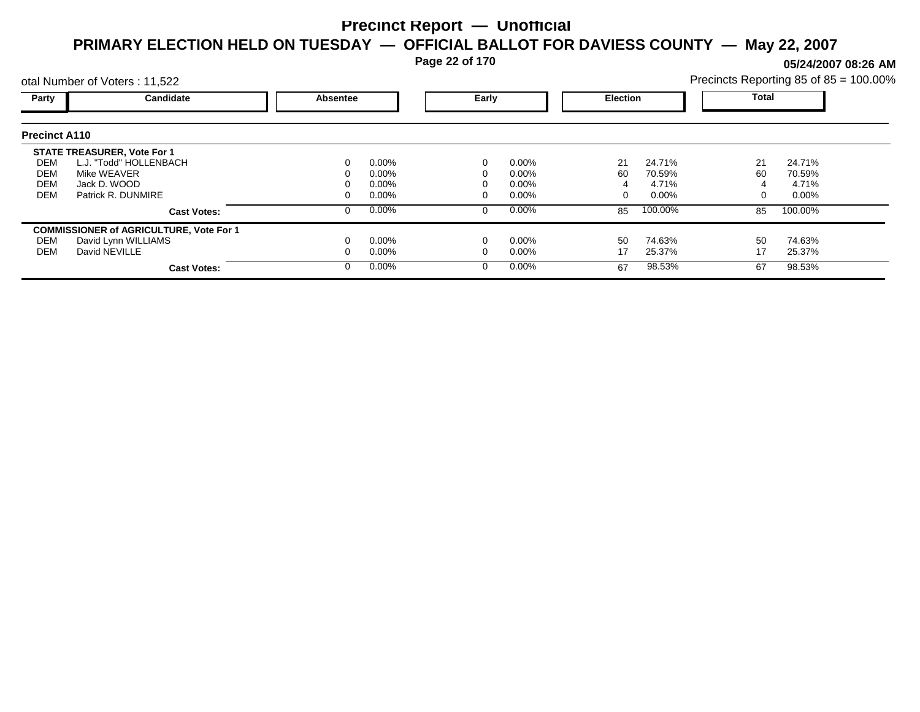# Precinct Report — Unofficial

## PRIMARY ELECTION HELD ON TUESDAY — OFFICIAL BALLOT FOR DAVIESS COUNTY — May 22, 2007

**05/24/2007 08:26 AM**

otal Number of Voters : 11,522

Precincts Reporting 85 of 85 = 100.00%

| Party | Candidate | Absentee | | Early | | Election | | Total | |
|---|---|---|---|---|---|---|---|---|---|
| **Precinct A110** | | | | | | | | | |
| **STATE TREASURER, Vote For 1** | | | | | | | | | |
| DEM | L.J. "Todd" HOLLENBACH | 0 | 0.00% | 0 | 0.00% | 21 | 24.71% | 21 | 24.71% |
| DEM | Mike WEAVER | 0 | 0.00% | 0 | 0.00% | 60 | 70.59% | 60 | 70.59% |
| DEM | Jack D. WOOD | 0 | 0.00% | 0 | 0.00% | 4 | 4.71% | 4 | 4.71% |
| DEM | Patrick R. DUNMIRE | 0 | 0.00% | 0 | 0.00% | 0 | 0.00% | 0 | 0.00% |
| | **Cast Votes:** | 0 | 0.00% | 0 | 0.00% | 85 | 100.00% | 85 | 100.00% |
| **COMMISSIONER of AGRICULTURE, Vote For 1** | | | | | | | | | |
| DEM | David Lynn WILLIAMS | 0 | 0.00% | 0 | 0.00% | 50 | 74.63% | 50 | 74.63% |
| DEM | David NEVILLE | 0 | 0.00% | 0 | 0.00% | 17 | 25.37% | 17 | 25.37% |
| | **Cast Votes:** | 0 | 0.00% | 0 | 0.00% | 67 | 98.53% | 67 | 98.53% |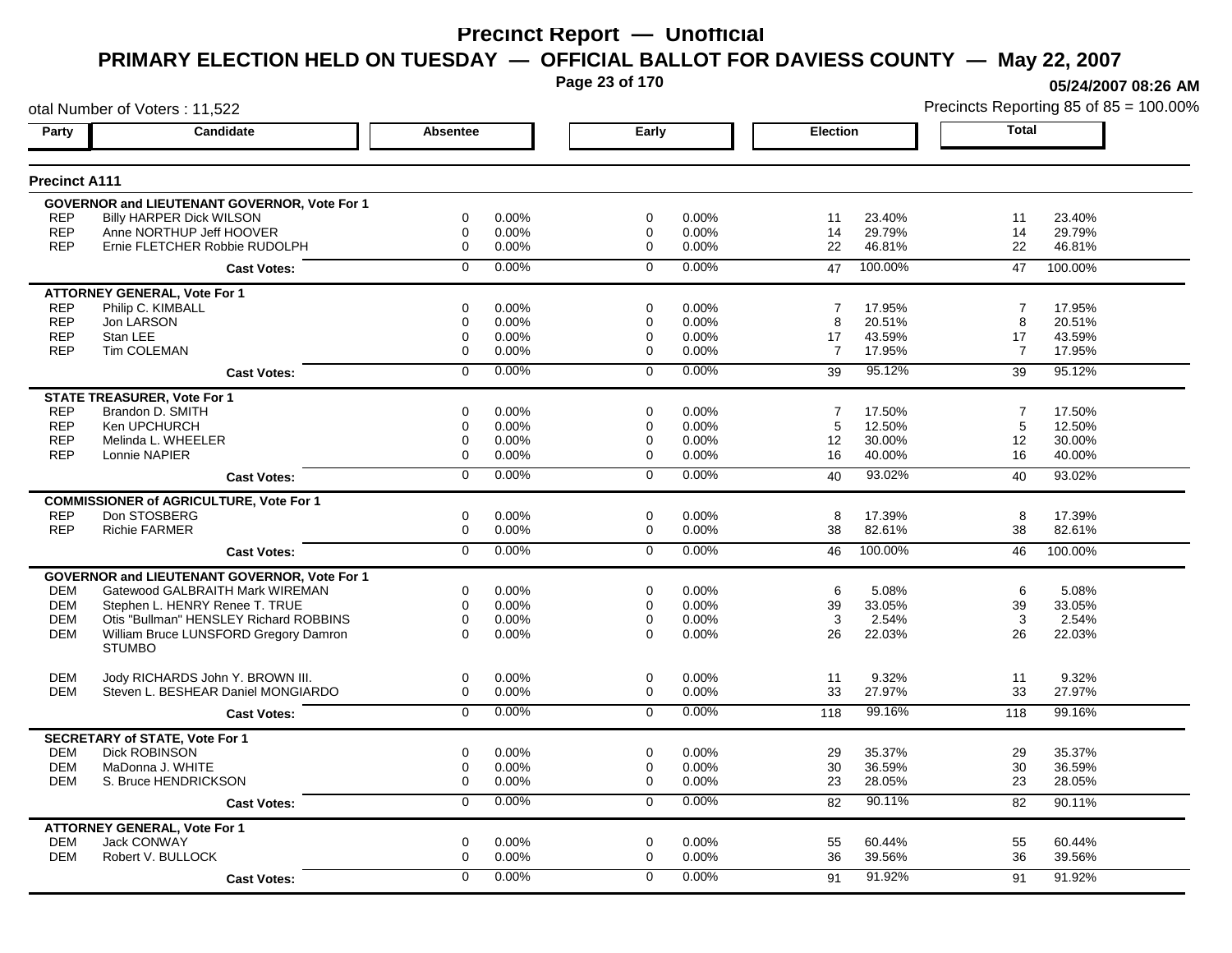# Precinct Report — Unofficial

## PRIMARY ELECTION HELD ON TUESDAY — OFFICIAL BALLOT FOR DAVIESS COUNTY — May 22, 2007

05/24/2007 08:26 AM

otal Number of Voters : 11,522

Precincts Reporting 85 of 85 = 100.00%

### Precinct A111

| Party | Candidate | Absentee | | Early | | Election | | Total | |
|---|---|---|---|---|---|---|---|---|---|
| **GOVERNOR and LIEUTENANT GOVERNOR, Vote For 1** | | | | | | | | | |
| REP | Billy HARPER Dick WILSON | 0 | 0.00% | 0 | 0.00% | 11 | 23.40% | 11 | 23.40% |
| REP | Anne NORTHUP Jeff HOOVER | 0 | 0.00% | 0 | 0.00% | 14 | 29.79% | 14 | 29.79% |
| REP | Ernie FLETCHER Robbie RUDOLPH | 0 | 0.00% | 0 | 0.00% | 22 | 46.81% | 22 | 46.81% |
| | **Cast Votes:** | 0 | 0.00% | 0 | 0.00% | 47 | 100.00% | 47 | 100.00% |
| **ATTORNEY GENERAL, Vote For 1** | | | | | | | | | |
| REP | Philip C. KIMBALL | 0 | 0.00% | 0 | 0.00% | 7 | 17.95% | 7 | 17.95% |
| REP | Jon LARSON | 0 | 0.00% | 0 | 0.00% | 8 | 20.51% | 8 | 20.51% |
| REP | Stan LEE | 0 | 0.00% | 0 | 0.00% | 17 | 43.59% | 17 | 43.59% |
| REP | Tim COLEMAN | 0 | 0.00% | 0 | 0.00% | 7 | 17.95% | 7 | 17.95% |
| | **Cast Votes:** | 0 | 0.00% | 0 | 0.00% | 39 | 95.12% | 39 | 95.12% |
| **STATE TREASURER, Vote For 1** | | | | | | | | | |
| REP | Brandon D. SMITH | 0 | 0.00% | 0 | 0.00% | 7 | 17.50% | 7 | 17.50% |
| REP | Ken UPCHURCH | 0 | 0.00% | 0 | 0.00% | 5 | 12.50% | 5 | 12.50% |
| REP | Melinda L. WHEELER | 0 | 0.00% | 0 | 0.00% | 12 | 30.00% | 12 | 30.00% |
| REP | Lonnie NAPIER | 0 | 0.00% | 0 | 0.00% | 16 | 40.00% | 16 | 40.00% |
| | **Cast Votes:** | 0 | 0.00% | 0 | 0.00% | 40 | 93.02% | 40 | 93.02% |
| **COMMISSIONER of AGRICULTURE, Vote For 1** | | | | | | | | | |
| REP | Don STOSBERG | 0 | 0.00% | 0 | 0.00% | 8 | 17.39% | 8 | 17.39% |
| REP | Richie FARMER | 0 | 0.00% | 0 | 0.00% | 38 | 82.61% | 38 | 82.61% |
| | **Cast Votes:** | 0 | 0.00% | 0 | 0.00% | 46 | 100.00% | 46 | 100.00% |
| **GOVERNOR and LIEUTENANT GOVERNOR, Vote For 1** | | | | | | | | | |
| DEM | Gatewood GALBRAITH Mark WIREMAN | 0 | 0.00% | 0 | 0.00% | 6 | 5.08% | 6 | 5.08% |
| DEM | Stephen L. HENRY Renee T. TRUE | 0 | 0.00% | 0 | 0.00% | 39 | 33.05% | 39 | 33.05% |
| DEM | Otis "Bullman" HENSLEY Richard ROBBINS | 0 | 0.00% | 0 | 0.00% | 3 | 2.54% | 3 | 2.54% |
| DEM | William Bruce LUNSFORD Gregory Damron STUMBO | 0 | 0.00% | 0 | 0.00% | 26 | 22.03% | 26 | 22.03% |
| DEM | Jody RICHARDS John Y. BROWN III. | 0 | 0.00% | 0 | 0.00% | 11 | 9.32% | 11 | 9.32% |
| DEM | Steven L. BESHEAR Daniel MONGIARDO | 0 | 0.00% | 0 | 0.00% | 33 | 27.97% | 33 | 27.97% |
| | **Cast Votes:** | 0 | 0.00% | 0 | 0.00% | 118 | 99.16% | 118 | 99.16% |
| **SECRETARY of STATE, Vote For 1** | | | | | | | | | |
| DEM | Dick ROBINSON | 0 | 0.00% | 0 | 0.00% | 29 | 35.37% | 29 | 35.37% |
| DEM | MaDonna J. WHITE | 0 | 0.00% | 0 | 0.00% | 30 | 36.59% | 30 | 36.59% |
| DEM | S. Bruce HENDRICKSON | 0 | 0.00% | 0 | 0.00% | 23 | 28.05% | 23 | 28.05% |
| | **Cast Votes:** | 0 | 0.00% | 0 | 0.00% | 82 | 90.11% | 82 | 90.11% |
| **ATTORNEY GENERAL, Vote For 1** | | | | | | | | | |
| DEM | Jack CONWAY | 0 | 0.00% | 0 | 0.00% | 55 | 60.44% | 55 | 60.44% |
| DEM | Robert V. BULLOCK | 0 | 0.00% | 0 | 0.00% | 36 | 39.56% | 36 | 39.56% |
| | **Cast Votes:** | 0 | 0.00% | 0 | 0.00% | 91 | 91.92% | 91 | 91.92% |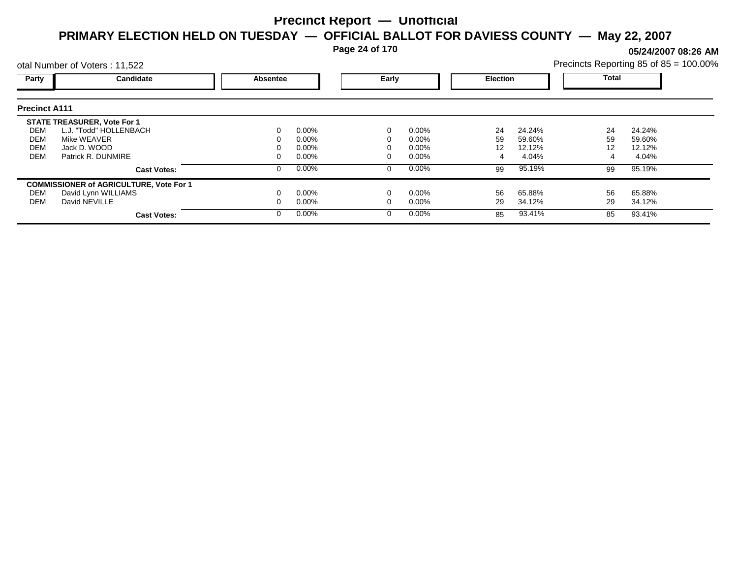# Precinct Report — Unofficial

## PRIMARY ELECTION HELD ON TUESDAY — OFFICIAL BALLOT FOR DAVIESS COUNTY — May 22, 2007

**05/24/2007 08:26 AM**

otal Number of Voters : 11,522

Precincts Reporting 85 of 85 = 100.00%

| Party | Candidate | Absentee | | Early | | Election | | Total | |
|---|---|---|---|---|---|---|---|---|---|
| **Precinct A111** | | | | | | | | | |
| **STATE TREASURER, Vote For 1** | | | | | | | | | |
| DEM | L.J. "Todd" HOLLENBACH | 0 | 0.00% | 0 | 0.00% | 24 | 24.24% | 24 | 24.24% |
| DEM | Mike WEAVER | 0 | 0.00% | 0 | 0.00% | 59 | 59.60% | 59 | 59.60% |
| DEM | Jack D. WOOD | 0 | 0.00% | 0 | 0.00% | 12 | 12.12% | 12 | 12.12% |
| DEM | Patrick R. DUNMIRE | 0 | 0.00% | 0 | 0.00% | 4 | 4.04% | 4 | 4.04% |
| | **Cast Votes:** | 0 | 0.00% | 0 | 0.00% | 99 | 95.19% | 99 | 95.19% |
| **COMMISSIONER of AGRICULTURE, Vote For 1** | | | | | | | | | |
| DEM | David Lynn WILLIAMS | 0 | 0.00% | 0 | 0.00% | 56 | 65.88% | 56 | 65.88% |
| DEM | David NEVILLE | 0 | 0.00% | 0 | 0.00% | 29 | 34.12% | 29 | 34.12% |
| | **Cast Votes:** | 0 | 0.00% | 0 | 0.00% | 85 | 93.41% | 85 | 93.41% |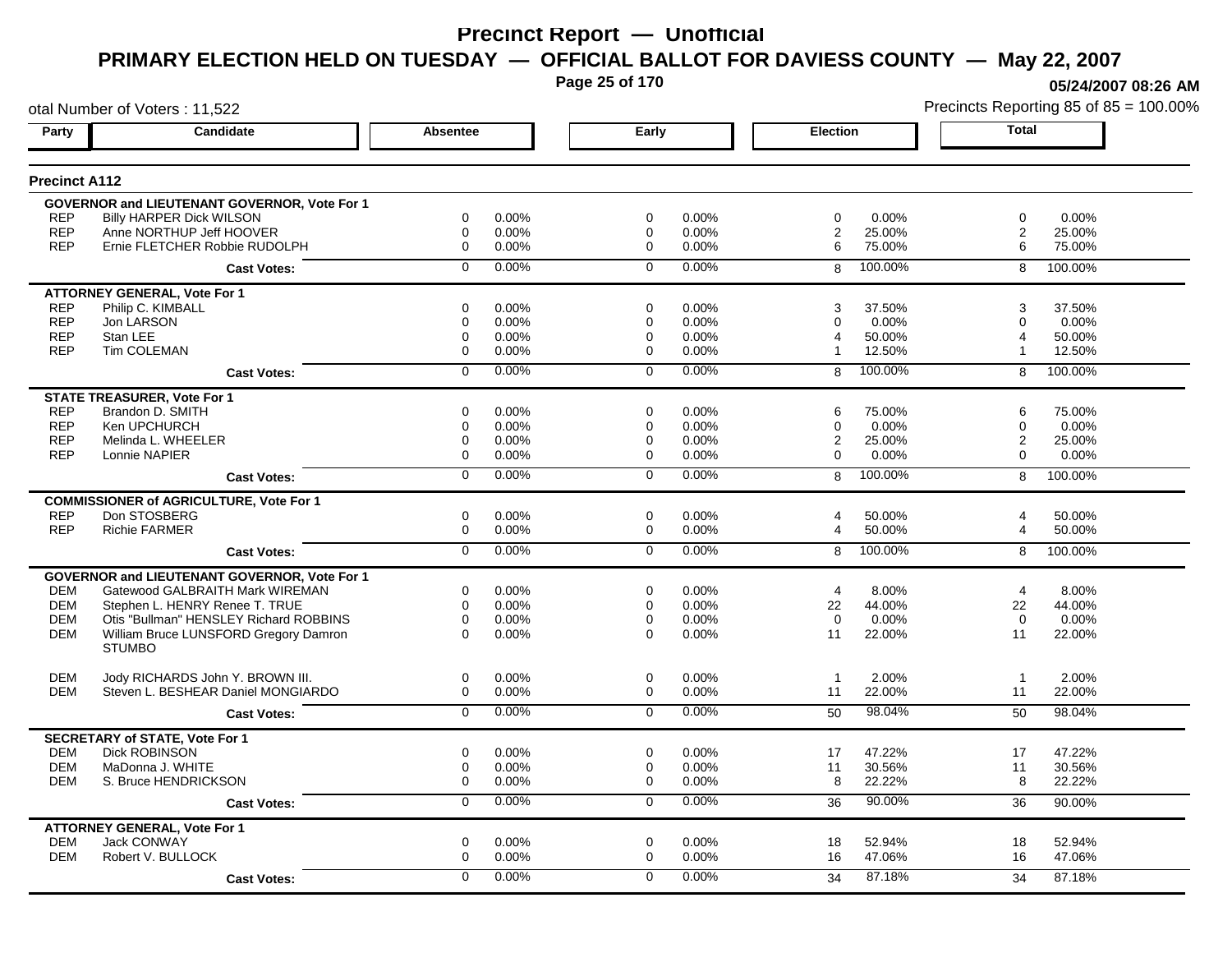# Precinct Report — Unofficial

## PRIMARY ELECTION HELD ON TUESDAY — OFFICIAL BALLOT FOR DAVIESS COUNTY — May 22, 2007

05/24/2007 08:26 AM

otal Number of Voters : 11,522

Precincts Reporting 85 of 85 = 100.00%

### Precinct A112

| Party | Candidate | Absentee | | Early | | Election | | Total | |
|---|---|---|---|---|---|---|---|---|---|
| **GOVERNOR and LIEUTENANT GOVERNOR, Vote For 1** | | | | | | | | | |
| REP | Billy HARPER Dick WILSON | 0 | 0.00% | 0 | 0.00% | 0 | 0.00% | 0 | 0.00% |
| REP | Anne NORTHUP Jeff HOOVER | 0 | 0.00% | 0 | 0.00% | 2 | 25.00% | 2 | 25.00% |
| REP | Ernie FLETCHER Robbie RUDOLPH | 0 | 0.00% | 0 | 0.00% | 6 | 75.00% | 6 | 75.00% |
| | **Cast Votes:** | 0 | 0.00% | 0 | 0.00% | 8 | 100.00% | 8 | 100.00% |
| **ATTORNEY GENERAL, Vote For 1** | | | | | | | | | |
| REP | Philip C. KIMBALL | 0 | 0.00% | 0 | 0.00% | 3 | 37.50% | 3 | 37.50% |
| REP | Jon LARSON | 0 | 0.00% | 0 | 0.00% | 0 | 0.00% | 0 | 0.00% |
| REP | Stan LEE | 0 | 0.00% | 0 | 0.00% | 4 | 50.00% | 4 | 50.00% |
| REP | Tim COLEMAN | 0 | 0.00% | 0 | 0.00% | 1 | 12.50% | 1 | 12.50% |
| | **Cast Votes:** | 0 | 0.00% | 0 | 0.00% | 8 | 100.00% | 8 | 100.00% |
| **STATE TREASURER, Vote For 1** | | | | | | | | | |
| REP | Brandon D. SMITH | 0 | 0.00% | 0 | 0.00% | 6 | 75.00% | 6 | 75.00% |
| REP | Ken UPCHURCH | 0 | 0.00% | 0 | 0.00% | 0 | 0.00% | 0 | 0.00% |
| REP | Melinda L. WHEELER | 0 | 0.00% | 0 | 0.00% | 2 | 25.00% | 2 | 25.00% |
| REP | Lonnie NAPIER | 0 | 0.00% | 0 | 0.00% | 0 | 0.00% | 0 | 0.00% |
| | **Cast Votes:** | 0 | 0.00% | 0 | 0.00% | 8 | 100.00% | 8 | 100.00% |
| **COMMISSIONER of AGRICULTURE, Vote For 1** | | | | | | | | | |
| REP | Don STOSBERG | 0 | 0.00% | 0 | 0.00% | 4 | 50.00% | 4 | 50.00% |
| REP | Richie FARMER | 0 | 0.00% | 0 | 0.00% | 4 | 50.00% | 4 | 50.00% |
| | **Cast Votes:** | 0 | 0.00% | 0 | 0.00% | 8 | 100.00% | 8 | 100.00% |
| **GOVERNOR and LIEUTENANT GOVERNOR, Vote For 1** | | | | | | | | | |
| DEM | Gatewood GALBRAITH Mark WIREMAN | 0 | 0.00% | 0 | 0.00% | 4 | 8.00% | 4 | 8.00% |
| DEM | Stephen L. HENRY Renee T. TRUE | 0 | 0.00% | 0 | 0.00% | 22 | 44.00% | 22 | 44.00% |
| DEM | Otis "Bullman" HENSLEY Richard ROBBINS | 0 | 0.00% | 0 | 0.00% | 0 | 0.00% | 0 | 0.00% |
| DEM | William Bruce LUNSFORD Gregory Damron STUMBO | 0 | 0.00% | 0 | 0.00% | 11 | 22.00% | 11 | 22.00% |
| DEM | Jody RICHARDS John Y. BROWN III. | 0 | 0.00% | 0 | 0.00% | 1 | 2.00% | 1 | 2.00% |
| DEM | Steven L. BESHEAR Daniel MONGIARDO | 0 | 0.00% | 0 | 0.00% | 11 | 22.00% | 11 | 22.00% |
| | **Cast Votes:** | 0 | 0.00% | 0 | 0.00% | 50 | 98.04% | 50 | 98.04% |
| **SECRETARY of STATE, Vote For 1** | | | | | | | | | |
| DEM | Dick ROBINSON | 0 | 0.00% | 0 | 0.00% | 17 | 47.22% | 17 | 47.22% |
| DEM | MaDonna J. WHITE | 0 | 0.00% | 0 | 0.00% | 11 | 30.56% | 11 | 30.56% |
| DEM | S. Bruce HENDRICKSON | 0 | 0.00% | 0 | 0.00% | 8 | 22.22% | 8 | 22.22% |
| | **Cast Votes:** | 0 | 0.00% | 0 | 0.00% | 36 | 90.00% | 36 | 90.00% |
| **ATTORNEY GENERAL, Vote For 1** | | | | | | | | | |
| DEM | Jack CONWAY | 0 | 0.00% | 0 | 0.00% | 18 | 52.94% | 18 | 52.94% |
| DEM | Robert V. BULLOCK | 0 | 0.00% | 0 | 0.00% | 16 | 47.06% | 16 | 47.06% |
| | **Cast Votes:** | 0 | 0.00% | 0 | 0.00% | 34 | 87.18% | 34 | 87.18% |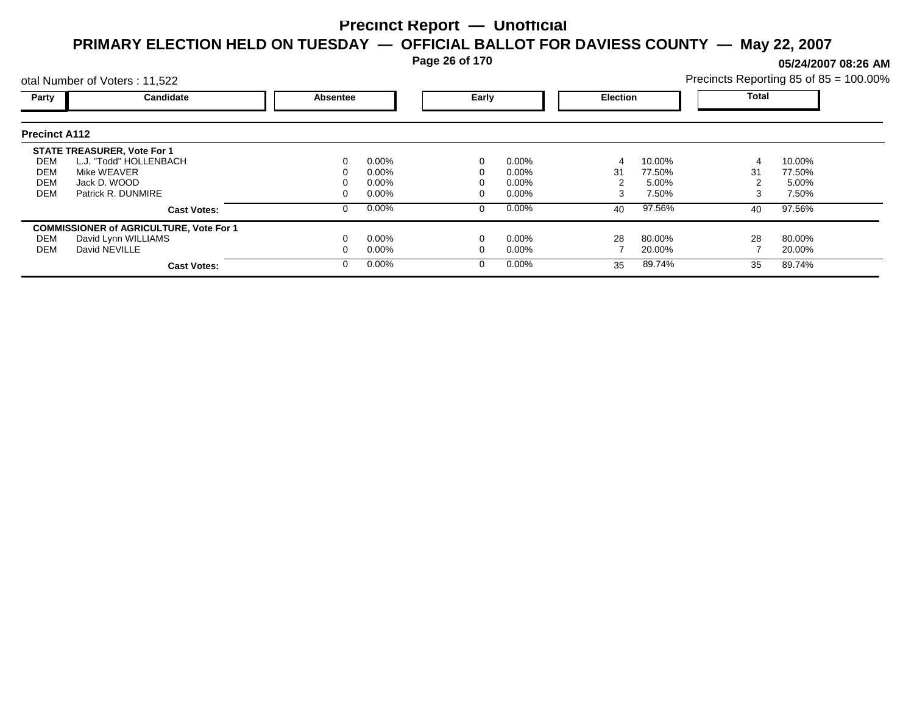# Precinct Report — Unofficial

## PRIMARY ELECTION HELD ON TUESDAY — OFFICIAL BALLOT FOR DAVIESS COUNTY — May 22, 2007

**05/24/2007 08:26 AM**

otal Number of Voters : 11,522

Precincts Reporting 85 of 85 = 100.00%

### Precinct A112

| Party | Candidate | Absentee | | Early | | Election | | Total | |
|---|---|---|---|---|---|---|---|---|---|
| | **STATE TREASURER, Vote For 1** | | | | | | | | |
| DEM | L.J. "Todd" HOLLENBACH | 0 | 0.00% | 0 | 0.00% | 4 | 10.00% | 4 | 10.00% |
| DEM | Mike WEAVER | 0 | 0.00% | 0 | 0.00% | 31 | 77.50% | 31 | 77.50% |
| DEM | Jack D. WOOD | 0 | 0.00% | 0 | 0.00% | 2 | 5.00% | 2 | 5.00% |
| DEM | Patrick R. DUNMIRE | 0 | 0.00% | 0 | 0.00% | 3 | 7.50% | 3 | 7.50% |
| | **Cast Votes:** | 0 | 0.00% | 0 | 0.00% | 40 | 97.56% | 40 | 97.56% |
| | **COMMISSIONER of AGRICULTURE, Vote For 1** | | | | | | | | |
| DEM | David Lynn WILLIAMS | 0 | 0.00% | 0 | 0.00% | 28 | 80.00% | 28 | 80.00% |
| DEM | David NEVILLE | 0 | 0.00% | 0 | 0.00% | 7 | 20.00% | 7 | 20.00% |
| | **Cast Votes:** | 0 | 0.00% | 0 | 0.00% | 35 | 89.74% | 35 | 89.74% |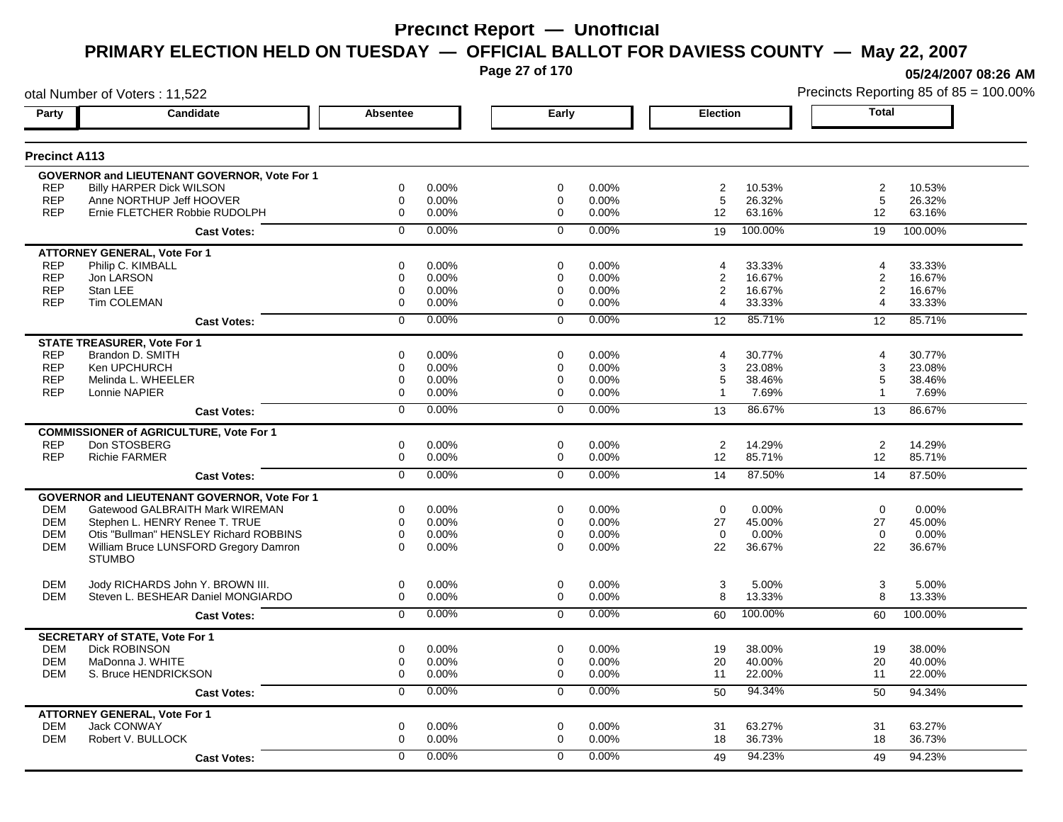# Precinct Report — Unofficial

## PRIMARY ELECTION HELD ON TUESDAY — OFFICIAL BALLOT FOR DAVIESS COUNTY — May 22, 2007

05/24/2007 08:26 AM

otal Number of Voters : 11,522

Precincts Reporting 85 of 85 = 100.00%

### Precinct A113

| Party | Candidate | Absentee | | Early | | Election | | Total | |
|---|---|---|---|---|---|---|---|---|---|
| | **GOVERNOR and LIEUTENANT GOVERNOR, Vote For 1** | | | | | | | | |
| REP | Billy HARPER Dick WILSON | 0 | 0.00% | 0 | 0.00% | 2 | 10.53% | 2 | 10.53% |
| REP | Anne NORTHUP Jeff HOOVER | 0 | 0.00% | 0 | 0.00% | 5 | 26.32% | 5 | 26.32% |
| REP | Ernie FLETCHER Robbie RUDOLPH | 0 | 0.00% | 0 | 0.00% | 12 | 63.16% | 12 | 63.16% |
| | **Cast Votes:** | 0 | 0.00% | 0 | 0.00% | 19 | 100.00% | 19 | 100.00% |
| | **ATTORNEY GENERAL, Vote For 1** | | | | | | | | |
| REP | Philip C. KIMBALL | 0 | 0.00% | 0 | 0.00% | 4 | 33.33% | 4 | 33.33% |
| REP | Jon LARSON | 0 | 0.00% | 0 | 0.00% | 2 | 16.67% | 2 | 16.67% |
| REP | Stan LEE | 0 | 0.00% | 0 | 0.00% | 2 | 16.67% | 2 | 16.67% |
| REP | Tim COLEMAN | 0 | 0.00% | 0 | 0.00% | 4 | 33.33% | 4 | 33.33% |
| | **Cast Votes:** | 0 | 0.00% | 0 | 0.00% | 12 | 85.71% | 12 | 85.71% |
| | **STATE TREASURER, Vote For 1** | | | | | | | | |
| REP | Brandon D. SMITH | 0 | 0.00% | 0 | 0.00% | 4 | 30.77% | 4 | 30.77% |
| REP | Ken UPCHURCH | 0 | 0.00% | 0 | 0.00% | 3 | 23.08% | 3 | 23.08% |
| REP | Melinda L. WHEELER | 0 | 0.00% | 0 | 0.00% | 5 | 38.46% | 5 | 38.46% |
| REP | Lonnie NAPIER | 0 | 0.00% | 0 | 0.00% | 1 | 7.69% | 1 | 7.69% |
| | **Cast Votes:** | 0 | 0.00% | 0 | 0.00% | 13 | 86.67% | 13 | 86.67% |
| | **COMMISSIONER of AGRICULTURE, Vote For 1** | | | | | | | | |
| REP | Don STOSBERG | 0 | 0.00% | 0 | 0.00% | 2 | 14.29% | 2 | 14.29% |
| REP | Richie FARMER | 0 | 0.00% | 0 | 0.00% | 12 | 85.71% | 12 | 85.71% |
| | **Cast Votes:** | 0 | 0.00% | 0 | 0.00% | 14 | 87.50% | 14 | 87.50% |
| | **GOVERNOR and LIEUTENANT GOVERNOR, Vote For 1** | | | | | | | | |
| DEM | Gatewood GALBRAITH Mark WIREMAN | 0 | 0.00% | 0 | 0.00% | 0 | 0.00% | 0 | 0.00% |
| DEM | Stephen L. HENRY Renee T. TRUE | 0 | 0.00% | 0 | 0.00% | 27 | 45.00% | 27 | 45.00% |
| DEM | Otis "Bullman" HENSLEY Richard ROBBINS | 0 | 0.00% | 0 | 0.00% | 0 | 0.00% | 0 | 0.00% |
| DEM | William Bruce LUNSFORD Gregory Damron STUMBO | 0 | 0.00% | 0 | 0.00% | 22 | 36.67% | 22 | 36.67% |
| DEM | Jody RICHARDS John Y. BROWN III. | 0 | 0.00% | 0 | 0.00% | 3 | 5.00% | 3 | 5.00% |
| DEM | Steven L. BESHEAR Daniel MONGIARDO | 0 | 0.00% | 0 | 0.00% | 8 | 13.33% | 8 | 13.33% |
| | **Cast Votes:** | 0 | 0.00% | 0 | 0.00% | 60 | 100.00% | 60 | 100.00% |
| | **SECRETARY of STATE, Vote For 1** | | | | | | | | |
| DEM | Dick ROBINSON | 0 | 0.00% | 0 | 0.00% | 19 | 38.00% | 19 | 38.00% |
| DEM | MaDonna J. WHITE | 0 | 0.00% | 0 | 0.00% | 20 | 40.00% | 20 | 40.00% |
| DEM | S. Bruce HENDRICKSON | 0 | 0.00% | 0 | 0.00% | 11 | 22.00% | 11 | 22.00% |
| | **Cast Votes:** | 0 | 0.00% | 0 | 0.00% | 50 | 94.34% | 50 | 94.34% |
| | **ATTORNEY GENERAL, Vote For 1** | | | | | | | | |
| DEM | Jack CONWAY | 0 | 0.00% | 0 | 0.00% | 31 | 63.27% | 31 | 63.27% |
| DEM | Robert V. BULLOCK | 0 | 0.00% | 0 | 0.00% | 18 | 36.73% | 18 | 36.73% |
| | **Cast Votes:** | 0 | 0.00% | 0 | 0.00% | 49 | 94.23% | 49 | 94.23% |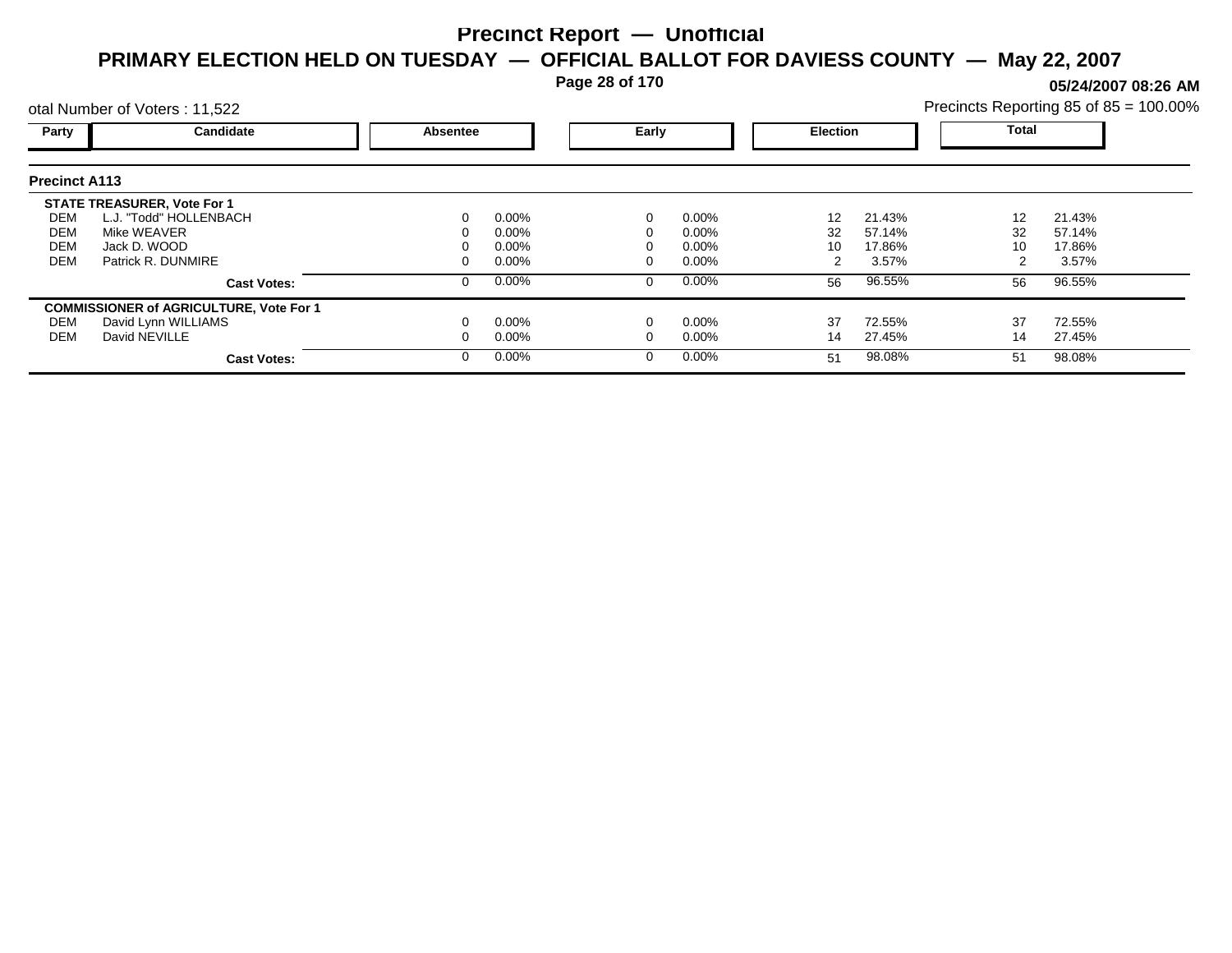# Precinct Report — Unofficial

## PRIMARY ELECTION HELD ON TUESDAY — OFFICIAL BALLOT FOR DAVIESS COUNTY — May 22, 2007

**05/24/2007 08:26 AM**

otal Number of Voters : 11,522

Precincts Reporting 85 of 85 = 100.00%

| Party | Candidate | Absentee | | Early | | Election | | Total | |
|---|---|---|---|---|---|---|---|---|---|
| **Precinct A113** | | | | | | | | | |
| **STATE TREASURER, Vote For 1** | | | | | | | | | |
| DEM | L.J. "Todd" HOLLENBACH | 0 | 0.00% | 0 | 0.00% | 12 | 21.43% | 12 | 21.43% |
| DEM | Mike WEAVER | 0 | 0.00% | 0 | 0.00% | 32 | 57.14% | 32 | 57.14% |
| DEM | Jack D. WOOD | 0 | 0.00% | 0 | 0.00% | 10 | 17.86% | 10 | 17.86% |
| DEM | Patrick R. DUNMIRE | 0 | 0.00% | 0 | 0.00% | 2 | 3.57% | 2 | 3.57% |
| | **Cast Votes:** | 0 | 0.00% | 0 | 0.00% | 56 | 96.55% | 56 | 96.55% |
| **COMMISSIONER of AGRICULTURE, Vote For 1** | | | | | | | | | |
| DEM | David Lynn WILLIAMS | 0 | 0.00% | 0 | 0.00% | 37 | 72.55% | 37 | 72.55% |
| DEM | David NEVILLE | 0 | 0.00% | 0 | 0.00% | 14 | 27.45% | 14 | 27.45% |
| | **Cast Votes:** | 0 | 0.00% | 0 | 0.00% | 51 | 98.08% | 51 | 98.08% |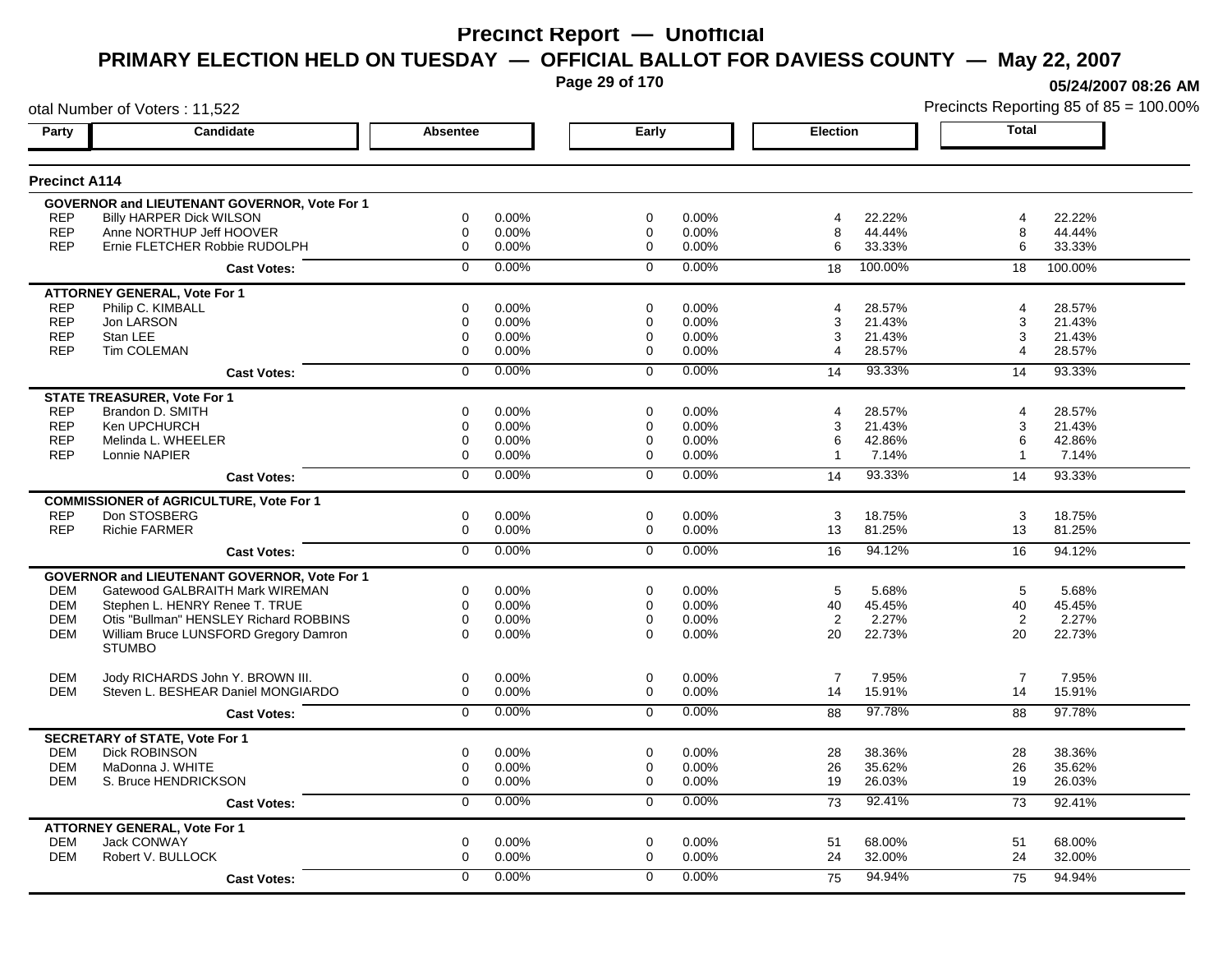# Precinct Report — Unofficial

## PRIMARY ELECTION HELD ON TUESDAY — OFFICIAL BALLOT FOR DAVIESS COUNTY — May 22, 2007

05/24/2007 08:26 AM

otal Number of Voters : 11,522

Precincts Reporting 85 of 85 = 100.00%

### Precinct A114

| Party | Candidate | Absentee | | Early | | Election | | Total | |
|---|---|---|---|---|---|---|---|---|---|
| | **GOVERNOR and LIEUTENANT GOVERNOR, Vote For 1** | | | | | | | | |
| REP | Billy HARPER Dick WILSON | 0 | 0.00% | 0 | 0.00% | 4 | 22.22% | 4 | 22.22% |
| REP | Anne NORTHUP Jeff HOOVER | 0 | 0.00% | 0 | 0.00% | 8 | 44.44% | 8 | 44.44% |
| REP | Ernie FLETCHER Robbie RUDOLPH | 0 | 0.00% | 0 | 0.00% | 6 | 33.33% | 6 | 33.33% |
| | **Cast Votes:** | 0 | 0.00% | 0 | 0.00% | 18 | 100.00% | 18 | 100.00% |
| | **ATTORNEY GENERAL, Vote For 1** | | | | | | | | |
| REP | Philip C. KIMBALL | 0 | 0.00% | 0 | 0.00% | 4 | 28.57% | 4 | 28.57% |
| REP | Jon LARSON | 0 | 0.00% | 0 | 0.00% | 3 | 21.43% | 3 | 21.43% |
| REP | Stan LEE | 0 | 0.00% | 0 | 0.00% | 3 | 21.43% | 3 | 21.43% |
| REP | Tim COLEMAN | 0 | 0.00% | 0 | 0.00% | 4 | 28.57% | 4 | 28.57% |
| | **Cast Votes:** | 0 | 0.00% | 0 | 0.00% | 14 | 93.33% | 14 | 93.33% |
| | **STATE TREASURER, Vote For 1** | | | | | | | | |
| REP | Brandon D. SMITH | 0 | 0.00% | 0 | 0.00% | 4 | 28.57% | 4 | 28.57% |
| REP | Ken UPCHURCH | 0 | 0.00% | 0 | 0.00% | 3 | 21.43% | 3 | 21.43% |
| REP | Melinda L. WHEELER | 0 | 0.00% | 0 | 0.00% | 6 | 42.86% | 6 | 42.86% |
| REP | Lonnie NAPIER | 0 | 0.00% | 0 | 0.00% | 1 | 7.14% | 1 | 7.14% |
| | **Cast Votes:** | 0 | 0.00% | 0 | 0.00% | 14 | 93.33% | 14 | 93.33% |
| | **COMMISSIONER of AGRICULTURE, Vote For 1** | | | | | | | | |
| REP | Don STOSBERG | 0 | 0.00% | 0 | 0.00% | 3 | 18.75% | 3 | 18.75% |
| REP | Richie FARMER | 0 | 0.00% | 0 | 0.00% | 13 | 81.25% | 13 | 81.25% |
| | **Cast Votes:** | 0 | 0.00% | 0 | 0.00% | 16 | 94.12% | 16 | 94.12% |
| | **GOVERNOR and LIEUTENANT GOVERNOR, Vote For 1** | | | | | | | | |
| DEM | Gatewood GALBRAITH Mark WIREMAN | 0 | 0.00% | 0 | 0.00% | 5 | 5.68% | 5 | 5.68% |
| DEM | Stephen L. HENRY Renee T. TRUE | 0 | 0.00% | 0 | 0.00% | 40 | 45.45% | 40 | 45.45% |
| DEM | Otis "Bullman" HENSLEY Richard ROBBINS | 0 | 0.00% | 0 | 0.00% | 2 | 2.27% | 2 | 2.27% |
| DEM | William Bruce LUNSFORD Gregory Damron STUMBO | 0 | 0.00% | 0 | 0.00% | 20 | 22.73% | 20 | 22.73% |
| DEM | Jody RICHARDS John Y. BROWN III. | 0 | 0.00% | 0 | 0.00% | 7 | 7.95% | 7 | 7.95% |
| DEM | Steven L. BESHEAR Daniel MONGIARDO | 0 | 0.00% | 0 | 0.00% | 14 | 15.91% | 14 | 15.91% |
| | **Cast Votes:** | 0 | 0.00% | 0 | 0.00% | 88 | 97.78% | 88 | 97.78% |
| | **SECRETARY of STATE, Vote For 1** | | | | | | | | |
| DEM | Dick ROBINSON | 0 | 0.00% | 0 | 0.00% | 28 | 38.36% | 28 | 38.36% |
| DEM | MaDonna J. WHITE | 0 | 0.00% | 0 | 0.00% | 26 | 35.62% | 26 | 35.62% |
| DEM | S. Bruce HENDRICKSON | 0 | 0.00% | 0 | 0.00% | 19 | 26.03% | 19 | 26.03% |
| | **Cast Votes:** | 0 | 0.00% | 0 | 0.00% | 73 | 92.41% | 73 | 92.41% |
| | **ATTORNEY GENERAL, Vote For 1** | | | | | | | | |
| DEM | Jack CONWAY | 0 | 0.00% | 0 | 0.00% | 51 | 68.00% | 51 | 68.00% |
| DEM | Robert V. BULLOCK | 0 | 0.00% | 0 | 0.00% | 24 | 32.00% | 24 | 32.00% |
| | **Cast Votes:** | 0 | 0.00% | 0 | 0.00% | 75 | 94.94% | 75 | 94.94% |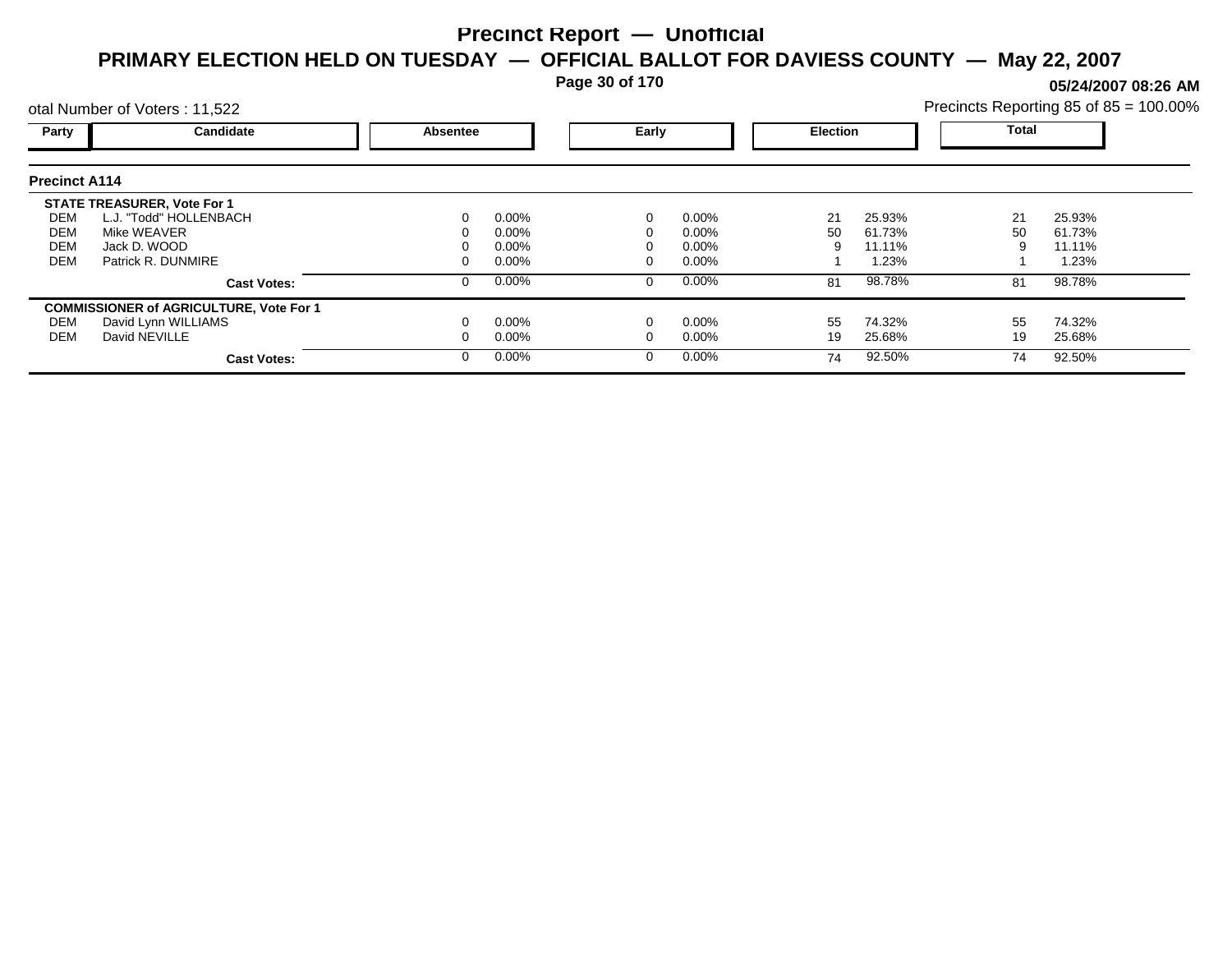# Precinct Report — Unofficial

## PRIMARY ELECTION HELD ON TUESDAY — OFFICIAL BALLOT FOR DAVIESS COUNTY — May 22, 2007

**05/24/2007 08:26 AM**

otal Number of Voters : 11,522

Precincts Reporting 85 of 85 = 100.00%

### Precinct A114

| Party | Candidate | Absentee | | Early | | Election | | Total | |
|---|---|---|---|---|---|---|---|---|---|
| **STATE TREASURER, Vote For 1** | | | | | | | | | |
| DEM | L.J. "Todd" HOLLENBACH | 0 | 0.00% | 0 | 0.00% | 21 | 25.93% | 21 | 25.93% |
| DEM | Mike WEAVER | 0 | 0.00% | 0 | 0.00% | 50 | 61.73% | 50 | 61.73% |
| DEM | Jack D. WOOD | 0 | 0.00% | 0 | 0.00% | 9 | 11.11% | 9 | 11.11% |
| DEM | Patrick R. DUNMIRE | 0 | 0.00% | 0 | 0.00% | 1 | 1.23% | 1 | 1.23% |
| | **Cast Votes:** | 0 | 0.00% | 0 | 0.00% | 81 | 98.78% | 81 | 98.78% |
| **COMMISSIONER of AGRICULTURE, Vote For 1** | | | | | | | | | |
| DEM | David Lynn WILLIAMS | 0 | 0.00% | 0 | 0.00% | 55 | 74.32% | 55 | 74.32% |
| DEM | David NEVILLE | 0 | 0.00% | 0 | 0.00% | 19 | 25.68% | 19 | 25.68% |
| | **Cast Votes:** | 0 | 0.00% | 0 | 0.00% | 74 | 92.50% | 74 | 92.50% |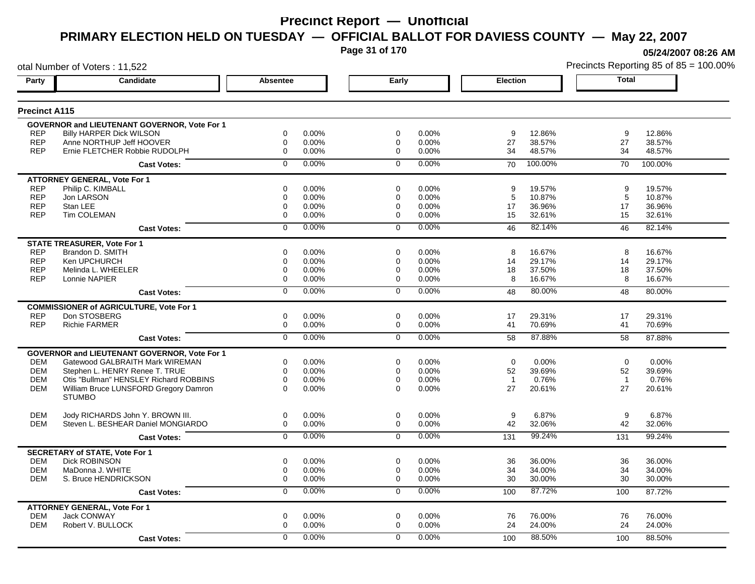# Precinct Report — Unofficial

## PRIMARY ELECTION HELD ON TUESDAY — OFFICIAL BALLOT FOR DAVIESS COUNTY — May 22, 2007

05/24/2007 08:26 AM

otal Number of Voters : 11,522

Precincts Reporting 85 of 85 = 100.00%

### Precinct A115

| Party | Candidate | Absentee | | Early | | Election | | Total | |
|---|---|---|---|---|---|---|---|---|---|
| | **GOVERNOR and LIEUTENANT GOVERNOR, Vote For 1** | | | | | | | | |
| REP | Billy HARPER Dick WILSON | 0 | 0.00% | 0 | 0.00% | 9 | 12.86% | 9 | 12.86% |
| REP | Anne NORTHUP Jeff HOOVER | 0 | 0.00% | 0 | 0.00% | 27 | 38.57% | 27 | 38.57% |
| REP | Ernie FLETCHER Robbie RUDOLPH | 0 | 0.00% | 0 | 0.00% | 34 | 48.57% | 34 | 48.57% |
| | **Cast Votes:** | 0 | 0.00% | 0 | 0.00% | 70 | 100.00% | 70 | 100.00% |
| | **ATTORNEY GENERAL, Vote For 1** | | | | | | | | |
| REP | Philip C. KIMBALL | 0 | 0.00% | 0 | 0.00% | 9 | 19.57% | 9 | 19.57% |
| REP | Jon LARSON | 0 | 0.00% | 0 | 0.00% | 5 | 10.87% | 5 | 10.87% |
| REP | Stan LEE | 0 | 0.00% | 0 | 0.00% | 17 | 36.96% | 17 | 36.96% |
| REP | Tim COLEMAN | 0 | 0.00% | 0 | 0.00% | 15 | 32.61% | 15 | 32.61% |
| | **Cast Votes:** | 0 | 0.00% | 0 | 0.00% | 46 | 82.14% | 46 | 82.14% |
| | **STATE TREASURER, Vote For 1** | | | | | | | | |
| REP | Brandon D. SMITH | 0 | 0.00% | 0 | 0.00% | 8 | 16.67% | 8 | 16.67% |
| REP | Ken UPCHURCH | 0 | 0.00% | 0 | 0.00% | 14 | 29.17% | 14 | 29.17% |
| REP | Melinda L. WHEELER | 0 | 0.00% | 0 | 0.00% | 18 | 37.50% | 18 | 37.50% |
| REP | Lonnie NAPIER | 0 | 0.00% | 0 | 0.00% | 8 | 16.67% | 8 | 16.67% |
| | **Cast Votes:** | 0 | 0.00% | 0 | 0.00% | 48 | 80.00% | 48 | 80.00% |
| | **COMMISSIONER of AGRICULTURE, Vote For 1** | | | | | | | | |
| REP | Don STOSBERG | 0 | 0.00% | 0 | 0.00% | 17 | 29.31% | 17 | 29.31% |
| REP | Richie FARMER | 0 | 0.00% | 0 | 0.00% | 41 | 70.69% | 41 | 70.69% |
| | **Cast Votes:** | 0 | 0.00% | 0 | 0.00% | 58 | 87.88% | 58 | 87.88% |
| | **GOVERNOR and LIEUTENANT GOVERNOR, Vote For 1** | | | | | | | | |
| DEM | Gatewood GALBRAITH Mark WIREMAN | 0 | 0.00% | 0 | 0.00% | 0 | 0.00% | 0 | 0.00% |
| DEM | Stephen L. HENRY Renee T. TRUE | 0 | 0.00% | 0 | 0.00% | 52 | 39.69% | 52 | 39.69% |
| DEM | Otis "Bullman" HENSLEY Richard ROBBINS | 0 | 0.00% | 0 | 0.00% | 1 | 0.76% | 1 | 0.76% |
| DEM | William Bruce LUNSFORD Gregory Damron STUMBO | 0 | 0.00% | 0 | 0.00% | 27 | 20.61% | 27 | 20.61% |
| DEM | Jody RICHARDS John Y. BROWN III. | 0 | 0.00% | 0 | 0.00% | 9 | 6.87% | 9 | 6.87% |
| DEM | Steven L. BESHEAR Daniel MONGIARDO | 0 | 0.00% | 0 | 0.00% | 42 | 32.06% | 42 | 32.06% |
| | **Cast Votes:** | 0 | 0.00% | 0 | 0.00% | 131 | 99.24% | 131 | 99.24% |
| | **SECRETARY of STATE, Vote For 1** | | | | | | | | |
| DEM | Dick ROBINSON | 0 | 0.00% | 0 | 0.00% | 36 | 36.00% | 36 | 36.00% |
| DEM | MaDonna J. WHITE | 0 | 0.00% | 0 | 0.00% | 34 | 34.00% | 34 | 34.00% |
| DEM | S. Bruce HENDRICKSON | 0 | 0.00% | 0 | 0.00% | 30 | 30.00% | 30 | 30.00% |
| | **Cast Votes:** | 0 | 0.00% | 0 | 0.00% | 100 | 87.72% | 100 | 87.72% |
| | **ATTORNEY GENERAL, Vote For 1** | | | | | | | | |
| DEM | Jack CONWAY | 0 | 0.00% | 0 | 0.00% | 76 | 76.00% | 76 | 76.00% |
| DEM | Robert V. BULLOCK | 0 | 0.00% | 0 | 0.00% | 24 | 24.00% | 24 | 24.00% |
| | **Cast Votes:** | 0 | 0.00% | 0 | 0.00% | 100 | 88.50% | 100 | 88.50% |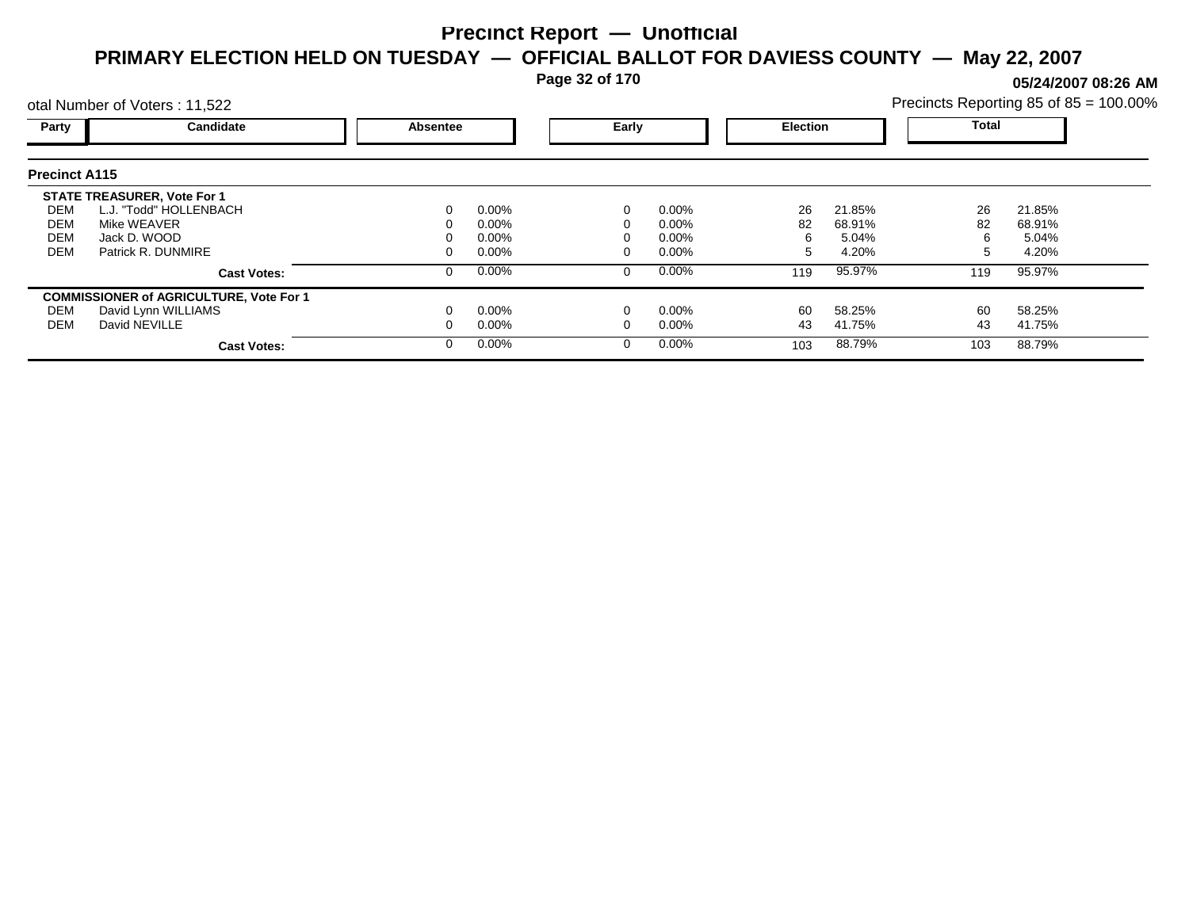# Precinct Report — Unofficial

## PRIMARY ELECTION HELD ON TUESDAY — OFFICIAL BALLOT FOR DAVIESS COUNTY — May 22, 2007

05/24/2007 08:26 AM

otal Number of Voters : 11,522

Precincts Reporting 85 of 85 = 100.00%

| Party | Candidate | Absentee | | Early | | Election | | Total | |
|---|---|---|---|---|---|---|---|---|---|
| **Precinct A115** | | | | | | | | | |
| **STATE TREASURER, Vote For 1** | | | | | | | | | |
| DEM | L.J. "Todd" HOLLENBACH | 0 | 0.00% | 0 | 0.00% | 26 | 21.85% | 26 | 21.85% |
| DEM | Mike WEAVER | 0 | 0.00% | 0 | 0.00% | 82 | 68.91% | 82 | 68.91% |
| DEM | Jack D. WOOD | 0 | 0.00% | 0 | 0.00% | 6 | 5.04% | 6 | 5.04% |
| DEM | Patrick R. DUNMIRE | 0 | 0.00% | 0 | 0.00% | 5 | 4.20% | 5 | 4.20% |
| | **Cast Votes:** | 0 | 0.00% | 0 | 0.00% | 119 | 95.97% | 119 | 95.97% |
| **COMMISSIONER of AGRICULTURE, Vote For 1** | | | | | | | | | |
| DEM | David Lynn WILLIAMS | 0 | 0.00% | 0 | 0.00% | 60 | 58.25% | 60 | 58.25% |
| DEM | David NEVILLE | 0 | 0.00% | 0 | 0.00% | 43 | 41.75% | 43 | 41.75% |
| | **Cast Votes:** | 0 | 0.00% | 0 | 0.00% | 103 | 88.79% | 103 | 88.79% |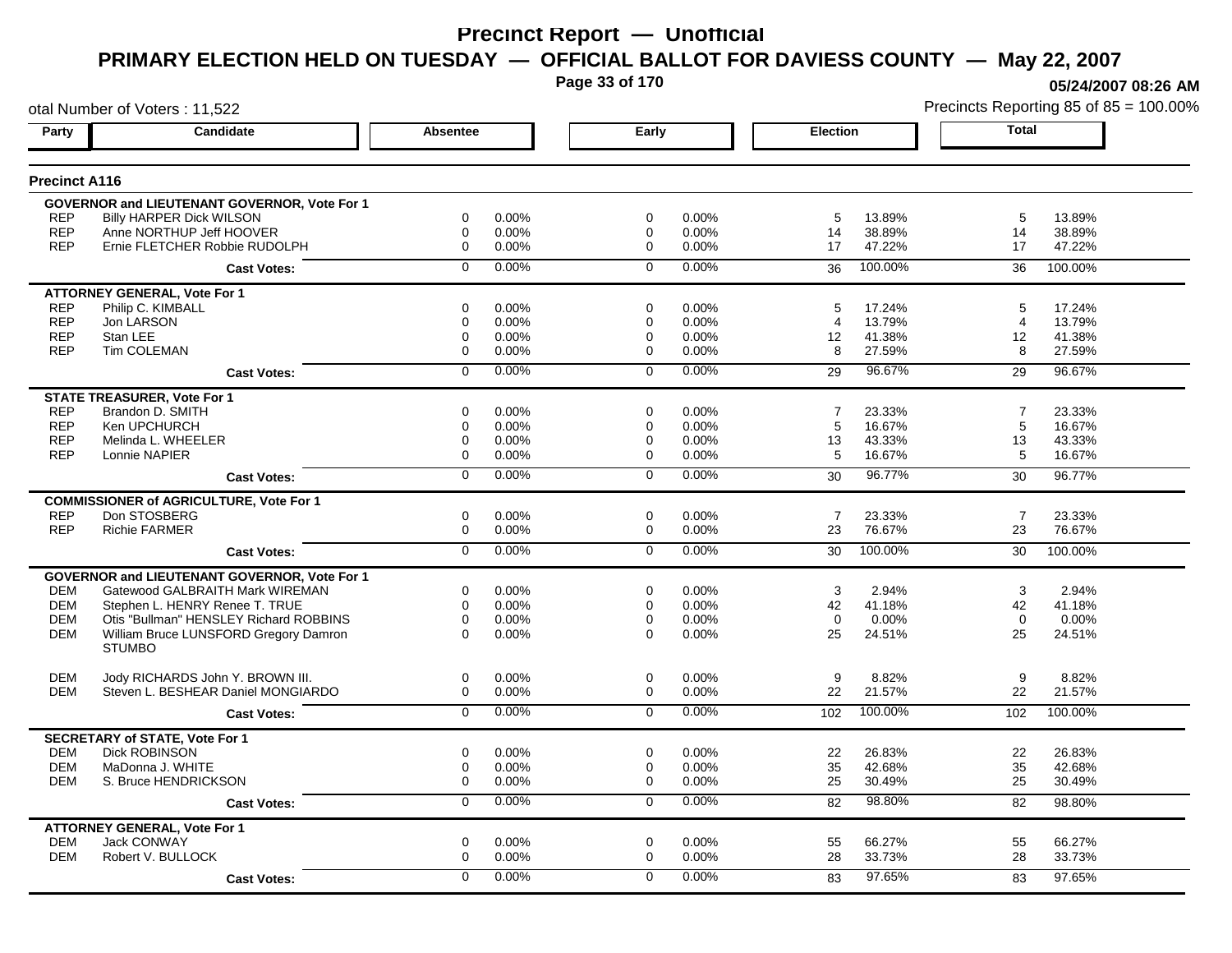# Precinct Report — Unofficial

## PRIMARY ELECTION HELD ON TUESDAY — OFFICIAL BALLOT FOR DAVIESS COUNTY — May 22, 2007

05/24/2007 08:26 AM

otal Number of Voters : 11,522

Precincts Reporting 85 of 85 = 100.00%

### Precinct A116

| Party | Candidate | Absentee | | Early | | Election | | Total | |
|---|---|---|---|---|---|---|---|---|---|
| | **GOVERNOR and LIEUTENANT GOVERNOR, Vote For 1** | | | | | | | | |
| REP | Billy HARPER Dick WILSON | 0 | 0.00% | 0 | 0.00% | 5 | 13.89% | 5 | 13.89% |
| REP | Anne NORTHUP Jeff HOOVER | 0 | 0.00% | 0 | 0.00% | 14 | 38.89% | 14 | 38.89% |
| REP | Ernie FLETCHER Robbie RUDOLPH | 0 | 0.00% | 0 | 0.00% | 17 | 47.22% | 17 | 47.22% |
| | **Cast Votes:** | 0 | 0.00% | 0 | 0.00% | 36 | 100.00% | 36 | 100.00% |
| | **ATTORNEY GENERAL, Vote For 1** | | | | | | | | |
| REP | Philip C. KIMBALL | 0 | 0.00% | 0 | 0.00% | 5 | 17.24% | 5 | 17.24% |
| REP | Jon LARSON | 0 | 0.00% | 0 | 0.00% | 4 | 13.79% | 4 | 13.79% |
| REP | Stan LEE | 0 | 0.00% | 0 | 0.00% | 12 | 41.38% | 12 | 41.38% |
| REP | Tim COLEMAN | 0 | 0.00% | 0 | 0.00% | 8 | 27.59% | 8 | 27.59% |
| | **Cast Votes:** | 0 | 0.00% | 0 | 0.00% | 29 | 96.67% | 29 | 96.67% |
| | **STATE TREASURER, Vote For 1** | | | | | | | | |
| REP | Brandon D. SMITH | 0 | 0.00% | 0 | 0.00% | 7 | 23.33% | 7 | 23.33% |
| REP | Ken UPCHURCH | 0 | 0.00% | 0 | 0.00% | 5 | 16.67% | 5 | 16.67% |
| REP | Melinda L. WHEELER | 0 | 0.00% | 0 | 0.00% | 13 | 43.33% | 13 | 43.33% |
| REP | Lonnie NAPIER | 0 | 0.00% | 0 | 0.00% | 5 | 16.67% | 5 | 16.67% |
| | **Cast Votes:** | 0 | 0.00% | 0 | 0.00% | 30 | 96.77% | 30 | 96.77% |
| | **COMMISSIONER of AGRICULTURE, Vote For 1** | | | | | | | | |
| REP | Don STOSBERG | 0 | 0.00% | 0 | 0.00% | 7 | 23.33% | 7 | 23.33% |
| REP | Richie FARMER | 0 | 0.00% | 0 | 0.00% | 23 | 76.67% | 23 | 76.67% |
| | **Cast Votes:** | 0 | 0.00% | 0 | 0.00% | 30 | 100.00% | 30 | 100.00% |
| | **GOVERNOR and LIEUTENANT GOVERNOR, Vote For 1** | | | | | | | | |
| DEM | Gatewood GALBRAITH Mark WIREMAN | 0 | 0.00% | 0 | 0.00% | 3 | 2.94% | 3 | 2.94% |
| DEM | Stephen L. HENRY Renee T. TRUE | 0 | 0.00% | 0 | 0.00% | 42 | 41.18% | 42 | 41.18% |
| DEM | Otis "Bullman" HENSLEY Richard ROBBINS | 0 | 0.00% | 0 | 0.00% | 0 | 0.00% | 0 | 0.00% |
| DEM | William Bruce LUNSFORD Gregory Damron STUMBO | 0 | 0.00% | 0 | 0.00% | 25 | 24.51% | 25 | 24.51% |
| DEM | Jody RICHARDS John Y. BROWN III. | 0 | 0.00% | 0 | 0.00% | 9 | 8.82% | 9 | 8.82% |
| DEM | Steven L. BESHEAR Daniel MONGIARDO | 0 | 0.00% | 0 | 0.00% | 22 | 21.57% | 22 | 21.57% |
| | **Cast Votes:** | 0 | 0.00% | 0 | 0.00% | 102 | 100.00% | 102 | 100.00% |
| | **SECRETARY of STATE, Vote For 1** | | | | | | | | |
| DEM | Dick ROBINSON | 0 | 0.00% | 0 | 0.00% | 22 | 26.83% | 22 | 26.83% |
| DEM | MaDonna J. WHITE | 0 | 0.00% | 0 | 0.00% | 35 | 42.68% | 35 | 42.68% |
| DEM | S. Bruce HENDRICKSON | 0 | 0.00% | 0 | 0.00% | 25 | 30.49% | 25 | 30.49% |
| | **Cast Votes:** | 0 | 0.00% | 0 | 0.00% | 82 | 98.80% | 82 | 98.80% |
| | **ATTORNEY GENERAL, Vote For 1** | | | | | | | | |
| DEM | Jack CONWAY | 0 | 0.00% | 0 | 0.00% | 55 | 66.27% | 55 | 66.27% |
| DEM | Robert V. BULLOCK | 0 | 0.00% | 0 | 0.00% | 28 | 33.73% | 28 | 33.73% |
| | **Cast Votes:** | 0 | 0.00% | 0 | 0.00% | 83 | 97.65% | 83 | 97.65% |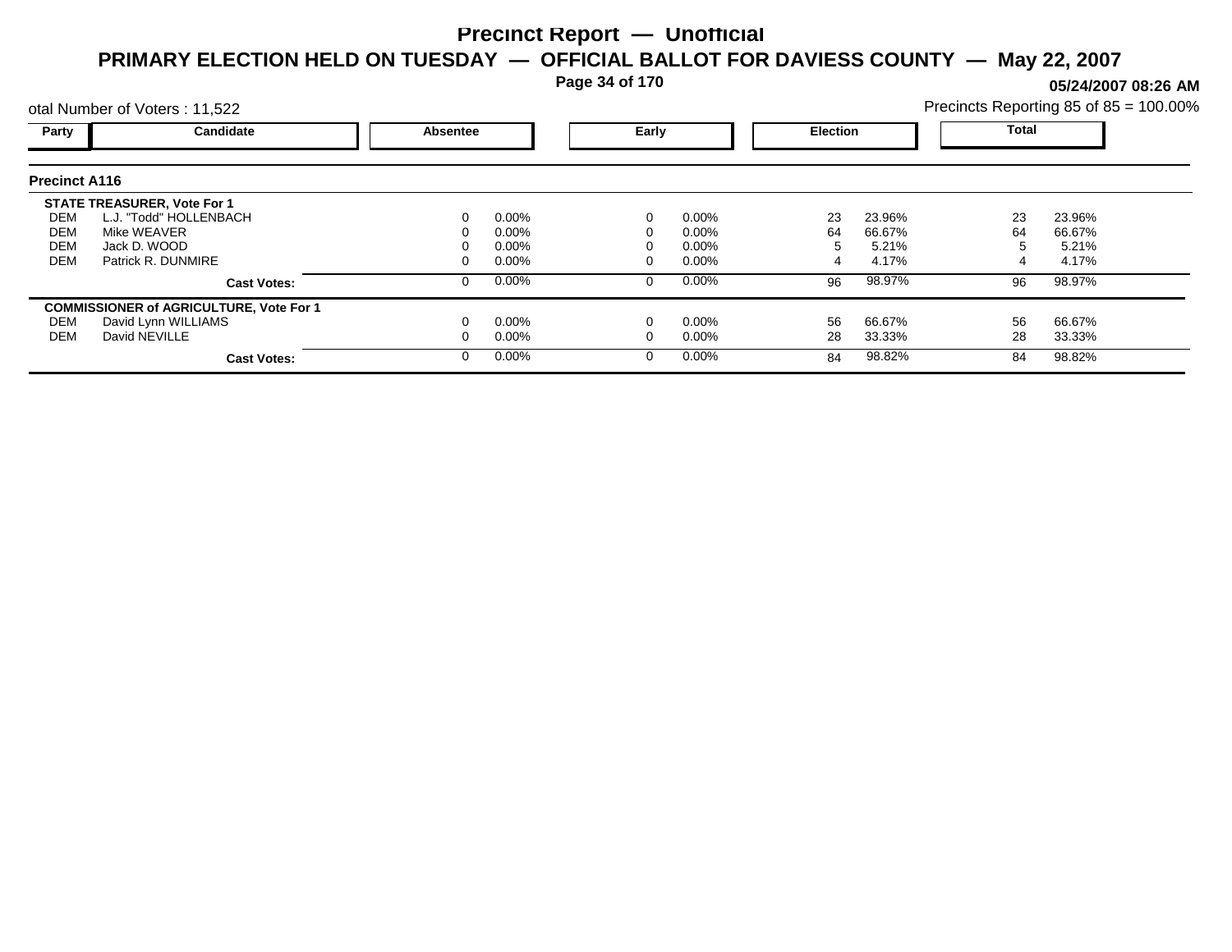# Precinct Report — Unofficial

## PRIMARY ELECTION HELD ON TUESDAY — OFFICIAL BALLOT FOR DAVIESS COUNTY — May 22, 2007

**05/24/2007 08:26 AM**

otal Number of Voters : 11,522

Precincts Reporting 85 of 85 = 100.00%

### Precinct A116

| Party | Candidate | Absentee | | Early | | Election | | Total | |
|---|---|---|---|---|---|---|---|---|---|
| | **STATE TREASURER, Vote For 1** | | | | | | | | |
| DEM | L.J. "Todd" HOLLENBACH | 0 | 0.00% | 0 | 0.00% | 23 | 23.96% | 23 | 23.96% |
| DEM | Mike WEAVER | 0 | 0.00% | 0 | 0.00% | 64 | 66.67% | 64 | 66.67% |
| DEM | Jack D. WOOD | 0 | 0.00% | 0 | 0.00% | 5 | 5.21% | 5 | 5.21% |
| DEM | Patrick R. DUNMIRE | 0 | 0.00% | 0 | 0.00% | 4 | 4.17% | 4 | 4.17% |
| | **Cast Votes:** | 0 | 0.00% | 0 | 0.00% | 96 | 98.97% | 96 | 98.97% |
| | **COMMISSIONER of AGRICULTURE, Vote For 1** | | | | | | | | |
| DEM | David Lynn WILLIAMS | 0 | 0.00% | 0 | 0.00% | 56 | 66.67% | 56 | 66.67% |
| DEM | David NEVILLE | 0 | 0.00% | 0 | 0.00% | 28 | 33.33% | 28 | 33.33% |
| | **Cast Votes:** | 0 | 0.00% | 0 | 0.00% | 84 | 98.82% | 84 | 98.82% |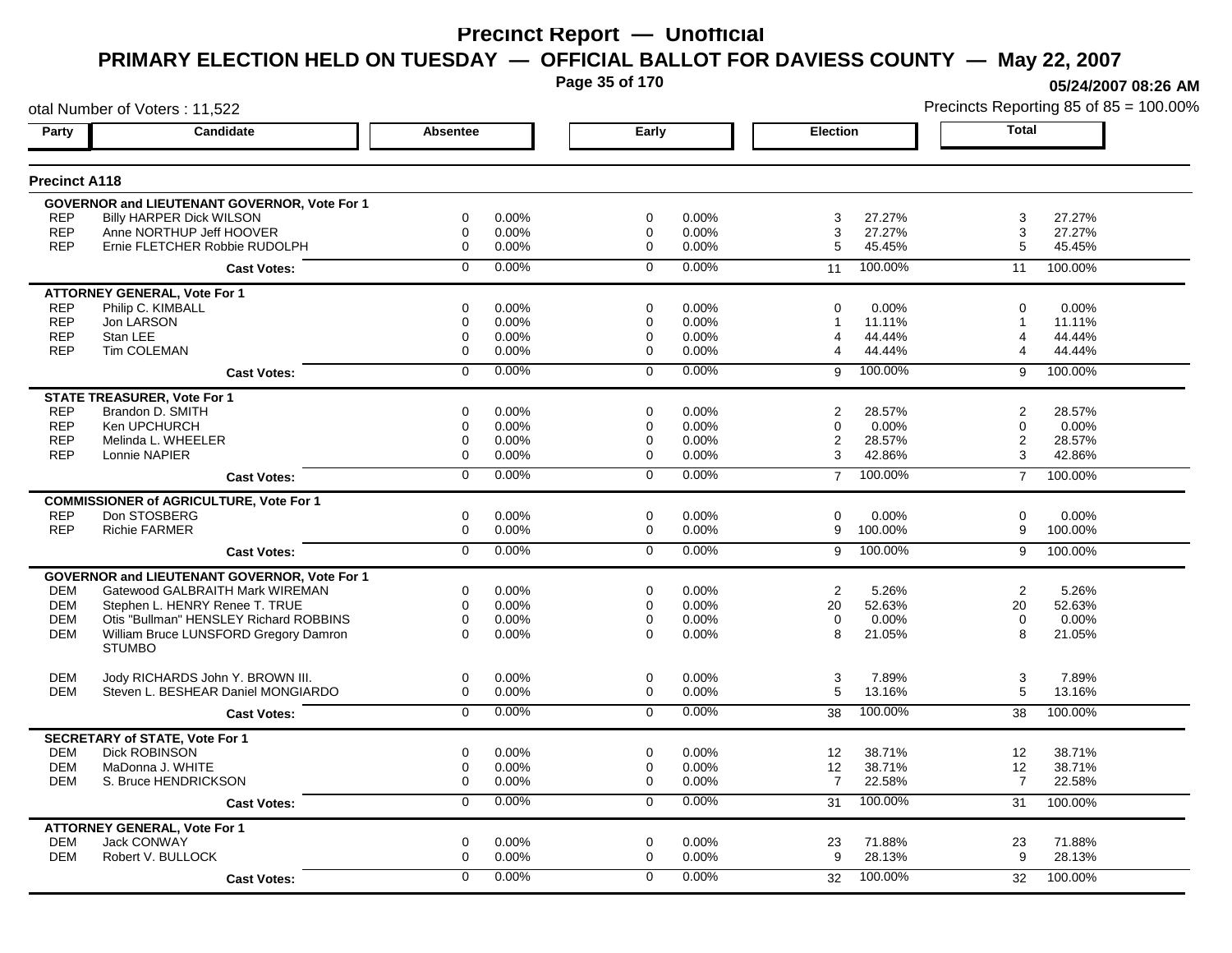# Precinct Report — Unofficial

## PRIMARY ELECTION HELD ON TUESDAY — OFFICIAL BALLOT FOR DAVIESS COUNTY — May 22, 2007

05/24/2007 08:26 AM

otal Number of Voters : 11,522

Precincts Reporting 85 of 85 = 100.00%

### Precinct A118

| Party | Candidate | Absentee | | Early | | Election | | Total | |
|---|---|---|---|---|---|---|---|---|---|
| | **GOVERNOR and LIEUTENANT GOVERNOR, Vote For 1** | | | | | | | | |
| REP | Billy HARPER Dick WILSON | 0 | 0.00% | 0 | 0.00% | 3 | 27.27% | 3 | 27.27% |
| REP | Anne NORTHUP Jeff HOOVER | 0 | 0.00% | 0 | 0.00% | 3 | 27.27% | 3 | 27.27% |
| REP | Ernie FLETCHER Robbie RUDOLPH | 0 | 0.00% | 0 | 0.00% | 5 | 45.45% | 5 | 45.45% |
| | **Cast Votes:** | 0 | 0.00% | 0 | 0.00% | 11 | 100.00% | 11 | 100.00% |
| | **ATTORNEY GENERAL, Vote For 1** | | | | | | | | |
| REP | Philip C. KIMBALL | 0 | 0.00% | 0 | 0.00% | 0 | 0.00% | 0 | 0.00% |
| REP | Jon LARSON | 0 | 0.00% | 0 | 0.00% | 1 | 11.11% | 1 | 11.11% |
| REP | Stan LEE | 0 | 0.00% | 0 | 0.00% | 4 | 44.44% | 4 | 44.44% |
| REP | Tim COLEMAN | 0 | 0.00% | 0 | 0.00% | 4 | 44.44% | 4 | 44.44% |
| | **Cast Votes:** | 0 | 0.00% | 0 | 0.00% | 9 | 100.00% | 9 | 100.00% |
| | **STATE TREASURER, Vote For 1** | | | | | | | | |
| REP | Brandon D. SMITH | 0 | 0.00% | 0 | 0.00% | 2 | 28.57% | 2 | 28.57% |
| REP | Ken UPCHURCH | 0 | 0.00% | 0 | 0.00% | 0 | 0.00% | 0 | 0.00% |
| REP | Melinda L. WHEELER | 0 | 0.00% | 0 | 0.00% | 2 | 28.57% | 2 | 28.57% |
| REP | Lonnie NAPIER | 0 | 0.00% | 0 | 0.00% | 3 | 42.86% | 3 | 42.86% |
| | **Cast Votes:** | 0 | 0.00% | 0 | 0.00% | 7 | 100.00% | 7 | 100.00% |
| | **COMMISSIONER of AGRICULTURE, Vote For 1** | | | | | | | | |
| REP | Don STOSBERG | 0 | 0.00% | 0 | 0.00% | 0 | 0.00% | 0 | 0.00% |
| REP | Richie FARMER | 0 | 0.00% | 0 | 0.00% | 9 | 100.00% | 9 | 100.00% |
| | **Cast Votes:** | 0 | 0.00% | 0 | 0.00% | 9 | 100.00% | 9 | 100.00% |
| | **GOVERNOR and LIEUTENANT GOVERNOR, Vote For 1** | | | | | | | | |
| DEM | Gatewood GALBRAITH Mark WIREMAN | 0 | 0.00% | 0 | 0.00% | 2 | 5.26% | 2 | 5.26% |
| DEM | Stephen L. HENRY Renee T. TRUE | 0 | 0.00% | 0 | 0.00% | 20 | 52.63% | 20 | 52.63% |
| DEM | Otis "Bullman" HENSLEY Richard ROBBINS | 0 | 0.00% | 0 | 0.00% | 0 | 0.00% | 0 | 0.00% |
| DEM | William Bruce LUNSFORD Gregory Damron STUMBO | 0 | 0.00% | 0 | 0.00% | 8 | 21.05% | 8 | 21.05% |
| DEM | Jody RICHARDS John Y. BROWN III. | 0 | 0.00% | 0 | 0.00% | 3 | 7.89% | 3 | 7.89% |
| DEM | Steven L. BESHEAR Daniel MONGIARDO | 0 | 0.00% | 0 | 0.00% | 5 | 13.16% | 5 | 13.16% |
| | **Cast Votes:** | 0 | 0.00% | 0 | 0.00% | 38 | 100.00% | 38 | 100.00% |
| | **SECRETARY of STATE, Vote For 1** | | | | | | | | |
| DEM | Dick ROBINSON | 0 | 0.00% | 0 | 0.00% | 12 | 38.71% | 12 | 38.71% |
| DEM | MaDonna J. WHITE | 0 | 0.00% | 0 | 0.00% | 12 | 38.71% | 12 | 38.71% |
| DEM | S. Bruce HENDRICKSON | 0 | 0.00% | 0 | 0.00% | 7 | 22.58% | 7 | 22.58% |
| | **Cast Votes:** | 0 | 0.00% | 0 | 0.00% | 31 | 100.00% | 31 | 100.00% |
| | **ATTORNEY GENERAL, Vote For 1** | | | | | | | | |
| DEM | Jack CONWAY | 0 | 0.00% | 0 | 0.00% | 23 | 71.88% | 23 | 71.88% |
| DEM | Robert V. BULLOCK | 0 | 0.00% | 0 | 0.00% | 9 | 28.13% | 9 | 28.13% |
| | **Cast Votes:** | 0 | 0.00% | 0 | 0.00% | 32 | 100.00% | 32 | 100.00% |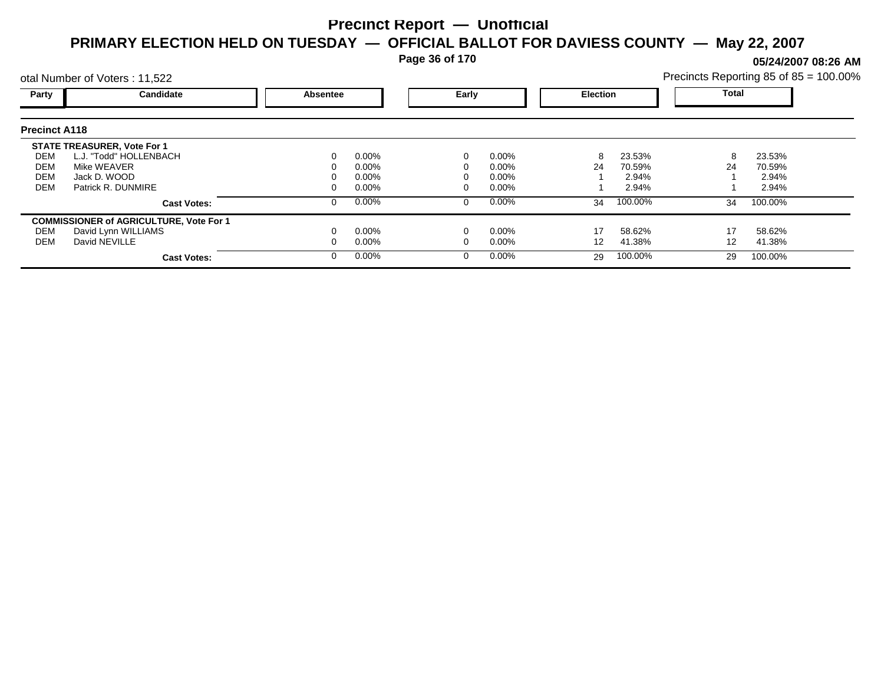# Precinct Report — Unofficial

## PRIMARY ELECTION HELD ON TUESDAY — OFFICIAL BALLOT FOR DAVIESS COUNTY — May 22, 2007

05/24/2007 08:26 AM

otal Number of Voters : 11,522

Precincts Reporting 85 of 85 = 100.00%

### Precinct A118

| Party | Candidate | Absentee | | Early | | Election | | Total | |
|---|---|---|---|---|---|---|---|---|---|
| | **STATE TREASURER, Vote For 1** | | | | | | | | |
| DEM | L.J. "Todd" HOLLENBACH | 0 | 0.00% | 0 | 0.00% | 8 | 23.53% | 8 | 23.53% |
| DEM | Mike WEAVER | 0 | 0.00% | 0 | 0.00% | 24 | 70.59% | 24 | 70.59% |
| DEM | Jack D. WOOD | 0 | 0.00% | 0 | 0.00% | 1 | 2.94% | 1 | 2.94% |
| DEM | Patrick R. DUNMIRE | 0 | 0.00% | 0 | 0.00% | 1 | 2.94% | 1 | 2.94% |
| | **Cast Votes:** | 0 | 0.00% | 0 | 0.00% | 34 | 100.00% | 34 | 100.00% |
| | **COMMISSIONER of AGRICULTURE, Vote For 1** | | | | | | | | |
| DEM | David Lynn WILLIAMS | 0 | 0.00% | 0 | 0.00% | 17 | 58.62% | 17 | 58.62% |
| DEM | David NEVILLE | 0 | 0.00% | 0 | 0.00% | 12 | 41.38% | 12 | 41.38% |
| | **Cast Votes:** | 0 | 0.00% | 0 | 0.00% | 29 | 100.00% | 29 | 100.00% |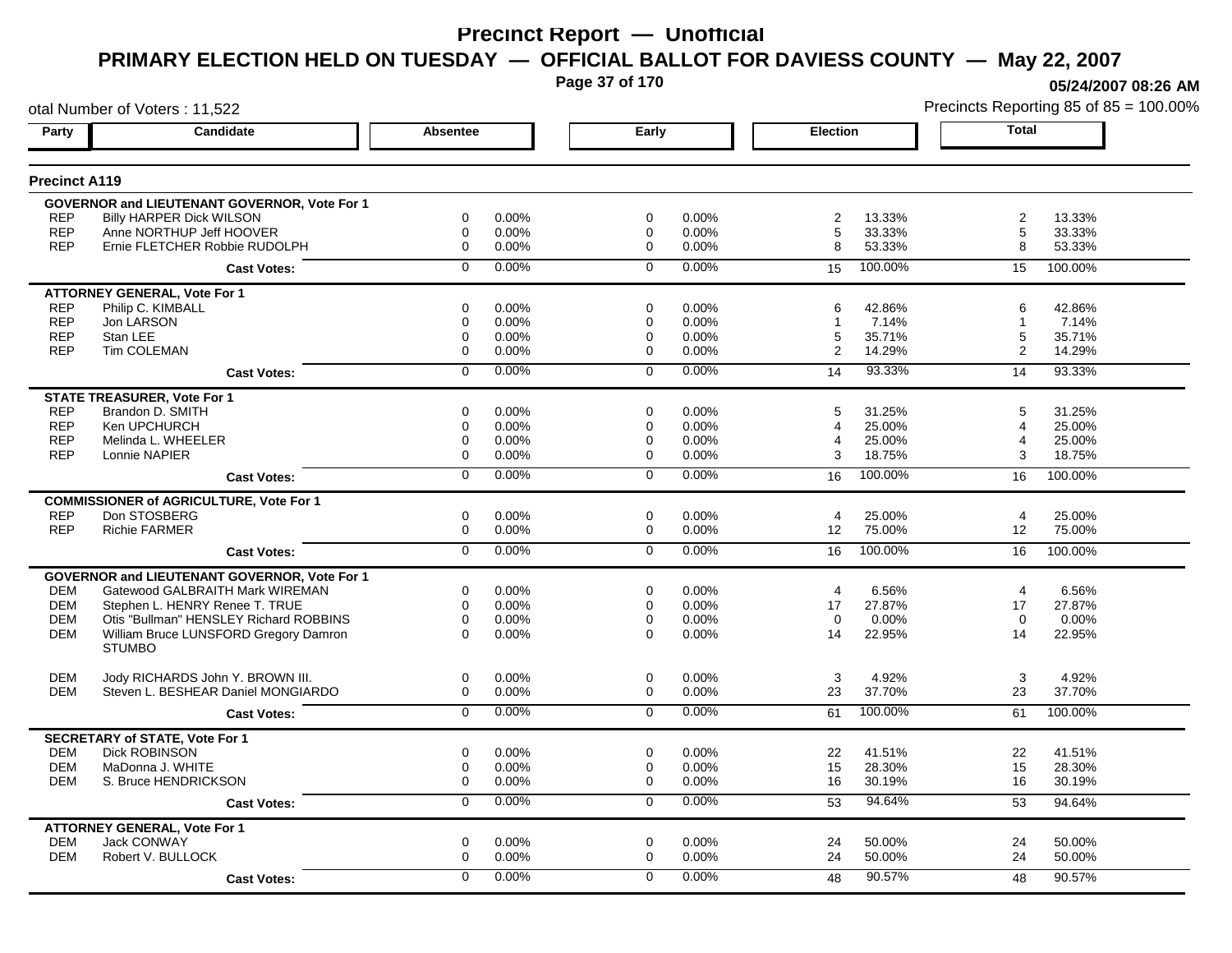# Precinct Report — Unofficial

## PRIMARY ELECTION HELD ON TUESDAY — OFFICIAL BALLOT FOR DAVIESS COUNTY — May 22, 2007

05/24/2007 08:26 AM

otal Number of Voters : 11,522

Precincts Reporting 85 of 85 = 100.00%

### Precinct A119

| Party | Candidate | Absentee | | Early | | Election | | Total | |
|---|---|---|---|---|---|---|---|---|---|
| **GOVERNOR and LIEUTENANT GOVERNOR, Vote For 1** | | | | | | | | | |
| REP | Billy HARPER Dick WILSON | 0 | 0.00% | 0 | 0.00% | 2 | 13.33% | 2 | 13.33% |
| REP | Anne NORTHUP Jeff HOOVER | 0 | 0.00% | 0 | 0.00% | 5 | 33.33% | 5 | 33.33% |
| REP | Ernie FLETCHER Robbie RUDOLPH | 0 | 0.00% | 0 | 0.00% | 8 | 53.33% | 8 | 53.33% |
| | **Cast Votes:** | 0 | 0.00% | 0 | 0.00% | 15 | 100.00% | 15 | 100.00% |
| **ATTORNEY GENERAL, Vote For 1** | | | | | | | | | |
| REP | Philip C. KIMBALL | 0 | 0.00% | 0 | 0.00% | 6 | 42.86% | 6 | 42.86% |
| REP | Jon LARSON | 0 | 0.00% | 0 | 0.00% | 1 | 7.14% | 1 | 7.14% |
| REP | Stan LEE | 0 | 0.00% | 0 | 0.00% | 5 | 35.71% | 5 | 35.71% |
| REP | Tim COLEMAN | 0 | 0.00% | 0 | 0.00% | 2 | 14.29% | 2 | 14.29% |
| | **Cast Votes:** | 0 | 0.00% | 0 | 0.00% | 14 | 93.33% | 14 | 93.33% |
| **STATE TREASURER, Vote For 1** | | | | | | | | | |
| REP | Brandon D. SMITH | 0 | 0.00% | 0 | 0.00% | 5 | 31.25% | 5 | 31.25% |
| REP | Ken UPCHURCH | 0 | 0.00% | 0 | 0.00% | 4 | 25.00% | 4 | 25.00% |
| REP | Melinda L. WHEELER | 0 | 0.00% | 0 | 0.00% | 4 | 25.00% | 4 | 25.00% |
| REP | Lonnie NAPIER | 0 | 0.00% | 0 | 0.00% | 3 | 18.75% | 3 | 18.75% |
| | **Cast Votes:** | 0 | 0.00% | 0 | 0.00% | 16 | 100.00% | 16 | 100.00% |
| **COMMISSIONER of AGRICULTURE, Vote For 1** | | | | | | | | | |
| REP | Don STOSBERG | 0 | 0.00% | 0 | 0.00% | 4 | 25.00% | 4 | 25.00% |
| REP | Richie FARMER | 0 | 0.00% | 0 | 0.00% | 12 | 75.00% | 12 | 75.00% |
| | **Cast Votes:** | 0 | 0.00% | 0 | 0.00% | 16 | 100.00% | 16 | 100.00% |
| **GOVERNOR and LIEUTENANT GOVERNOR, Vote For 1** | | | | | | | | | |
| DEM | Gatewood GALBRAITH Mark WIREMAN | 0 | 0.00% | 0 | 0.00% | 4 | 6.56% | 4 | 6.56% |
| DEM | Stephen L. HENRY Renee T. TRUE | 0 | 0.00% | 0 | 0.00% | 17 | 27.87% | 17 | 27.87% |
| DEM | Otis "Bullman" HENSLEY Richard ROBBINS | 0 | 0.00% | 0 | 0.00% | 0 | 0.00% | 0 | 0.00% |
| DEM | William Bruce LUNSFORD Gregory Damron STUMBO | 0 | 0.00% | 0 | 0.00% | 14 | 22.95% | 14 | 22.95% |
| DEM | Jody RICHARDS John Y. BROWN III. | 0 | 0.00% | 0 | 0.00% | 3 | 4.92% | 3 | 4.92% |
| DEM | Steven L. BESHEAR Daniel MONGIARDO | 0 | 0.00% | 0 | 0.00% | 23 | 37.70% | 23 | 37.70% |
| | **Cast Votes:** | 0 | 0.00% | 0 | 0.00% | 61 | 100.00% | 61 | 100.00% |
| **SECRETARY of STATE, Vote For 1** | | | | | | | | | |
| DEM | Dick ROBINSON | 0 | 0.00% | 0 | 0.00% | 22 | 41.51% | 22 | 41.51% |
| DEM | MaDonna J. WHITE | 0 | 0.00% | 0 | 0.00% | 15 | 28.30% | 15 | 28.30% |
| DEM | S. Bruce HENDRICKSON | 0 | 0.00% | 0 | 0.00% | 16 | 30.19% | 16 | 30.19% |
| | **Cast Votes:** | 0 | 0.00% | 0 | 0.00% | 53 | 94.64% | 53 | 94.64% |
| **ATTORNEY GENERAL, Vote For 1** | | | | | | | | | |
| DEM | Jack CONWAY | 0 | 0.00% | 0 | 0.00% | 24 | 50.00% | 24 | 50.00% |
| DEM | Robert V. BULLOCK | 0 | 0.00% | 0 | 0.00% | 24 | 50.00% | 24 | 50.00% |
| | **Cast Votes:** | 0 | 0.00% | 0 | 0.00% | 48 | 90.57% | 48 | 90.57% |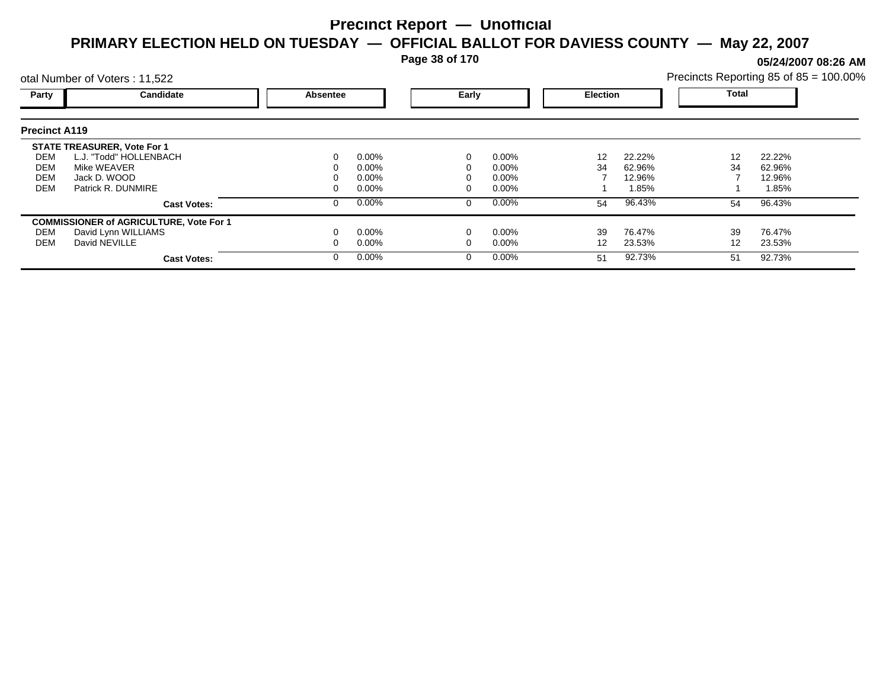# Precinct Report — Unofficial

## PRIMARY ELECTION HELD ON TUESDAY — OFFICIAL BALLOT FOR DAVIESS COUNTY — May 22, 2007

**05/24/2007 08:26 AM**

otal Number of Voters : 11,522

Precincts Reporting 85 of 85 = 100.00%

### Precinct A119

| Party | Candidate | Absentee | | Early | | Election | | Total | |
|---|---|---|---|---|---|---|---|---|---|
| | **STATE TREASURER, Vote For 1** | | | | | | | | |
| DEM | L.J. "Todd" HOLLENBACH | 0 | 0.00% | 0 | 0.00% | 12 | 22.22% | 12 | 22.22% |
| DEM | Mike WEAVER | 0 | 0.00% | 0 | 0.00% | 34 | 62.96% | 34 | 62.96% |
| DEM | Jack D. WOOD | 0 | 0.00% | 0 | 0.00% | 7 | 12.96% | 7 | 12.96% |
| DEM | Patrick R. DUNMIRE | 0 | 0.00% | 0 | 0.00% | 1 | 1.85% | 1 | 1.85% |
| | **Cast Votes:** | 0 | 0.00% | 0 | 0.00% | 54 | 96.43% | 54 | 96.43% |
| | **COMMISSIONER of AGRICULTURE, Vote For 1** | | | | | | | | |
| DEM | David Lynn WILLIAMS | 0 | 0.00% | 0 | 0.00% | 39 | 76.47% | 39 | 76.47% |
| DEM | David NEVILLE | 0 | 0.00% | 0 | 0.00% | 12 | 23.53% | 12 | 23.53% |
| | **Cast Votes:** | 0 | 0.00% | 0 | 0.00% | 51 | 92.73% | 51 | 92.73% |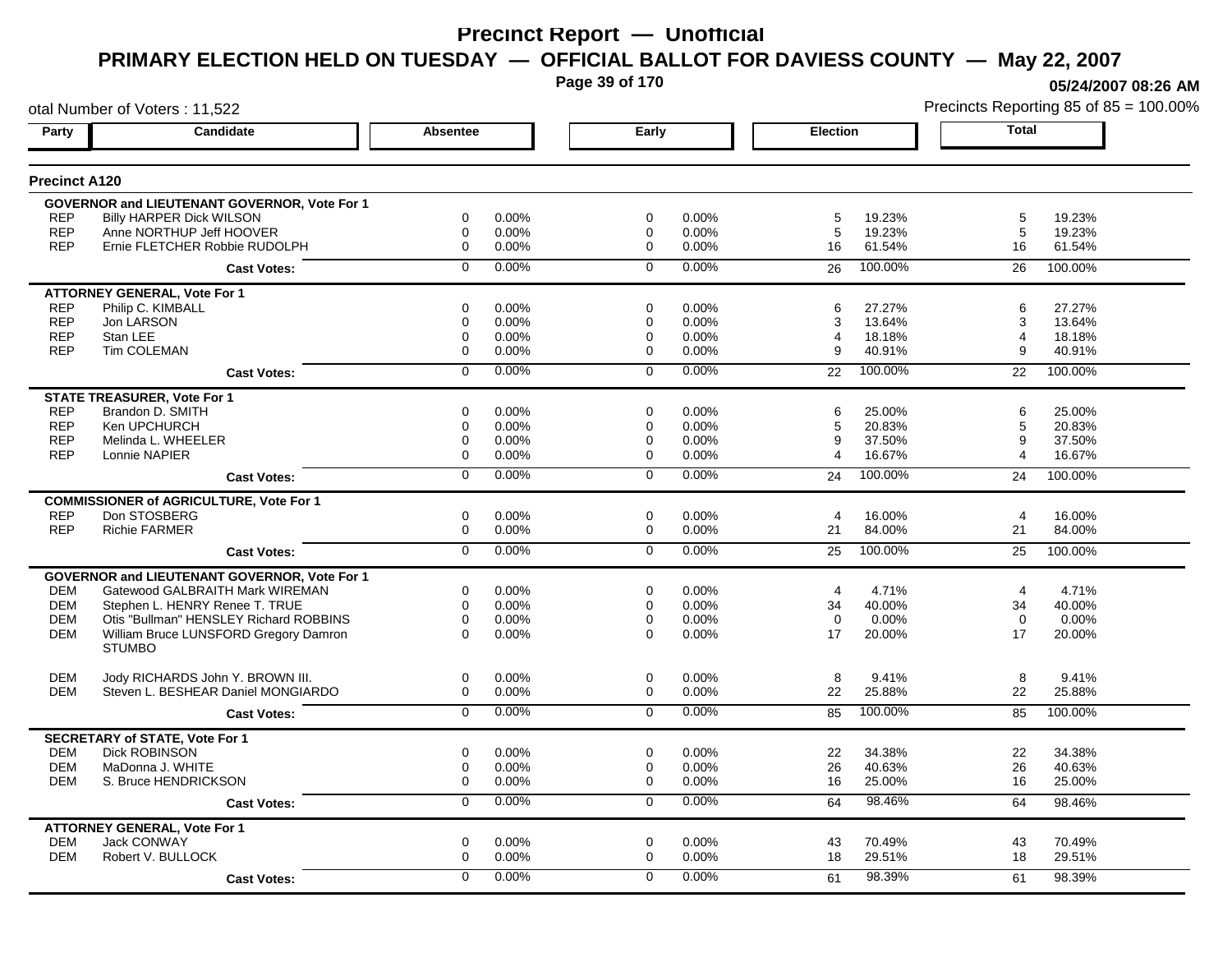# Precinct Report — Unofficial

## PRIMARY ELECTION HELD ON TUESDAY — OFFICIAL BALLOT FOR DAVIESS COUNTY — May 22, 2007

05/24/2007 08:26 AM

otal Number of Voters : 11,522

Precincts Reporting 85 of 85 = 100.00%

### Precinct A120

| Party | Candidate | Absentee | | Early | | Election | | Total | |
|---|---|---|---|---|---|---|---|---|---|
| **GOVERNOR and LIEUTENANT GOVERNOR, Vote For 1** | | | | | | | | | |
| REP | Billy HARPER Dick WILSON | 0 | 0.00% | 0 | 0.00% | 5 | 19.23% | 5 | 19.23% |
| REP | Anne NORTHUP Jeff HOOVER | 0 | 0.00% | 0 | 0.00% | 5 | 19.23% | 5 | 19.23% |
| REP | Ernie FLETCHER Robbie RUDOLPH | 0 | 0.00% | 0 | 0.00% | 16 | 61.54% | 16 | 61.54% |
| | **Cast Votes:** | 0 | 0.00% | 0 | 0.00% | 26 | 100.00% | 26 | 100.00% |
| **ATTORNEY GENERAL, Vote For 1** | | | | | | | | | |
| REP | Philip C. KIMBALL | 0 | 0.00% | 0 | 0.00% | 6 | 27.27% | 6 | 27.27% |
| REP | Jon LARSON | 0 | 0.00% | 0 | 0.00% | 3 | 13.64% | 3 | 13.64% |
| REP | Stan LEE | 0 | 0.00% | 0 | 0.00% | 4 | 18.18% | 4 | 18.18% |
| REP | Tim COLEMAN | 0 | 0.00% | 0 | 0.00% | 9 | 40.91% | 9 | 40.91% |
| | **Cast Votes:** | 0 | 0.00% | 0 | 0.00% | 22 | 100.00% | 22 | 100.00% |
| **STATE TREASURER, Vote For 1** | | | | | | | | | |
| REP | Brandon D. SMITH | 0 | 0.00% | 0 | 0.00% | 6 | 25.00% | 6 | 25.00% |
| REP | Ken UPCHURCH | 0 | 0.00% | 0 | 0.00% | 5 | 20.83% | 5 | 20.83% |
| REP | Melinda L. WHEELER | 0 | 0.00% | 0 | 0.00% | 9 | 37.50% | 9 | 37.50% |
| REP | Lonnie NAPIER | 0 | 0.00% | 0 | 0.00% | 4 | 16.67% | 4 | 16.67% |
| | **Cast Votes:** | 0 | 0.00% | 0 | 0.00% | 24 | 100.00% | 24 | 100.00% |
| **COMMISSIONER of AGRICULTURE, Vote For 1** | | | | | | | | | |
| REP | Don STOSBERG | 0 | 0.00% | 0 | 0.00% | 4 | 16.00% | 4 | 16.00% |
| REP | Richie FARMER | 0 | 0.00% | 0 | 0.00% | 21 | 84.00% | 21 | 84.00% |
| | **Cast Votes:** | 0 | 0.00% | 0 | 0.00% | 25 | 100.00% | 25 | 100.00% |
| **GOVERNOR and LIEUTENANT GOVERNOR, Vote For 1** | | | | | | | | | |
| DEM | Gatewood GALBRAITH Mark WIREMAN | 0 | 0.00% | 0 | 0.00% | 4 | 4.71% | 4 | 4.71% |
| DEM | Stephen L. HENRY Renee T. TRUE | 0 | 0.00% | 0 | 0.00% | 34 | 40.00% | 34 | 40.00% |
| DEM | Otis "Bullman" HENSLEY Richard ROBBINS | 0 | 0.00% | 0 | 0.00% | 0 | 0.00% | 0 | 0.00% |
| DEM | William Bruce LUNSFORD Gregory Damron STUMBO | 0 | 0.00% | 0 | 0.00% | 17 | 20.00% | 17 | 20.00% |
| DEM | Jody RICHARDS John Y. BROWN III. | 0 | 0.00% | 0 | 0.00% | 8 | 9.41% | 8 | 9.41% |
| DEM | Steven L. BESHEAR Daniel MONGIARDO | 0 | 0.00% | 0 | 0.00% | 22 | 25.88% | 22 | 25.88% |
| | **Cast Votes:** | 0 | 0.00% | 0 | 0.00% | 85 | 100.00% | 85 | 100.00% |
| **SECRETARY of STATE, Vote For 1** | | | | | | | | | |
| DEM | Dick ROBINSON | 0 | 0.00% | 0 | 0.00% | 22 | 34.38% | 22 | 34.38% |
| DEM | MaDonna J. WHITE | 0 | 0.00% | 0 | 0.00% | 26 | 40.63% | 26 | 40.63% |
| DEM | S. Bruce HENDRICKSON | 0 | 0.00% | 0 | 0.00% | 16 | 25.00% | 16 | 25.00% |
| | **Cast Votes:** | 0 | 0.00% | 0 | 0.00% | 64 | 98.46% | 64 | 98.46% |
| **ATTORNEY GENERAL, Vote For 1** | | | | | | | | | |
| DEM | Jack CONWAY | 0 | 0.00% | 0 | 0.00% | 43 | 70.49% | 43 | 70.49% |
| DEM | Robert V. BULLOCK | 0 | 0.00% | 0 | 0.00% | 18 | 29.51% | 18 | 29.51% |
| | **Cast Votes:** | 0 | 0.00% | 0 | 0.00% | 61 | 98.39% | 61 | 98.39% |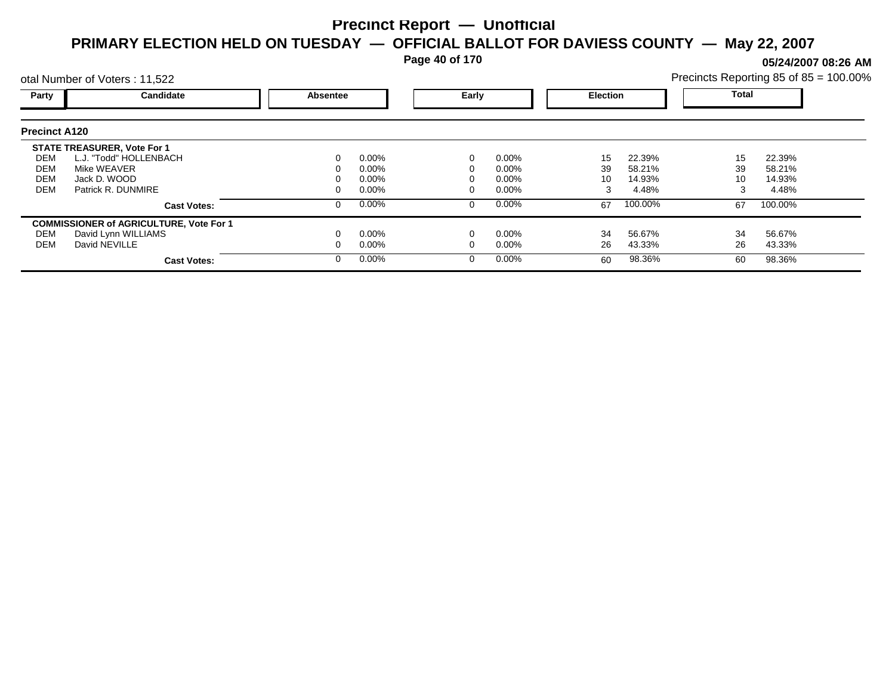# Precinct Report — Unofficial

## PRIMARY ELECTION HELD ON TUESDAY — OFFICIAL BALLOT FOR DAVIESS COUNTY — May 22, 2007

**05/24/2007 08:26 AM**

otal Number of Voters : 11,522

Precincts Reporting 85 of 85 = 100.00%

### Precinct A120

| Party | Candidate | Absentee | | Early | | Election | | Total | |
|---|---|---|---|---|---|---|---|---|---|
| | **STATE TREASURER, Vote For 1** | | | | | | | | |
| DEM | L.J. "Todd" HOLLENBACH | 0 | 0.00% | 0 | 0.00% | 15 | 22.39% | 15 | 22.39% |
| DEM | Mike WEAVER | 0 | 0.00% | 0 | 0.00% | 39 | 58.21% | 39 | 58.21% |
| DEM | Jack D. WOOD | 0 | 0.00% | 0 | 0.00% | 10 | 14.93% | 10 | 14.93% |
| DEM | Patrick R. DUNMIRE | 0 | 0.00% | 0 | 0.00% | 3 | 4.48% | 3 | 4.48% |
| | **Cast Votes:** | 0 | 0.00% | 0 | 0.00% | 67 | 100.00% | 67 | 100.00% |
| | **COMMISSIONER of AGRICULTURE, Vote For 1** | | | | | | | | |
| DEM | David Lynn WILLIAMS | 0 | 0.00% | 0 | 0.00% | 34 | 56.67% | 34 | 56.67% |
| DEM | David NEVILLE | 0 | 0.00% | 0 | 0.00% | 26 | 43.33% | 26 | 43.33% |
| | **Cast Votes:** | 0 | 0.00% | 0 | 0.00% | 60 | 98.36% | 60 | 98.36% |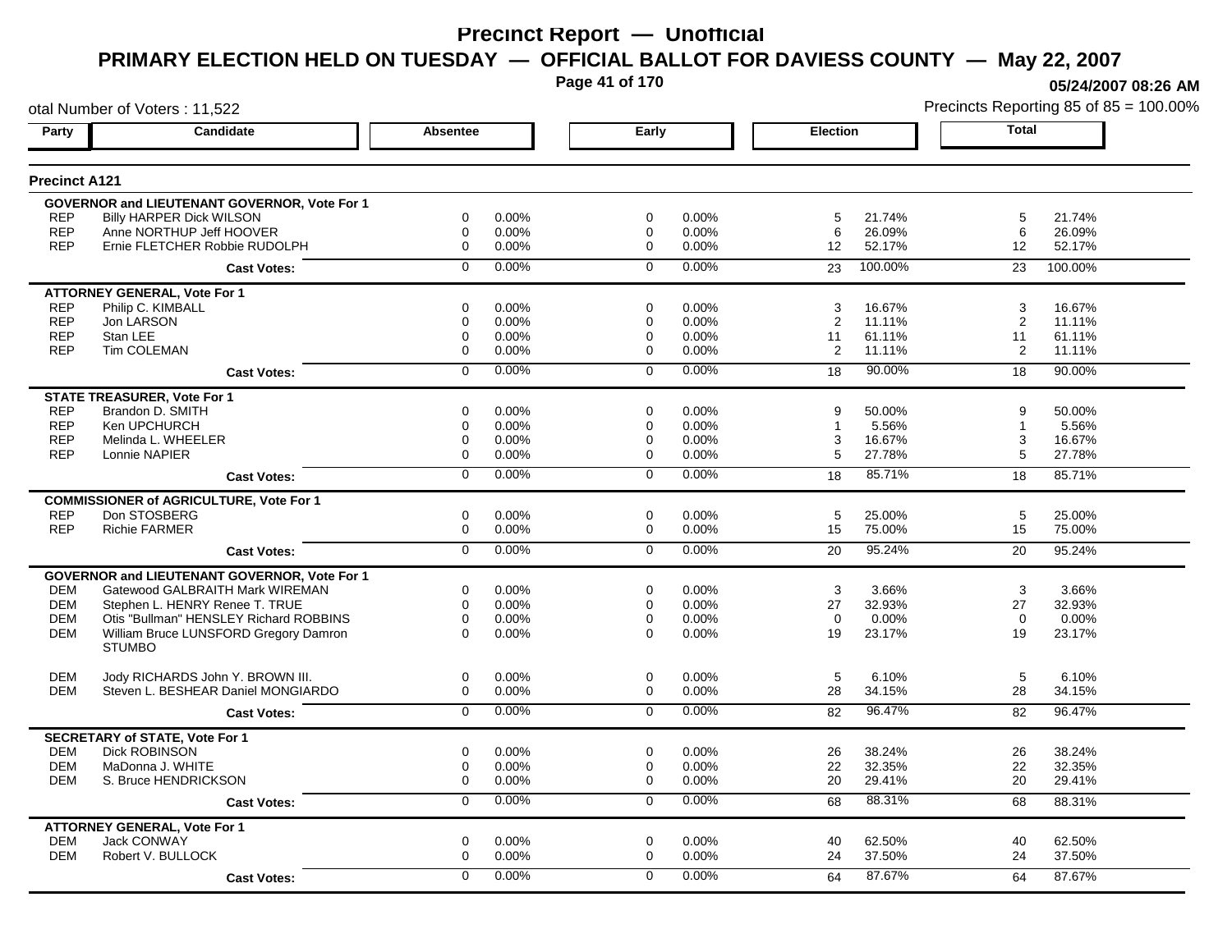# Precinct Report — Unofficial

## PRIMARY ELECTION HELD ON TUESDAY — OFFICIAL BALLOT FOR DAVIESS COUNTY — May 22, 2007

05/24/2007 08:26 AM

otal Number of Voters : 11,522

Precincts Reporting 85 of 85 = 100.00%

### Precinct A121

| Party | Candidate | Absentee | | Early | | Election | | Total | |
|---|---|---|---|---|---|---|---|---|---|
| | **GOVERNOR and LIEUTENANT GOVERNOR, Vote For 1** | | | | | | | | |
| REP | Billy HARPER Dick WILSON | 0 | 0.00% | 0 | 0.00% | 5 | 21.74% | 5 | 21.74% |
| REP | Anne NORTHUP Jeff HOOVER | 0 | 0.00% | 0 | 0.00% | 6 | 26.09% | 6 | 26.09% |
| REP | Ernie FLETCHER Robbie RUDOLPH | 0 | 0.00% | 0 | 0.00% | 12 | 52.17% | 12 | 52.17% |
| | **Cast Votes:** | 0 | 0.00% | 0 | 0.00% | 23 | 100.00% | 23 | 100.00% |
| | **ATTORNEY GENERAL, Vote For 1** | | | | | | | | |
| REP | Philip C. KIMBALL | 0 | 0.00% | 0 | 0.00% | 3 | 16.67% | 3 | 16.67% |
| REP | Jon LARSON | 0 | 0.00% | 0 | 0.00% | 2 | 11.11% | 2 | 11.11% |
| REP | Stan LEE | 0 | 0.00% | 0 | 0.00% | 11 | 61.11% | 11 | 61.11% |
| REP | Tim COLEMAN | 0 | 0.00% | 0 | 0.00% | 2 | 11.11% | 2 | 11.11% |
| | **Cast Votes:** | 0 | 0.00% | 0 | 0.00% | 18 | 90.00% | 18 | 90.00% |
| | **STATE TREASURER, Vote For 1** | | | | | | | | |
| REP | Brandon D. SMITH | 0 | 0.00% | 0 | 0.00% | 9 | 50.00% | 9 | 50.00% |
| REP | Ken UPCHURCH | 0 | 0.00% | 0 | 0.00% | 1 | 5.56% | 1 | 5.56% |
| REP | Melinda L. WHEELER | 0 | 0.00% | 0 | 0.00% | 3 | 16.67% | 3 | 16.67% |
| REP | Lonnie NAPIER | 0 | 0.00% | 0 | 0.00% | 5 | 27.78% | 5 | 27.78% |
| | **Cast Votes:** | 0 | 0.00% | 0 | 0.00% | 18 | 85.71% | 18 | 85.71% |
| | **COMMISSIONER of AGRICULTURE, Vote For 1** | | | | | | | | |
| REP | Don STOSBERG | 0 | 0.00% | 0 | 0.00% | 5 | 25.00% | 5 | 25.00% |
| REP | Richie FARMER | 0 | 0.00% | 0 | 0.00% | 15 | 75.00% | 15 | 75.00% |
| | **Cast Votes:** | 0 | 0.00% | 0 | 0.00% | 20 | 95.24% | 20 | 95.24% |
| | **GOVERNOR and LIEUTENANT GOVERNOR, Vote For 1** | | | | | | | | |
| DEM | Gatewood GALBRAITH Mark WIREMAN | 0 | 0.00% | 0 | 0.00% | 3 | 3.66% | 3 | 3.66% |
| DEM | Stephen L. HENRY Renee T. TRUE | 0 | 0.00% | 0 | 0.00% | 27 | 32.93% | 27 | 32.93% |
| DEM | Otis "Bullman" HENSLEY Richard ROBBINS | 0 | 0.00% | 0 | 0.00% | 0 | 0.00% | 0 | 0.00% |
| DEM | William Bruce LUNSFORD Gregory Damron STUMBO | 0 | 0.00% | 0 | 0.00% | 19 | 23.17% | 19 | 23.17% |
| DEM | Jody RICHARDS John Y. BROWN III. | 0 | 0.00% | 0 | 0.00% | 5 | 6.10% | 5 | 6.10% |
| DEM | Steven L. BESHEAR Daniel MONGIARDO | 0 | 0.00% | 0 | 0.00% | 28 | 34.15% | 28 | 34.15% |
| | **Cast Votes:** | 0 | 0.00% | 0 | 0.00% | 82 | 96.47% | 82 | 96.47% |
| | **SECRETARY of STATE, Vote For 1** | | | | | | | | |
| DEM | Dick ROBINSON | 0 | 0.00% | 0 | 0.00% | 26 | 38.24% | 26 | 38.24% |
| DEM | MaDonna J. WHITE | 0 | 0.00% | 0 | 0.00% | 22 | 32.35% | 22 | 32.35% |
| DEM | S. Bruce HENDRICKSON | 0 | 0.00% | 0 | 0.00% | 20 | 29.41% | 20 | 29.41% |
| | **Cast Votes:** | 0 | 0.00% | 0 | 0.00% | 68 | 88.31% | 68 | 88.31% |
| | **ATTORNEY GENERAL, Vote For 1** | | | | | | | | |
| DEM | Jack CONWAY | 0 | 0.00% | 0 | 0.00% | 40 | 62.50% | 40 | 62.50% |
| DEM | Robert V. BULLOCK | 0 | 0.00% | 0 | 0.00% | 24 | 37.50% | 24 | 37.50% |
| | **Cast Votes:** | 0 | 0.00% | 0 | 0.00% | 64 | 87.67% | 64 | 87.67% |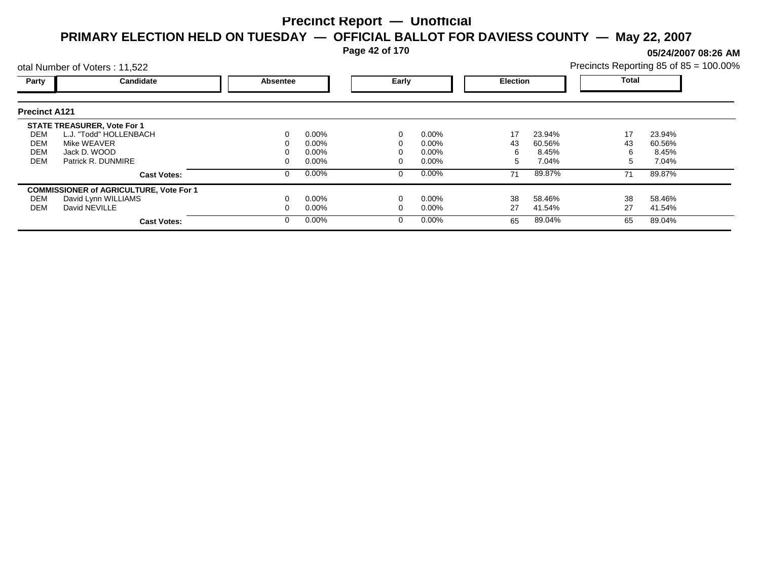# Precinct Report — Unofficial

## PRIMARY ELECTION HELD ON TUESDAY — OFFICIAL BALLOT FOR DAVIESS COUNTY — May 22, 2007

**05/24/2007 08:26 AM**

otal Number of Voters : 11,522

Precincts Reporting 85 of 85 = 100.00%

### Precinct A121

| Party | Candidate | Absentee | | Early | | Election | | Total | |
|---|---|---|---|---|---|---|---|---|---|
| | **STATE TREASURER, Vote For 1** | | | | | | | | |
| DEM | L.J. "Todd" HOLLENBACH | 0 | 0.00% | 0 | 0.00% | 17 | 23.94% | 17 | 23.94% |
| DEM | Mike WEAVER | 0 | 0.00% | 0 | 0.00% | 43 | 60.56% | 43 | 60.56% |
| DEM | Jack D. WOOD | 0 | 0.00% | 0 | 0.00% | 6 | 8.45% | 6 | 8.45% |
| DEM | Patrick R. DUNMIRE | 0 | 0.00% | 0 | 0.00% | 5 | 7.04% | 5 | 7.04% |
| | **Cast Votes:** | 0 | 0.00% | 0 | 0.00% | 71 | 89.87% | 71 | 89.87% |
| | **COMMISSIONER of AGRICULTURE, Vote For 1** | | | | | | | | |
| DEM | David Lynn WILLIAMS | 0 | 0.00% | 0 | 0.00% | 38 | 58.46% | 38 | 58.46% |
| DEM | David NEVILLE | 0 | 0.00% | 0 | 0.00% | 27 | 41.54% | 27 | 41.54% |
| | **Cast Votes:** | 0 | 0.00% | 0 | 0.00% | 65 | 89.04% | 65 | 89.04% |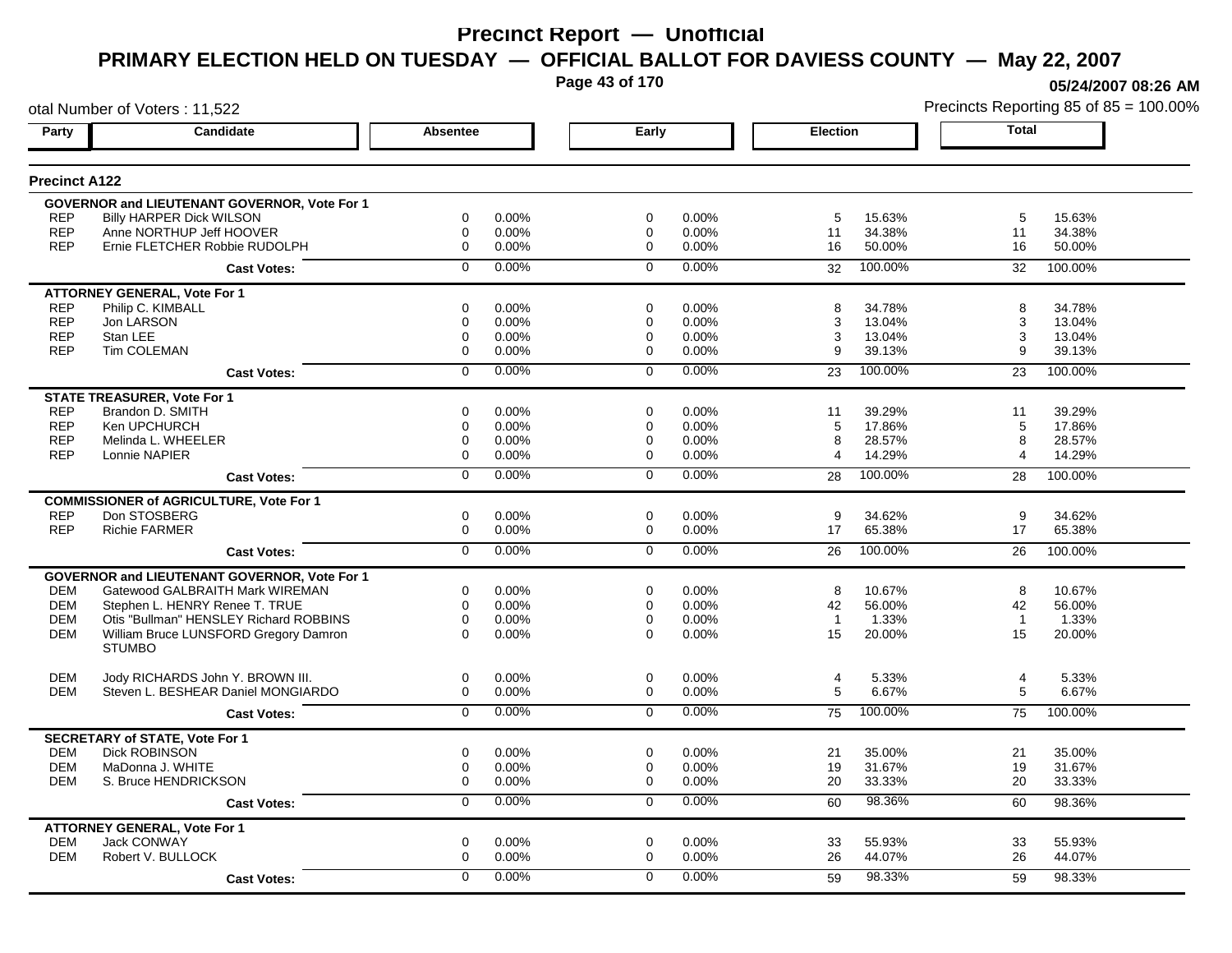# Precinct Report — Unofficial

## PRIMARY ELECTION HELD ON TUESDAY — OFFICIAL BALLOT FOR DAVIESS COUNTY — May 22, 2007

05/24/2007 08:26 AM

otal Number of Voters : 11,522

Precincts Reporting 85 of 85 = 100.00%

### Precinct A122

| Party | Candidate | Absentee | | Early | | Election | | Total | |
|---|---|---|---|---|---|---|---|---|---|
| | **GOVERNOR and LIEUTENANT GOVERNOR, Vote For 1** | | | | | | | | |
| REP | Billy HARPER Dick WILSON | 0 | 0.00% | 0 | 0.00% | 5 | 15.63% | 5 | 15.63% |
| REP | Anne NORTHUP Jeff HOOVER | 0 | 0.00% | 0 | 0.00% | 11 | 34.38% | 11 | 34.38% |
| REP | Ernie FLETCHER Robbie RUDOLPH | 0 | 0.00% | 0 | 0.00% | 16 | 50.00% | 16 | 50.00% |
| | **Cast Votes:** | 0 | 0.00% | 0 | 0.00% | 32 | 100.00% | 32 | 100.00% |
| | **ATTORNEY GENERAL, Vote For 1** | | | | | | | | |
| REP | Philip C. KIMBALL | 0 | 0.00% | 0 | 0.00% | 8 | 34.78% | 8 | 34.78% |
| REP | Jon LARSON | 0 | 0.00% | 0 | 0.00% | 3 | 13.04% | 3 | 13.04% |
| REP | Stan LEE | 0 | 0.00% | 0 | 0.00% | 3 | 13.04% | 3 | 13.04% |
| REP | Tim COLEMAN | 0 | 0.00% | 0 | 0.00% | 9 | 39.13% | 9 | 39.13% |
| | **Cast Votes:** | 0 | 0.00% | 0 | 0.00% | 23 | 100.00% | 23 | 100.00% |
| | **STATE TREASURER, Vote For 1** | | | | | | | | |
| REP | Brandon D. SMITH | 0 | 0.00% | 0 | 0.00% | 11 | 39.29% | 11 | 39.29% |
| REP | Ken UPCHURCH | 0 | 0.00% | 0 | 0.00% | 5 | 17.86% | 5 | 17.86% |
| REP | Melinda L. WHEELER | 0 | 0.00% | 0 | 0.00% | 8 | 28.57% | 8 | 28.57% |
| REP | Lonnie NAPIER | 0 | 0.00% | 0 | 0.00% | 4 | 14.29% | 4 | 14.29% |
| | **Cast Votes:** | 0 | 0.00% | 0 | 0.00% | 28 | 100.00% | 28 | 100.00% |
| | **COMMISSIONER of AGRICULTURE, Vote For 1** | | | | | | | | |
| REP | Don STOSBERG | 0 | 0.00% | 0 | 0.00% | 9 | 34.62% | 9 | 34.62% |
| REP | Richie FARMER | 0 | 0.00% | 0 | 0.00% | 17 | 65.38% | 17 | 65.38% |
| | **Cast Votes:** | 0 | 0.00% | 0 | 0.00% | 26 | 100.00% | 26 | 100.00% |
| | **GOVERNOR and LIEUTENANT GOVERNOR, Vote For 1** | | | | | | | | |
| DEM | Gatewood GALBRAITH Mark WIREMAN | 0 | 0.00% | 0 | 0.00% | 8 | 10.67% | 8 | 10.67% |
| DEM | Stephen L. HENRY Renee T. TRUE | 0 | 0.00% | 0 | 0.00% | 42 | 56.00% | 42 | 56.00% |
| DEM | Otis "Bullman" HENSLEY Richard ROBBINS | 0 | 0.00% | 0 | 0.00% | 1 | 1.33% | 1 | 1.33% |
| DEM | William Bruce LUNSFORD Gregory Damron STUMBO | 0 | 0.00% | 0 | 0.00% | 15 | 20.00% | 15 | 20.00% |
| DEM | Jody RICHARDS John Y. BROWN III. | 0 | 0.00% | 0 | 0.00% | 4 | 5.33% | 4 | 5.33% |
| DEM | Steven L. BESHEAR Daniel MONGIARDO | 0 | 0.00% | 0 | 0.00% | 5 | 6.67% | 5 | 6.67% |
| | **Cast Votes:** | 0 | 0.00% | 0 | 0.00% | 75 | 100.00% | 75 | 100.00% |
| | **SECRETARY of STATE, Vote For 1** | | | | | | | | |
| DEM | Dick ROBINSON | 0 | 0.00% | 0 | 0.00% | 21 | 35.00% | 21 | 35.00% |
| DEM | MaDonna J. WHITE | 0 | 0.00% | 0 | 0.00% | 19 | 31.67% | 19 | 31.67% |
| DEM | S. Bruce HENDRICKSON | 0 | 0.00% | 0 | 0.00% | 20 | 33.33% | 20 | 33.33% |
| | **Cast Votes:** | 0 | 0.00% | 0 | 0.00% | 60 | 98.36% | 60 | 98.36% |
| | **ATTORNEY GENERAL, Vote For 1** | | | | | | | | |
| DEM | Jack CONWAY | 0 | 0.00% | 0 | 0.00% | 33 | 55.93% | 33 | 55.93% |
| DEM | Robert V. BULLOCK | 0 | 0.00% | 0 | 0.00% | 26 | 44.07% | 26 | 44.07% |
| | **Cast Votes:** | 0 | 0.00% | 0 | 0.00% | 59 | 98.33% | 59 | 98.33% |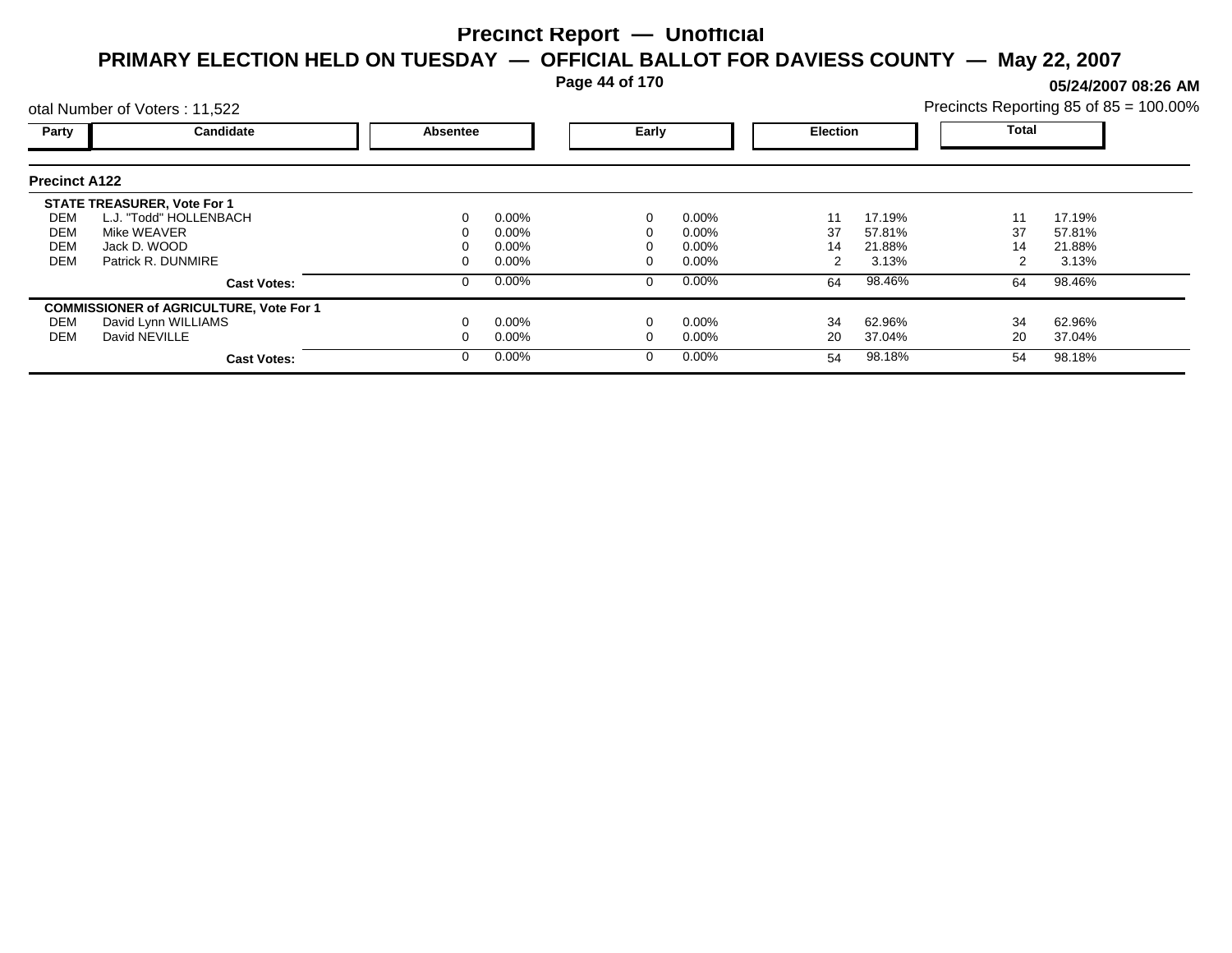# Precinct Report — Unofficial

## PRIMARY ELECTION HELD ON TUESDAY — OFFICIAL BALLOT FOR DAVIESS COUNTY — May 22, 2007

**05/24/2007 08:26 AM**

otal Number of Voters : 11,522

Precincts Reporting 85 of 85 = 100.00%

### Precinct A122

| Party | Candidate | Absentee | | Early | | Election | | Total | |
|---|---|---|---|---|---|---|---|---|---|
| | **STATE TREASURER, Vote For 1** | | | | | | | | |
| DEM | L.J. "Todd" HOLLENBACH | 0 | 0.00% | 0 | 0.00% | 11 | 17.19% | 11 | 17.19% |
| DEM | Mike WEAVER | 0 | 0.00% | 0 | 0.00% | 37 | 57.81% | 37 | 57.81% |
| DEM | Jack D. WOOD | 0 | 0.00% | 0 | 0.00% | 14 | 21.88% | 14 | 21.88% |
| DEM | Patrick R. DUNMIRE | 0 | 0.00% | 0 | 0.00% | 2 | 3.13% | 2 | 3.13% |
| | **Cast Votes:** | 0 | 0.00% | 0 | 0.00% | 64 | 98.46% | 64 | 98.46% |
| | **COMMISSIONER of AGRICULTURE, Vote For 1** | | | | | | | | |
| DEM | David Lynn WILLIAMS | 0 | 0.00% | 0 | 0.00% | 34 | 62.96% | 34 | 62.96% |
| DEM | David NEVILLE | 0 | 0.00% | 0 | 0.00% | 20 | 37.04% | 20 | 37.04% |
| | **Cast Votes:** | 0 | 0.00% | 0 | 0.00% | 54 | 98.18% | 54 | 98.18% |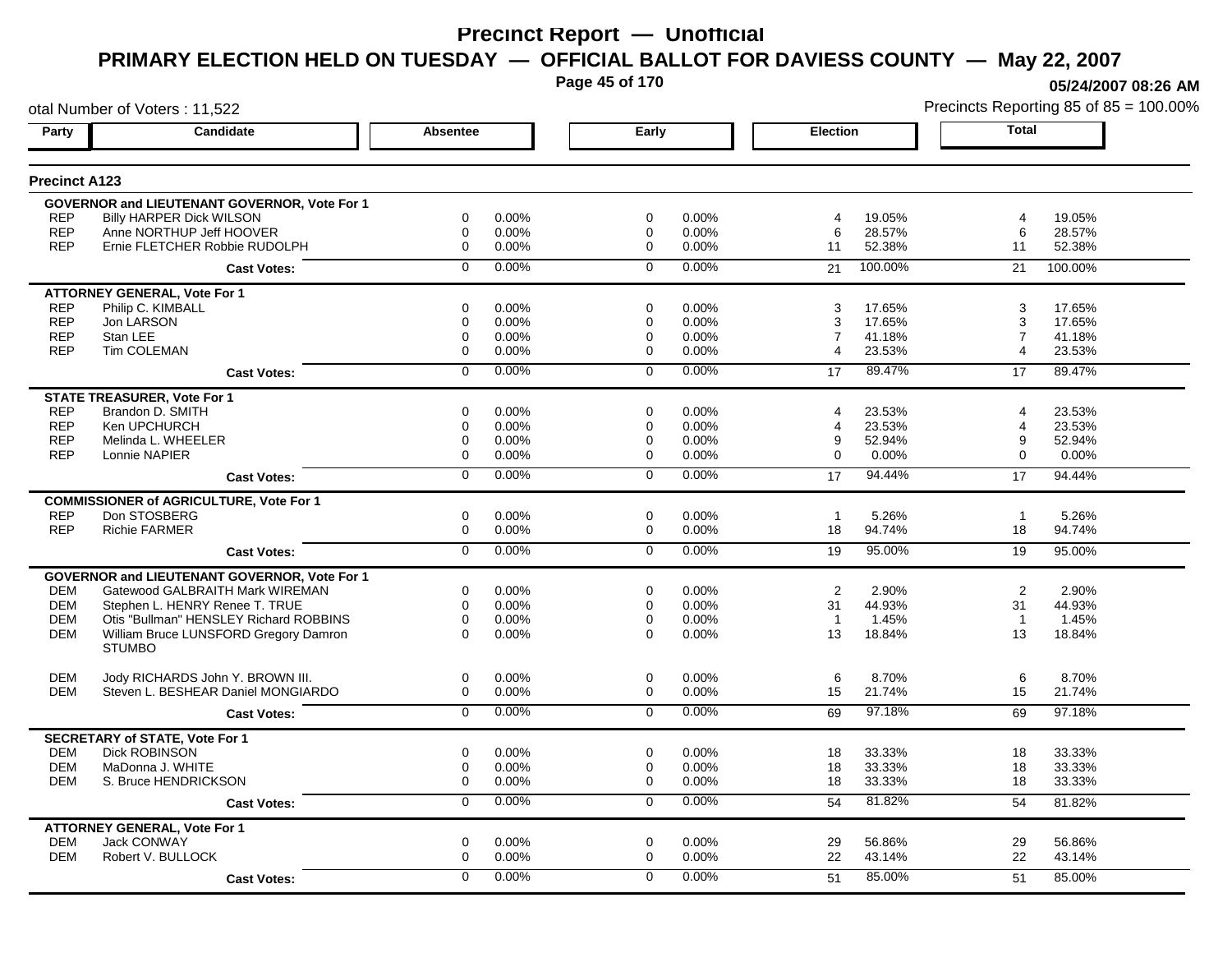# Precinct Report — Unofficial

## PRIMARY ELECTION HELD ON TUESDAY — OFFICIAL BALLOT FOR DAVIESS COUNTY — May 22, 2007

05/24/2007 08:26 AM

otal Number of Voters : 11,522

Precincts Reporting 85 of 85 = 100.00%

### Precinct A123

| Party | Candidate | Absentee | | Early | | Election | | Total | |
|---|---|---|---|---|---|---|---|---|---|
| **GOVERNOR and LIEUTENANT GOVERNOR, Vote For 1** | | | | | | | | | |
| REP | Billy HARPER Dick WILSON | 0 | 0.00% | 0 | 0.00% | 4 | 19.05% | 4 | 19.05% |
| REP | Anne NORTHUP Jeff HOOVER | 0 | 0.00% | 0 | 0.00% | 6 | 28.57% | 6 | 28.57% |
| REP | Ernie FLETCHER Robbie RUDOLPH | 0 | 0.00% | 0 | 0.00% | 11 | 52.38% | 11 | 52.38% |
| | **Cast Votes:** | 0 | 0.00% | 0 | 0.00% | 21 | 100.00% | 21 | 100.00% |
| **ATTORNEY GENERAL, Vote For 1** | | | | | | | | | |
| REP | Philip C. KIMBALL | 0 | 0.00% | 0 | 0.00% | 3 | 17.65% | 3 | 17.65% |
| REP | Jon LARSON | 0 | 0.00% | 0 | 0.00% | 3 | 17.65% | 3 | 17.65% |
| REP | Stan LEE | 0 | 0.00% | 0 | 0.00% | 7 | 41.18% | 7 | 41.18% |
| REP | Tim COLEMAN | 0 | 0.00% | 0 | 0.00% | 4 | 23.53% | 4 | 23.53% |
| | **Cast Votes:** | 0 | 0.00% | 0 | 0.00% | 17 | 89.47% | 17 | 89.47% |
| **STATE TREASURER, Vote For 1** | | | | | | | | | |
| REP | Brandon D. SMITH | 0 | 0.00% | 0 | 0.00% | 4 | 23.53% | 4 | 23.53% |
| REP | Ken UPCHURCH | 0 | 0.00% | 0 | 0.00% | 4 | 23.53% | 4 | 23.53% |
| REP | Melinda L. WHEELER | 0 | 0.00% | 0 | 0.00% | 9 | 52.94% | 9 | 52.94% |
| REP | Lonnie NAPIER | 0 | 0.00% | 0 | 0.00% | 0 | 0.00% | 0 | 0.00% |
| | **Cast Votes:** | 0 | 0.00% | 0 | 0.00% | 17 | 94.44% | 17 | 94.44% |
| **COMMISSIONER of AGRICULTURE, Vote For 1** | | | | | | | | | |
| REP | Don STOSBERG | 0 | 0.00% | 0 | 0.00% | 1 | 5.26% | 1 | 5.26% |
| REP | Richie FARMER | 0 | 0.00% | 0 | 0.00% | 18 | 94.74% | 18 | 94.74% |
| | **Cast Votes:** | 0 | 0.00% | 0 | 0.00% | 19 | 95.00% | 19 | 95.00% |
| **GOVERNOR and LIEUTENANT GOVERNOR, Vote For 1** | | | | | | | | | |
| DEM | Gatewood GALBRAITH Mark WIREMAN | 0 | 0.00% | 0 | 0.00% | 2 | 2.90% | 2 | 2.90% |
| DEM | Stephen L. HENRY Renee T. TRUE | 0 | 0.00% | 0 | 0.00% | 31 | 44.93% | 31 | 44.93% |
| DEM | Otis "Bullman" HENSLEY Richard ROBBINS | 0 | 0.00% | 0 | 0.00% | 1 | 1.45% | 1 | 1.45% |
| DEM | William Bruce LUNSFORD Gregory Damron STUMBO | 0 | 0.00% | 0 | 0.00% | 13 | 18.84% | 13 | 18.84% |
| DEM | Jody RICHARDS John Y. BROWN III. | 0 | 0.00% | 0 | 0.00% | 6 | 8.70% | 6 | 8.70% |
| DEM | Steven L. BESHEAR Daniel MONGIARDO | 0 | 0.00% | 0 | 0.00% | 15 | 21.74% | 15 | 21.74% |
| | **Cast Votes:** | 0 | 0.00% | 0 | 0.00% | 69 | 97.18% | 69 | 97.18% |
| **SECRETARY of STATE, Vote For 1** | | | | | | | | | |
| DEM | Dick ROBINSON | 0 | 0.00% | 0 | 0.00% | 18 | 33.33% | 18 | 33.33% |
| DEM | MaDonna J. WHITE | 0 | 0.00% | 0 | 0.00% | 18 | 33.33% | 18 | 33.33% |
| DEM | S. Bruce HENDRICKSON | 0 | 0.00% | 0 | 0.00% | 18 | 33.33% | 18 | 33.33% |
| | **Cast Votes:** | 0 | 0.00% | 0 | 0.00% | 54 | 81.82% | 54 | 81.82% |
| **ATTORNEY GENERAL, Vote For 1** | | | | | | | | | |
| DEM | Jack CONWAY | 0 | 0.00% | 0 | 0.00% | 29 | 56.86% | 29 | 56.86% |
| DEM | Robert V. BULLOCK | 0 | 0.00% | 0 | 0.00% | 22 | 43.14% | 22 | 43.14% |
| | **Cast Votes:** | 0 | 0.00% | 0 | 0.00% | 51 | 85.00% | 51 | 85.00% |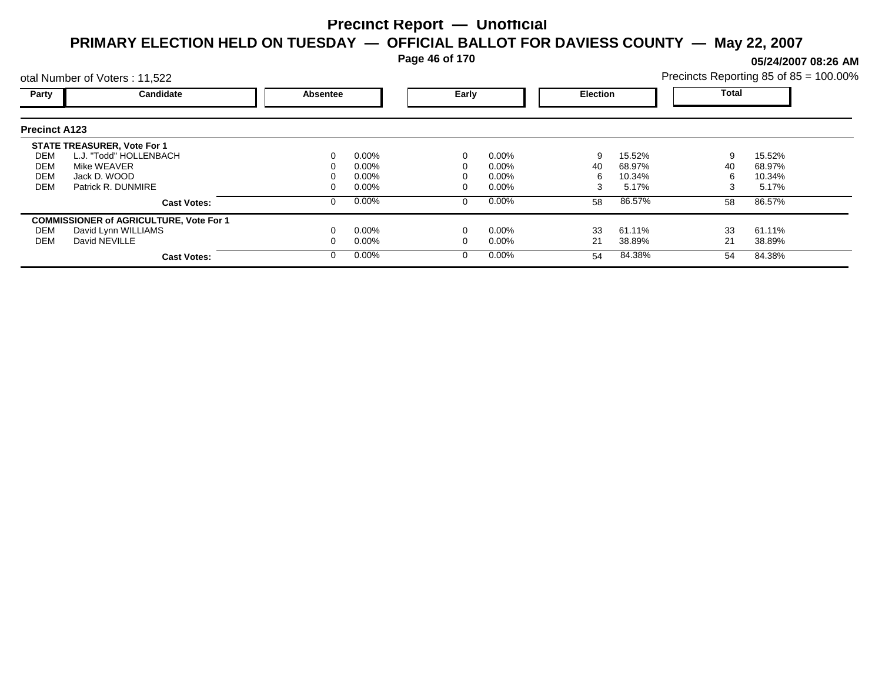# Precinct Report — Unofficial

## PRIMARY ELECTION HELD ON TUESDAY — OFFICIAL BALLOT FOR DAVIESS COUNTY — May 22, 2007

05/24/2007 08:26 AM

otal Number of Voters : 11,522

Precincts Reporting 85 of 85 = 100.00%

### Precinct A123

| Party | Candidate | Absentee | | Early | | Election | | Total | |
|---|---|---|---|---|---|---|---|---|---|
| | **STATE TREASURER, Vote For 1** | | | | | | | | |
| DEM | L.J. "Todd" HOLLENBACH | 0 | 0.00% | 0 | 0.00% | 9 | 15.52% | 9 | 15.52% |
| DEM | Mike WEAVER | 0 | 0.00% | 0 | 0.00% | 40 | 68.97% | 40 | 68.97% |
| DEM | Jack D. WOOD | 0 | 0.00% | 0 | 0.00% | 6 | 10.34% | 6 | 10.34% |
| DEM | Patrick R. DUNMIRE | 0 | 0.00% | 0 | 0.00% | 3 | 5.17% | 3 | 5.17% |
| | **Cast Votes:** | 0 | 0.00% | 0 | 0.00% | 58 | 86.57% | 58 | 86.57% |
| | **COMMISSIONER of AGRICULTURE, Vote For 1** | | | | | | | | |
| DEM | David Lynn WILLIAMS | 0 | 0.00% | 0 | 0.00% | 33 | 61.11% | 33 | 61.11% |
| DEM | David NEVILLE | 0 | 0.00% | 0 | 0.00% | 21 | 38.89% | 21 | 38.89% |
| | **Cast Votes:** | 0 | 0.00% | 0 | 0.00% | 54 | 84.38% | 54 | 84.38% |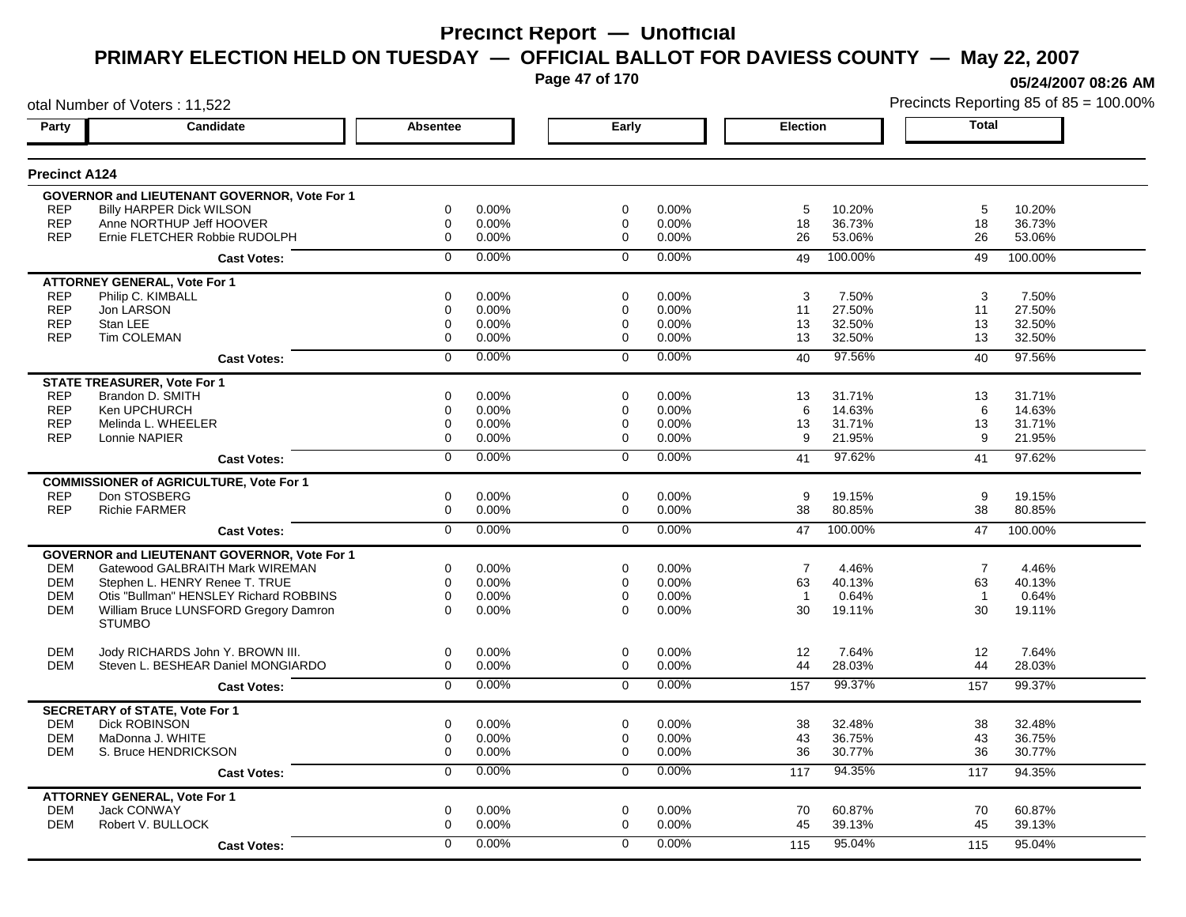# Precinct Report — Unofficial

## PRIMARY ELECTION HELD ON TUESDAY — OFFICIAL BALLOT FOR DAVIESS COUNTY — May 22, 2007

05/24/2007 08:26 AM

otal Number of Voters : 11,522

Precincts Reporting 85 of 85 = 100.00%

### Precinct A124

| Party | Candidate | Absentee | | Early | | Election | | Total | |
|---|---|---|---|---|---|---|---|---|---|
| **GOVERNOR and LIEUTENANT GOVERNOR, Vote For 1** | | | | | | | | | |
| REP | Billy HARPER Dick WILSON | 0 | 0.00% | 0 | 0.00% | 5 | 10.20% | 5 | 10.20% |
| REP | Anne NORTHUP Jeff HOOVER | 0 | 0.00% | 0 | 0.00% | 18 | 36.73% | 18 | 36.73% |
| REP | Ernie FLETCHER Robbie RUDOLPH | 0 | 0.00% | 0 | 0.00% | 26 | 53.06% | 26 | 53.06% |
| | **Cast Votes:** | 0 | 0.00% | 0 | 0.00% | 49 | 100.00% | 49 | 100.00% |
| **ATTORNEY GENERAL, Vote For 1** | | | | | | | | | |
| REP | Philip C. KIMBALL | 0 | 0.00% | 0 | 0.00% | 3 | 7.50% | 3 | 7.50% |
| REP | Jon LARSON | 0 | 0.00% | 0 | 0.00% | 11 | 27.50% | 11 | 27.50% |
| REP | Stan LEE | 0 | 0.00% | 0 | 0.00% | 13 | 32.50% | 13 | 32.50% |
| REP | Tim COLEMAN | 0 | 0.00% | 0 | 0.00% | 13 | 32.50% | 13 | 32.50% |
| | **Cast Votes:** | 0 | 0.00% | 0 | 0.00% | 40 | 97.56% | 40 | 97.56% |
| **STATE TREASURER, Vote For 1** | | | | | | | | | |
| REP | Brandon D. SMITH | 0 | 0.00% | 0 | 0.00% | 13 | 31.71% | 13 | 31.71% |
| REP | Ken UPCHURCH | 0 | 0.00% | 0 | 0.00% | 6 | 14.63% | 6 | 14.63% |
| REP | Melinda L. WHEELER | 0 | 0.00% | 0 | 0.00% | 13 | 31.71% | 13 | 31.71% |
| REP | Lonnie NAPIER | 0 | 0.00% | 0 | 0.00% | 9 | 21.95% | 9 | 21.95% |
| | **Cast Votes:** | 0 | 0.00% | 0 | 0.00% | 41 | 97.62% | 41 | 97.62% |
| **COMMISSIONER of AGRICULTURE, Vote For 1** | | | | | | | | | |
| REP | Don STOSBERG | 0 | 0.00% | 0 | 0.00% | 9 | 19.15% | 9 | 19.15% |
| REP | Richie FARMER | 0 | 0.00% | 0 | 0.00% | 38 | 80.85% | 38 | 80.85% |
| | **Cast Votes:** | 0 | 0.00% | 0 | 0.00% | 47 | 100.00% | 47 | 100.00% |
| **GOVERNOR and LIEUTENANT GOVERNOR, Vote For 1** | | | | | | | | | |
| DEM | Gatewood GALBRAITH Mark WIREMAN | 0 | 0.00% | 0 | 0.00% | 7 | 4.46% | 7 | 4.46% |
| DEM | Stephen L. HENRY Renee T. TRUE | 0 | 0.00% | 0 | 0.00% | 63 | 40.13% | 63 | 40.13% |
| DEM | Otis "Bullman" HENSLEY Richard ROBBINS | 0 | 0.00% | 0 | 0.00% | 1 | 0.64% | 1 | 0.64% |
| DEM | William Bruce LUNSFORD Gregory Damron STUMBO | 0 | 0.00% | 0 | 0.00% | 30 | 19.11% | 30 | 19.11% |
| DEM | Jody RICHARDS John Y. BROWN III. | 0 | 0.00% | 0 | 0.00% | 12 | 7.64% | 12 | 7.64% |
| DEM | Steven L. BESHEAR Daniel MONGIARDO | 0 | 0.00% | 0 | 0.00% | 44 | 28.03% | 44 | 28.03% |
| | **Cast Votes:** | 0 | 0.00% | 0 | 0.00% | 157 | 99.37% | 157 | 99.37% |
| **SECRETARY of STATE, Vote For 1** | | | | | | | | | |
| DEM | Dick ROBINSON | 0 | 0.00% | 0 | 0.00% | 38 | 32.48% | 38 | 32.48% |
| DEM | MaDonna J. WHITE | 0 | 0.00% | 0 | 0.00% | 43 | 36.75% | 43 | 36.75% |
| DEM | S. Bruce HENDRICKSON | 0 | 0.00% | 0 | 0.00% | 36 | 30.77% | 36 | 30.77% |
| | **Cast Votes:** | 0 | 0.00% | 0 | 0.00% | 117 | 94.35% | 117 | 94.35% |
| **ATTORNEY GENERAL, Vote For 1** | | | | | | | | | |
| DEM | Jack CONWAY | 0 | 0.00% | 0 | 0.00% | 70 | 60.87% | 70 | 60.87% |
| DEM | Robert V. BULLOCK | 0 | 0.00% | 0 | 0.00% | 45 | 39.13% | 45 | 39.13% |
| | **Cast Votes:** | 0 | 0.00% | 0 | 0.00% | 115 | 95.04% | 115 | 95.04% |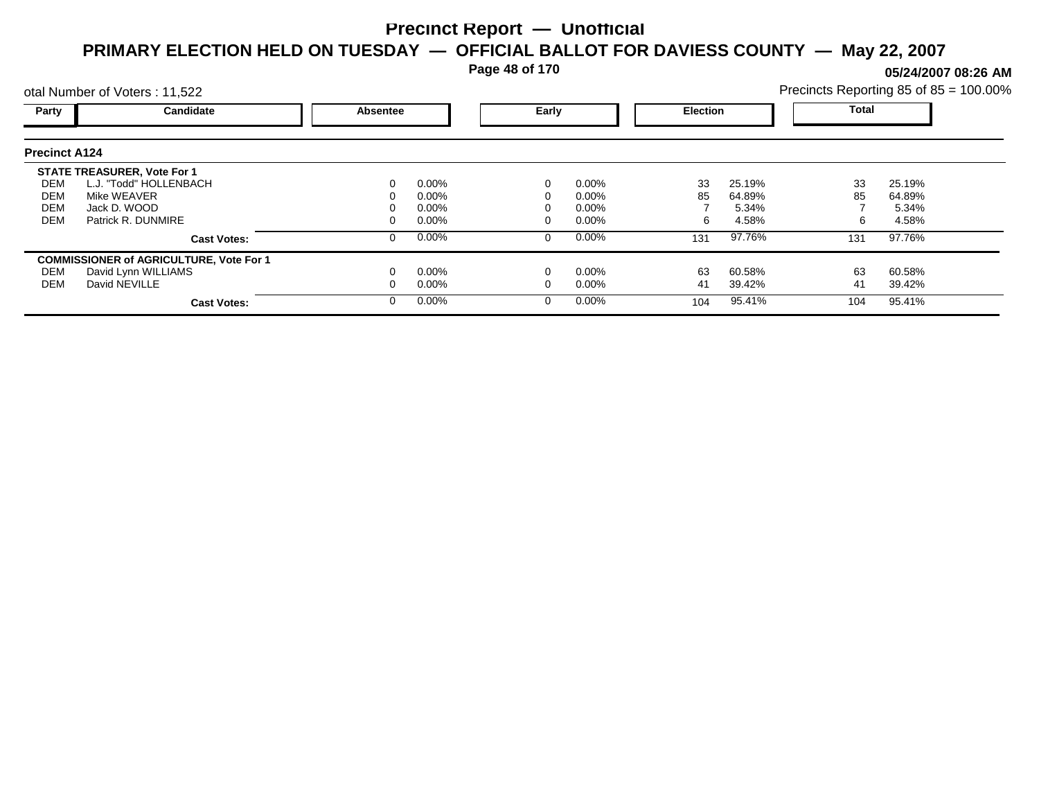# Precinct Report — Unofficial

## PRIMARY ELECTION HELD ON TUESDAY — OFFICIAL BALLOT FOR DAVIESS COUNTY — May 22, 2007

05/24/2007 08:26 AM

otal Number of Voters : 11,522

Precincts Reporting 85 of 85 = 100.00%

### Precinct A124

| Party | Candidate | Absentee | | Early | | Election | | Total | |
|---|---|---|---|---|---|---|---|---|---|
| | **STATE TREASURER, Vote For 1** | | | | | | | | |
| DEM | L.J. "Todd" HOLLENBACH | 0 | 0.00% | 0 | 0.00% | 33 | 25.19% | 33 | 25.19% |
| DEM | Mike WEAVER | 0 | 0.00% | 0 | 0.00% | 85 | 64.89% | 85 | 64.89% |
| DEM | Jack D. WOOD | 0 | 0.00% | 0 | 0.00% | 7 | 5.34% | 7 | 5.34% |
| DEM | Patrick R. DUNMIRE | 0 | 0.00% | 0 | 0.00% | 6 | 4.58% | 6 | 4.58% |
| | **Cast Votes:** | 0 | 0.00% | 0 | 0.00% | 131 | 97.76% | 131 | 97.76% |
| | **COMMISSIONER of AGRICULTURE, Vote For 1** | | | | | | | | |
| DEM | David Lynn WILLIAMS | 0 | 0.00% | 0 | 0.00% | 63 | 60.58% | 63 | 60.58% |
| DEM | David NEVILLE | 0 | 0.00% | 0 | 0.00% | 41 | 39.42% | 41 | 39.42% |
| | **Cast Votes:** | 0 | 0.00% | 0 | 0.00% | 104 | 95.41% | 104 | 95.41% |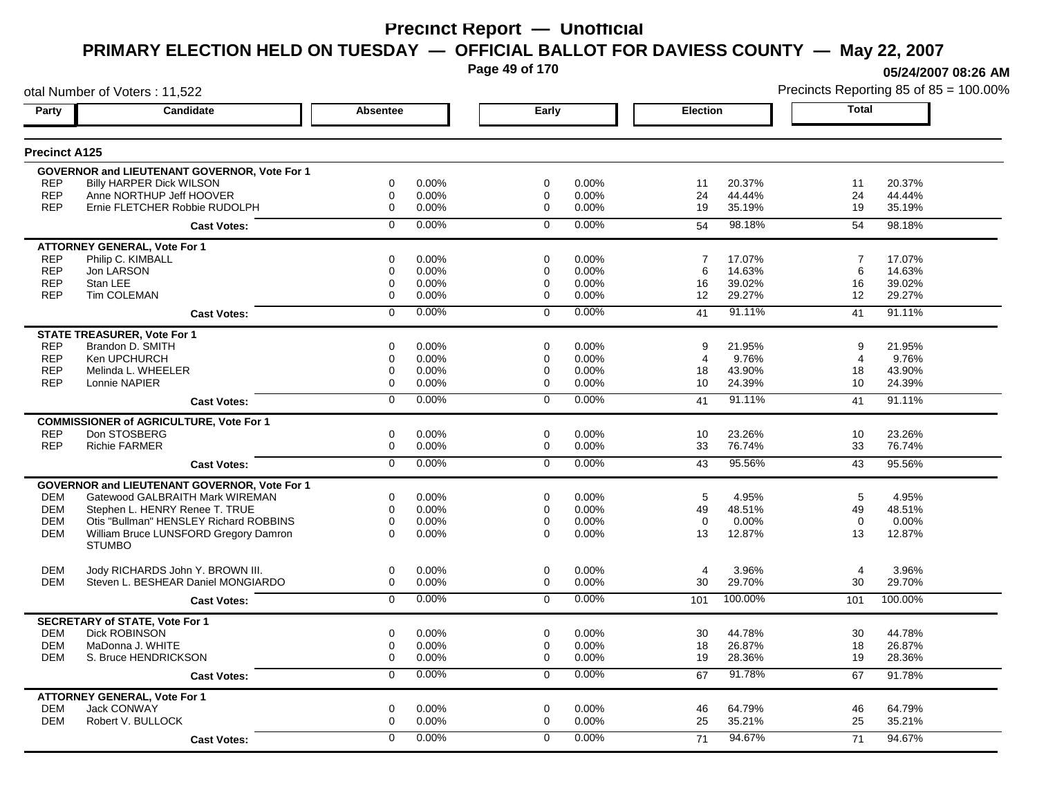# Precinct Report — Unofficial

## PRIMARY ELECTION HELD ON TUESDAY — OFFICIAL BALLOT FOR DAVIESS COUNTY — May 22, 2007

05/24/2007 08:26 AM

otal Number of Voters : 11,522

Precincts Reporting 85 of 85 = 100.00%

### Precinct A125

| Party | Candidate | Absentee | | Early | | Election | | Total | |
|---|---|---|---|---|---|---|---|---|---|
| **GOVERNOR and LIEUTENANT GOVERNOR, Vote For 1** | | | | | | | | | |
| REP | Billy HARPER Dick WILSON | 0 | 0.00% | 0 | 0.00% | 11 | 20.37% | 11 | 20.37% |
| REP | Anne NORTHUP Jeff HOOVER | 0 | 0.00% | 0 | 0.00% | 24 | 44.44% | 24 | 44.44% |
| REP | Ernie FLETCHER Robbie RUDOLPH | 0 | 0.00% | 0 | 0.00% | 19 | 35.19% | 19 | 35.19% |
| | **Cast Votes:** | 0 | 0.00% | 0 | 0.00% | 54 | 98.18% | 54 | 98.18% |
| **ATTORNEY GENERAL, Vote For 1** | | | | | | | | | |
| REP | Philip C. KIMBALL | 0 | 0.00% | 0 | 0.00% | 7 | 17.07% | 7 | 17.07% |
| REP | Jon LARSON | 0 | 0.00% | 0 | 0.00% | 6 | 14.63% | 6 | 14.63% |
| REP | Stan LEE | 0 | 0.00% | 0 | 0.00% | 16 | 39.02% | 16 | 39.02% |
| REP | Tim COLEMAN | 0 | 0.00% | 0 | 0.00% | 12 | 29.27% | 12 | 29.27% |
| | **Cast Votes:** | 0 | 0.00% | 0 | 0.00% | 41 | 91.11% | 41 | 91.11% |
| **STATE TREASURER, Vote For 1** | | | | | | | | | |
| REP | Brandon D. SMITH | 0 | 0.00% | 0 | 0.00% | 9 | 21.95% | 9 | 21.95% |
| REP | Ken UPCHURCH | 0 | 0.00% | 0 | 0.00% | 4 | 9.76% | 4 | 9.76% |
| REP | Melinda L. WHEELER | 0 | 0.00% | 0 | 0.00% | 18 | 43.90% | 18 | 43.90% |
| REP | Lonnie NAPIER | 0 | 0.00% | 0 | 0.00% | 10 | 24.39% | 10 | 24.39% |
| | **Cast Votes:** | 0 | 0.00% | 0 | 0.00% | 41 | 91.11% | 41 | 91.11% |
| **COMMISSIONER of AGRICULTURE, Vote For 1** | | | | | | | | | |
| REP | Don STOSBERG | 0 | 0.00% | 0 | 0.00% | 10 | 23.26% | 10 | 23.26% |
| REP | Richie FARMER | 0 | 0.00% | 0 | 0.00% | 33 | 76.74% | 33 | 76.74% |
| | **Cast Votes:** | 0 | 0.00% | 0 | 0.00% | 43 | 95.56% | 43 | 95.56% |
| **GOVERNOR and LIEUTENANT GOVERNOR, Vote For 1** | | | | | | | | | |
| DEM | Gatewood GALBRAITH Mark WIREMAN | 0 | 0.00% | 0 | 0.00% | 5 | 4.95% | 5 | 4.95% |
| DEM | Stephen L. HENRY Renee T. TRUE | 0 | 0.00% | 0 | 0.00% | 49 | 48.51% | 49 | 48.51% |
| DEM | Otis "Bullman" HENSLEY Richard ROBBINS | 0 | 0.00% | 0 | 0.00% | 0 | 0.00% | 0 | 0.00% |
| DEM | William Bruce LUNSFORD Gregory Damron STUMBO | 0 | 0.00% | 0 | 0.00% | 13 | 12.87% | 13 | 12.87% |
| DEM | Jody RICHARDS John Y. BROWN III. | 0 | 0.00% | 0 | 0.00% | 4 | 3.96% | 4 | 3.96% |
| DEM | Steven L. BESHEAR Daniel MONGIARDO | 0 | 0.00% | 0 | 0.00% | 30 | 29.70% | 30 | 29.70% |
| | **Cast Votes:** | 0 | 0.00% | 0 | 0.00% | 101 | 100.00% | 101 | 100.00% |
| **SECRETARY of STATE, Vote For 1** | | | | | | | | | |
| DEM | Dick ROBINSON | 0 | 0.00% | 0 | 0.00% | 30 | 44.78% | 30 | 44.78% |
| DEM | MaDonna J. WHITE | 0 | 0.00% | 0 | 0.00% | 18 | 26.87% | 18 | 26.87% |
| DEM | S. Bruce HENDRICKSON | 0 | 0.00% | 0 | 0.00% | 19 | 28.36% | 19 | 28.36% |
| | **Cast Votes:** | 0 | 0.00% | 0 | 0.00% | 67 | 91.78% | 67 | 91.78% |
| **ATTORNEY GENERAL, Vote For 1** | | | | | | | | | |
| DEM | Jack CONWAY | 0 | 0.00% | 0 | 0.00% | 46 | 64.79% | 46 | 64.79% |
| DEM | Robert V. BULLOCK | 0 | 0.00% | 0 | 0.00% | 25 | 35.21% | 25 | 35.21% |
| | **Cast Votes:** | 0 | 0.00% | 0 | 0.00% | 71 | 94.67% | 71 | 94.67% |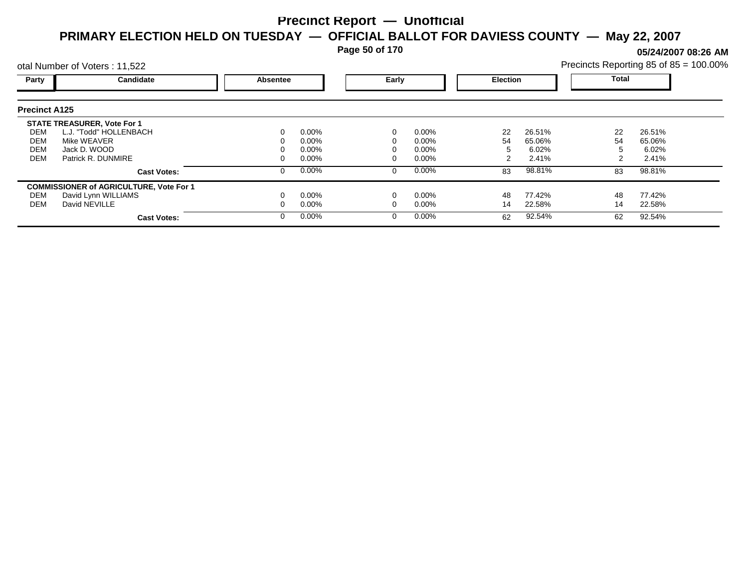# Precinct Report — Unofficial

## PRIMARY ELECTION HELD ON TUESDAY — OFFICIAL BALLOT FOR DAVIESS COUNTY — May 22, 2007

**05/24/2007 08:26 AM**

otal Number of Voters : 11,522

Precincts Reporting 85 of 85 = 100.00%

### Precinct A125

| Party | Candidate | Absentee | | Early | | Election | | Total | |
|---|---|---|---|---|---|---|---|---|---|
| | **STATE TREASURER, Vote For 1** | | | | | | | | |
| DEM | L.J. "Todd" HOLLENBACH | 0 | 0.00% | 0 | 0.00% | 22 | 26.51% | 22 | 26.51% |
| DEM | Mike WEAVER | 0 | 0.00% | 0 | 0.00% | 54 | 65.06% | 54 | 65.06% |
| DEM | Jack D. WOOD | 0 | 0.00% | 0 | 0.00% | 5 | 6.02% | 5 | 6.02% |
| DEM | Patrick R. DUNMIRE | 0 | 0.00% | 0 | 0.00% | 2 | 2.41% | 2 | 2.41% |
| | **Cast Votes:** | 0 | 0.00% | 0 | 0.00% | 83 | 98.81% | 83 | 98.81% |
| | **COMMISSIONER of AGRICULTURE, Vote For 1** | | | | | | | | |
| DEM | David Lynn WILLIAMS | 0 | 0.00% | 0 | 0.00% | 48 | 77.42% | 48 | 77.42% |
| DEM | David NEVILLE | 0 | 0.00% | 0 | 0.00% | 14 | 22.58% | 14 | 22.58% |
| | **Cast Votes:** | 0 | 0.00% | 0 | 0.00% | 62 | 92.54% | 62 | 92.54% |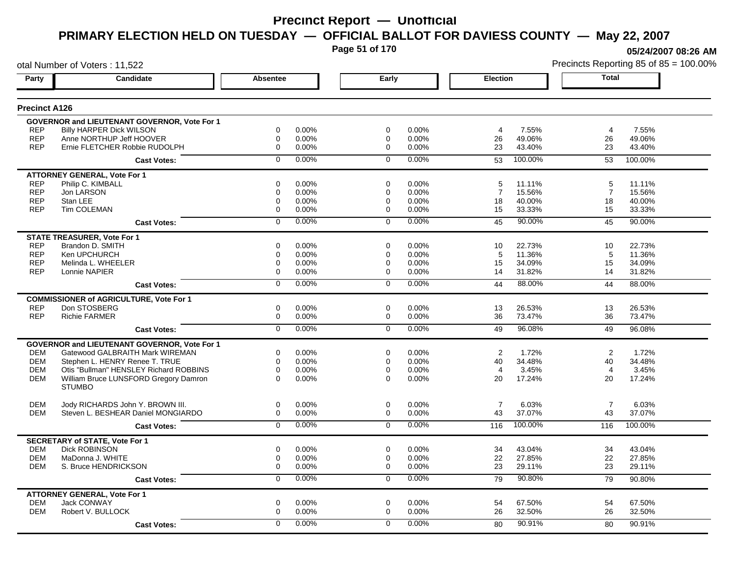# Precinct Report — Unofficial

## PRIMARY ELECTION HELD ON TUESDAY — OFFICIAL BALLOT FOR DAVIESS COUNTY — May 22, 2007

05/24/2007 08:26 AM

otal Number of Voters : 11,522

Precincts Reporting 85 of 85 = 100.00%

### Precinct A126

| Party | Candidate | Absentee | | Early | | Election | | Total | |
|---|---|---|---|---|---|---|---|---|---|
| **GOVERNOR and LIEUTENANT GOVERNOR, Vote For 1** | | | | | | | | | |
| REP | Billy HARPER Dick WILSON | 0 | 0.00% | 0 | 0.00% | 4 | 7.55% | 4 | 7.55% |
| REP | Anne NORTHUP Jeff HOOVER | 0 | 0.00% | 0 | 0.00% | 26 | 49.06% | 26 | 49.06% |
| REP | Ernie FLETCHER Robbie RUDOLPH | 0 | 0.00% | 0 | 0.00% | 23 | 43.40% | 23 | 43.40% |
| | **Cast Votes:** | 0 | 0.00% | 0 | 0.00% | 53 | 100.00% | 53 | 100.00% |
| **ATTORNEY GENERAL, Vote For 1** | | | | | | | | | |
| REP | Philip C. KIMBALL | 0 | 0.00% | 0 | 0.00% | 5 | 11.11% | 5 | 11.11% |
| REP | Jon LARSON | 0 | 0.00% | 0 | 0.00% | 7 | 15.56% | 7 | 15.56% |
| REP | Stan LEE | 0 | 0.00% | 0 | 0.00% | 18 | 40.00% | 18 | 40.00% |
| REP | Tim COLEMAN | 0 | 0.00% | 0 | 0.00% | 15 | 33.33% | 15 | 33.33% |
| | **Cast Votes:** | 0 | 0.00% | 0 | 0.00% | 45 | 90.00% | 45 | 90.00% |
| **STATE TREASURER, Vote For 1** | | | | | | | | | |
| REP | Brandon D. SMITH | 0 | 0.00% | 0 | 0.00% | 10 | 22.73% | 10 | 22.73% |
| REP | Ken UPCHURCH | 0 | 0.00% | 0 | 0.00% | 5 | 11.36% | 5 | 11.36% |
| REP | Melinda L. WHEELER | 0 | 0.00% | 0 | 0.00% | 15 | 34.09% | 15 | 34.09% |
| REP | Lonnie NAPIER | 0 | 0.00% | 0 | 0.00% | 14 | 31.82% | 14 | 31.82% |
| | **Cast Votes:** | 0 | 0.00% | 0 | 0.00% | 44 | 88.00% | 44 | 88.00% |
| **COMMISSIONER of AGRICULTURE, Vote For 1** | | | | | | | | | |
| REP | Don STOSBERG | 0 | 0.00% | 0 | 0.00% | 13 | 26.53% | 13 | 26.53% |
| REP | Richie FARMER | 0 | 0.00% | 0 | 0.00% | 36 | 73.47% | 36 | 73.47% |
| | **Cast Votes:** | 0 | 0.00% | 0 | 0.00% | 49 | 96.08% | 49 | 96.08% |
| **GOVERNOR and LIEUTENANT GOVERNOR, Vote For 1** | | | | | | | | | |
| DEM | Gatewood GALBRAITH Mark WIREMAN | 0 | 0.00% | 0 | 0.00% | 2 | 1.72% | 2 | 1.72% |
| DEM | Stephen L. HENRY Renee T. TRUE | 0 | 0.00% | 0 | 0.00% | 40 | 34.48% | 40 | 34.48% |
| DEM | Otis "Bullman" HENSLEY Richard ROBBINS | 0 | 0.00% | 0 | 0.00% | 4 | 3.45% | 4 | 3.45% |
| DEM | William Bruce LUNSFORD Gregory Damron STUMBO | 0 | 0.00% | 0 | 0.00% | 20 | 17.24% | 20 | 17.24% |
| DEM | Jody RICHARDS John Y. BROWN III. | 0 | 0.00% | 0 | 0.00% | 7 | 6.03% | 7 | 6.03% |
| DEM | Steven L. BESHEAR Daniel MONGIARDO | 0 | 0.00% | 0 | 0.00% | 43 | 37.07% | 43 | 37.07% |
| | **Cast Votes:** | 0 | 0.00% | 0 | 0.00% | 116 | 100.00% | 116 | 100.00% |
| **SECRETARY of STATE, Vote For 1** | | | | | | | | | |
| DEM | Dick ROBINSON | 0 | 0.00% | 0 | 0.00% | 34 | 43.04% | 34 | 43.04% |
| DEM | MaDonna J. WHITE | 0 | 0.00% | 0 | 0.00% | 22 | 27.85% | 22 | 27.85% |
| DEM | S. Bruce HENDRICKSON | 0 | 0.00% | 0 | 0.00% | 23 | 29.11% | 23 | 29.11% |
| | **Cast Votes:** | 0 | 0.00% | 0 | 0.00% | 79 | 90.80% | 79 | 90.80% |
| **ATTORNEY GENERAL, Vote For 1** | | | | | | | | | |
| DEM | Jack CONWAY | 0 | 0.00% | 0 | 0.00% | 54 | 67.50% | 54 | 67.50% |
| DEM | Robert V. BULLOCK | 0 | 0.00% | 0 | 0.00% | 26 | 32.50% | 26 | 32.50% |
| | **Cast Votes:** | 0 | 0.00% | 0 | 0.00% | 80 | 90.91% | 80 | 90.91% |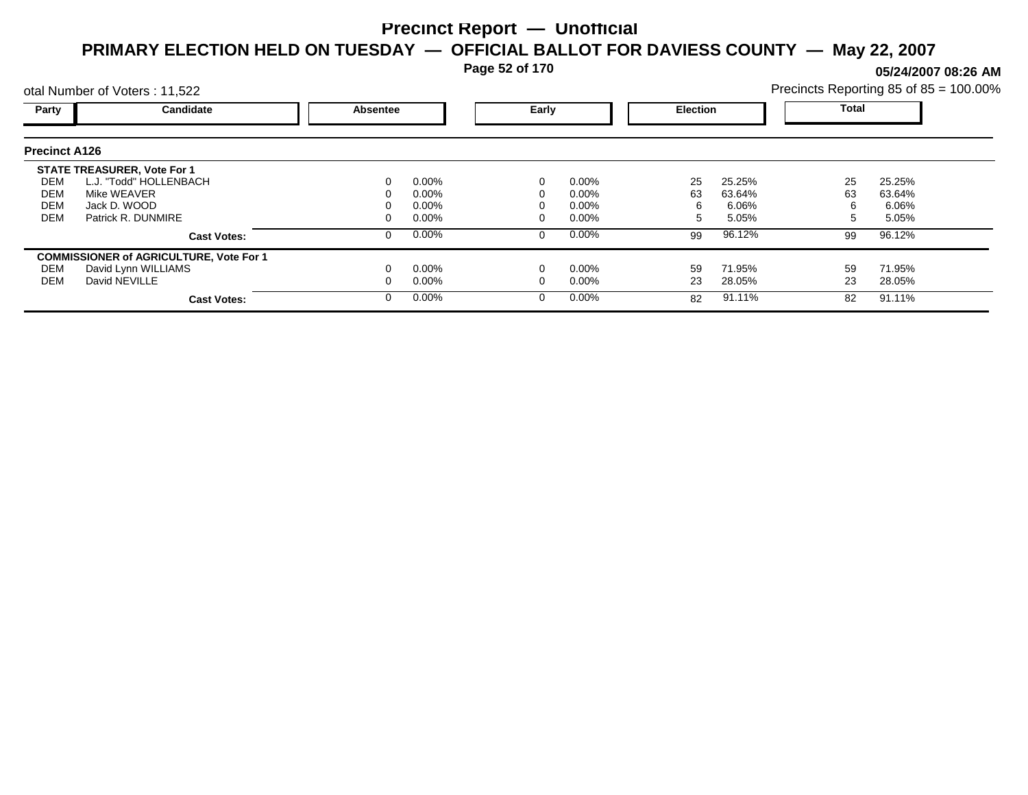# Precinct Report — Unofficial

## PRIMARY ELECTION HELD ON TUESDAY — OFFICIAL BALLOT FOR DAVIESS COUNTY — May 22, 2007

**05/24/2007 08:26 AM**

otal Number of Voters : 11,522

Precincts Reporting 85 of 85 = 100.00%

### Precinct A126

| Party | Candidate | Absentee | | Early | | Election | | Total | |
|---|---|---|---|---|---|---|---|---|---|
| | **STATE TREASURER, Vote For 1** | | | | | | | | |
| DEM | L.J. "Todd" HOLLENBACH | 0 | 0.00% | 0 | 0.00% | 25 | 25.25% | 25 | 25.25% |
| DEM | Mike WEAVER | 0 | 0.00% | 0 | 0.00% | 63 | 63.64% | 63 | 63.64% |
| DEM | Jack D. WOOD | 0 | 0.00% | 0 | 0.00% | 6 | 6.06% | 6 | 6.06% |
| DEM | Patrick R. DUNMIRE | 0 | 0.00% | 0 | 0.00% | 5 | 5.05% | 5 | 5.05% |
| | **Cast Votes:** | 0 | 0.00% | 0 | 0.00% | 99 | 96.12% | 99 | 96.12% |
| | **COMMISSIONER of AGRICULTURE, Vote For 1** | | | | | | | | |
| DEM | David Lynn WILLIAMS | 0 | 0.00% | 0 | 0.00% | 59 | 71.95% | 59 | 71.95% |
| DEM | David NEVILLE | 0 | 0.00% | 0 | 0.00% | 23 | 28.05% | 23 | 28.05% |
| | **Cast Votes:** | 0 | 0.00% | 0 | 0.00% | 82 | 91.11% | 82 | 91.11% |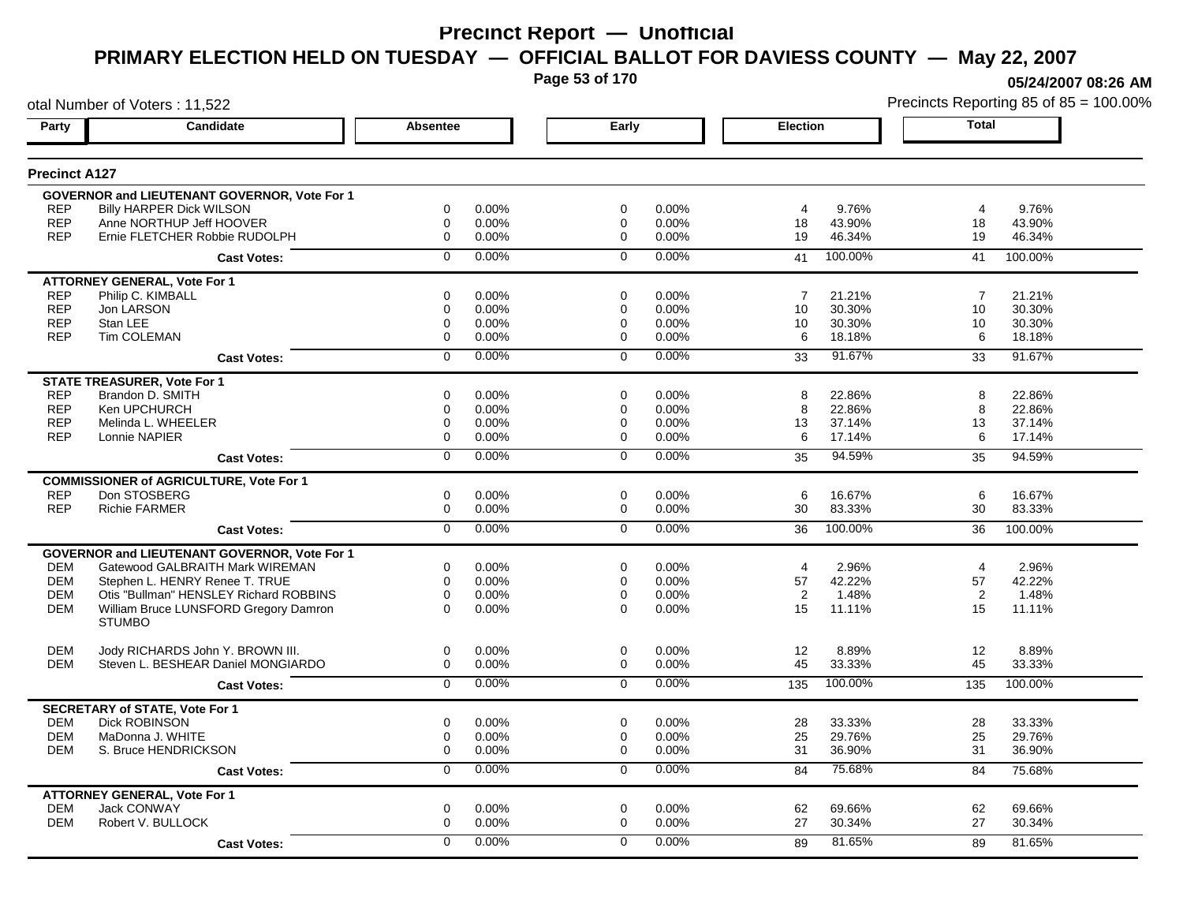# Precinct Report — Unofficial

## PRIMARY ELECTION HELD ON TUESDAY — OFFICIAL BALLOT FOR DAVIESS COUNTY — May 22, 2007

05/24/2007 08:26 AM

otal Number of Voters : 11,522

Precincts Reporting 85 of 85 = 100.00%

### Precinct A127

| Party | Candidate | Absentee | | Early | | Election | | Total | |
|---|---|---|---|---|---|---|---|---|---|
| **GOVERNOR and LIEUTENANT GOVERNOR, Vote For 1** | | | | | | | | | |
| REP | Billy HARPER Dick WILSON | 0 | 0.00% | 0 | 0.00% | 4 | 9.76% | 4 | 9.76% |
| REP | Anne NORTHUP Jeff HOOVER | 0 | 0.00% | 0 | 0.00% | 18 | 43.90% | 18 | 43.90% |
| REP | Ernie FLETCHER Robbie RUDOLPH | 0 | 0.00% | 0 | 0.00% | 19 | 46.34% | 19 | 46.34% |
| | **Cast Votes:** | 0 | 0.00% | 0 | 0.00% | 41 | 100.00% | 41 | 100.00% |
| **ATTORNEY GENERAL, Vote For 1** | | | | | | | | | |
| REP | Philip C. KIMBALL | 0 | 0.00% | 0 | 0.00% | 7 | 21.21% | 7 | 21.21% |
| REP | Jon LARSON | 0 | 0.00% | 0 | 0.00% | 10 | 30.30% | 10 | 30.30% |
| REP | Stan LEE | 0 | 0.00% | 0 | 0.00% | 10 | 30.30% | 10 | 30.30% |
| REP | Tim COLEMAN | 0 | 0.00% | 0 | 0.00% | 6 | 18.18% | 6 | 18.18% |
| | **Cast Votes:** | 0 | 0.00% | 0 | 0.00% | 33 | 91.67% | 33 | 91.67% |
| **STATE TREASURER, Vote For 1** | | | | | | | | | |
| REP | Brandon D. SMITH | 0 | 0.00% | 0 | 0.00% | 8 | 22.86% | 8 | 22.86% |
| REP | Ken UPCHURCH | 0 | 0.00% | 0 | 0.00% | 8 | 22.86% | 8 | 22.86% |
| REP | Melinda L. WHEELER | 0 | 0.00% | 0 | 0.00% | 13 | 37.14% | 13 | 37.14% |
| REP | Lonnie NAPIER | 0 | 0.00% | 0 | 0.00% | 6 | 17.14% | 6 | 17.14% |
| | **Cast Votes:** | 0 | 0.00% | 0 | 0.00% | 35 | 94.59% | 35 | 94.59% |
| **COMMISSIONER of AGRICULTURE, Vote For 1** | | | | | | | | | |
| REP | Don STOSBERG | 0 | 0.00% | 0 | 0.00% | 6 | 16.67% | 6 | 16.67% |
| REP | Richie FARMER | 0 | 0.00% | 0 | 0.00% | 30 | 83.33% | 30 | 83.33% |
| | **Cast Votes:** | 0 | 0.00% | 0 | 0.00% | 36 | 100.00% | 36 | 100.00% |
| **GOVERNOR and LIEUTENANT GOVERNOR, Vote For 1** | | | | | | | | | |
| DEM | Gatewood GALBRAITH Mark WIREMAN | 0 | 0.00% | 0 | 0.00% | 4 | 2.96% | 4 | 2.96% |
| DEM | Stephen L. HENRY Renee T. TRUE | 0 | 0.00% | 0 | 0.00% | 57 | 42.22% | 57 | 42.22% |
| DEM | Otis "Bullman" HENSLEY Richard ROBBINS | 0 | 0.00% | 0 | 0.00% | 2 | 1.48% | 2 | 1.48% |
| DEM | William Bruce LUNSFORD Gregory Damron STUMBO | 0 | 0.00% | 0 | 0.00% | 15 | 11.11% | 15 | 11.11% |
| DEM | Jody RICHARDS John Y. BROWN III. | 0 | 0.00% | 0 | 0.00% | 12 | 8.89% | 12 | 8.89% |
| DEM | Steven L. BESHEAR Daniel MONGIARDO | 0 | 0.00% | 0 | 0.00% | 45 | 33.33% | 45 | 33.33% |
| | **Cast Votes:** | 0 | 0.00% | 0 | 0.00% | 135 | 100.00% | 135 | 100.00% |
| **SECRETARY of STATE, Vote For 1** | | | | | | | | | |
| DEM | Dick ROBINSON | 0 | 0.00% | 0 | 0.00% | 28 | 33.33% | 28 | 33.33% |
| DEM | MaDonna J. WHITE | 0 | 0.00% | 0 | 0.00% | 25 | 29.76% | 25 | 29.76% |
| DEM | S. Bruce HENDRICKSON | 0 | 0.00% | 0 | 0.00% | 31 | 36.90% | 31 | 36.90% |
| | **Cast Votes:** | 0 | 0.00% | 0 | 0.00% | 84 | 75.68% | 84 | 75.68% |
| **ATTORNEY GENERAL, Vote For 1** | | | | | | | | | |
| DEM | Jack CONWAY | 0 | 0.00% | 0 | 0.00% | 62 | 69.66% | 62 | 69.66% |
| DEM | Robert V. BULLOCK | 0 | 0.00% | 0 | 0.00% | 27 | 30.34% | 27 | 30.34% |
| | **Cast Votes:** | 0 | 0.00% | 0 | 0.00% | 89 | 81.65% | 89 | 81.65% |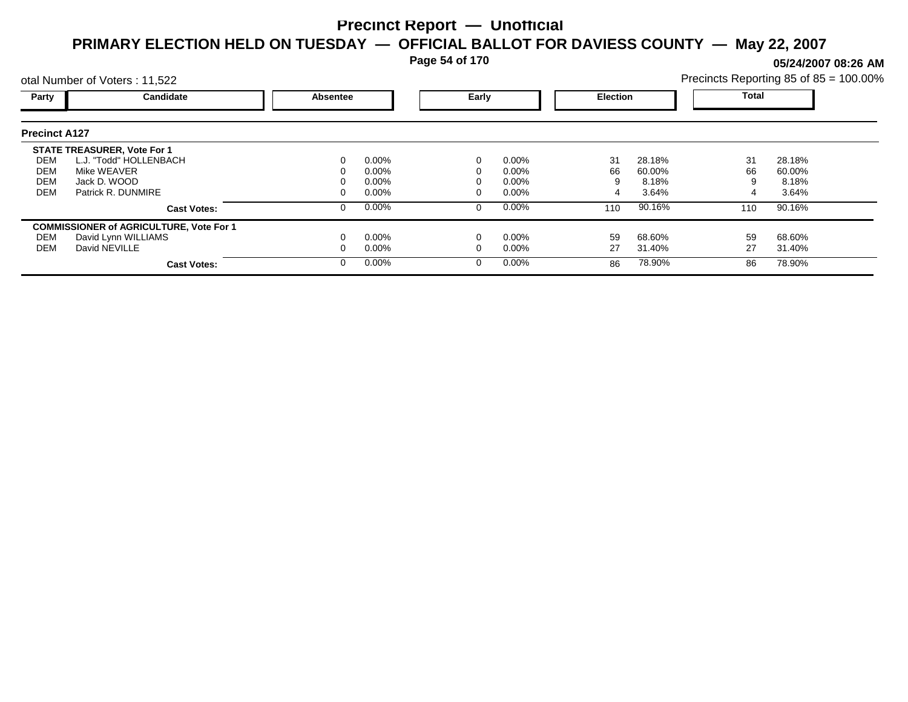# Precinct Report — Unofficial

## PRIMARY ELECTION HELD ON TUESDAY — OFFICIAL BALLOT FOR DAVIESS COUNTY — May 22, 2007

05/24/2007 08:26 AM

otal Number of Voters : 11,522

Precincts Reporting 85 of 85 = 100.00%

### Precinct A127

| Party | Candidate | Absentee | | Early | | Election | | Total | |
|---|---|---|---|---|---|---|---|---|---|
| | **STATE TREASURER, Vote For 1** | | | | | | | | |
| DEM | L.J. "Todd" HOLLENBACH | 0 | 0.00% | 0 | 0.00% | 31 | 28.18% | 31 | 28.18% |
| DEM | Mike WEAVER | 0 | 0.00% | 0 | 0.00% | 66 | 60.00% | 66 | 60.00% |
| DEM | Jack D. WOOD | 0 | 0.00% | 0 | 0.00% | 9 | 8.18% | 9 | 8.18% |
| DEM | Patrick R. DUNMIRE | 0 | 0.00% | 0 | 0.00% | 4 | 3.64% | 4 | 3.64% |
| | **Cast Votes:** | 0 | 0.00% | 0 | 0.00% | 110 | 90.16% | 110 | 90.16% |
| | **COMMISSIONER of AGRICULTURE, Vote For 1** | | | | | | | | |
| DEM | David Lynn WILLIAMS | 0 | 0.00% | 0 | 0.00% | 59 | 68.60% | 59 | 68.60% |
| DEM | David NEVILLE | 0 | 0.00% | 0 | 0.00% | 27 | 31.40% | 27 | 31.40% |
| | **Cast Votes:** | 0 | 0.00% | 0 | 0.00% | 86 | 78.90% | 86 | 78.90% |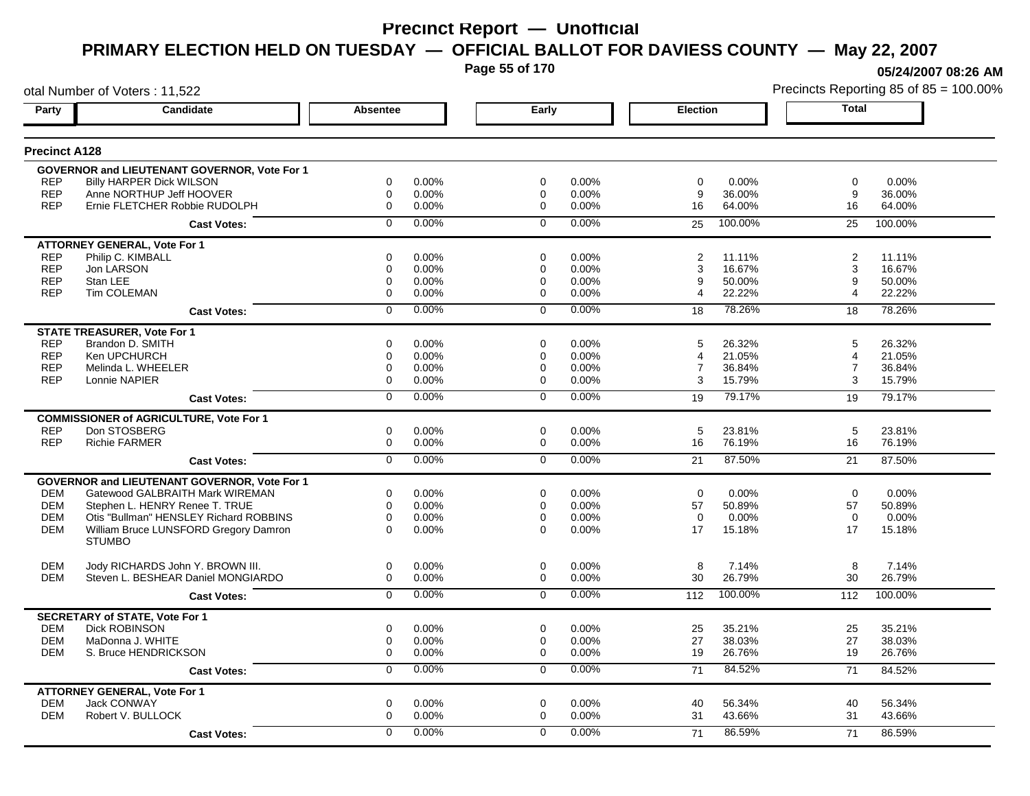# Precinct Report — Unofficial

## PRIMARY ELECTION HELD ON TUESDAY — OFFICIAL BALLOT FOR DAVIESS COUNTY — May 22, 2007

05/24/2007 08:26 AM

otal Number of Voters : 11,522

Precincts Reporting 85 of 85 = 100.00%

### Precinct A128

| Party | Candidate | Absentee | | Early | | Election | | Total | |
|---|---|---|---|---|---|---|---|---|---|
| **GOVERNOR and LIEUTENANT GOVERNOR, Vote For 1** | | | | | | | | | |
| REP | Billy HARPER Dick WILSON | 0 | 0.00% | 0 | 0.00% | 0 | 0.00% | 0 | 0.00% |
| REP | Anne NORTHUP Jeff HOOVER | 0 | 0.00% | 0 | 0.00% | 9 | 36.00% | 9 | 36.00% |
| REP | Ernie FLETCHER Robbie RUDOLPH | 0 | 0.00% | 0 | 0.00% | 16 | 64.00% | 16 | 64.00% |
| | **Cast Votes:** | 0 | 0.00% | 0 | 0.00% | 25 | 100.00% | 25 | 100.00% |
| **ATTORNEY GENERAL, Vote For 1** | | | | | | | | | |
| REP | Philip C. KIMBALL | 0 | 0.00% | 0 | 0.00% | 2 | 11.11% | 2 | 11.11% |
| REP | Jon LARSON | 0 | 0.00% | 0 | 0.00% | 3 | 16.67% | 3 | 16.67% |
| REP | Stan LEE | 0 | 0.00% | 0 | 0.00% | 9 | 50.00% | 9 | 50.00% |
| REP | Tim COLEMAN | 0 | 0.00% | 0 | 0.00% | 4 | 22.22% | 4 | 22.22% |
| | **Cast Votes:** | 0 | 0.00% | 0 | 0.00% | 18 | 78.26% | 18 | 78.26% |
| **STATE TREASURER, Vote For 1** | | | | | | | | | |
| REP | Brandon D. SMITH | 0 | 0.00% | 0 | 0.00% | 5 | 26.32% | 5 | 26.32% |
| REP | Ken UPCHURCH | 0 | 0.00% | 0 | 0.00% | 4 | 21.05% | 4 | 21.05% |
| REP | Melinda L. WHEELER | 0 | 0.00% | 0 | 0.00% | 7 | 36.84% | 7 | 36.84% |
| REP | Lonnie NAPIER | 0 | 0.00% | 0 | 0.00% | 3 | 15.79% | 3 | 15.79% |
| | **Cast Votes:** | 0 | 0.00% | 0 | 0.00% | 19 | 79.17% | 19 | 79.17% |
| **COMMISSIONER of AGRICULTURE, Vote For 1** | | | | | | | | | |
| REP | Don STOSBERG | 0 | 0.00% | 0 | 0.00% | 5 | 23.81% | 5 | 23.81% |
| REP | Richie FARMER | 0 | 0.00% | 0 | 0.00% | 16 | 76.19% | 16 | 76.19% |
| | **Cast Votes:** | 0 | 0.00% | 0 | 0.00% | 21 | 87.50% | 21 | 87.50% |
| **GOVERNOR and LIEUTENANT GOVERNOR, Vote For 1** | | | | | | | | | |
| DEM | Gatewood GALBRAITH Mark WIREMAN | 0 | 0.00% | 0 | 0.00% | 0 | 0.00% | 0 | 0.00% |
| DEM | Stephen L. HENRY Renee T. TRUE | 0 | 0.00% | 0 | 0.00% | 57 | 50.89% | 57 | 50.89% |
| DEM | Otis "Bullman" HENSLEY Richard ROBBINS | 0 | 0.00% | 0 | 0.00% | 0 | 0.00% | 0 | 0.00% |
| DEM | William Bruce LUNSFORD Gregory Damron STUMBO | 0 | 0.00% | 0 | 0.00% | 17 | 15.18% | 17 | 15.18% |
| DEM | Jody RICHARDS John Y. BROWN III. | 0 | 0.00% | 0 | 0.00% | 8 | 7.14% | 8 | 7.14% |
| DEM | Steven L. BESHEAR Daniel MONGIARDO | 0 | 0.00% | 0 | 0.00% | 30 | 26.79% | 30 | 26.79% |
| | **Cast Votes:** | 0 | 0.00% | 0 | 0.00% | 112 | 100.00% | 112 | 100.00% |
| **SECRETARY of STATE, Vote For 1** | | | | | | | | | |
| DEM | Dick ROBINSON | 0 | 0.00% | 0 | 0.00% | 25 | 35.21% | 25 | 35.21% |
| DEM | MaDonna J. WHITE | 0 | 0.00% | 0 | 0.00% | 27 | 38.03% | 27 | 38.03% |
| DEM | S. Bruce HENDRICKSON | 0 | 0.00% | 0 | 0.00% | 19 | 26.76% | 19 | 26.76% |
| | **Cast Votes:** | 0 | 0.00% | 0 | 0.00% | 71 | 84.52% | 71 | 84.52% |
| **ATTORNEY GENERAL, Vote For 1** | | | | | | | | | |
| DEM | Jack CONWAY | 0 | 0.00% | 0 | 0.00% | 40 | 56.34% | 40 | 56.34% |
| DEM | Robert V. BULLOCK | 0 | 0.00% | 0 | 0.00% | 31 | 43.66% | 31 | 43.66% |
| | **Cast Votes:** | 0 | 0.00% | 0 | 0.00% | 71 | 86.59% | 71 | 86.59% |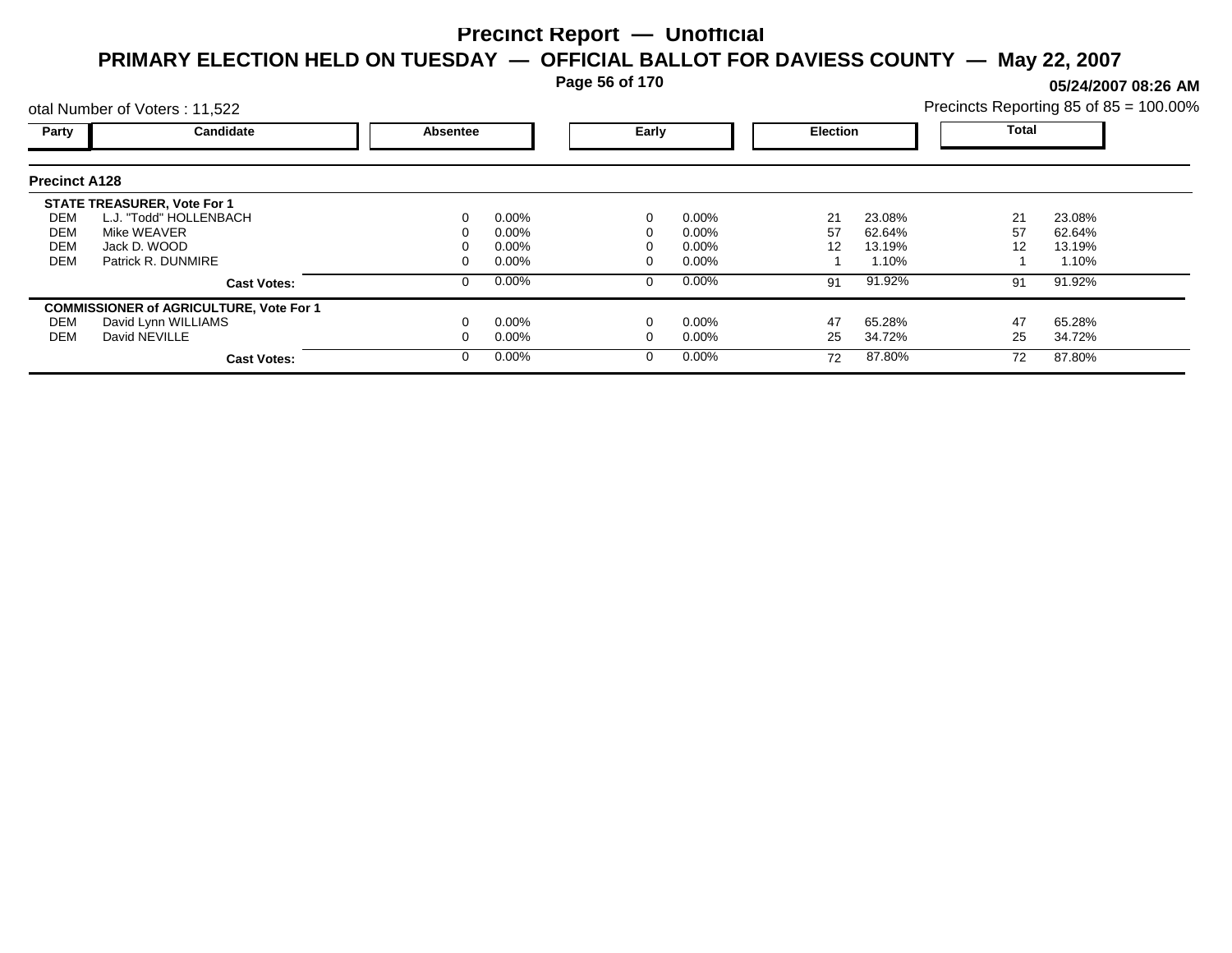# Precinct Report — Unofficial

## PRIMARY ELECTION HELD ON TUESDAY — OFFICIAL BALLOT FOR DAVIESS COUNTY — May 22, 2007

05/24/2007 08:26 AM

otal Number of Voters : 11,522

Precincts Reporting 85 of 85 = 100.00%

| Party | Candidate | Absentee | | Early | | Election | | Total | |
|---|---|---|---|---|---|---|---|---|---|
| **Precinct A128** | | | | | | | | | |
| **STATE TREASURER, Vote For 1** | | | | | | | | | |
| DEM | L.J. "Todd" HOLLENBACH | 0 | 0.00% | 0 | 0.00% | 21 | 23.08% | 21 | 23.08% |
| DEM | Mike WEAVER | 0 | 0.00% | 0 | 0.00% | 57 | 62.64% | 57 | 62.64% |
| DEM | Jack D. WOOD | 0 | 0.00% | 0 | 0.00% | 12 | 13.19% | 12 | 13.19% |
| DEM | Patrick R. DUNMIRE | 0 | 0.00% | 0 | 0.00% | 1 | 1.10% | 1 | 1.10% |
| | **Cast Votes:** | 0 | 0.00% | 0 | 0.00% | 91 | 91.92% | 91 | 91.92% |
| **COMMISSIONER of AGRICULTURE, Vote For 1** | | | | | | | | | |
| DEM | David Lynn WILLIAMS | 0 | 0.00% | 0 | 0.00% | 47 | 65.28% | 47 | 65.28% |
| DEM | David NEVILLE | 0 | 0.00% | 0 | 0.00% | 25 | 34.72% | 25 | 34.72% |
| | **Cast Votes:** | 0 | 0.00% | 0 | 0.00% | 72 | 87.80% | 72 | 87.80% |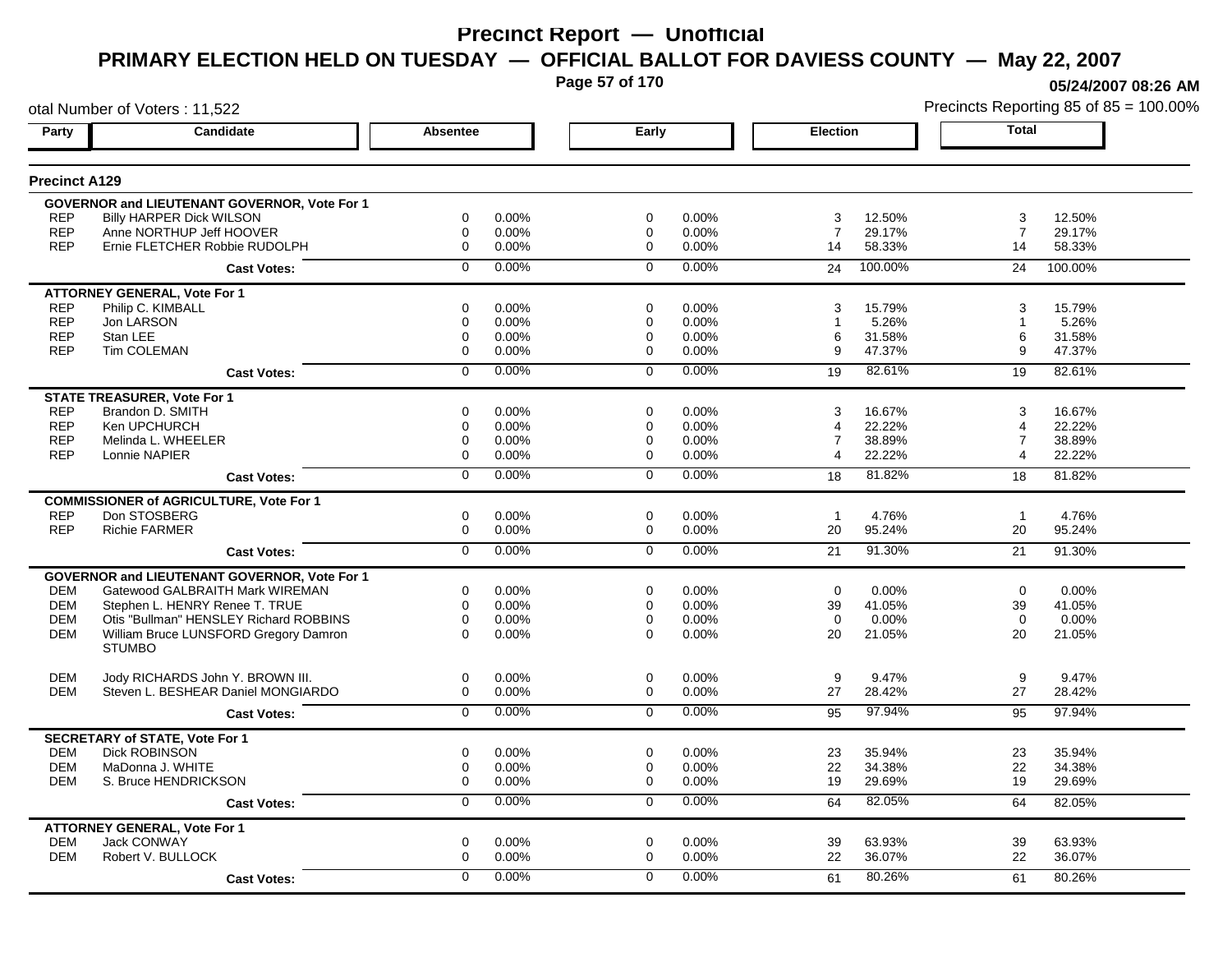# Precinct Report — Unofficial

## PRIMARY ELECTION HELD ON TUESDAY — OFFICIAL BALLOT FOR DAVIESS COUNTY — May 22, 2007

05/24/2007 08:26 AM

otal Number of Voters : 11,522

Precincts Reporting 85 of 85 = 100.00%

### Precinct A129

| Party | Candidate | Absentee | | Early | | Election | | Total | |
|---|---|---|---|---|---|---|---|---|---|
| | **GOVERNOR and LIEUTENANT GOVERNOR, Vote For 1** | | | | | | | | |
| REP | Billy HARPER Dick WILSON | 0 | 0.00% | 0 | 0.00% | 3 | 12.50% | 3 | 12.50% |
| REP | Anne NORTHUP Jeff HOOVER | 0 | 0.00% | 0 | 0.00% | 7 | 29.17% | 7 | 29.17% |
| REP | Ernie FLETCHER Robbie RUDOLPH | 0 | 0.00% | 0 | 0.00% | 14 | 58.33% | 14 | 58.33% |
| | **Cast Votes:** | 0 | 0.00% | 0 | 0.00% | 24 | 100.00% | 24 | 100.00% |
| | **ATTORNEY GENERAL, Vote For 1** | | | | | | | | |
| REP | Philip C. KIMBALL | 0 | 0.00% | 0 | 0.00% | 3 | 15.79% | 3 | 15.79% |
| REP | Jon LARSON | 0 | 0.00% | 0 | 0.00% | 1 | 5.26% | 1 | 5.26% |
| REP | Stan LEE | 0 | 0.00% | 0 | 0.00% | 6 | 31.58% | 6 | 31.58% |
| REP | Tim COLEMAN | 0 | 0.00% | 0 | 0.00% | 9 | 47.37% | 9 | 47.37% |
| | **Cast Votes:** | 0 | 0.00% | 0 | 0.00% | 19 | 82.61% | 19 | 82.61% |
| | **STATE TREASURER, Vote For 1** | | | | | | | | |
| REP | Brandon D. SMITH | 0 | 0.00% | 0 | 0.00% | 3 | 16.67% | 3 | 16.67% |
| REP | Ken UPCHURCH | 0 | 0.00% | 0 | 0.00% | 4 | 22.22% | 4 | 22.22% |
| REP | Melinda L. WHEELER | 0 | 0.00% | 0 | 0.00% | 7 | 38.89% | 7 | 38.89% |
| REP | Lonnie NAPIER | 0 | 0.00% | 0 | 0.00% | 4 | 22.22% | 4 | 22.22% |
| | **Cast Votes:** | 0 | 0.00% | 0 | 0.00% | 18 | 81.82% | 18 | 81.82% |
| | **COMMISSIONER of AGRICULTURE, Vote For 1** | | | | | | | | |
| REP | Don STOSBERG | 0 | 0.00% | 0 | 0.00% | 1 | 4.76% | 1 | 4.76% |
| REP | Richie FARMER | 0 | 0.00% | 0 | 0.00% | 20 | 95.24% | 20 | 95.24% |
| | **Cast Votes:** | 0 | 0.00% | 0 | 0.00% | 21 | 91.30% | 21 | 91.30% |
| | **GOVERNOR and LIEUTENANT GOVERNOR, Vote For 1** | | | | | | | | |
| DEM | Gatewood GALBRAITH Mark WIREMAN | 0 | 0.00% | 0 | 0.00% | 0 | 0.00% | 0 | 0.00% |
| DEM | Stephen L. HENRY Renee T. TRUE | 0 | 0.00% | 0 | 0.00% | 39 | 41.05% | 39 | 41.05% |
| DEM | Otis "Bullman" HENSLEY Richard ROBBINS | 0 | 0.00% | 0 | 0.00% | 0 | 0.00% | 0 | 0.00% |
| DEM | William Bruce LUNSFORD Gregory Damron STUMBO | 0 | 0.00% | 0 | 0.00% | 20 | 21.05% | 20 | 21.05% |
| DEM | Jody RICHARDS John Y. BROWN III. | 0 | 0.00% | 0 | 0.00% | 9 | 9.47% | 9 | 9.47% |
| DEM | Steven L. BESHEAR Daniel MONGIARDO | 0 | 0.00% | 0 | 0.00% | 27 | 28.42% | 27 | 28.42% |
| | **Cast Votes:** | 0 | 0.00% | 0 | 0.00% | 95 | 97.94% | 95 | 97.94% |
| | **SECRETARY of STATE, Vote For 1** | | | | | | | | |
| DEM | Dick ROBINSON | 0 | 0.00% | 0 | 0.00% | 23 | 35.94% | 23 | 35.94% |
| DEM | MaDonna J. WHITE | 0 | 0.00% | 0 | 0.00% | 22 | 34.38% | 22 | 34.38% |
| DEM | S. Bruce HENDRICKSON | 0 | 0.00% | 0 | 0.00% | 19 | 29.69% | 19 | 29.69% |
| | **Cast Votes:** | 0 | 0.00% | 0 | 0.00% | 64 | 82.05% | 64 | 82.05% |
| | **ATTORNEY GENERAL, Vote For 1** | | | | | | | | |
| DEM | Jack CONWAY | 0 | 0.00% | 0 | 0.00% | 39 | 63.93% | 39 | 63.93% |
| DEM | Robert V. BULLOCK | 0 | 0.00% | 0 | 0.00% | 22 | 36.07% | 22 | 36.07% |
| | **Cast Votes:** | 0 | 0.00% | 0 | 0.00% | 61 | 80.26% | 61 | 80.26% |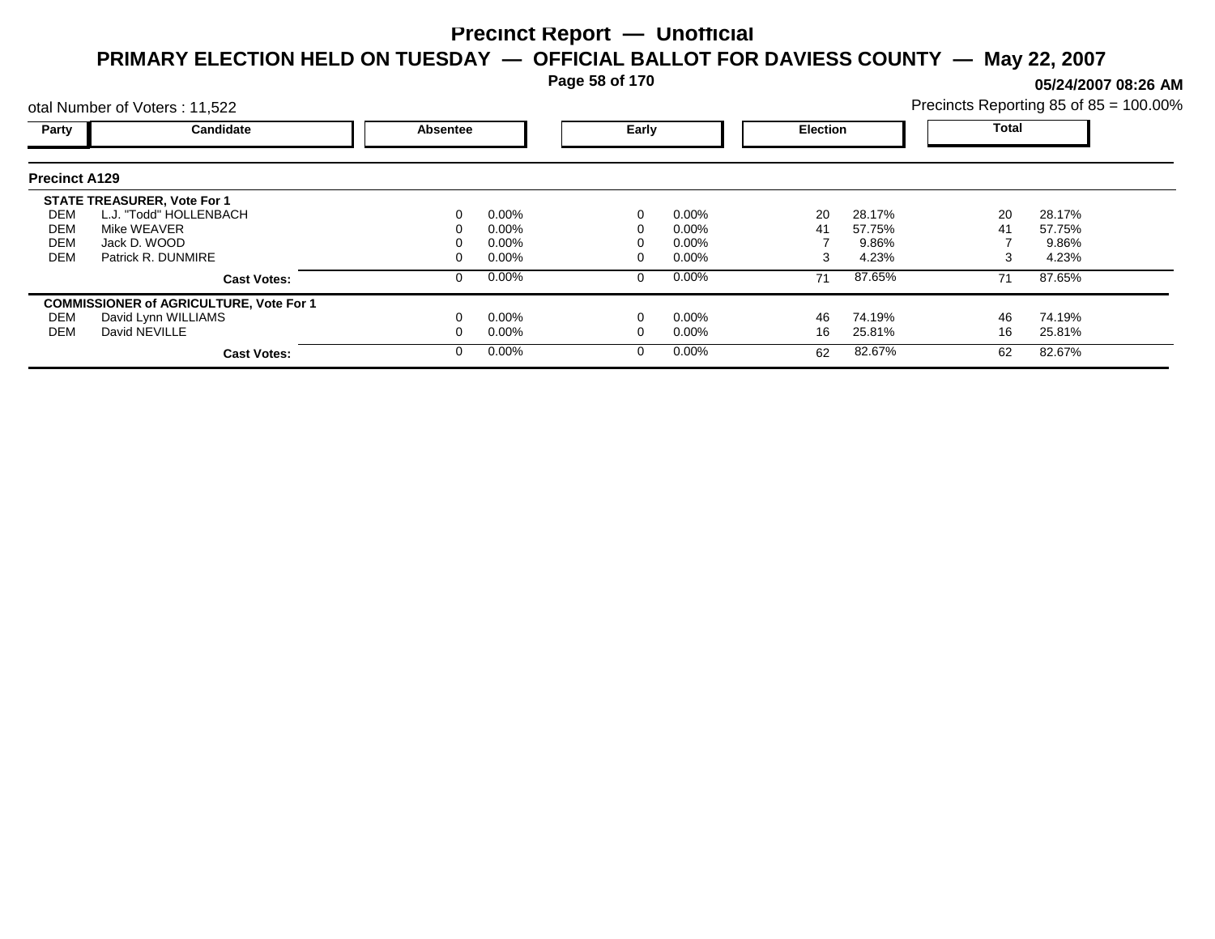# Precinct Report — Unofficial

## PRIMARY ELECTION HELD ON TUESDAY — OFFICIAL BALLOT FOR DAVIESS COUNTY — May 22, 2007

05/24/2007 08:26 AM

otal Number of Voters : 11,522

Precincts Reporting 85 of 85 = 100.00%

| Party | Candidate | Absentee | | Early | | Election | | Total | |
|---|---|---|---|---|---|---|---|---|---|
| **Precinct A129** | | | | | | | | | |
| **STATE TREASURER, Vote For 1** | | | | | | | | | |
| DEM | L.J. "Todd" HOLLENBACH | 0 | 0.00% | 0 | 0.00% | 20 | 28.17% | 20 | 28.17% |
| DEM | Mike WEAVER | 0 | 0.00% | 0 | 0.00% | 41 | 57.75% | 41 | 57.75% |
| DEM | Jack D. WOOD | 0 | 0.00% | 0 | 0.00% | 7 | 9.86% | 7 | 9.86% |
| DEM | Patrick R. DUNMIRE | 0 | 0.00% | 0 | 0.00% | 3 | 4.23% | 3 | 4.23% |
| | **Cast Votes:** | 0 | 0.00% | 0 | 0.00% | 71 | 87.65% | 71 | 87.65% |
| **COMMISSIONER of AGRICULTURE, Vote For 1** | | | | | | | | | |
| DEM | David Lynn WILLIAMS | 0 | 0.00% | 0 | 0.00% | 46 | 74.19% | 46 | 74.19% |
| DEM | David NEVILLE | 0 | 0.00% | 0 | 0.00% | 16 | 25.81% | 16 | 25.81% |
| | **Cast Votes:** | 0 | 0.00% | 0 | 0.00% | 62 | 82.67% | 62 | 82.67% |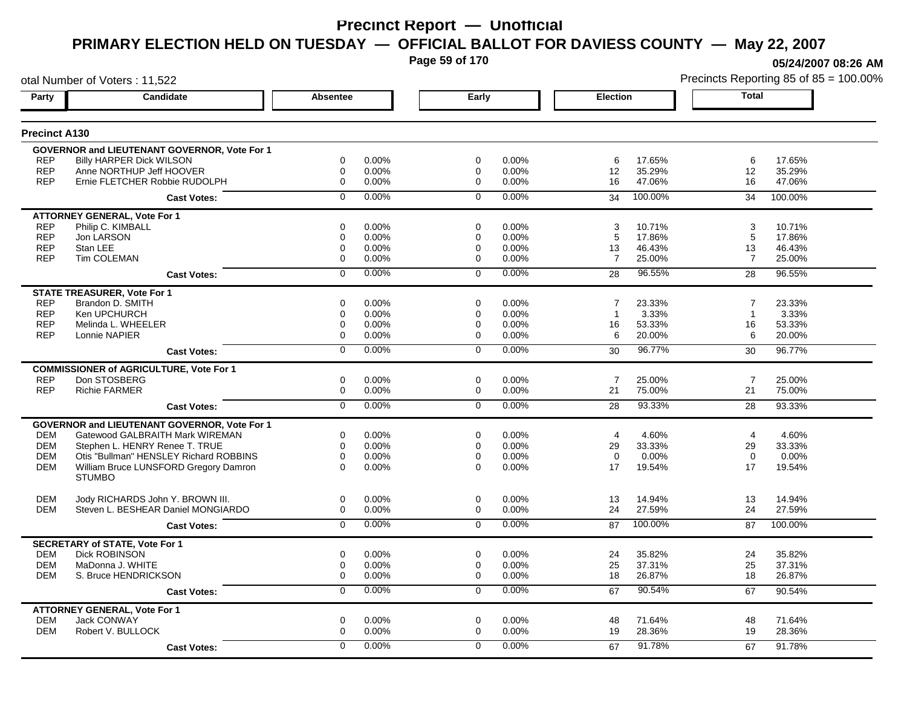# Precinct Report — Unofficial

## PRIMARY ELECTION HELD ON TUESDAY — OFFICIAL BALLOT FOR DAVIESS COUNTY — May 22, 2007

05/24/2007 08:26 AM

otal Number of Voters : 11,522

Precincts Reporting 85 of 85 = 100.00%

### Precinct A130

| Party | Candidate | Absentee | | Early | | Election | | Total | |
|---|---|---|---|---|---|---|---|---|---|
| | **GOVERNOR and LIEUTENANT GOVERNOR, Vote For 1** | | | | | | | | |
| REP | Billy HARPER Dick WILSON | 0 | 0.00% | 0 | 0.00% | 6 | 17.65% | 6 | 17.65% |
| REP | Anne NORTHUP Jeff HOOVER | 0 | 0.00% | 0 | 0.00% | 12 | 35.29% | 12 | 35.29% |
| REP | Ernie FLETCHER Robbie RUDOLPH | 0 | 0.00% | 0 | 0.00% | 16 | 47.06% | 16 | 47.06% |
| | **Cast Votes:** | 0 | 0.00% | 0 | 0.00% | 34 | 100.00% | 34 | 100.00% |
| | **ATTORNEY GENERAL, Vote For 1** | | | | | | | | |
| REP | Philip C. KIMBALL | 0 | 0.00% | 0 | 0.00% | 3 | 10.71% | 3 | 10.71% |
| REP | Jon LARSON | 0 | 0.00% | 0 | 0.00% | 5 | 17.86% | 5 | 17.86% |
| REP | Stan LEE | 0 | 0.00% | 0 | 0.00% | 13 | 46.43% | 13 | 46.43% |
| REP | Tim COLEMAN | 0 | 0.00% | 0 | 0.00% | 7 | 25.00% | 7 | 25.00% |
| | **Cast Votes:** | 0 | 0.00% | 0 | 0.00% | 28 | 96.55% | 28 | 96.55% |
| | **STATE TREASURER, Vote For 1** | | | | | | | | |
| REP | Brandon D. SMITH | 0 | 0.00% | 0 | 0.00% | 7 | 23.33% | 7 | 23.33% |
| REP | Ken UPCHURCH | 0 | 0.00% | 0 | 0.00% | 1 | 3.33% | 1 | 3.33% |
| REP | Melinda L. WHEELER | 0 | 0.00% | 0 | 0.00% | 16 | 53.33% | 16 | 53.33% |
| REP | Lonnie NAPIER | 0 | 0.00% | 0 | 0.00% | 6 | 20.00% | 6 | 20.00% |
| | **Cast Votes:** | 0 | 0.00% | 0 | 0.00% | 30 | 96.77% | 30 | 96.77% |
| | **COMMISSIONER of AGRICULTURE, Vote For 1** | | | | | | | | |
| REP | Don STOSBERG | 0 | 0.00% | 0 | 0.00% | 7 | 25.00% | 7 | 25.00% |
| REP | Richie FARMER | 0 | 0.00% | 0 | 0.00% | 21 | 75.00% | 21 | 75.00% |
| | **Cast Votes:** | 0 | 0.00% | 0 | 0.00% | 28 | 93.33% | 28 | 93.33% |
| | **GOVERNOR and LIEUTENANT GOVERNOR, Vote For 1** | | | | | | | | |
| DEM | Gatewood GALBRAITH Mark WIREMAN | 0 | 0.00% | 0 | 0.00% | 4 | 4.60% | 4 | 4.60% |
| DEM | Stephen L. HENRY Renee T. TRUE | 0 | 0.00% | 0 | 0.00% | 29 | 33.33% | 29 | 33.33% |
| DEM | Otis "Bullman" HENSLEY Richard ROBBINS | 0 | 0.00% | 0 | 0.00% | 0 | 0.00% | 0 | 0.00% |
| DEM | William Bruce LUNSFORD Gregory Damron STUMBO | 0 | 0.00% | 0 | 0.00% | 17 | 19.54% | 17 | 19.54% |
| DEM | Jody RICHARDS John Y. BROWN III. | 0 | 0.00% | 0 | 0.00% | 13 | 14.94% | 13 | 14.94% |
| DEM | Steven L. BESHEAR Daniel MONGIARDO | 0 | 0.00% | 0 | 0.00% | 24 | 27.59% | 24 | 27.59% |
| | **Cast Votes:** | 0 | 0.00% | 0 | 0.00% | 87 | 100.00% | 87 | 100.00% |
| | **SECRETARY of STATE, Vote For 1** | | | | | | | | |
| DEM | Dick ROBINSON | 0 | 0.00% | 0 | 0.00% | 24 | 35.82% | 24 | 35.82% |
| DEM | MaDonna J. WHITE | 0 | 0.00% | 0 | 0.00% | 25 | 37.31% | 25 | 37.31% |
| DEM | S. Bruce HENDRICKSON | 0 | 0.00% | 0 | 0.00% | 18 | 26.87% | 18 | 26.87% |
| | **Cast Votes:** | 0 | 0.00% | 0 | 0.00% | 67 | 90.54% | 67 | 90.54% |
| | **ATTORNEY GENERAL, Vote For 1** | | | | | | | | |
| DEM | Jack CONWAY | 0 | 0.00% | 0 | 0.00% | 48 | 71.64% | 48 | 71.64% |
| DEM | Robert V. BULLOCK | 0 | 0.00% | 0 | 0.00% | 19 | 28.36% | 19 | 28.36% |
| | **Cast Votes:** | 0 | 0.00% | 0 | 0.00% | 67 | 91.78% | 67 | 91.78% |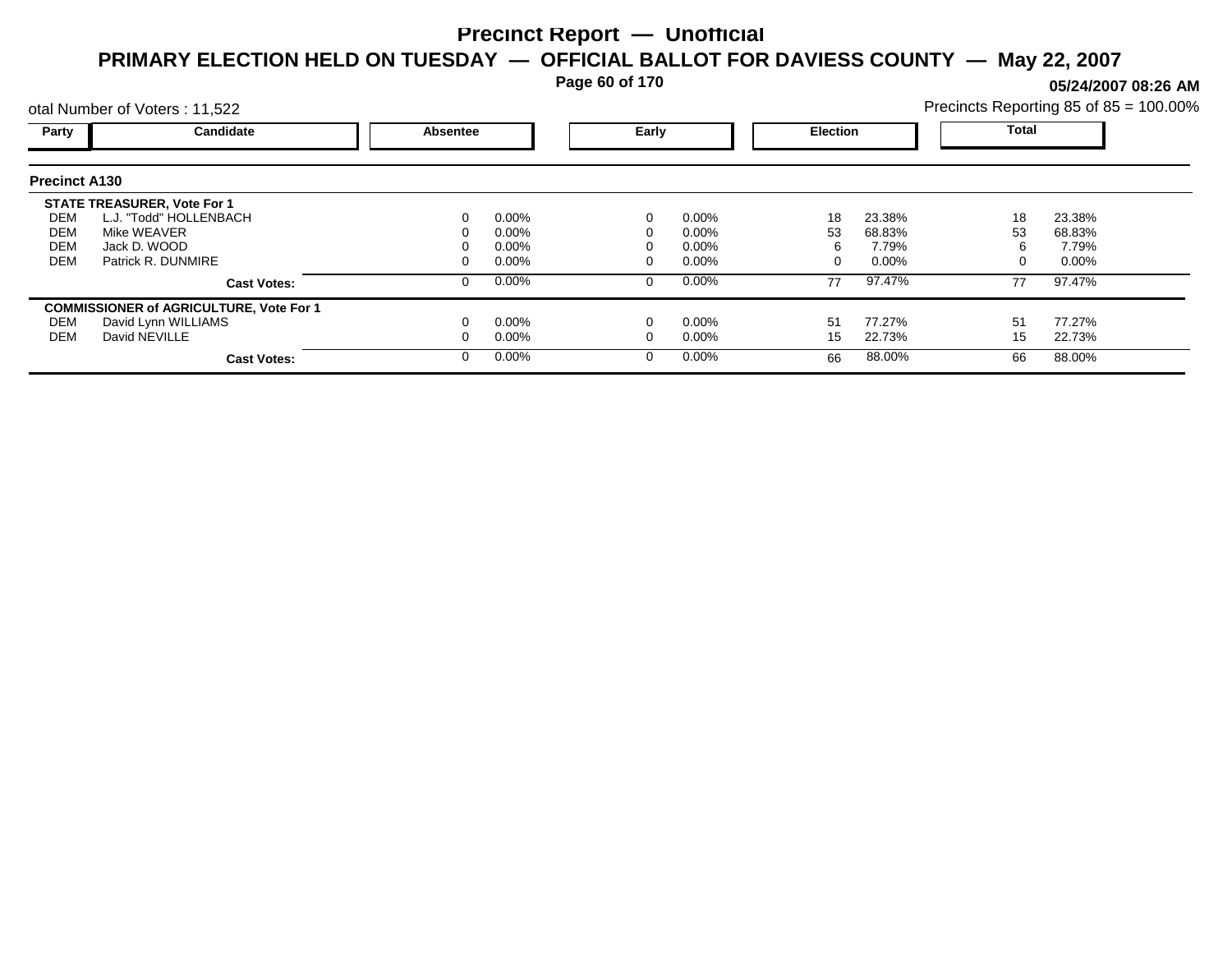# Precinct Report — Unofficial

## PRIMARY ELECTION HELD ON TUESDAY — OFFICIAL BALLOT FOR DAVIESS COUNTY — May 22, 2007

**05/24/2007 08:26 AM**

otal Number of Voters : 11,522

Precincts Reporting 85 of 85 = 100.00%

| Party | Candidate | Absentee | | Early | | Election | | Total | |
|---|---|---|---|---|---|---|---|---|---|
| **Precinct A130** | | | | | | | | | |
| **STATE TREASURER, Vote For 1** | | | | | | | | | |
| DEM | L.J. "Todd" HOLLENBACH | 0 | 0.00% | 0 | 0.00% | 18 | 23.38% | 18 | 23.38% |
| DEM | Mike WEAVER | 0 | 0.00% | 0 | 0.00% | 53 | 68.83% | 53 | 68.83% |
| DEM | Jack D. WOOD | 0 | 0.00% | 0 | 0.00% | 6 | 7.79% | 6 | 7.79% |
| DEM | Patrick R. DUNMIRE | 0 | 0.00% | 0 | 0.00% | 0 | 0.00% | 0 | 0.00% |
| | **Cast Votes:** | 0 | 0.00% | 0 | 0.00% | 77 | 97.47% | 77 | 97.47% |
| **COMMISSIONER of AGRICULTURE, Vote For 1** | | | | | | | | | |
| DEM | David Lynn WILLIAMS | 0 | 0.00% | 0 | 0.00% | 51 | 77.27% | 51 | 77.27% |
| DEM | David NEVILLE | 0 | 0.00% | 0 | 0.00% | 15 | 22.73% | 15 | 22.73% |
| | **Cast Votes:** | 0 | 0.00% | 0 | 0.00% | 66 | 88.00% | 66 | 88.00% |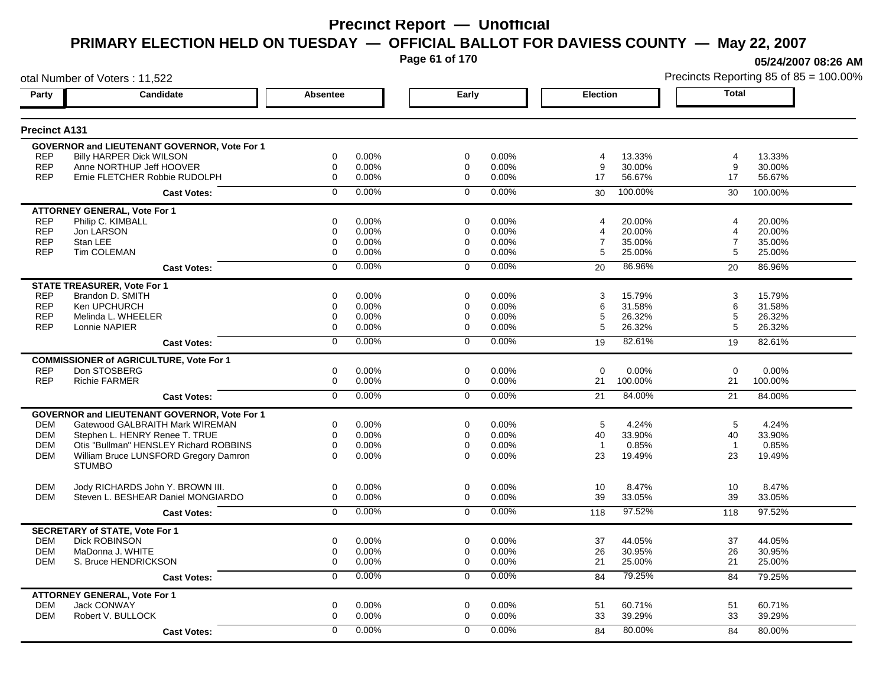# Precinct Report — Unofficial

## PRIMARY ELECTION HELD ON TUESDAY — OFFICIAL BALLOT FOR DAVIESS COUNTY — May 22, 2007

05/24/2007 08:26 AM

otal Number of Voters : 11,522

Precincts Reporting 85 of 85 = 100.00%

### Precinct A131

| Party | Candidate | Absentee | | Early | | Election | | Total | |
|---|---|---|---|---|---|---|---|---|---|
| | **GOVERNOR and LIEUTENANT GOVERNOR, Vote For 1** | | | | | | | | |
| REP | Billy HARPER Dick WILSON | 0 | 0.00% | 0 | 0.00% | 4 | 13.33% | 4 | 13.33% |
| REP | Anne NORTHUP Jeff HOOVER | 0 | 0.00% | 0 | 0.00% | 9 | 30.00% | 9 | 30.00% |
| REP | Ernie FLETCHER Robbie RUDOLPH | 0 | 0.00% | 0 | 0.00% | 17 | 56.67% | 17 | 56.67% |
| | **Cast Votes:** | 0 | 0.00% | 0 | 0.00% | 30 | 100.00% | 30 | 100.00% |
| | **ATTORNEY GENERAL, Vote For 1** | | | | | | | | |
| REP | Philip C. KIMBALL | 0 | 0.00% | 0 | 0.00% | 4 | 20.00% | 4 | 20.00% |
| REP | Jon LARSON | 0 | 0.00% | 0 | 0.00% | 4 | 20.00% | 4 | 20.00% |
| REP | Stan LEE | 0 | 0.00% | 0 | 0.00% | 7 | 35.00% | 7 | 35.00% |
| REP | Tim COLEMAN | 0 | 0.00% | 0 | 0.00% | 5 | 25.00% | 5 | 25.00% |
| | **Cast Votes:** | 0 | 0.00% | 0 | 0.00% | 20 | 86.96% | 20 | 86.96% |
| | **STATE TREASURER, Vote For 1** | | | | | | | | |
| REP | Brandon D. SMITH | 0 | 0.00% | 0 | 0.00% | 3 | 15.79% | 3 | 15.79% |
| REP | Ken UPCHURCH | 0 | 0.00% | 0 | 0.00% | 6 | 31.58% | 6 | 31.58% |
| REP | Melinda L. WHEELER | 0 | 0.00% | 0 | 0.00% | 5 | 26.32% | 5 | 26.32% |
| REP | Lonnie NAPIER | 0 | 0.00% | 0 | 0.00% | 5 | 26.32% | 5 | 26.32% |
| | **Cast Votes:** | 0 | 0.00% | 0 | 0.00% | 19 | 82.61% | 19 | 82.61% |
| | **COMMISSIONER of AGRICULTURE, Vote For 1** | | | | | | | | |
| REP | Don STOSBERG | 0 | 0.00% | 0 | 0.00% | 0 | 0.00% | 0 | 0.00% |
| REP | Richie FARMER | 0 | 0.00% | 0 | 0.00% | 21 | 100.00% | 21 | 100.00% |
| | **Cast Votes:** | 0 | 0.00% | 0 | 0.00% | 21 | 84.00% | 21 | 84.00% |
| | **GOVERNOR and LIEUTENANT GOVERNOR, Vote For 1** | | | | | | | | |
| DEM | Gatewood GALBRAITH Mark WIREMAN | 0 | 0.00% | 0 | 0.00% | 5 | 4.24% | 5 | 4.24% |
| DEM | Stephen L. HENRY Renee T. TRUE | 0 | 0.00% | 0 | 0.00% | 40 | 33.90% | 40 | 33.90% |
| DEM | Otis "Bullman" HENSLEY Richard ROBBINS | 0 | 0.00% | 0 | 0.00% | 1 | 0.85% | 1 | 0.85% |
| DEM | William Bruce LUNSFORD Gregory Damron STUMBO | 0 | 0.00% | 0 | 0.00% | 23 | 19.49% | 23 | 19.49% |
| DEM | Jody RICHARDS John Y. BROWN III. | 0 | 0.00% | 0 | 0.00% | 10 | 8.47% | 10 | 8.47% |
| DEM | Steven L. BESHEAR Daniel MONGIARDO | 0 | 0.00% | 0 | 0.00% | 39 | 33.05% | 39 | 33.05% |
| | **Cast Votes:** | 0 | 0.00% | 0 | 0.00% | 118 | 97.52% | 118 | 97.52% |
| | **SECRETARY of STATE, Vote For 1** | | | | | | | | |
| DEM | Dick ROBINSON | 0 | 0.00% | 0 | 0.00% | 37 | 44.05% | 37 | 44.05% |
| DEM | MaDonna J. WHITE | 0 | 0.00% | 0 | 0.00% | 26 | 30.95% | 26 | 30.95% |
| DEM | S. Bruce HENDRICKSON | 0 | 0.00% | 0 | 0.00% | 21 | 25.00% | 21 | 25.00% |
| | **Cast Votes:** | 0 | 0.00% | 0 | 0.00% | 84 | 79.25% | 84 | 79.25% |
| | **ATTORNEY GENERAL, Vote For 1** | | | | | | | | |
| DEM | Jack CONWAY | 0 | 0.00% | 0 | 0.00% | 51 | 60.71% | 51 | 60.71% |
| DEM | Robert V. BULLOCK | 0 | 0.00% | 0 | 0.00% | 33 | 39.29% | 33 | 39.29% |
| | **Cast Votes:** | 0 | 0.00% | 0 | 0.00% | 84 | 80.00% | 84 | 80.00% |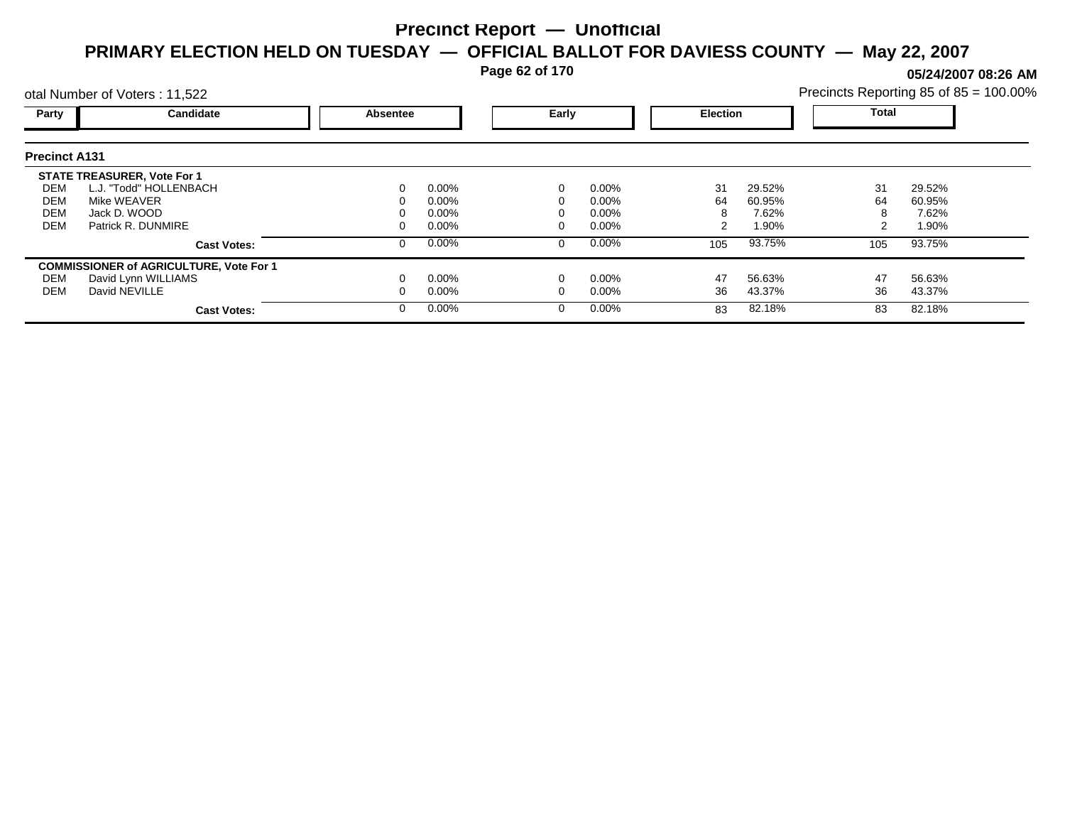# Precinct Report — Unofficial

## PRIMARY ELECTION HELD ON TUESDAY — OFFICIAL BALLOT FOR DAVIESS COUNTY — May 22, 2007

05/24/2007 08:26 AM

otal Number of Voters : 11,522

Precincts Reporting 85 of 85 = 100.00%

### Precinct A131

| Party | Candidate | Absentee | | Early | | Election | | Total | |
|---|---|---|---|---|---|---|---|---|---|
| **STATE TREASURER, Vote For 1** | | | | | | | | | |
| DEM | L.J. "Todd" HOLLENBACH | 0 | 0.00% | 0 | 0.00% | 31 | 29.52% | 31 | 29.52% |
| DEM | Mike WEAVER | 0 | 0.00% | 0 | 0.00% | 64 | 60.95% | 64 | 60.95% |
| DEM | Jack D. WOOD | 0 | 0.00% | 0 | 0.00% | 8 | 7.62% | 8 | 7.62% |
| DEM | Patrick R. DUNMIRE | 0 | 0.00% | 0 | 0.00% | 2 | 1.90% | 2 | 1.90% |
| | **Cast Votes:** | 0 | 0.00% | 0 | 0.00% | 105 | 93.75% | 105 | 93.75% |
| **COMMISSIONER of AGRICULTURE, Vote For 1** | | | | | | | | | |
| DEM | David Lynn WILLIAMS | 0 | 0.00% | 0 | 0.00% | 47 | 56.63% | 47 | 56.63% |
| DEM | David NEVILLE | 0 | 0.00% | 0 | 0.00% | 36 | 43.37% | 36 | 43.37% |
| | **Cast Votes:** | 0 | 0.00% | 0 | 0.00% | 83 | 82.18% | 83 | 82.18% |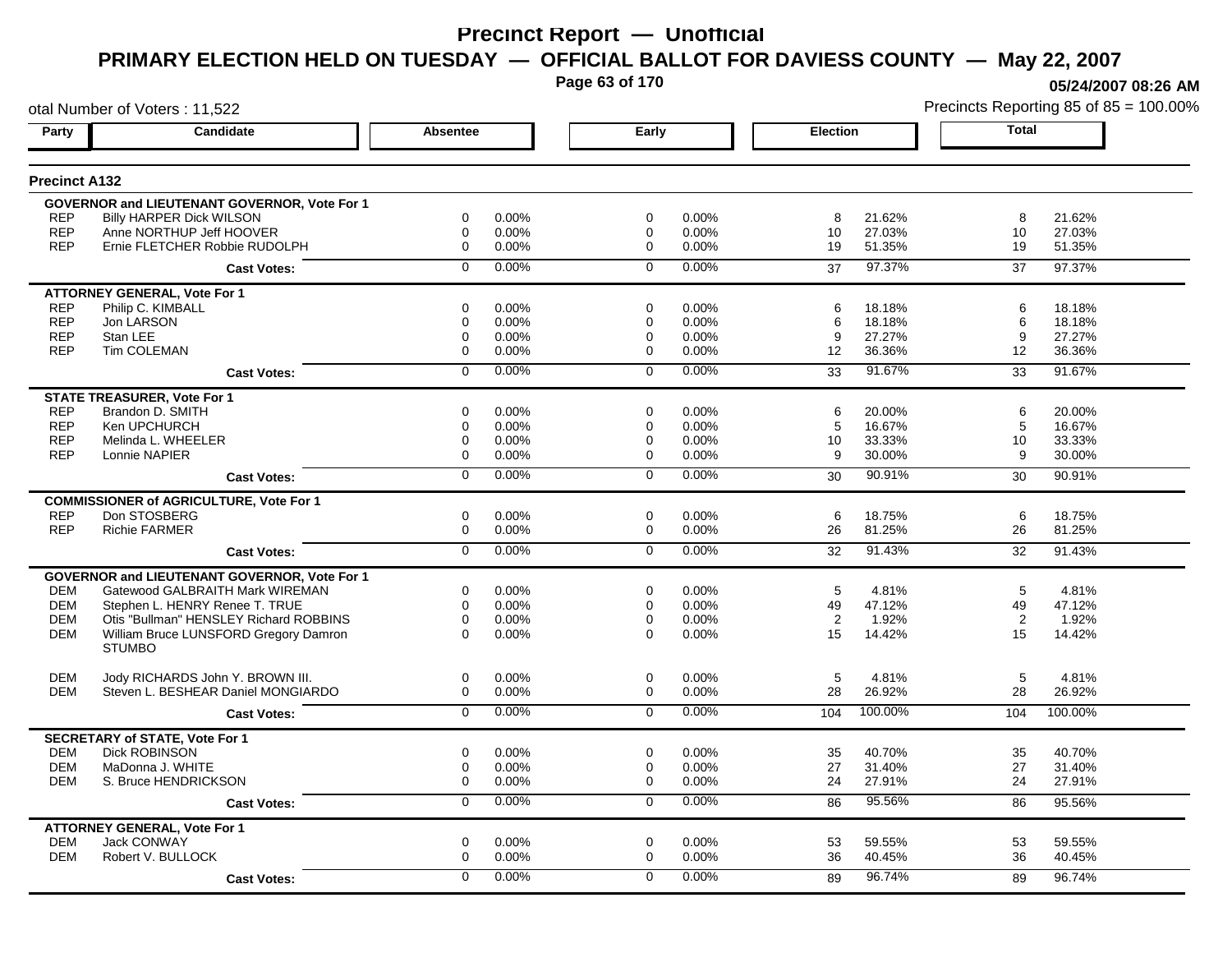# Precinct Report — Unofficial

## PRIMARY ELECTION HELD ON TUESDAY — OFFICIAL BALLOT FOR DAVIESS COUNTY — May 22, 2007

05/24/2007 08:26 AM

otal Number of Voters : 11,522

Precincts Reporting 85 of 85 = 100.00%

### Precinct A132

| Party | Candidate | Absentee | | Early | | Election | | Total | |
|---|---|---|---|---|---|---|---|---|---|
| | **GOVERNOR and LIEUTENANT GOVERNOR, Vote For 1** | | | | | | | | |
| REP | Billy HARPER Dick WILSON | 0 | 0.00% | 0 | 0.00% | 8 | 21.62% | 8 | 21.62% |
| REP | Anne NORTHUP Jeff HOOVER | 0 | 0.00% | 0 | 0.00% | 10 | 27.03% | 10 | 27.03% |
| REP | Ernie FLETCHER Robbie RUDOLPH | 0 | 0.00% | 0 | 0.00% | 19 | 51.35% | 19 | 51.35% |
| | **Cast Votes:** | 0 | 0.00% | 0 | 0.00% | 37 | 97.37% | 37 | 97.37% |
| | **ATTORNEY GENERAL, Vote For 1** | | | | | | | | |
| REP | Philip C. KIMBALL | 0 | 0.00% | 0 | 0.00% | 6 | 18.18% | 6 | 18.18% |
| REP | Jon LARSON | 0 | 0.00% | 0 | 0.00% | 6 | 18.18% | 6 | 18.18% |
| REP | Stan LEE | 0 | 0.00% | 0 | 0.00% | 9 | 27.27% | 9 | 27.27% |
| REP | Tim COLEMAN | 0 | 0.00% | 0 | 0.00% | 12 | 36.36% | 12 | 36.36% |
| | **Cast Votes:** | 0 | 0.00% | 0 | 0.00% | 33 | 91.67% | 33 | 91.67% |
| | **STATE TREASURER, Vote For 1** | | | | | | | | |
| REP | Brandon D. SMITH | 0 | 0.00% | 0 | 0.00% | 6 | 20.00% | 6 | 20.00% |
| REP | Ken UPCHURCH | 0 | 0.00% | 0 | 0.00% | 5 | 16.67% | 5 | 16.67% |
| REP | Melinda L. WHEELER | 0 | 0.00% | 0 | 0.00% | 10 | 33.33% | 10 | 33.33% |
| REP | Lonnie NAPIER | 0 | 0.00% | 0 | 0.00% | 9 | 30.00% | 9 | 30.00% |
| | **Cast Votes:** | 0 | 0.00% | 0 | 0.00% | 30 | 90.91% | 30 | 90.91% |
| | **COMMISSIONER of AGRICULTURE, Vote For 1** | | | | | | | | |
| REP | Don STOSBERG | 0 | 0.00% | 0 | 0.00% | 6 | 18.75% | 6 | 18.75% |
| REP | Richie FARMER | 0 | 0.00% | 0 | 0.00% | 26 | 81.25% | 26 | 81.25% |
| | **Cast Votes:** | 0 | 0.00% | 0 | 0.00% | 32 | 91.43% | 32 | 91.43% |
| | **GOVERNOR and LIEUTENANT GOVERNOR, Vote For 1** | | | | | | | | |
| DEM | Gatewood GALBRAITH Mark WIREMAN | 0 | 0.00% | 0 | 0.00% | 5 | 4.81% | 5 | 4.81% |
| DEM | Stephen L. HENRY Renee T. TRUE | 0 | 0.00% | 0 | 0.00% | 49 | 47.12% | 49 | 47.12% |
| DEM | Otis "Bullman" HENSLEY Richard ROBBINS | 0 | 0.00% | 0 | 0.00% | 2 | 1.92% | 2 | 1.92% |
| DEM | William Bruce LUNSFORD Gregory Damron STUMBO | 0 | 0.00% | 0 | 0.00% | 15 | 14.42% | 15 | 14.42% |
| DEM | Jody RICHARDS John Y. BROWN III. | 0 | 0.00% | 0 | 0.00% | 5 | 4.81% | 5 | 4.81% |
| DEM | Steven L. BESHEAR Daniel MONGIARDO | 0 | 0.00% | 0 | 0.00% | 28 | 26.92% | 28 | 26.92% |
| | **Cast Votes:** | 0 | 0.00% | 0 | 0.00% | 104 | 100.00% | 104 | 100.00% |
| | **SECRETARY of STATE, Vote For 1** | | | | | | | | |
| DEM | Dick ROBINSON | 0 | 0.00% | 0 | 0.00% | 35 | 40.70% | 35 | 40.70% |
| DEM | MaDonna J. WHITE | 0 | 0.00% | 0 | 0.00% | 27 | 31.40% | 27 | 31.40% |
| DEM | S. Bruce HENDRICKSON | 0 | 0.00% | 0 | 0.00% | 24 | 27.91% | 24 | 27.91% |
| | **Cast Votes:** | 0 | 0.00% | 0 | 0.00% | 86 | 95.56% | 86 | 95.56% |
| | **ATTORNEY GENERAL, Vote For 1** | | | | | | | | |
| DEM | Jack CONWAY | 0 | 0.00% | 0 | 0.00% | 53 | 59.55% | 53 | 59.55% |
| DEM | Robert V. BULLOCK | 0 | 0.00% | 0 | 0.00% | 36 | 40.45% | 36 | 40.45% |
| | **Cast Votes:** | 0 | 0.00% | 0 | 0.00% | 89 | 96.74% | 89 | 96.74% |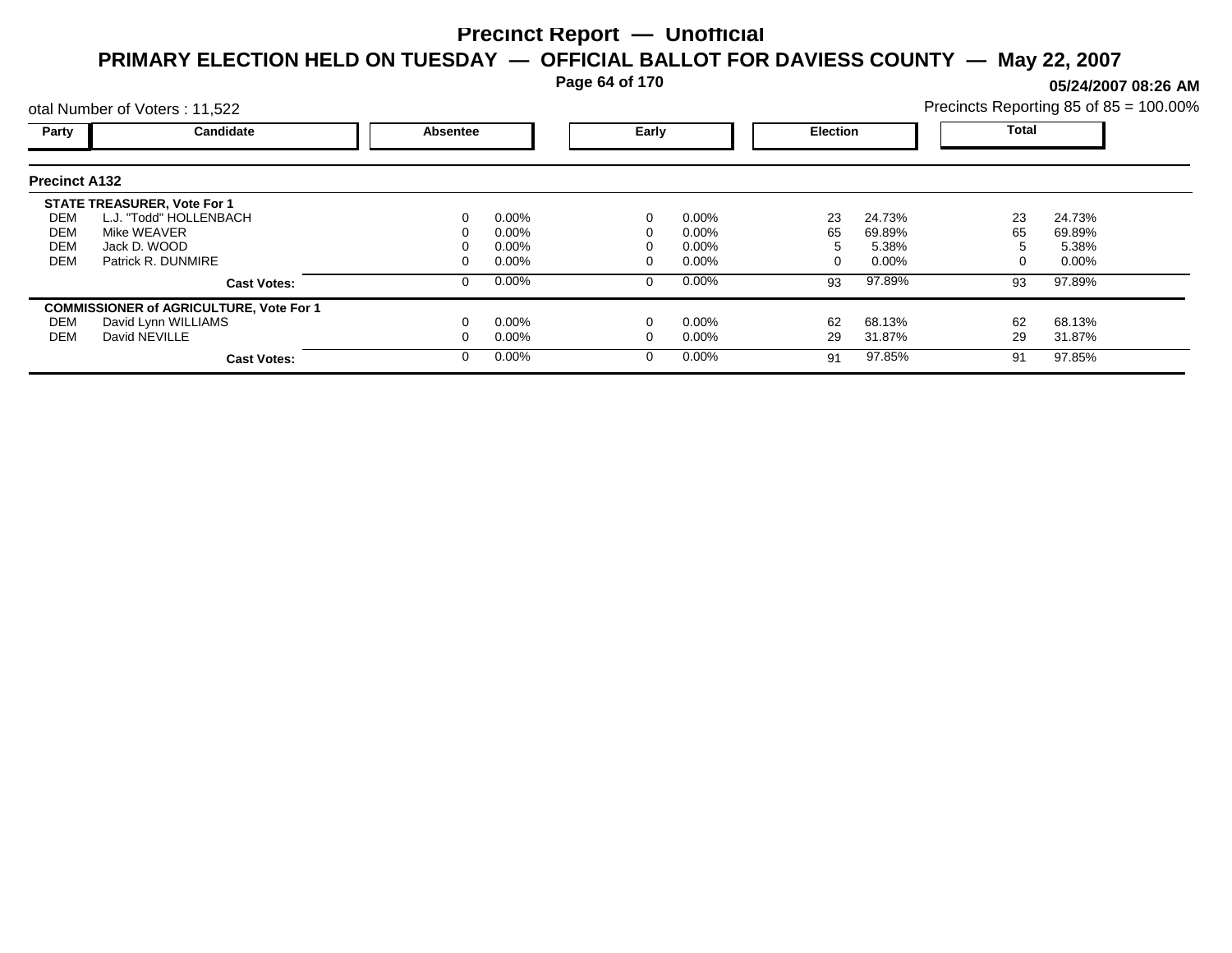# Precinct Report — Unofficial

## PRIMARY ELECTION HELD ON TUESDAY — OFFICIAL BALLOT FOR DAVIESS COUNTY — May 22, 2007

05/24/2007 08:26 AM

otal Number of Voters : 11,522

Precincts Reporting 85 of 85 = 100.00%

### Precinct A132

| Party | Candidate | Absentee | | Early | | Election | | Total | |
|---|---|---|---|---|---|---|---|---|---|
| | **STATE TREASURER, Vote For 1** | | | | | | | | |
| DEM | L.J. "Todd" HOLLENBACH | 0 | 0.00% | 0 | 0.00% | 23 | 24.73% | 23 | 24.73% |
| DEM | Mike WEAVER | 0 | 0.00% | 0 | 0.00% | 65 | 69.89% | 65 | 69.89% |
| DEM | Jack D. WOOD | 0 | 0.00% | 0 | 0.00% | 5 | 5.38% | 5 | 5.38% |
| DEM | Patrick R. DUNMIRE | 0 | 0.00% | 0 | 0.00% | 0 | 0.00% | 0 | 0.00% |
| | **Cast Votes:** | 0 | 0.00% | 0 | 0.00% | 93 | 97.89% | 93 | 97.89% |
| | **COMMISSIONER of AGRICULTURE, Vote For 1** | | | | | | | | |
| DEM | David Lynn WILLIAMS | 0 | 0.00% | 0 | 0.00% | 62 | 68.13% | 62 | 68.13% |
| DEM | David NEVILLE | 0 | 0.00% | 0 | 0.00% | 29 | 31.87% | 29 | 31.87% |
| | **Cast Votes:** | 0 | 0.00% | 0 | 0.00% | 91 | 97.85% | 91 | 97.85% |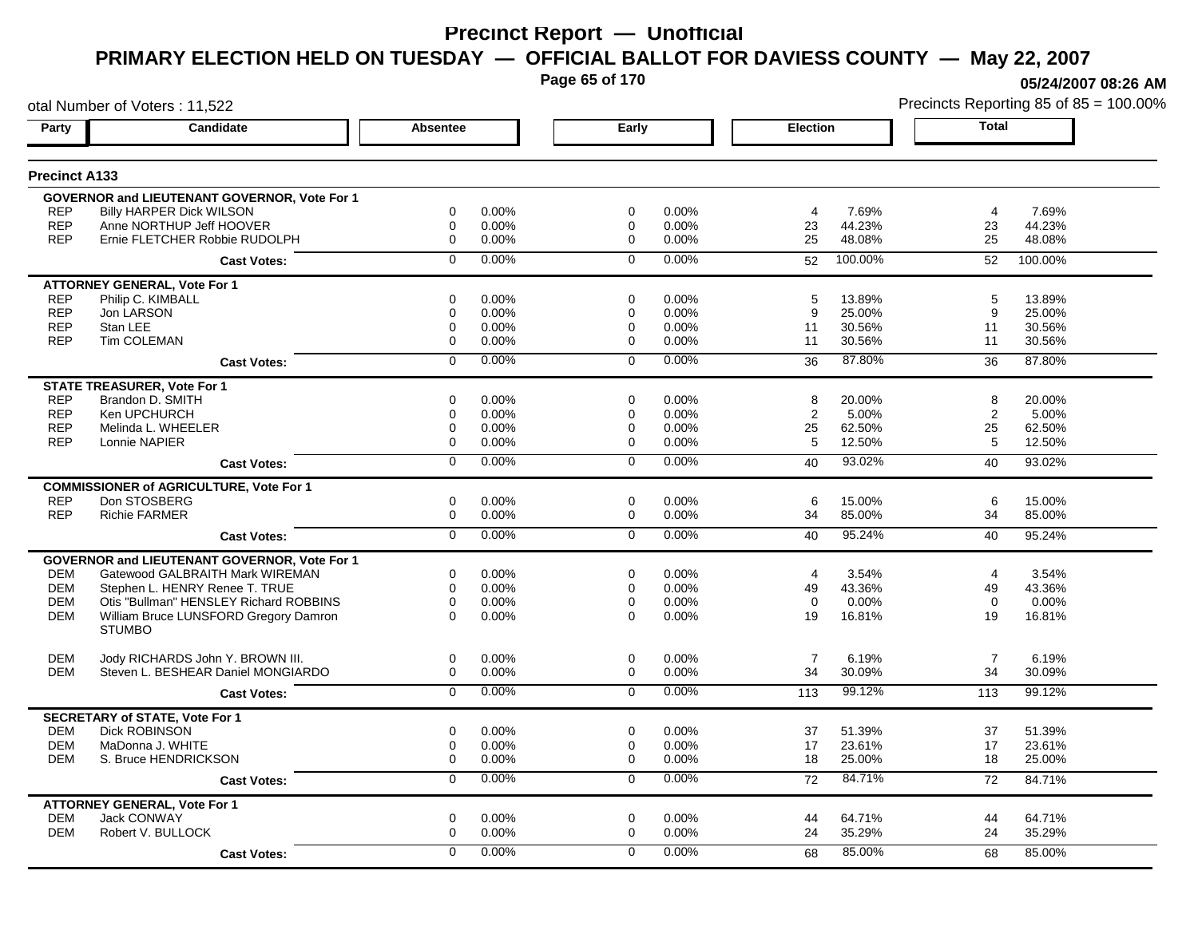# Precinct Report — Unofficial

## PRIMARY ELECTION HELD ON TUESDAY — OFFICIAL BALLOT FOR DAVIESS COUNTY — May 22, 2007

05/24/2007 08:26 AM

otal Number of Voters : 11,522

Precincts Reporting 85 of 85 = 100.00%

### Precinct A133

| Party | Candidate | Absentee | | Early | | Election | | Total | |
|---|---|---|---|---|---|---|---|---|---|
| | **GOVERNOR and LIEUTENANT GOVERNOR, Vote For 1** | | | | | | | | |
| REP | Billy HARPER Dick WILSON | 0 | 0.00% | 0 | 0.00% | 4 | 7.69% | 4 | 7.69% |
| REP | Anne NORTHUP Jeff HOOVER | 0 | 0.00% | 0 | 0.00% | 23 | 44.23% | 23 | 44.23% |
| REP | Ernie FLETCHER Robbie RUDOLPH | 0 | 0.00% | 0 | 0.00% | 25 | 48.08% | 25 | 48.08% |
| | **Cast Votes:** | 0 | 0.00% | 0 | 0.00% | 52 | 100.00% | 52 | 100.00% |
| | **ATTORNEY GENERAL, Vote For 1** | | | | | | | | |
| REP | Philip C. KIMBALL | 0 | 0.00% | 0 | 0.00% | 5 | 13.89% | 5 | 13.89% |
| REP | Jon LARSON | 0 | 0.00% | 0 | 0.00% | 9 | 25.00% | 9 | 25.00% |
| REP | Stan LEE | 0 | 0.00% | 0 | 0.00% | 11 | 30.56% | 11 | 30.56% |
| REP | Tim COLEMAN | 0 | 0.00% | 0 | 0.00% | 11 | 30.56% | 11 | 30.56% |
| | **Cast Votes:** | 0 | 0.00% | 0 | 0.00% | 36 | 87.80% | 36 | 87.80% |
| | **STATE TREASURER, Vote For 1** | | | | | | | | |
| REP | Brandon D. SMITH | 0 | 0.00% | 0 | 0.00% | 8 | 20.00% | 8 | 20.00% |
| REP | Ken UPCHURCH | 0 | 0.00% | 0 | 0.00% | 2 | 5.00% | 2 | 5.00% |
| REP | Melinda L. WHEELER | 0 | 0.00% | 0 | 0.00% | 25 | 62.50% | 25 | 62.50% |
| REP | Lonnie NAPIER | 0 | 0.00% | 0 | 0.00% | 5 | 12.50% | 5 | 12.50% |
| | **Cast Votes:** | 0 | 0.00% | 0 | 0.00% | 40 | 93.02% | 40 | 93.02% |
| | **COMMISSIONER of AGRICULTURE, Vote For 1** | | | | | | | | |
| REP | Don STOSBERG | 0 | 0.00% | 0 | 0.00% | 6 | 15.00% | 6 | 15.00% |
| REP | Richie FARMER | 0 | 0.00% | 0 | 0.00% | 34 | 85.00% | 34 | 85.00% |
| | **Cast Votes:** | 0 | 0.00% | 0 | 0.00% | 40 | 95.24% | 40 | 95.24% |
| | **GOVERNOR and LIEUTENANT GOVERNOR, Vote For 1** | | | | | | | | |
| DEM | Gatewood GALBRAITH Mark WIREMAN | 0 | 0.00% | 0 | 0.00% | 4 | 3.54% | 4 | 3.54% |
| DEM | Stephen L. HENRY Renee T. TRUE | 0 | 0.00% | 0 | 0.00% | 49 | 43.36% | 49 | 43.36% |
| DEM | Otis "Bullman" HENSLEY Richard ROBBINS | 0 | 0.00% | 0 | 0.00% | 0 | 0.00% | 0 | 0.00% |
| DEM | William Bruce LUNSFORD Gregory Damron STUMBO | 0 | 0.00% | 0 | 0.00% | 19 | 16.81% | 19 | 16.81% |
| DEM | Jody RICHARDS John Y. BROWN III. | 0 | 0.00% | 0 | 0.00% | 7 | 6.19% | 7 | 6.19% |
| DEM | Steven L. BESHEAR Daniel MONGIARDO | 0 | 0.00% | 0 | 0.00% | 34 | 30.09% | 34 | 30.09% |
| | **Cast Votes:** | 0 | 0.00% | 0 | 0.00% | 113 | 99.12% | 113 | 99.12% |
| | **SECRETARY of STATE, Vote For 1** | | | | | | | | |
| DEM | Dick ROBINSON | 0 | 0.00% | 0 | 0.00% | 37 | 51.39% | 37 | 51.39% |
| DEM | MaDonna J. WHITE | 0 | 0.00% | 0 | 0.00% | 17 | 23.61% | 17 | 23.61% |
| DEM | S. Bruce HENDRICKSON | 0 | 0.00% | 0 | 0.00% | 18 | 25.00% | 18 | 25.00% |
| | **Cast Votes:** | 0 | 0.00% | 0 | 0.00% | 72 | 84.71% | 72 | 84.71% |
| | **ATTORNEY GENERAL, Vote For 1** | | | | | | | | |
| DEM | Jack CONWAY | 0 | 0.00% | 0 | 0.00% | 44 | 64.71% | 44 | 64.71% |
| DEM | Robert V. BULLOCK | 0 | 0.00% | 0 | 0.00% | 24 | 35.29% | 24 | 35.29% |
| | **Cast Votes:** | 0 | 0.00% | 0 | 0.00% | 68 | 85.00% | 68 | 85.00% |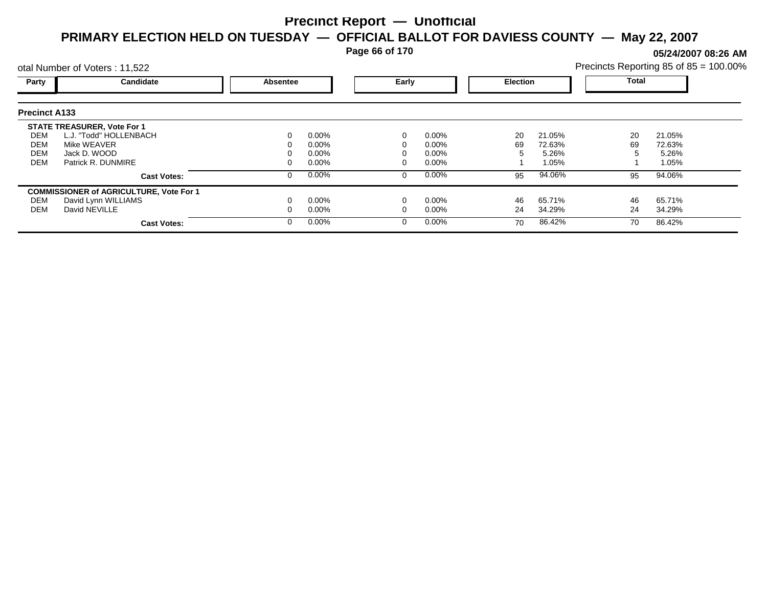# Precinct Report — Unofficial

## PRIMARY ELECTION HELD ON TUESDAY — OFFICIAL BALLOT FOR DAVIESS COUNTY — May 22, 2007

05/24/2007 08:26 AM

otal Number of Voters : 11,522

Precincts Reporting 85 of 85 = 100.00%

| Party | Candidate | Absentee | | Early | | Election | | Total | |
|---|---|---|---|---|---|---|---|---|---|
| **Precinct A133** | | | | | | | | | |
| **STATE TREASURER, Vote For 1** | | | | | | | | | |
| DEM | L.J. "Todd" HOLLENBACH | 0 | 0.00% | 0 | 0.00% | 20 | 21.05% | 20 | 21.05% |
| DEM | Mike WEAVER | 0 | 0.00% | 0 | 0.00% | 69 | 72.63% | 69 | 72.63% |
| DEM | Jack D. WOOD | 0 | 0.00% | 0 | 0.00% | 5 | 5.26% | 5 | 5.26% |
| DEM | Patrick R. DUNMIRE | 0 | 0.00% | 0 | 0.00% | 1 | 1.05% | 1 | 1.05% |
| | **Cast Votes:** | 0 | 0.00% | 0 | 0.00% | 95 | 94.06% | 95 | 94.06% |
| **COMMISSIONER of AGRICULTURE, Vote For 1** | | | | | | | | | |
| DEM | David Lynn WILLIAMS | 0 | 0.00% | 0 | 0.00% | 46 | 65.71% | 46 | 65.71% |
| DEM | David NEVILLE | 0 | 0.00% | 0 | 0.00% | 24 | 34.29% | 24 | 34.29% |
| | **Cast Votes:** | 0 | 0.00% | 0 | 0.00% | 70 | 86.42% | 70 | 86.42% |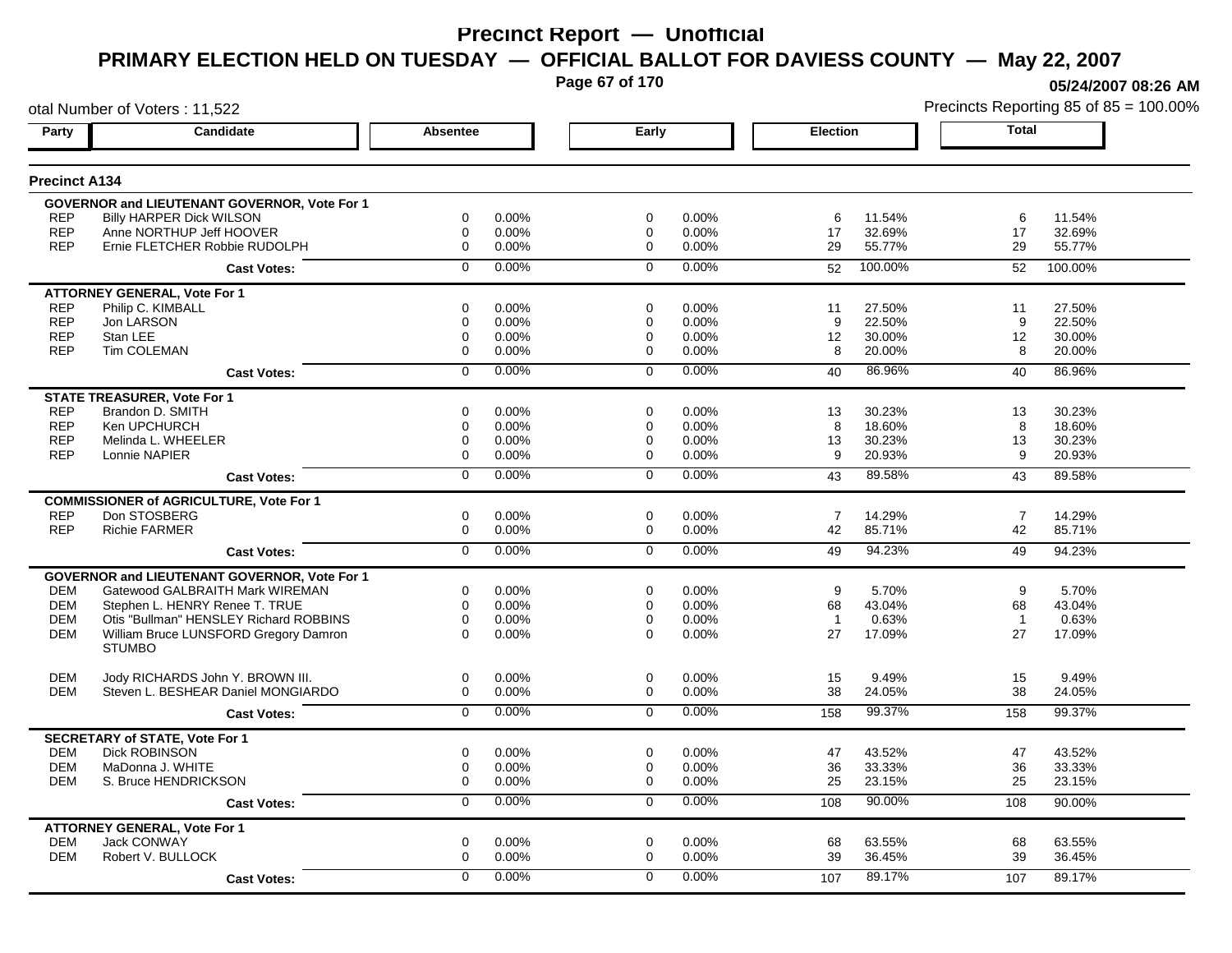# Precinct Report — Unofficial

## PRIMARY ELECTION HELD ON TUESDAY — OFFICIAL BALLOT FOR DAVIESS COUNTY — May 22, 2007

05/24/2007 08:26 AM

otal Number of Voters : 11,522

Precincts Reporting 85 of 85 = 100.00%

### Precinct A134

| Party | Candidate | Absentee | | Early | | Election | | Total | |
|---|---|---|---|---|---|---|---|---|---|
| **GOVERNOR and LIEUTENANT GOVERNOR, Vote For 1** | | | | | | | | | |
| REP | Billy HARPER Dick WILSON | 0 | 0.00% | 0 | 0.00% | 6 | 11.54% | 6 | 11.54% |
| REP | Anne NORTHUP Jeff HOOVER | 0 | 0.00% | 0 | 0.00% | 17 | 32.69% | 17 | 32.69% |
| REP | Ernie FLETCHER Robbie RUDOLPH | 0 | 0.00% | 0 | 0.00% | 29 | 55.77% | 29 | 55.77% |
| | **Cast Votes:** | 0 | 0.00% | 0 | 0.00% | 52 | 100.00% | 52 | 100.00% |
| **ATTORNEY GENERAL, Vote For 1** | | | | | | | | | |
| REP | Philip C. KIMBALL | 0 | 0.00% | 0 | 0.00% | 11 | 27.50% | 11 | 27.50% |
| REP | Jon LARSON | 0 | 0.00% | 0 | 0.00% | 9 | 22.50% | 9 | 22.50% |
| REP | Stan LEE | 0 | 0.00% | 0 | 0.00% | 12 | 30.00% | 12 | 30.00% |
| REP | Tim COLEMAN | 0 | 0.00% | 0 | 0.00% | 8 | 20.00% | 8 | 20.00% |
| | **Cast Votes:** | 0 | 0.00% | 0 | 0.00% | 40 | 86.96% | 40 | 86.96% |
| **STATE TREASURER, Vote For 1** | | | | | | | | | |
| REP | Brandon D. SMITH | 0 | 0.00% | 0 | 0.00% | 13 | 30.23% | 13 | 30.23% |
| REP | Ken UPCHURCH | 0 | 0.00% | 0 | 0.00% | 8 | 18.60% | 8 | 18.60% |
| REP | Melinda L. WHEELER | 0 | 0.00% | 0 | 0.00% | 13 | 30.23% | 13 | 30.23% |
| REP | Lonnie NAPIER | 0 | 0.00% | 0 | 0.00% | 9 | 20.93% | 9 | 20.93% |
| | **Cast Votes:** | 0 | 0.00% | 0 | 0.00% | 43 | 89.58% | 43 | 89.58% |
| **COMMISSIONER of AGRICULTURE, Vote For 1** | | | | | | | | | |
| REP | Don STOSBERG | 0 | 0.00% | 0 | 0.00% | 7 | 14.29% | 7 | 14.29% |
| REP | Richie FARMER | 0 | 0.00% | 0 | 0.00% | 42 | 85.71% | 42 | 85.71% |
| | **Cast Votes:** | 0 | 0.00% | 0 | 0.00% | 49 | 94.23% | 49 | 94.23% |
| **GOVERNOR and LIEUTENANT GOVERNOR, Vote For 1** | | | | | | | | | |
| DEM | Gatewood GALBRAITH Mark WIREMAN | 0 | 0.00% | 0 | 0.00% | 9 | 5.70% | 9 | 5.70% |
| DEM | Stephen L. HENRY Renee T. TRUE | 0 | 0.00% | 0 | 0.00% | 68 | 43.04% | 68 | 43.04% |
| DEM | Otis "Bullman" HENSLEY Richard ROBBINS | 0 | 0.00% | 0 | 0.00% | 1 | 0.63% | 1 | 0.63% |
| DEM | William Bruce LUNSFORD Gregory Damron STUMBO | 0 | 0.00% | 0 | 0.00% | 27 | 17.09% | 27 | 17.09% |
| DEM | Jody RICHARDS John Y. BROWN III. | 0 | 0.00% | 0 | 0.00% | 15 | 9.49% | 15 | 9.49% |
| DEM | Steven L. BESHEAR Daniel MONGIARDO | 0 | 0.00% | 0 | 0.00% | 38 | 24.05% | 38 | 24.05% |
| | **Cast Votes:** | 0 | 0.00% | 0 | 0.00% | 158 | 99.37% | 158 | 99.37% |
| **SECRETARY of STATE, Vote For 1** | | | | | | | | | |
| DEM | Dick ROBINSON | 0 | 0.00% | 0 | 0.00% | 47 | 43.52% | 47 | 43.52% |
| DEM | MaDonna J. WHITE | 0 | 0.00% | 0 | 0.00% | 36 | 33.33% | 36 | 33.33% |
| DEM | S. Bruce HENDRICKSON | 0 | 0.00% | 0 | 0.00% | 25 | 23.15% | 25 | 23.15% |
| | **Cast Votes:** | 0 | 0.00% | 0 | 0.00% | 108 | 90.00% | 108 | 90.00% |
| **ATTORNEY GENERAL, Vote For 1** | | | | | | | | | |
| DEM | Jack CONWAY | 0 | 0.00% | 0 | 0.00% | 68 | 63.55% | 68 | 63.55% |
| DEM | Robert V. BULLOCK | 0 | 0.00% | 0 | 0.00% | 39 | 36.45% | 39 | 36.45% |
| | **Cast Votes:** | 0 | 0.00% | 0 | 0.00% | 107 | 89.17% | 107 | 89.17% |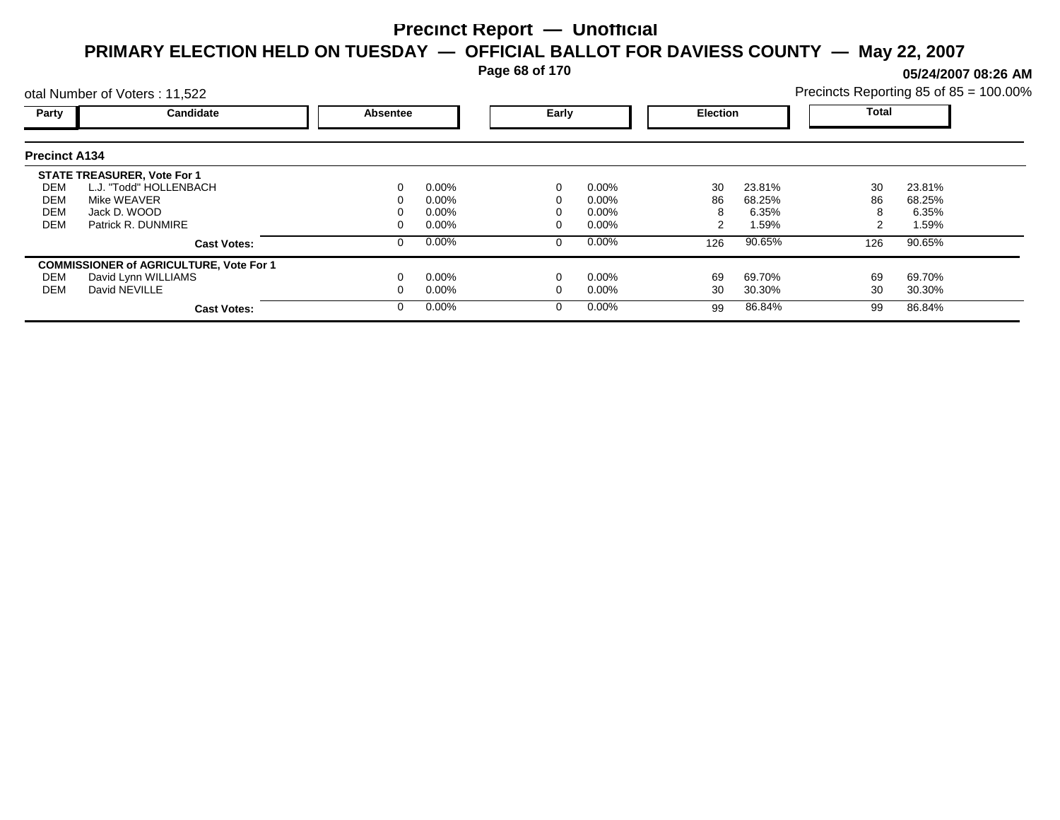# Precinct Report — Unofficial

## PRIMARY ELECTION HELD ON TUESDAY — OFFICIAL BALLOT FOR DAVIESS COUNTY — May 22, 2007

**05/24/2007 08:26 AM**

otal Number of Voters : 11,522

Precincts Reporting 85 of 85 = 100.00%

### Precinct A134

| Party | Candidate | Absentee | | Early | | Election | | Total | |
|---|---|---|---|---|---|---|---|---|---|
| | **STATE TREASURER, Vote For 1** | | | | | | | | |
| DEM | L.J. "Todd" HOLLENBACH | 0 | 0.00% | 0 | 0.00% | 30 | 23.81% | 30 | 23.81% |
| DEM | Mike WEAVER | 0 | 0.00% | 0 | 0.00% | 86 | 68.25% | 86 | 68.25% |
| DEM | Jack D. WOOD | 0 | 0.00% | 0 | 0.00% | 8 | 6.35% | 8 | 6.35% |
| DEM | Patrick R. DUNMIRE | 0 | 0.00% | 0 | 0.00% | 2 | 1.59% | 2 | 1.59% |
| | **Cast Votes:** | 0 | 0.00% | 0 | 0.00% | 126 | 90.65% | 126 | 90.65% |
| | **COMMISSIONER of AGRICULTURE, Vote For 1** | | | | | | | | |
| DEM | David Lynn WILLIAMS | 0 | 0.00% | 0 | 0.00% | 69 | 69.70% | 69 | 69.70% |
| DEM | David NEVILLE | 0 | 0.00% | 0 | 0.00% | 30 | 30.30% | 30 | 30.30% |
| | **Cast Votes:** | 0 | 0.00% | 0 | 0.00% | 99 | 86.84% | 99 | 86.84% |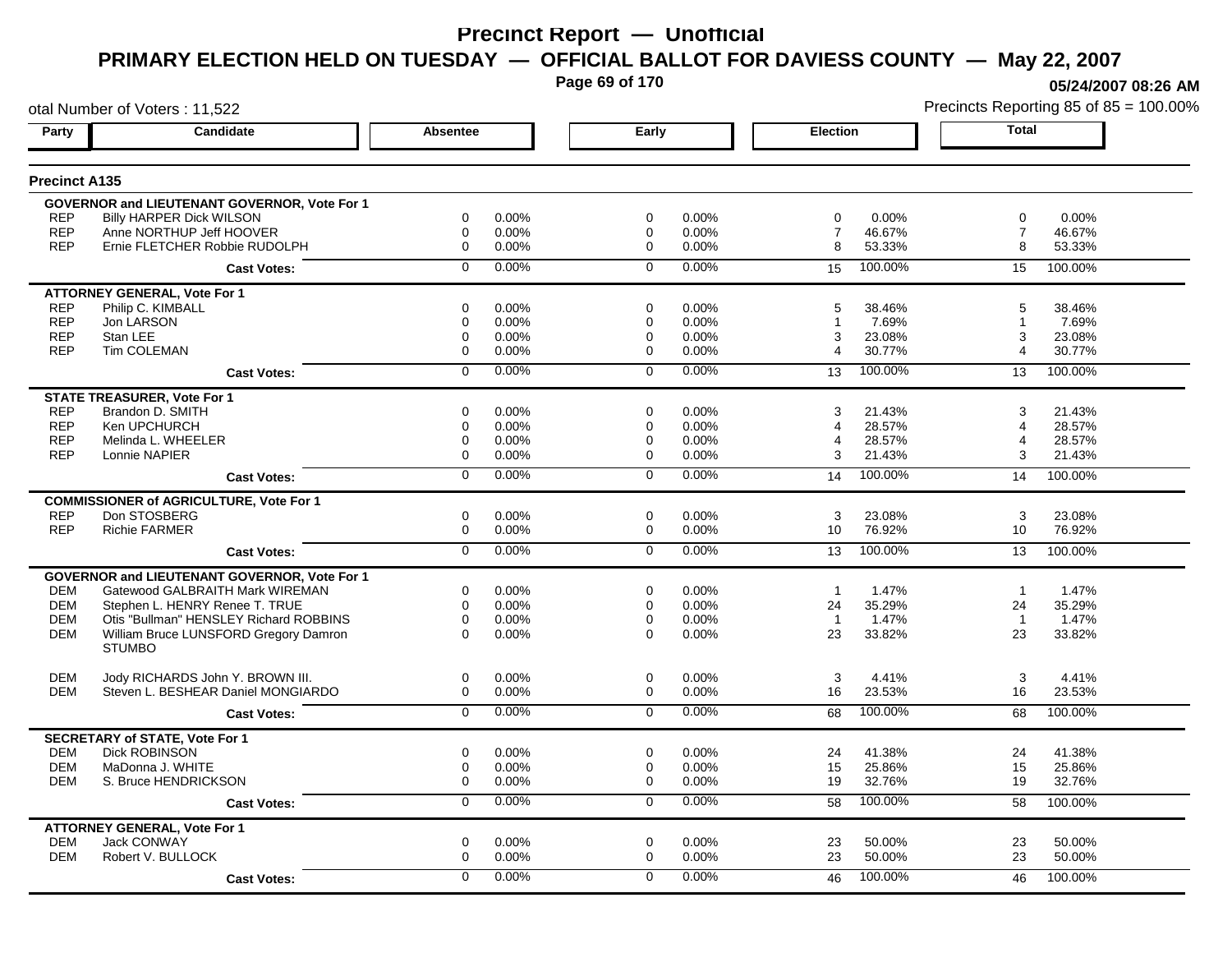# Precinct Report — Unofficial

## PRIMARY ELECTION HELD ON TUESDAY — OFFICIAL BALLOT FOR DAVIESS COUNTY — May 22, 2007

05/24/2007 08:26 AM

otal Number of Voters : 11,522

Precincts Reporting 85 of 85 = 100.00%

### Precinct A135

| Party | Candidate | Absentee | | Early | | Election | | Total | |
|---|---|---|---|---|---|---|---|---|---|
| **GOVERNOR and LIEUTENANT GOVERNOR, Vote For 1** | | | | | | | | | |
| REP | Billy HARPER Dick WILSON | 0 | 0.00% | 0 | 0.00% | 0 | 0.00% | 0 | 0.00% |
| REP | Anne NORTHUP Jeff HOOVER | 0 | 0.00% | 0 | 0.00% | 7 | 46.67% | 7 | 46.67% |
| REP | Ernie FLETCHER Robbie RUDOLPH | 0 | 0.00% | 0 | 0.00% | 8 | 53.33% | 8 | 53.33% |
| | **Cast Votes:** | 0 | 0.00% | 0 | 0.00% | 15 | 100.00% | 15 | 100.00% |
| **ATTORNEY GENERAL, Vote For 1** | | | | | | | | | |
| REP | Philip C. KIMBALL | 0 | 0.00% | 0 | 0.00% | 5 | 38.46% | 5 | 38.46% |
| REP | Jon LARSON | 0 | 0.00% | 0 | 0.00% | 1 | 7.69% | 1 | 7.69% |
| REP | Stan LEE | 0 | 0.00% | 0 | 0.00% | 3 | 23.08% | 3 | 23.08% |
| REP | Tim COLEMAN | 0 | 0.00% | 0 | 0.00% | 4 | 30.77% | 4 | 30.77% |
| | **Cast Votes:** | 0 | 0.00% | 0 | 0.00% | 13 | 100.00% | 13 | 100.00% |
| **STATE TREASURER, Vote For 1** | | | | | | | | | |
| REP | Brandon D. SMITH | 0 | 0.00% | 0 | 0.00% | 3 | 21.43% | 3 | 21.43% |
| REP | Ken UPCHURCH | 0 | 0.00% | 0 | 0.00% | 4 | 28.57% | 4 | 28.57% |
| REP | Melinda L. WHEELER | 0 | 0.00% | 0 | 0.00% | 4 | 28.57% | 4 | 28.57% |
| REP | Lonnie NAPIER | 0 | 0.00% | 0 | 0.00% | 3 | 21.43% | 3 | 21.43% |
| | **Cast Votes:** | 0 | 0.00% | 0 | 0.00% | 14 | 100.00% | 14 | 100.00% |
| **COMMISSIONER of AGRICULTURE, Vote For 1** | | | | | | | | | |
| REP | Don STOSBERG | 0 | 0.00% | 0 | 0.00% | 3 | 23.08% | 3 | 23.08% |
| REP | Richie FARMER | 0 | 0.00% | 0 | 0.00% | 10 | 76.92% | 10 | 76.92% |
| | **Cast Votes:** | 0 | 0.00% | 0 | 0.00% | 13 | 100.00% | 13 | 100.00% |
| **GOVERNOR and LIEUTENANT GOVERNOR, Vote For 1** | | | | | | | | | |
| DEM | Gatewood GALBRAITH Mark WIREMAN | 0 | 0.00% | 0 | 0.00% | 1 | 1.47% | 1 | 1.47% |
| DEM | Stephen L. HENRY Renee T. TRUE | 0 | 0.00% | 0 | 0.00% | 24 | 35.29% | 24 | 35.29% |
| DEM | Otis "Bullman" HENSLEY Richard ROBBINS | 0 | 0.00% | 0 | 0.00% | 1 | 1.47% | 1 | 1.47% |
| DEM | William Bruce LUNSFORD Gregory Damron STUMBO | 0 | 0.00% | 0 | 0.00% | 23 | 33.82% | 23 | 33.82% |
| DEM | Jody RICHARDS John Y. BROWN III. | 0 | 0.00% | 0 | 0.00% | 3 | 4.41% | 3 | 4.41% |
| DEM | Steven L. BESHEAR Daniel MONGIARDO | 0 | 0.00% | 0 | 0.00% | 16 | 23.53% | 16 | 23.53% |
| | **Cast Votes:** | 0 | 0.00% | 0 | 0.00% | 68 | 100.00% | 68 | 100.00% |
| **SECRETARY of STATE, Vote For 1** | | | | | | | | | |
| DEM | Dick ROBINSON | 0 | 0.00% | 0 | 0.00% | 24 | 41.38% | 24 | 41.38% |
| DEM | MaDonna J. WHITE | 0 | 0.00% | 0 | 0.00% | 15 | 25.86% | 15 | 25.86% |
| DEM | S. Bruce HENDRICKSON | 0 | 0.00% | 0 | 0.00% | 19 | 32.76% | 19 | 32.76% |
| | **Cast Votes:** | 0 | 0.00% | 0 | 0.00% | 58 | 100.00% | 58 | 100.00% |
| **ATTORNEY GENERAL, Vote For 1** | | | | | | | | | |
| DEM | Jack CONWAY | 0 | 0.00% | 0 | 0.00% | 23 | 50.00% | 23 | 50.00% |
| DEM | Robert V. BULLOCK | 0 | 0.00% | 0 | 0.00% | 23 | 50.00% | 23 | 50.00% |
| | **Cast Votes:** | 0 | 0.00% | 0 | 0.00% | 46 | 100.00% | 46 | 100.00% |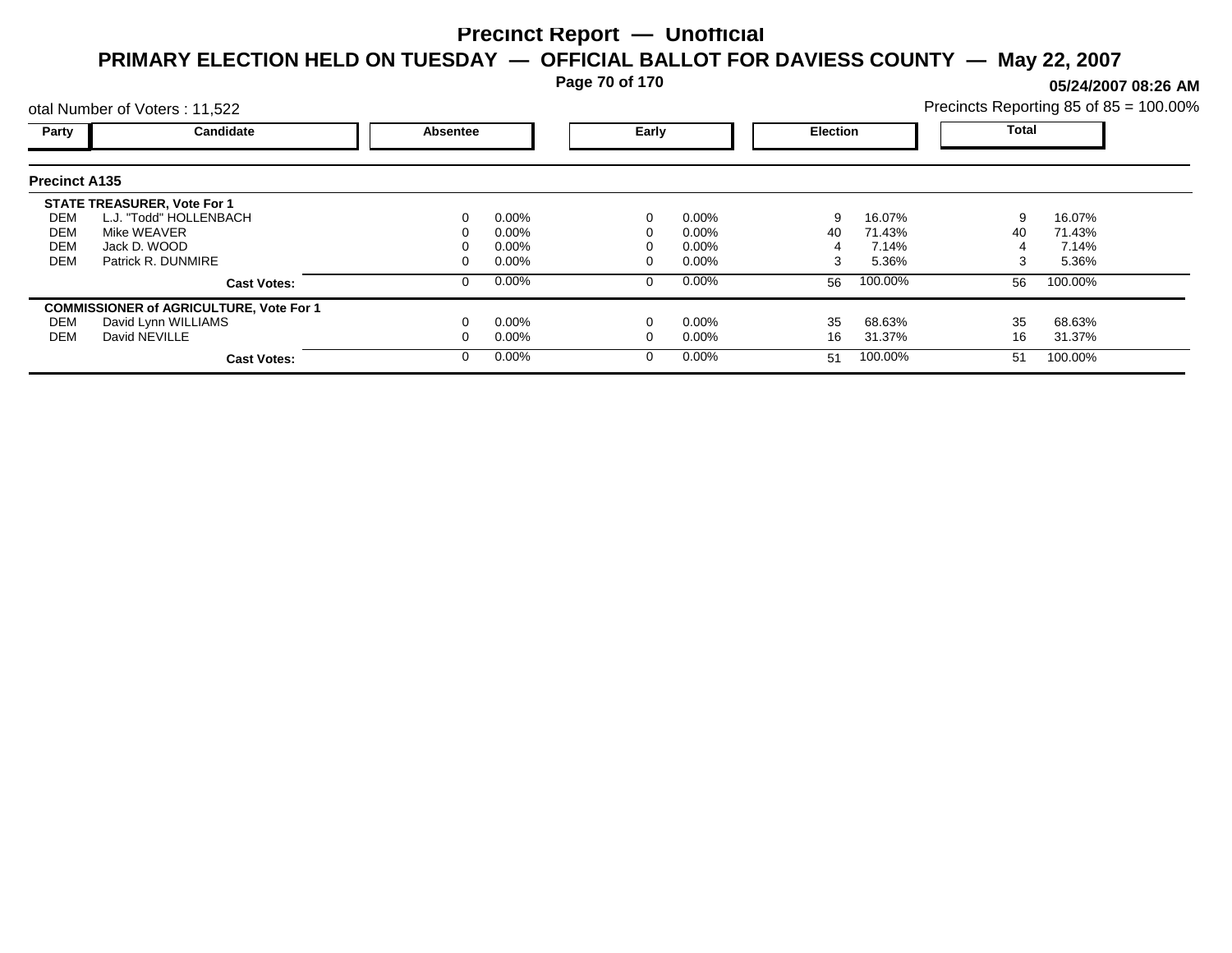# Precinct Report — Unofficial

## PRIMARY ELECTION HELD ON TUESDAY — OFFICIAL BALLOT FOR DAVIESS COUNTY — May 22, 2007

**05/24/2007 08:26 AM**

otal Number of Voters : 11,522

Precincts Reporting 85 of 85 = 100.00%

| Party | Candidate | Absentee | | Early | | Election | | Total | |
|---|---|---|---|---|---|---|---|---|---|
| **Precinct A135** | | | | | | | | | |
| **STATE TREASURER, Vote For 1** | | | | | | | | | |
| DEM | L.J. "Todd" HOLLENBACH | 0 | 0.00% | 0 | 0.00% | 9 | 16.07% | 9 | 16.07% |
| DEM | Mike WEAVER | 0 | 0.00% | 0 | 0.00% | 40 | 71.43% | 40 | 71.43% |
| DEM | Jack D. WOOD | 0 | 0.00% | 0 | 0.00% | 4 | 7.14% | 4 | 7.14% |
| DEM | Patrick R. DUNMIRE | 0 | 0.00% | 0 | 0.00% | 3 | 5.36% | 3 | 5.36% |
| | **Cast Votes:** | 0 | 0.00% | 0 | 0.00% | 56 | 100.00% | 56 | 100.00% |
| **COMMISSIONER of AGRICULTURE, Vote For 1** | | | | | | | | | |
| DEM | David Lynn WILLIAMS | 0 | 0.00% | 0 | 0.00% | 35 | 68.63% | 35 | 68.63% |
| DEM | David NEVILLE | 0 | 0.00% | 0 | 0.00% | 16 | 31.37% | 16 | 31.37% |
| | **Cast Votes:** | 0 | 0.00% | 0 | 0.00% | 51 | 100.00% | 51 | 100.00% |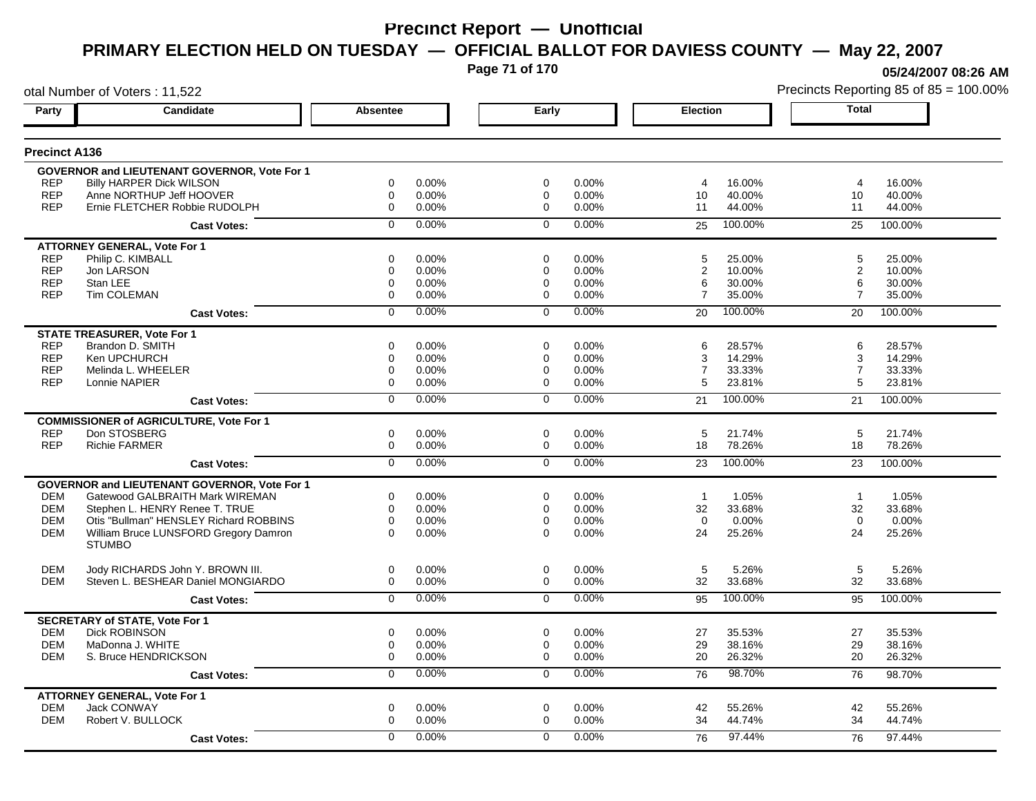# Precinct Report — Unofficial

## PRIMARY ELECTION HELD ON TUESDAY — OFFICIAL BALLOT FOR DAVIESS COUNTY — May 22, 2007

05/24/2007 08:26 AM

otal Number of Voters : 11,522

Precincts Reporting 85 of 85 = 100.00%

### Precinct A136

| Party | Candidate | Absentee | | Early | | Election | | Total | |
|---|---|---|---|---|---|---|---|---|---|
| | **GOVERNOR and LIEUTENANT GOVERNOR, Vote For 1** | | | | | | | | |
| REP | Billy HARPER Dick WILSON | 0 | 0.00% | 0 | 0.00% | 4 | 16.00% | 4 | 16.00% |
| REP | Anne NORTHUP Jeff HOOVER | 0 | 0.00% | 0 | 0.00% | 10 | 40.00% | 10 | 40.00% |
| REP | Ernie FLETCHER Robbie RUDOLPH | 0 | 0.00% | 0 | 0.00% | 11 | 44.00% | 11 | 44.00% |
| | **Cast Votes:** | 0 | 0.00% | 0 | 0.00% | 25 | 100.00% | 25 | 100.00% |
| | **ATTORNEY GENERAL, Vote For 1** | | | | | | | | |
| REP | Philip C. KIMBALL | 0 | 0.00% | 0 | 0.00% | 5 | 25.00% | 5 | 25.00% |
| REP | Jon LARSON | 0 | 0.00% | 0 | 0.00% | 2 | 10.00% | 2 | 10.00% |
| REP | Stan LEE | 0 | 0.00% | 0 | 0.00% | 6 | 30.00% | 6 | 30.00% |
| REP | Tim COLEMAN | 0 | 0.00% | 0 | 0.00% | 7 | 35.00% | 7 | 35.00% |
| | **Cast Votes:** | 0 | 0.00% | 0 | 0.00% | 20 | 100.00% | 20 | 100.00% |
| | **STATE TREASURER, Vote For 1** | | | | | | | | |
| REP | Brandon D. SMITH | 0 | 0.00% | 0 | 0.00% | 6 | 28.57% | 6 | 28.57% |
| REP | Ken UPCHURCH | 0 | 0.00% | 0 | 0.00% | 3 | 14.29% | 3 | 14.29% |
| REP | Melinda L. WHEELER | 0 | 0.00% | 0 | 0.00% | 7 | 33.33% | 7 | 33.33% |
| REP | Lonnie NAPIER | 0 | 0.00% | 0 | 0.00% | 5 | 23.81% | 5 | 23.81% |
| | **Cast Votes:** | 0 | 0.00% | 0 | 0.00% | 21 | 100.00% | 21 | 100.00% |
| | **COMMISSIONER of AGRICULTURE, Vote For 1** | | | | | | | | |
| REP | Don STOSBERG | 0 | 0.00% | 0 | 0.00% | 5 | 21.74% | 5 | 21.74% |
| REP | Richie FARMER | 0 | 0.00% | 0 | 0.00% | 18 | 78.26% | 18 | 78.26% |
| | **Cast Votes:** | 0 | 0.00% | 0 | 0.00% | 23 | 100.00% | 23 | 100.00% |
| | **GOVERNOR and LIEUTENANT GOVERNOR, Vote For 1** | | | | | | | | |
| DEM | Gatewood GALBRAITH Mark WIREMAN | 0 | 0.00% | 0 | 0.00% | 1 | 1.05% | 1 | 1.05% |
| DEM | Stephen L. HENRY Renee T. TRUE | 0 | 0.00% | 0 | 0.00% | 32 | 33.68% | 32 | 33.68% |
| DEM | Otis "Bullman" HENSLEY Richard ROBBINS | 0 | 0.00% | 0 | 0.00% | 0 | 0.00% | 0 | 0.00% |
| DEM | William Bruce LUNSFORD Gregory Damron STUMBO | 0 | 0.00% | 0 | 0.00% | 24 | 25.26% | 24 | 25.26% |
| DEM | Jody RICHARDS John Y. BROWN III. | 0 | 0.00% | 0 | 0.00% | 5 | 5.26% | 5 | 5.26% |
| DEM | Steven L. BESHEAR Daniel MONGIARDO | 0 | 0.00% | 0 | 0.00% | 32 | 33.68% | 32 | 33.68% |
| | **Cast Votes:** | 0 | 0.00% | 0 | 0.00% | 95 | 100.00% | 95 | 100.00% |
| | **SECRETARY of STATE, Vote For 1** | | | | | | | | |
| DEM | Dick ROBINSON | 0 | 0.00% | 0 | 0.00% | 27 | 35.53% | 27 | 35.53% |
| DEM | MaDonna J. WHITE | 0 | 0.00% | 0 | 0.00% | 29 | 38.16% | 29 | 38.16% |
| DEM | S. Bruce HENDRICKSON | 0 | 0.00% | 0 | 0.00% | 20 | 26.32% | 20 | 26.32% |
| | **Cast Votes:** | 0 | 0.00% | 0 | 0.00% | 76 | 98.70% | 76 | 98.70% |
| | **ATTORNEY GENERAL, Vote For 1** | | | | | | | | |
| DEM | Jack CONWAY | 0 | 0.00% | 0 | 0.00% | 42 | 55.26% | 42 | 55.26% |
| DEM | Robert V. BULLOCK | 0 | 0.00% | 0 | 0.00% | 34 | 44.74% | 34 | 44.74% |
| | **Cast Votes:** | 0 | 0.00% | 0 | 0.00% | 76 | 97.44% | 76 | 97.44% |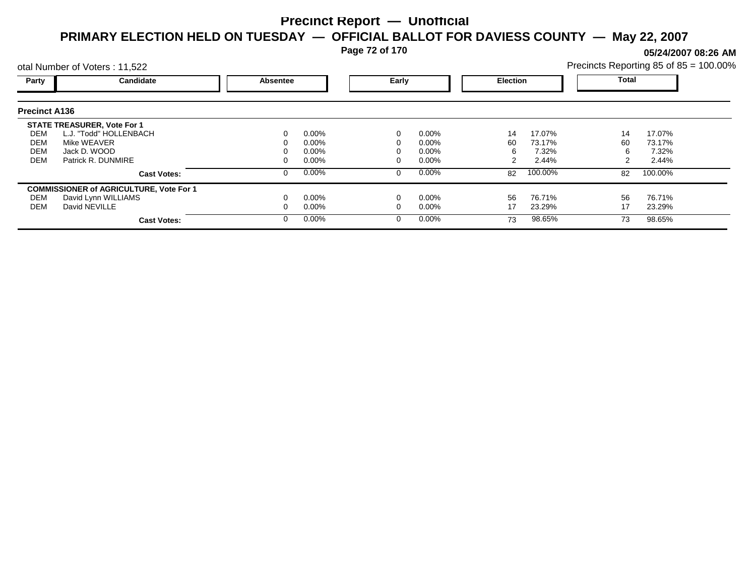# Precinct Report — Unofficial

## PRIMARY ELECTION HELD ON TUESDAY — OFFICIAL BALLOT FOR DAVIESS COUNTY — May 22, 2007

**05/24/2007 08:26 AM**

otal Number of Voters : 11,522

Precincts Reporting 85 of 85 = 100.00%

### Precinct A136

| Party | Candidate | Absentee | | Early | | Election | | Total | |
|---|---|---|---|---|---|---|---|---|---|
| **STATE TREASURER, Vote For 1** | | | | | | | | | |
| DEM | L.J. "Todd" HOLLENBACH | 0 | 0.00% | 0 | 0.00% | 14 | 17.07% | 14 | 17.07% |
| DEM | Mike WEAVER | 0 | 0.00% | 0 | 0.00% | 60 | 73.17% | 60 | 73.17% |
| DEM | Jack D. WOOD | 0 | 0.00% | 0 | 0.00% | 6 | 7.32% | 6 | 7.32% |
| DEM | Patrick R. DUNMIRE | 0 | 0.00% | 0 | 0.00% | 2 | 2.44% | 2 | 2.44% |
| | **Cast Votes:** | 0 | 0.00% | 0 | 0.00% | 82 | 100.00% | 82 | 100.00% |
| **COMMISSIONER of AGRICULTURE, Vote For 1** | | | | | | | | | |
| DEM | David Lynn WILLIAMS | 0 | 0.00% | 0 | 0.00% | 56 | 76.71% | 56 | 76.71% |
| DEM | David NEVILLE | 0 | 0.00% | 0 | 0.00% | 17 | 23.29% | 17 | 23.29% |
| | **Cast Votes:** | 0 | 0.00% | 0 | 0.00% | 73 | 98.65% | 73 | 98.65% |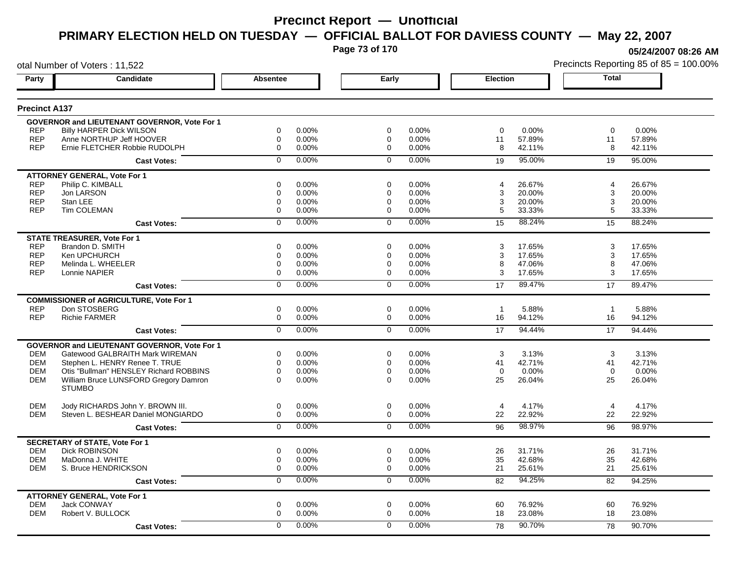# Precinct Report — Unofficial

## PRIMARY ELECTION HELD ON TUESDAY — OFFICIAL BALLOT FOR DAVIESS COUNTY — May 22, 2007

05/24/2007 08:26 AM

otal Number of Voters : 11,522

Precincts Reporting 85 of 85 = 100.00%

### Precinct A137

| Party | Candidate | Absentee | | Early | | Election | | Total | |
|---|---|---|---|---|---|---|---|---|---|
| | **GOVERNOR and LIEUTENANT GOVERNOR, Vote For 1** | | | | | | | | |
| REP | Billy HARPER Dick WILSON | 0 | 0.00% | 0 | 0.00% | 0 | 0.00% | 0 | 0.00% |
| REP | Anne NORTHUP Jeff HOOVER | 0 | 0.00% | 0 | 0.00% | 11 | 57.89% | 11 | 57.89% |
| REP | Ernie FLETCHER Robbie RUDOLPH | 0 | 0.00% | 0 | 0.00% | 8 | 42.11% | 8 | 42.11% |
| | **Cast Votes:** | 0 | 0.00% | 0 | 0.00% | 19 | 95.00% | 19 | 95.00% |
| | **ATTORNEY GENERAL, Vote For 1** | | | | | | | | |
| REP | Philip C. KIMBALL | 0 | 0.00% | 0 | 0.00% | 4 | 26.67% | 4 | 26.67% |
| REP | Jon LARSON | 0 | 0.00% | 0 | 0.00% | 3 | 20.00% | 3 | 20.00% |
| REP | Stan LEE | 0 | 0.00% | 0 | 0.00% | 3 | 20.00% | 3 | 20.00% |
| REP | Tim COLEMAN | 0 | 0.00% | 0 | 0.00% | 5 | 33.33% | 5 | 33.33% |
| | **Cast Votes:** | 0 | 0.00% | 0 | 0.00% | 15 | 88.24% | 15 | 88.24% |
| | **STATE TREASURER, Vote For 1** | | | | | | | | |
| REP | Brandon D. SMITH | 0 | 0.00% | 0 | 0.00% | 3 | 17.65% | 3 | 17.65% |
| REP | Ken UPCHURCH | 0 | 0.00% | 0 | 0.00% | 3 | 17.65% | 3 | 17.65% |
| REP | Melinda L. WHEELER | 0 | 0.00% | 0 | 0.00% | 8 | 47.06% | 8 | 47.06% |
| REP | Lonnie NAPIER | 0 | 0.00% | 0 | 0.00% | 3 | 17.65% | 3 | 17.65% |
| | **Cast Votes:** | 0 | 0.00% | 0 | 0.00% | 17 | 89.47% | 17 | 89.47% |
| | **COMMISSIONER of AGRICULTURE, Vote For 1** | | | | | | | | |
| REP | Don STOSBERG | 0 | 0.00% | 0 | 0.00% | 1 | 5.88% | 1 | 5.88% |
| REP | Richie FARMER | 0 | 0.00% | 0 | 0.00% | 16 | 94.12% | 16 | 94.12% |
| | **Cast Votes:** | 0 | 0.00% | 0 | 0.00% | 17 | 94.44% | 17 | 94.44% |
| | **GOVERNOR and LIEUTENANT GOVERNOR, Vote For 1** | | | | | | | | |
| DEM | Gatewood GALBRAITH Mark WIREMAN | 0 | 0.00% | 0 | 0.00% | 3 | 3.13% | 3 | 3.13% |
| DEM | Stephen L. HENRY Renee T. TRUE | 0 | 0.00% | 0 | 0.00% | 41 | 42.71% | 41 | 42.71% |
| DEM | Otis "Bullman" HENSLEY Richard ROBBINS | 0 | 0.00% | 0 | 0.00% | 0 | 0.00% | 0 | 0.00% |
| DEM | William Bruce LUNSFORD Gregory Damron STUMBO | 0 | 0.00% | 0 | 0.00% | 25 | 26.04% | 25 | 26.04% |
| DEM | Jody RICHARDS John Y. BROWN III. | 0 | 0.00% | 0 | 0.00% | 4 | 4.17% | 4 | 4.17% |
| DEM | Steven L. BESHEAR Daniel MONGIARDO | 0 | 0.00% | 0 | 0.00% | 22 | 22.92% | 22 | 22.92% |
| | **Cast Votes:** | 0 | 0.00% | 0 | 0.00% | 96 | 98.97% | 96 | 98.97% |
| | **SECRETARY of STATE, Vote For 1** | | | | | | | | |
| DEM | Dick ROBINSON | 0 | 0.00% | 0 | 0.00% | 26 | 31.71% | 26 | 31.71% |
| DEM | MaDonna J. WHITE | 0 | 0.00% | 0 | 0.00% | 35 | 42.68% | 35 | 42.68% |
| DEM | S. Bruce HENDRICKSON | 0 | 0.00% | 0 | 0.00% | 21 | 25.61% | 21 | 25.61% |
| | **Cast Votes:** | 0 | 0.00% | 0 | 0.00% | 82 | 94.25% | 82 | 94.25% |
| | **ATTORNEY GENERAL, Vote For 1** | | | | | | | | |
| DEM | Jack CONWAY | 0 | 0.00% | 0 | 0.00% | 60 | 76.92% | 60 | 76.92% |
| DEM | Robert V. BULLOCK | 0 | 0.00% | 0 | 0.00% | 18 | 23.08% | 18 | 23.08% |
| | **Cast Votes:** | 0 | 0.00% | 0 | 0.00% | 78 | 90.70% | 78 | 90.70% |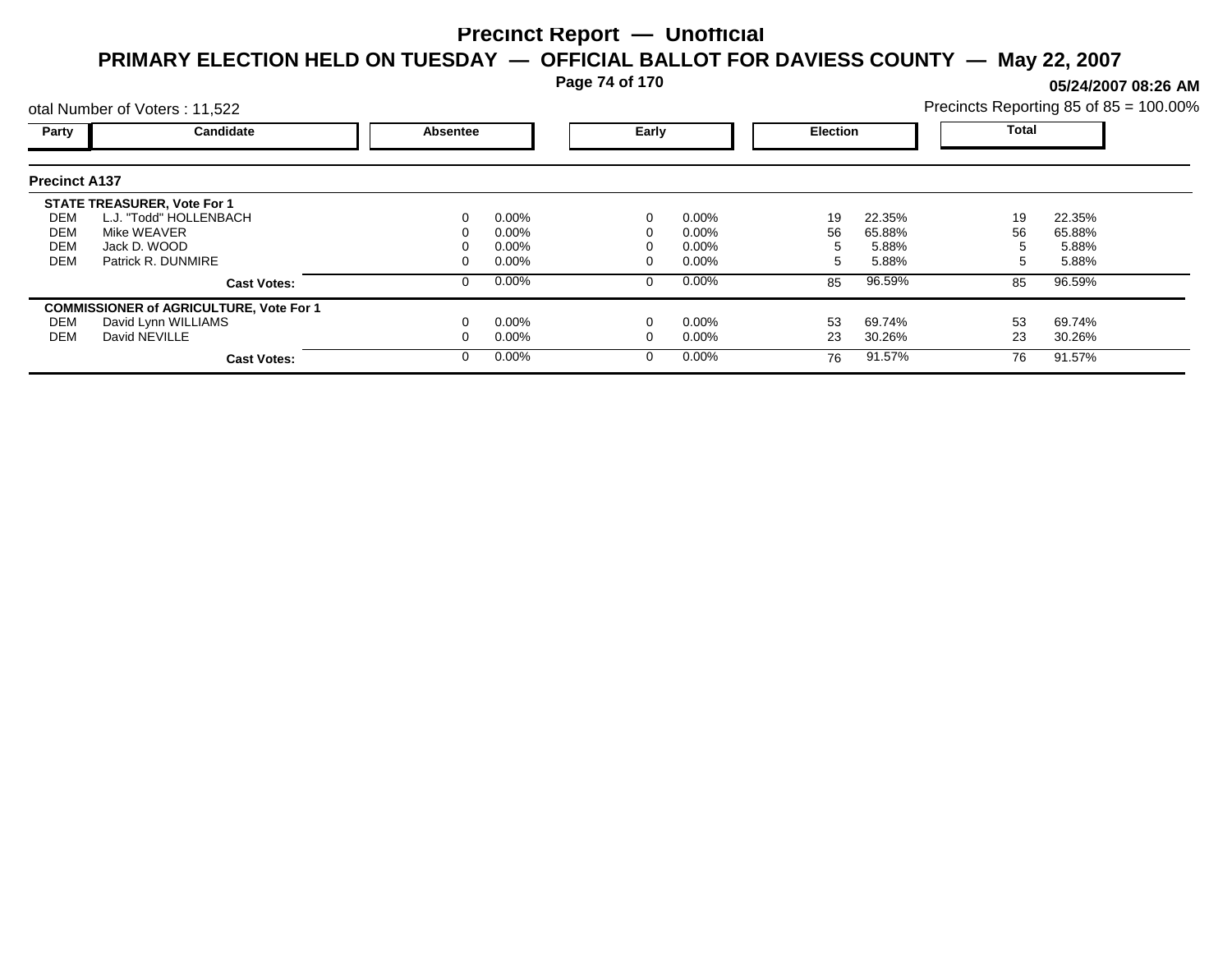# Precinct Report — Unofficial

## PRIMARY ELECTION HELD ON TUESDAY — OFFICIAL BALLOT FOR DAVIESS COUNTY — May 22, 2007

05/24/2007 08:26 AM

otal Number of Voters : 11,522

Precincts Reporting 85 of 85 = 100.00%

| Party | Candidate | Absentee | | Early | | Election | | Total | |
|---|---|---|---|---|---|---|---|---|---|
| **Precinct A137** | | | | | | | | | |
| **STATE TREASURER, Vote For 1** | | | | | | | | | |
| DEM | L.J. "Todd" HOLLENBACH | 0 | 0.00% | 0 | 0.00% | 19 | 22.35% | 19 | 22.35% |
| DEM | Mike WEAVER | 0 | 0.00% | 0 | 0.00% | 56 | 65.88% | 56 | 65.88% |
| DEM | Jack D. WOOD | 0 | 0.00% | 0 | 0.00% | 5 | 5.88% | 5 | 5.88% |
| DEM | Patrick R. DUNMIRE | 0 | 0.00% | 0 | 0.00% | 5 | 5.88% | 5 | 5.88% |
| | **Cast Votes:** | 0 | 0.00% | 0 | 0.00% | 85 | 96.59% | 85 | 96.59% |
| **COMMISSIONER of AGRICULTURE, Vote For 1** | | | | | | | | | |
| DEM | David Lynn WILLIAMS | 0 | 0.00% | 0 | 0.00% | 53 | 69.74% | 53 | 69.74% |
| DEM | David NEVILLE | 0 | 0.00% | 0 | 0.00% | 23 | 30.26% | 23 | 30.26% |
| | **Cast Votes:** | 0 | 0.00% | 0 | 0.00% | 76 | 91.57% | 76 | 91.57% |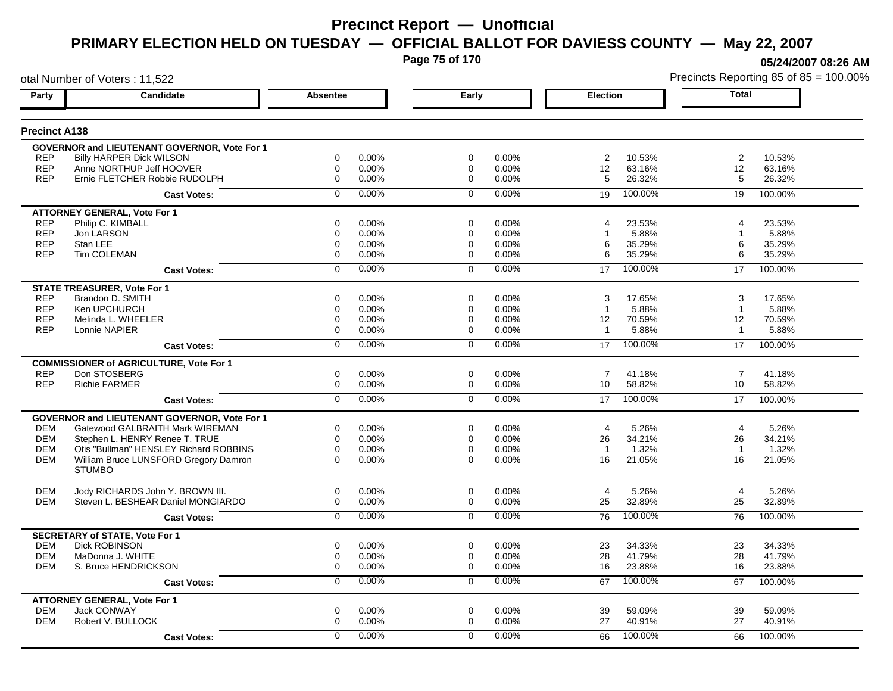# Precinct Report — Unofficial

## PRIMARY ELECTION HELD ON TUESDAY — OFFICIAL BALLOT FOR DAVIESS COUNTY — May 22, 2007

05/24/2007 08:26 AM

otal Number of Voters : 11,522

Precincts Reporting 85 of 85 = 100.00%

### Precinct A138

| Party | Candidate | Absentee | | Early | | Election | | Total | |
|---|---|---|---|---|---|---|---|---|---|
| **GOVERNOR and LIEUTENANT GOVERNOR, Vote For 1** | | | | | | | | | |
| REP | Billy HARPER Dick WILSON | 0 | 0.00% | 0 | 0.00% | 2 | 10.53% | 2 | 10.53% |
| REP | Anne NORTHUP Jeff HOOVER | 0 | 0.00% | 0 | 0.00% | 12 | 63.16% | 12 | 63.16% |
| REP | Ernie FLETCHER Robbie RUDOLPH | 0 | 0.00% | 0 | 0.00% | 5 | 26.32% | 5 | 26.32% |
| | **Cast Votes:** | 0 | 0.00% | 0 | 0.00% | 19 | 100.00% | 19 | 100.00% |
| **ATTORNEY GENERAL, Vote For 1** | | | | | | | | | |
| REP | Philip C. KIMBALL | 0 | 0.00% | 0 | 0.00% | 4 | 23.53% | 4 | 23.53% |
| REP | Jon LARSON | 0 | 0.00% | 0 | 0.00% | 1 | 5.88% | 1 | 5.88% |
| REP | Stan LEE | 0 | 0.00% | 0 | 0.00% | 6 | 35.29% | 6 | 35.29% |
| REP | Tim COLEMAN | 0 | 0.00% | 0 | 0.00% | 6 | 35.29% | 6 | 35.29% |
| | **Cast Votes:** | 0 | 0.00% | 0 | 0.00% | 17 | 100.00% | 17 | 100.00% |
| **STATE TREASURER, Vote For 1** | | | | | | | | | |
| REP | Brandon D. SMITH | 0 | 0.00% | 0 | 0.00% | 3 | 17.65% | 3 | 17.65% |
| REP | Ken UPCHURCH | 0 | 0.00% | 0 | 0.00% | 1 | 5.88% | 1 | 5.88% |
| REP | Melinda L. WHEELER | 0 | 0.00% | 0 | 0.00% | 12 | 70.59% | 12 | 70.59% |
| REP | Lonnie NAPIER | 0 | 0.00% | 0 | 0.00% | 1 | 5.88% | 1 | 5.88% |
| | **Cast Votes:** | 0 | 0.00% | 0 | 0.00% | 17 | 100.00% | 17 | 100.00% |
| **COMMISSIONER of AGRICULTURE, Vote For 1** | | | | | | | | | |
| REP | Don STOSBERG | 0 | 0.00% | 0 | 0.00% | 7 | 41.18% | 7 | 41.18% |
| REP | Richie FARMER | 0 | 0.00% | 0 | 0.00% | 10 | 58.82% | 10 | 58.82% |
| | **Cast Votes:** | 0 | 0.00% | 0 | 0.00% | 17 | 100.00% | 17 | 100.00% |
| **GOVERNOR and LIEUTENANT GOVERNOR, Vote For 1** | | | | | | | | | |
| DEM | Gatewood GALBRAITH Mark WIREMAN | 0 | 0.00% | 0 | 0.00% | 4 | 5.26% | 4 | 5.26% |
| DEM | Stephen L. HENRY Renee T. TRUE | 0 | 0.00% | 0 | 0.00% | 26 | 34.21% | 26 | 34.21% |
| DEM | Otis "Bullman" HENSLEY Richard ROBBINS | 0 | 0.00% | 0 | 0.00% | 1 | 1.32% | 1 | 1.32% |
| DEM | William Bruce LUNSFORD Gregory Damron STUMBO | 0 | 0.00% | 0 | 0.00% | 16 | 21.05% | 16 | 21.05% |
| DEM | Jody RICHARDS John Y. BROWN III. | 0 | 0.00% | 0 | 0.00% | 4 | 5.26% | 4 | 5.26% |
| DEM | Steven L. BESHEAR Daniel MONGIARDO | 0 | 0.00% | 0 | 0.00% | 25 | 32.89% | 25 | 32.89% |
| | **Cast Votes:** | 0 | 0.00% | 0 | 0.00% | 76 | 100.00% | 76 | 100.00% |
| **SECRETARY of STATE, Vote For 1** | | | | | | | | | |
| DEM | Dick ROBINSON | 0 | 0.00% | 0 | 0.00% | 23 | 34.33% | 23 | 34.33% |
| DEM | MaDonna J. WHITE | 0 | 0.00% | 0 | 0.00% | 28 | 41.79% | 28 | 41.79% |
| DEM | S. Bruce HENDRICKSON | 0 | 0.00% | 0 | 0.00% | 16 | 23.88% | 16 | 23.88% |
| | **Cast Votes:** | 0 | 0.00% | 0 | 0.00% | 67 | 100.00% | 67 | 100.00% |
| **ATTORNEY GENERAL, Vote For 1** | | | | | | | | | |
| DEM | Jack CONWAY | 0 | 0.00% | 0 | 0.00% | 39 | 59.09% | 39 | 59.09% |
| DEM | Robert V. BULLOCK | 0 | 0.00% | 0 | 0.00% | 27 | 40.91% | 27 | 40.91% |
| | **Cast Votes:** | 0 | 0.00% | 0 | 0.00% | 66 | 100.00% | 66 | 100.00% |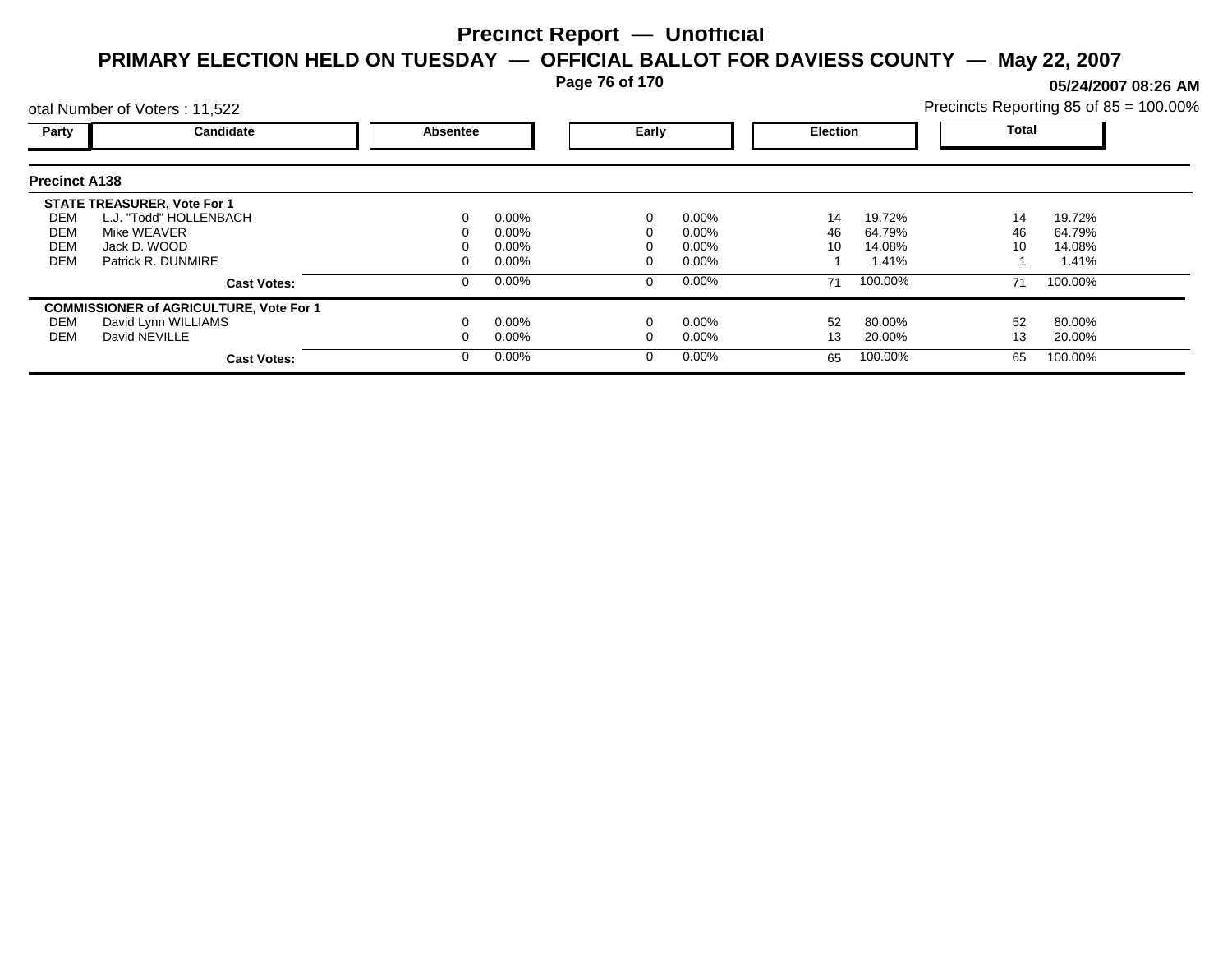# Precinct Report — Unofficial

## PRIMARY ELECTION HELD ON TUESDAY — OFFICIAL BALLOT FOR DAVIESS COUNTY — May 22, 2007

**05/24/2007 08:26 AM**

otal Number of Voters : 11,522

Precincts Reporting 85 of 85 = 100.00%

### Precinct A138

| Party | Candidate | Absentee | | Early | | Election | | Total | |
|---|---|---|---|---|---|---|---|---|---|
| | **STATE TREASURER, Vote For 1** | | | | | | | | |
| DEM | L.J. "Todd" HOLLENBACH | 0 | 0.00% | 0 | 0.00% | 14 | 19.72% | 14 | 19.72% |
| DEM | Mike WEAVER | 0 | 0.00% | 0 | 0.00% | 46 | 64.79% | 46 | 64.79% |
| DEM | Jack D. WOOD | 0 | 0.00% | 0 | 0.00% | 10 | 14.08% | 10 | 14.08% |
| DEM | Patrick R. DUNMIRE | 0 | 0.00% | 0 | 0.00% | 1 | 1.41% | 1 | 1.41% |
| | **Cast Votes:** | 0 | 0.00% | 0 | 0.00% | 71 | 100.00% | 71 | 100.00% |
| | **COMMISSIONER of AGRICULTURE, Vote For 1** | | | | | | | | |
| DEM | David Lynn WILLIAMS | 0 | 0.00% | 0 | 0.00% | 52 | 80.00% | 52 | 80.00% |
| DEM | David NEVILLE | 0 | 0.00% | 0 | 0.00% | 13 | 20.00% | 13 | 20.00% |
| | **Cast Votes:** | 0 | 0.00% | 0 | 0.00% | 65 | 100.00% | 65 | 100.00% |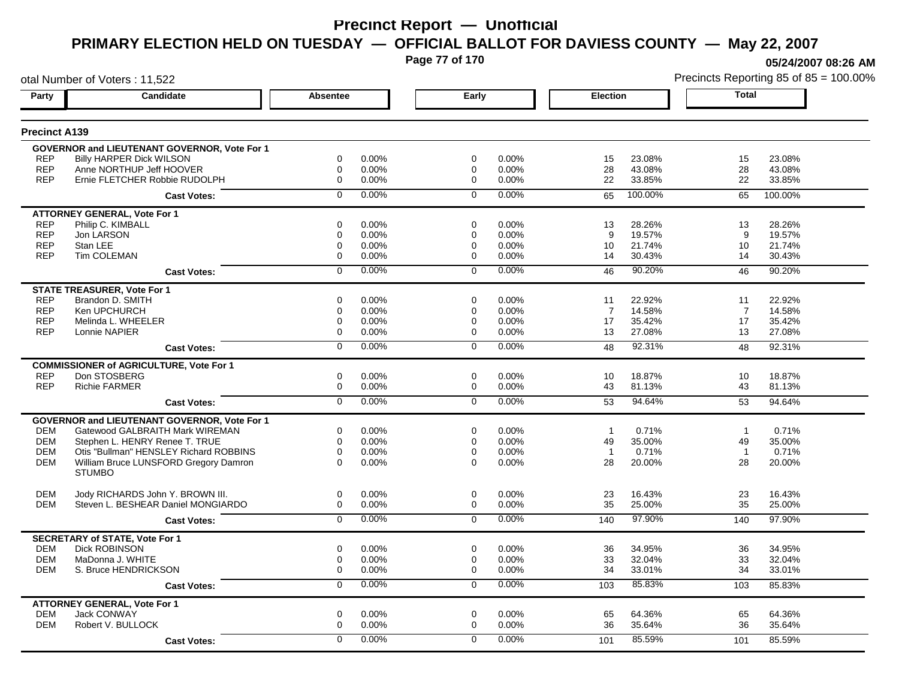# Precinct Report — Unofficial

## PRIMARY ELECTION HELD ON TUESDAY — OFFICIAL BALLOT FOR DAVIESS COUNTY — May 22, 2007

05/24/2007 08:26 AM

otal Number of Voters : 11,522

Precincts Reporting 85 of 85 = 100.00%

### Precinct A139

| Party | Candidate | Absentee | | Early | | Election | | Total | |
|---|---|---|---|---|---|---|---|---|---|
| **GOVERNOR and LIEUTENANT GOVERNOR, Vote For 1** | | | | | | | | | |
| REP | Billy HARPER Dick WILSON | 0 | 0.00% | 0 | 0.00% | 15 | 23.08% | 15 | 23.08% |
| REP | Anne NORTHUP Jeff HOOVER | 0 | 0.00% | 0 | 0.00% | 28 | 43.08% | 28 | 43.08% |
| REP | Ernie FLETCHER Robbie RUDOLPH | 0 | 0.00% | 0 | 0.00% | 22 | 33.85% | 22 | 33.85% |
| | **Cast Votes:** | 0 | 0.00% | 0 | 0.00% | 65 | 100.00% | 65 | 100.00% |
| **ATTORNEY GENERAL, Vote For 1** | | | | | | | | | |
| REP | Philip C. KIMBALL | 0 | 0.00% | 0 | 0.00% | 13 | 28.26% | 13 | 28.26% |
| REP | Jon LARSON | 0 | 0.00% | 0 | 0.00% | 9 | 19.57% | 9 | 19.57% |
| REP | Stan LEE | 0 | 0.00% | 0 | 0.00% | 10 | 21.74% | 10 | 21.74% |
| REP | Tim COLEMAN | 0 | 0.00% | 0 | 0.00% | 14 | 30.43% | 14 | 30.43% |
| | **Cast Votes:** | 0 | 0.00% | 0 | 0.00% | 46 | 90.20% | 46 | 90.20% |
| **STATE TREASURER, Vote For 1** | | | | | | | | | |
| REP | Brandon D. SMITH | 0 | 0.00% | 0 | 0.00% | 11 | 22.92% | 11 | 22.92% |
| REP | Ken UPCHURCH | 0 | 0.00% | 0 | 0.00% | 7 | 14.58% | 7 | 14.58% |
| REP | Melinda L. WHEELER | 0 | 0.00% | 0 | 0.00% | 17 | 35.42% | 17 | 35.42% |
| REP | Lonnie NAPIER | 0 | 0.00% | 0 | 0.00% | 13 | 27.08% | 13 | 27.08% |
| | **Cast Votes:** | 0 | 0.00% | 0 | 0.00% | 48 | 92.31% | 48 | 92.31% |
| **COMMISSIONER of AGRICULTURE, Vote For 1** | | | | | | | | | |
| REP | Don STOSBERG | 0 | 0.00% | 0 | 0.00% | 10 | 18.87% | 10 | 18.87% |
| REP | Richie FARMER | 0 | 0.00% | 0 | 0.00% | 43 | 81.13% | 43 | 81.13% |
| | **Cast Votes:** | 0 | 0.00% | 0 | 0.00% | 53 | 94.64% | 53 | 94.64% |
| **GOVERNOR and LIEUTENANT GOVERNOR, Vote For 1** | | | | | | | | | |
| DEM | Gatewood GALBRAITH Mark WIREMAN | 0 | 0.00% | 0 | 0.00% | 1 | 0.71% | 1 | 0.71% |
| DEM | Stephen L. HENRY Renee T. TRUE | 0 | 0.00% | 0 | 0.00% | 49 | 35.00% | 49 | 35.00% |
| DEM | Otis "Bullman" HENSLEY Richard ROBBINS | 0 | 0.00% | 0 | 0.00% | 1 | 0.71% | 1 | 0.71% |
| DEM | William Bruce LUNSFORD Gregory Damron STUMBO | 0 | 0.00% | 0 | 0.00% | 28 | 20.00% | 28 | 20.00% |
| DEM | Jody RICHARDS John Y. BROWN III. | 0 | 0.00% | 0 | 0.00% | 23 | 16.43% | 23 | 16.43% |
| DEM | Steven L. BESHEAR Daniel MONGIARDO | 0 | 0.00% | 0 | 0.00% | 35 | 25.00% | 35 | 25.00% |
| | **Cast Votes:** | 0 | 0.00% | 0 | 0.00% | 140 | 97.90% | 140 | 97.90% |
| **SECRETARY of STATE, Vote For 1** | | | | | | | | | |
| DEM | Dick ROBINSON | 0 | 0.00% | 0 | 0.00% | 36 | 34.95% | 36 | 34.95% |
| DEM | MaDonna J. WHITE | 0 | 0.00% | 0 | 0.00% | 33 | 32.04% | 33 | 32.04% |
| DEM | S. Bruce HENDRICKSON | 0 | 0.00% | 0 | 0.00% | 34 | 33.01% | 34 | 33.01% |
| | **Cast Votes:** | 0 | 0.00% | 0 | 0.00% | 103 | 85.83% | 103 | 85.83% |
| **ATTORNEY GENERAL, Vote For 1** | | | | | | | | | |
| DEM | Jack CONWAY | 0 | 0.00% | 0 | 0.00% | 65 | 64.36% | 65 | 64.36% |
| DEM | Robert V. BULLOCK | 0 | 0.00% | 0 | 0.00% | 36 | 35.64% | 36 | 35.64% |
| | **Cast Votes:** | 0 | 0.00% | 0 | 0.00% | 101 | 85.59% | 101 | 85.59% |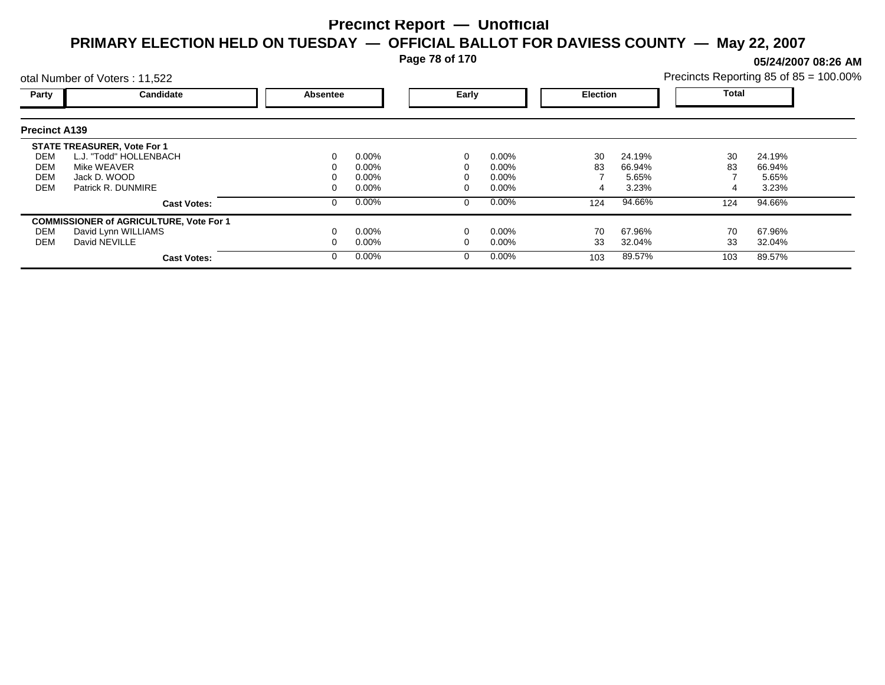# Precinct Report — Unofficial

## PRIMARY ELECTION HELD ON TUESDAY — OFFICIAL BALLOT FOR DAVIESS COUNTY — May 22, 2007

05/24/2007 08:26 AM

otal Number of Voters : 11,522

Precincts Reporting 85 of 85 = 100.00%

### Precinct A139

| Party | Candidate | Absentee | | Early | | Election | | Total | |
|---|---|---|---|---|---|---|---|---|---|
| **STATE TREASURER, Vote For 1** | | | | | | | | | |
| DEM | L.J. "Todd" HOLLENBACH | 0 | 0.00% | 0 | 0.00% | 30 | 24.19% | 30 | 24.19% |
| DEM | Mike WEAVER | 0 | 0.00% | 0 | 0.00% | 83 | 66.94% | 83 | 66.94% |
| DEM | Jack D. WOOD | 0 | 0.00% | 0 | 0.00% | 7 | 5.65% | 7 | 5.65% |
| DEM | Patrick R. DUNMIRE | 0 | 0.00% | 0 | 0.00% | 4 | 3.23% | 4 | 3.23% |
| | **Cast Votes:** | 0 | 0.00% | 0 | 0.00% | 124 | 94.66% | 124 | 94.66% |
| **COMMISSIONER of AGRICULTURE, Vote For 1** | | | | | | | | | |
| DEM | David Lynn WILLIAMS | 0 | 0.00% | 0 | 0.00% | 70 | 67.96% | 70 | 67.96% |
| DEM | David NEVILLE | 0 | 0.00% | 0 | 0.00% | 33 | 32.04% | 33 | 32.04% |
| | **Cast Votes:** | 0 | 0.00% | 0 | 0.00% | 103 | 89.57% | 103 | 89.57% |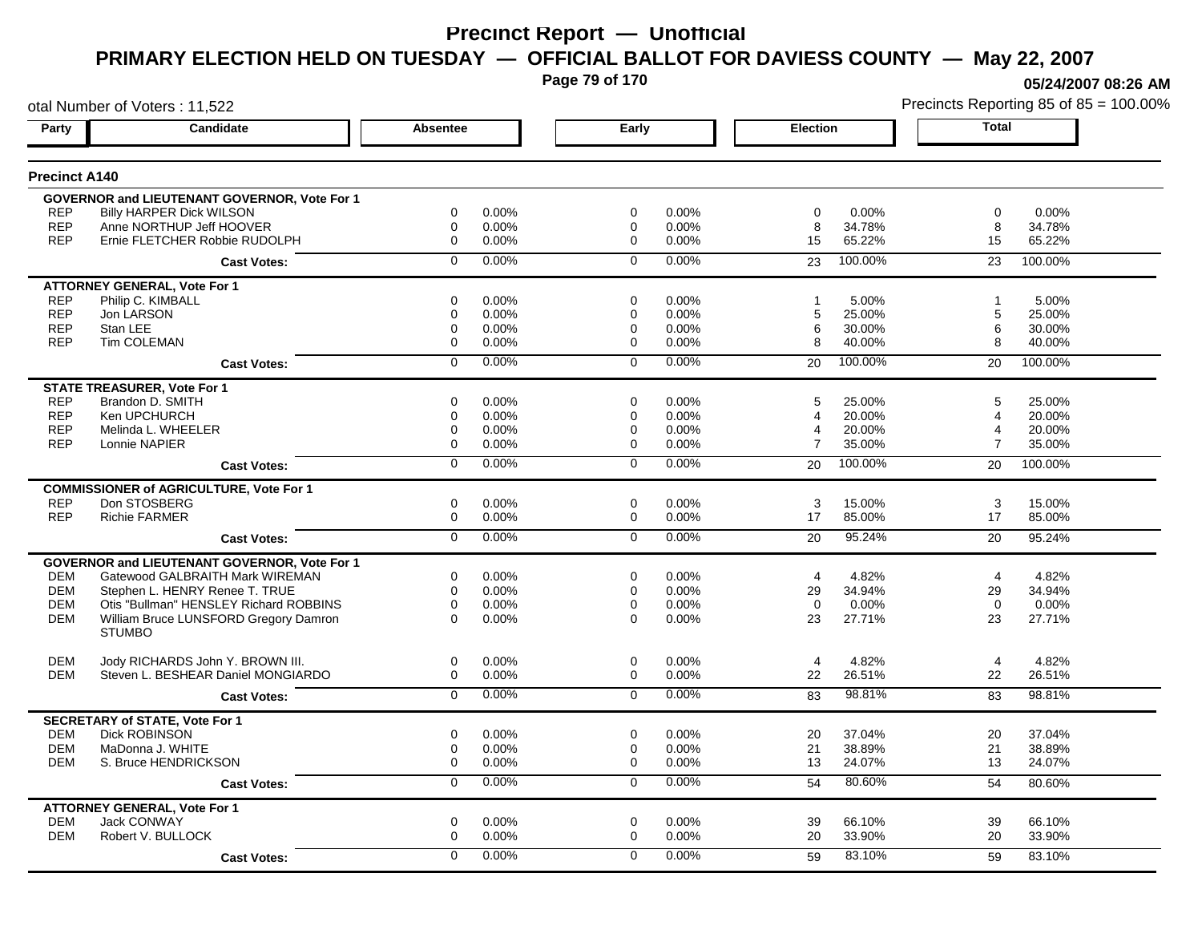# Precinct Report — Unofficial

## PRIMARY ELECTION HELD ON TUESDAY — OFFICIAL BALLOT FOR DAVIESS COUNTY — May 22, 2007

05/24/2007 08:26 AM

otal Number of Voters : 11,522

Precincts Reporting 85 of 85 = 100.00%

### Precinct A140

| Party | Candidate | Absentee | | Early | | Election | | Total | |
|---|---|---|---|---|---|---|---|---|---|
| **GOVERNOR and LIEUTENANT GOVERNOR, Vote For 1** | | | | | | | | | |
| REP | Billy HARPER Dick WILSON | 0 | 0.00% | 0 | 0.00% | 0 | 0.00% | 0 | 0.00% |
| REP | Anne NORTHUP Jeff HOOVER | 0 | 0.00% | 0 | 0.00% | 8 | 34.78% | 8 | 34.78% |
| REP | Ernie FLETCHER Robbie RUDOLPH | 0 | 0.00% | 0 | 0.00% | 15 | 65.22% | 15 | 65.22% |
| | **Cast Votes:** | 0 | 0.00% | 0 | 0.00% | 23 | 100.00% | 23 | 100.00% |
| **ATTORNEY GENERAL, Vote For 1** | | | | | | | | | |
| REP | Philip C. KIMBALL | 0 | 0.00% | 0 | 0.00% | 1 | 5.00% | 1 | 5.00% |
| REP | Jon LARSON | 0 | 0.00% | 0 | 0.00% | 5 | 25.00% | 5 | 25.00% |
| REP | Stan LEE | 0 | 0.00% | 0 | 0.00% | 6 | 30.00% | 6 | 30.00% |
| REP | Tim COLEMAN | 0 | 0.00% | 0 | 0.00% | 8 | 40.00% | 8 | 40.00% |
| | **Cast Votes:** | 0 | 0.00% | 0 | 0.00% | 20 | 100.00% | 20 | 100.00% |
| **STATE TREASURER, Vote For 1** | | | | | | | | | |
| REP | Brandon D. SMITH | 0 | 0.00% | 0 | 0.00% | 5 | 25.00% | 5 | 25.00% |
| REP | Ken UPCHURCH | 0 | 0.00% | 0 | 0.00% | 4 | 20.00% | 4 | 20.00% |
| REP | Melinda L. WHEELER | 0 | 0.00% | 0 | 0.00% | 4 | 20.00% | 4 | 20.00% |
| REP | Lonnie NAPIER | 0 | 0.00% | 0 | 0.00% | 7 | 35.00% | 7 | 35.00% |
| | **Cast Votes:** | 0 | 0.00% | 0 | 0.00% | 20 | 100.00% | 20 | 100.00% |
| **COMMISSIONER of AGRICULTURE, Vote For 1** | | | | | | | | | |
| REP | Don STOSBERG | 0 | 0.00% | 0 | 0.00% | 3 | 15.00% | 3 | 15.00% |
| REP | Richie FARMER | 0 | 0.00% | 0 | 0.00% | 17 | 85.00% | 17 | 85.00% |
| | **Cast Votes:** | 0 | 0.00% | 0 | 0.00% | 20 | 95.24% | 20 | 95.24% |
| **GOVERNOR and LIEUTENANT GOVERNOR, Vote For 1** | | | | | | | | | |
| DEM | Gatewood GALBRAITH Mark WIREMAN | 0 | 0.00% | 0 | 0.00% | 4 | 4.82% | 4 | 4.82% |
| DEM | Stephen L. HENRY Renee T. TRUE | 0 | 0.00% | 0 | 0.00% | 29 | 34.94% | 29 | 34.94% |
| DEM | Otis "Bullman" HENSLEY Richard ROBBINS | 0 | 0.00% | 0 | 0.00% | 0 | 0.00% | 0 | 0.00% |
| DEM | William Bruce LUNSFORD Gregory Damron STUMBO | 0 | 0.00% | 0 | 0.00% | 23 | 27.71% | 23 | 27.71% |
| DEM | Jody RICHARDS John Y. BROWN III. | 0 | 0.00% | 0 | 0.00% | 4 | 4.82% | 4 | 4.82% |
| DEM | Steven L. BESHEAR Daniel MONGIARDO | 0 | 0.00% | 0 | 0.00% | 22 | 26.51% | 22 | 26.51% |
| | **Cast Votes:** | 0 | 0.00% | 0 | 0.00% | 83 | 98.81% | 83 | 98.81% |
| **SECRETARY of STATE, Vote For 1** | | | | | | | | | |
| DEM | Dick ROBINSON | 0 | 0.00% | 0 | 0.00% | 20 | 37.04% | 20 | 37.04% |
| DEM | MaDonna J. WHITE | 0 | 0.00% | 0 | 0.00% | 21 | 38.89% | 21 | 38.89% |
| DEM | S. Bruce HENDRICKSON | 0 | 0.00% | 0 | 0.00% | 13 | 24.07% | 13 | 24.07% |
| | **Cast Votes:** | 0 | 0.00% | 0 | 0.00% | 54 | 80.60% | 54 | 80.60% |
| **ATTORNEY GENERAL, Vote For 1** | | | | | | | | | |
| DEM | Jack CONWAY | 0 | 0.00% | 0 | 0.00% | 39 | 66.10% | 39 | 66.10% |
| DEM | Robert V. BULLOCK | 0 | 0.00% | 0 | 0.00% | 20 | 33.90% | 20 | 33.90% |
| | **Cast Votes:** | 0 | 0.00% | 0 | 0.00% | 59 | 83.10% | 59 | 83.10% |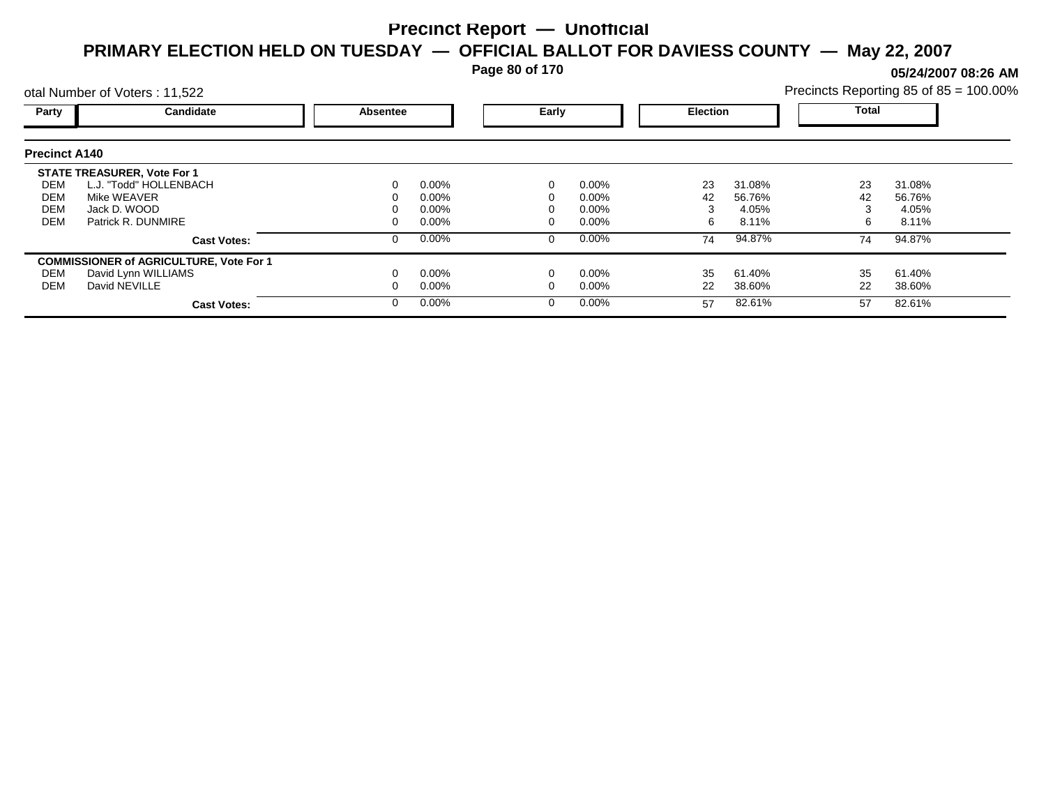# Precinct Report — Unofficial

## PRIMARY ELECTION HELD ON TUESDAY — OFFICIAL BALLOT FOR DAVIESS COUNTY — May 22, 2007

05/24/2007 08:26 AM

otal Number of Voters : 11,522

Precincts Reporting 85 of 85 = 100.00%

### Precinct A140

| Party | Candidate | Absentee | | Early | | Election | | Total | |
|---|---|---|---|---|---|---|---|---|---|
| | **STATE TREASURER, Vote For 1** | | | | | | | | |
| DEM | L.J. "Todd" HOLLENBACH | 0 | 0.00% | 0 | 0.00% | 23 | 31.08% | 23 | 31.08% |
| DEM | Mike WEAVER | 0 | 0.00% | 0 | 0.00% | 42 | 56.76% | 42 | 56.76% |
| DEM | Jack D. WOOD | 0 | 0.00% | 0 | 0.00% | 3 | 4.05% | 3 | 4.05% |
| DEM | Patrick R. DUNMIRE | 0 | 0.00% | 0 | 0.00% | 6 | 8.11% | 6 | 8.11% |
| | **Cast Votes:** | 0 | 0.00% | 0 | 0.00% | 74 | 94.87% | 74 | 94.87% |
| | **COMMISSIONER of AGRICULTURE, Vote For 1** | | | | | | | | |
| DEM | David Lynn WILLIAMS | 0 | 0.00% | 0 | 0.00% | 35 | 61.40% | 35 | 61.40% |
| DEM | David NEVILLE | 0 | 0.00% | 0 | 0.00% | 22 | 38.60% | 22 | 38.60% |
| | **Cast Votes:** | 0 | 0.00% | 0 | 0.00% | 57 | 82.61% | 57 | 82.61% |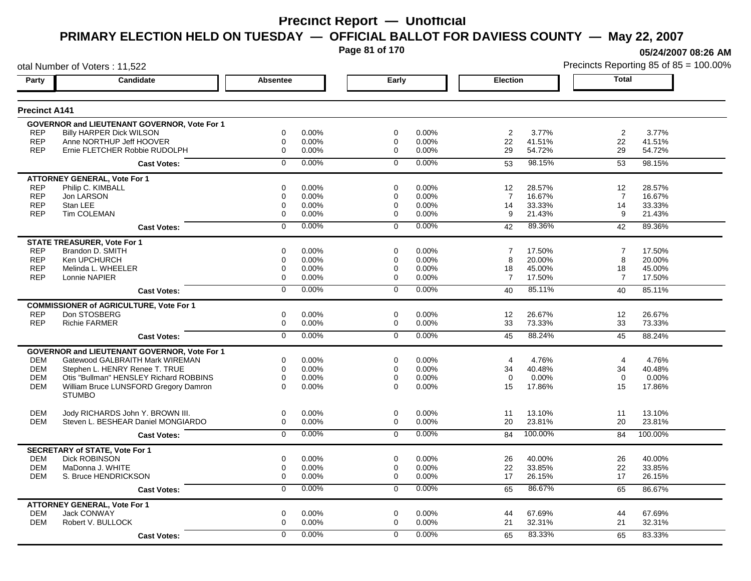# Precinct Report — Unofficial

## PRIMARY ELECTION HELD ON TUESDAY — OFFICIAL BALLOT FOR DAVIESS COUNTY — May 22, 2007

05/24/2007 08:26 AM

otal Number of Voters : 11,522

Precincts Reporting 85 of 85 = 100.00%

### Precinct A141

| Party | Candidate | Absentee | | Early | | Election | | Total | |
|---|---|---|---|---|---|---|---|---|---|
| **GOVERNOR and LIEUTENANT GOVERNOR, Vote For 1** | | | | | | | | | |
| REP | Billy HARPER Dick WILSON | 0 | 0.00% | 0 | 0.00% | 2 | 3.77% | 2 | 3.77% |
| REP | Anne NORTHUP Jeff HOOVER | 0 | 0.00% | 0 | 0.00% | 22 | 41.51% | 22 | 41.51% |
| REP | Ernie FLETCHER Robbie RUDOLPH | 0 | 0.00% | 0 | 0.00% | 29 | 54.72% | 29 | 54.72% |
| | **Cast Votes:** | 0 | 0.00% | 0 | 0.00% | 53 | 98.15% | 53 | 98.15% |
| **ATTORNEY GENERAL, Vote For 1** | | | | | | | | | |
| REP | Philip C. KIMBALL | 0 | 0.00% | 0 | 0.00% | 12 | 28.57% | 12 | 28.57% |
| REP | Jon LARSON | 0 | 0.00% | 0 | 0.00% | 7 | 16.67% | 7 | 16.67% |
| REP | Stan LEE | 0 | 0.00% | 0 | 0.00% | 14 | 33.33% | 14 | 33.33% |
| REP | Tim COLEMAN | 0 | 0.00% | 0 | 0.00% | 9 | 21.43% | 9 | 21.43% |
| | **Cast Votes:** | 0 | 0.00% | 0 | 0.00% | 42 | 89.36% | 42 | 89.36% |
| **STATE TREASURER, Vote For 1** | | | | | | | | | |
| REP | Brandon D. SMITH | 0 | 0.00% | 0 | 0.00% | 7 | 17.50% | 7 | 17.50% |
| REP | Ken UPCHURCH | 0 | 0.00% | 0 | 0.00% | 8 | 20.00% | 8 | 20.00% |
| REP | Melinda L. WHEELER | 0 | 0.00% | 0 | 0.00% | 18 | 45.00% | 18 | 45.00% |
| REP | Lonnie NAPIER | 0 | 0.00% | 0 | 0.00% | 7 | 17.50% | 7 | 17.50% |
| | **Cast Votes:** | 0 | 0.00% | 0 | 0.00% | 40 | 85.11% | 40 | 85.11% |
| **COMMISSIONER of AGRICULTURE, Vote For 1** | | | | | | | | | |
| REP | Don STOSBERG | 0 | 0.00% | 0 | 0.00% | 12 | 26.67% | 12 | 26.67% |
| REP | Richie FARMER | 0 | 0.00% | 0 | 0.00% | 33 | 73.33% | 33 | 73.33% |
| | **Cast Votes:** | 0 | 0.00% | 0 | 0.00% | 45 | 88.24% | 45 | 88.24% |
| **GOVERNOR and LIEUTENANT GOVERNOR, Vote For 1** | | | | | | | | | |
| DEM | Gatewood GALBRAITH Mark WIREMAN | 0 | 0.00% | 0 | 0.00% | 4 | 4.76% | 4 | 4.76% |
| DEM | Stephen L. HENRY Renee T. TRUE | 0 | 0.00% | 0 | 0.00% | 34 | 40.48% | 34 | 40.48% |
| DEM | Otis "Bullman" HENSLEY Richard ROBBINS | 0 | 0.00% | 0 | 0.00% | 0 | 0.00% | 0 | 0.00% |
| DEM | William Bruce LUNSFORD Gregory Damron STUMBO | 0 | 0.00% | 0 | 0.00% | 15 | 17.86% | 15 | 17.86% |
| DEM | Jody RICHARDS John Y. BROWN III. | 0 | 0.00% | 0 | 0.00% | 11 | 13.10% | 11 | 13.10% |
| DEM | Steven L. BESHEAR Daniel MONGIARDO | 0 | 0.00% | 0 | 0.00% | 20 | 23.81% | 20 | 23.81% |
| | **Cast Votes:** | 0 | 0.00% | 0 | 0.00% | 84 | 100.00% | 84 | 100.00% |
| **SECRETARY of STATE, Vote For 1** | | | | | | | | | |
| DEM | Dick ROBINSON | 0 | 0.00% | 0 | 0.00% | 26 | 40.00% | 26 | 40.00% |
| DEM | MaDonna J. WHITE | 0 | 0.00% | 0 | 0.00% | 22 | 33.85% | 22 | 33.85% |
| DEM | S. Bruce HENDRICKSON | 0 | 0.00% | 0 | 0.00% | 17 | 26.15% | 17 | 26.15% |
| | **Cast Votes:** | 0 | 0.00% | 0 | 0.00% | 65 | 86.67% | 65 | 86.67% |
| **ATTORNEY GENERAL, Vote For 1** | | | | | | | | | |
| DEM | Jack CONWAY | 0 | 0.00% | 0 | 0.00% | 44 | 67.69% | 44 | 67.69% |
| DEM | Robert V. BULLOCK | 0 | 0.00% | 0 | 0.00% | 21 | 32.31% | 21 | 32.31% |
| | **Cast Votes:** | 0 | 0.00% | 0 | 0.00% | 65 | 83.33% | 65 | 83.33% |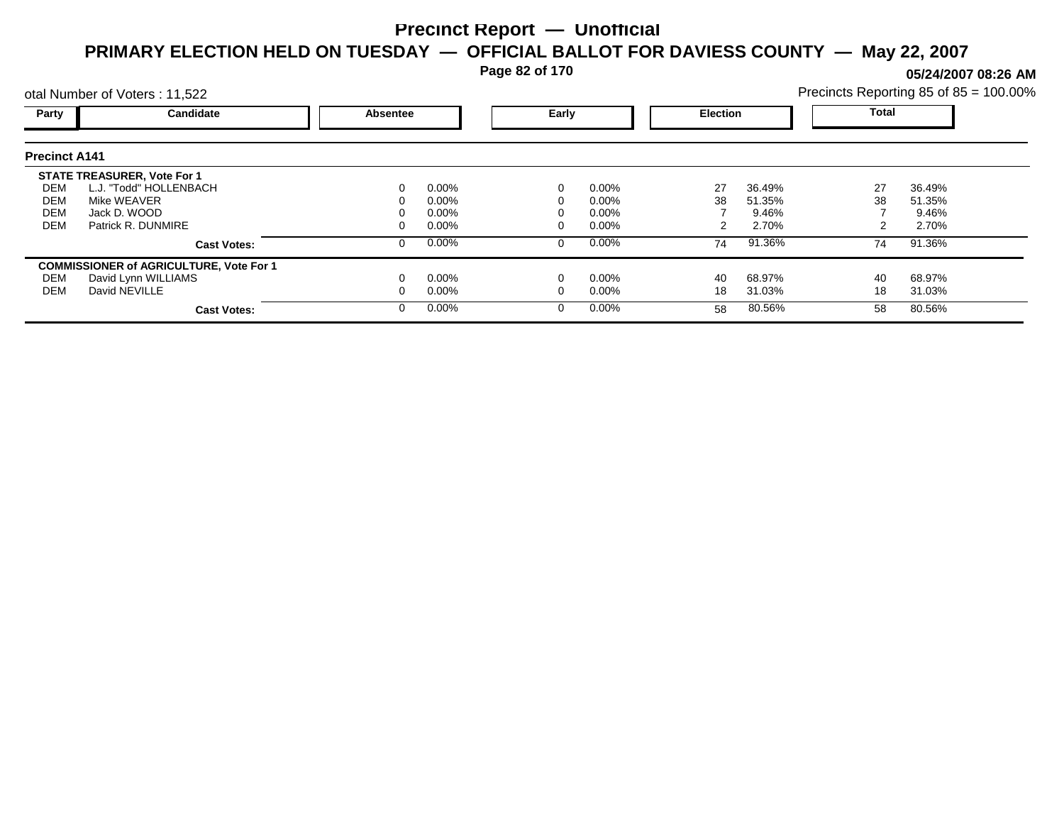# Precinct Report — Unofficial

## PRIMARY ELECTION HELD ON TUESDAY — OFFICIAL BALLOT FOR DAVIESS COUNTY — May 22, 2007

05/24/2007 08:26 AM

otal Number of Voters : 11,522

Precincts Reporting 85 of 85 = 100.00%

### Precinct A141

| Party | Candidate | Absentee | | Early | | Election | | Total | |
|---|---|---|---|---|---|---|---|---|---|
| | **STATE TREASURER, Vote For 1** | | | | | | | | |
| DEM | L.J. "Todd" HOLLENBACH | 0 | 0.00% | 0 | 0.00% | 27 | 36.49% | 27 | 36.49% |
| DEM | Mike WEAVER | 0 | 0.00% | 0 | 0.00% | 38 | 51.35% | 38 | 51.35% |
| DEM | Jack D. WOOD | 0 | 0.00% | 0 | 0.00% | 7 | 9.46% | 7 | 9.46% |
| DEM | Patrick R. DUNMIRE | 0 | 0.00% | 0 | 0.00% | 2 | 2.70% | 2 | 2.70% |
| | **Cast Votes:** | 0 | 0.00% | 0 | 0.00% | 74 | 91.36% | 74 | 91.36% |
| | **COMMISSIONER of AGRICULTURE, Vote For 1** | | | | | | | | |
| DEM | David Lynn WILLIAMS | 0 | 0.00% | 0 | 0.00% | 40 | 68.97% | 40 | 68.97% |
| DEM | David NEVILLE | 0 | 0.00% | 0 | 0.00% | 18 | 31.03% | 18 | 31.03% |
| | **Cast Votes:** | 0 | 0.00% | 0 | 0.00% | 58 | 80.56% | 58 | 80.56% |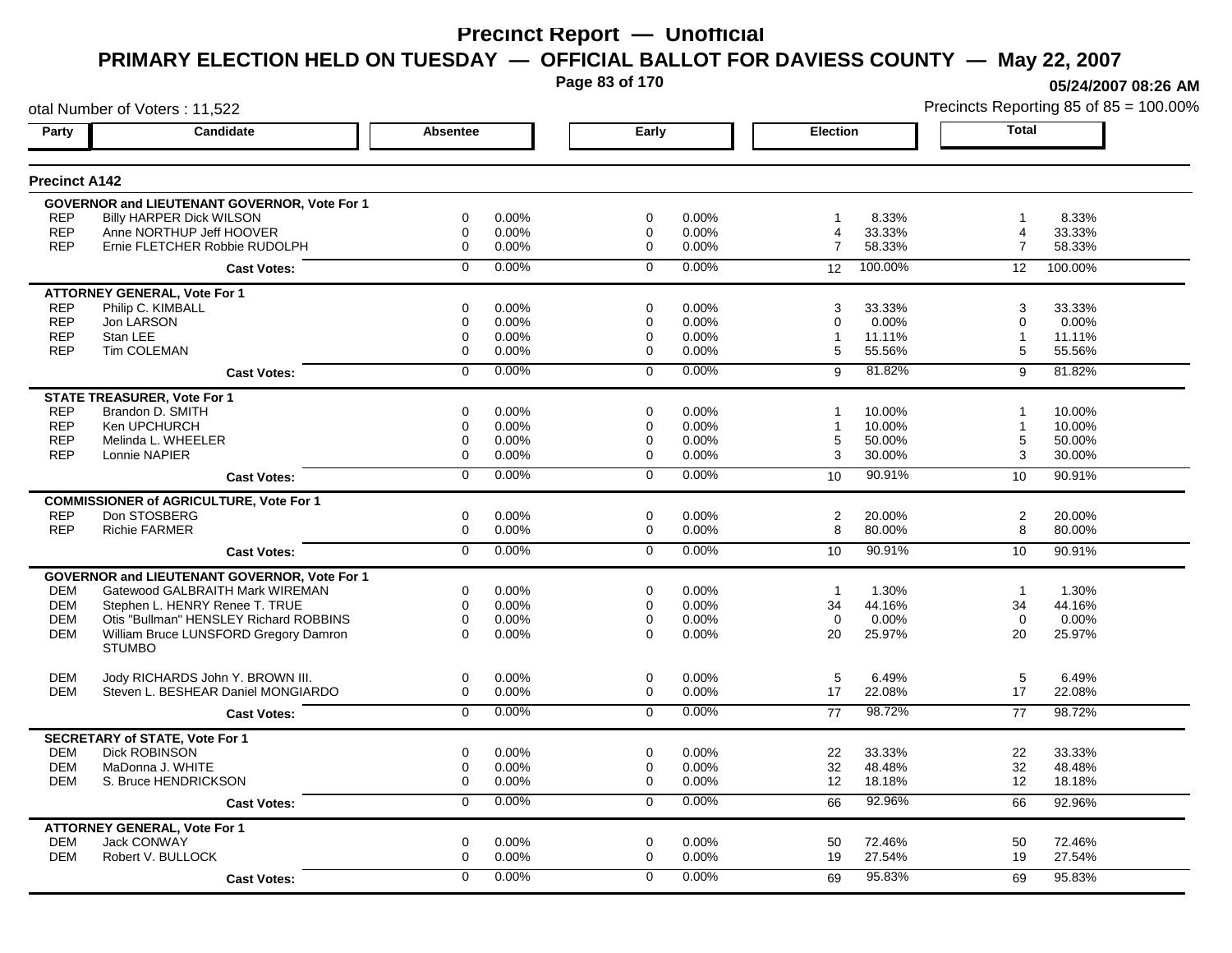# Precinct Report — Unofficial

## PRIMARY ELECTION HELD ON TUESDAY — OFFICIAL BALLOT FOR DAVIESS COUNTY — May 22, 2007

05/24/2007 08:26 AM

otal Number of Voters : 11,522

Precincts Reporting 85 of 85 = 100.00%

| Party | Candidate | Absentee | | Early | | Election | | Total | |
|---|---|---|---|---|---|---|---|---|---|
| **Precinct A142** | | | | | | | | | |
| | **GOVERNOR and LIEUTENANT GOVERNOR, Vote For 1** | | | | | | | | |
| REP | Billy HARPER Dick WILSON | 0 | 0.00% | 0 | 0.00% | 1 | 8.33% | 1 | 8.33% |
| REP | Anne NORTHUP Jeff HOOVER | 0 | 0.00% | 0 | 0.00% | 4 | 33.33% | 4 | 33.33% |
| REP | Ernie FLETCHER Robbie RUDOLPH | 0 | 0.00% | 0 | 0.00% | 7 | 58.33% | 7 | 58.33% |
| | **Cast Votes:** | 0 | 0.00% | 0 | 0.00% | 12 | 100.00% | 12 | 100.00% |
| | **ATTORNEY GENERAL, Vote For 1** | | | | | | | | |
| REP | Philip C. KIMBALL | 0 | 0.00% | 0 | 0.00% | 3 | 33.33% | 3 | 33.33% |
| REP | Jon LARSON | 0 | 0.00% | 0 | 0.00% | 0 | 0.00% | 0 | 0.00% |
| REP | Stan LEE | 0 | 0.00% | 0 | 0.00% | 1 | 11.11% | 1 | 11.11% |
| REP | Tim COLEMAN | 0 | 0.00% | 0 | 0.00% | 5 | 55.56% | 5 | 55.56% |
| | **Cast Votes:** | 0 | 0.00% | 0 | 0.00% | 9 | 81.82% | 9 | 81.82% |
| | **STATE TREASURER, Vote For 1** | | | | | | | | |
| REP | Brandon D. SMITH | 0 | 0.00% | 0 | 0.00% | 1 | 10.00% | 1 | 10.00% |
| REP | Ken UPCHURCH | 0 | 0.00% | 0 | 0.00% | 1 | 10.00% | 1 | 10.00% |
| REP | Melinda L. WHEELER | 0 | 0.00% | 0 | 0.00% | 5 | 50.00% | 5 | 50.00% |
| REP | Lonnie NAPIER | 0 | 0.00% | 0 | 0.00% | 3 | 30.00% | 3 | 30.00% |
| | **Cast Votes:** | 0 | 0.00% | 0 | 0.00% | 10 | 90.91% | 10 | 90.91% |
| | **COMMISSIONER of AGRICULTURE, Vote For 1** | | | | | | | | |
| REP | Don STOSBERG | 0 | 0.00% | 0 | 0.00% | 2 | 20.00% | 2 | 20.00% |
| REP | Richie FARMER | 0 | 0.00% | 0 | 0.00% | 8 | 80.00% | 8 | 80.00% |
| | **Cast Votes:** | 0 | 0.00% | 0 | 0.00% | 10 | 90.91% | 10 | 90.91% |
| | **GOVERNOR and LIEUTENANT GOVERNOR, Vote For 1** | | | | | | | | |
| DEM | Gatewood GALBRAITH Mark WIREMAN | 0 | 0.00% | 0 | 0.00% | 1 | 1.30% | 1 | 1.30% |
| DEM | Stephen L. HENRY Renee T. TRUE | 0 | 0.00% | 0 | 0.00% | 34 | 44.16% | 34 | 44.16% |
| DEM | Otis "Bullman" HENSLEY Richard ROBBINS | 0 | 0.00% | 0 | 0.00% | 0 | 0.00% | 0 | 0.00% |
| DEM | William Bruce LUNSFORD Gregory Damron STUMBO | 0 | 0.00% | 0 | 0.00% | 20 | 25.97% | 20 | 25.97% |
| DEM | Jody RICHARDS John Y. BROWN III. | 0 | 0.00% | 0 | 0.00% | 5 | 6.49% | 5 | 6.49% |
| DEM | Steven L. BESHEAR Daniel MONGIARDO | 0 | 0.00% | 0 | 0.00% | 17 | 22.08% | 17 | 22.08% |
| | **Cast Votes:** | 0 | 0.00% | 0 | 0.00% | 77 | 98.72% | 77 | 98.72% |
| | **SECRETARY of STATE, Vote For 1** | | | | | | | | |
| DEM | Dick ROBINSON | 0 | 0.00% | 0 | 0.00% | 22 | 33.33% | 22 | 33.33% |
| DEM | MaDonna J. WHITE | 0 | 0.00% | 0 | 0.00% | 32 | 48.48% | 32 | 48.48% |
| DEM | S. Bruce HENDRICKSON | 0 | 0.00% | 0 | 0.00% | 12 | 18.18% | 12 | 18.18% |
| | **Cast Votes:** | 0 | 0.00% | 0 | 0.00% | 66 | 92.96% | 66 | 92.96% |
| | **ATTORNEY GENERAL, Vote For 1** | | | | | | | | |
| DEM | Jack CONWAY | 0 | 0.00% | 0 | 0.00% | 50 | 72.46% | 50 | 72.46% |
| DEM | Robert V. BULLOCK | 0 | 0.00% | 0 | 0.00% | 19 | 27.54% | 19 | 27.54% |
| | **Cast Votes:** | 0 | 0.00% | 0 | 0.00% | 69 | 95.83% | 69 | 95.83% |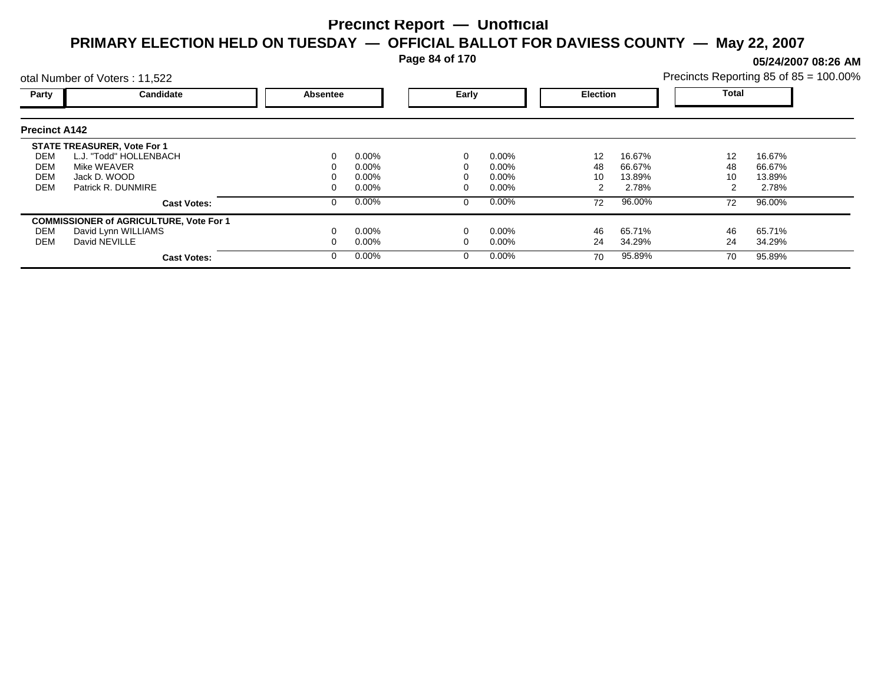# Precinct Report — Unofficial

## PRIMARY ELECTION HELD ON TUESDAY — OFFICIAL BALLOT FOR DAVIESS COUNTY — May 22, 2007

05/24/2007 08:26 AM

otal Number of Voters : 11,522

Precincts Reporting 85 of 85 = 100.00%

### Precinct A142

| Party | Candidate | Absentee | | Early | | Election | | Total | |
|---|---|---|---|---|---|---|---|---|---|
| | **STATE TREASURER, Vote For 1** | | | | | | | | |
| DEM | L.J. "Todd" HOLLENBACH | 0 | 0.00% | 0 | 0.00% | 12 | 16.67% | 12 | 16.67% |
| DEM | Mike WEAVER | 0 | 0.00% | 0 | 0.00% | 48 | 66.67% | 48 | 66.67% |
| DEM | Jack D. WOOD | 0 | 0.00% | 0 | 0.00% | 10 | 13.89% | 10 | 13.89% |
| DEM | Patrick R. DUNMIRE | 0 | 0.00% | 0 | 0.00% | 2 | 2.78% | 2 | 2.78% |
| | **Cast Votes:** | 0 | 0.00% | 0 | 0.00% | 72 | 96.00% | 72 | 96.00% |
| | **COMMISSIONER of AGRICULTURE, Vote For 1** | | | | | | | | |
| DEM | David Lynn WILLIAMS | 0 | 0.00% | 0 | 0.00% | 46 | 65.71% | 46 | 65.71% |
| DEM | David NEVILLE | 0 | 0.00% | 0 | 0.00% | 24 | 34.29% | 24 | 34.29% |
| | **Cast Votes:** | 0 | 0.00% | 0 | 0.00% | 70 | 95.89% | 70 | 95.89% |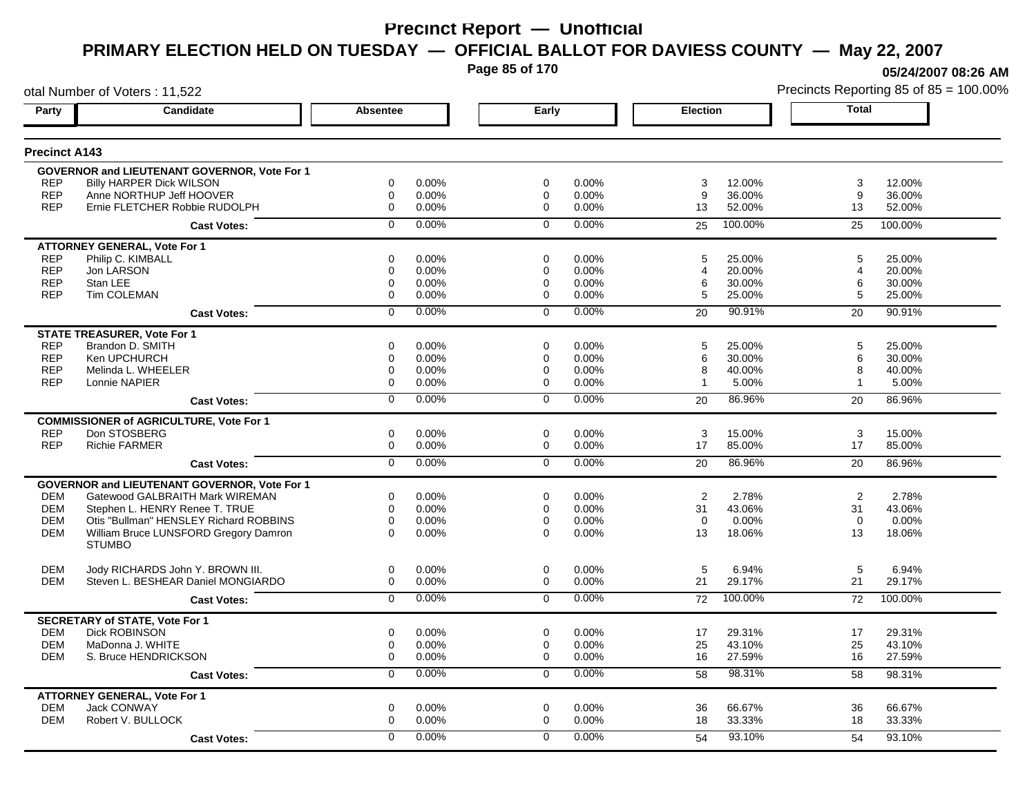# Precinct Report — Unofficial

## PRIMARY ELECTION HELD ON TUESDAY — OFFICIAL BALLOT FOR DAVIESS COUNTY — May 22, 2007

05/24/2007 08:26 AM

otal Number of Voters : 11,522

Precincts Reporting 85 of 85 = 100.00%

### Precinct A143

| Party | Candidate | Absentee | | Early | | Election | | Total | |
|---|---|---|---|---|---|---|---|---|---|
| | **GOVERNOR and LIEUTENANT GOVERNOR, Vote For 1** | | | | | | | | |
| REP | Billy HARPER Dick WILSON | 0 | 0.00% | 0 | 0.00% | 3 | 12.00% | 3 | 12.00% |
| REP | Anne NORTHUP Jeff HOOVER | 0 | 0.00% | 0 | 0.00% | 9 | 36.00% | 9 | 36.00% |
| REP | Ernie FLETCHER Robbie RUDOLPH | 0 | 0.00% | 0 | 0.00% | 13 | 52.00% | 13 | 52.00% |
| | **Cast Votes:** | 0 | 0.00% | 0 | 0.00% | 25 | 100.00% | 25 | 100.00% |
| | **ATTORNEY GENERAL, Vote For 1** | | | | | | | | |
| REP | Philip C. KIMBALL | 0 | 0.00% | 0 | 0.00% | 5 | 25.00% | 5 | 25.00% |
| REP | Jon LARSON | 0 | 0.00% | 0 | 0.00% | 4 | 20.00% | 4 | 20.00% |
| REP | Stan LEE | 0 | 0.00% | 0 | 0.00% | 6 | 30.00% | 6 | 30.00% |
| REP | Tim COLEMAN | 0 | 0.00% | 0 | 0.00% | 5 | 25.00% | 5 | 25.00% |
| | **Cast Votes:** | 0 | 0.00% | 0 | 0.00% | 20 | 90.91% | 20 | 90.91% |
| | **STATE TREASURER, Vote For 1** | | | | | | | | |
| REP | Brandon D. SMITH | 0 | 0.00% | 0 | 0.00% | 5 | 25.00% | 5 | 25.00% |
| REP | Ken UPCHURCH | 0 | 0.00% | 0 | 0.00% | 6 | 30.00% | 6 | 30.00% |
| REP | Melinda L. WHEELER | 0 | 0.00% | 0 | 0.00% | 8 | 40.00% | 8 | 40.00% |
| REP | Lonnie NAPIER | 0 | 0.00% | 0 | 0.00% | 1 | 5.00% | 1 | 5.00% |
| | **Cast Votes:** | 0 | 0.00% | 0 | 0.00% | 20 | 86.96% | 20 | 86.96% |
| | **COMMISSIONER of AGRICULTURE, Vote For 1** | | | | | | | | |
| REP | Don STOSBERG | 0 | 0.00% | 0 | 0.00% | 3 | 15.00% | 3 | 15.00% |
| REP | Richie FARMER | 0 | 0.00% | 0 | 0.00% | 17 | 85.00% | 17 | 85.00% |
| | **Cast Votes:** | 0 | 0.00% | 0 | 0.00% | 20 | 86.96% | 20 | 86.96% |
| | **GOVERNOR and LIEUTENANT GOVERNOR, Vote For 1** | | | | | | | | |
| DEM | Gatewood GALBRAITH Mark WIREMAN | 0 | 0.00% | 0 | 0.00% | 2 | 2.78% | 2 | 2.78% |
| DEM | Stephen L. HENRY Renee T. TRUE | 0 | 0.00% | 0 | 0.00% | 31 | 43.06% | 31 | 43.06% |
| DEM | Otis "Bullman" HENSLEY Richard ROBBINS | 0 | 0.00% | 0 | 0.00% | 0 | 0.00% | 0 | 0.00% |
| DEM | William Bruce LUNSFORD Gregory Damron STUMBO | 0 | 0.00% | 0 | 0.00% | 13 | 18.06% | 13 | 18.06% |
| DEM | Jody RICHARDS John Y. BROWN III. | 0 | 0.00% | 0 | 0.00% | 5 | 6.94% | 5 | 6.94% |
| DEM | Steven L. BESHEAR Daniel MONGIARDO | 0 | 0.00% | 0 | 0.00% | 21 | 29.17% | 21 | 29.17% |
| | **Cast Votes:** | 0 | 0.00% | 0 | 0.00% | 72 | 100.00% | 72 | 100.00% |
| | **SECRETARY of STATE, Vote For 1** | | | | | | | | |
| DEM | Dick ROBINSON | 0 | 0.00% | 0 | 0.00% | 17 | 29.31% | 17 | 29.31% |
| DEM | MaDonna J. WHITE | 0 | 0.00% | 0 | 0.00% | 25 | 43.10% | 25 | 43.10% |
| DEM | S. Bruce HENDRICKSON | 0 | 0.00% | 0 | 0.00% | 16 | 27.59% | 16 | 27.59% |
| | **Cast Votes:** | 0 | 0.00% | 0 | 0.00% | 58 | 98.31% | 58 | 98.31% |
| | **ATTORNEY GENERAL, Vote For 1** | | | | | | | | |
| DEM | Jack CONWAY | 0 | 0.00% | 0 | 0.00% | 36 | 66.67% | 36 | 66.67% |
| DEM | Robert V. BULLOCK | 0 | 0.00% | 0 | 0.00% | 18 | 33.33% | 18 | 33.33% |
| | **Cast Votes:** | 0 | 0.00% | 0 | 0.00% | 54 | 93.10% | 54 | 93.10% |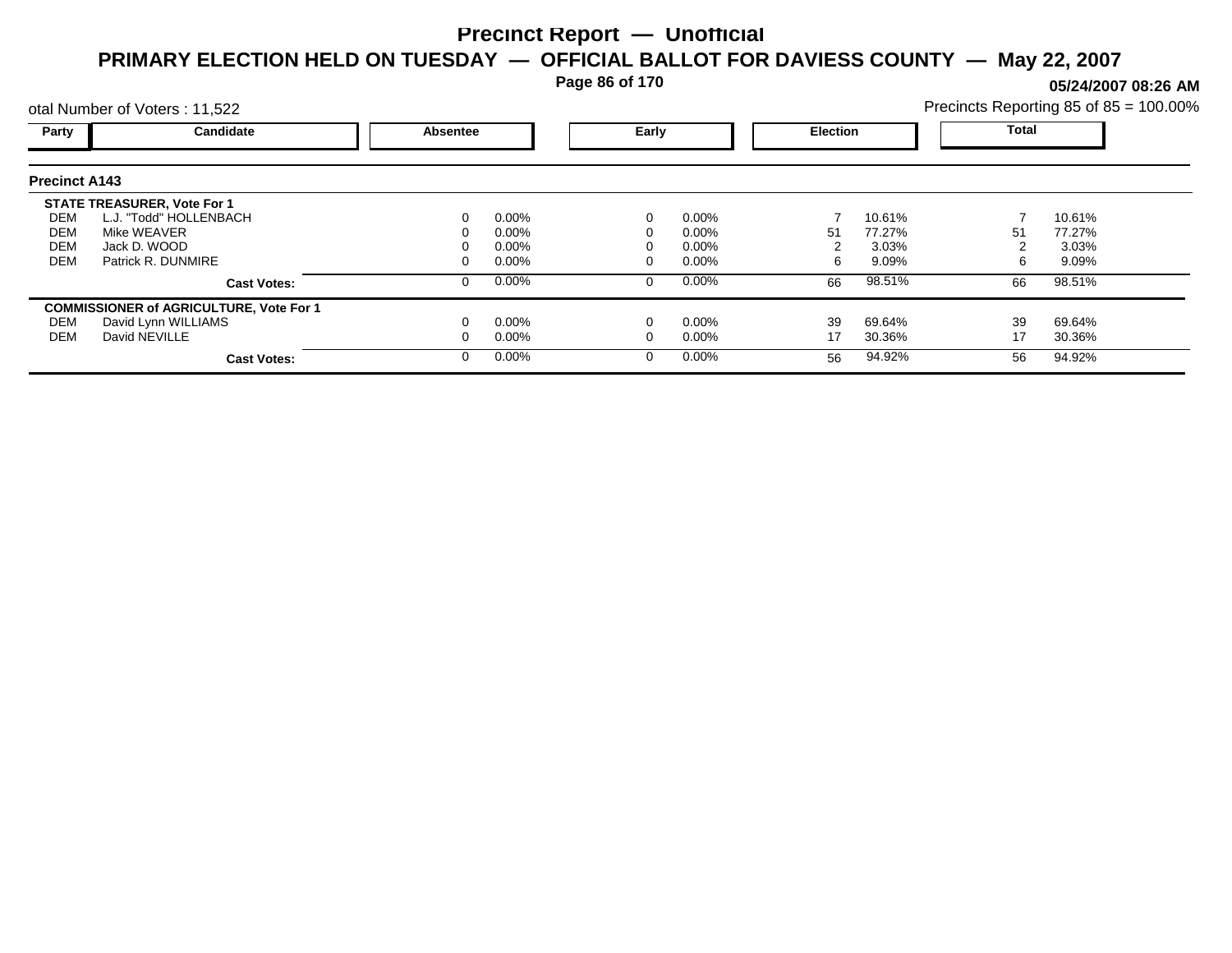# Precinct Report — Unofficial

## PRIMARY ELECTION HELD ON TUESDAY — OFFICIAL BALLOT FOR DAVIESS COUNTY — May 22, 2007

05/24/2007 08:26 AM

otal Number of Voters : 11,522

Precincts Reporting 85 of 85 = 100.00%

### Precinct A143

| Party | Candidate | Absentee | | Early | | Election | | Total | |
|---|---|---|---|---|---|---|---|---|---|
| | **STATE TREASURER, Vote For 1** | | | | | | | | |
| DEM | L.J. "Todd" HOLLENBACH | 0 | 0.00% | 0 | 0.00% | 7 | 10.61% | 7 | 10.61% |
| DEM | Mike WEAVER | 0 | 0.00% | 0 | 0.00% | 51 | 77.27% | 51 | 77.27% |
| DEM | Jack D. WOOD | 0 | 0.00% | 0 | 0.00% | 2 | 3.03% | 2 | 3.03% |
| DEM | Patrick R. DUNMIRE | 0 | 0.00% | 0 | 0.00% | 6 | 9.09% | 6 | 9.09% |
| | **Cast Votes:** | 0 | 0.00% | 0 | 0.00% | 66 | 98.51% | 66 | 98.51% |
| | **COMMISSIONER of AGRICULTURE, Vote For 1** | | | | | | | | |
| DEM | David Lynn WILLIAMS | 0 | 0.00% | 0 | 0.00% | 39 | 69.64% | 39 | 69.64% |
| DEM | David NEVILLE | 0 | 0.00% | 0 | 0.00% | 17 | 30.36% | 17 | 30.36% |
| | **Cast Votes:** | 0 | 0.00% | 0 | 0.00% | 56 | 94.92% | 56 | 94.92% |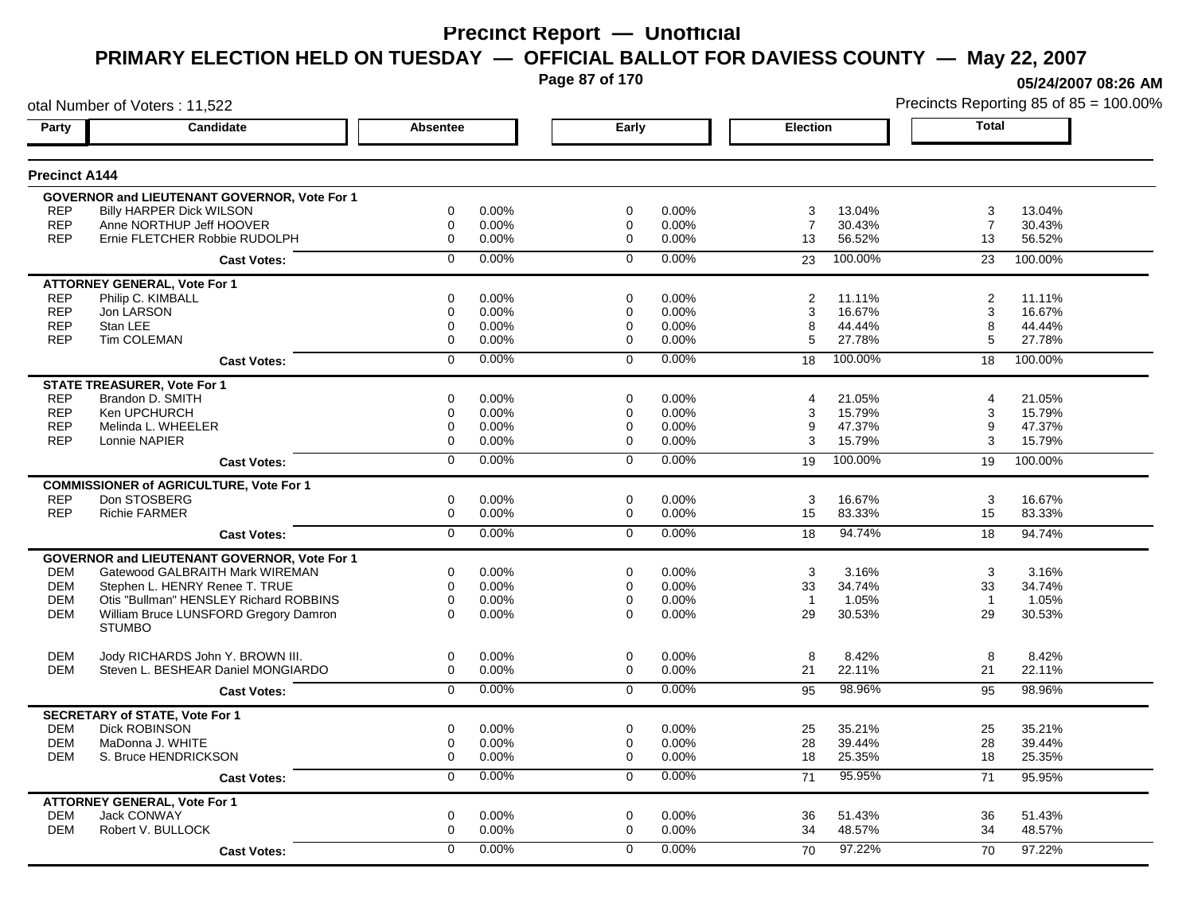# Precinct Report — Unofficial

## PRIMARY ELECTION HELD ON TUESDAY — OFFICIAL BALLOT FOR DAVIESS COUNTY — May 22, 2007

05/24/2007 08:26 AM

otal Number of Voters : 11,522

Precincts Reporting 85 of 85 = 100.00%

### Precinct A144

| Party | Candidate | Absentee | | Early | | Election | | Total | |
|---|---|---|---|---|---|---|---|---|---|
| **GOVERNOR and LIEUTENANT GOVERNOR, Vote For 1** | | | | | | | | | |
| REP | Billy HARPER Dick WILSON | 0 | 0.00% | 0 | 0.00% | 3 | 13.04% | 3 | 13.04% |
| REP | Anne NORTHUP Jeff HOOVER | 0 | 0.00% | 0 | 0.00% | 7 | 30.43% | 7 | 30.43% |
| REP | Ernie FLETCHER Robbie RUDOLPH | 0 | 0.00% | 0 | 0.00% | 13 | 56.52% | 13 | 56.52% |
| | **Cast Votes:** | 0 | 0.00% | 0 | 0.00% | 23 | 100.00% | 23 | 100.00% |
| **ATTORNEY GENERAL, Vote For 1** | | | | | | | | | |
| REP | Philip C. KIMBALL | 0 | 0.00% | 0 | 0.00% | 2 | 11.11% | 2 | 11.11% |
| REP | Jon LARSON | 0 | 0.00% | 0 | 0.00% | 3 | 16.67% | 3 | 16.67% |
| REP | Stan LEE | 0 | 0.00% | 0 | 0.00% | 8 | 44.44% | 8 | 44.44% |
| REP | Tim COLEMAN | 0 | 0.00% | 0 | 0.00% | 5 | 27.78% | 5 | 27.78% |
| | **Cast Votes:** | 0 | 0.00% | 0 | 0.00% | 18 | 100.00% | 18 | 100.00% |
| **STATE TREASURER, Vote For 1** | | | | | | | | | |
| REP | Brandon D. SMITH | 0 | 0.00% | 0 | 0.00% | 4 | 21.05% | 4 | 21.05% |
| REP | Ken UPCHURCH | 0 | 0.00% | 0 | 0.00% | 3 | 15.79% | 3 | 15.79% |
| REP | Melinda L. WHEELER | 0 | 0.00% | 0 | 0.00% | 9 | 47.37% | 9 | 47.37% |
| REP | Lonnie NAPIER | 0 | 0.00% | 0 | 0.00% | 3 | 15.79% | 3 | 15.79% |
| | **Cast Votes:** | 0 | 0.00% | 0 | 0.00% | 19 | 100.00% | 19 | 100.00% |
| **COMMISSIONER of AGRICULTURE, Vote For 1** | | | | | | | | | |
| REP | Don STOSBERG | 0 | 0.00% | 0 | 0.00% | 3 | 16.67% | 3 | 16.67% |
| REP | Richie FARMER | 0 | 0.00% | 0 | 0.00% | 15 | 83.33% | 15 | 83.33% |
| | **Cast Votes:** | 0 | 0.00% | 0 | 0.00% | 18 | 94.74% | 18 | 94.74% |
| **GOVERNOR and LIEUTENANT GOVERNOR, Vote For 1** | | | | | | | | | |
| DEM | Gatewood GALBRAITH Mark WIREMAN | 0 | 0.00% | 0 | 0.00% | 3 | 3.16% | 3 | 3.16% |
| DEM | Stephen L. HENRY Renee T. TRUE | 0 | 0.00% | 0 | 0.00% | 33 | 34.74% | 33 | 34.74% |
| DEM | Otis "Bullman" HENSLEY Richard ROBBINS | 0 | 0.00% | 0 | 0.00% | 1 | 1.05% | 1 | 1.05% |
| DEM | William Bruce LUNSFORD Gregory Damron STUMBO | 0 | 0.00% | 0 | 0.00% | 29 | 30.53% | 29 | 30.53% |
| DEM | Jody RICHARDS John Y. BROWN III. | 0 | 0.00% | 0 | 0.00% | 8 | 8.42% | 8 | 8.42% |
| DEM | Steven L. BESHEAR Daniel MONGIARDO | 0 | 0.00% | 0 | 0.00% | 21 | 22.11% | 21 | 22.11% |
| | **Cast Votes:** | 0 | 0.00% | 0 | 0.00% | 95 | 98.96% | 95 | 98.96% |
| **SECRETARY of STATE, Vote For 1** | | | | | | | | | |
| DEM | Dick ROBINSON | 0 | 0.00% | 0 | 0.00% | 25 | 35.21% | 25 | 35.21% |
| DEM | MaDonna J. WHITE | 0 | 0.00% | 0 | 0.00% | 28 | 39.44% | 28 | 39.44% |
| DEM | S. Bruce HENDRICKSON | 0 | 0.00% | 0 | 0.00% | 18 | 25.35% | 18 | 25.35% |
| | **Cast Votes:** | 0 | 0.00% | 0 | 0.00% | 71 | 95.95% | 71 | 95.95% |
| **ATTORNEY GENERAL, Vote For 1** | | | | | | | | | |
| DEM | Jack CONWAY | 0 | 0.00% | 0 | 0.00% | 36 | 51.43% | 36 | 51.43% |
| DEM | Robert V. BULLOCK | 0 | 0.00% | 0 | 0.00% | 34 | 48.57% | 34 | 48.57% |
| | **Cast Votes:** | 0 | 0.00% | 0 | 0.00% | 70 | 97.22% | 70 | 97.22% |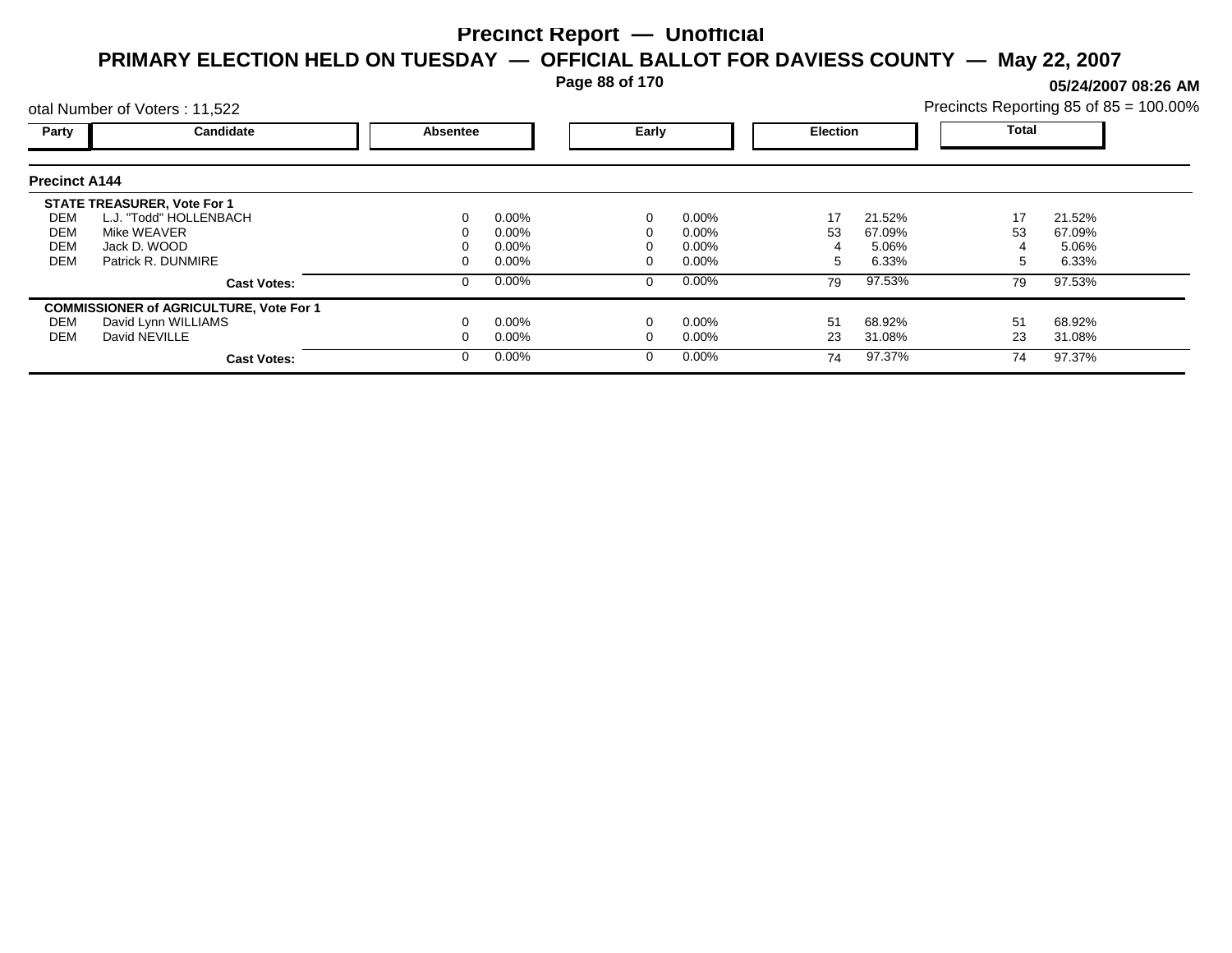# Precinct Report — Unofficial

## PRIMARY ELECTION HELD ON TUESDAY — OFFICIAL BALLOT FOR DAVIESS COUNTY — May 22, 2007

**05/24/2007 08:26 AM**

otal Number of Voters : 11,522

Precincts Reporting 85 of 85 = 100.00%

### Precinct A144

| Party | Candidate | Absentee | | Early | | Election | | Total | |
|---|---|---|---|---|---|---|---|---|---|
| | **STATE TREASURER, Vote For 1** | | | | | | | | |
| DEM | L.J. "Todd" HOLLENBACH | 0 | 0.00% | 0 | 0.00% | 17 | 21.52% | 17 | 21.52% |
| DEM | Mike WEAVER | 0 | 0.00% | 0 | 0.00% | 53 | 67.09% | 53 | 67.09% |
| DEM | Jack D. WOOD | 0 | 0.00% | 0 | 0.00% | 4 | 5.06% | 4 | 5.06% |
| DEM | Patrick R. DUNMIRE | 0 | 0.00% | 0 | 0.00% | 5 | 6.33% | 5 | 6.33% |
| | **Cast Votes:** | 0 | 0.00% | 0 | 0.00% | 79 | 97.53% | 79 | 97.53% |
| | **COMMISSIONER of AGRICULTURE, Vote For 1** | | | | | | | | |
| DEM | David Lynn WILLIAMS | 0 | 0.00% | 0 | 0.00% | 51 | 68.92% | 51 | 68.92% |
| DEM | David NEVILLE | 0 | 0.00% | 0 | 0.00% | 23 | 31.08% | 23 | 31.08% |
| | **Cast Votes:** | 0 | 0.00% | 0 | 0.00% | 74 | 97.37% | 74 | 97.37% |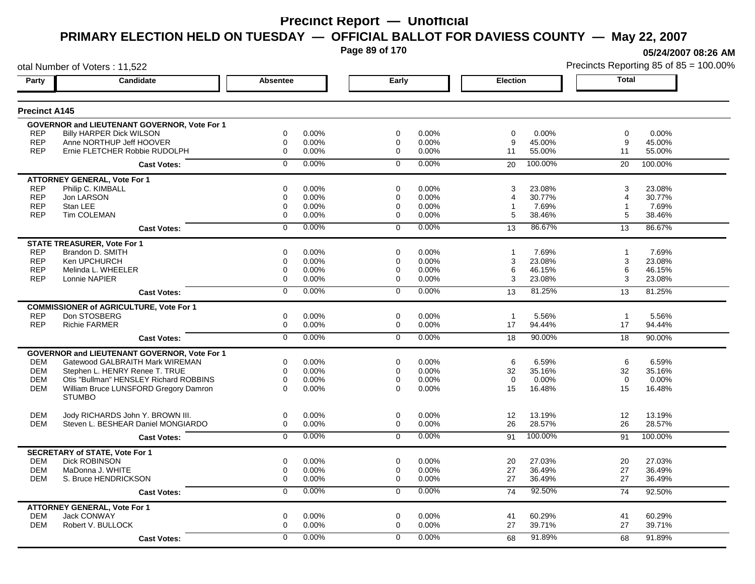# Precinct Report — Unofficial

## PRIMARY ELECTION HELD ON TUESDAY — OFFICIAL BALLOT FOR DAVIESS COUNTY — May 22, 2007

05/24/2007 08:26 AM

otal Number of Voters : 11,522

Precincts Reporting 85 of 85 = 100.00%

### Precinct A145

| Party | Candidate | Absentee | | Early | | Election | | Total | |
|---|---|---|---|---|---|---|---|---|---|
| **GOVERNOR and LIEUTENANT GOVERNOR, Vote For 1** | | | | | | | | | |
| REP | Billy HARPER Dick WILSON | 0 | 0.00% | 0 | 0.00% | 0 | 0.00% | 0 | 0.00% |
| REP | Anne NORTHUP Jeff HOOVER | 0 | 0.00% | 0 | 0.00% | 9 | 45.00% | 9 | 45.00% |
| REP | Ernie FLETCHER Robbie RUDOLPH | 0 | 0.00% | 0 | 0.00% | 11 | 55.00% | 11 | 55.00% |
| | **Cast Votes:** | 0 | 0.00% | 0 | 0.00% | 20 | 100.00% | 20 | 100.00% |
| **ATTORNEY GENERAL, Vote For 1** | | | | | | | | | |
| REP | Philip C. KIMBALL | 0 | 0.00% | 0 | 0.00% | 3 | 23.08% | 3 | 23.08% |
| REP | Jon LARSON | 0 | 0.00% | 0 | 0.00% | 4 | 30.77% | 4 | 30.77% |
| REP | Stan LEE | 0 | 0.00% | 0 | 0.00% | 1 | 7.69% | 1 | 7.69% |
| REP | Tim COLEMAN | 0 | 0.00% | 0 | 0.00% | 5 | 38.46% | 5 | 38.46% |
| | **Cast Votes:** | 0 | 0.00% | 0 | 0.00% | 13 | 86.67% | 13 | 86.67% |
| **STATE TREASURER, Vote For 1** | | | | | | | | | |
| REP | Brandon D. SMITH | 0 | 0.00% | 0 | 0.00% | 1 | 7.69% | 1 | 7.69% |
| REP | Ken UPCHURCH | 0 | 0.00% | 0 | 0.00% | 3 | 23.08% | 3 | 23.08% |
| REP | Melinda L. WHEELER | 0 | 0.00% | 0 | 0.00% | 6 | 46.15% | 6 | 46.15% |
| REP | Lonnie NAPIER | 0 | 0.00% | 0 | 0.00% | 3 | 23.08% | 3 | 23.08% |
| | **Cast Votes:** | 0 | 0.00% | 0 | 0.00% | 13 | 81.25% | 13 | 81.25% |
| **COMMISSIONER of AGRICULTURE, Vote For 1** | | | | | | | | | |
| REP | Don STOSBERG | 0 | 0.00% | 0 | 0.00% | 1 | 5.56% | 1 | 5.56% |
| REP | Richie FARMER | 0 | 0.00% | 0 | 0.00% | 17 | 94.44% | 17 | 94.44% |
| | **Cast Votes:** | 0 | 0.00% | 0 | 0.00% | 18 | 90.00% | 18 | 90.00% |
| **GOVERNOR and LIEUTENANT GOVERNOR, Vote For 1** | | | | | | | | | |
| DEM | Gatewood GALBRAITH Mark WIREMAN | 0 | 0.00% | 0 | 0.00% | 6 | 6.59% | 6 | 6.59% |
| DEM | Stephen L. HENRY Renee T. TRUE | 0 | 0.00% | 0 | 0.00% | 32 | 35.16% | 32 | 35.16% |
| DEM | Otis "Bullman" HENSLEY Richard ROBBINS | 0 | 0.00% | 0 | 0.00% | 0 | 0.00% | 0 | 0.00% |
| DEM | William Bruce LUNSFORD Gregory Damron STUMBO | 0 | 0.00% | 0 | 0.00% | 15 | 16.48% | 15 | 16.48% |
| DEM | Jody RICHARDS John Y. BROWN III. | 0 | 0.00% | 0 | 0.00% | 12 | 13.19% | 12 | 13.19% |
| DEM | Steven L. BESHEAR Daniel MONGIARDO | 0 | 0.00% | 0 | 0.00% | 26 | 28.57% | 26 | 28.57% |
| | **Cast Votes:** | 0 | 0.00% | 0 | 0.00% | 91 | 100.00% | 91 | 100.00% |
| **SECRETARY of STATE, Vote For 1** | | | | | | | | | |
| DEM | Dick ROBINSON | 0 | 0.00% | 0 | 0.00% | 20 | 27.03% | 20 | 27.03% |
| DEM | MaDonna J. WHITE | 0 | 0.00% | 0 | 0.00% | 27 | 36.49% | 27 | 36.49% |
| DEM | S. Bruce HENDRICKSON | 0 | 0.00% | 0 | 0.00% | 27 | 36.49% | 27 | 36.49% |
| | **Cast Votes:** | 0 | 0.00% | 0 | 0.00% | 74 | 92.50% | 74 | 92.50% |
| **ATTORNEY GENERAL, Vote For 1** | | | | | | | | | |
| DEM | Jack CONWAY | 0 | 0.00% | 0 | 0.00% | 41 | 60.29% | 41 | 60.29% |
| DEM | Robert V. BULLOCK | 0 | 0.00% | 0 | 0.00% | 27 | 39.71% | 27 | 39.71% |
| | **Cast Votes:** | 0 | 0.00% | 0 | 0.00% | 68 | 91.89% | 68 | 91.89% |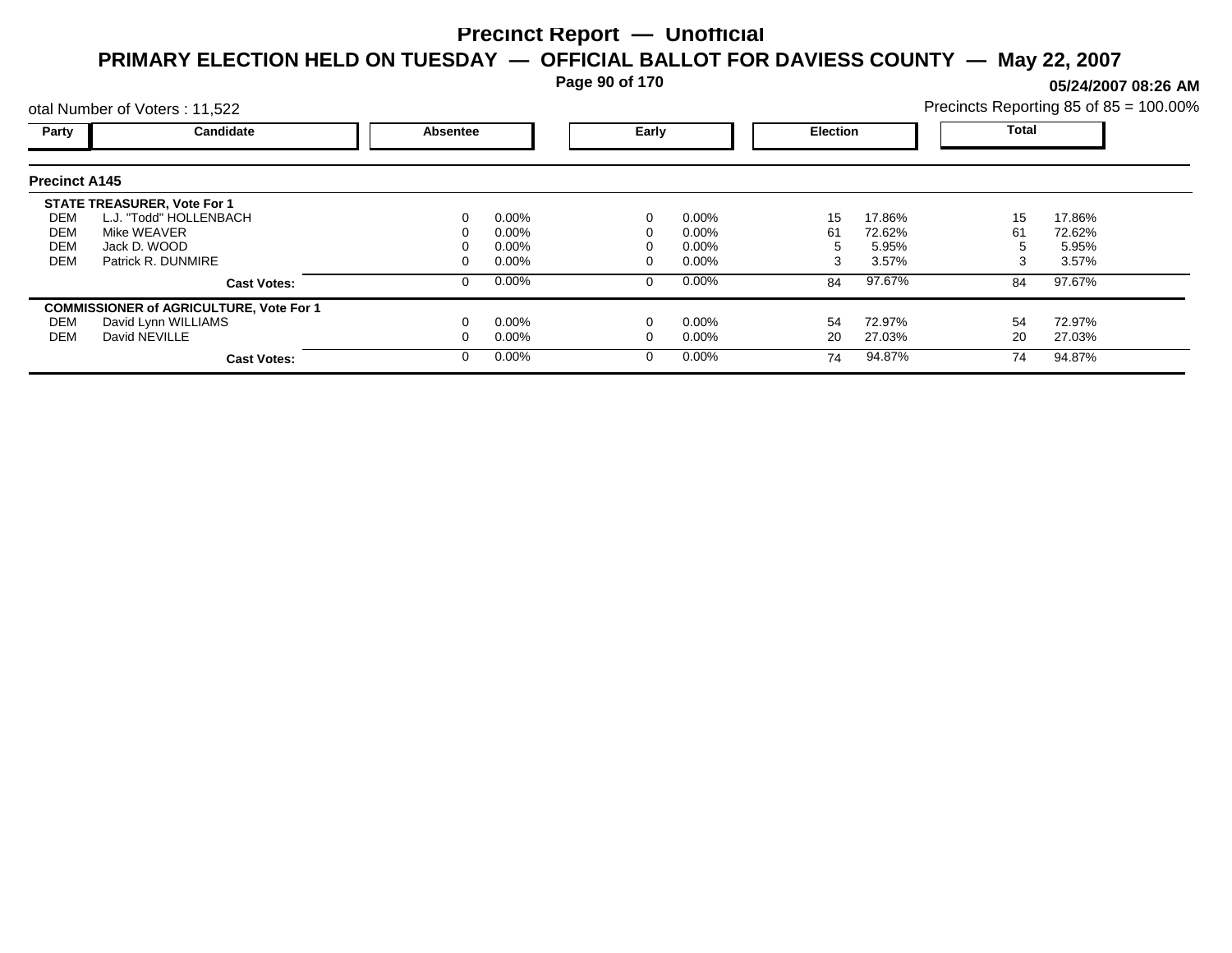# Precinct Report — Unofficial

## PRIMARY ELECTION HELD ON TUESDAY — OFFICIAL BALLOT FOR DAVIESS COUNTY — May 22, 2007

05/24/2007 08:26 AM

otal Number of Voters : 11,522

Precincts Reporting 85 of 85 = 100.00%

### Precinct A145

| Party | Candidate | Absentee | | Early | | Election | | Total | |
|---|---|---|---|---|---|---|---|---|---|
| | **STATE TREASURER, Vote For 1** | | | | | | | | |
| DEM | L.J. "Todd" HOLLENBACH | 0 | 0.00% | 0 | 0.00% | 15 | 17.86% | 15 | 17.86% |
| DEM | Mike WEAVER | 0 | 0.00% | 0 | 0.00% | 61 | 72.62% | 61 | 72.62% |
| DEM | Jack D. WOOD | 0 | 0.00% | 0 | 0.00% | 5 | 5.95% | 5 | 5.95% |
| DEM | Patrick R. DUNMIRE | 0 | 0.00% | 0 | 0.00% | 3 | 3.57% | 3 | 3.57% |
| | **Cast Votes:** | 0 | 0.00% | 0 | 0.00% | 84 | 97.67% | 84 | 97.67% |
| | **COMMISSIONER of AGRICULTURE, Vote For 1** | | | | | | | | |
| DEM | David Lynn WILLIAMS | 0 | 0.00% | 0 | 0.00% | 54 | 72.97% | 54 | 72.97% |
| DEM | David NEVILLE | 0 | 0.00% | 0 | 0.00% | 20 | 27.03% | 20 | 27.03% |
| | **Cast Votes:** | 0 | 0.00% | 0 | 0.00% | 74 | 94.87% | 74 | 94.87% |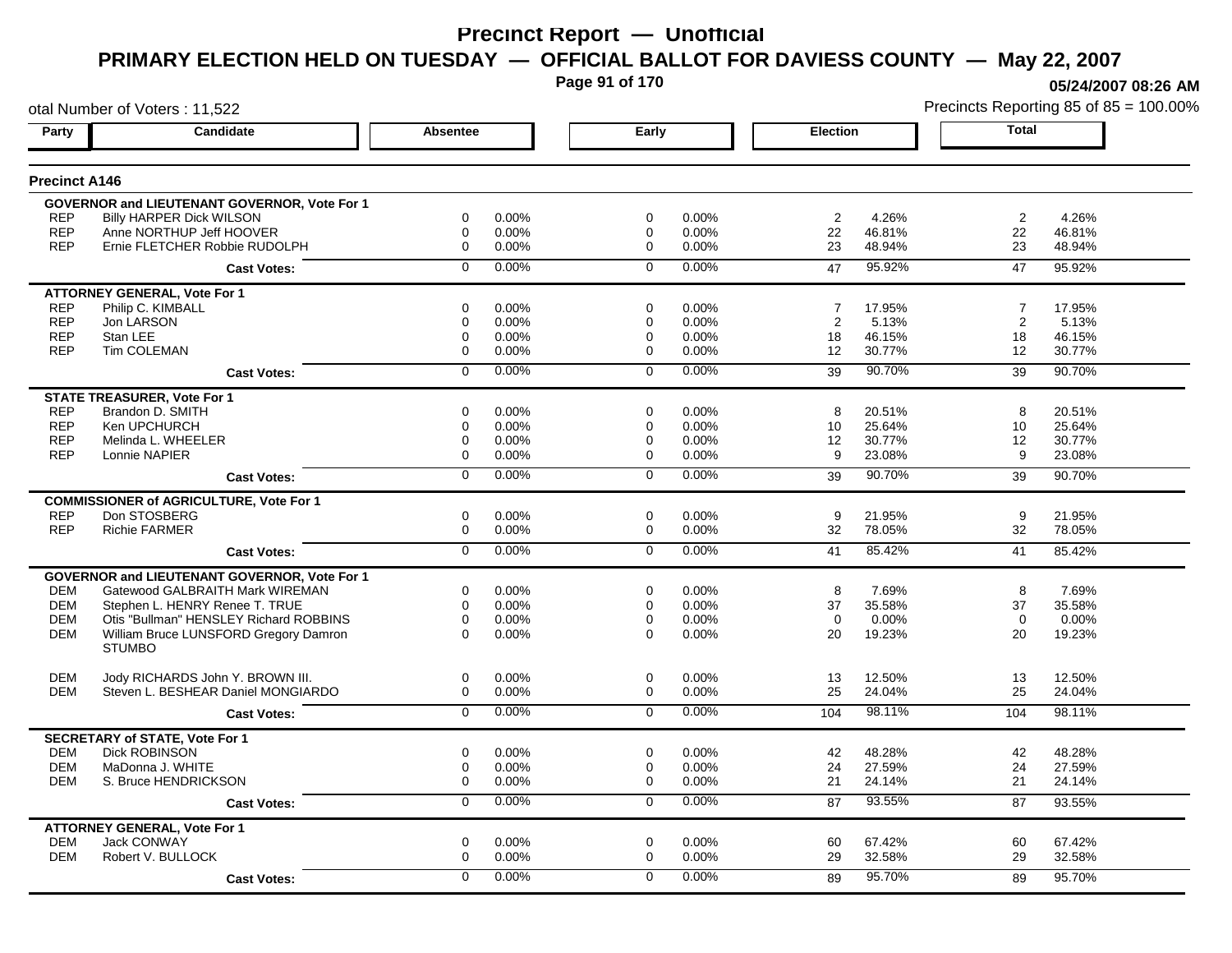# Precinct Report — Unofficial

## PRIMARY ELECTION HELD ON TUESDAY — OFFICIAL BALLOT FOR DAVIESS COUNTY — May 22, 2007

05/24/2007 08:26 AM

otal Number of Voters : 11,522

Precincts Reporting 85 of 85 = 100.00%

### Precinct A146

| Party | Candidate | Absentee | | Early | | Election | | Total | |
|---|---|---|---|---|---|---|---|---|---|
| **GOVERNOR and LIEUTENANT GOVERNOR, Vote For 1** | | | | | | | | | |
| REP | Billy HARPER Dick WILSON | 0 | 0.00% | 0 | 0.00% | 2 | 4.26% | 2 | 4.26% |
| REP | Anne NORTHUP Jeff HOOVER | 0 | 0.00% | 0 | 0.00% | 22 | 46.81% | 22 | 46.81% |
| REP | Ernie FLETCHER Robbie RUDOLPH | 0 | 0.00% | 0 | 0.00% | 23 | 48.94% | 23 | 48.94% |
| | **Cast Votes:** | 0 | 0.00% | 0 | 0.00% | 47 | 95.92% | 47 | 95.92% |
| **ATTORNEY GENERAL, Vote For 1** | | | | | | | | | |
| REP | Philip C. KIMBALL | 0 | 0.00% | 0 | 0.00% | 7 | 17.95% | 7 | 17.95% |
| REP | Jon LARSON | 0 | 0.00% | 0 | 0.00% | 2 | 5.13% | 2 | 5.13% |
| REP | Stan LEE | 0 | 0.00% | 0 | 0.00% | 18 | 46.15% | 18 | 46.15% |
| REP | Tim COLEMAN | 0 | 0.00% | 0 | 0.00% | 12 | 30.77% | 12 | 30.77% |
| | **Cast Votes:** | 0 | 0.00% | 0 | 0.00% | 39 | 90.70% | 39 | 90.70% |
| **STATE TREASURER, Vote For 1** | | | | | | | | | |
| REP | Brandon D. SMITH | 0 | 0.00% | 0 | 0.00% | 8 | 20.51% | 8 | 20.51% |
| REP | Ken UPCHURCH | 0 | 0.00% | 0 | 0.00% | 10 | 25.64% | 10 | 25.64% |
| REP | Melinda L. WHEELER | 0 | 0.00% | 0 | 0.00% | 12 | 30.77% | 12 | 30.77% |
| REP | Lonnie NAPIER | 0 | 0.00% | 0 | 0.00% | 9 | 23.08% | 9 | 23.08% |
| | **Cast Votes:** | 0 | 0.00% | 0 | 0.00% | 39 | 90.70% | 39 | 90.70% |
| **COMMISSIONER of AGRICULTURE, Vote For 1** | | | | | | | | | |
| REP | Don STOSBERG | 0 | 0.00% | 0 | 0.00% | 9 | 21.95% | 9 | 21.95% |
| REP | Richie FARMER | 0 | 0.00% | 0 | 0.00% | 32 | 78.05% | 32 | 78.05% |
| | **Cast Votes:** | 0 | 0.00% | 0 | 0.00% | 41 | 85.42% | 41 | 85.42% |
| **GOVERNOR and LIEUTENANT GOVERNOR, Vote For 1** | | | | | | | | | |
| DEM | Gatewood GALBRAITH Mark WIREMAN | 0 | 0.00% | 0 | 0.00% | 8 | 7.69% | 8 | 7.69% |
| DEM | Stephen L. HENRY Renee T. TRUE | 0 | 0.00% | 0 | 0.00% | 37 | 35.58% | 37 | 35.58% |
| DEM | Otis "Bullman" HENSLEY Richard ROBBINS | 0 | 0.00% | 0 | 0.00% | 0 | 0.00% | 0 | 0.00% |
| DEM | William Bruce LUNSFORD Gregory Damron STUMBO | 0 | 0.00% | 0 | 0.00% | 20 | 19.23% | 20 | 19.23% |
| DEM | Jody RICHARDS John Y. BROWN III. | 0 | 0.00% | 0 | 0.00% | 13 | 12.50% | 13 | 12.50% |
| DEM | Steven L. BESHEAR Daniel MONGIARDO | 0 | 0.00% | 0 | 0.00% | 25 | 24.04% | 25 | 24.04% |
| | **Cast Votes:** | 0 | 0.00% | 0 | 0.00% | 104 | 98.11% | 104 | 98.11% |
| **SECRETARY of STATE, Vote For 1** | | | | | | | | | |
| DEM | Dick ROBINSON | 0 | 0.00% | 0 | 0.00% | 42 | 48.28% | 42 | 48.28% |
| DEM | MaDonna J. WHITE | 0 | 0.00% | 0 | 0.00% | 24 | 27.59% | 24 | 27.59% |
| DEM | S. Bruce HENDRICKSON | 0 | 0.00% | 0 | 0.00% | 21 | 24.14% | 21 | 24.14% |
| | **Cast Votes:** | 0 | 0.00% | 0 | 0.00% | 87 | 93.55% | 87 | 93.55% |
| **ATTORNEY GENERAL, Vote For 1** | | | | | | | | | |
| DEM | Jack CONWAY | 0 | 0.00% | 0 | 0.00% | 60 | 67.42% | 60 | 67.42% |
| DEM | Robert V. BULLOCK | 0 | 0.00% | 0 | 0.00% | 29 | 32.58% | 29 | 32.58% |
| | **Cast Votes:** | 0 | 0.00% | 0 | 0.00% | 89 | 95.70% | 89 | 95.70% |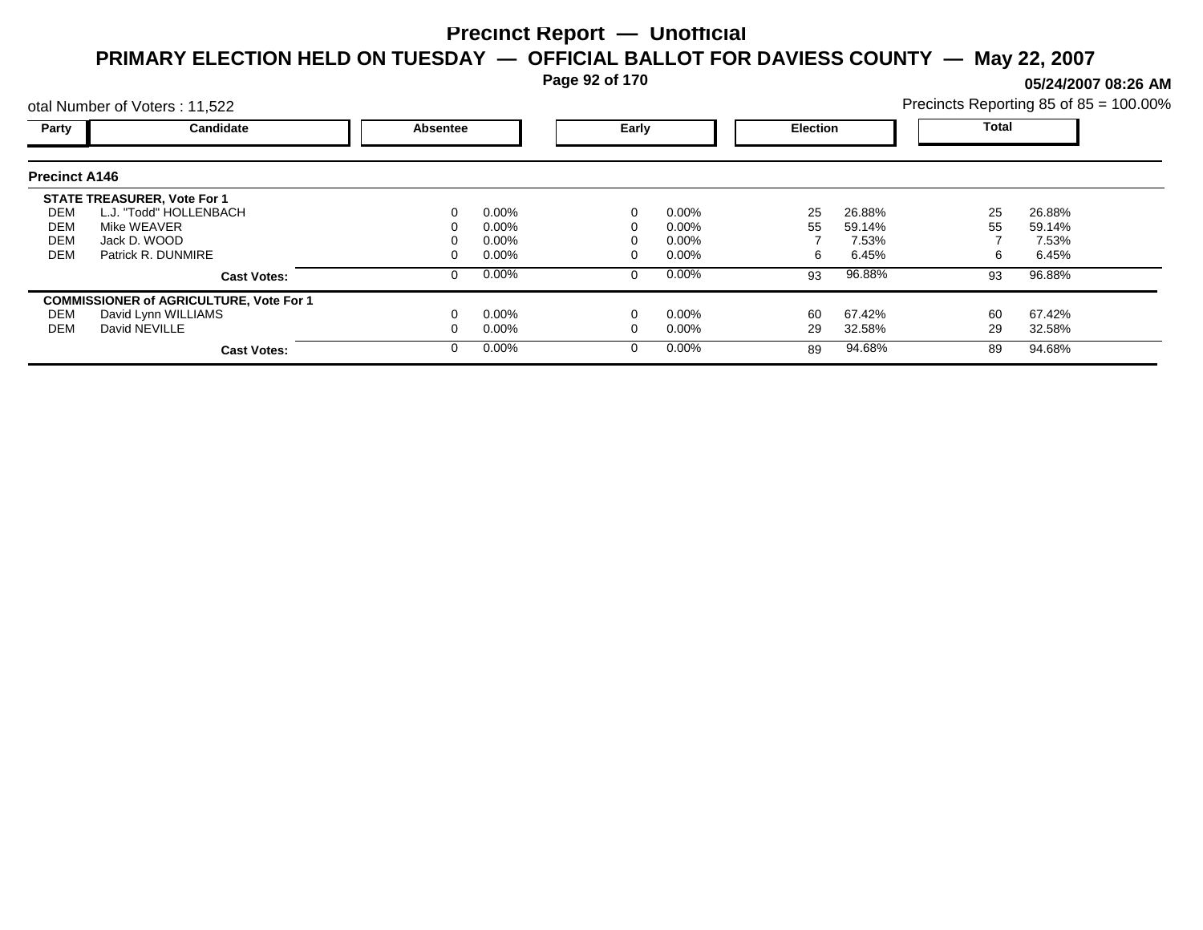# Precinct Report — Unofficial

## PRIMARY ELECTION HELD ON TUESDAY — OFFICIAL BALLOT FOR DAVIESS COUNTY — May 22, 2007

**05/24/2007 08:26 AM**

otal Number of Voters : 11,522

Precincts Reporting 85 of 85 = 100.00%

| Party | Candidate | Absentee | | Early | | Election | | Total | |
|---|---|---|---|---|---|---|---|---|---|
| **Precinct A146** | | | | | | | | | |
| **STATE TREASURER, Vote For 1** | | | | | | | | | |
| DEM | L.J. "Todd" HOLLENBACH | 0 | 0.00% | 0 | 0.00% | 25 | 26.88% | 25 | 26.88% |
| DEM | Mike WEAVER | 0 | 0.00% | 0 | 0.00% | 55 | 59.14% | 55 | 59.14% |
| DEM | Jack D. WOOD | 0 | 0.00% | 0 | 0.00% | 7 | 7.53% | 7 | 7.53% |
| DEM | Patrick R. DUNMIRE | 0 | 0.00% | 0 | 0.00% | 6 | 6.45% | 6 | 6.45% |
| | **Cast Votes:** | 0 | 0.00% | 0 | 0.00% | 93 | 96.88% | 93 | 96.88% |
| **COMMISSIONER of AGRICULTURE, Vote For 1** | | | | | | | | | |
| DEM | David Lynn WILLIAMS | 0 | 0.00% | 0 | 0.00% | 60 | 67.42% | 60 | 67.42% |
| DEM | David NEVILLE | 0 | 0.00% | 0 | 0.00% | 29 | 32.58% | 29 | 32.58% |
| | **Cast Votes:** | 0 | 0.00% | 0 | 0.00% | 89 | 94.68% | 89 | 94.68% |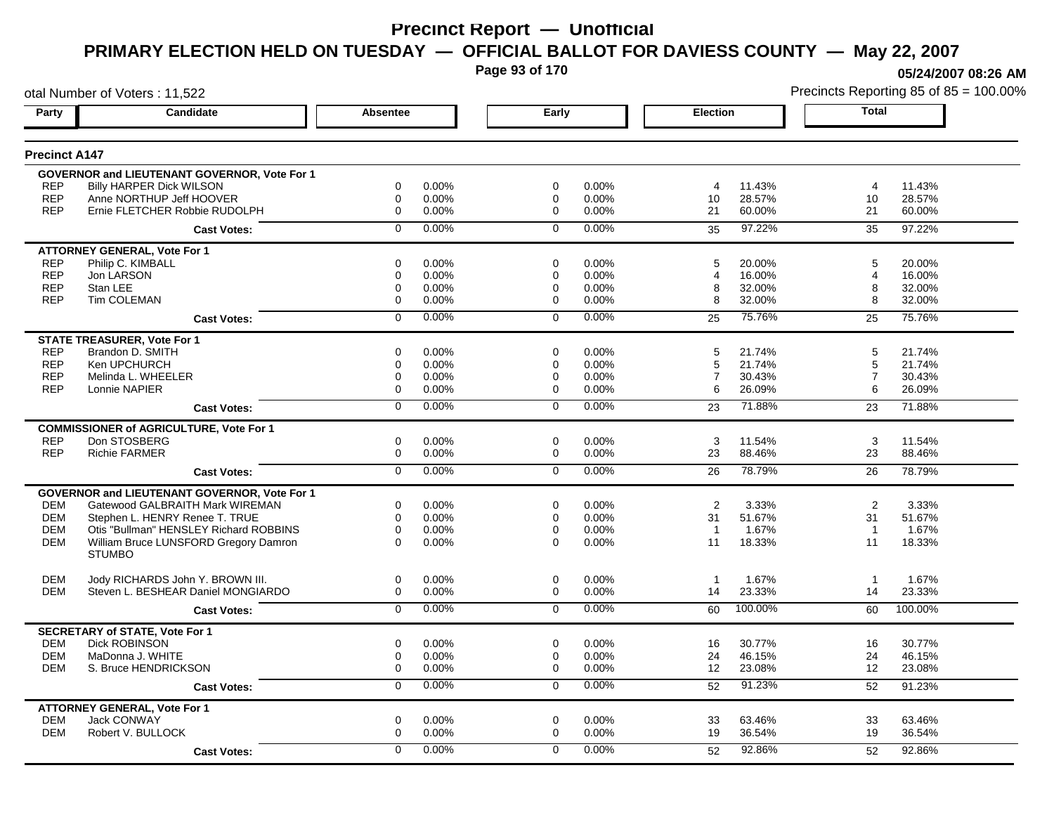# Precinct Report — Unofficial

## PRIMARY ELECTION HELD ON TUESDAY — OFFICIAL BALLOT FOR DAVIESS COUNTY — May 22, 2007

05/24/2007 08:26 AM

otal Number of Voters : 11,522

Precincts Reporting 85 of 85 = 100.00%

### Precinct A147

| Party | Candidate | Absentee | | Early | | Election | | Total | |
|---|---|---|---|---|---|---|---|---|---|
| | **GOVERNOR and LIEUTENANT GOVERNOR, Vote For 1** | | | | | | | | |
| REP | Billy HARPER Dick WILSON | 0 | 0.00% | 0 | 0.00% | 4 | 11.43% | 4 | 11.43% |
| REP | Anne NORTHUP Jeff HOOVER | 0 | 0.00% | 0 | 0.00% | 10 | 28.57% | 10 | 28.57% |
| REP | Ernie FLETCHER Robbie RUDOLPH | 0 | 0.00% | 0 | 0.00% | 21 | 60.00% | 21 | 60.00% |
| | **Cast Votes:** | 0 | 0.00% | 0 | 0.00% | 35 | 97.22% | 35 | 97.22% |
| | **ATTORNEY GENERAL, Vote For 1** | | | | | | | | |
| REP | Philip C. KIMBALL | 0 | 0.00% | 0 | 0.00% | 5 | 20.00% | 5 | 20.00% |
| REP | Jon LARSON | 0 | 0.00% | 0 | 0.00% | 4 | 16.00% | 4 | 16.00% |
| REP | Stan LEE | 0 | 0.00% | 0 | 0.00% | 8 | 32.00% | 8 | 32.00% |
| REP | Tim COLEMAN | 0 | 0.00% | 0 | 0.00% | 8 | 32.00% | 8 | 32.00% |
| | **Cast Votes:** | 0 | 0.00% | 0 | 0.00% | 25 | 75.76% | 25 | 75.76% |
| | **STATE TREASURER, Vote For 1** | | | | | | | | |
| REP | Brandon D. SMITH | 0 | 0.00% | 0 | 0.00% | 5 | 21.74% | 5 | 21.74% |
| REP | Ken UPCHURCH | 0 | 0.00% | 0 | 0.00% | 5 | 21.74% | 5 | 21.74% |
| REP | Melinda L. WHEELER | 0 | 0.00% | 0 | 0.00% | 7 | 30.43% | 7 | 30.43% |
| REP | Lonnie NAPIER | 0 | 0.00% | 0 | 0.00% | 6 | 26.09% | 6 | 26.09% |
| | **Cast Votes:** | 0 | 0.00% | 0 | 0.00% | 23 | 71.88% | 23 | 71.88% |
| | **COMMISSIONER of AGRICULTURE, Vote For 1** | | | | | | | | |
| REP | Don STOSBERG | 0 | 0.00% | 0 | 0.00% | 3 | 11.54% | 3 | 11.54% |
| REP | Richie FARMER | 0 | 0.00% | 0 | 0.00% | 23 | 88.46% | 23 | 88.46% |
| | **Cast Votes:** | 0 | 0.00% | 0 | 0.00% | 26 | 78.79% | 26 | 78.79% |
| | **GOVERNOR and LIEUTENANT GOVERNOR, Vote For 1** | | | | | | | | |
| DEM | Gatewood GALBRAITH Mark WIREMAN | 0 | 0.00% | 0 | 0.00% | 2 | 3.33% | 2 | 3.33% |
| DEM | Stephen L. HENRY Renee T. TRUE | 0 | 0.00% | 0 | 0.00% | 31 | 51.67% | 31 | 51.67% |
| DEM | Otis "Bullman" HENSLEY Richard ROBBINS | 0 | 0.00% | 0 | 0.00% | 1 | 1.67% | 1 | 1.67% |
| DEM | William Bruce LUNSFORD Gregory Damron STUMBO | 0 | 0.00% | 0 | 0.00% | 11 | 18.33% | 11 | 18.33% |
| DEM | Jody RICHARDS John Y. BROWN III. | 0 | 0.00% | 0 | 0.00% | 1 | 1.67% | 1 | 1.67% |
| DEM | Steven L. BESHEAR Daniel MONGIARDO | 0 | 0.00% | 0 | 0.00% | 14 | 23.33% | 14 | 23.33% |
| | **Cast Votes:** | 0 | 0.00% | 0 | 0.00% | 60 | 100.00% | 60 | 100.00% |
| | **SECRETARY of STATE, Vote For 1** | | | | | | | | |
| DEM | Dick ROBINSON | 0 | 0.00% | 0 | 0.00% | 16 | 30.77% | 16 | 30.77% |
| DEM | MaDonna J. WHITE | 0 | 0.00% | 0 | 0.00% | 24 | 46.15% | 24 | 46.15% |
| DEM | S. Bruce HENDRICKSON | 0 | 0.00% | 0 | 0.00% | 12 | 23.08% | 12 | 23.08% |
| | **Cast Votes:** | 0 | 0.00% | 0 | 0.00% | 52 | 91.23% | 52 | 91.23% |
| | **ATTORNEY GENERAL, Vote For 1** | | | | | | | | |
| DEM | Jack CONWAY | 0 | 0.00% | 0 | 0.00% | 33 | 63.46% | 33 | 63.46% |
| DEM | Robert V. BULLOCK | 0 | 0.00% | 0 | 0.00% | 19 | 36.54% | 19 | 36.54% |
| | **Cast Votes:** | 0 | 0.00% | 0 | 0.00% | 52 | 92.86% | 52 | 92.86% |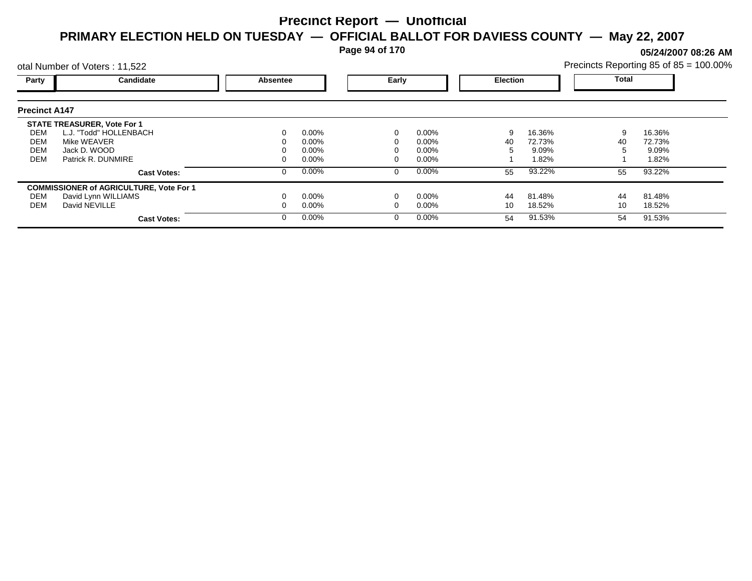# Precinct Report — Unofficial

## PRIMARY ELECTION HELD ON TUESDAY — OFFICIAL BALLOT FOR DAVIESS COUNTY — May 22, 2007

**05/24/2007 08:26 AM**

otal Number of Voters : 11,522

Precincts Reporting 85 of 85 = 100.00%

### Precinct A147

| Party | Candidate | Absentee | | Early | | Election | | Total | |
|---|---|---|---|---|---|---|---|---|---|
| **STATE TREASURER, Vote For 1** | | | | | | | | | |
| DEM | L.J. "Todd" HOLLENBACH | 0 | 0.00% | 0 | 0.00% | 9 | 16.36% | 9 | 16.36% |
| DEM | Mike WEAVER | 0 | 0.00% | 0 | 0.00% | 40 | 72.73% | 40 | 72.73% |
| DEM | Jack D. WOOD | 0 | 0.00% | 0 | 0.00% | 5 | 9.09% | 5 | 9.09% |
| DEM | Patrick R. DUNMIRE | 0 | 0.00% | 0 | 0.00% | 1 | 1.82% | 1 | 1.82% |
| | **Cast Votes:** | 0 | 0.00% | 0 | 0.00% | 55 | 93.22% | 55 | 93.22% |
| **COMMISSIONER of AGRICULTURE, Vote For 1** | | | | | | | | | |
| DEM | David Lynn WILLIAMS | 0 | 0.00% | 0 | 0.00% | 44 | 81.48% | 44 | 81.48% |
| DEM | David NEVILLE | 0 | 0.00% | 0 | 0.00% | 10 | 18.52% | 10 | 18.52% |
| | **Cast Votes:** | 0 | 0.00% | 0 | 0.00% | 54 | 91.53% | 54 | 91.53% |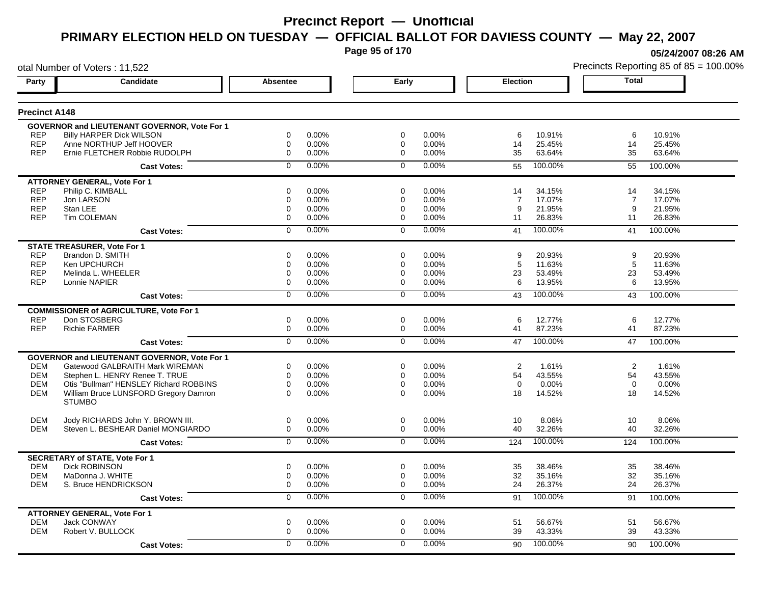# Precinct Report — Unofficial

## PRIMARY ELECTION HELD ON TUESDAY — OFFICIAL BALLOT FOR DAVIESS COUNTY — May 22, 2007

05/24/2007 08:26 AM

otal Number of Voters : 11,522

Precincts Reporting 85 of 85 = 100.00%

### Precinct A148

| Party | Candidate | Absentee | | Early | | Election | | Total | |
|---|---|---|---|---|---|---|---|---|---|
| **GOVERNOR and LIEUTENANT GOVERNOR, Vote For 1** | | | | | | | | | |
| REP | Billy HARPER Dick WILSON | 0 | 0.00% | 0 | 0.00% | 6 | 10.91% | 6 | 10.91% |
| REP | Anne NORTHUP Jeff HOOVER | 0 | 0.00% | 0 | 0.00% | 14 | 25.45% | 14 | 25.45% |
| REP | Ernie FLETCHER Robbie RUDOLPH | 0 | 0.00% | 0 | 0.00% | 35 | 63.64% | 35 | 63.64% |
| | **Cast Votes:** | 0 | 0.00% | 0 | 0.00% | 55 | 100.00% | 55 | 100.00% |
| **ATTORNEY GENERAL, Vote For 1** | | | | | | | | | |
| REP | Philip C. KIMBALL | 0 | 0.00% | 0 | 0.00% | 14 | 34.15% | 14 | 34.15% |
| REP | Jon LARSON | 0 | 0.00% | 0 | 0.00% | 7 | 17.07% | 7 | 17.07% |
| REP | Stan LEE | 0 | 0.00% | 0 | 0.00% | 9 | 21.95% | 9 | 21.95% |
| REP | Tim COLEMAN | 0 | 0.00% | 0 | 0.00% | 11 | 26.83% | 11 | 26.83% |
| | **Cast Votes:** | 0 | 0.00% | 0 | 0.00% | 41 | 100.00% | 41 | 100.00% |
| **STATE TREASURER, Vote For 1** | | | | | | | | | |
| REP | Brandon D. SMITH | 0 | 0.00% | 0 | 0.00% | 9 | 20.93% | 9 | 20.93% |
| REP | Ken UPCHURCH | 0 | 0.00% | 0 | 0.00% | 5 | 11.63% | 5 | 11.63% |
| REP | Melinda L. WHEELER | 0 | 0.00% | 0 | 0.00% | 23 | 53.49% | 23 | 53.49% |
| REP | Lonnie NAPIER | 0 | 0.00% | 0 | 0.00% | 6 | 13.95% | 6 | 13.95% |
| | **Cast Votes:** | 0 | 0.00% | 0 | 0.00% | 43 | 100.00% | 43 | 100.00% |
| **COMMISSIONER of AGRICULTURE, Vote For 1** | | | | | | | | | |
| REP | Don STOSBERG | 0 | 0.00% | 0 | 0.00% | 6 | 12.77% | 6 | 12.77% |
| REP | Richie FARMER | 0 | 0.00% | 0 | 0.00% | 41 | 87.23% | 41 | 87.23% |
| | **Cast Votes:** | 0 | 0.00% | 0 | 0.00% | 47 | 100.00% | 47 | 100.00% |
| **GOVERNOR and LIEUTENANT GOVERNOR, Vote For 1** | | | | | | | | | |
| DEM | Gatewood GALBRAITH Mark WIREMAN | 0 | 0.00% | 0 | 0.00% | 2 | 1.61% | 2 | 1.61% |
| DEM | Stephen L. HENRY Renee T. TRUE | 0 | 0.00% | 0 | 0.00% | 54 | 43.55% | 54 | 43.55% |
| DEM | Otis "Bullman" HENSLEY Richard ROBBINS | 0 | 0.00% | 0 | 0.00% | 0 | 0.00% | 0 | 0.00% |
| DEM | William Bruce LUNSFORD Gregory Damron STUMBO | 0 | 0.00% | 0 | 0.00% | 18 | 14.52% | 18 | 14.52% |
| DEM | Jody RICHARDS John Y. BROWN III. | 0 | 0.00% | 0 | 0.00% | 10 | 8.06% | 10 | 8.06% |
| DEM | Steven L. BESHEAR Daniel MONGIARDO | 0 | 0.00% | 0 | 0.00% | 40 | 32.26% | 40 | 32.26% |
| | **Cast Votes:** | 0 | 0.00% | 0 | 0.00% | 124 | 100.00% | 124 | 100.00% |
| **SECRETARY of STATE, Vote For 1** | | | | | | | | | |
| DEM | Dick ROBINSON | 0 | 0.00% | 0 | 0.00% | 35 | 38.46% | 35 | 38.46% |
| DEM | MaDonna J. WHITE | 0 | 0.00% | 0 | 0.00% | 32 | 35.16% | 32 | 35.16% |
| DEM | S. Bruce HENDRICKSON | 0 | 0.00% | 0 | 0.00% | 24 | 26.37% | 24 | 26.37% |
| | **Cast Votes:** | 0 | 0.00% | 0 | 0.00% | 91 | 100.00% | 91 | 100.00% |
| **ATTORNEY GENERAL, Vote For 1** | | | | | | | | | |
| DEM | Jack CONWAY | 0 | 0.00% | 0 | 0.00% | 51 | 56.67% | 51 | 56.67% |
| DEM | Robert V. BULLOCK | 0 | 0.00% | 0 | 0.00% | 39 | 43.33% | 39 | 43.33% |
| | **Cast Votes:** | 0 | 0.00% | 0 | 0.00% | 90 | 100.00% | 90 | 100.00% |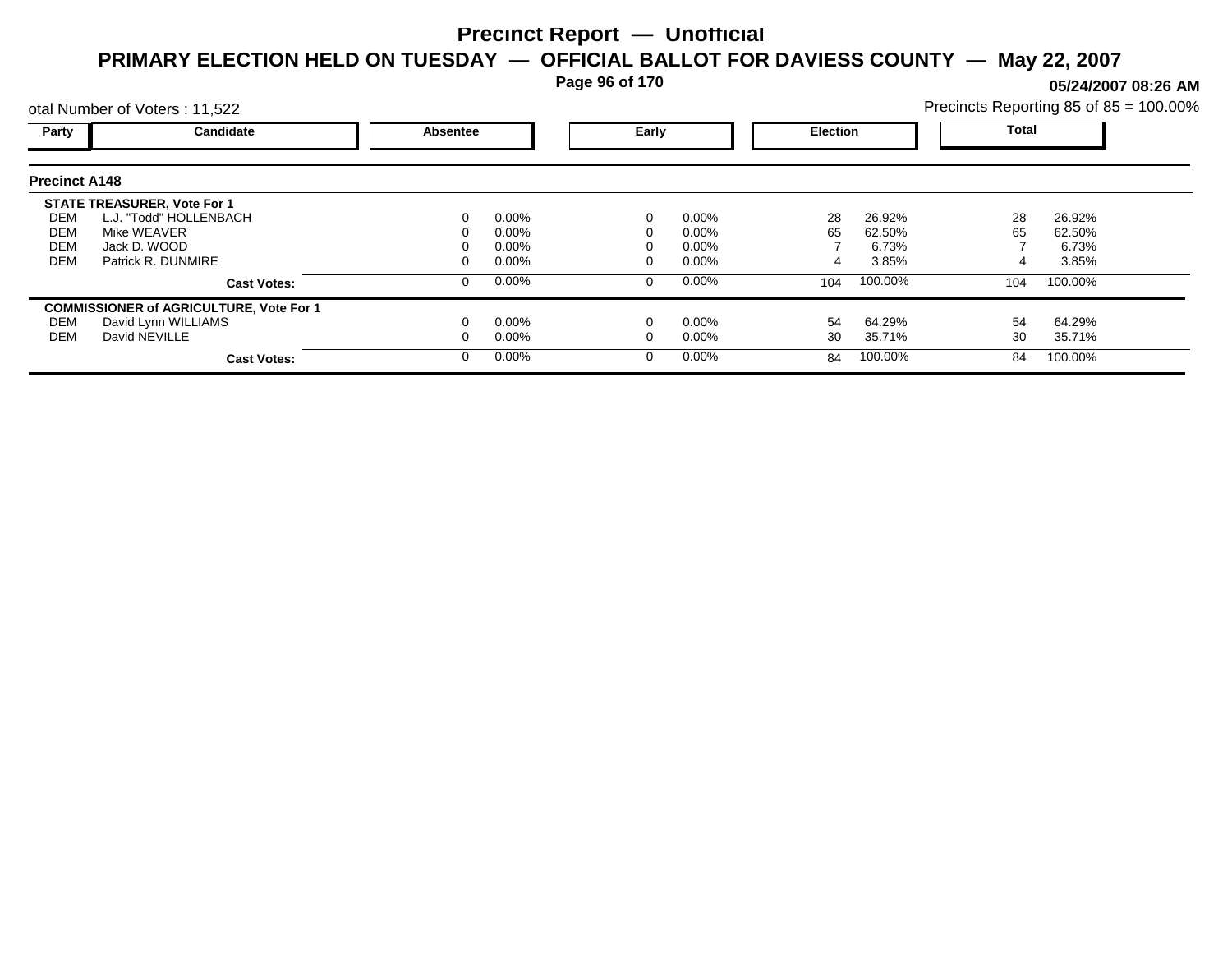# Precinct Report — Unofficial

## PRIMARY ELECTION HELD ON TUESDAY — OFFICIAL BALLOT FOR DAVIESS COUNTY — May 22, 2007

**05/24/2007 08:26 AM**

otal Number of Voters : 11,522

Precincts Reporting 85 of 85 = 100.00%

### Precinct A148

| Party | Candidate | Absentee | | Early | | Election | | Total | |
|---|---|---|---|---|---|---|---|---|---|
| | **STATE TREASURER, Vote For 1** | | | | | | | | |
| DEM | L.J. "Todd" HOLLENBACH | 0 | 0.00% | 0 | 0.00% | 28 | 26.92% | 28 | 26.92% |
| DEM | Mike WEAVER | 0 | 0.00% | 0 | 0.00% | 65 | 62.50% | 65 | 62.50% |
| DEM | Jack D. WOOD | 0 | 0.00% | 0 | 0.00% | 7 | 6.73% | 7 | 6.73% |
| DEM | Patrick R. DUNMIRE | 0 | 0.00% | 0 | 0.00% | 4 | 3.85% | 4 | 3.85% |
| | **Cast Votes:** | 0 | 0.00% | 0 | 0.00% | 104 | 100.00% | 104 | 100.00% |
| | **COMMISSIONER of AGRICULTURE, Vote For 1** | | | | | | | | |
| DEM | David Lynn WILLIAMS | 0 | 0.00% | 0 | 0.00% | 54 | 64.29% | 54 | 64.29% |
| DEM | David NEVILLE | 0 | 0.00% | 0 | 0.00% | 30 | 35.71% | 30 | 35.71% |
| | **Cast Votes:** | 0 | 0.00% | 0 | 0.00% | 84 | 100.00% | 84 | 100.00% |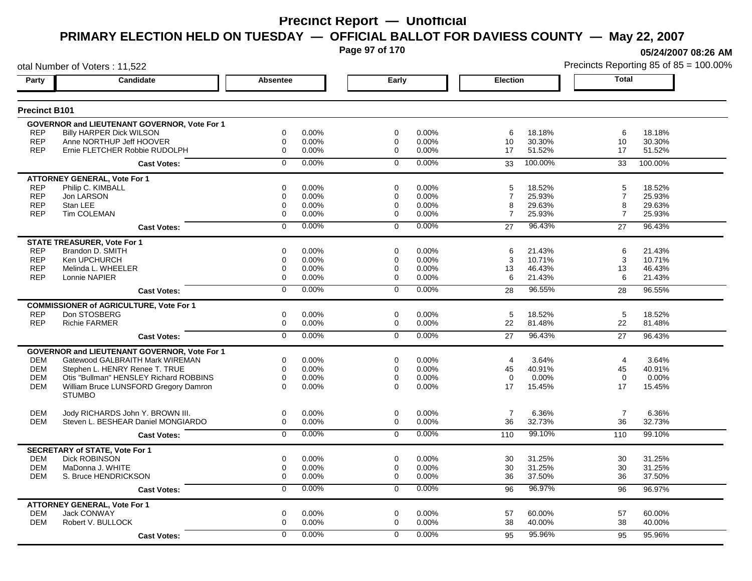# Precinct Report — Unofficial

## PRIMARY ELECTION HELD ON TUESDAY — OFFICIAL BALLOT FOR DAVIESS COUNTY — May 22, 2007

05/24/2007 08:26 AM

otal Number of Voters : 11,522

Precincts Reporting 85 of 85 = 100.00%

### Precinct B101

| Party | Candidate | Absentee | | Early | | Election | | Total | |
|---|---|---|---|---|---|---|---|---|---|
| | **GOVERNOR and LIEUTENANT GOVERNOR, Vote For 1** | | | | | | | | |
| REP | Billy HARPER Dick WILSON | 0 | 0.00% | 0 | 0.00% | 6 | 18.18% | 6 | 18.18% |
| REP | Anne NORTHUP Jeff HOOVER | 0 | 0.00% | 0 | 0.00% | 10 | 30.30% | 10 | 30.30% |
| REP | Ernie FLETCHER Robbie RUDOLPH | 0 | 0.00% | 0 | 0.00% | 17 | 51.52% | 17 | 51.52% |
| | **Cast Votes:** | 0 | 0.00% | 0 | 0.00% | 33 | 100.00% | 33 | 100.00% |
| | **ATTORNEY GENERAL, Vote For 1** | | | | | | | | |
| REP | Philip C. KIMBALL | 0 | 0.00% | 0 | 0.00% | 5 | 18.52% | 5 | 18.52% |
| REP | Jon LARSON | 0 | 0.00% | 0 | 0.00% | 7 | 25.93% | 7 | 25.93% |
| REP | Stan LEE | 0 | 0.00% | 0 | 0.00% | 8 | 29.63% | 8 | 29.63% |
| REP | Tim COLEMAN | 0 | 0.00% | 0 | 0.00% | 7 | 25.93% | 7 | 25.93% |
| | **Cast Votes:** | 0 | 0.00% | 0 | 0.00% | 27 | 96.43% | 27 | 96.43% |
| | **STATE TREASURER, Vote For 1** | | | | | | | | |
| REP | Brandon D. SMITH | 0 | 0.00% | 0 | 0.00% | 6 | 21.43% | 6 | 21.43% |
| REP | Ken UPCHURCH | 0 | 0.00% | 0 | 0.00% | 3 | 10.71% | 3 | 10.71% |
| REP | Melinda L. WHEELER | 0 | 0.00% | 0 | 0.00% | 13 | 46.43% | 13 | 46.43% |
| REP | Lonnie NAPIER | 0 | 0.00% | 0 | 0.00% | 6 | 21.43% | 6 | 21.43% |
| | **Cast Votes:** | 0 | 0.00% | 0 | 0.00% | 28 | 96.55% | 28 | 96.55% |
| | **COMMISSIONER of AGRICULTURE, Vote For 1** | | | | | | | | |
| REP | Don STOSBERG | 0 | 0.00% | 0 | 0.00% | 5 | 18.52% | 5 | 18.52% |
| REP | Richie FARMER | 0 | 0.00% | 0 | 0.00% | 22 | 81.48% | 22 | 81.48% |
| | **Cast Votes:** | 0 | 0.00% | 0 | 0.00% | 27 | 96.43% | 27 | 96.43% |
| | **GOVERNOR and LIEUTENANT GOVERNOR, Vote For 1** | | | | | | | | |
| DEM | Gatewood GALBRAITH Mark WIREMAN | 0 | 0.00% | 0 | 0.00% | 4 | 3.64% | 4 | 3.64% |
| DEM | Stephen L. HENRY Renee T. TRUE | 0 | 0.00% | 0 | 0.00% | 45 | 40.91% | 45 | 40.91% |
| DEM | Otis "Bullman" HENSLEY Richard ROBBINS | 0 | 0.00% | 0 | 0.00% | 0 | 0.00% | 0 | 0.00% |
| DEM | William Bruce LUNSFORD Gregory Damron STUMBO | 0 | 0.00% | 0 | 0.00% | 17 | 15.45% | 17 | 15.45% |
| DEM | Jody RICHARDS John Y. BROWN III. | 0 | 0.00% | 0 | 0.00% | 7 | 6.36% | 7 | 6.36% |
| DEM | Steven L. BESHEAR Daniel MONGIARDO | 0 | 0.00% | 0 | 0.00% | 36 | 32.73% | 36 | 32.73% |
| | **Cast Votes:** | 0 | 0.00% | 0 | 0.00% | 110 | 99.10% | 110 | 99.10% |
| | **SECRETARY of STATE, Vote For 1** | | | | | | | | |
| DEM | Dick ROBINSON | 0 | 0.00% | 0 | 0.00% | 30 | 31.25% | 30 | 31.25% |
| DEM | MaDonna J. WHITE | 0 | 0.00% | 0 | 0.00% | 30 | 31.25% | 30 | 31.25% |
| DEM | S. Bruce HENDRICKSON | 0 | 0.00% | 0 | 0.00% | 36 | 37.50% | 36 | 37.50% |
| | **Cast Votes:** | 0 | 0.00% | 0 | 0.00% | 96 | 96.97% | 96 | 96.97% |
| | **ATTORNEY GENERAL, Vote For 1** | | | | | | | | |
| DEM | Jack CONWAY | 0 | 0.00% | 0 | 0.00% | 57 | 60.00% | 57 | 60.00% |
| DEM | Robert V. BULLOCK | 0 | 0.00% | 0 | 0.00% | 38 | 40.00% | 38 | 40.00% |
| | **Cast Votes:** | 0 | 0.00% | 0 | 0.00% | 95 | 95.96% | 95 | 95.96% |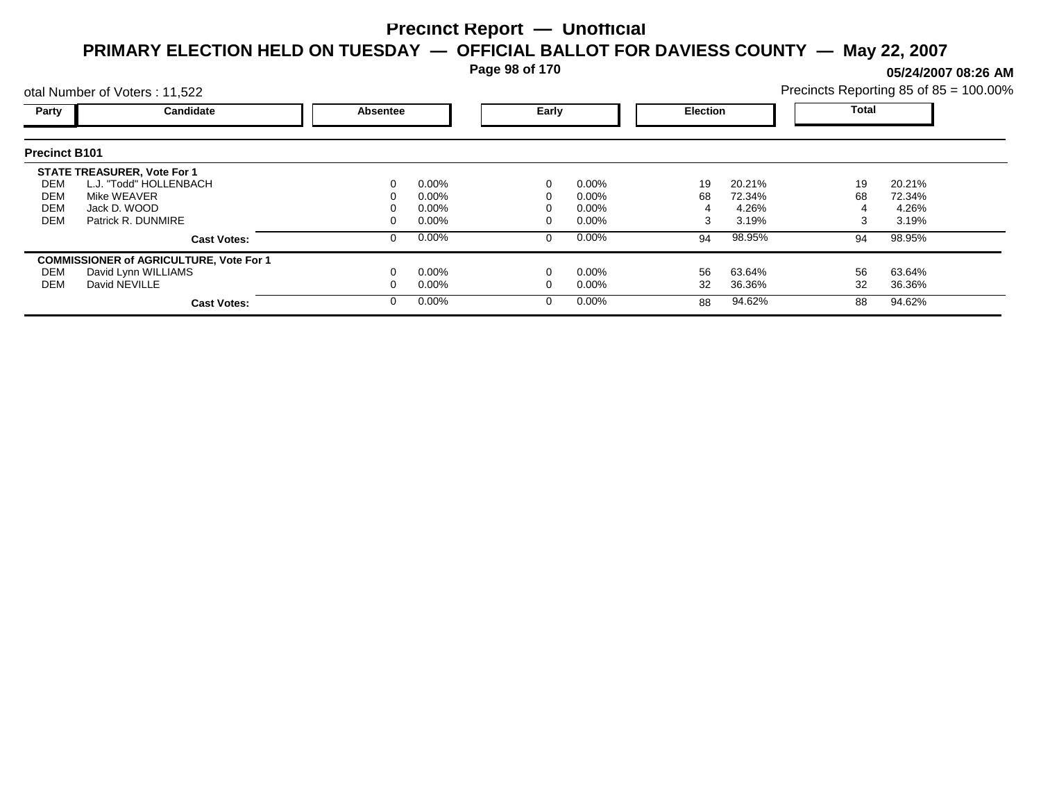# Precinct Report — Unofficial

## PRIMARY ELECTION HELD ON TUESDAY — OFFICIAL BALLOT FOR DAVIESS COUNTY — May 22, 2007

**05/24/2007 08:26 AM**

otal Number of Voters : 11,522

Precincts Reporting 85 of 85 = 100.00%

| Party | Candidate | Absentee | | Early | | Election | | Total | |
|---|---|---|---|---|---|---|---|---|---|
| **Precinct B101** | | | | | | | | | |
| **STATE TREASURER, Vote For 1** | | | | | | | | | |
| DEM | L.J. "Todd" HOLLENBACH | 0 | 0.00% | 0 | 0.00% | 19 | 20.21% | 19 | 20.21% |
| DEM | Mike WEAVER | 0 | 0.00% | 0 | 0.00% | 68 | 72.34% | 68 | 72.34% |
| DEM | Jack D. WOOD | 0 | 0.00% | 0 | 0.00% | 4 | 4.26% | 4 | 4.26% |
| DEM | Patrick R. DUNMIRE | 0 | 0.00% | 0 | 0.00% | 3 | 3.19% | 3 | 3.19% |
| | **Cast Votes:** | 0 | 0.00% | 0 | 0.00% | 94 | 98.95% | 94 | 98.95% |
| **COMMISSIONER of AGRICULTURE, Vote For 1** | | | | | | | | | |
| DEM | David Lynn WILLIAMS | 0 | 0.00% | 0 | 0.00% | 56 | 63.64% | 56 | 63.64% |
| DEM | David NEVILLE | 0 | 0.00% | 0 | 0.00% | 32 | 36.36% | 32 | 36.36% |
| | **Cast Votes:** | 0 | 0.00% | 0 | 0.00% | 88 | 94.62% | 88 | 94.62% |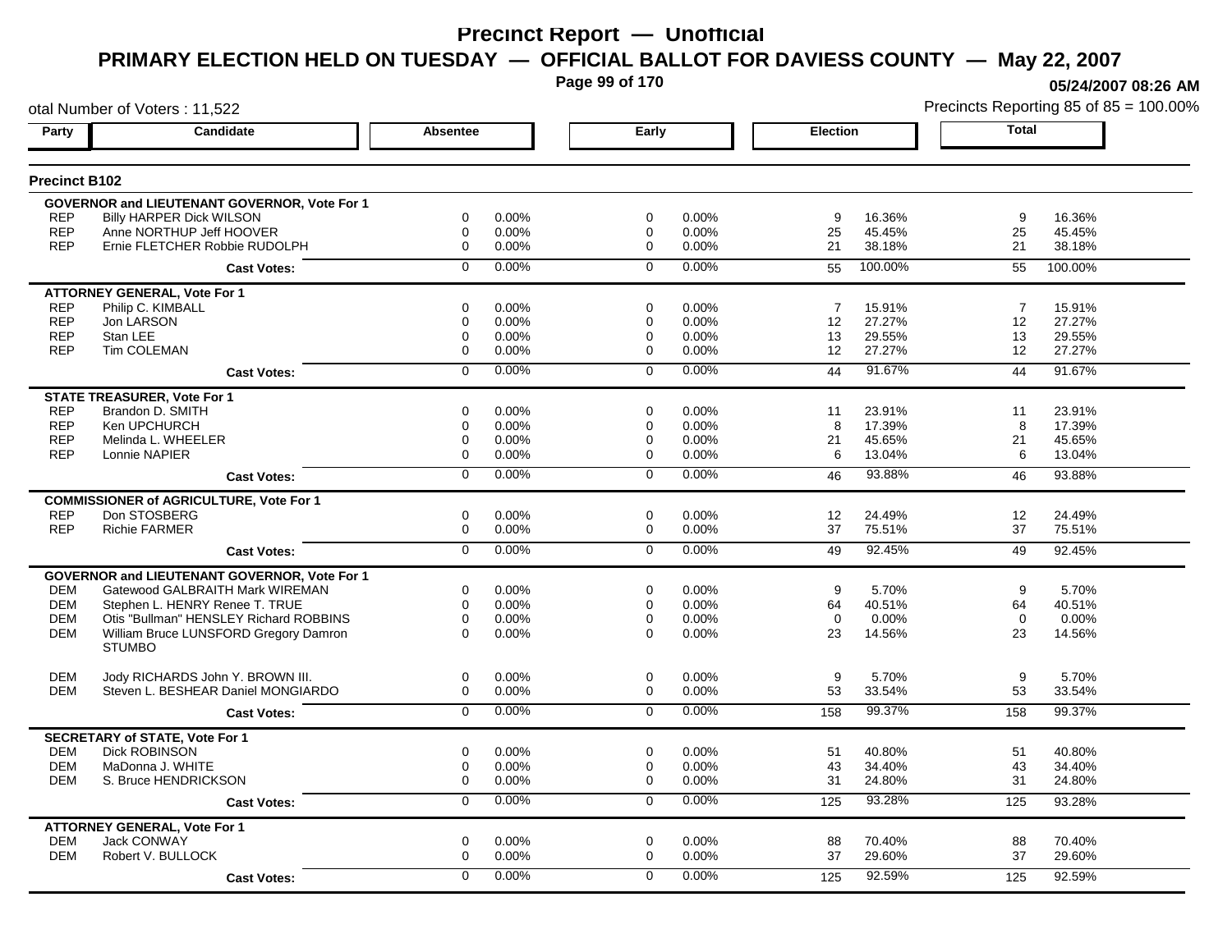# Precinct Report — Unofficial

## PRIMARY ELECTION HELD ON TUESDAY — OFFICIAL BALLOT FOR DAVIESS COUNTY — May 22, 2007

05/24/2007 08:26 AM

otal Number of Voters : 11,522

Precincts Reporting 85 of 85 = 100.00%

### Precinct B102

| Party | Candidate | Absentee | | Early | | Election | | Total | |
|---|---|---|---|---|---|---|---|---|---|
| **GOVERNOR and LIEUTENANT GOVERNOR, Vote For 1** | | | | | | | | | |
| REP | Billy HARPER Dick WILSON | 0 | 0.00% | 0 | 0.00% | 9 | 16.36% | 9 | 16.36% |
| REP | Anne NORTHUP Jeff HOOVER | 0 | 0.00% | 0 | 0.00% | 25 | 45.45% | 25 | 45.45% |
| REP | Ernie FLETCHER Robbie RUDOLPH | 0 | 0.00% | 0 | 0.00% | 21 | 38.18% | 21 | 38.18% |
| | **Cast Votes:** | 0 | 0.00% | 0 | 0.00% | 55 | 100.00% | 55 | 100.00% |
| **ATTORNEY GENERAL, Vote For 1** | | | | | | | | | |
| REP | Philip C. KIMBALL | 0 | 0.00% | 0 | 0.00% | 7 | 15.91% | 7 | 15.91% |
| REP | Jon LARSON | 0 | 0.00% | 0 | 0.00% | 12 | 27.27% | 12 | 27.27% |
| REP | Stan LEE | 0 | 0.00% | 0 | 0.00% | 13 | 29.55% | 13 | 29.55% |
| REP | Tim COLEMAN | 0 | 0.00% | 0 | 0.00% | 12 | 27.27% | 12 | 27.27% |
| | **Cast Votes:** | 0 | 0.00% | 0 | 0.00% | 44 | 91.67% | 44 | 91.67% |
| **STATE TREASURER, Vote For 1** | | | | | | | | | |
| REP | Brandon D. SMITH | 0 | 0.00% | 0 | 0.00% | 11 | 23.91% | 11 | 23.91% |
| REP | Ken UPCHURCH | 0 | 0.00% | 0 | 0.00% | 8 | 17.39% | 8 | 17.39% |
| REP | Melinda L. WHEELER | 0 | 0.00% | 0 | 0.00% | 21 | 45.65% | 21 | 45.65% |
| REP | Lonnie NAPIER | 0 | 0.00% | 0 | 0.00% | 6 | 13.04% | 6 | 13.04% |
| | **Cast Votes:** | 0 | 0.00% | 0 | 0.00% | 46 | 93.88% | 46 | 93.88% |
| **COMMISSIONER of AGRICULTURE, Vote For 1** | | | | | | | | | |
| REP | Don STOSBERG | 0 | 0.00% | 0 | 0.00% | 12 | 24.49% | 12 | 24.49% |
| REP | Richie FARMER | 0 | 0.00% | 0 | 0.00% | 37 | 75.51% | 37 | 75.51% |
| | **Cast Votes:** | 0 | 0.00% | 0 | 0.00% | 49 | 92.45% | 49 | 92.45% |
| **GOVERNOR and LIEUTENANT GOVERNOR, Vote For 1** | | | | | | | | | |
| DEM | Gatewood GALBRAITH Mark WIREMAN | 0 | 0.00% | 0 | 0.00% | 9 | 5.70% | 9 | 5.70% |
| DEM | Stephen L. HENRY Renee T. TRUE | 0 | 0.00% | 0 | 0.00% | 64 | 40.51% | 64 | 40.51% |
| DEM | Otis "Bullman" HENSLEY Richard ROBBINS | 0 | 0.00% | 0 | 0.00% | 0 | 0.00% | 0 | 0.00% |
| DEM | William Bruce LUNSFORD Gregory Damron STUMBO | 0 | 0.00% | 0 | 0.00% | 23 | 14.56% | 23 | 14.56% |
| DEM | Jody RICHARDS John Y. BROWN III. | 0 | 0.00% | 0 | 0.00% | 9 | 5.70% | 9 | 5.70% |
| DEM | Steven L. BESHEAR Daniel MONGIARDO | 0 | 0.00% | 0 | 0.00% | 53 | 33.54% | 53 | 33.54% |
| | **Cast Votes:** | 0 | 0.00% | 0 | 0.00% | 158 | 99.37% | 158 | 99.37% |
| **SECRETARY of STATE, Vote For 1** | | | | | | | | | |
| DEM | Dick ROBINSON | 0 | 0.00% | 0 | 0.00% | 51 | 40.80% | 51 | 40.80% |
| DEM | MaDonna J. WHITE | 0 | 0.00% | 0 | 0.00% | 43 | 34.40% | 43 | 34.40% |
| DEM | S. Bruce HENDRICKSON | 0 | 0.00% | 0 | 0.00% | 31 | 24.80% | 31 | 24.80% |
| | **Cast Votes:** | 0 | 0.00% | 0 | 0.00% | 125 | 93.28% | 125 | 93.28% |
| **ATTORNEY GENERAL, Vote For 1** | | | | | | | | | |
| DEM | Jack CONWAY | 0 | 0.00% | 0 | 0.00% | 88 | 70.40% | 88 | 70.40% |
| DEM | Robert V. BULLOCK | 0 | 0.00% | 0 | 0.00% | 37 | 29.60% | 37 | 29.60% |
| | **Cast Votes:** | 0 | 0.00% | 0 | 0.00% | 125 | 92.59% | 125 | 92.59% |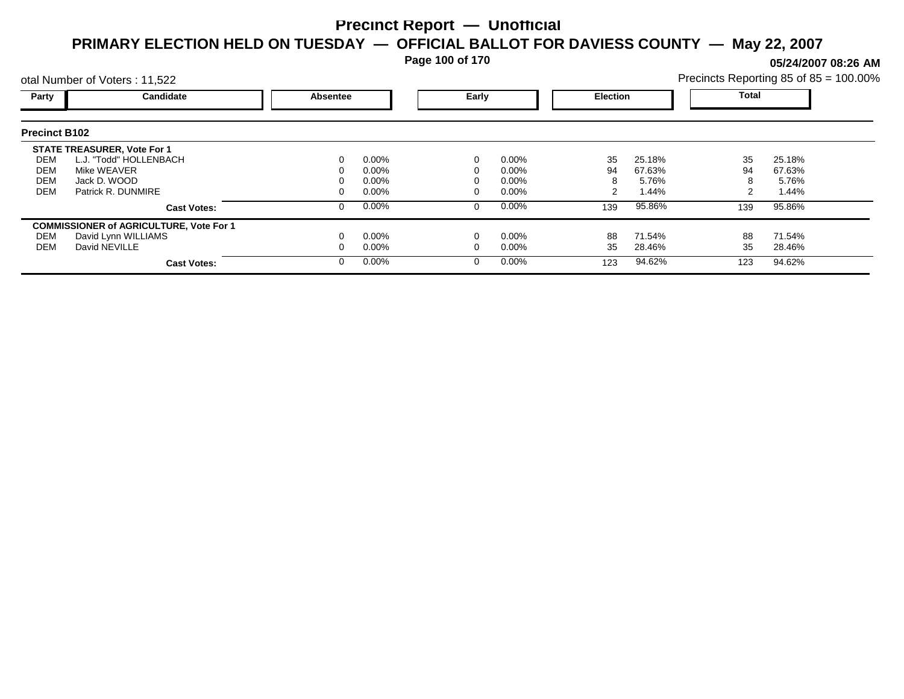# Precinct Report — Unofficial

## PRIMARY ELECTION HELD ON TUESDAY — OFFICIAL BALLOT FOR DAVIESS COUNTY — May 22, 2007

05/24/2007 08:26 AM

otal Number of Voters : 11,522

Precincts Reporting 85 of 85 = 100.00%

### Precinct B102

| Party | Candidate | Absentee | | Early | | Election | | Total | |
|---|---|---|---|---|---|---|---|---|---|
| **STATE TREASURER, Vote For 1** | | | | | | | | | |
| DEM | L.J. "Todd" HOLLENBACH | 0 | 0.00% | 0 | 0.00% | 35 | 25.18% | 35 | 25.18% |
| DEM | Mike WEAVER | 0 | 0.00% | 0 | 0.00% | 94 | 67.63% | 94 | 67.63% |
| DEM | Jack D. WOOD | 0 | 0.00% | 0 | 0.00% | 8 | 5.76% | 8 | 5.76% |
| DEM | Patrick R. DUNMIRE | 0 | 0.00% | 0 | 0.00% | 2 | 1.44% | 2 | 1.44% |
| | **Cast Votes:** | 0 | 0.00% | 0 | 0.00% | 139 | 95.86% | 139 | 95.86% |
| **COMMISSIONER of AGRICULTURE, Vote For 1** | | | | | | | | | |
| DEM | David Lynn WILLIAMS | 0 | 0.00% | 0 | 0.00% | 88 | 71.54% | 88 | 71.54% |
| DEM | David NEVILLE | 0 | 0.00% | 0 | 0.00% | 35 | 28.46% | 35 | 28.46% |
| | **Cast Votes:** | 0 | 0.00% | 0 | 0.00% | 123 | 94.62% | 123 | 94.62% |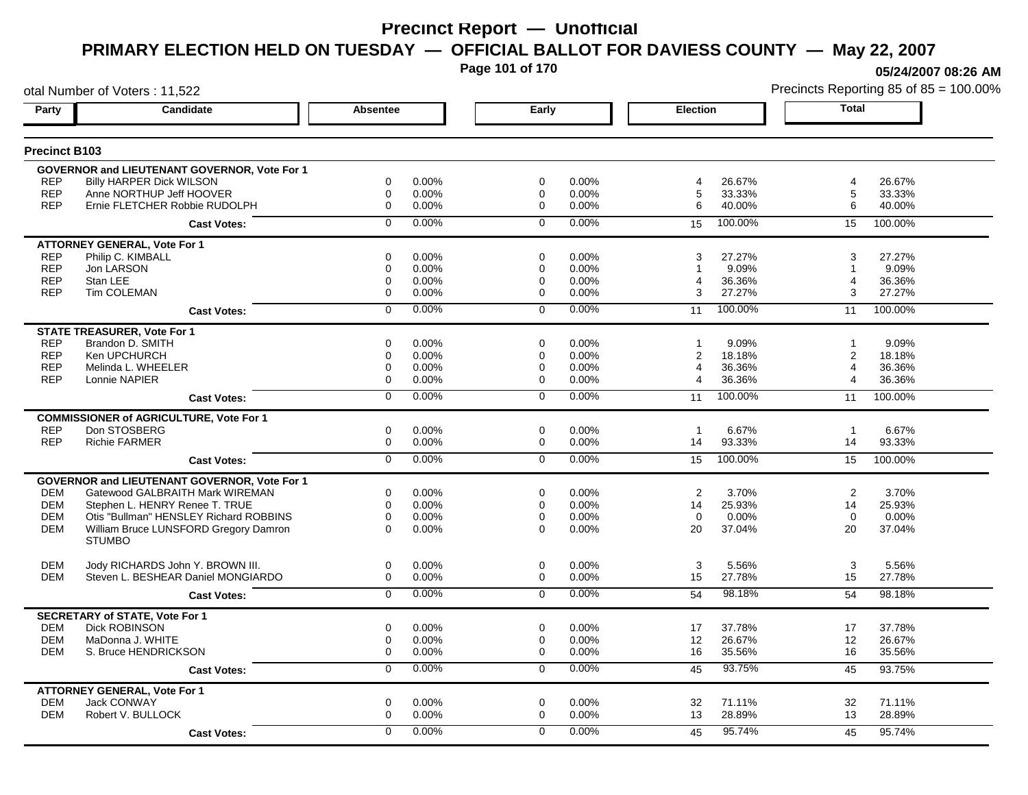# Precinct Report — Unofficial

## PRIMARY ELECTION HELD ON TUESDAY — OFFICIAL BALLOT FOR DAVIESS COUNTY — May 22, 2007

05/24/2007 08:26 AM

otal Number of Voters : 11,522

Precincts Reporting 85 of 85 = 100.00%

### Precinct B103

| Party | Candidate | Absentee | | Early | | Election | | Total | |
|---|---|---|---|---|---|---|---|---|---|
| **GOVERNOR and LIEUTENANT GOVERNOR, Vote For 1** | | | | | | | | | |
| REP | Billy HARPER Dick WILSON | 0 | 0.00% | 0 | 0.00% | 4 | 26.67% | 4 | 26.67% |
| REP | Anne NORTHUP Jeff HOOVER | 0 | 0.00% | 0 | 0.00% | 5 | 33.33% | 5 | 33.33% |
| REP | Ernie FLETCHER Robbie RUDOLPH | 0 | 0.00% | 0 | 0.00% | 6 | 40.00% | 6 | 40.00% |
| | **Cast Votes:** | 0 | 0.00% | 0 | 0.00% | 15 | 100.00% | 15 | 100.00% |
| **ATTORNEY GENERAL, Vote For 1** | | | | | | | | | |
| REP | Philip C. KIMBALL | 0 | 0.00% | 0 | 0.00% | 3 | 27.27% | 3 | 27.27% |
| REP | Jon LARSON | 0 | 0.00% | 0 | 0.00% | 1 | 9.09% | 1 | 9.09% |
| REP | Stan LEE | 0 | 0.00% | 0 | 0.00% | 4 | 36.36% | 4 | 36.36% |
| REP | Tim COLEMAN | 0 | 0.00% | 0 | 0.00% | 3 | 27.27% | 3 | 27.27% |
| | **Cast Votes:** | 0 | 0.00% | 0 | 0.00% | 11 | 100.00% | 11 | 100.00% |
| **STATE TREASURER, Vote For 1** | | | | | | | | | |
| REP | Brandon D. SMITH | 0 | 0.00% | 0 | 0.00% | 1 | 9.09% | 1 | 9.09% |
| REP | Ken UPCHURCH | 0 | 0.00% | 0 | 0.00% | 2 | 18.18% | 2 | 18.18% |
| REP | Melinda L. WHEELER | 0 | 0.00% | 0 | 0.00% | 4 | 36.36% | 4 | 36.36% |
| REP | Lonnie NAPIER | 0 | 0.00% | 0 | 0.00% | 4 | 36.36% | 4 | 36.36% |
| | **Cast Votes:** | 0 | 0.00% | 0 | 0.00% | 11 | 100.00% | 11 | 100.00% |
| **COMMISSIONER of AGRICULTURE, Vote For 1** | | | | | | | | | |
| REP | Don STOSBERG | 0 | 0.00% | 0 | 0.00% | 1 | 6.67% | 1 | 6.67% |
| REP | Richie FARMER | 0 | 0.00% | 0 | 0.00% | 14 | 93.33% | 14 | 93.33% |
| | **Cast Votes:** | 0 | 0.00% | 0 | 0.00% | 15 | 100.00% | 15 | 100.00% |
| **GOVERNOR and LIEUTENANT GOVERNOR, Vote For 1** | | | | | | | | | |
| DEM | Gatewood GALBRAITH Mark WIREMAN | 0 | 0.00% | 0 | 0.00% | 2 | 3.70% | 2 | 3.70% |
| DEM | Stephen L. HENRY Renee T. TRUE | 0 | 0.00% | 0 | 0.00% | 14 | 25.93% | 14 | 25.93% |
| DEM | Otis "Bullman" HENSLEY Richard ROBBINS | 0 | 0.00% | 0 | 0.00% | 0 | 0.00% | 0 | 0.00% |
| DEM | William Bruce LUNSFORD Gregory Damron STUMBO | 0 | 0.00% | 0 | 0.00% | 20 | 37.04% | 20 | 37.04% |
| DEM | Jody RICHARDS John Y. BROWN III. | 0 | 0.00% | 0 | 0.00% | 3 | 5.56% | 3 | 5.56% |
| DEM | Steven L. BESHEAR Daniel MONGIARDO | 0 | 0.00% | 0 | 0.00% | 15 | 27.78% | 15 | 27.78% |
| | **Cast Votes:** | 0 | 0.00% | 0 | 0.00% | 54 | 98.18% | 54 | 98.18% |
| **SECRETARY of STATE, Vote For 1** | | | | | | | | | |
| DEM | Dick ROBINSON | 0 | 0.00% | 0 | 0.00% | 17 | 37.78% | 17 | 37.78% |
| DEM | MaDonna J. WHITE | 0 | 0.00% | 0 | 0.00% | 12 | 26.67% | 12 | 26.67% |
| DEM | S. Bruce HENDRICKSON | 0 | 0.00% | 0 | 0.00% | 16 | 35.56% | 16 | 35.56% |
| | **Cast Votes:** | 0 | 0.00% | 0 | 0.00% | 45 | 93.75% | 45 | 93.75% |
| **ATTORNEY GENERAL, Vote For 1** | | | | | | | | | |
| DEM | Jack CONWAY | 0 | 0.00% | 0 | 0.00% | 32 | 71.11% | 32 | 71.11% |
| DEM | Robert V. BULLOCK | 0 | 0.00% | 0 | 0.00% | 13 | 28.89% | 13 | 28.89% |
| | **Cast Votes:** | 0 | 0.00% | 0 | 0.00% | 45 | 95.74% | 45 | 95.74% |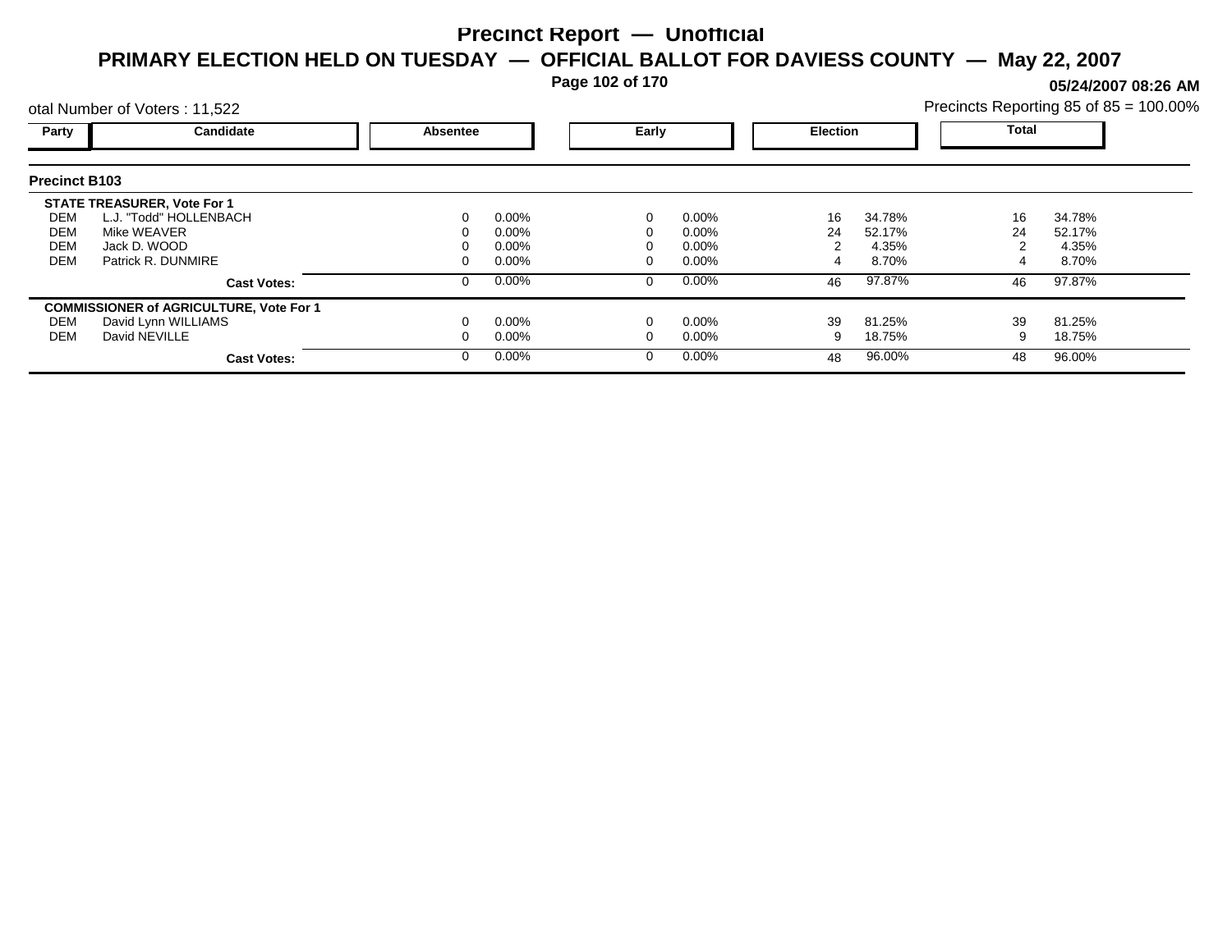# Precinct Report — Unofficial

## PRIMARY ELECTION HELD ON TUESDAY — OFFICIAL BALLOT FOR DAVIESS COUNTY — May 22, 2007

**05/24/2007 08:26 AM**

otal Number of Voters : 11,522

Precincts Reporting 85 of 85 = 100.00%

### Precinct B103

| Party | Candidate | Absentee | | Early | | Election | | Total | |
|---|---|---|---|---|---|---|---|---|---|
| | **STATE TREASURER, Vote For 1** | | | | | | | | |
| DEM | L.J. "Todd" HOLLENBACH | 0 | 0.00% | 0 | 0.00% | 16 | 34.78% | 16 | 34.78% |
| DEM | Mike WEAVER | 0 | 0.00% | 0 | 0.00% | 24 | 52.17% | 24 | 52.17% |
| DEM | Jack D. WOOD | 0 | 0.00% | 0 | 0.00% | 2 | 4.35% | 2 | 4.35% |
| DEM | Patrick R. DUNMIRE | 0 | 0.00% | 0 | 0.00% | 4 | 8.70% | 4 | 8.70% |
| | **Cast Votes:** | 0 | 0.00% | 0 | 0.00% | 46 | 97.87% | 46 | 97.87% |
| | **COMMISSIONER of AGRICULTURE, Vote For 1** | | | | | | | | |
| DEM | David Lynn WILLIAMS | 0 | 0.00% | 0 | 0.00% | 39 | 81.25% | 39 | 81.25% |
| DEM | David NEVILLE | 0 | 0.00% | 0 | 0.00% | 9 | 18.75% | 9 | 18.75% |
| | **Cast Votes:** | 0 | 0.00% | 0 | 0.00% | 48 | 96.00% | 48 | 96.00% |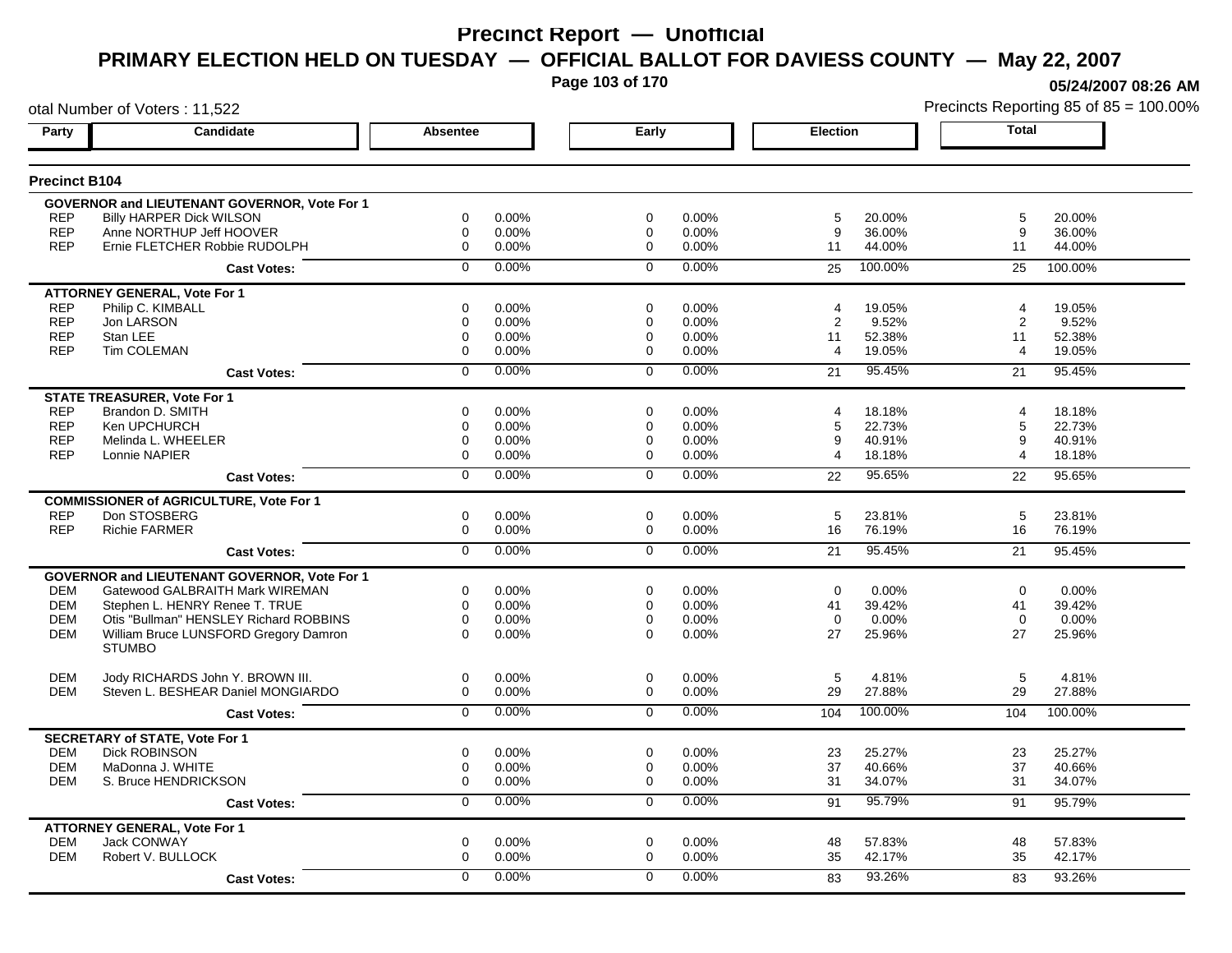# Precinct Report — Unofficial

## PRIMARY ELECTION HELD ON TUESDAY — OFFICIAL BALLOT FOR DAVIESS COUNTY — May 22, 2007

05/24/2007 08:26 AM

otal Number of Voters : 11,522

Precincts Reporting 85 of 85 = 100.00%

### Precinct B104

| Party | Candidate | Absentee | | Early | | Election | | Total | |
|---|---|---|---|---|---|---|---|---|---|
| **GOVERNOR and LIEUTENANT GOVERNOR, Vote For 1** | | | | | | | | | |
| REP | Billy HARPER Dick WILSON | 0 | 0.00% | 0 | 0.00% | 5 | 20.00% | 5 | 20.00% |
| REP | Anne NORTHUP Jeff HOOVER | 0 | 0.00% | 0 | 0.00% | 9 | 36.00% | 9 | 36.00% |
| REP | Ernie FLETCHER Robbie RUDOLPH | 0 | 0.00% | 0 | 0.00% | 11 | 44.00% | 11 | 44.00% |
| | **Cast Votes:** | 0 | 0.00% | 0 | 0.00% | 25 | 100.00% | 25 | 100.00% |
| **ATTORNEY GENERAL, Vote For 1** | | | | | | | | | |
| REP | Philip C. KIMBALL | 0 | 0.00% | 0 | 0.00% | 4 | 19.05% | 4 | 19.05% |
| REP | Jon LARSON | 0 | 0.00% | 0 | 0.00% | 2 | 9.52% | 2 | 9.52% |
| REP | Stan LEE | 0 | 0.00% | 0 | 0.00% | 11 | 52.38% | 11 | 52.38% |
| REP | Tim COLEMAN | 0 | 0.00% | 0 | 0.00% | 4 | 19.05% | 4 | 19.05% |
| | **Cast Votes:** | 0 | 0.00% | 0 | 0.00% | 21 | 95.45% | 21 | 95.45% |
| **STATE TREASURER, Vote For 1** | | | | | | | | | |
| REP | Brandon D. SMITH | 0 | 0.00% | 0 | 0.00% | 4 | 18.18% | 4 | 18.18% |
| REP | Ken UPCHURCH | 0 | 0.00% | 0 | 0.00% | 5 | 22.73% | 5 | 22.73% |
| REP | Melinda L. WHEELER | 0 | 0.00% | 0 | 0.00% | 9 | 40.91% | 9 | 40.91% |
| REP | Lonnie NAPIER | 0 | 0.00% | 0 | 0.00% | 4 | 18.18% | 4 | 18.18% |
| | **Cast Votes:** | 0 | 0.00% | 0 | 0.00% | 22 | 95.65% | 22 | 95.65% |
| **COMMISSIONER of AGRICULTURE, Vote For 1** | | | | | | | | | |
| REP | Don STOSBERG | 0 | 0.00% | 0 | 0.00% | 5 | 23.81% | 5 | 23.81% |
| REP | Richie FARMER | 0 | 0.00% | 0 | 0.00% | 16 | 76.19% | 16 | 76.19% |
| | **Cast Votes:** | 0 | 0.00% | 0 | 0.00% | 21 | 95.45% | 21 | 95.45% |
| **GOVERNOR and LIEUTENANT GOVERNOR, Vote For 1** | | | | | | | | | |
| DEM | Gatewood GALBRAITH Mark WIREMAN | 0 | 0.00% | 0 | 0.00% | 0 | 0.00% | 0 | 0.00% |
| DEM | Stephen L. HENRY Renee T. TRUE | 0 | 0.00% | 0 | 0.00% | 41 | 39.42% | 41 | 39.42% |
| DEM | Otis "Bullman" HENSLEY Richard ROBBINS | 0 | 0.00% | 0 | 0.00% | 0 | 0.00% | 0 | 0.00% |
| DEM | William Bruce LUNSFORD Gregory Damron STUMBO | 0 | 0.00% | 0 | 0.00% | 27 | 25.96% | 27 | 25.96% |
| DEM | Jody RICHARDS John Y. BROWN III. | 0 | 0.00% | 0 | 0.00% | 5 | 4.81% | 5 | 4.81% |
| DEM | Steven L. BESHEAR Daniel MONGIARDO | 0 | 0.00% | 0 | 0.00% | 29 | 27.88% | 29 | 27.88% |
| | **Cast Votes:** | 0 | 0.00% | 0 | 0.00% | 104 | 100.00% | 104 | 100.00% |
| **SECRETARY of STATE, Vote For 1** | | | | | | | | | |
| DEM | Dick ROBINSON | 0 | 0.00% | 0 | 0.00% | 23 | 25.27% | 23 | 25.27% |
| DEM | MaDonna J. WHITE | 0 | 0.00% | 0 | 0.00% | 37 | 40.66% | 37 | 40.66% |
| DEM | S. Bruce HENDRICKSON | 0 | 0.00% | 0 | 0.00% | 31 | 34.07% | 31 | 34.07% |
| | **Cast Votes:** | 0 | 0.00% | 0 | 0.00% | 91 | 95.79% | 91 | 95.79% |
| **ATTORNEY GENERAL, Vote For 1** | | | | | | | | | |
| DEM | Jack CONWAY | 0 | 0.00% | 0 | 0.00% | 48 | 57.83% | 48 | 57.83% |
| DEM | Robert V. BULLOCK | 0 | 0.00% | 0 | 0.00% | 35 | 42.17% | 35 | 42.17% |
| | **Cast Votes:** | 0 | 0.00% | 0 | 0.00% | 83 | 93.26% | 83 | 93.26% |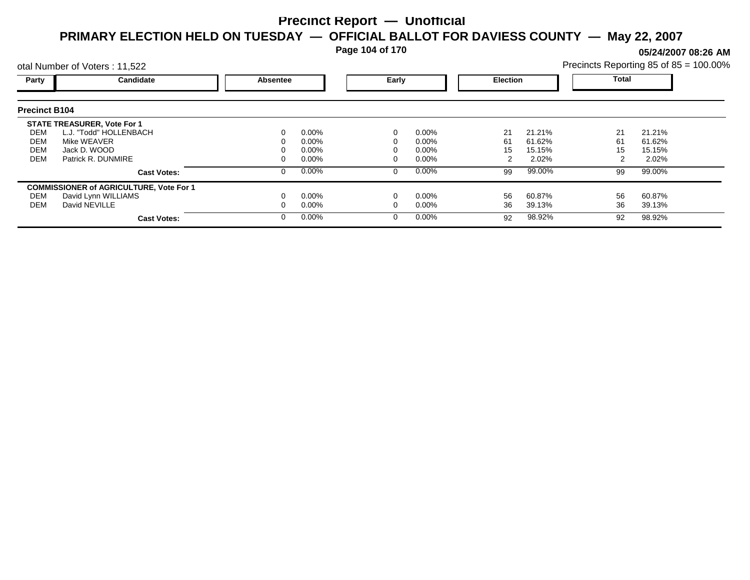# Precinct Report — Unofficial

## PRIMARY ELECTION HELD ON TUESDAY — OFFICIAL BALLOT FOR DAVIESS COUNTY — May 22, 2007

05/24/2007 08:26 AM

otal Number of Voters : 11,522

Precincts Reporting 85 of 85 = 100.00%

### Precinct B104

| Party | Candidate | Absentee | | Early | | Election | | Total | |
|---|---|---|---|---|---|---|---|---|---|
| | **STATE TREASURER, Vote For 1** | | | | | | | | |
| DEM | L.J. "Todd" HOLLENBACH | 0 | 0.00% | 0 | 0.00% | 21 | 21.21% | 21 | 21.21% |
| DEM | Mike WEAVER | 0 | 0.00% | 0 | 0.00% | 61 | 61.62% | 61 | 61.62% |
| DEM | Jack D. WOOD | 0 | 0.00% | 0 | 0.00% | 15 | 15.15% | 15 | 15.15% |
| DEM | Patrick R. DUNMIRE | 0 | 0.00% | 0 | 0.00% | 2 | 2.02% | 2 | 2.02% |
| | **Cast Votes:** | 0 | 0.00% | 0 | 0.00% | 99 | 99.00% | 99 | 99.00% |
| | **COMMISSIONER of AGRICULTURE, Vote For 1** | | | | | | | | |
| DEM | David Lynn WILLIAMS | 0 | 0.00% | 0 | 0.00% | 56 | 60.87% | 56 | 60.87% |
| DEM | David NEVILLE | 0 | 0.00% | 0 | 0.00% | 36 | 39.13% | 36 | 39.13% |
| | **Cast Votes:** | 0 | 0.00% | 0 | 0.00% | 92 | 98.92% | 92 | 98.92% |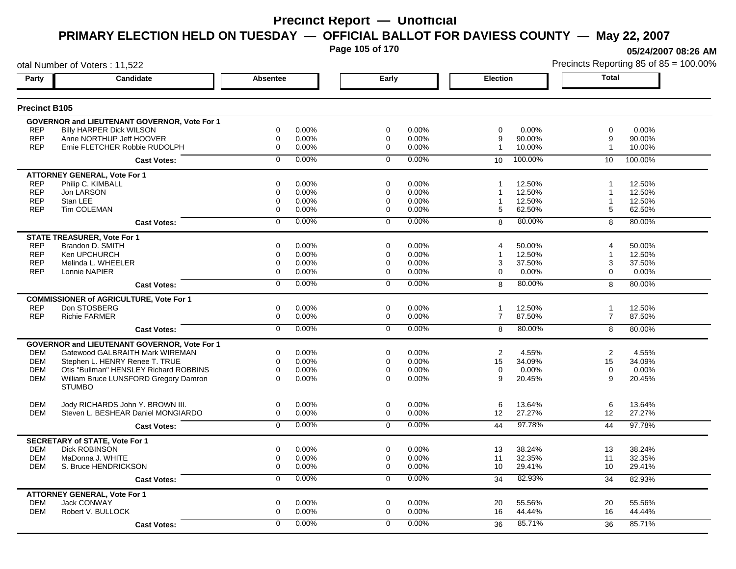# Precinct Report — Unofficial

## PRIMARY ELECTION HELD ON TUESDAY — OFFICIAL BALLOT FOR DAVIESS COUNTY — May 22, 2007

05/24/2007 08:26 AM

otal Number of Voters : 11,522

Precincts Reporting 85 of 85 = 100.00%

### Precinct B105

| Party | Candidate | Absentee | | Early | | Election | | Total | |
|---|---|---|---|---|---|---|---|---|---|
| **GOVERNOR and LIEUTENANT GOVERNOR, Vote For 1** | | | | | | | | | |
| REP | Billy HARPER Dick WILSON | 0 | 0.00% | 0 | 0.00% | 0 | 0.00% | 0 | 0.00% |
| REP | Anne NORTHUP Jeff HOOVER | 0 | 0.00% | 0 | 0.00% | 9 | 90.00% | 9 | 90.00% |
| REP | Ernie FLETCHER Robbie RUDOLPH | 0 | 0.00% | 0 | 0.00% | 1 | 10.00% | 1 | 10.00% |
| | **Cast Votes:** | 0 | 0.00% | 0 | 0.00% | 10 | 100.00% | 10 | 100.00% |
| **ATTORNEY GENERAL, Vote For 1** | | | | | | | | | |
| REP | Philip C. KIMBALL | 0 | 0.00% | 0 | 0.00% | 1 | 12.50% | 1 | 12.50% |
| REP | Jon LARSON | 0 | 0.00% | 0 | 0.00% | 1 | 12.50% | 1 | 12.50% |
| REP | Stan LEE | 0 | 0.00% | 0 | 0.00% | 1 | 12.50% | 1 | 12.50% |
| REP | Tim COLEMAN | 0 | 0.00% | 0 | 0.00% | 5 | 62.50% | 5 | 62.50% |
| | **Cast Votes:** | 0 | 0.00% | 0 | 0.00% | 8 | 80.00% | 8 | 80.00% |
| **STATE TREASURER, Vote For 1** | | | | | | | | | |
| REP | Brandon D. SMITH | 0 | 0.00% | 0 | 0.00% | 4 | 50.00% | 4 | 50.00% |
| REP | Ken UPCHURCH | 0 | 0.00% | 0 | 0.00% | 1 | 12.50% | 1 | 12.50% |
| REP | Melinda L. WHEELER | 0 | 0.00% | 0 | 0.00% | 3 | 37.50% | 3 | 37.50% |
| REP | Lonnie NAPIER | 0 | 0.00% | 0 | 0.00% | 0 | 0.00% | 0 | 0.00% |
| | **Cast Votes:** | 0 | 0.00% | 0 | 0.00% | 8 | 80.00% | 8 | 80.00% |
| **COMMISSIONER of AGRICULTURE, Vote For 1** | | | | | | | | | |
| REP | Don STOSBERG | 0 | 0.00% | 0 | 0.00% | 1 | 12.50% | 1 | 12.50% |
| REP | Richie FARMER | 0 | 0.00% | 0 | 0.00% | 7 | 87.50% | 7 | 87.50% |
| | **Cast Votes:** | 0 | 0.00% | 0 | 0.00% | 8 | 80.00% | 8 | 80.00% |
| **GOVERNOR and LIEUTENANT GOVERNOR, Vote For 1** | | | | | | | | | |
| DEM | Gatewood GALBRAITH Mark WIREMAN | 0 | 0.00% | 0 | 0.00% | 2 | 4.55% | 2 | 4.55% |
| DEM | Stephen L. HENRY Renee T. TRUE | 0 | 0.00% | 0 | 0.00% | 15 | 34.09% | 15 | 34.09% |
| DEM | Otis "Bullman" HENSLEY Richard ROBBINS | 0 | 0.00% | 0 | 0.00% | 0 | 0.00% | 0 | 0.00% |
| DEM | William Bruce LUNSFORD Gregory Damron STUMBO | 0 | 0.00% | 0 | 0.00% | 9 | 20.45% | 9 | 20.45% |
| DEM | Jody RICHARDS John Y. BROWN III. | 0 | 0.00% | 0 | 0.00% | 6 | 13.64% | 6 | 13.64% |
| DEM | Steven L. BESHEAR Daniel MONGIARDO | 0 | 0.00% | 0 | 0.00% | 12 | 27.27% | 12 | 27.27% |
| | **Cast Votes:** | 0 | 0.00% | 0 | 0.00% | 44 | 97.78% | 44 | 97.78% |
| **SECRETARY of STATE, Vote For 1** | | | | | | | | | |
| DEM | Dick ROBINSON | 0 | 0.00% | 0 | 0.00% | 13 | 38.24% | 13 | 38.24% |
| DEM | MaDonna J. WHITE | 0 | 0.00% | 0 | 0.00% | 11 | 32.35% | 11 | 32.35% |
| DEM | S. Bruce HENDRICKSON | 0 | 0.00% | 0 | 0.00% | 10 | 29.41% | 10 | 29.41% |
| | **Cast Votes:** | 0 | 0.00% | 0 | 0.00% | 34 | 82.93% | 34 | 82.93% |
| **ATTORNEY GENERAL, Vote For 1** | | | | | | | | | |
| DEM | Jack CONWAY | 0 | 0.00% | 0 | 0.00% | 20 | 55.56% | 20 | 55.56% |
| DEM | Robert V. BULLOCK | 0 | 0.00% | 0 | 0.00% | 16 | 44.44% | 16 | 44.44% |
| | **Cast Votes:** | 0 | 0.00% | 0 | 0.00% | 36 | 85.71% | 36 | 85.71% |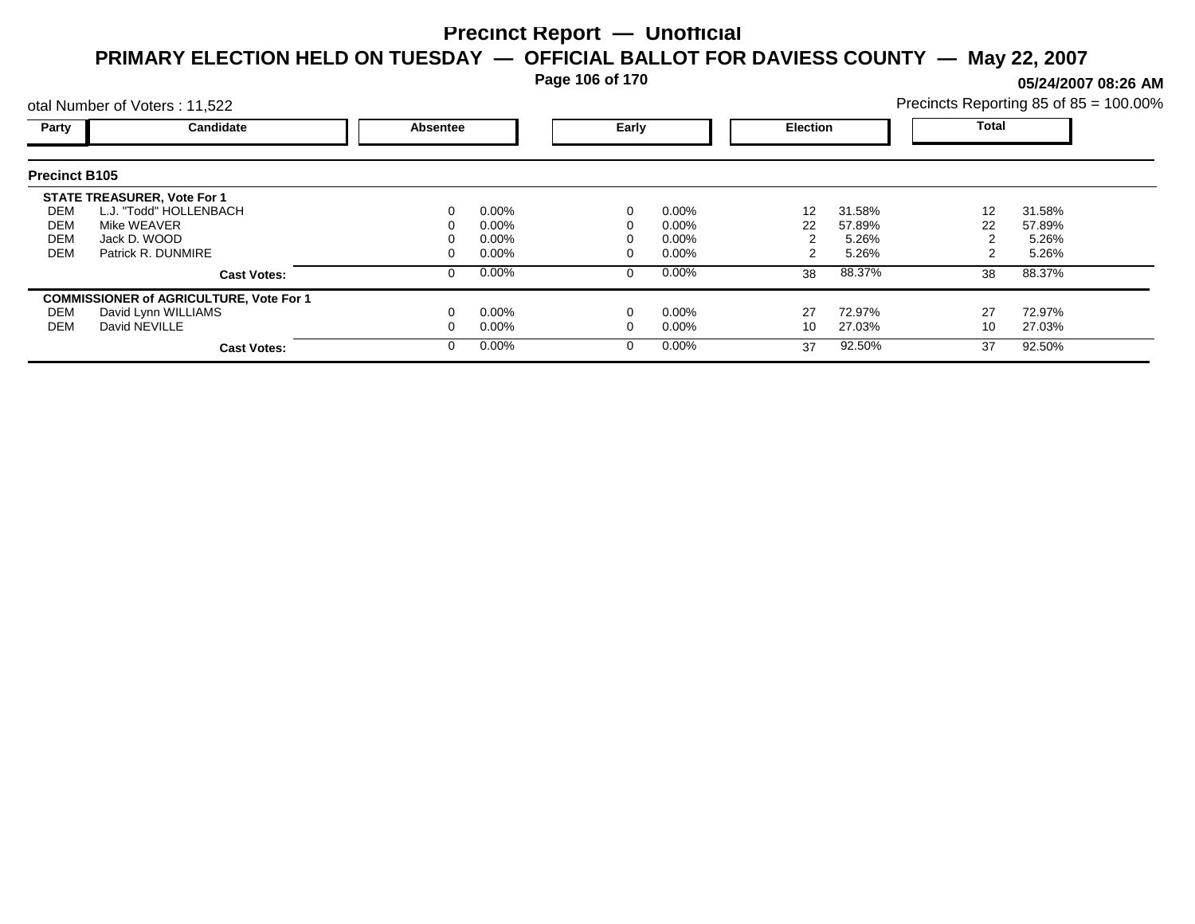# Precinct Report — Unofficial

## PRIMARY ELECTION HELD ON TUESDAY — OFFICIAL BALLOT FOR DAVIESS COUNTY — May 22, 2007

05/24/2007 08:26 AM

otal Number of Voters : 11,522

Precincts Reporting 85 of 85 = 100.00%

### Precinct B105

| Party | Candidate | Absentee | | Early | | Election | | Total | |
|---|---|---|---|---|---|---|---|---|---|
| | **STATE TREASURER, Vote For 1** | | | | | | | | |
| DEM | L.J. "Todd" HOLLENBACH | 0 | 0.00% | 0 | 0.00% | 12 | 31.58% | 12 | 31.58% |
| DEM | Mike WEAVER | 0 | 0.00% | 0 | 0.00% | 22 | 57.89% | 22 | 57.89% |
| DEM | Jack D. WOOD | 0 | 0.00% | 0 | 0.00% | 2 | 5.26% | 2 | 5.26% |
| DEM | Patrick R. DUNMIRE | 0 | 0.00% | 0 | 0.00% | 2 | 5.26% | 2 | 5.26% |
| | **Cast Votes:** | 0 | 0.00% | 0 | 0.00% | 38 | 88.37% | 38 | 88.37% |
| | **COMMISSIONER of AGRICULTURE, Vote For 1** | | | | | | | | |
| DEM | David Lynn WILLIAMS | 0 | 0.00% | 0 | 0.00% | 27 | 72.97% | 27 | 72.97% |
| DEM | David NEVILLE | 0 | 0.00% | 0 | 0.00% | 10 | 27.03% | 10 | 27.03% |
| | **Cast Votes:** | 0 | 0.00% | 0 | 0.00% | 37 | 92.50% | 37 | 92.50% |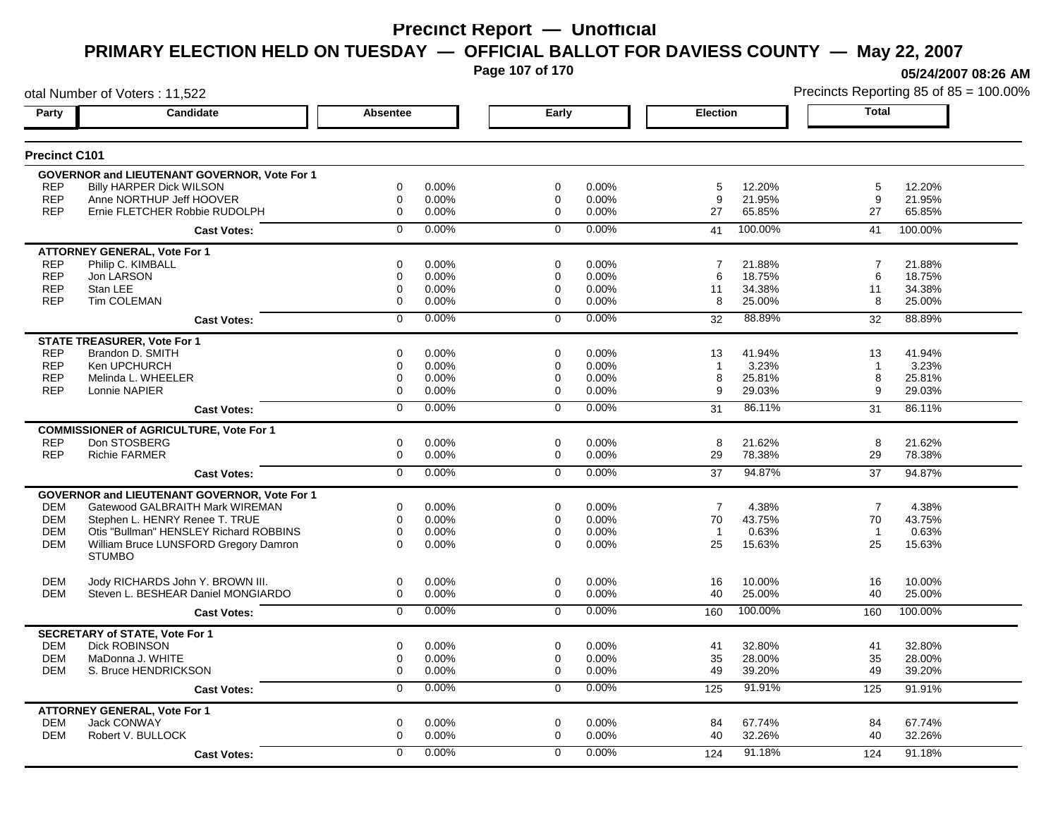# Precinct Report — Unofficial

## PRIMARY ELECTION HELD ON TUESDAY — OFFICIAL BALLOT FOR DAVIESS COUNTY — May 22, 2007

05/24/2007 08:26 AM

otal Number of Voters : 11,522

Precincts Reporting 85 of 85 = 100.00%

### Precinct C101

| Party | Candidate | Absentee | | Early | | Election | | Total | |
|---|---|---|---|---|---|---|---|---|---|
| | **GOVERNOR and LIEUTENANT GOVERNOR, Vote For 1** | | | | | | | | |
| REP | Billy HARPER Dick WILSON | 0 | 0.00% | 0 | 0.00% | 5 | 12.20% | 5 | 12.20% |
| REP | Anne NORTHUP Jeff HOOVER | 0 | 0.00% | 0 | 0.00% | 9 | 21.95% | 9 | 21.95% |
| REP | Ernie FLETCHER Robbie RUDOLPH | 0 | 0.00% | 0 | 0.00% | 27 | 65.85% | 27 | 65.85% |
| | **Cast Votes:** | 0 | 0.00% | 0 | 0.00% | 41 | 100.00% | 41 | 100.00% |
| | **ATTORNEY GENERAL, Vote For 1** | | | | | | | | |
| REP | Philip C. KIMBALL | 0 | 0.00% | 0 | 0.00% | 7 | 21.88% | 7 | 21.88% |
| REP | Jon LARSON | 0 | 0.00% | 0 | 0.00% | 6 | 18.75% | 6 | 18.75% |
| REP | Stan LEE | 0 | 0.00% | 0 | 0.00% | 11 | 34.38% | 11 | 34.38% |
| REP | Tim COLEMAN | 0 | 0.00% | 0 | 0.00% | 8 | 25.00% | 8 | 25.00% |
| | **Cast Votes:** | 0 | 0.00% | 0 | 0.00% | 32 | 88.89% | 32 | 88.89% |
| | **STATE TREASURER, Vote For 1** | | | | | | | | |
| REP | Brandon D. SMITH | 0 | 0.00% | 0 | 0.00% | 13 | 41.94% | 13 | 41.94% |
| REP | Ken UPCHURCH | 0 | 0.00% | 0 | 0.00% | 1 | 3.23% | 1 | 3.23% |
| REP | Melinda L. WHEELER | 0 | 0.00% | 0 | 0.00% | 8 | 25.81% | 8 | 25.81% |
| REP | Lonnie NAPIER | 0 | 0.00% | 0 | 0.00% | 9 | 29.03% | 9 | 29.03% |
| | **Cast Votes:** | 0 | 0.00% | 0 | 0.00% | 31 | 86.11% | 31 | 86.11% |
| | **COMMISSIONER of AGRICULTURE, Vote For 1** | | | | | | | | |
| REP | Don STOSBERG | 0 | 0.00% | 0 | 0.00% | 8 | 21.62% | 8 | 21.62% |
| REP | Richie FARMER | 0 | 0.00% | 0 | 0.00% | 29 | 78.38% | 29 | 78.38% |
| | **Cast Votes:** | 0 | 0.00% | 0 | 0.00% | 37 | 94.87% | 37 | 94.87% |
| | **GOVERNOR and LIEUTENANT GOVERNOR, Vote For 1** | | | | | | | | |
| DEM | Gatewood GALBRAITH Mark WIREMAN | 0 | 0.00% | 0 | 0.00% | 7 | 4.38% | 7 | 4.38% |
| DEM | Stephen L. HENRY Renee T. TRUE | 0 | 0.00% | 0 | 0.00% | 70 | 43.75% | 70 | 43.75% |
| DEM | Otis "Bullman" HENSLEY Richard ROBBINS | 0 | 0.00% | 0 | 0.00% | 1 | 0.63% | 1 | 0.63% |
| DEM | William Bruce LUNSFORD Gregory Damron STUMBO | 0 | 0.00% | 0 | 0.00% | 25 | 15.63% | 25 | 15.63% |
| DEM | Jody RICHARDS John Y. BROWN III. | 0 | 0.00% | 0 | 0.00% | 16 | 10.00% | 16 | 10.00% |
| DEM | Steven L. BESHEAR Daniel MONGIARDO | 0 | 0.00% | 0 | 0.00% | 40 | 25.00% | 40 | 25.00% |
| | **Cast Votes:** | 0 | 0.00% | 0 | 0.00% | 160 | 100.00% | 160 | 100.00% |
| | **SECRETARY of STATE, Vote For 1** | | | | | | | | |
| DEM | Dick ROBINSON | 0 | 0.00% | 0 | 0.00% | 41 | 32.80% | 41 | 32.80% |
| DEM | MaDonna J. WHITE | 0 | 0.00% | 0 | 0.00% | 35 | 28.00% | 35 | 28.00% |
| DEM | S. Bruce HENDRICKSON | 0 | 0.00% | 0 | 0.00% | 49 | 39.20% | 49 | 39.20% |
| | **Cast Votes:** | 0 | 0.00% | 0 | 0.00% | 125 | 91.91% | 125 | 91.91% |
| | **ATTORNEY GENERAL, Vote For 1** | | | | | | | | |
| DEM | Jack CONWAY | 0 | 0.00% | 0 | 0.00% | 84 | 67.74% | 84 | 67.74% |
| DEM | Robert V. BULLOCK | 0 | 0.00% | 0 | 0.00% | 40 | 32.26% | 40 | 32.26% |
| | **Cast Votes:** | 0 | 0.00% | 0 | 0.00% | 124 | 91.18% | 124 | 91.18% |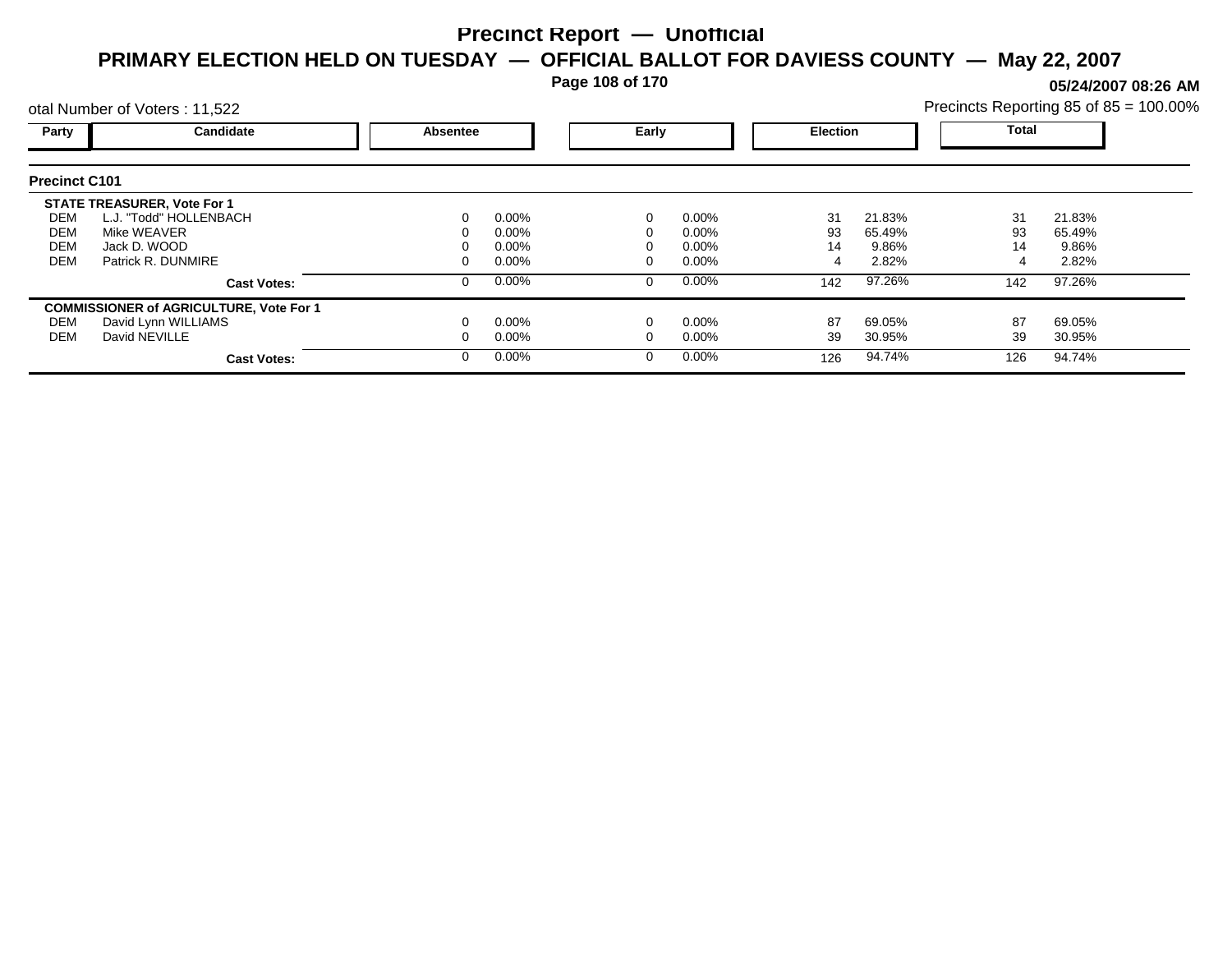# Precinct Report — Unofficial

## PRIMARY ELECTION HELD ON TUESDAY — OFFICIAL BALLOT FOR DAVIESS COUNTY — May 22, 2007

05/24/2007 08:26 AM

otal Number of Voters : 11,522

Precincts Reporting 85 of 85 = 100.00%

### Precinct C101

| Party | Candidate | Absentee | | Early | | Election | | Total | |
|---|---|---|---|---|---|---|---|---|---|
| | **STATE TREASURER, Vote For 1** | | | | | | | | |
| DEM | L.J. "Todd" HOLLENBACH | 0 | 0.00% | 0 | 0.00% | 31 | 21.83% | 31 | 21.83% |
| DEM | Mike WEAVER | 0 | 0.00% | 0 | 0.00% | 93 | 65.49% | 93 | 65.49% |
| DEM | Jack D. WOOD | 0 | 0.00% | 0 | 0.00% | 14 | 9.86% | 14 | 9.86% |
| DEM | Patrick R. DUNMIRE | 0 | 0.00% | 0 | 0.00% | 4 | 2.82% | 4 | 2.82% |
| | **Cast Votes:** | 0 | 0.00% | 0 | 0.00% | 142 | 97.26% | 142 | 97.26% |
| | **COMMISSIONER of AGRICULTURE, Vote For 1** | | | | | | | | |
| DEM | David Lynn WILLIAMS | 0 | 0.00% | 0 | 0.00% | 87 | 69.05% | 87 | 69.05% |
| DEM | David NEVILLE | 0 | 0.00% | 0 | 0.00% | 39 | 30.95% | 39 | 30.95% |
| | **Cast Votes:** | 0 | 0.00% | 0 | 0.00% | 126 | 94.74% | 126 | 94.74% |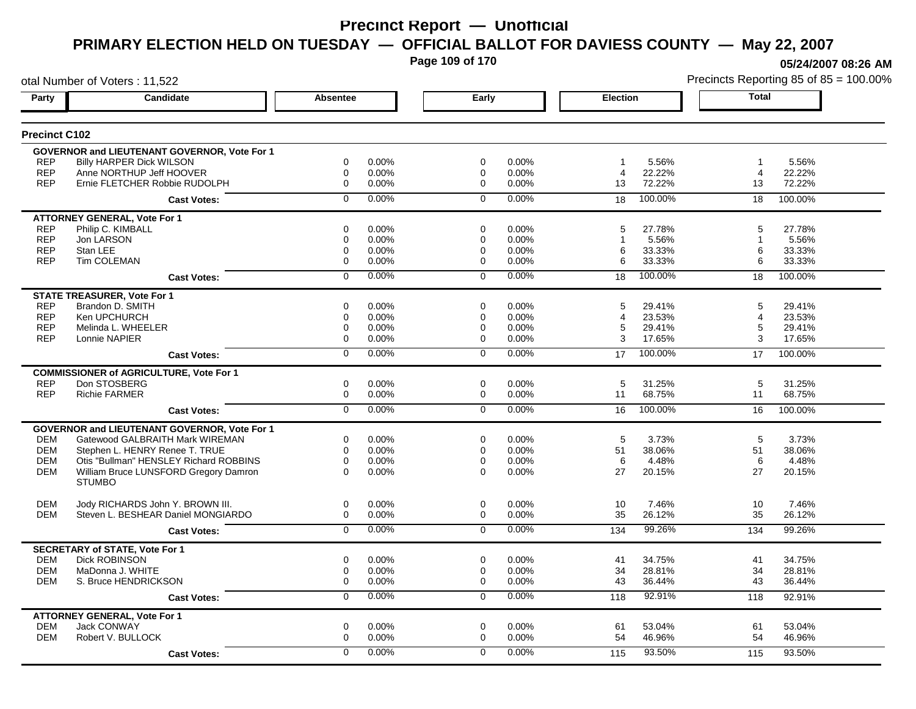# Precinct Report — Unofficial

## PRIMARY ELECTION HELD ON TUESDAY — OFFICIAL BALLOT FOR DAVIESS COUNTY — May 22, 2007

05/24/2007 08:26 AM

otal Number of Voters : 11,522

Precincts Reporting 85 of 85 = 100.00%

### Precinct C102

| Party | Candidate | Absentee | | Early | | Election | | Total | |
|---|---|---|---|---|---|---|---|---|---|
| | **GOVERNOR and LIEUTENANT GOVERNOR, Vote For 1** | | | | | | | | |
| REP | Billy HARPER Dick WILSON | 0 | 0.00% | 0 | 0.00% | 1 | 5.56% | 1 | 5.56% |
| REP | Anne NORTHUP Jeff HOOVER | 0 | 0.00% | 0 | 0.00% | 4 | 22.22% | 4 | 22.22% |
| REP | Ernie FLETCHER Robbie RUDOLPH | 0 | 0.00% | 0 | 0.00% | 13 | 72.22% | 13 | 72.22% |
| | **Cast Votes:** | 0 | 0.00% | 0 | 0.00% | 18 | 100.00% | 18 | 100.00% |
| | **ATTORNEY GENERAL, Vote For 1** | | | | | | | | |
| REP | Philip C. KIMBALL | 0 | 0.00% | 0 | 0.00% | 5 | 27.78% | 5 | 27.78% |
| REP | Jon LARSON | 0 | 0.00% | 0 | 0.00% | 1 | 5.56% | 1 | 5.56% |
| REP | Stan LEE | 0 | 0.00% | 0 | 0.00% | 6 | 33.33% | 6 | 33.33% |
| REP | Tim COLEMAN | 0 | 0.00% | 0 | 0.00% | 6 | 33.33% | 6 | 33.33% |
| | **Cast Votes:** | 0 | 0.00% | 0 | 0.00% | 18 | 100.00% | 18 | 100.00% |
| | **STATE TREASURER, Vote For 1** | | | | | | | | |
| REP | Brandon D. SMITH | 0 | 0.00% | 0 | 0.00% | 5 | 29.41% | 5 | 29.41% |
| REP | Ken UPCHURCH | 0 | 0.00% | 0 | 0.00% | 4 | 23.53% | 4 | 23.53% |
| REP | Melinda L. WHEELER | 0 | 0.00% | 0 | 0.00% | 5 | 29.41% | 5 | 29.41% |
| REP | Lonnie NAPIER | 0 | 0.00% | 0 | 0.00% | 3 | 17.65% | 3 | 17.65% |
| | **Cast Votes:** | 0 | 0.00% | 0 | 0.00% | 17 | 100.00% | 17 | 100.00% |
| | **COMMISSIONER of AGRICULTURE, Vote For 1** | | | | | | | | |
| REP | Don STOSBERG | 0 | 0.00% | 0 | 0.00% | 5 | 31.25% | 5 | 31.25% |
| REP | Richie FARMER | 0 | 0.00% | 0 | 0.00% | 11 | 68.75% | 11 | 68.75% |
| | **Cast Votes:** | 0 | 0.00% | 0 | 0.00% | 16 | 100.00% | 16 | 100.00% |
| | **GOVERNOR and LIEUTENANT GOVERNOR, Vote For 1** | | | | | | | | |
| DEM | Gatewood GALBRAITH Mark WIREMAN | 0 | 0.00% | 0 | 0.00% | 5 | 3.73% | 5 | 3.73% |
| DEM | Stephen L. HENRY Renee T. TRUE | 0 | 0.00% | 0 | 0.00% | 51 | 38.06% | 51 | 38.06% |
| DEM | Otis "Bullman" HENSLEY Richard ROBBINS | 0 | 0.00% | 0 | 0.00% | 6 | 4.48% | 6 | 4.48% |
| DEM | William Bruce LUNSFORD Gregory Damron STUMBO | 0 | 0.00% | 0 | 0.00% | 27 | 20.15% | 27 | 20.15% |
| DEM | Jody RICHARDS John Y. BROWN III. | 0 | 0.00% | 0 | 0.00% | 10 | 7.46% | 10 | 7.46% |
| DEM | Steven L. BESHEAR Daniel MONGIARDO | 0 | 0.00% | 0 | 0.00% | 35 | 26.12% | 35 | 26.12% |
| | **Cast Votes:** | 0 | 0.00% | 0 | 0.00% | 134 | 99.26% | 134 | 99.26% |
| | **SECRETARY of STATE, Vote For 1** | | | | | | | | |
| DEM | Dick ROBINSON | 0 | 0.00% | 0 | 0.00% | 41 | 34.75% | 41 | 34.75% |
| DEM | MaDonna J. WHITE | 0 | 0.00% | 0 | 0.00% | 34 | 28.81% | 34 | 28.81% |
| DEM | S. Bruce HENDRICKSON | 0 | 0.00% | 0 | 0.00% | 43 | 36.44% | 43 | 36.44% |
| | **Cast Votes:** | 0 | 0.00% | 0 | 0.00% | 118 | 92.91% | 118 | 92.91% |
| | **ATTORNEY GENERAL, Vote For 1** | | | | | | | | |
| DEM | Jack CONWAY | 0 | 0.00% | 0 | 0.00% | 61 | 53.04% | 61 | 53.04% |
| DEM | Robert V. BULLOCK | 0 | 0.00% | 0 | 0.00% | 54 | 46.96% | 54 | 46.96% |
| | **Cast Votes:** | 0 | 0.00% | 0 | 0.00% | 115 | 93.50% | 115 | 93.50% |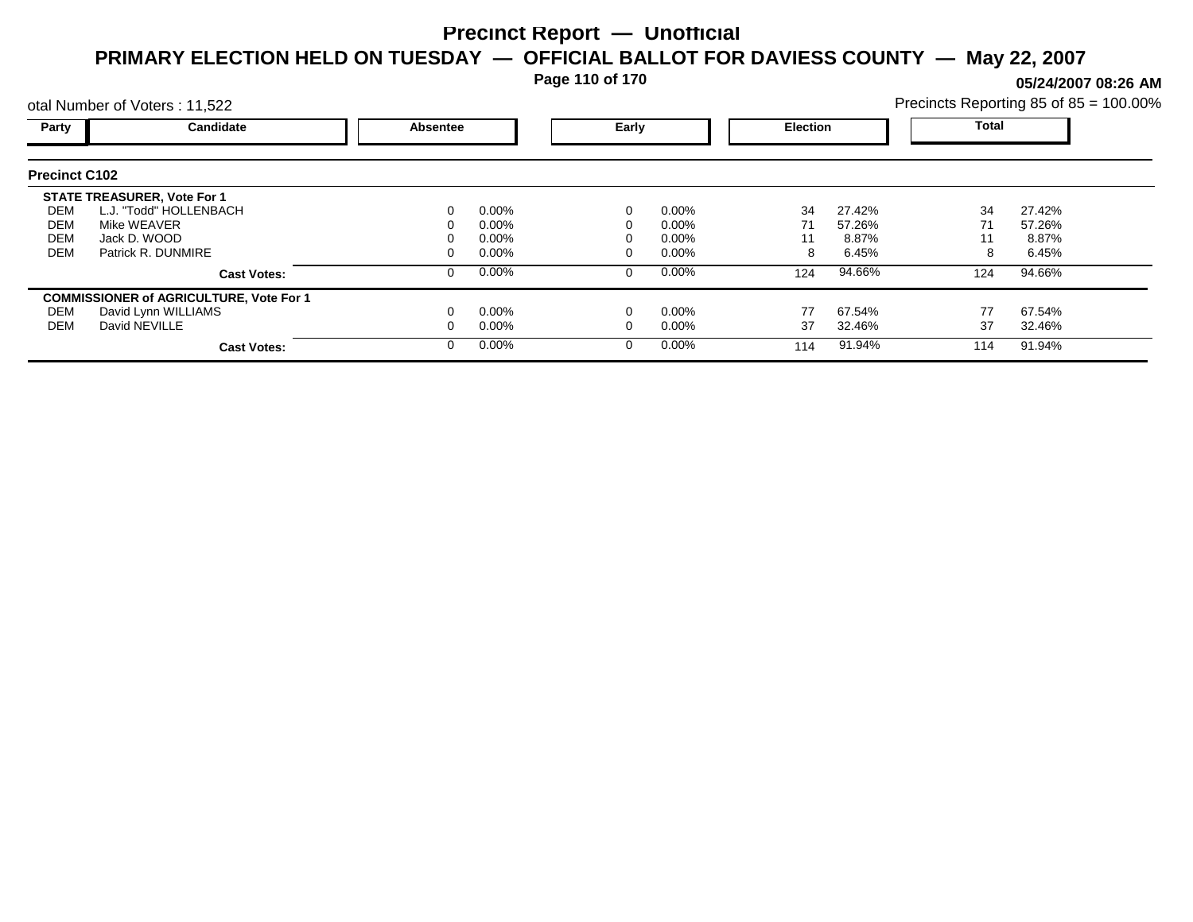# Precinct Report — Unofficial

## PRIMARY ELECTION HELD ON TUESDAY — OFFICIAL BALLOT FOR DAVIESS COUNTY — May 22, 2007

05/24/2007 08:26 AM

otal Number of Voters : 11,522

Precincts Reporting 85 of 85 = 100.00%

### Precinct C102

| Party | Candidate | Absentee | | Early | | Election | | Total | |
|---|---|---|---|---|---|---|---|---|---|
| | **STATE TREASURER, Vote For 1** | | | | | | | | |
| DEM | L.J. "Todd" HOLLENBACH | 0 | 0.00% | 0 | 0.00% | 34 | 27.42% | 34 | 27.42% |
| DEM | Mike WEAVER | 0 | 0.00% | 0 | 0.00% | 71 | 57.26% | 71 | 57.26% |
| DEM | Jack D. WOOD | 0 | 0.00% | 0 | 0.00% | 11 | 8.87% | 11 | 8.87% |
| DEM | Patrick R. DUNMIRE | 0 | 0.00% | 0 | 0.00% | 8 | 6.45% | 8 | 6.45% |
| | **Cast Votes:** | 0 | 0.00% | 0 | 0.00% | 124 | 94.66% | 124 | 94.66% |
| | **COMMISSIONER of AGRICULTURE, Vote For 1** | | | | | | | | |
| DEM | David Lynn WILLIAMS | 0 | 0.00% | 0 | 0.00% | 77 | 67.54% | 77 | 67.54% |
| DEM | David NEVILLE | 0 | 0.00% | 0 | 0.00% | 37 | 32.46% | 37 | 32.46% |
| | **Cast Votes:** | 0 | 0.00% | 0 | 0.00% | 114 | 91.94% | 114 | 91.94% |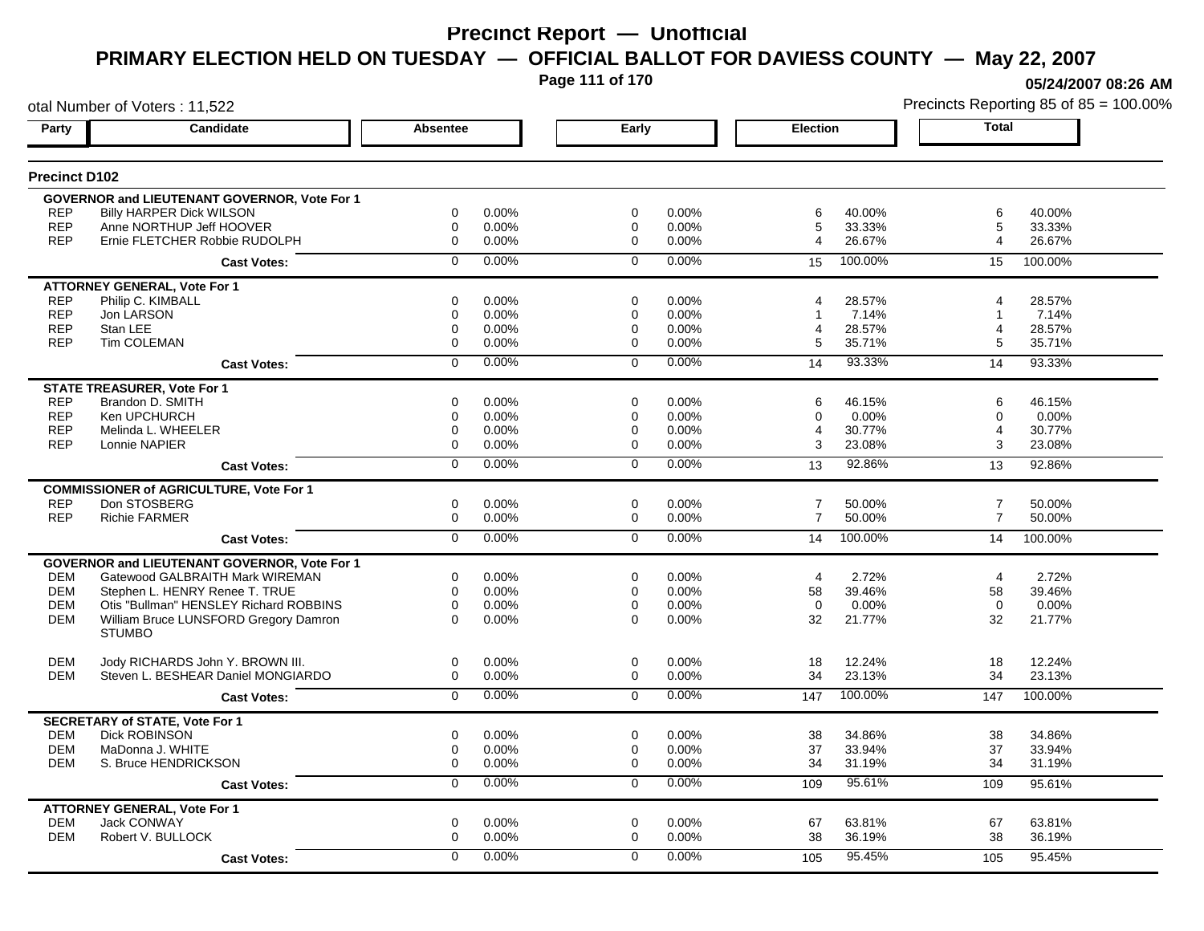# Precinct Report — Unofficial

## PRIMARY ELECTION HELD ON TUESDAY — OFFICIAL BALLOT FOR DAVIESS COUNTY — May 22, 2007

05/24/2007 08:26 AM

otal Number of Voters : 11,522

Precincts Reporting 85 of 85 = 100.00%

### Precinct D102

| Party | Candidate | Absentee | | Early | | Election | | Total | |
|---|---|---|---|---|---|---|---|---|---|
| **GOVERNOR and LIEUTENANT GOVERNOR, Vote For 1** | | | | | | | | | |
| REP | Billy HARPER Dick WILSON | 0 | 0.00% | 0 | 0.00% | 6 | 40.00% | 6 | 40.00% |
| REP | Anne NORTHUP Jeff HOOVER | 0 | 0.00% | 0 | 0.00% | 5 | 33.33% | 5 | 33.33% |
| REP | Ernie FLETCHER Robbie RUDOLPH | 0 | 0.00% | 0 | 0.00% | 4 | 26.67% | 4 | 26.67% |
| | **Cast Votes:** | 0 | 0.00% | 0 | 0.00% | 15 | 100.00% | 15 | 100.00% |
| **ATTORNEY GENERAL, Vote For 1** | | | | | | | | | |
| REP | Philip C. KIMBALL | 0 | 0.00% | 0 | 0.00% | 4 | 28.57% | 4 | 28.57% |
| REP | Jon LARSON | 0 | 0.00% | 0 | 0.00% | 1 | 7.14% | 1 | 7.14% |
| REP | Stan LEE | 0 | 0.00% | 0 | 0.00% | 4 | 28.57% | 4 | 28.57% |
| REP | Tim COLEMAN | 0 | 0.00% | 0 | 0.00% | 5 | 35.71% | 5 | 35.71% |
| | **Cast Votes:** | 0 | 0.00% | 0 | 0.00% | 14 | 93.33% | 14 | 93.33% |
| **STATE TREASURER, Vote For 1** | | | | | | | | | |
| REP | Brandon D. SMITH | 0 | 0.00% | 0 | 0.00% | 6 | 46.15% | 6 | 46.15% |
| REP | Ken UPCHURCH | 0 | 0.00% | 0 | 0.00% | 0 | 0.00% | 0 | 0.00% |
| REP | Melinda L. WHEELER | 0 | 0.00% | 0 | 0.00% | 4 | 30.77% | 4 | 30.77% |
| REP | Lonnie NAPIER | 0 | 0.00% | 0 | 0.00% | 3 | 23.08% | 3 | 23.08% |
| | **Cast Votes:** | 0 | 0.00% | 0 | 0.00% | 13 | 92.86% | 13 | 92.86% |
| **COMMISSIONER of AGRICULTURE, Vote For 1** | | | | | | | | | |
| REP | Don STOSBERG | 0 | 0.00% | 0 | 0.00% | 7 | 50.00% | 7 | 50.00% |
| REP | Richie FARMER | 0 | 0.00% | 0 | 0.00% | 7 | 50.00% | 7 | 50.00% |
| | **Cast Votes:** | 0 | 0.00% | 0 | 0.00% | 14 | 100.00% | 14 | 100.00% |
| **GOVERNOR and LIEUTENANT GOVERNOR, Vote For 1** | | | | | | | | | |
| DEM | Gatewood GALBRAITH Mark WIREMAN | 0 | 0.00% | 0 | 0.00% | 4 | 2.72% | 4 | 2.72% |
| DEM | Stephen L. HENRY Renee T. TRUE | 0 | 0.00% | 0 | 0.00% | 58 | 39.46% | 58 | 39.46% |
| DEM | Otis "Bullman" HENSLEY Richard ROBBINS | 0 | 0.00% | 0 | 0.00% | 0 | 0.00% | 0 | 0.00% |
| DEM | William Bruce LUNSFORD Gregory Damron STUMBO | 0 | 0.00% | 0 | 0.00% | 32 | 21.77% | 32 | 21.77% |
| DEM | Jody RICHARDS John Y. BROWN III. | 0 | 0.00% | 0 | 0.00% | 18 | 12.24% | 18 | 12.24% |
| DEM | Steven L. BESHEAR Daniel MONGIARDO | 0 | 0.00% | 0 | 0.00% | 34 | 23.13% | 34 | 23.13% |
| | **Cast Votes:** | 0 | 0.00% | 0 | 0.00% | 147 | 100.00% | 147 | 100.00% |
| **SECRETARY of STATE, Vote For 1** | | | | | | | | | |
| DEM | Dick ROBINSON | 0 | 0.00% | 0 | 0.00% | 38 | 34.86% | 38 | 34.86% |
| DEM | MaDonna J. WHITE | 0 | 0.00% | 0 | 0.00% | 37 | 33.94% | 37 | 33.94% |
| DEM | S. Bruce HENDRICKSON | 0 | 0.00% | 0 | 0.00% | 34 | 31.19% | 34 | 31.19% |
| | **Cast Votes:** | 0 | 0.00% | 0 | 0.00% | 109 | 95.61% | 109 | 95.61% |
| **ATTORNEY GENERAL, Vote For 1** | | | | | | | | | |
| DEM | Jack CONWAY | 0 | 0.00% | 0 | 0.00% | 67 | 63.81% | 67 | 63.81% |
| DEM | Robert V. BULLOCK | 0 | 0.00% | 0 | 0.00% | 38 | 36.19% | 38 | 36.19% |
| | **Cast Votes:** | 0 | 0.00% | 0 | 0.00% | 105 | 95.45% | 105 | 95.45% |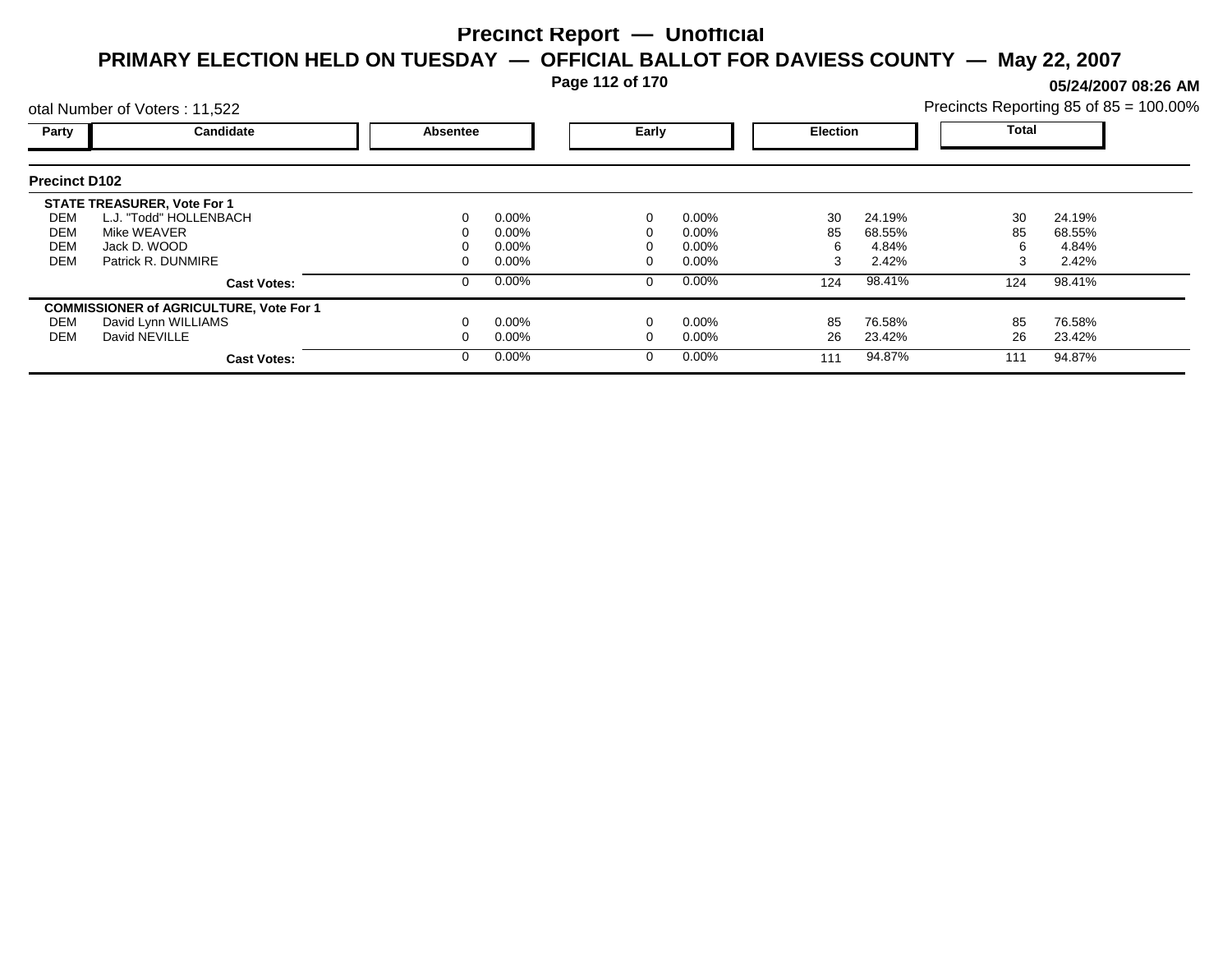# Precinct Report — Unofficial

## PRIMARY ELECTION HELD ON TUESDAY — OFFICIAL BALLOT FOR DAVIESS COUNTY — May 22, 2007

05/24/2007 08:26 AM

otal Number of Voters : 11,522

Precincts Reporting 85 of 85 = 100.00%

| Party | Candidate | Absentee | | Early | | Election | | Total | |
|---|---|---|---|---|---|---|---|---|---|
| **Precinct D102** | | | | | | | | | |
| **STATE TREASURER, Vote For 1** | | | | | | | | | |
| DEM | L.J. "Todd" HOLLENBACH | 0 | 0.00% | 0 | 0.00% | 30 | 24.19% | 30 | 24.19% |
| DEM | Mike WEAVER | 0 | 0.00% | 0 | 0.00% | 85 | 68.55% | 85 | 68.55% |
| DEM | Jack D. WOOD | 0 | 0.00% | 0 | 0.00% | 6 | 4.84% | 6 | 4.84% |
| DEM | Patrick R. DUNMIRE | 0 | 0.00% | 0 | 0.00% | 3 | 2.42% | 3 | 2.42% |
| | **Cast Votes:** | 0 | 0.00% | 0 | 0.00% | 124 | 98.41% | 124 | 98.41% |
| **COMMISSIONER of AGRICULTURE, Vote For 1** | | | | | | | | | |
| DEM | David Lynn WILLIAMS | 0 | 0.00% | 0 | 0.00% | 85 | 76.58% | 85 | 76.58% |
| DEM | David NEVILLE | 0 | 0.00% | 0 | 0.00% | 26 | 23.42% | 26 | 23.42% |
| | **Cast Votes:** | 0 | 0.00% | 0 | 0.00% | 111 | 94.87% | 111 | 94.87% |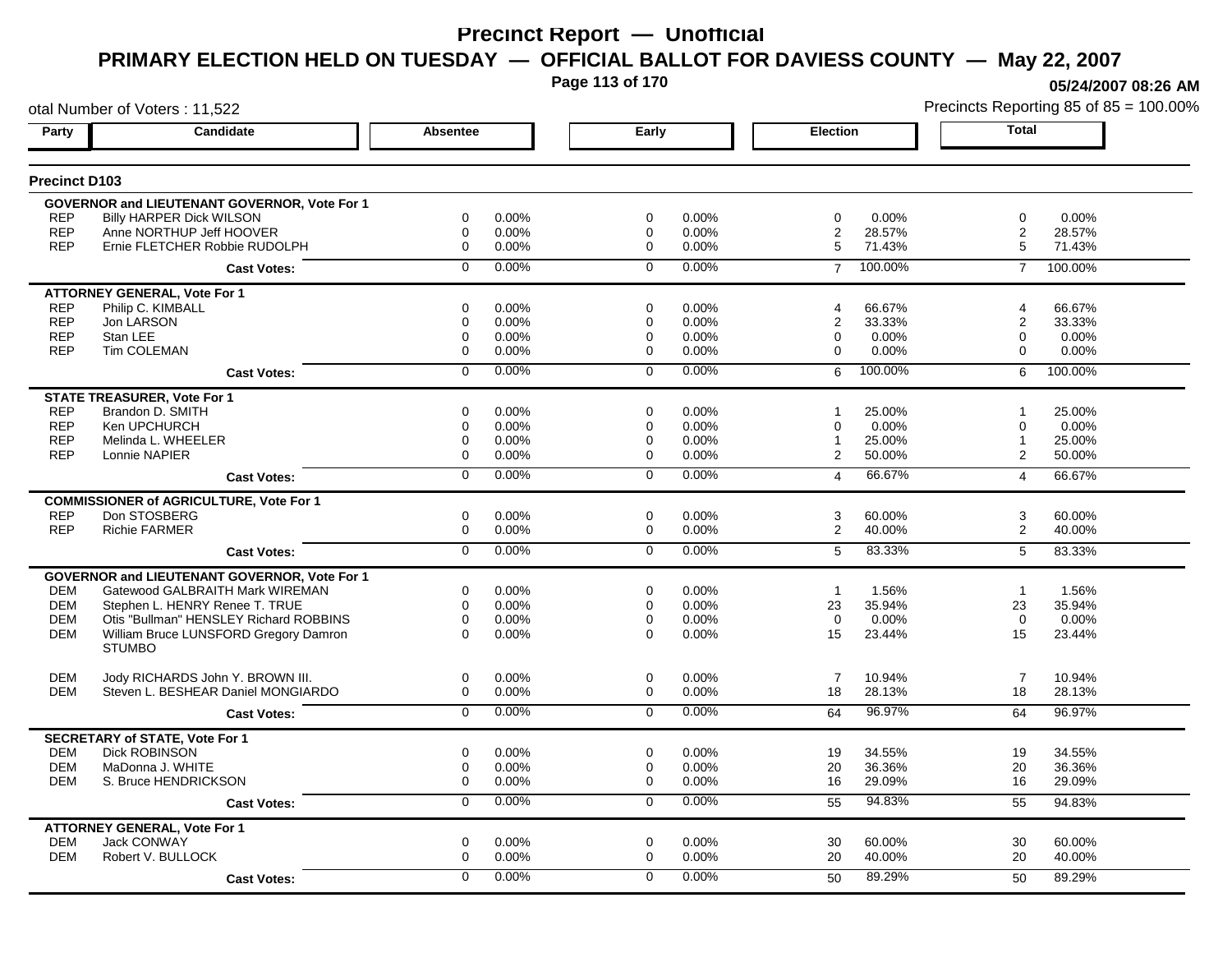# Precinct Report — Unofficial

## PRIMARY ELECTION HELD ON TUESDAY — OFFICIAL BALLOT FOR DAVIESS COUNTY — May 22, 2007

05/24/2007 08:26 AM

otal Number of Voters : 11,522

Precincts Reporting 85 of 85 = 100.00%

### Precinct D103

| Party | Candidate | Absentee | | Early | | Election | | Total | |
|---|---|---|---|---|---|---|---|---|---|
| **GOVERNOR and LIEUTENANT GOVERNOR, Vote For 1** | | | | | | | | | |
| REP | Billy HARPER Dick WILSON | 0 | 0.00% | 0 | 0.00% | 0 | 0.00% | 0 | 0.00% |
| REP | Anne NORTHUP Jeff HOOVER | 0 | 0.00% | 0 | 0.00% | 2 | 28.57% | 2 | 28.57% |
| REP | Ernie FLETCHER Robbie RUDOLPH | 0 | 0.00% | 0 | 0.00% | 5 | 71.43% | 5 | 71.43% |
| | **Cast Votes:** | 0 | 0.00% | 0 | 0.00% | 7 | 100.00% | 7 | 100.00% |
| **ATTORNEY GENERAL, Vote For 1** | | | | | | | | | |
| REP | Philip C. KIMBALL | 0 | 0.00% | 0 | 0.00% | 4 | 66.67% | 4 | 66.67% |
| REP | Jon LARSON | 0 | 0.00% | 0 | 0.00% | 2 | 33.33% | 2 | 33.33% |
| REP | Stan LEE | 0 | 0.00% | 0 | 0.00% | 0 | 0.00% | 0 | 0.00% |
| REP | Tim COLEMAN | 0 | 0.00% | 0 | 0.00% | 0 | 0.00% | 0 | 0.00% |
| | **Cast Votes:** | 0 | 0.00% | 0 | 0.00% | 6 | 100.00% | 6 | 100.00% |
| **STATE TREASURER, Vote For 1** | | | | | | | | | |
| REP | Brandon D. SMITH | 0 | 0.00% | 0 | 0.00% | 1 | 25.00% | 1 | 25.00% |
| REP | Ken UPCHURCH | 0 | 0.00% | 0 | 0.00% | 0 | 0.00% | 0 | 0.00% |
| REP | Melinda L. WHEELER | 0 | 0.00% | 0 | 0.00% | 1 | 25.00% | 1 | 25.00% |
| REP | Lonnie NAPIER | 0 | 0.00% | 0 | 0.00% | 2 | 50.00% | 2 | 50.00% |
| | **Cast Votes:** | 0 | 0.00% | 0 | 0.00% | 4 | 66.67% | 4 | 66.67% |
| **COMMISSIONER of AGRICULTURE, Vote For 1** | | | | | | | | | |
| REP | Don STOSBERG | 0 | 0.00% | 0 | 0.00% | 3 | 60.00% | 3 | 60.00% |
| REP | Richie FARMER | 0 | 0.00% | 0 | 0.00% | 2 | 40.00% | 2 | 40.00% |
| | **Cast Votes:** | 0 | 0.00% | 0 | 0.00% | 5 | 83.33% | 5 | 83.33% |
| **GOVERNOR and LIEUTENANT GOVERNOR, Vote For 1** | | | | | | | | | |
| DEM | Gatewood GALBRAITH Mark WIREMAN | 0 | 0.00% | 0 | 0.00% | 1 | 1.56% | 1 | 1.56% |
| DEM | Stephen L. HENRY Renee T. TRUE | 0 | 0.00% | 0 | 0.00% | 23 | 35.94% | 23 | 35.94% |
| DEM | Otis "Bullman" HENSLEY Richard ROBBINS | 0 | 0.00% | 0 | 0.00% | 0 | 0.00% | 0 | 0.00% |
| DEM | William Bruce LUNSFORD Gregory Damron STUMBO | 0 | 0.00% | 0 | 0.00% | 15 | 23.44% | 15 | 23.44% |
| DEM | Jody RICHARDS John Y. BROWN III. | 0 | 0.00% | 0 | 0.00% | 7 | 10.94% | 7 | 10.94% |
| DEM | Steven L. BESHEAR Daniel MONGIARDO | 0 | 0.00% | 0 | 0.00% | 18 | 28.13% | 18 | 28.13% |
| | **Cast Votes:** | 0 | 0.00% | 0 | 0.00% | 64 | 96.97% | 64 | 96.97% |
| **SECRETARY of STATE, Vote For 1** | | | | | | | | | |
| DEM | Dick ROBINSON | 0 | 0.00% | 0 | 0.00% | 19 | 34.55% | 19 | 34.55% |
| DEM | MaDonna J. WHITE | 0 | 0.00% | 0 | 0.00% | 20 | 36.36% | 20 | 36.36% |
| DEM | S. Bruce HENDRICKSON | 0 | 0.00% | 0 | 0.00% | 16 | 29.09% | 16 | 29.09% |
| | **Cast Votes:** | 0 | 0.00% | 0 | 0.00% | 55 | 94.83% | 55 | 94.83% |
| **ATTORNEY GENERAL, Vote For 1** | | | | | | | | | |
| DEM | Jack CONWAY | 0 | 0.00% | 0 | 0.00% | 30 | 60.00% | 30 | 60.00% |
| DEM | Robert V. BULLOCK | 0 | 0.00% | 0 | 0.00% | 20 | 40.00% | 20 | 40.00% |
| | **Cast Votes:** | 0 | 0.00% | 0 | 0.00% | 50 | 89.29% | 50 | 89.29% |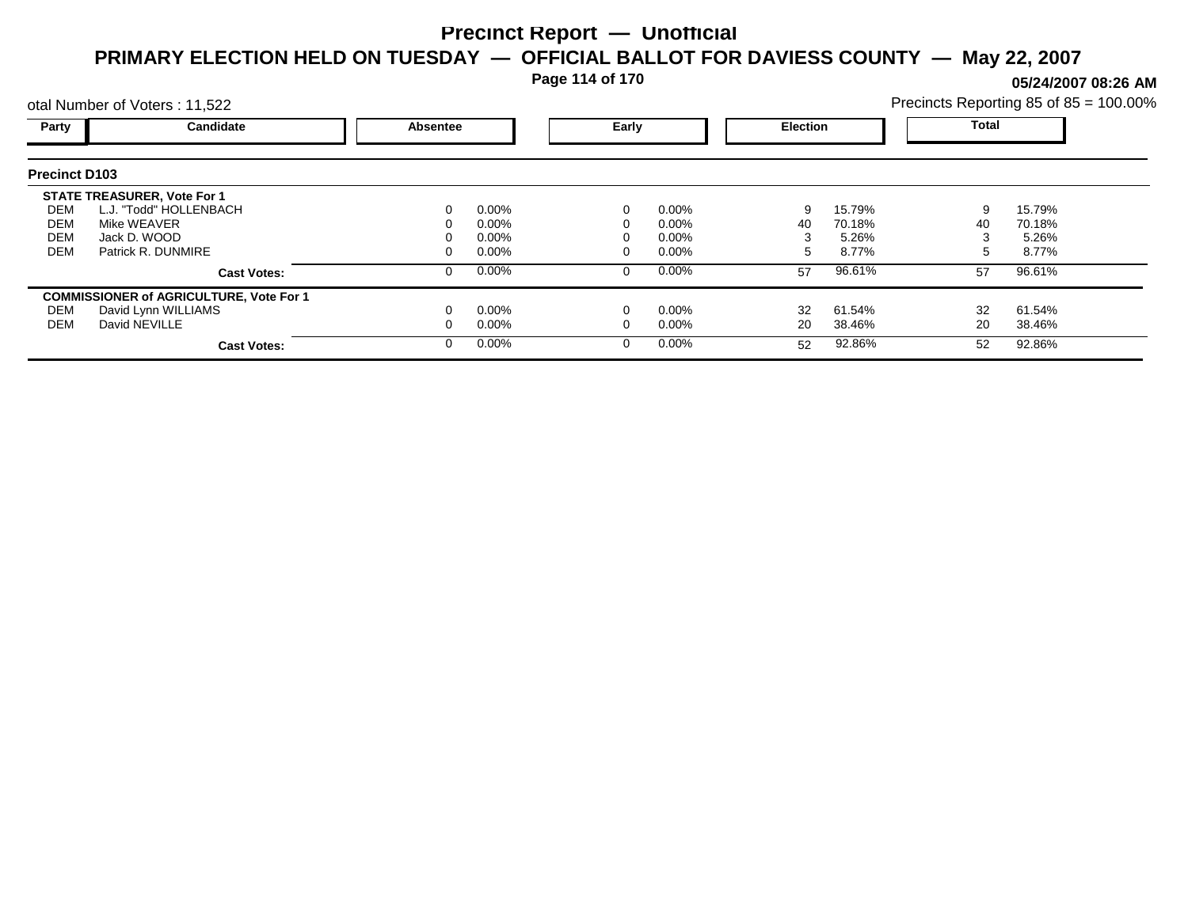# Precinct Report — Unofficial

## PRIMARY ELECTION HELD ON TUESDAY — OFFICIAL BALLOT FOR DAVIESS COUNTY — May 22, 2007

**05/24/2007 08:26 AM**

otal Number of Voters : 11,522

Precincts Reporting 85 of 85 = 100.00%

### Precinct D103

| Party | Candidate | Absentee | | Early | | Election | | Total | |
|---|---|---|---|---|---|---|---|---|---|
| | **STATE TREASURER, Vote For 1** | | | | | | | | |
| DEM | L.J. "Todd" HOLLENBACH | 0 | 0.00% | 0 | 0.00% | 9 | 15.79% | 9 | 15.79% |
| DEM | Mike WEAVER | 0 | 0.00% | 0 | 0.00% | 40 | 70.18% | 40 | 70.18% |
| DEM | Jack D. WOOD | 0 | 0.00% | 0 | 0.00% | 3 | 5.26% | 3 | 5.26% |
| DEM | Patrick R. DUNMIRE | 0 | 0.00% | 0 | 0.00% | 5 | 8.77% | 5 | 8.77% |
| | **Cast Votes:** | 0 | 0.00% | 0 | 0.00% | 57 | 96.61% | 57 | 96.61% |
| | **COMMISSIONER of AGRICULTURE, Vote For 1** | | | | | | | | |
| DEM | David Lynn WILLIAMS | 0 | 0.00% | 0 | 0.00% | 32 | 61.54% | 32 | 61.54% |
| DEM | David NEVILLE | 0 | 0.00% | 0 | 0.00% | 20 | 38.46% | 20 | 38.46% |
| | **Cast Votes:** | 0 | 0.00% | 0 | 0.00% | 52 | 92.86% | 52 | 92.86% |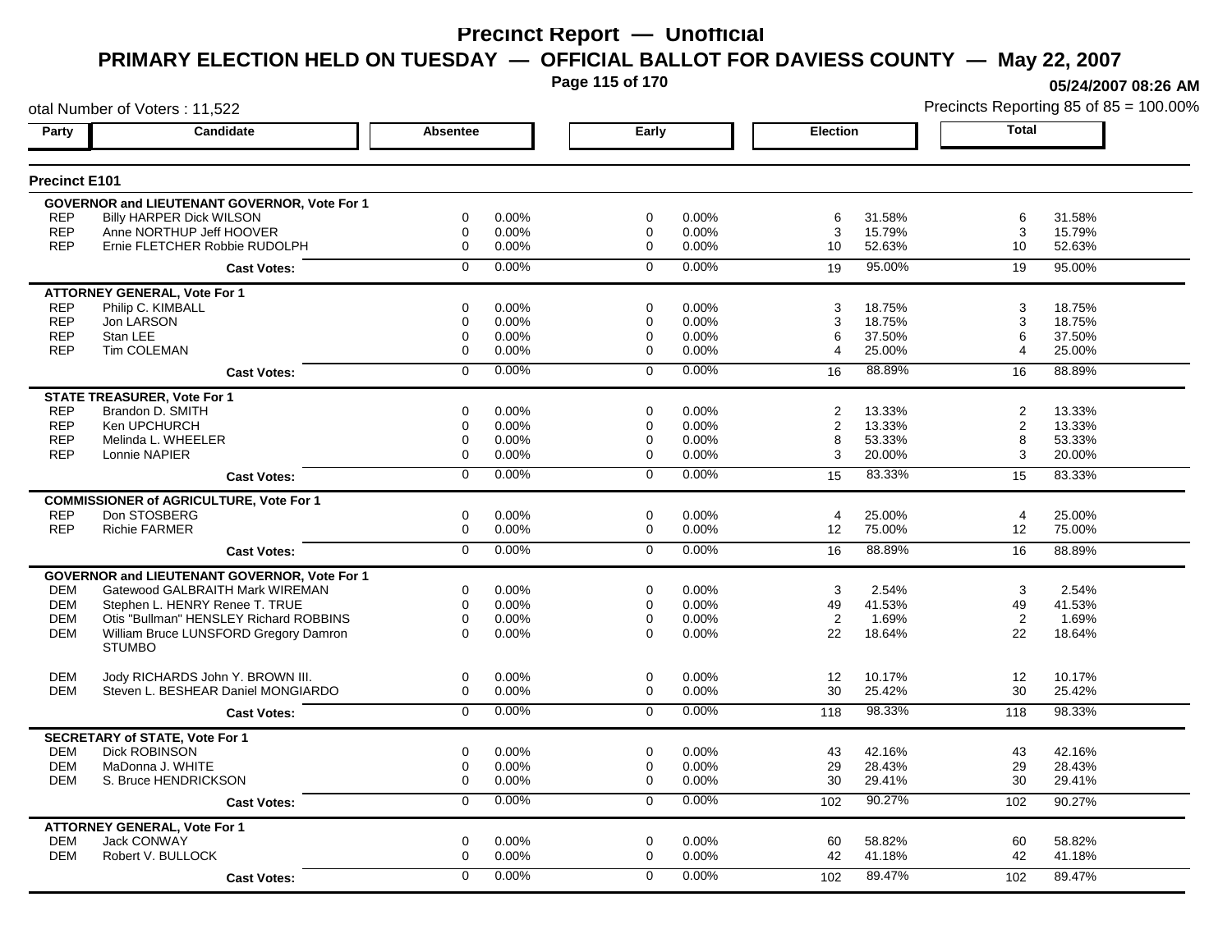# Precinct Report — Unofficial

## PRIMARY ELECTION HELD ON TUESDAY — OFFICIAL BALLOT FOR DAVIESS COUNTY — May 22, 2007

05/24/2007 08:26 AM

otal Number of Voters : 11,522

Precincts Reporting 85 of 85 = 100.00%

### Precinct E101

| Party | Candidate | Absentee | | Early | | Election | | Total | |
|---|---|---|---|---|---|---|---|---|---|
| | **GOVERNOR and LIEUTENANT GOVERNOR, Vote For 1** | | | | | | | | |
| REP | Billy HARPER Dick WILSON | 0 | 0.00% | 0 | 0.00% | 6 | 31.58% | 6 | 31.58% |
| REP | Anne NORTHUP Jeff HOOVER | 0 | 0.00% | 0 | 0.00% | 3 | 15.79% | 3 | 15.79% |
| REP | Ernie FLETCHER Robbie RUDOLPH | 0 | 0.00% | 0 | 0.00% | 10 | 52.63% | 10 | 52.63% |
| | **Cast Votes:** | 0 | 0.00% | 0 | 0.00% | 19 | 95.00% | 19 | 95.00% |
| | **ATTORNEY GENERAL, Vote For 1** | | | | | | | | |
| REP | Philip C. KIMBALL | 0 | 0.00% | 0 | 0.00% | 3 | 18.75% | 3 | 18.75% |
| REP | Jon LARSON | 0 | 0.00% | 0 | 0.00% | 3 | 18.75% | 3 | 18.75% |
| REP | Stan LEE | 0 | 0.00% | 0 | 0.00% | 6 | 37.50% | 6 | 37.50% |
| REP | Tim COLEMAN | 0 | 0.00% | 0 | 0.00% | 4 | 25.00% | 4 | 25.00% |
| | **Cast Votes:** | 0 | 0.00% | 0 | 0.00% | 16 | 88.89% | 16 | 88.89% |
| | **STATE TREASURER, Vote For 1** | | | | | | | | |
| REP | Brandon D. SMITH | 0 | 0.00% | 0 | 0.00% | 2 | 13.33% | 2 | 13.33% |
| REP | Ken UPCHURCH | 0 | 0.00% | 0 | 0.00% | 2 | 13.33% | 2 | 13.33% |
| REP | Melinda L. WHEELER | 0 | 0.00% | 0 | 0.00% | 8 | 53.33% | 8 | 53.33% |
| REP | Lonnie NAPIER | 0 | 0.00% | 0 | 0.00% | 3 | 20.00% | 3 | 20.00% |
| | **Cast Votes:** | 0 | 0.00% | 0 | 0.00% | 15 | 83.33% | 15 | 83.33% |
| | **COMMISSIONER of AGRICULTURE, Vote For 1** | | | | | | | | |
| REP | Don STOSBERG | 0 | 0.00% | 0 | 0.00% | 4 | 25.00% | 4 | 25.00% |
| REP | Richie FARMER | 0 | 0.00% | 0 | 0.00% | 12 | 75.00% | 12 | 75.00% |
| | **Cast Votes:** | 0 | 0.00% | 0 | 0.00% | 16 | 88.89% | 16 | 88.89% |
| | **GOVERNOR and LIEUTENANT GOVERNOR, Vote For 1** | | | | | | | | |
| DEM | Gatewood GALBRAITH Mark WIREMAN | 0 | 0.00% | 0 | 0.00% | 3 | 2.54% | 3 | 2.54% |
| DEM | Stephen L. HENRY Renee T. TRUE | 0 | 0.00% | 0 | 0.00% | 49 | 41.53% | 49 | 41.53% |
| DEM | Otis "Bullman" HENSLEY Richard ROBBINS | 0 | 0.00% | 0 | 0.00% | 2 | 1.69% | 2 | 1.69% |
| DEM | William Bruce LUNSFORD Gregory Damron STUMBO | 0 | 0.00% | 0 | 0.00% | 22 | 18.64% | 22 | 18.64% |
| DEM | Jody RICHARDS John Y. BROWN III. | 0 | 0.00% | 0 | 0.00% | 12 | 10.17% | 12 | 10.17% |
| DEM | Steven L. BESHEAR Daniel MONGIARDO | 0 | 0.00% | 0 | 0.00% | 30 | 25.42% | 30 | 25.42% |
| | **Cast Votes:** | 0 | 0.00% | 0 | 0.00% | 118 | 98.33% | 118 | 98.33% |
| | **SECRETARY of STATE, Vote For 1** | | | | | | | | |
| DEM | Dick ROBINSON | 0 | 0.00% | 0 | 0.00% | 43 | 42.16% | 43 | 42.16% |
| DEM | MaDonna J. WHITE | 0 | 0.00% | 0 | 0.00% | 29 | 28.43% | 29 | 28.43% |
| DEM | S. Bruce HENDRICKSON | 0 | 0.00% | 0 | 0.00% | 30 | 29.41% | 30 | 29.41% |
| | **Cast Votes:** | 0 | 0.00% | 0 | 0.00% | 102 | 90.27% | 102 | 90.27% |
| | **ATTORNEY GENERAL, Vote For 1** | | | | | | | | |
| DEM | Jack CONWAY | 0 | 0.00% | 0 | 0.00% | 60 | 58.82% | 60 | 58.82% |
| DEM | Robert V. BULLOCK | 0 | 0.00% | 0 | 0.00% | 42 | 41.18% | 42 | 41.18% |
| | **Cast Votes:** | 0 | 0.00% | 0 | 0.00% | 102 | 89.47% | 102 | 89.47% |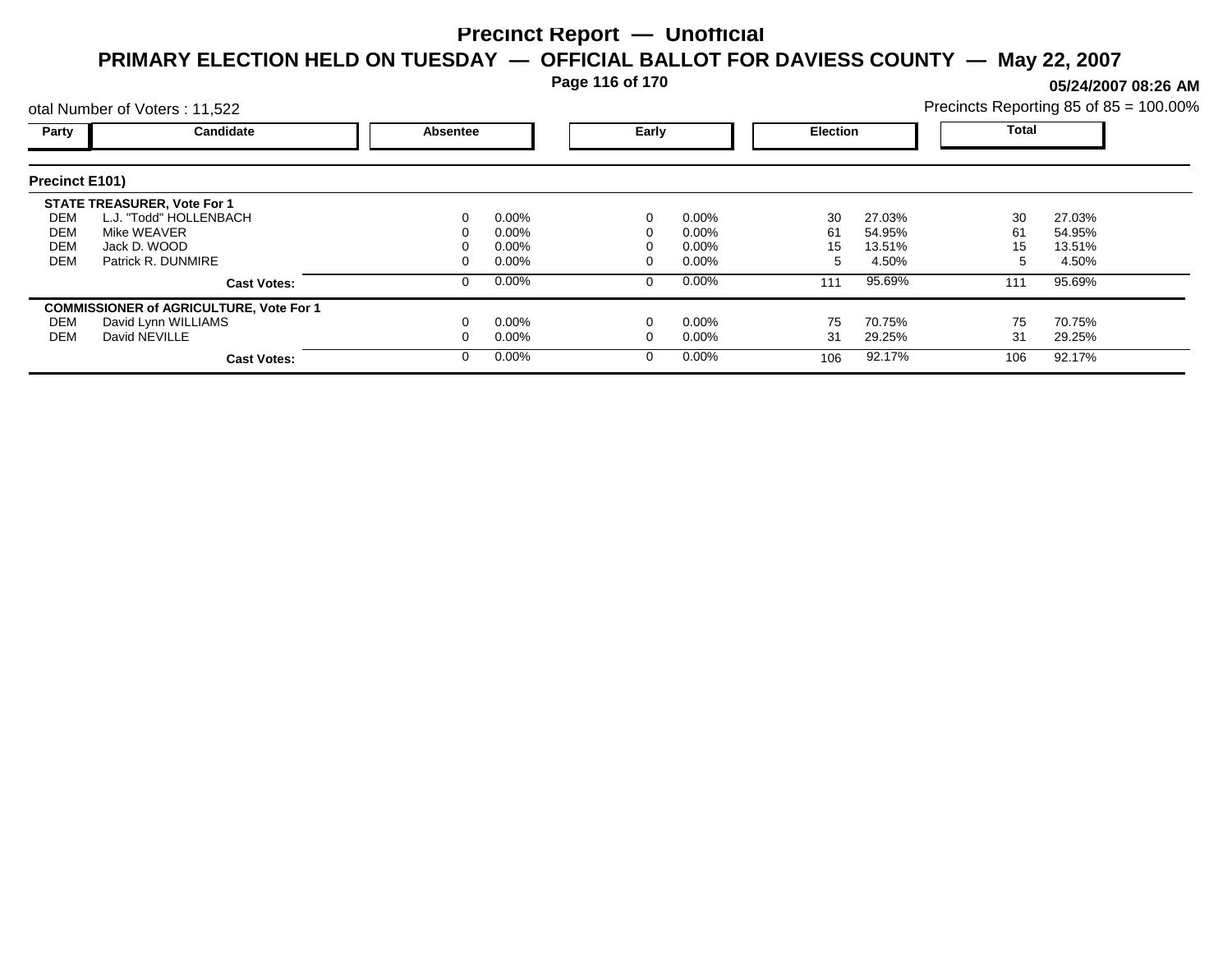# Precinct Report — Unofficial

## PRIMARY ELECTION HELD ON TUESDAY — OFFICIAL BALLOT FOR DAVIESS COUNTY — May 22, 2007

**05/24/2007 08:26 AM**

otal Number of Voters : 11,522

Precincts Reporting 85 of 85 = 100.00%

| Party | Candidate | Absentee | | Early | | Election | | Total | |
|---|---|---|---|---|---|---|---|---|---|
| **Precinct E101)** | | | | | | | | | |
| | **STATE TREASURER, Vote For 1** | | | | | | | | |
| DEM | L.J. "Todd" HOLLENBACH | 0 | 0.00% | 0 | 0.00% | 30 | 27.03% | 30 | 27.03% |
| DEM | Mike WEAVER | 0 | 0.00% | 0 | 0.00% | 61 | 54.95% | 61 | 54.95% |
| DEM | Jack D. WOOD | 0 | 0.00% | 0 | 0.00% | 15 | 13.51% | 15 | 13.51% |
| DEM | Patrick R. DUNMIRE | 0 | 0.00% | 0 | 0.00% | 5 | 4.50% | 5 | 4.50% |
| | **Cast Votes:** | 0 | 0.00% | 0 | 0.00% | 111 | 95.69% | 111 | 95.69% |
| | **COMMISSIONER of AGRICULTURE, Vote For 1** | | | | | | | | |
| DEM | David Lynn WILLIAMS | 0 | 0.00% | 0 | 0.00% | 75 | 70.75% | 75 | 70.75% |
| DEM | David NEVILLE | 0 | 0.00% | 0 | 0.00% | 31 | 29.25% | 31 | 29.25% |
| | **Cast Votes:** | 0 | 0.00% | 0 | 0.00% | 106 | 92.17% | 106 | 92.17% |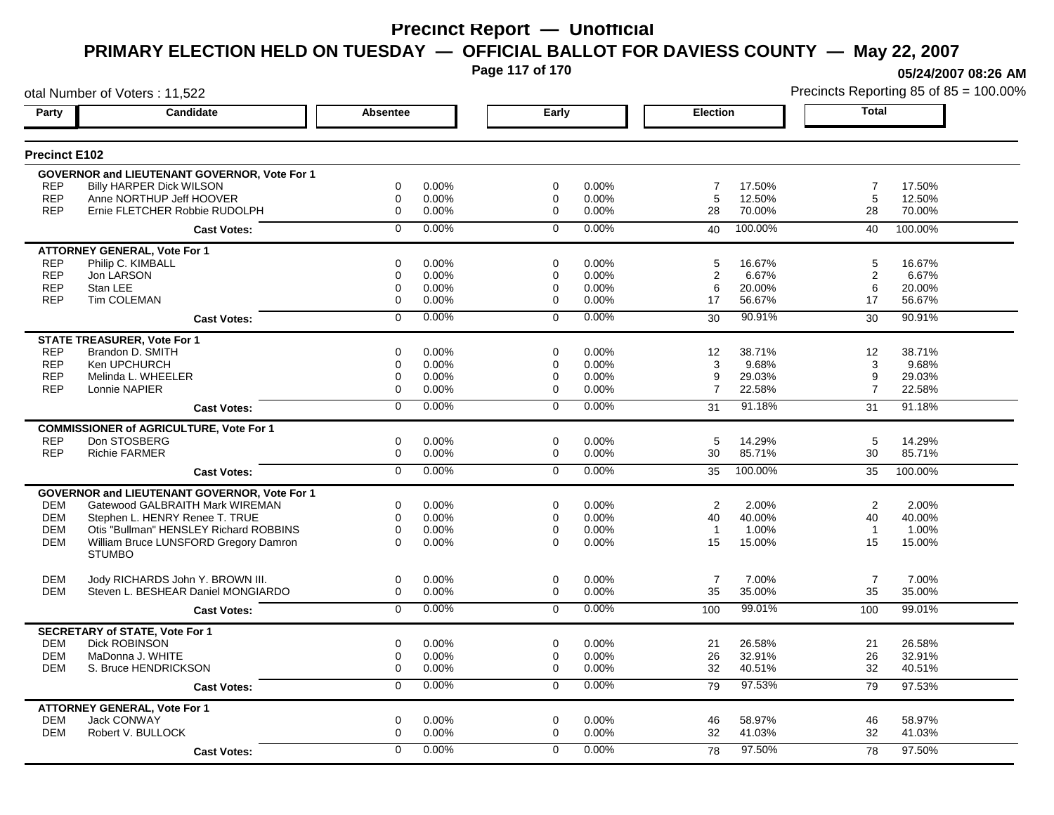# Precinct Report — Unofficial

## PRIMARY ELECTION HELD ON TUESDAY — OFFICIAL BALLOT FOR DAVIESS COUNTY — May 22, 2007

05/24/2007 08:26 AM

otal Number of Voters : 11,522

Precincts Reporting 85 of 85 = 100.00%

### Precinct E102

| Party | Candidate | Absentee | | Early | | Election | | Total | |
|---|---|---|---|---|---|---|---|---|---|
| | **GOVERNOR and LIEUTENANT GOVERNOR, Vote For 1** | | | | | | | | |
| REP | Billy HARPER Dick WILSON | 0 | 0.00% | 0 | 0.00% | 7 | 17.50% | 7 | 17.50% |
| REP | Anne NORTHUP Jeff HOOVER | 0 | 0.00% | 0 | 0.00% | 5 | 12.50% | 5 | 12.50% |
| REP | Ernie FLETCHER Robbie RUDOLPH | 0 | 0.00% | 0 | 0.00% | 28 | 70.00% | 28 | 70.00% |
| | **Cast Votes:** | 0 | 0.00% | 0 | 0.00% | 40 | 100.00% | 40 | 100.00% |
| | **ATTORNEY GENERAL, Vote For 1** | | | | | | | | |
| REP | Philip C. KIMBALL | 0 | 0.00% | 0 | 0.00% | 5 | 16.67% | 5 | 16.67% |
| REP | Jon LARSON | 0 | 0.00% | 0 | 0.00% | 2 | 6.67% | 2 | 6.67% |
| REP | Stan LEE | 0 | 0.00% | 0 | 0.00% | 6 | 20.00% | 6 | 20.00% |
| REP | Tim COLEMAN | 0 | 0.00% | 0 | 0.00% | 17 | 56.67% | 17 | 56.67% |
| | **Cast Votes:** | 0 | 0.00% | 0 | 0.00% | 30 | 90.91% | 30 | 90.91% |
| | **STATE TREASURER, Vote For 1** | | | | | | | | |
| REP | Brandon D. SMITH | 0 | 0.00% | 0 | 0.00% | 12 | 38.71% | 12 | 38.71% |
| REP | Ken UPCHURCH | 0 | 0.00% | 0 | 0.00% | 3 | 9.68% | 3 | 9.68% |
| REP | Melinda L. WHEELER | 0 | 0.00% | 0 | 0.00% | 9 | 29.03% | 9 | 29.03% |
| REP | Lonnie NAPIER | 0 | 0.00% | 0 | 0.00% | 7 | 22.58% | 7 | 22.58% |
| | **Cast Votes:** | 0 | 0.00% | 0 | 0.00% | 31 | 91.18% | 31 | 91.18% |
| | **COMMISSIONER of AGRICULTURE, Vote For 1** | | | | | | | | |
| REP | Don STOSBERG | 0 | 0.00% | 0 | 0.00% | 5 | 14.29% | 5 | 14.29% |
| REP | Richie FARMER | 0 | 0.00% | 0 | 0.00% | 30 | 85.71% | 30 | 85.71% |
| | **Cast Votes:** | 0 | 0.00% | 0 | 0.00% | 35 | 100.00% | 35 | 100.00% |
| | **GOVERNOR and LIEUTENANT GOVERNOR, Vote For 1** | | | | | | | | |
| DEM | Gatewood GALBRAITH Mark WIREMAN | 0 | 0.00% | 0 | 0.00% | 2 | 2.00% | 2 | 2.00% |
| DEM | Stephen L. HENRY Renee T. TRUE | 0 | 0.00% | 0 | 0.00% | 40 | 40.00% | 40 | 40.00% |
| DEM | Otis "Bullman" HENSLEY Richard ROBBINS | 0 | 0.00% | 0 | 0.00% | 1 | 1.00% | 1 | 1.00% |
| DEM | William Bruce LUNSFORD Gregory Damron STUMBO | 0 | 0.00% | 0 | 0.00% | 15 | 15.00% | 15 | 15.00% |
| DEM | Jody RICHARDS John Y. BROWN III. | 0 | 0.00% | 0 | 0.00% | 7 | 7.00% | 7 | 7.00% |
| DEM | Steven L. BESHEAR Daniel MONGIARDO | 0 | 0.00% | 0 | 0.00% | 35 | 35.00% | 35 | 35.00% |
| | **Cast Votes:** | 0 | 0.00% | 0 | 0.00% | 100 | 99.01% | 100 | 99.01% |
| | **SECRETARY of STATE, Vote For 1** | | | | | | | | |
| DEM | Dick ROBINSON | 0 | 0.00% | 0 | 0.00% | 21 | 26.58% | 21 | 26.58% |
| DEM | MaDonna J. WHITE | 0 | 0.00% | 0 | 0.00% | 26 | 32.91% | 26 | 32.91% |
| DEM | S. Bruce HENDRICKSON | 0 | 0.00% | 0 | 0.00% | 32 | 40.51% | 32 | 40.51% |
| | **Cast Votes:** | 0 | 0.00% | 0 | 0.00% | 79 | 97.53% | 79 | 97.53% |
| | **ATTORNEY GENERAL, Vote For 1** | | | | | | | | |
| DEM | Jack CONWAY | 0 | 0.00% | 0 | 0.00% | 46 | 58.97% | 46 | 58.97% |
| DEM | Robert V. BULLOCK | 0 | 0.00% | 0 | 0.00% | 32 | 41.03% | 32 | 41.03% |
| | **Cast Votes:** | 0 | 0.00% | 0 | 0.00% | 78 | 97.50% | 78 | 97.50% |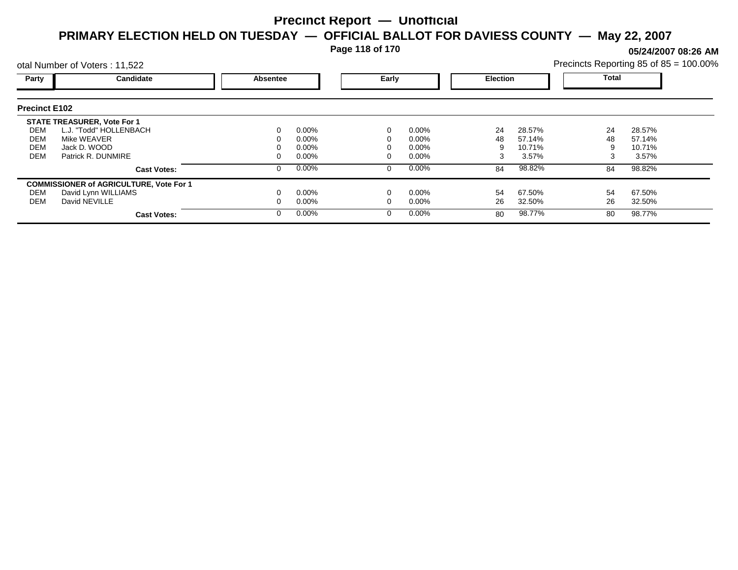# Precinct Report — Unofficial

## PRIMARY ELECTION HELD ON TUESDAY — OFFICIAL BALLOT FOR DAVIESS COUNTY — May 22, 2007

05/24/2007 08:26 AM

otal Number of Voters : 11,522

Precincts Reporting 85 of 85 = 100.00%

| Party | Candidate | Absentee | | Early | | Election | | Total | |
|---|---|---|---|---|---|---|---|---|---|
| **Precinct E102** | | | | | | | | | |
| **STATE TREASURER, Vote For 1** | | | | | | | | | |
| DEM | L.J. "Todd" HOLLENBACH | 0 | 0.00% | 0 | 0.00% | 24 | 28.57% | 24 | 28.57% |
| DEM | Mike WEAVER | 0 | 0.00% | 0 | 0.00% | 48 | 57.14% | 48 | 57.14% |
| DEM | Jack D. WOOD | 0 | 0.00% | 0 | 0.00% | 9 | 10.71% | 9 | 10.71% |
| DEM | Patrick R. DUNMIRE | 0 | 0.00% | 0 | 0.00% | 3 | 3.57% | 3 | 3.57% |
| | **Cast Votes:** | 0 | 0.00% | 0 | 0.00% | 84 | 98.82% | 84 | 98.82% |
| **COMMISSIONER of AGRICULTURE, Vote For 1** | | | | | | | | | |
| DEM | David Lynn WILLIAMS | 0 | 0.00% | 0 | 0.00% | 54 | 67.50% | 54 | 67.50% |
| DEM | David NEVILLE | 0 | 0.00% | 0 | 0.00% | 26 | 32.50% | 26 | 32.50% |
| | **Cast Votes:** | 0 | 0.00% | 0 | 0.00% | 80 | 98.77% | 80 | 98.77% |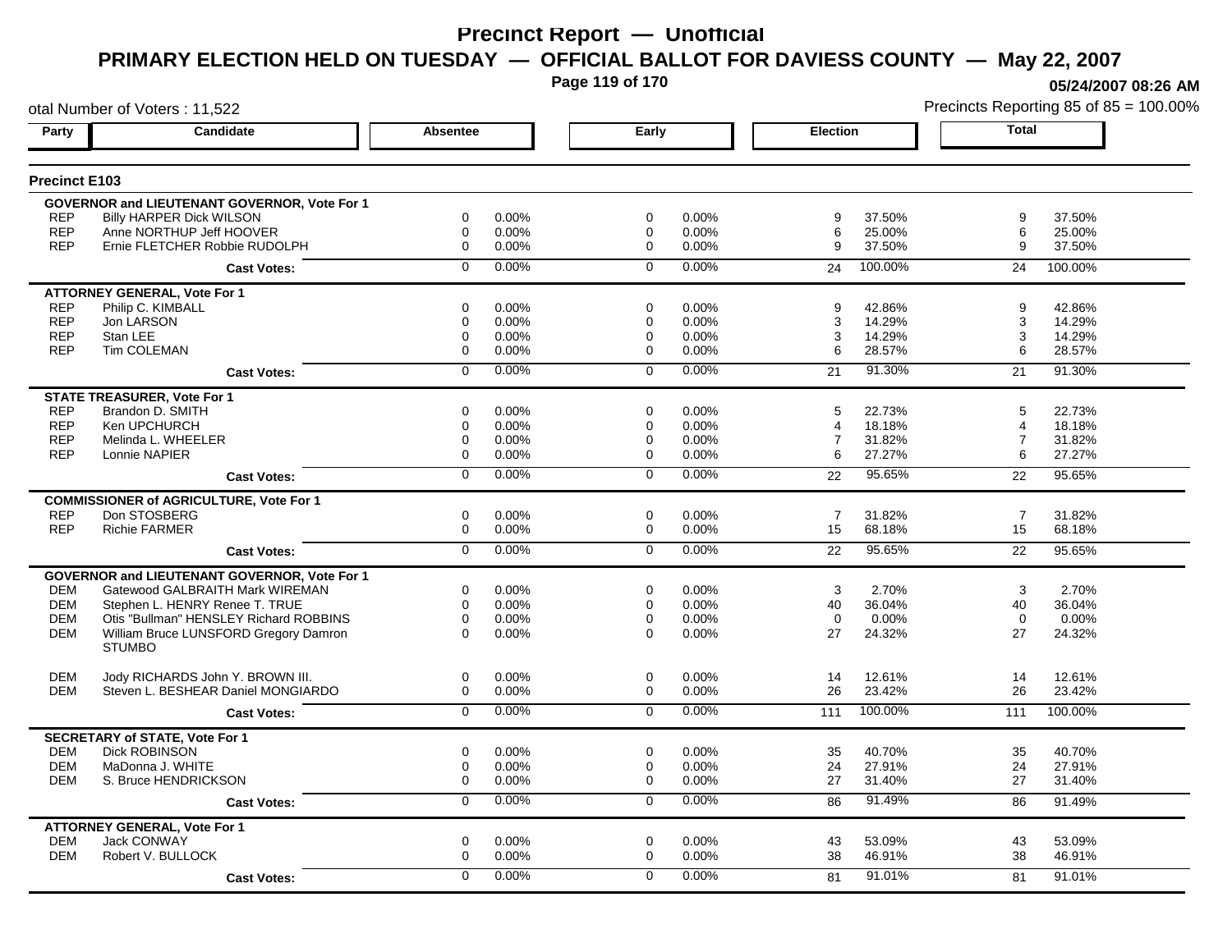# Precinct Report — Unofficial

## PRIMARY ELECTION HELD ON TUESDAY — OFFICIAL BALLOT FOR DAVIESS COUNTY — May 22, 2007

05/24/2007 08:26 AM

otal Number of Voters : 11,522

Precincts Reporting 85 of 85 = 100.00%

### Precinct E103

| Party | Candidate | Absentee | | Early | | Election | | Total | |
|---|---|---|---|---|---|---|---|---|---|
| **GOVERNOR and LIEUTENANT GOVERNOR, Vote For 1** | | | | | | | | | |
| REP | Billy HARPER Dick WILSON | 0 | 0.00% | 0 | 0.00% | 9 | 37.50% | 9 | 37.50% |
| REP | Anne NORTHUP Jeff HOOVER | 0 | 0.00% | 0 | 0.00% | 6 | 25.00% | 6 | 25.00% |
| REP | Ernie FLETCHER Robbie RUDOLPH | 0 | 0.00% | 0 | 0.00% | 9 | 37.50% | 9 | 37.50% |
| | **Cast Votes:** | 0 | 0.00% | 0 | 0.00% | 24 | 100.00% | 24 | 100.00% |
| **ATTORNEY GENERAL, Vote For 1** | | | | | | | | | |
| REP | Philip C. KIMBALL | 0 | 0.00% | 0 | 0.00% | 9 | 42.86% | 9 | 42.86% |
| REP | Jon LARSON | 0 | 0.00% | 0 | 0.00% | 3 | 14.29% | 3 | 14.29% |
| REP | Stan LEE | 0 | 0.00% | 0 | 0.00% | 3 | 14.29% | 3 | 14.29% |
| REP | Tim COLEMAN | 0 | 0.00% | 0 | 0.00% | 6 | 28.57% | 6 | 28.57% |
| | **Cast Votes:** | 0 | 0.00% | 0 | 0.00% | 21 | 91.30% | 21 | 91.30% |
| **STATE TREASURER, Vote For 1** | | | | | | | | | |
| REP | Brandon D. SMITH | 0 | 0.00% | 0 | 0.00% | 5 | 22.73% | 5 | 22.73% |
| REP | Ken UPCHURCH | 0 | 0.00% | 0 | 0.00% | 4 | 18.18% | 4 | 18.18% |
| REP | Melinda L. WHEELER | 0 | 0.00% | 0 | 0.00% | 7 | 31.82% | 7 | 31.82% |
| REP | Lonnie NAPIER | 0 | 0.00% | 0 | 0.00% | 6 | 27.27% | 6 | 27.27% |
| | **Cast Votes:** | 0 | 0.00% | 0 | 0.00% | 22 | 95.65% | 22 | 95.65% |
| **COMMISSIONER of AGRICULTURE, Vote For 1** | | | | | | | | | |
| REP | Don STOSBERG | 0 | 0.00% | 0 | 0.00% | 7 | 31.82% | 7 | 31.82% |
| REP | Richie FARMER | 0 | 0.00% | 0 | 0.00% | 15 | 68.18% | 15 | 68.18% |
| | **Cast Votes:** | 0 | 0.00% | 0 | 0.00% | 22 | 95.65% | 22 | 95.65% |
| **GOVERNOR and LIEUTENANT GOVERNOR, Vote For 1** | | | | | | | | | |
| DEM | Gatewood GALBRAITH Mark WIREMAN | 0 | 0.00% | 0 | 0.00% | 3 | 2.70% | 3 | 2.70% |
| DEM | Stephen L. HENRY Renee T. TRUE | 0 | 0.00% | 0 | 0.00% | 40 | 36.04% | 40 | 36.04% |
| DEM | Otis "Bullman" HENSLEY Richard ROBBINS | 0 | 0.00% | 0 | 0.00% | 0 | 0.00% | 0 | 0.00% |
| DEM | William Bruce LUNSFORD Gregory Damron STUMBO | 0 | 0.00% | 0 | 0.00% | 27 | 24.32% | 27 | 24.32% |
| DEM | Jody RICHARDS John Y. BROWN III. | 0 | 0.00% | 0 | 0.00% | 14 | 12.61% | 14 | 12.61% |
| DEM | Steven L. BESHEAR Daniel MONGIARDO | 0 | 0.00% | 0 | 0.00% | 26 | 23.42% | 26 | 23.42% |
| | **Cast Votes:** | 0 | 0.00% | 0 | 0.00% | 111 | 100.00% | 111 | 100.00% |
| **SECRETARY of STATE, Vote For 1** | | | | | | | | | |
| DEM | Dick ROBINSON | 0 | 0.00% | 0 | 0.00% | 35 | 40.70% | 35 | 40.70% |
| DEM | MaDonna J. WHITE | 0 | 0.00% | 0 | 0.00% | 24 | 27.91% | 24 | 27.91% |
| DEM | S. Bruce HENDRICKSON | 0 | 0.00% | 0 | 0.00% | 27 | 31.40% | 27 | 31.40% |
| | **Cast Votes:** | 0 | 0.00% | 0 | 0.00% | 86 | 91.49% | 86 | 91.49% |
| **ATTORNEY GENERAL, Vote For 1** | | | | | | | | | |
| DEM | Jack CONWAY | 0 | 0.00% | 0 | 0.00% | 43 | 53.09% | 43 | 53.09% |
| DEM | Robert V. BULLOCK | 0 | 0.00% | 0 | 0.00% | 38 | 46.91% | 38 | 46.91% |
| | **Cast Votes:** | 0 | 0.00% | 0 | 0.00% | 81 | 91.01% | 81 | 91.01% |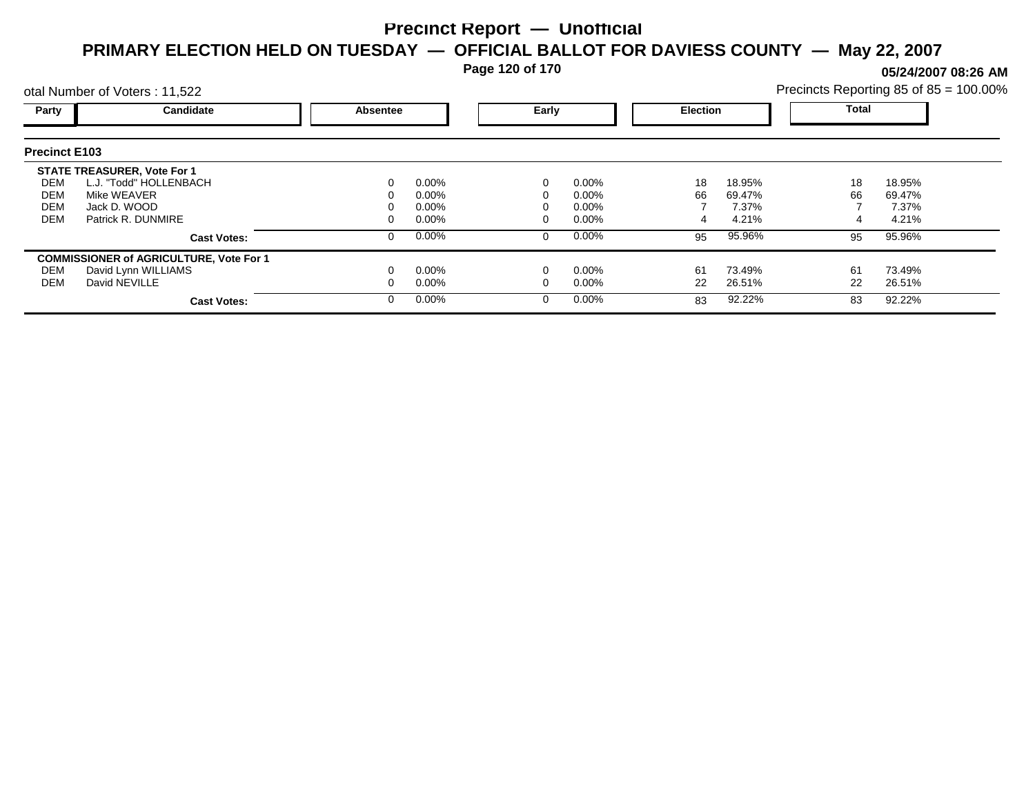# Precinct Report — Unofficial

## PRIMARY ELECTION HELD ON TUESDAY — OFFICIAL BALLOT FOR DAVIESS COUNTY — May 22, 2007

**05/24/2007 08:26 AM**

otal Number of Voters : 11,522

Precincts Reporting 85 of 85 = 100.00%

### Precinct E103

| Party | Candidate | Absentee | | Early | | Election | | Total | |
|---|---|---|---|---|---|---|---|---|---|
| | **STATE TREASURER, Vote For 1** | | | | | | | | |
| DEM | L.J. "Todd" HOLLENBACH | 0 | 0.00% | 0 | 0.00% | 18 | 18.95% | 18 | 18.95% |
| DEM | Mike WEAVER | 0 | 0.00% | 0 | 0.00% | 66 | 69.47% | 66 | 69.47% |
| DEM | Jack D. WOOD | 0 | 0.00% | 0 | 0.00% | 7 | 7.37% | 7 | 7.37% |
| DEM | Patrick R. DUNMIRE | 0 | 0.00% | 0 | 0.00% | 4 | 4.21% | 4 | 4.21% |
| | **Cast Votes:** | 0 | 0.00% | 0 | 0.00% | 95 | 95.96% | 95 | 95.96% |
| | **COMMISSIONER of AGRICULTURE, Vote For 1** | | | | | | | | |
| DEM | David Lynn WILLIAMS | 0 | 0.00% | 0 | 0.00% | 61 | 73.49% | 61 | 73.49% |
| DEM | David NEVILLE | 0 | 0.00% | 0 | 0.00% | 22 | 26.51% | 22 | 26.51% |
| | **Cast Votes:** | 0 | 0.00% | 0 | 0.00% | 83 | 92.22% | 83 | 92.22% |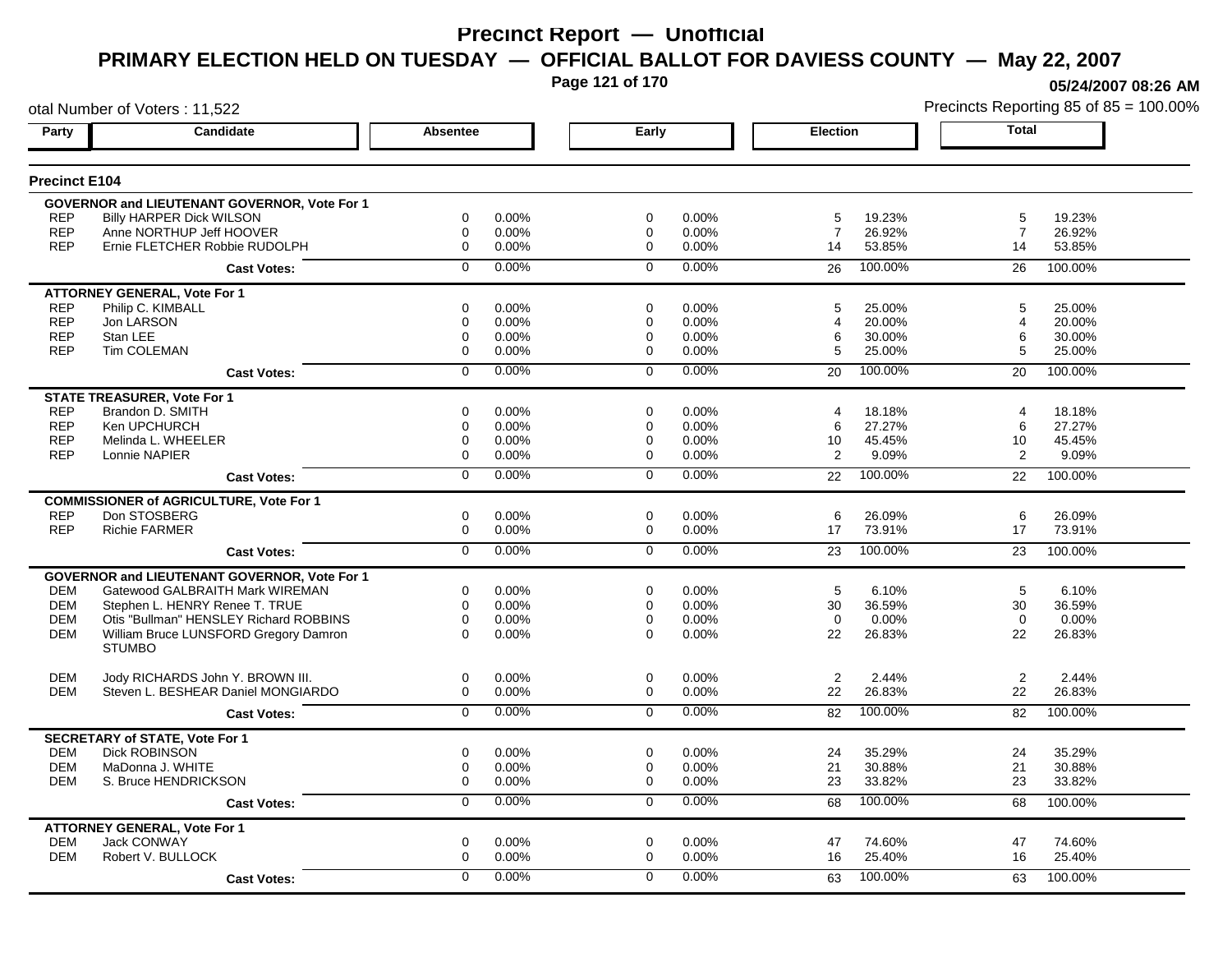# Precinct Report — Unofficial

## PRIMARY ELECTION HELD ON TUESDAY — OFFICIAL BALLOT FOR DAVIESS COUNTY — May 22, 2007

05/24/2007 08:26 AM

otal Number of Voters : 11,522

Precincts Reporting 85 of 85 = 100.00%

### Precinct E104

| Party | Candidate | Absentee | | Early | | Election | | Total | |
|---|---|---|---|---|---|---|---|---|---|
| **GOVERNOR and LIEUTENANT GOVERNOR, Vote For 1** | | | | | | | | | |
| REP | Billy HARPER Dick WILSON | 0 | 0.00% | 0 | 0.00% | 5 | 19.23% | 5 | 19.23% |
| REP | Anne NORTHUP Jeff HOOVER | 0 | 0.00% | 0 | 0.00% | 7 | 26.92% | 7 | 26.92% |
| REP | Ernie FLETCHER Robbie RUDOLPH | 0 | 0.00% | 0 | 0.00% | 14 | 53.85% | 14 | 53.85% |
| | **Cast Votes:** | 0 | 0.00% | 0 | 0.00% | 26 | 100.00% | 26 | 100.00% |
| **ATTORNEY GENERAL, Vote For 1** | | | | | | | | | |
| REP | Philip C. KIMBALL | 0 | 0.00% | 0 | 0.00% | 5 | 25.00% | 5 | 25.00% |
| REP | Jon LARSON | 0 | 0.00% | 0 | 0.00% | 4 | 20.00% | 4 | 20.00% |
| REP | Stan LEE | 0 | 0.00% | 0 | 0.00% | 6 | 30.00% | 6 | 30.00% |
| REP | Tim COLEMAN | 0 | 0.00% | 0 | 0.00% | 5 | 25.00% | 5 | 25.00% |
| | **Cast Votes:** | 0 | 0.00% | 0 | 0.00% | 20 | 100.00% | 20 | 100.00% |
| **STATE TREASURER, Vote For 1** | | | | | | | | | |
| REP | Brandon D. SMITH | 0 | 0.00% | 0 | 0.00% | 4 | 18.18% | 4 | 18.18% |
| REP | Ken UPCHURCH | 0 | 0.00% | 0 | 0.00% | 6 | 27.27% | 6 | 27.27% |
| REP | Melinda L. WHEELER | 0 | 0.00% | 0 | 0.00% | 10 | 45.45% | 10 | 45.45% |
| REP | Lonnie NAPIER | 0 | 0.00% | 0 | 0.00% | 2 | 9.09% | 2 | 9.09% |
| | **Cast Votes:** | 0 | 0.00% | 0 | 0.00% | 22 | 100.00% | 22 | 100.00% |
| **COMMISSIONER of AGRICULTURE, Vote For 1** | | | | | | | | | |
| REP | Don STOSBERG | 0 | 0.00% | 0 | 0.00% | 6 | 26.09% | 6 | 26.09% |
| REP | Richie FARMER | 0 | 0.00% | 0 | 0.00% | 17 | 73.91% | 17 | 73.91% |
| | **Cast Votes:** | 0 | 0.00% | 0 | 0.00% | 23 | 100.00% | 23 | 100.00% |
| **GOVERNOR and LIEUTENANT GOVERNOR, Vote For 1** | | | | | | | | | |
| DEM | Gatewood GALBRAITH Mark WIREMAN | 0 | 0.00% | 0 | 0.00% | 5 | 6.10% | 5 | 6.10% |
| DEM | Stephen L. HENRY Renee T. TRUE | 0 | 0.00% | 0 | 0.00% | 30 | 36.59% | 30 | 36.59% |
| DEM | Otis "Bullman" HENSLEY Richard ROBBINS | 0 | 0.00% | 0 | 0.00% | 0 | 0.00% | 0 | 0.00% |
| DEM | William Bruce LUNSFORD Gregory Damron STUMBO | 0 | 0.00% | 0 | 0.00% | 22 | 26.83% | 22 | 26.83% |
| DEM | Jody RICHARDS John Y. BROWN III. | 0 | 0.00% | 0 | 0.00% | 2 | 2.44% | 2 | 2.44% |
| DEM | Steven L. BESHEAR Daniel MONGIARDO | 0 | 0.00% | 0 | 0.00% | 22 | 26.83% | 22 | 26.83% |
| | **Cast Votes:** | 0 | 0.00% | 0 | 0.00% | 82 | 100.00% | 82 | 100.00% |
| **SECRETARY of STATE, Vote For 1** | | | | | | | | | |
| DEM | Dick ROBINSON | 0 | 0.00% | 0 | 0.00% | 24 | 35.29% | 24 | 35.29% |
| DEM | MaDonna J. WHITE | 0 | 0.00% | 0 | 0.00% | 21 | 30.88% | 21 | 30.88% |
| DEM | S. Bruce HENDRICKSON | 0 | 0.00% | 0 | 0.00% | 23 | 33.82% | 23 | 33.82% |
| | **Cast Votes:** | 0 | 0.00% | 0 | 0.00% | 68 | 100.00% | 68 | 100.00% |
| **ATTORNEY GENERAL, Vote For 1** | | | | | | | | | |
| DEM | Jack CONWAY | 0 | 0.00% | 0 | 0.00% | 47 | 74.60% | 47 | 74.60% |
| DEM | Robert V. BULLOCK | 0 | 0.00% | 0 | 0.00% | 16 | 25.40% | 16 | 25.40% |
| | **Cast Votes:** | 0 | 0.00% | 0 | 0.00% | 63 | 100.00% | 63 | 100.00% |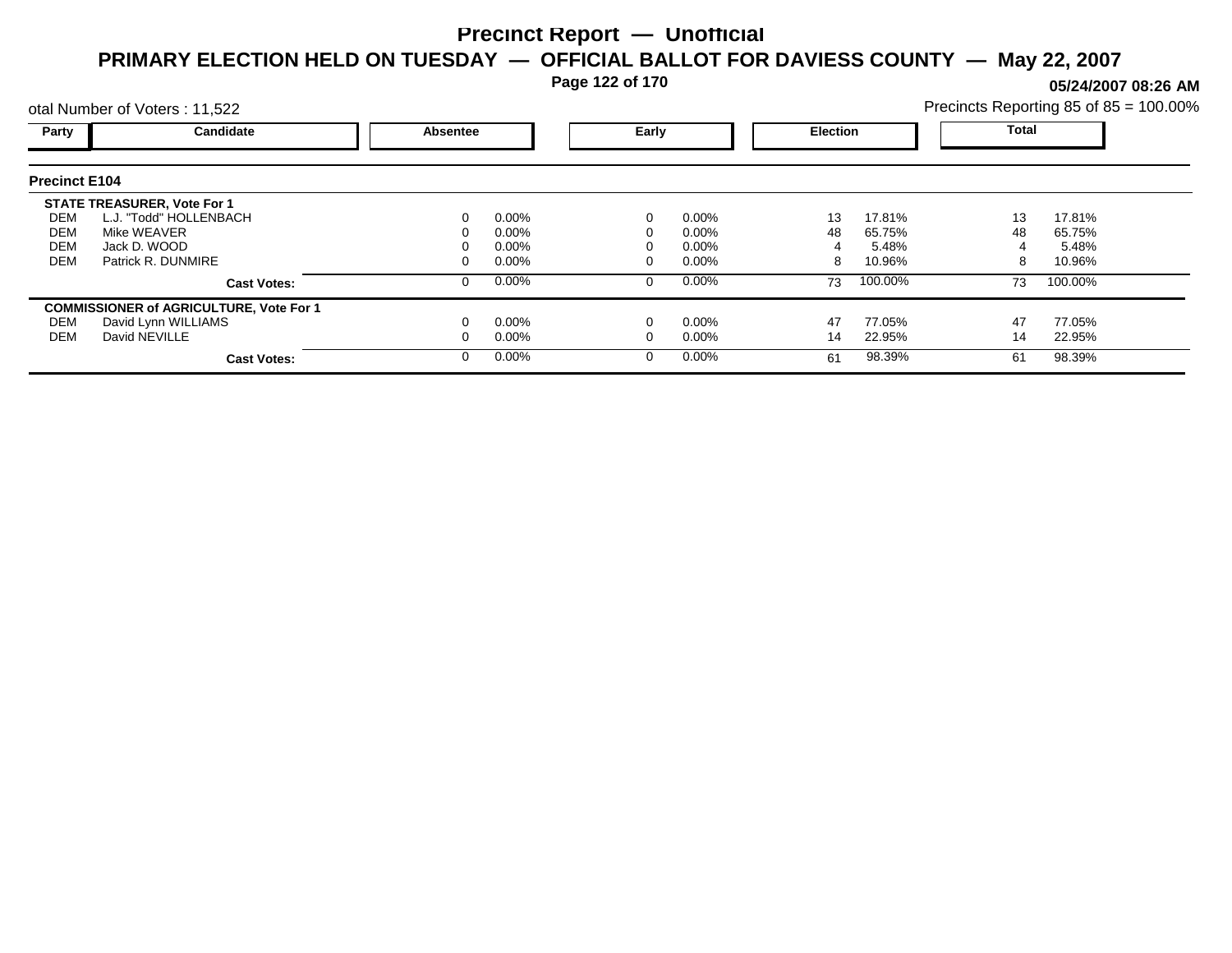# Precinct Report — Unofficial

## PRIMARY ELECTION HELD ON TUESDAY — OFFICIAL BALLOT FOR DAVIESS COUNTY — May 22, 2007

05/24/2007 08:26 AM

otal Number of Voters : 11,522

Precincts Reporting 85 of 85 = 100.00%

| Party | Candidate | Absentee | | Early | | Election | | Total | |
|---|---|---|---|---|---|---|---|---|---|
| **Precinct E104** | | | | | | | | | |
| **STATE TREASURER, Vote For 1** | | | | | | | | | |
| DEM | L.J. "Todd" HOLLENBACH | 0 | 0.00% | 0 | 0.00% | 13 | 17.81% | 13 | 17.81% |
| DEM | Mike WEAVER | 0 | 0.00% | 0 | 0.00% | 48 | 65.75% | 48 | 65.75% |
| DEM | Jack D. WOOD | 0 | 0.00% | 0 | 0.00% | 4 | 5.48% | 4 | 5.48% |
| DEM | Patrick R. DUNMIRE | 0 | 0.00% | 0 | 0.00% | 8 | 10.96% | 8 | 10.96% |
| | **Cast Votes:** | 0 | 0.00% | 0 | 0.00% | 73 | 100.00% | 73 | 100.00% |
| **COMMISSIONER of AGRICULTURE, Vote For 1** | | | | | | | | | |
| DEM | David Lynn WILLIAMS | 0 | 0.00% | 0 | 0.00% | 47 | 77.05% | 47 | 77.05% |
| DEM | David NEVILLE | 0 | 0.00% | 0 | 0.00% | 14 | 22.95% | 14 | 22.95% |
| | **Cast Votes:** | 0 | 0.00% | 0 | 0.00% | 61 | 98.39% | 61 | 98.39% |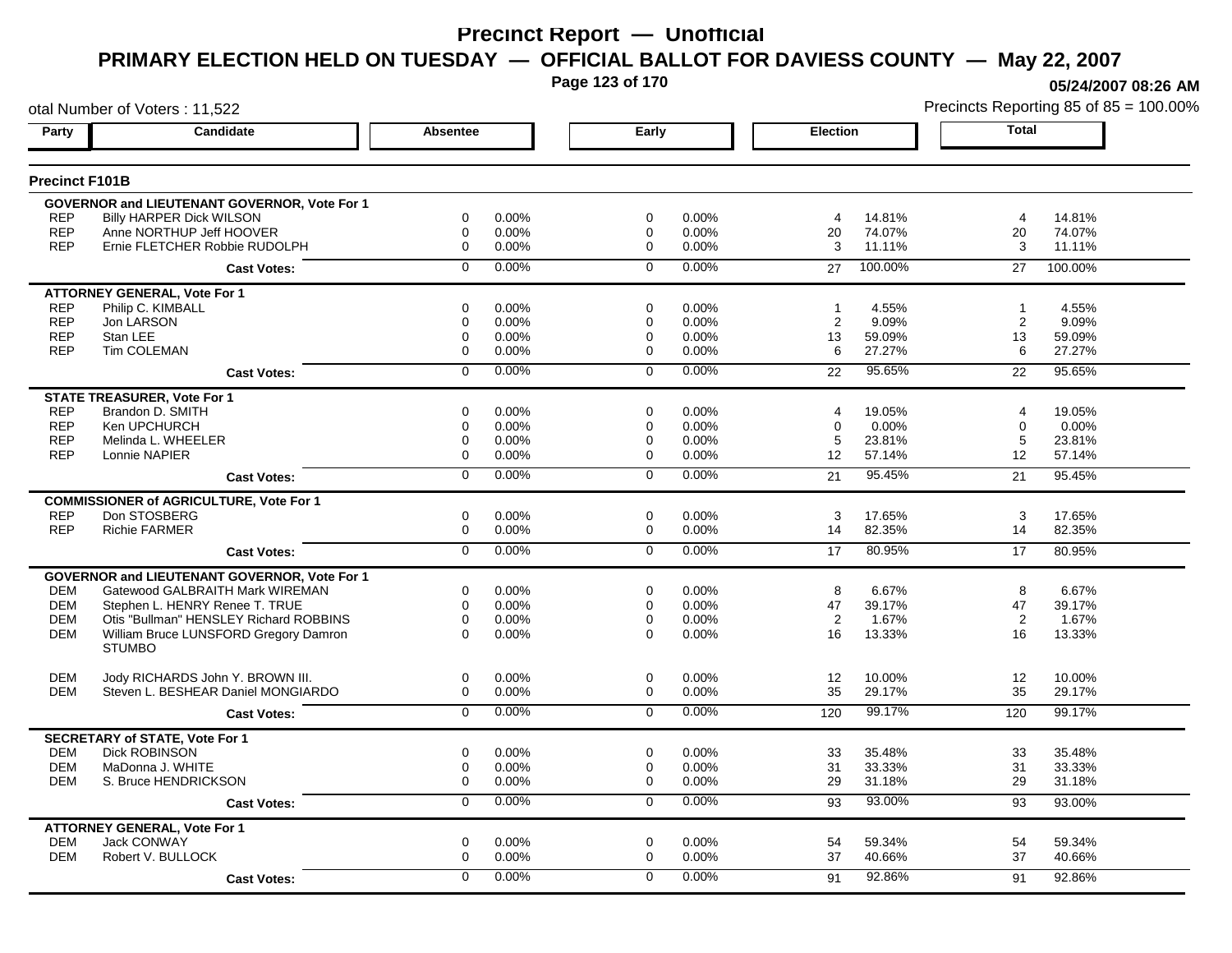# Precinct Report — Unofficial

## PRIMARY ELECTION HELD ON TUESDAY — OFFICIAL BALLOT FOR DAVIESS COUNTY — May 22, 2007

05/24/2007 08:26 AM

otal Number of Voters : 11,522

Precincts Reporting 85 of 85 = 100.00%

### Precinct F101B

| Party | Candidate | Absentee | | Early | | Election | | Total | |
|---|---|---|---|---|---|---|---|---|---|
| | **GOVERNOR and LIEUTENANT GOVERNOR, Vote For 1** | | | | | | | | |
| REP | Billy HARPER Dick WILSON | 0 | 0.00% | 0 | 0.00% | 4 | 14.81% | 4 | 14.81% |
| REP | Anne NORTHUP Jeff HOOVER | 0 | 0.00% | 0 | 0.00% | 20 | 74.07% | 20 | 74.07% |
| REP | Ernie FLETCHER Robbie RUDOLPH | 0 | 0.00% | 0 | 0.00% | 3 | 11.11% | 3 | 11.11% |
| | **Cast Votes:** | 0 | 0.00% | 0 | 0.00% | 27 | 100.00% | 27 | 100.00% |
| | **ATTORNEY GENERAL, Vote For 1** | | | | | | | | |
| REP | Philip C. KIMBALL | 0 | 0.00% | 0 | 0.00% | 1 | 4.55% | 1 | 4.55% |
| REP | Jon LARSON | 0 | 0.00% | 0 | 0.00% | 2 | 9.09% | 2 | 9.09% |
| REP | Stan LEE | 0 | 0.00% | 0 | 0.00% | 13 | 59.09% | 13 | 59.09% |
| REP | Tim COLEMAN | 0 | 0.00% | 0 | 0.00% | 6 | 27.27% | 6 | 27.27% |
| | **Cast Votes:** | 0 | 0.00% | 0 | 0.00% | 22 | 95.65% | 22 | 95.65% |
| | **STATE TREASURER, Vote For 1** | | | | | | | | |
| REP | Brandon D. SMITH | 0 | 0.00% | 0 | 0.00% | 4 | 19.05% | 4 | 19.05% |
| REP | Ken UPCHURCH | 0 | 0.00% | 0 | 0.00% | 0 | 0.00% | 0 | 0.00% |
| REP | Melinda L. WHEELER | 0 | 0.00% | 0 | 0.00% | 5 | 23.81% | 5 | 23.81% |
| REP | Lonnie NAPIER | 0 | 0.00% | 0 | 0.00% | 12 | 57.14% | 12 | 57.14% |
| | **Cast Votes:** | 0 | 0.00% | 0 | 0.00% | 21 | 95.45% | 21 | 95.45% |
| | **COMMISSIONER of AGRICULTURE, Vote For 1** | | | | | | | | |
| REP | Don STOSBERG | 0 | 0.00% | 0 | 0.00% | 3 | 17.65% | 3 | 17.65% |
| REP | Richie FARMER | 0 | 0.00% | 0 | 0.00% | 14 | 82.35% | 14 | 82.35% |
| | **Cast Votes:** | 0 | 0.00% | 0 | 0.00% | 17 | 80.95% | 17 | 80.95% |
| | **GOVERNOR and LIEUTENANT GOVERNOR, Vote For 1** | | | | | | | | |
| DEM | Gatewood GALBRAITH Mark WIREMAN | 0 | 0.00% | 0 | 0.00% | 8 | 6.67% | 8 | 6.67% |
| DEM | Stephen L. HENRY Renee T. TRUE | 0 | 0.00% | 0 | 0.00% | 47 | 39.17% | 47 | 39.17% |
| DEM | Otis "Bullman" HENSLEY Richard ROBBINS | 0 | 0.00% | 0 | 0.00% | 2 | 1.67% | 2 | 1.67% |
| DEM | William Bruce LUNSFORD Gregory Damron STUMBO | 0 | 0.00% | 0 | 0.00% | 16 | 13.33% | 16 | 13.33% |
| DEM | Jody RICHARDS John Y. BROWN III. | 0 | 0.00% | 0 | 0.00% | 12 | 10.00% | 12 | 10.00% |
| DEM | Steven L. BESHEAR Daniel MONGIARDO | 0 | 0.00% | 0 | 0.00% | 35 | 29.17% | 35 | 29.17% |
| | **Cast Votes:** | 0 | 0.00% | 0 | 0.00% | 120 | 99.17% | 120 | 99.17% |
| | **SECRETARY of STATE, Vote For 1** | | | | | | | | |
| DEM | Dick ROBINSON | 0 | 0.00% | 0 | 0.00% | 33 | 35.48% | 33 | 35.48% |
| DEM | MaDonna J. WHITE | 0 | 0.00% | 0 | 0.00% | 31 | 33.33% | 31 | 33.33% |
| DEM | S. Bruce HENDRICKSON | 0 | 0.00% | 0 | 0.00% | 29 | 31.18% | 29 | 31.18% |
| | **Cast Votes:** | 0 | 0.00% | 0 | 0.00% | 93 | 93.00% | 93 | 93.00% |
| | **ATTORNEY GENERAL, Vote For 1** | | | | | | | | |
| DEM | Jack CONWAY | 0 | 0.00% | 0 | 0.00% | 54 | 59.34% | 54 | 59.34% |
| DEM | Robert V. BULLOCK | 0 | 0.00% | 0 | 0.00% | 37 | 40.66% | 37 | 40.66% |
| | **Cast Votes:** | 0 | 0.00% | 0 | 0.00% | 91 | 92.86% | 91 | 92.86% |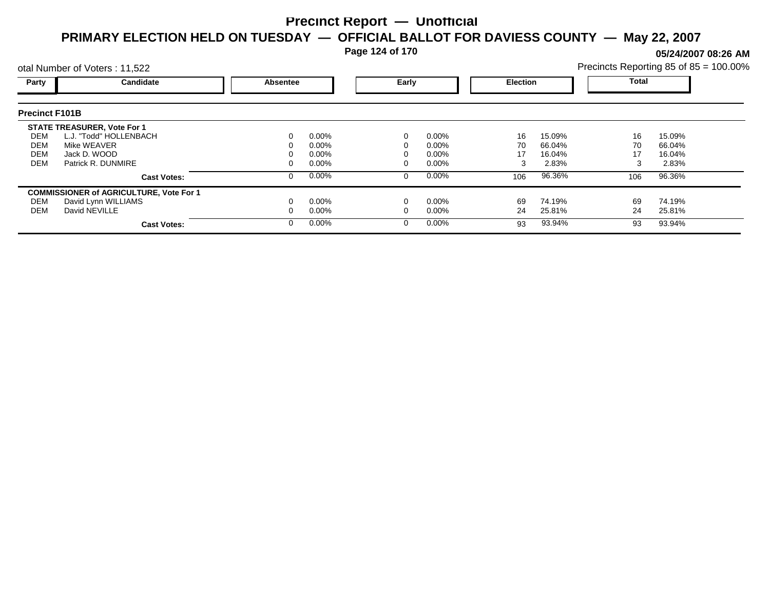# Precinct Report — Unofficial

## PRIMARY ELECTION HELD ON TUESDAY — OFFICIAL BALLOT FOR DAVIESS COUNTY — May 22, 2007

**05/24/2007 08:26 AM**

otal Number of Voters : 11,522

Precincts Reporting 85 of 85 = 100.00%

### Precinct F101B

| Party | Candidate | Absentee | | Early | | Election | | Total | |
|---|---|---|---|---|---|---|---|---|---|
| **STATE TREASURER, Vote For 1** | | | | | | | | | |
| DEM | L.J. "Todd" HOLLENBACH | 0 | 0.00% | 0 | 0.00% | 16 | 15.09% | 16 | 15.09% |
| DEM | Mike WEAVER | 0 | 0.00% | 0 | 0.00% | 70 | 66.04% | 70 | 66.04% |
| DEM | Jack D. WOOD | 0 | 0.00% | 0 | 0.00% | 17 | 16.04% | 17 | 16.04% |
| DEM | Patrick R. DUNMIRE | 0 | 0.00% | 0 | 0.00% | 3 | 2.83% | 3 | 2.83% |
| | **Cast Votes:** | 0 | 0.00% | 0 | 0.00% | 106 | 96.36% | 106 | 96.36% |
| **COMMISSIONER of AGRICULTURE, Vote For 1** | | | | | | | | | |
| DEM | David Lynn WILLIAMS | 0 | 0.00% | 0 | 0.00% | 69 | 74.19% | 69 | 74.19% |
| DEM | David NEVILLE | 0 | 0.00% | 0 | 0.00% | 24 | 25.81% | 24 | 25.81% |
| | **Cast Votes:** | 0 | 0.00% | 0 | 0.00% | 93 | 93.94% | 93 | 93.94% |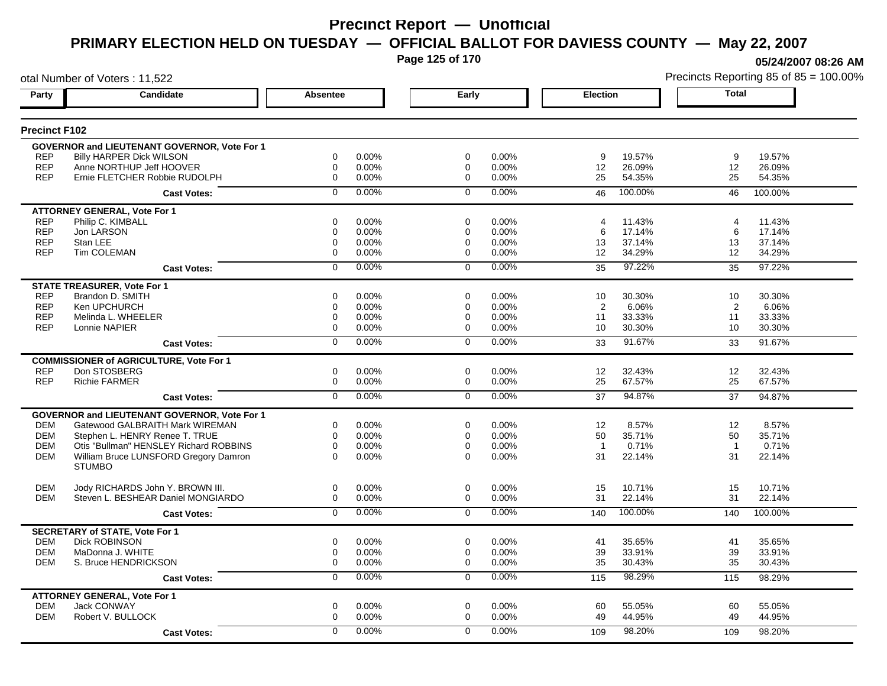# Precinct Report — Unofficial

## PRIMARY ELECTION HELD ON TUESDAY — OFFICIAL BALLOT FOR DAVIESS COUNTY — May 22, 2007

05/24/2007 08:26 AM

otal Number of Voters : 11,522

Precincts Reporting 85 of 85 = 100.00%

### Precinct F102

| Party | Candidate | Absentee | | Early | | Election | | Total | |
|---|---|---|---|---|---|---|---|---|---|
| | **GOVERNOR and LIEUTENANT GOVERNOR, Vote For 1** | | | | | | | | |
| REP | Billy HARPER Dick WILSON | 0 | 0.00% | 0 | 0.00% | 9 | 19.57% | 9 | 19.57% |
| REP | Anne NORTHUP Jeff HOOVER | 0 | 0.00% | 0 | 0.00% | 12 | 26.09% | 12 | 26.09% |
| REP | Ernie FLETCHER Robbie RUDOLPH | 0 | 0.00% | 0 | 0.00% | 25 | 54.35% | 25 | 54.35% |
| | **Cast Votes:** | 0 | 0.00% | 0 | 0.00% | 46 | 100.00% | 46 | 100.00% |
| | **ATTORNEY GENERAL, Vote For 1** | | | | | | | | |
| REP | Philip C. KIMBALL | 0 | 0.00% | 0 | 0.00% | 4 | 11.43% | 4 | 11.43% |
| REP | Jon LARSON | 0 | 0.00% | 0 | 0.00% | 6 | 17.14% | 6 | 17.14% |
| REP | Stan LEE | 0 | 0.00% | 0 | 0.00% | 13 | 37.14% | 13 | 37.14% |
| REP | Tim COLEMAN | 0 | 0.00% | 0 | 0.00% | 12 | 34.29% | 12 | 34.29% |
| | **Cast Votes:** | 0 | 0.00% | 0 | 0.00% | 35 | 97.22% | 35 | 97.22% |
| | **STATE TREASURER, Vote For 1** | | | | | | | | |
| REP | Brandon D. SMITH | 0 | 0.00% | 0 | 0.00% | 10 | 30.30% | 10 | 30.30% |
| REP | Ken UPCHURCH | 0 | 0.00% | 0 | 0.00% | 2 | 6.06% | 2 | 6.06% |
| REP | Melinda L. WHEELER | 0 | 0.00% | 0 | 0.00% | 11 | 33.33% | 11 | 33.33% |
| REP | Lonnie NAPIER | 0 | 0.00% | 0 | 0.00% | 10 | 30.30% | 10 | 30.30% |
| | **Cast Votes:** | 0 | 0.00% | 0 | 0.00% | 33 | 91.67% | 33 | 91.67% |
| | **COMMISSIONER of AGRICULTURE, Vote For 1** | | | | | | | | |
| REP | Don STOSBERG | 0 | 0.00% | 0 | 0.00% | 12 | 32.43% | 12 | 32.43% |
| REP | Richie FARMER | 0 | 0.00% | 0 | 0.00% | 25 | 67.57% | 25 | 67.57% |
| | **Cast Votes:** | 0 | 0.00% | 0 | 0.00% | 37 | 94.87% | 37 | 94.87% |
| | **GOVERNOR and LIEUTENANT GOVERNOR, Vote For 1** | | | | | | | | |
| DEM | Gatewood GALBRAITH Mark WIREMAN | 0 | 0.00% | 0 | 0.00% | 12 | 8.57% | 12 | 8.57% |
| DEM | Stephen L. HENRY Renee T. TRUE | 0 | 0.00% | 0 | 0.00% | 50 | 35.71% | 50 | 35.71% |
| DEM | Otis "Bullman" HENSLEY Richard ROBBINS | 0 | 0.00% | 0 | 0.00% | 1 | 0.71% | 1 | 0.71% |
| DEM | William Bruce LUNSFORD Gregory Damron STUMBO | 0 | 0.00% | 0 | 0.00% | 31 | 22.14% | 31 | 22.14% |
| DEM | Jody RICHARDS John Y. BROWN III. | 0 | 0.00% | 0 | 0.00% | 15 | 10.71% | 15 | 10.71% |
| DEM | Steven L. BESHEAR Daniel MONGIARDO | 0 | 0.00% | 0 | 0.00% | 31 | 22.14% | 31 | 22.14% |
| | **Cast Votes:** | 0 | 0.00% | 0 | 0.00% | 140 | 100.00% | 140 | 100.00% |
| | **SECRETARY of STATE, Vote For 1** | | | | | | | | |
| DEM | Dick ROBINSON | 0 | 0.00% | 0 | 0.00% | 41 | 35.65% | 41 | 35.65% |
| DEM | MaDonna J. WHITE | 0 | 0.00% | 0 | 0.00% | 39 | 33.91% | 39 | 33.91% |
| DEM | S. Bruce HENDRICKSON | 0 | 0.00% | 0 | 0.00% | 35 | 30.43% | 35 | 30.43% |
| | **Cast Votes:** | 0 | 0.00% | 0 | 0.00% | 115 | 98.29% | 115 | 98.29% |
| | **ATTORNEY GENERAL, Vote For 1** | | | | | | | | |
| DEM | Jack CONWAY | 0 | 0.00% | 0 | 0.00% | 60 | 55.05% | 60 | 55.05% |
| DEM | Robert V. BULLOCK | 0 | 0.00% | 0 | 0.00% | 49 | 44.95% | 49 | 44.95% |
| | **Cast Votes:** | 0 | 0.00% | 0 | 0.00% | 109 | 98.20% | 109 | 98.20% |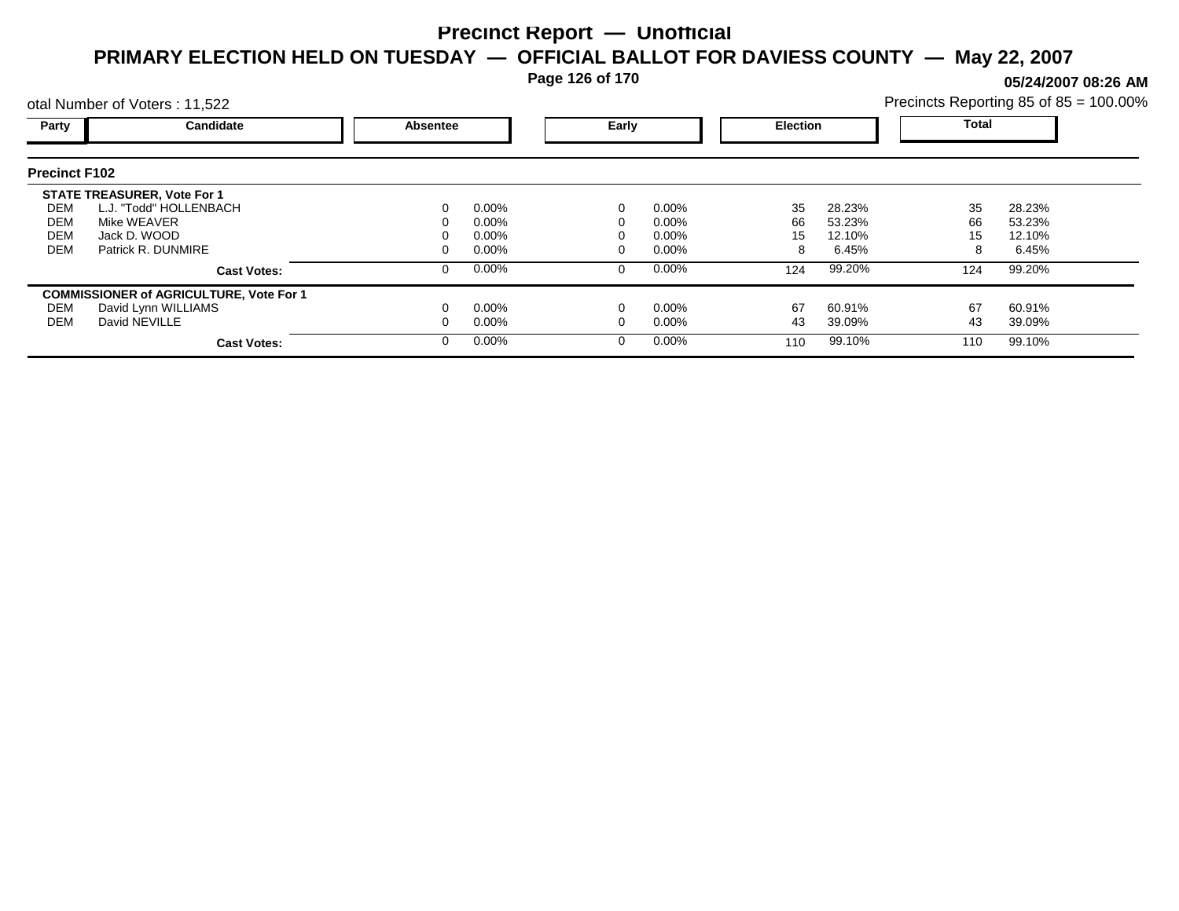# Precinct Report — Unofficial

## PRIMARY ELECTION HELD ON TUESDAY — OFFICIAL BALLOT FOR DAVIESS COUNTY — May 22, 2007

**05/24/2007 08:26 AM**

otal Number of Voters : 11,522

Precincts Reporting 85 of 85 = 100.00%

### Precinct F102

| Party | Candidate | Absentee | | Early | | Election | | Total | |
|---|---|---|---|---|---|---|---|---|---|
| | **STATE TREASURER, Vote For 1** | | | | | | | | |
| DEM | L.J. "Todd" HOLLENBACH | 0 | 0.00% | 0 | 0.00% | 35 | 28.23% | 35 | 28.23% |
| DEM | Mike WEAVER | 0 | 0.00% | 0 | 0.00% | 66 | 53.23% | 66 | 53.23% |
| DEM | Jack D. WOOD | 0 | 0.00% | 0 | 0.00% | 15 | 12.10% | 15 | 12.10% |
| DEM | Patrick R. DUNMIRE | 0 | 0.00% | 0 | 0.00% | 8 | 6.45% | 8 | 6.45% |
| | **Cast Votes:** | 0 | 0.00% | 0 | 0.00% | 124 | 99.20% | 124 | 99.20% |
| | **COMMISSIONER of AGRICULTURE, Vote For 1** | | | | | | | | |
| DEM | David Lynn WILLIAMS | 0 | 0.00% | 0 | 0.00% | 67 | 60.91% | 67 | 60.91% |
| DEM | David NEVILLE | 0 | 0.00% | 0 | 0.00% | 43 | 39.09% | 43 | 39.09% |
| | **Cast Votes:** | 0 | 0.00% | 0 | 0.00% | 110 | 99.10% | 110 | 99.10% |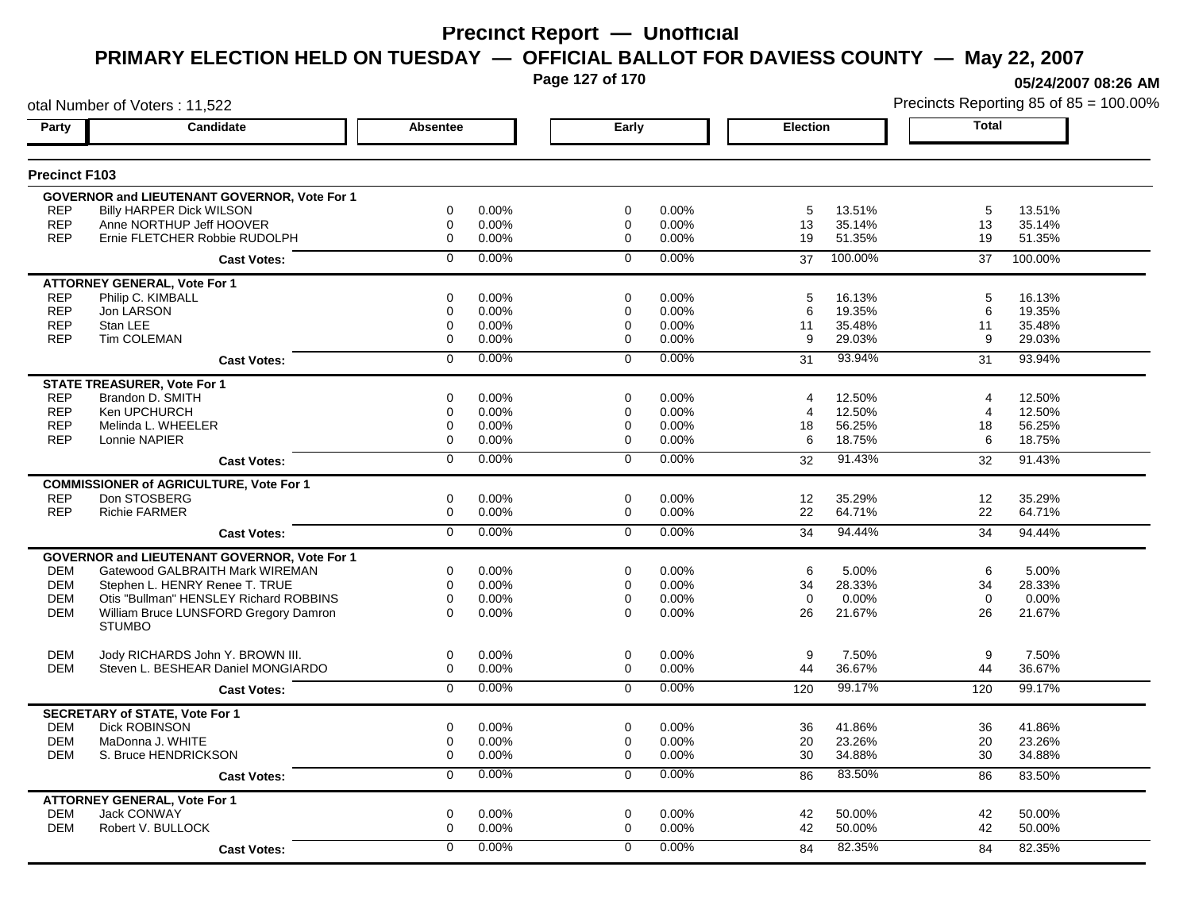# Precinct Report — Unofficial

## PRIMARY ELECTION HELD ON TUESDAY — OFFICIAL BALLOT FOR DAVIESS COUNTY — May 22, 2007

05/24/2007 08:26 AM

otal Number of Voters : 11,522

Precincts Reporting 85 of 85 = 100.00%

### Precinct F103

| Party | Candidate | Absentee | | Early | | Election | | Total | |
|---|---|---|---|---|---|---|---|---|---|
| | **GOVERNOR and LIEUTENANT GOVERNOR, Vote For 1** | | | | | | | | |
| REP | Billy HARPER Dick WILSON | 0 | 0.00% | 0 | 0.00% | 5 | 13.51% | 5 | 13.51% |
| REP | Anne NORTHUP Jeff HOOVER | 0 | 0.00% | 0 | 0.00% | 13 | 35.14% | 13 | 35.14% |
| REP | Ernie FLETCHER Robbie RUDOLPH | 0 | 0.00% | 0 | 0.00% | 19 | 51.35% | 19 | 51.35% |
| | **Cast Votes:** | 0 | 0.00% | 0 | 0.00% | 37 | 100.00% | 37 | 100.00% |
| | **ATTORNEY GENERAL, Vote For 1** | | | | | | | | |
| REP | Philip C. KIMBALL | 0 | 0.00% | 0 | 0.00% | 5 | 16.13% | 5 | 16.13% |
| REP | Jon LARSON | 0 | 0.00% | 0 | 0.00% | 6 | 19.35% | 6 | 19.35% |
| REP | Stan LEE | 0 | 0.00% | 0 | 0.00% | 11 | 35.48% | 11 | 35.48% |
| REP | Tim COLEMAN | 0 | 0.00% | 0 | 0.00% | 9 | 29.03% | 9 | 29.03% |
| | **Cast Votes:** | 0 | 0.00% | 0 | 0.00% | 31 | 93.94% | 31 | 93.94% |
| | **STATE TREASURER, Vote For 1** | | | | | | | | |
| REP | Brandon D. SMITH | 0 | 0.00% | 0 | 0.00% | 4 | 12.50% | 4 | 12.50% |
| REP | Ken UPCHURCH | 0 | 0.00% | 0 | 0.00% | 4 | 12.50% | 4 | 12.50% |
| REP | Melinda L. WHEELER | 0 | 0.00% | 0 | 0.00% | 18 | 56.25% | 18 | 56.25% |
| REP | Lonnie NAPIER | 0 | 0.00% | 0 | 0.00% | 6 | 18.75% | 6 | 18.75% |
| | **Cast Votes:** | 0 | 0.00% | 0 | 0.00% | 32 | 91.43% | 32 | 91.43% |
| | **COMMISSIONER of AGRICULTURE, Vote For 1** | | | | | | | | |
| REP | Don STOSBERG | 0 | 0.00% | 0 | 0.00% | 12 | 35.29% | 12 | 35.29% |
| REP | Richie FARMER | 0 | 0.00% | 0 | 0.00% | 22 | 64.71% | 22 | 64.71% |
| | **Cast Votes:** | 0 | 0.00% | 0 | 0.00% | 34 | 94.44% | 34 | 94.44% |
| | **GOVERNOR and LIEUTENANT GOVERNOR, Vote For 1** | | | | | | | | |
| DEM | Gatewood GALBRAITH Mark WIREMAN | 0 | 0.00% | 0 | 0.00% | 6 | 5.00% | 6 | 5.00% |
| DEM | Stephen L. HENRY Renee T. TRUE | 0 | 0.00% | 0 | 0.00% | 34 | 28.33% | 34 | 28.33% |
| DEM | Otis "Bullman" HENSLEY Richard ROBBINS | 0 | 0.00% | 0 | 0.00% | 0 | 0.00% | 0 | 0.00% |
| DEM | William Bruce LUNSFORD Gregory Damron STUMBO | 0 | 0.00% | 0 | 0.00% | 26 | 21.67% | 26 | 21.67% |
| DEM | Jody RICHARDS John Y. BROWN III. | 0 | 0.00% | 0 | 0.00% | 9 | 7.50% | 9 | 7.50% |
| DEM | Steven L. BESHEAR Daniel MONGIARDO | 0 | 0.00% | 0 | 0.00% | 44 | 36.67% | 44 | 36.67% |
| | **Cast Votes:** | 0 | 0.00% | 0 | 0.00% | 120 | 99.17% | 120 | 99.17% |
| | **SECRETARY of STATE, Vote For 1** | | | | | | | | |
| DEM | Dick ROBINSON | 0 | 0.00% | 0 | 0.00% | 36 | 41.86% | 36 | 41.86% |
| DEM | MaDonna J. WHITE | 0 | 0.00% | 0 | 0.00% | 20 | 23.26% | 20 | 23.26% |
| DEM | S. Bruce HENDRICKSON | 0 | 0.00% | 0 | 0.00% | 30 | 34.88% | 30 | 34.88% |
| | **Cast Votes:** | 0 | 0.00% | 0 | 0.00% | 86 | 83.50% | 86 | 83.50% |
| | **ATTORNEY GENERAL, Vote For 1** | | | | | | | | |
| DEM | Jack CONWAY | 0 | 0.00% | 0 | 0.00% | 42 | 50.00% | 42 | 50.00% |
| DEM | Robert V. BULLOCK | 0 | 0.00% | 0 | 0.00% | 42 | 50.00% | 42 | 50.00% |
| | **Cast Votes:** | 0 | 0.00% | 0 | 0.00% | 84 | 82.35% | 84 | 82.35% |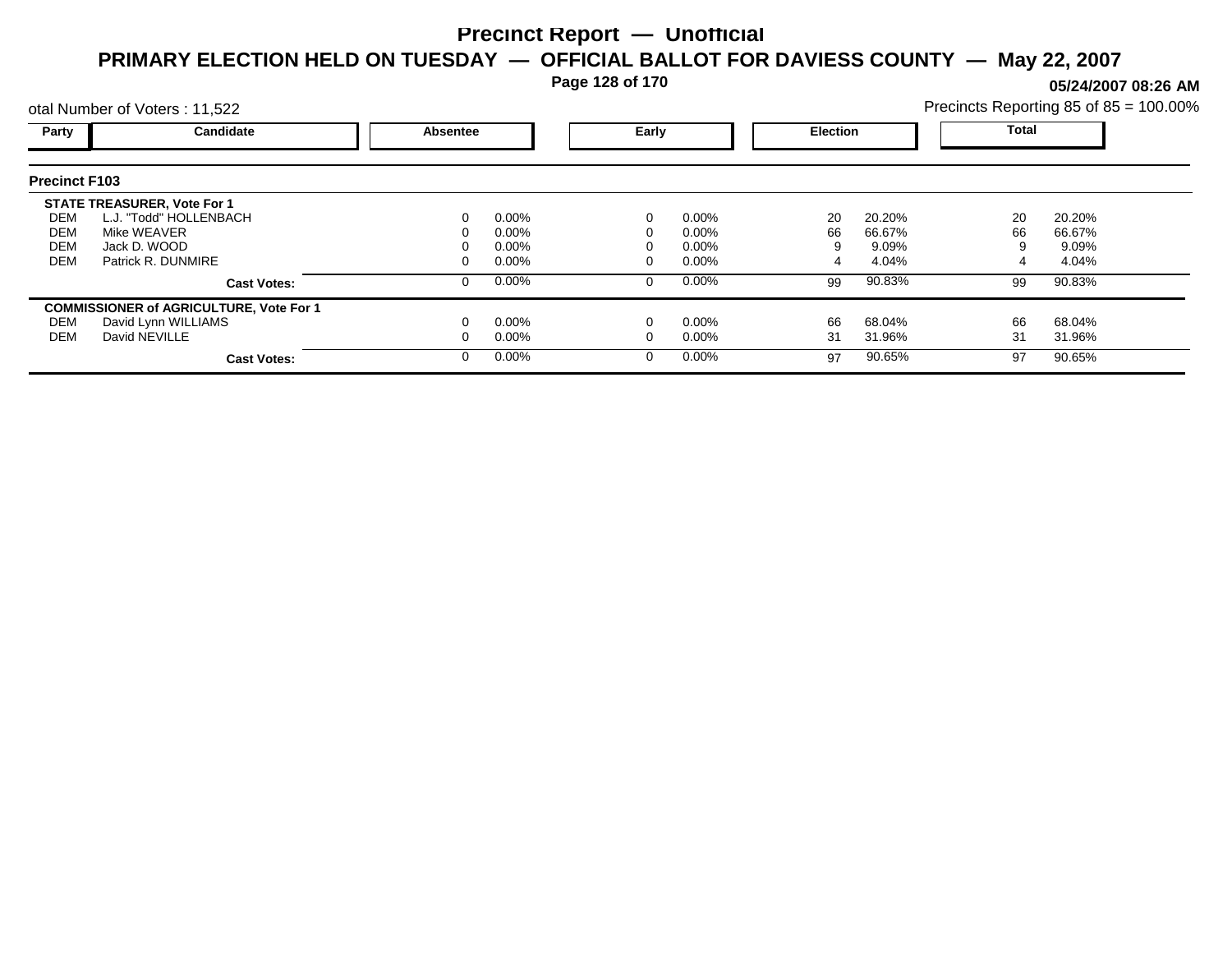# Precinct Report — Unofficial

## PRIMARY ELECTION HELD ON TUESDAY — OFFICIAL BALLOT FOR DAVIESS COUNTY — May 22, 2007

**05/24/2007 08:26 AM**

otal Number of Voters : 11,522

Precincts Reporting 85 of 85 = 100.00%

### Precinct F103

| Party | Candidate | Absentee | | Early | | Election | | Total | |
|---|---|---|---|---|---|---|---|---|---|
| | **STATE TREASURER, Vote For 1** | | | | | | | | |
| DEM | L.J. "Todd" HOLLENBACH | 0 | 0.00% | 0 | 0.00% | 20 | 20.20% | 20 | 20.20% |
| DEM | Mike WEAVER | 0 | 0.00% | 0 | 0.00% | 66 | 66.67% | 66 | 66.67% |
| DEM | Jack D. WOOD | 0 | 0.00% | 0 | 0.00% | 9 | 9.09% | 9 | 9.09% |
| DEM | Patrick R. DUNMIRE | 0 | 0.00% | 0 | 0.00% | 4 | 4.04% | 4 | 4.04% |
| | **Cast Votes:** | 0 | 0.00% | 0 | 0.00% | 99 | 90.83% | 99 | 90.83% |
| | **COMMISSIONER of AGRICULTURE, Vote For 1** | | | | | | | | |
| DEM | David Lynn WILLIAMS | 0 | 0.00% | 0 | 0.00% | 66 | 68.04% | 66 | 68.04% |
| DEM | David NEVILLE | 0 | 0.00% | 0 | 0.00% | 31 | 31.96% | 31 | 31.96% |
| | **Cast Votes:** | 0 | 0.00% | 0 | 0.00% | 97 | 90.65% | 97 | 90.65% |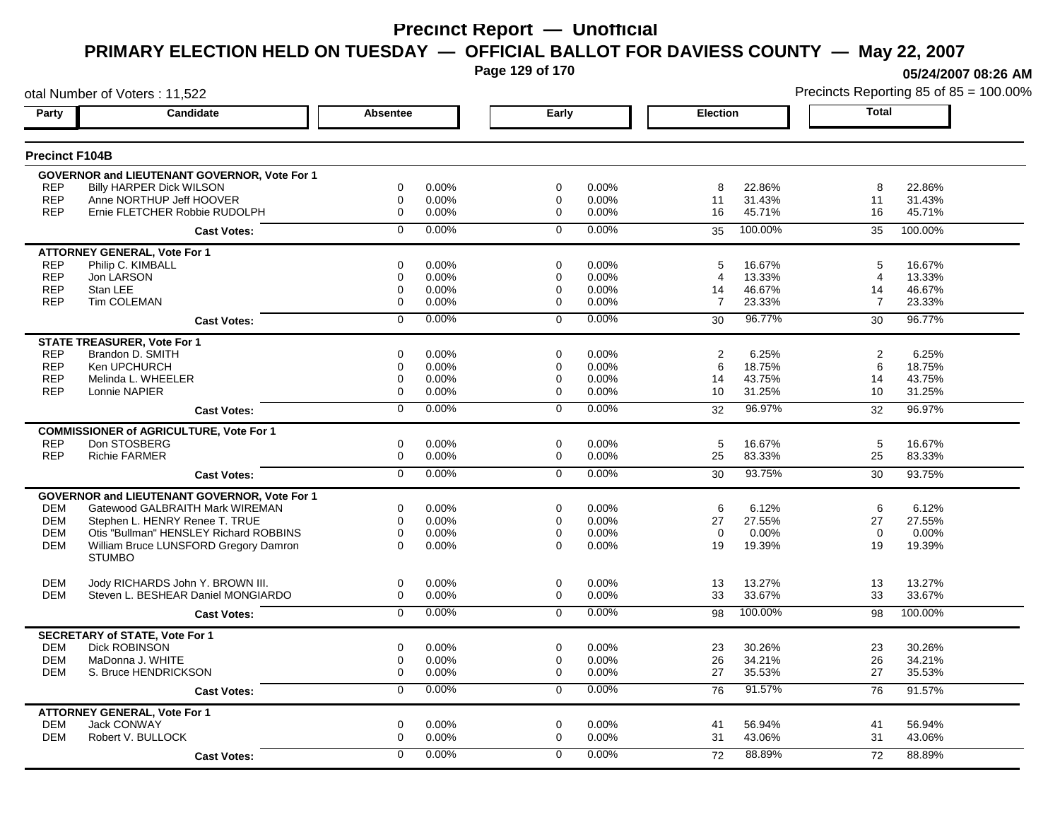# Precinct Report — Unofficial

## PRIMARY ELECTION HELD ON TUESDAY — OFFICIAL BALLOT FOR DAVIESS COUNTY — May 22, 2007

05/24/2007 08:26 AM

otal Number of Voters : 11,522

Precincts Reporting 85 of 85 = 100.00%

### Precinct F104B

| Party | Candidate | Absentee | | Early | | Election | | Total | |
|---|---|---|---|---|---|---|---|---|---|
| **GOVERNOR and LIEUTENANT GOVERNOR, Vote For 1** | | | | | | | | | |
| REP | Billy HARPER Dick WILSON | 0 | 0.00% | 0 | 0.00% | 8 | 22.86% | 8 | 22.86% |
| REP | Anne NORTHUP Jeff HOOVER | 0 | 0.00% | 0 | 0.00% | 11 | 31.43% | 11 | 31.43% |
| REP | Ernie FLETCHER Robbie RUDOLPH | 0 | 0.00% | 0 | 0.00% | 16 | 45.71% | 16 | 45.71% |
| | **Cast Votes:** | 0 | 0.00% | 0 | 0.00% | 35 | 100.00% | 35 | 100.00% |
| **ATTORNEY GENERAL, Vote For 1** | | | | | | | | | |
| REP | Philip C. KIMBALL | 0 | 0.00% | 0 | 0.00% | 5 | 16.67% | 5 | 16.67% |
| REP | Jon LARSON | 0 | 0.00% | 0 | 0.00% | 4 | 13.33% | 4 | 13.33% |
| REP | Stan LEE | 0 | 0.00% | 0 | 0.00% | 14 | 46.67% | 14 | 46.67% |
| REP | Tim COLEMAN | 0 | 0.00% | 0 | 0.00% | 7 | 23.33% | 7 | 23.33% |
| | **Cast Votes:** | 0 | 0.00% | 0 | 0.00% | 30 | 96.77% | 30 | 96.77% |
| **STATE TREASURER, Vote For 1** | | | | | | | | | |
| REP | Brandon D. SMITH | 0 | 0.00% | 0 | 0.00% | 2 | 6.25% | 2 | 6.25% |
| REP | Ken UPCHURCH | 0 | 0.00% | 0 | 0.00% | 6 | 18.75% | 6 | 18.75% |
| REP | Melinda L. WHEELER | 0 | 0.00% | 0 | 0.00% | 14 | 43.75% | 14 | 43.75% |
| REP | Lonnie NAPIER | 0 | 0.00% | 0 | 0.00% | 10 | 31.25% | 10 | 31.25% |
| | **Cast Votes:** | 0 | 0.00% | 0 | 0.00% | 32 | 96.97% | 32 | 96.97% |
| **COMMISSIONER of AGRICULTURE, Vote For 1** | | | | | | | | | |
| REP | Don STOSBERG | 0 | 0.00% | 0 | 0.00% | 5 | 16.67% | 5 | 16.67% |
| REP | Richie FARMER | 0 | 0.00% | 0 | 0.00% | 25 | 83.33% | 25 | 83.33% |
| | **Cast Votes:** | 0 | 0.00% | 0 | 0.00% | 30 | 93.75% | 30 | 93.75% |
| **GOVERNOR and LIEUTENANT GOVERNOR, Vote For 1** | | | | | | | | | |
| DEM | Gatewood GALBRAITH Mark WIREMAN | 0 | 0.00% | 0 | 0.00% | 6 | 6.12% | 6 | 6.12% |
| DEM | Stephen L. HENRY Renee T. TRUE | 0 | 0.00% | 0 | 0.00% | 27 | 27.55% | 27 | 27.55% |
| DEM | Otis "Bullman" HENSLEY Richard ROBBINS | 0 | 0.00% | 0 | 0.00% | 0 | 0.00% | 0 | 0.00% |
| DEM | William Bruce LUNSFORD Gregory Damron STUMBO | 0 | 0.00% | 0 | 0.00% | 19 | 19.39% | 19 | 19.39% |
| DEM | Jody RICHARDS John Y. BROWN III. | 0 | 0.00% | 0 | 0.00% | 13 | 13.27% | 13 | 13.27% |
| DEM | Steven L. BESHEAR Daniel MONGIARDO | 0 | 0.00% | 0 | 0.00% | 33 | 33.67% | 33 | 33.67% |
| | **Cast Votes:** | 0 | 0.00% | 0 | 0.00% | 98 | 100.00% | 98 | 100.00% |
| **SECRETARY of STATE, Vote For 1** | | | | | | | | | |
| DEM | Dick ROBINSON | 0 | 0.00% | 0 | 0.00% | 23 | 30.26% | 23 | 30.26% |
| DEM | MaDonna J. WHITE | 0 | 0.00% | 0 | 0.00% | 26 | 34.21% | 26 | 34.21% |
| DEM | S. Bruce HENDRICKSON | 0 | 0.00% | 0 | 0.00% | 27 | 35.53% | 27 | 35.53% |
| | **Cast Votes:** | 0 | 0.00% | 0 | 0.00% | 76 | 91.57% | 76 | 91.57% |
| **ATTORNEY GENERAL, Vote For 1** | | | | | | | | | |
| DEM | Jack CONWAY | 0 | 0.00% | 0 | 0.00% | 41 | 56.94% | 41 | 56.94% |
| DEM | Robert V. BULLOCK | 0 | 0.00% | 0 | 0.00% | 31 | 43.06% | 31 | 43.06% |
| | **Cast Votes:** | 0 | 0.00% | 0 | 0.00% | 72 | 88.89% | 72 | 88.89% |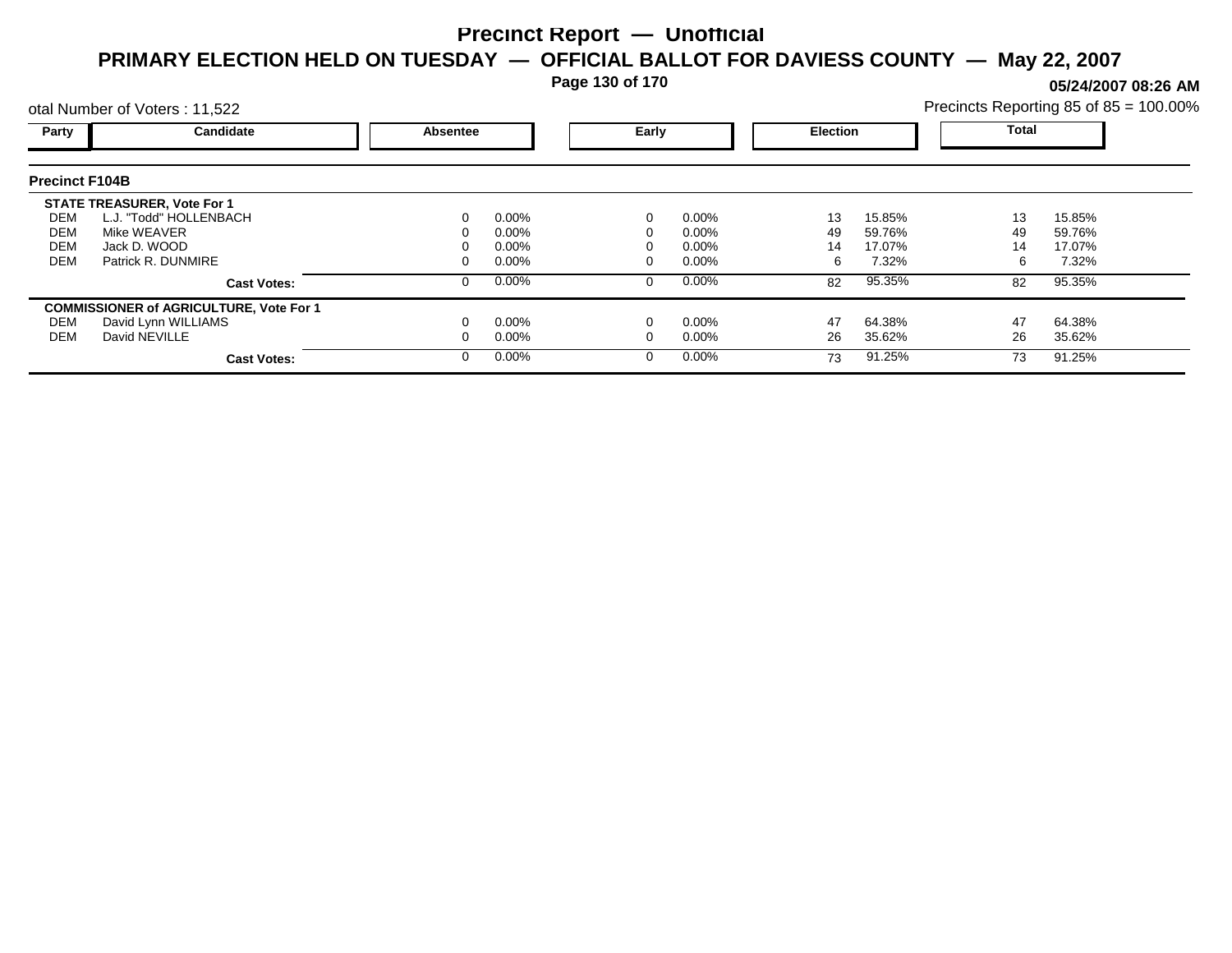# Precinct Report — Unofficial

## PRIMARY ELECTION HELD ON TUESDAY — OFFICIAL BALLOT FOR DAVIESS COUNTY — May 22, 2007

**05/24/2007 08:26 AM**

otal Number of Voters : 11,522

Precincts Reporting 85 of 85 = 100.00%

### Precinct F104B

| Party | Candidate | Absentee | | Early | | Election | | Total | |
|---|---|---|---|---|---|---|---|---|---|
| | **STATE TREASURER, Vote For 1** | | | | | | | | |
| DEM | L.J. "Todd" HOLLENBACH | 0 | 0.00% | 0 | 0.00% | 13 | 15.85% | 13 | 15.85% |
| DEM | Mike WEAVER | 0 | 0.00% | 0 | 0.00% | 49 | 59.76% | 49 | 59.76% |
| DEM | Jack D. WOOD | 0 | 0.00% | 0 | 0.00% | 14 | 17.07% | 14 | 17.07% |
| DEM | Patrick R. DUNMIRE | 0 | 0.00% | 0 | 0.00% | 6 | 7.32% | 6 | 7.32% |
| | **Cast Votes:** | 0 | 0.00% | 0 | 0.00% | 82 | 95.35% | 82 | 95.35% |
| | **COMMISSIONER of AGRICULTURE, Vote For 1** | | | | | | | | |
| DEM | David Lynn WILLIAMS | 0 | 0.00% | 0 | 0.00% | 47 | 64.38% | 47 | 64.38% |
| DEM | David NEVILLE | 0 | 0.00% | 0 | 0.00% | 26 | 35.62% | 26 | 35.62% |
| | **Cast Votes:** | 0 | 0.00% | 0 | 0.00% | 73 | 91.25% | 73 | 91.25% |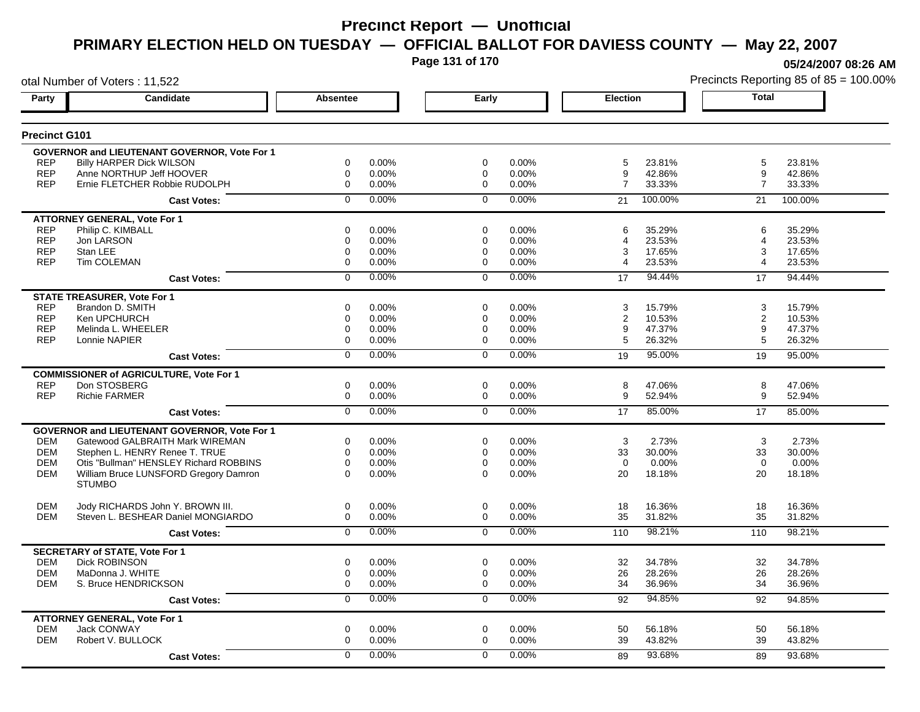# Precinct Report — Unofficial

## PRIMARY ELECTION HELD ON TUESDAY — OFFICIAL BALLOT FOR DAVIESS COUNTY — May 22, 2007

05/24/2007 08:26 AM

otal Number of Voters : 11,522

Precincts Reporting 85 of 85 = 100.00%

| Party | Candidate | Absentee | | Early | | Election | | Total | |
|---|---|---|---|---|---|---|---|---|---|
| **Precinct G101** | | | | | | | | | |
| | **GOVERNOR and LIEUTENANT GOVERNOR, Vote For 1** | | | | | | | | |
| REP | Billy HARPER Dick WILSON | 0 | 0.00% | 0 | 0.00% | 5 | 23.81% | 5 | 23.81% |
| REP | Anne NORTHUP Jeff HOOVER | 0 | 0.00% | 0 | 0.00% | 9 | 42.86% | 9 | 42.86% |
| REP | Ernie FLETCHER Robbie RUDOLPH | 0 | 0.00% | 0 | 0.00% | 7 | 33.33% | 7 | 33.33% |
| | **Cast Votes:** | 0 | 0.00% | 0 | 0.00% | 21 | 100.00% | 21 | 100.00% |
| | **ATTORNEY GENERAL, Vote For 1** | | | | | | | | |
| REP | Philip C. KIMBALL | 0 | 0.00% | 0 | 0.00% | 6 | 35.29% | 6 | 35.29% |
| REP | Jon LARSON | 0 | 0.00% | 0 | 0.00% | 4 | 23.53% | 4 | 23.53% |
| REP | Stan LEE | 0 | 0.00% | 0 | 0.00% | 3 | 17.65% | 3 | 17.65% |
| REP | Tim COLEMAN | 0 | 0.00% | 0 | 0.00% | 4 | 23.53% | 4 | 23.53% |
| | **Cast Votes:** | 0 | 0.00% | 0 | 0.00% | 17 | 94.44% | 17 | 94.44% |
| | **STATE TREASURER, Vote For 1** | | | | | | | | |
| REP | Brandon D. SMITH | 0 | 0.00% | 0 | 0.00% | 3 | 15.79% | 3 | 15.79% |
| REP | Ken UPCHURCH | 0 | 0.00% | 0 | 0.00% | 2 | 10.53% | 2 | 10.53% |
| REP | Melinda L. WHEELER | 0 | 0.00% | 0 | 0.00% | 9 | 47.37% | 9 | 47.37% |
| REP | Lonnie NAPIER | 0 | 0.00% | 0 | 0.00% | 5 | 26.32% | 5 | 26.32% |
| | **Cast Votes:** | 0 | 0.00% | 0 | 0.00% | 19 | 95.00% | 19 | 95.00% |
| | **COMMISSIONER of AGRICULTURE, Vote For 1** | | | | | | | | |
| REP | Don STOSBERG | 0 | 0.00% | 0 | 0.00% | 8 | 47.06% | 8 | 47.06% |
| REP | Richie FARMER | 0 | 0.00% | 0 | 0.00% | 9 | 52.94% | 9 | 52.94% |
| | **Cast Votes:** | 0 | 0.00% | 0 | 0.00% | 17 | 85.00% | 17 | 85.00% |
| | **GOVERNOR and LIEUTENANT GOVERNOR, Vote For 1** | | | | | | | | |
| DEM | Gatewood GALBRAITH Mark WIREMAN | 0 | 0.00% | 0 | 0.00% | 3 | 2.73% | 3 | 2.73% |
| DEM | Stephen L. HENRY Renee T. TRUE | 0 | 0.00% | 0 | 0.00% | 33 | 30.00% | 33 | 30.00% |
| DEM | Otis "Bullman" HENSLEY Richard ROBBINS | 0 | 0.00% | 0 | 0.00% | 0 | 0.00% | 0 | 0.00% |
| DEM | William Bruce LUNSFORD Gregory Damron STUMBO | 0 | 0.00% | 0 | 0.00% | 20 | 18.18% | 20 | 18.18% |
| DEM | Jody RICHARDS John Y. BROWN III. | 0 | 0.00% | 0 | 0.00% | 18 | 16.36% | 18 | 16.36% |
| DEM | Steven L. BESHEAR Daniel MONGIARDO | 0 | 0.00% | 0 | 0.00% | 35 | 31.82% | 35 | 31.82% |
| | **Cast Votes:** | 0 | 0.00% | 0 | 0.00% | 110 | 98.21% | 110 | 98.21% |
| | **SECRETARY of STATE, Vote For 1** | | | | | | | | |
| DEM | Dick ROBINSON | 0 | 0.00% | 0 | 0.00% | 32 | 34.78% | 32 | 34.78% |
| DEM | MaDonna J. WHITE | 0 | 0.00% | 0 | 0.00% | 26 | 28.26% | 26 | 28.26% |
| DEM | S. Bruce HENDRICKSON | 0 | 0.00% | 0 | 0.00% | 34 | 36.96% | 34 | 36.96% |
| | **Cast Votes:** | 0 | 0.00% | 0 | 0.00% | 92 | 94.85% | 92 | 94.85% |
| | **ATTORNEY GENERAL, Vote For 1** | | | | | | | | |
| DEM | Jack CONWAY | 0 | 0.00% | 0 | 0.00% | 50 | 56.18% | 50 | 56.18% |
| DEM | Robert V. BULLOCK | 0 | 0.00% | 0 | 0.00% | 39 | 43.82% | 39 | 43.82% |
| | **Cast Votes:** | 0 | 0.00% | 0 | 0.00% | 89 | 93.68% | 89 | 93.68% |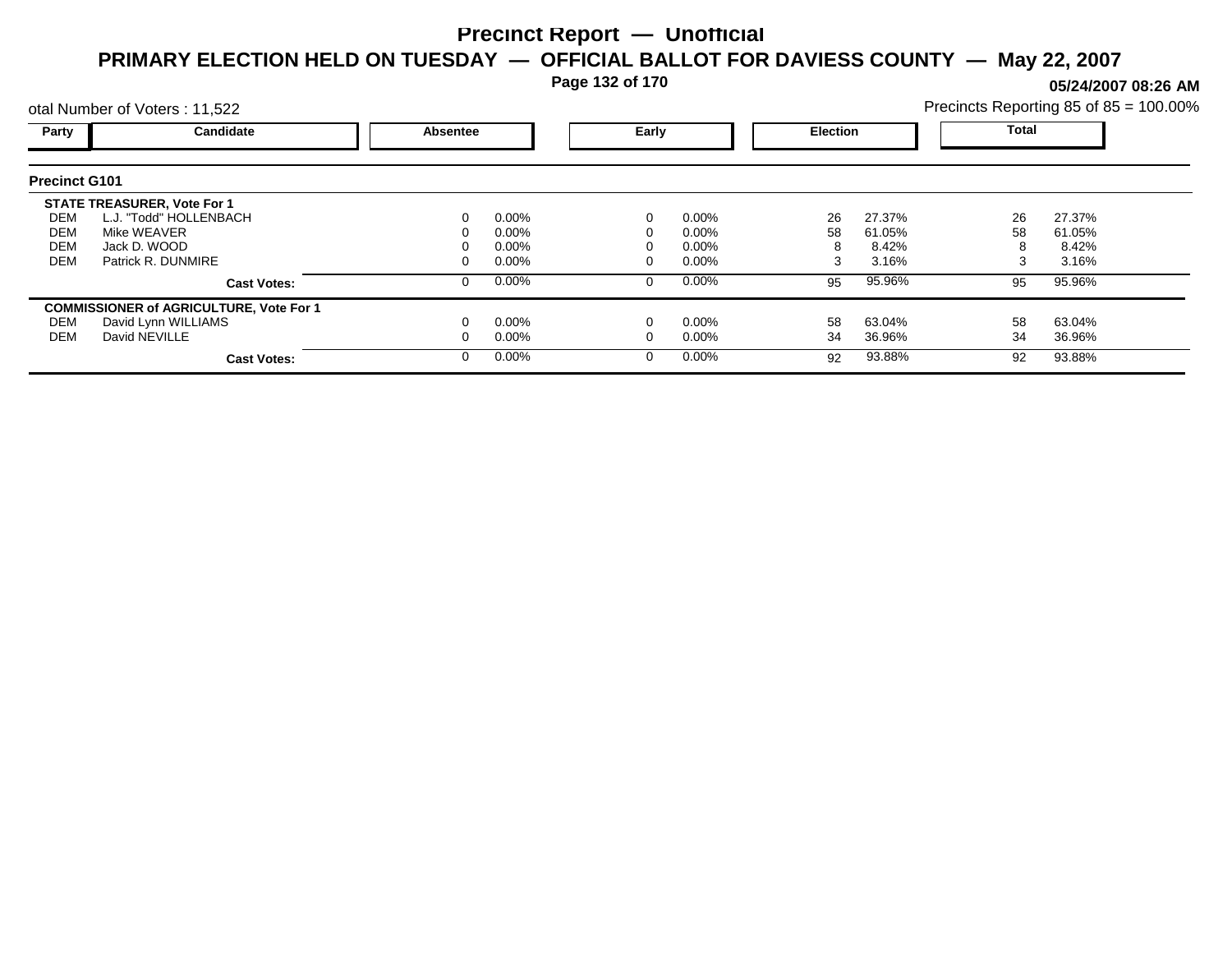# Precinct Report — Unofficial

## PRIMARY ELECTION HELD ON TUESDAY — OFFICIAL BALLOT FOR DAVIESS COUNTY — May 22, 2007

05/24/2007 08:26 AM

otal Number of Voters : 11,522

Precincts Reporting 85 of 85 = 100.00%

| Party | Candidate | Absentee | | Early | | Election | | Total | |
|---|---|---|---|---|---|---|---|---|---|
| **Precinct G101** | | | | | | | | | |
| **STATE TREASURER, Vote For 1** | | | | | | | | | |
| DEM | L.J. "Todd" HOLLENBACH | 0 | 0.00% | 0 | 0.00% | 26 | 27.37% | 26 | 27.37% |
| DEM | Mike WEAVER | 0 | 0.00% | 0 | 0.00% | 58 | 61.05% | 58 | 61.05% |
| DEM | Jack D. WOOD | 0 | 0.00% | 0 | 0.00% | 8 | 8.42% | 8 | 8.42% |
| DEM | Patrick R. DUNMIRE | 0 | 0.00% | 0 | 0.00% | 3 | 3.16% | 3 | 3.16% |
| | **Cast Votes:** | 0 | 0.00% | 0 | 0.00% | 95 | 95.96% | 95 | 95.96% |
| **COMMISSIONER of AGRICULTURE, Vote For 1** | | | | | | | | | |
| DEM | David Lynn WILLIAMS | 0 | 0.00% | 0 | 0.00% | 58 | 63.04% | 58 | 63.04% |
| DEM | David NEVILLE | 0 | 0.00% | 0 | 0.00% | 34 | 36.96% | 34 | 36.96% |
| | **Cast Votes:** | 0 | 0.00% | 0 | 0.00% | 92 | 93.88% | 92 | 93.88% |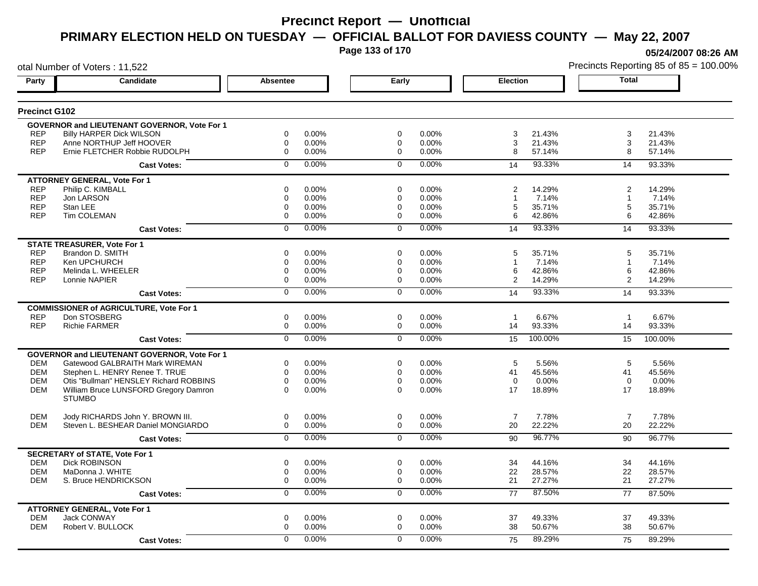# Precinct Report — Unofficial

## PRIMARY ELECTION HELD ON TUESDAY — OFFICIAL BALLOT FOR DAVIESS COUNTY — May 22, 2007

05/24/2007 08:26 AM

otal Number of Voters : 11,522

Precincts Reporting 85 of 85 = 100.00%

### Precinct G102

| Party | Candidate | Absentee | | Early | | Election | | Total | |
|---|---|---|---|---|---|---|---|---|---|
| | **GOVERNOR and LIEUTENANT GOVERNOR, Vote For 1** | | | | | | | | |
| REP | Billy HARPER Dick WILSON | 0 | 0.00% | 0 | 0.00% | 3 | 21.43% | 3 | 21.43% |
| REP | Anne NORTHUP Jeff HOOVER | 0 | 0.00% | 0 | 0.00% | 3 | 21.43% | 3 | 21.43% |
| REP | Ernie FLETCHER Robbie RUDOLPH | 0 | 0.00% | 0 | 0.00% | 8 | 57.14% | 8 | 57.14% |
| | **Cast Votes:** | 0 | 0.00% | 0 | 0.00% | 14 | 93.33% | 14 | 93.33% |
| | **ATTORNEY GENERAL, Vote For 1** | | | | | | | | |
| REP | Philip C. KIMBALL | 0 | 0.00% | 0 | 0.00% | 2 | 14.29% | 2 | 14.29% |
| REP | Jon LARSON | 0 | 0.00% | 0 | 0.00% | 1 | 7.14% | 1 | 7.14% |
| REP | Stan LEE | 0 | 0.00% | 0 | 0.00% | 5 | 35.71% | 5 | 35.71% |
| REP | Tim COLEMAN | 0 | 0.00% | 0 | 0.00% | 6 | 42.86% | 6 | 42.86% |
| | **Cast Votes:** | 0 | 0.00% | 0 | 0.00% | 14 | 93.33% | 14 | 93.33% |
| | **STATE TREASURER, Vote For 1** | | | | | | | | |
| REP | Brandon D. SMITH | 0 | 0.00% | 0 | 0.00% | 5 | 35.71% | 5 | 35.71% |
| REP | Ken UPCHURCH | 0 | 0.00% | 0 | 0.00% | 1 | 7.14% | 1 | 7.14% |
| REP | Melinda L. WHEELER | 0 | 0.00% | 0 | 0.00% | 6 | 42.86% | 6 | 42.86% |
| REP | Lonnie NAPIER | 0 | 0.00% | 0 | 0.00% | 2 | 14.29% | 2 | 14.29% |
| | **Cast Votes:** | 0 | 0.00% | 0 | 0.00% | 14 | 93.33% | 14 | 93.33% |
| | **COMMISSIONER of AGRICULTURE, Vote For 1** | | | | | | | | |
| REP | Don STOSBERG | 0 | 0.00% | 0 | 0.00% | 1 | 6.67% | 1 | 6.67% |
| REP | Richie FARMER | 0 | 0.00% | 0 | 0.00% | 14 | 93.33% | 14 | 93.33% |
| | **Cast Votes:** | 0 | 0.00% | 0 | 0.00% | 15 | 100.00% | 15 | 100.00% |
| | **GOVERNOR and LIEUTENANT GOVERNOR, Vote For 1** | | | | | | | | |
| DEM | Gatewood GALBRAITH Mark WIREMAN | 0 | 0.00% | 0 | 0.00% | 5 | 5.56% | 5 | 5.56% |
| DEM | Stephen L. HENRY Renee T. TRUE | 0 | 0.00% | 0 | 0.00% | 41 | 45.56% | 41 | 45.56% |
| DEM | Otis "Bullman" HENSLEY Richard ROBBINS | 0 | 0.00% | 0 | 0.00% | 0 | 0.00% | 0 | 0.00% |
| DEM | William Bruce LUNSFORD Gregory Damron STUMBO | 0 | 0.00% | 0 | 0.00% | 17 | 18.89% | 17 | 18.89% |
| DEM | Jody RICHARDS John Y. BROWN III. | 0 | 0.00% | 0 | 0.00% | 7 | 7.78% | 7 | 7.78% |
| DEM | Steven L. BESHEAR Daniel MONGIARDO | 0 | 0.00% | 0 | 0.00% | 20 | 22.22% | 20 | 22.22% |
| | **Cast Votes:** | 0 | 0.00% | 0 | 0.00% | 90 | 96.77% | 90 | 96.77% |
| | **SECRETARY of STATE, Vote For 1** | | | | | | | | |
| DEM | Dick ROBINSON | 0 | 0.00% | 0 | 0.00% | 34 | 44.16% | 34 | 44.16% |
| DEM | MaDonna J. WHITE | 0 | 0.00% | 0 | 0.00% | 22 | 28.57% | 22 | 28.57% |
| DEM | S. Bruce HENDRICKSON | 0 | 0.00% | 0 | 0.00% | 21 | 27.27% | 21 | 27.27% |
| | **Cast Votes:** | 0 | 0.00% | 0 | 0.00% | 77 | 87.50% | 77 | 87.50% |
| | **ATTORNEY GENERAL, Vote For 1** | | | | | | | | |
| DEM | Jack CONWAY | 0 | 0.00% | 0 | 0.00% | 37 | 49.33% | 37 | 49.33% |
| DEM | Robert V. BULLOCK | 0 | 0.00% | 0 | 0.00% | 38 | 50.67% | 38 | 50.67% |
| | **Cast Votes:** | 0 | 0.00% | 0 | 0.00% | 75 | 89.29% | 75 | 89.29% |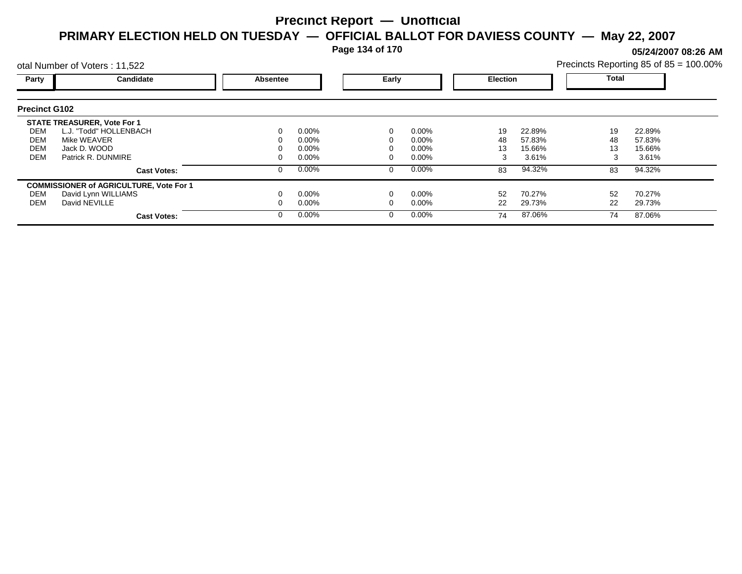# Precinct Report — Unofficial

## PRIMARY ELECTION HELD ON TUESDAY — OFFICIAL BALLOT FOR DAVIESS COUNTY — May 22, 2007

05/24/2007 08:26 AM

otal Number of Voters : 11,522

Precincts Reporting 85 of 85 = 100.00%

### Precinct G102

| Party | Candidate | Absentee | | Early | | Election | | Total | |
|---|---|---|---|---|---|---|---|---|---|
| | **STATE TREASURER, Vote For 1** | | | | | | | | |
| DEM | L.J. "Todd" HOLLENBACH | 0 | 0.00% | 0 | 0.00% | 19 | 22.89% | 19 | 22.89% |
| DEM | Mike WEAVER | 0 | 0.00% | 0 | 0.00% | 48 | 57.83% | 48 | 57.83% |
| DEM | Jack D. WOOD | 0 | 0.00% | 0 | 0.00% | 13 | 15.66% | 13 | 15.66% |
| DEM | Patrick R. DUNMIRE | 0 | 0.00% | 0 | 0.00% | 3 | 3.61% | 3 | 3.61% |
| | **Cast Votes:** | 0 | 0.00% | 0 | 0.00% | 83 | 94.32% | 83 | 94.32% |
| | **COMMISSIONER of AGRICULTURE, Vote For 1** | | | | | | | | |
| DEM | David Lynn WILLIAMS | 0 | 0.00% | 0 | 0.00% | 52 | 70.27% | 52 | 70.27% |
| DEM | David NEVILLE | 0 | 0.00% | 0 | 0.00% | 22 | 29.73% | 22 | 29.73% |
| | **Cast Votes:** | 0 | 0.00% | 0 | 0.00% | 74 | 87.06% | 74 | 87.06% |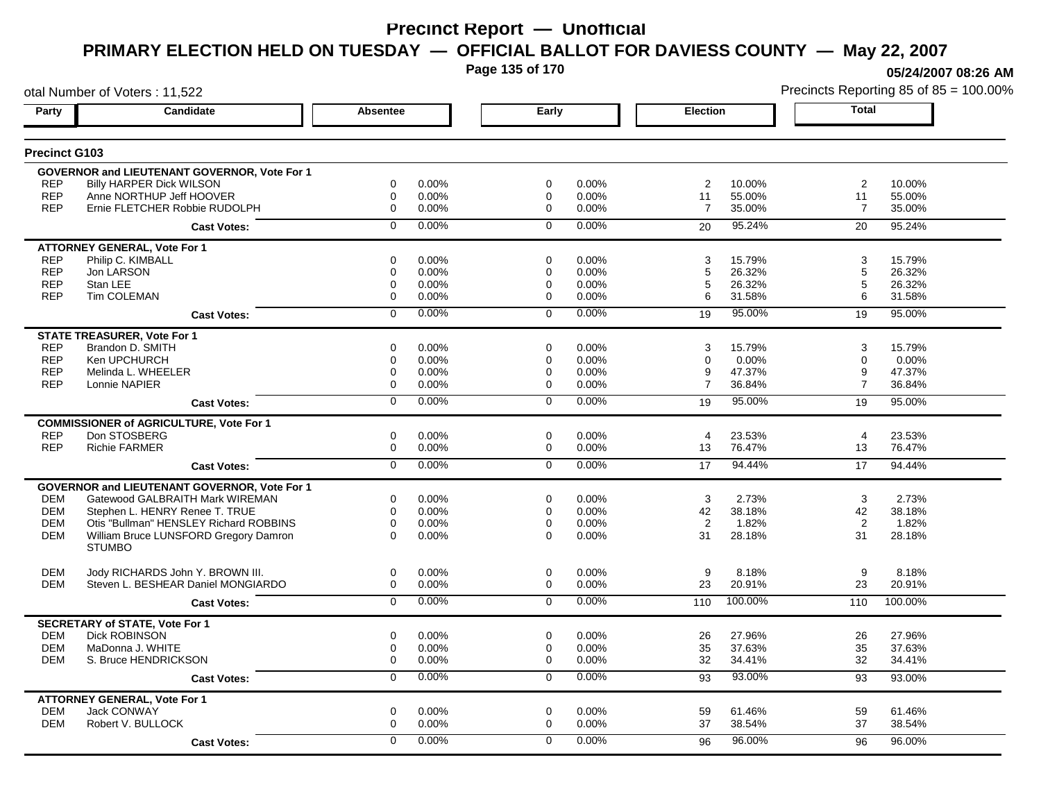# Precinct Report — Unofficial

## PRIMARY ELECTION HELD ON TUESDAY — OFFICIAL BALLOT FOR DAVIESS COUNTY — May 22, 2007

05/24/2007 08:26 AM

otal Number of Voters : 11,522

Precincts Reporting 85 of 85 = 100.00%

### Precinct G103

| Party | Candidate | Absentee | | Early | | Election | | Total | |
|---|---|---|---|---|---|---|---|---|---|
| **GOVERNOR and LIEUTENANT GOVERNOR, Vote For 1** | | | | | | | | | |
| REP | Billy HARPER Dick WILSON | 0 | 0.00% | 0 | 0.00% | 2 | 10.00% | 2 | 10.00% |
| REP | Anne NORTHUP Jeff HOOVER | 0 | 0.00% | 0 | 0.00% | 11 | 55.00% | 11 | 55.00% |
| REP | Ernie FLETCHER Robbie RUDOLPH | 0 | 0.00% | 0 | 0.00% | 7 | 35.00% | 7 | 35.00% |
| | **Cast Votes:** | 0 | 0.00% | 0 | 0.00% | 20 | 95.24% | 20 | 95.24% |
| **ATTORNEY GENERAL, Vote For 1** | | | | | | | | | |
| REP | Philip C. KIMBALL | 0 | 0.00% | 0 | 0.00% | 3 | 15.79% | 3 | 15.79% |
| REP | Jon LARSON | 0 | 0.00% | 0 | 0.00% | 5 | 26.32% | 5 | 26.32% |
| REP | Stan LEE | 0 | 0.00% | 0 | 0.00% | 5 | 26.32% | 5 | 26.32% |
| REP | Tim COLEMAN | 0 | 0.00% | 0 | 0.00% | 6 | 31.58% | 6 | 31.58% |
| | **Cast Votes:** | 0 | 0.00% | 0 | 0.00% | 19 | 95.00% | 19 | 95.00% |
| **STATE TREASURER, Vote For 1** | | | | | | | | | |
| REP | Brandon D. SMITH | 0 | 0.00% | 0 | 0.00% | 3 | 15.79% | 3 | 15.79% |
| REP | Ken UPCHURCH | 0 | 0.00% | 0 | 0.00% | 0 | 0.00% | 0 | 0.00% |
| REP | Melinda L. WHEELER | 0 | 0.00% | 0 | 0.00% | 9 | 47.37% | 9 | 47.37% |
| REP | Lonnie NAPIER | 0 | 0.00% | 0 | 0.00% | 7 | 36.84% | 7 | 36.84% |
| | **Cast Votes:** | 0 | 0.00% | 0 | 0.00% | 19 | 95.00% | 19 | 95.00% |
| **COMMISSIONER of AGRICULTURE, Vote For 1** | | | | | | | | | |
| REP | Don STOSBERG | 0 | 0.00% | 0 | 0.00% | 4 | 23.53% | 4 | 23.53% |
| REP | Richie FARMER | 0 | 0.00% | 0 | 0.00% | 13 | 76.47% | 13 | 76.47% |
| | **Cast Votes:** | 0 | 0.00% | 0 | 0.00% | 17 | 94.44% | 17 | 94.44% |
| **GOVERNOR and LIEUTENANT GOVERNOR, Vote For 1** | | | | | | | | | |
| DEM | Gatewood GALBRAITH Mark WIREMAN | 0 | 0.00% | 0 | 0.00% | 3 | 2.73% | 3 | 2.73% |
| DEM | Stephen L. HENRY Renee T. TRUE | 0 | 0.00% | 0 | 0.00% | 42 | 38.18% | 42 | 38.18% |
| DEM | Otis "Bullman" HENSLEY Richard ROBBINS | 0 | 0.00% | 0 | 0.00% | 2 | 1.82% | 2 | 1.82% |
| DEM | William Bruce LUNSFORD Gregory Damron STUMBO | 0 | 0.00% | 0 | 0.00% | 31 | 28.18% | 31 | 28.18% |
| DEM | Jody RICHARDS John Y. BROWN III. | 0 | 0.00% | 0 | 0.00% | 9 | 8.18% | 9 | 8.18% |
| DEM | Steven L. BESHEAR Daniel MONGIARDO | 0 | 0.00% | 0 | 0.00% | 23 | 20.91% | 23 | 20.91% |
| | **Cast Votes:** | 0 | 0.00% | 0 | 0.00% | 110 | 100.00% | 110 | 100.00% |
| **SECRETARY of STATE, Vote For 1** | | | | | | | | | |
| DEM | Dick ROBINSON | 0 | 0.00% | 0 | 0.00% | 26 | 27.96% | 26 | 27.96% |
| DEM | MaDonna J. WHITE | 0 | 0.00% | 0 | 0.00% | 35 | 37.63% | 35 | 37.63% |
| DEM | S. Bruce HENDRICKSON | 0 | 0.00% | 0 | 0.00% | 32 | 34.41% | 32 | 34.41% |
| | **Cast Votes:** | 0 | 0.00% | 0 | 0.00% | 93 | 93.00% | 93 | 93.00% |
| **ATTORNEY GENERAL, Vote For 1** | | | | | | | | | |
| DEM | Jack CONWAY | 0 | 0.00% | 0 | 0.00% | 59 | 61.46% | 59 | 61.46% |
| DEM | Robert V. BULLOCK | 0 | 0.00% | 0 | 0.00% | 37 | 38.54% | 37 | 38.54% |
| | **Cast Votes:** | 0 | 0.00% | 0 | 0.00% | 96 | 96.00% | 96 | 96.00% |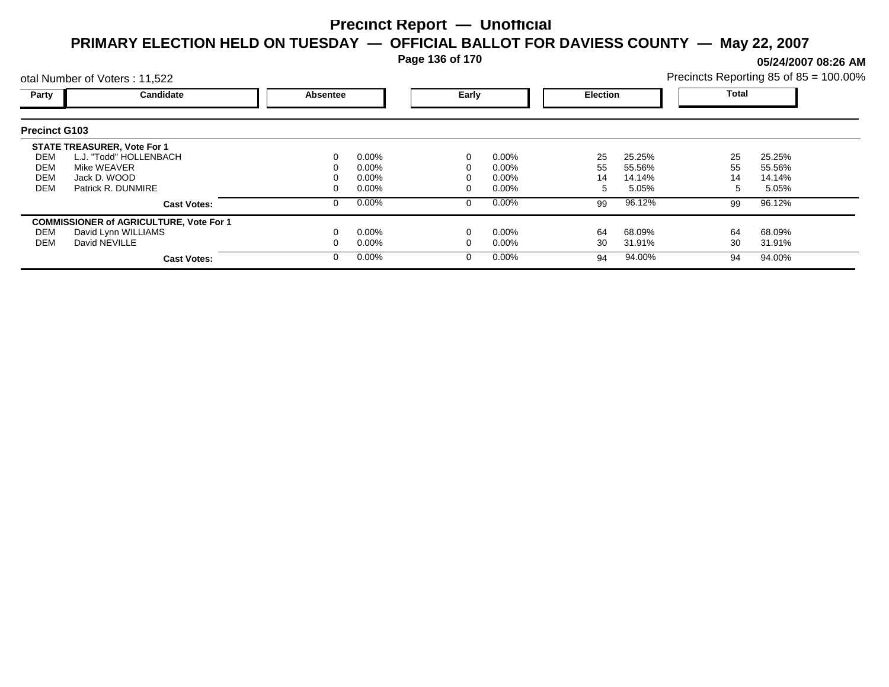# Precinct Report — Unofficial

## PRIMARY ELECTION HELD ON TUESDAY — OFFICIAL BALLOT FOR DAVIESS COUNTY — May 22, 2007

**05/24/2007 08:26 AM**

otal Number of Voters : 11,522

Precincts Reporting 85 of 85 = 100.00%

### Precinct G103

| Party | Candidate | Absentee | | Early | | Election | | Total | |
|---|---|---|---|---|---|---|---|---|---|
| | **STATE TREASURER, Vote For 1** | | | | | | | | |
| DEM | L.J. "Todd" HOLLENBACH | 0 | 0.00% | 0 | 0.00% | 25 | 25.25% | 25 | 25.25% |
| DEM | Mike WEAVER | 0 | 0.00% | 0 | 0.00% | 55 | 55.56% | 55 | 55.56% |
| DEM | Jack D. WOOD | 0 | 0.00% | 0 | 0.00% | 14 | 14.14% | 14 | 14.14% |
| DEM | Patrick R. DUNMIRE | 0 | 0.00% | 0 | 0.00% | 5 | 5.05% | 5 | 5.05% |
| | **Cast Votes:** | 0 | 0.00% | 0 | 0.00% | 99 | 96.12% | 99 | 96.12% |
| | **COMMISSIONER of AGRICULTURE, Vote For 1** | | | | | | | | |
| DEM | David Lynn WILLIAMS | 0 | 0.00% | 0 | 0.00% | 64 | 68.09% | 64 | 68.09% |
| DEM | David NEVILLE | 0 | 0.00% | 0 | 0.00% | 30 | 31.91% | 30 | 31.91% |
| | **Cast Votes:** | 0 | 0.00% | 0 | 0.00% | 94 | 94.00% | 94 | 94.00% |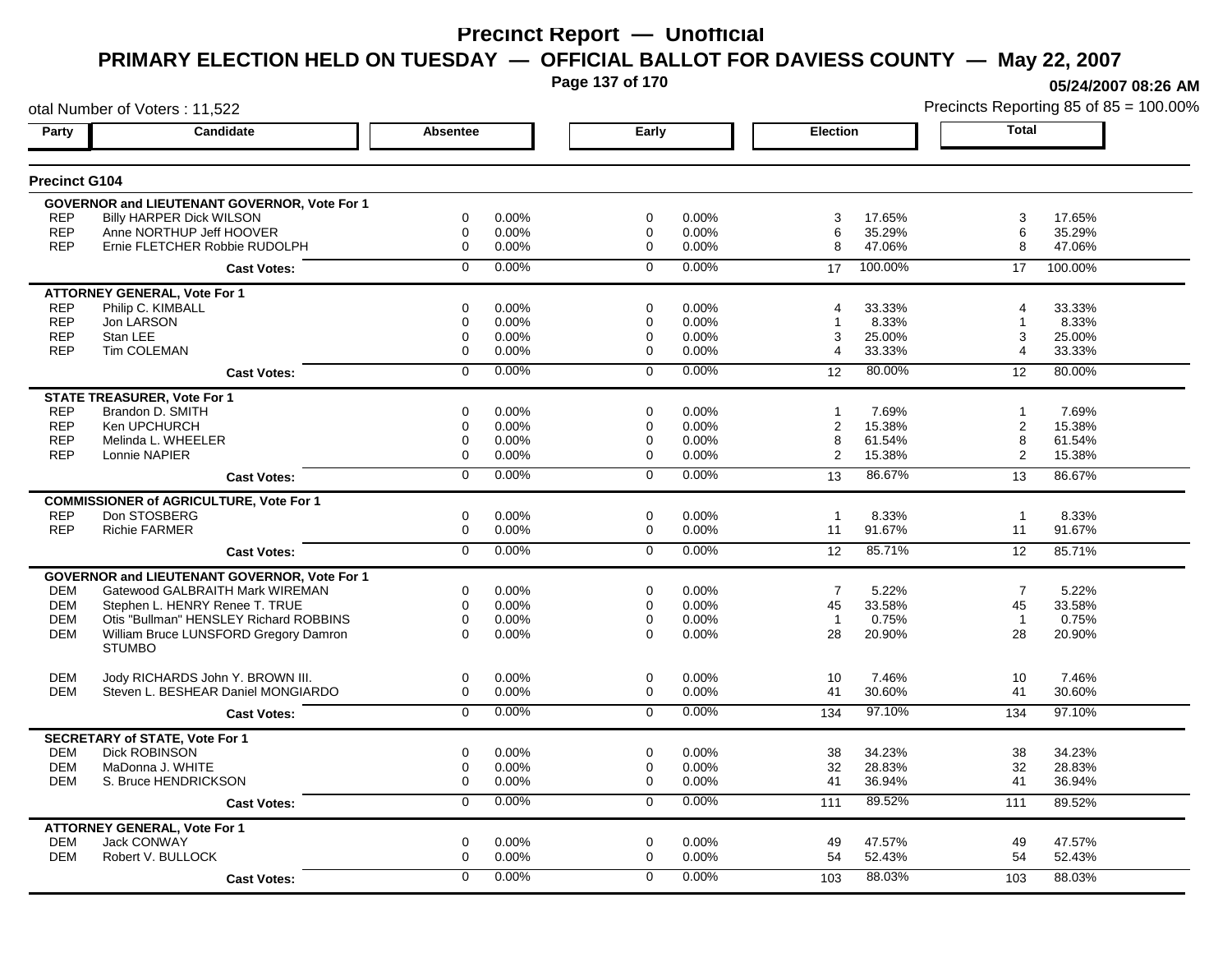# Precinct Report — Unofficial

## PRIMARY ELECTION HELD ON TUESDAY — OFFICIAL BALLOT FOR DAVIESS COUNTY — May 22, 2007

05/24/2007 08:26 AM

otal Number of Voters : 11,522

Precincts Reporting 85 of 85 = 100.00%

### Precinct G104

| Party | Candidate | Absentee | | Early | | Election | | Total | |
|---|---|---|---|---|---|---|---|---|---|
| | **GOVERNOR and LIEUTENANT GOVERNOR, Vote For 1** | | | | | | | | |
| REP | Billy HARPER Dick WILSON | 0 | 0.00% | 0 | 0.00% | 3 | 17.65% | 3 | 17.65% |
| REP | Anne NORTHUP Jeff HOOVER | 0 | 0.00% | 0 | 0.00% | 6 | 35.29% | 6 | 35.29% |
| REP | Ernie FLETCHER Robbie RUDOLPH | 0 | 0.00% | 0 | 0.00% | 8 | 47.06% | 8 | 47.06% |
| | **Cast Votes:** | 0 | 0.00% | 0 | 0.00% | 17 | 100.00% | 17 | 100.00% |
| | **ATTORNEY GENERAL, Vote For 1** | | | | | | | | |
| REP | Philip C. KIMBALL | 0 | 0.00% | 0 | 0.00% | 4 | 33.33% | 4 | 33.33% |
| REP | Jon LARSON | 0 | 0.00% | 0 | 0.00% | 1 | 8.33% | 1 | 8.33% |
| REP | Stan LEE | 0 | 0.00% | 0 | 0.00% | 3 | 25.00% | 3 | 25.00% |
| REP | Tim COLEMAN | 0 | 0.00% | 0 | 0.00% | 4 | 33.33% | 4 | 33.33% |
| | **Cast Votes:** | 0 | 0.00% | 0 | 0.00% | 12 | 80.00% | 12 | 80.00% |
| | **STATE TREASURER, Vote For 1** | | | | | | | | |
| REP | Brandon D. SMITH | 0 | 0.00% | 0 | 0.00% | 1 | 7.69% | 1 | 7.69% |
| REP | Ken UPCHURCH | 0 | 0.00% | 0 | 0.00% | 2 | 15.38% | 2 | 15.38% |
| REP | Melinda L. WHEELER | 0 | 0.00% | 0 | 0.00% | 8 | 61.54% | 8 | 61.54% |
| REP | Lonnie NAPIER | 0 | 0.00% | 0 | 0.00% | 2 | 15.38% | 2 | 15.38% |
| | **Cast Votes:** | 0 | 0.00% | 0 | 0.00% | 13 | 86.67% | 13 | 86.67% |
| | **COMMISSIONER of AGRICULTURE, Vote For 1** | | | | | | | | |
| REP | Don STOSBERG | 0 | 0.00% | 0 | 0.00% | 1 | 8.33% | 1 | 8.33% |
| REP | Richie FARMER | 0 | 0.00% | 0 | 0.00% | 11 | 91.67% | 11 | 91.67% |
| | **Cast Votes:** | 0 | 0.00% | 0 | 0.00% | 12 | 85.71% | 12 | 85.71% |
| | **GOVERNOR and LIEUTENANT GOVERNOR, Vote For 1** | | | | | | | | |
| DEM | Gatewood GALBRAITH Mark WIREMAN | 0 | 0.00% | 0 | 0.00% | 7 | 5.22% | 7 | 5.22% |
| DEM | Stephen L. HENRY Renee T. TRUE | 0 | 0.00% | 0 | 0.00% | 45 | 33.58% | 45 | 33.58% |
| DEM | Otis "Bullman" HENSLEY Richard ROBBINS | 0 | 0.00% | 0 | 0.00% | 1 | 0.75% | 1 | 0.75% |
| DEM | William Bruce LUNSFORD Gregory Damron STUMBO | 0 | 0.00% | 0 | 0.00% | 28 | 20.90% | 28 | 20.90% |
| DEM | Jody RICHARDS John Y. BROWN III. | 0 | 0.00% | 0 | 0.00% | 10 | 7.46% | 10 | 7.46% |
| DEM | Steven L. BESHEAR Daniel MONGIARDO | 0 | 0.00% | 0 | 0.00% | 41 | 30.60% | 41 | 30.60% |
| | **Cast Votes:** | 0 | 0.00% | 0 | 0.00% | 134 | 97.10% | 134 | 97.10% |
| | **SECRETARY of STATE, Vote For 1** | | | | | | | | |
| DEM | Dick ROBINSON | 0 | 0.00% | 0 | 0.00% | 38 | 34.23% | 38 | 34.23% |
| DEM | MaDonna J. WHITE | 0 | 0.00% | 0 | 0.00% | 32 | 28.83% | 32 | 28.83% |
| DEM | S. Bruce HENDRICKSON | 0 | 0.00% | 0 | 0.00% | 41 | 36.94% | 41 | 36.94% |
| | **Cast Votes:** | 0 | 0.00% | 0 | 0.00% | 111 | 89.52% | 111 | 89.52% |
| | **ATTORNEY GENERAL, Vote For 1** | | | | | | | | |
| DEM | Jack CONWAY | 0 | 0.00% | 0 | 0.00% | 49 | 47.57% | 49 | 47.57% |
| DEM | Robert V. BULLOCK | 0 | 0.00% | 0 | 0.00% | 54 | 52.43% | 54 | 52.43% |
| | **Cast Votes:** | 0 | 0.00% | 0 | 0.00% | 103 | 88.03% | 103 | 88.03% |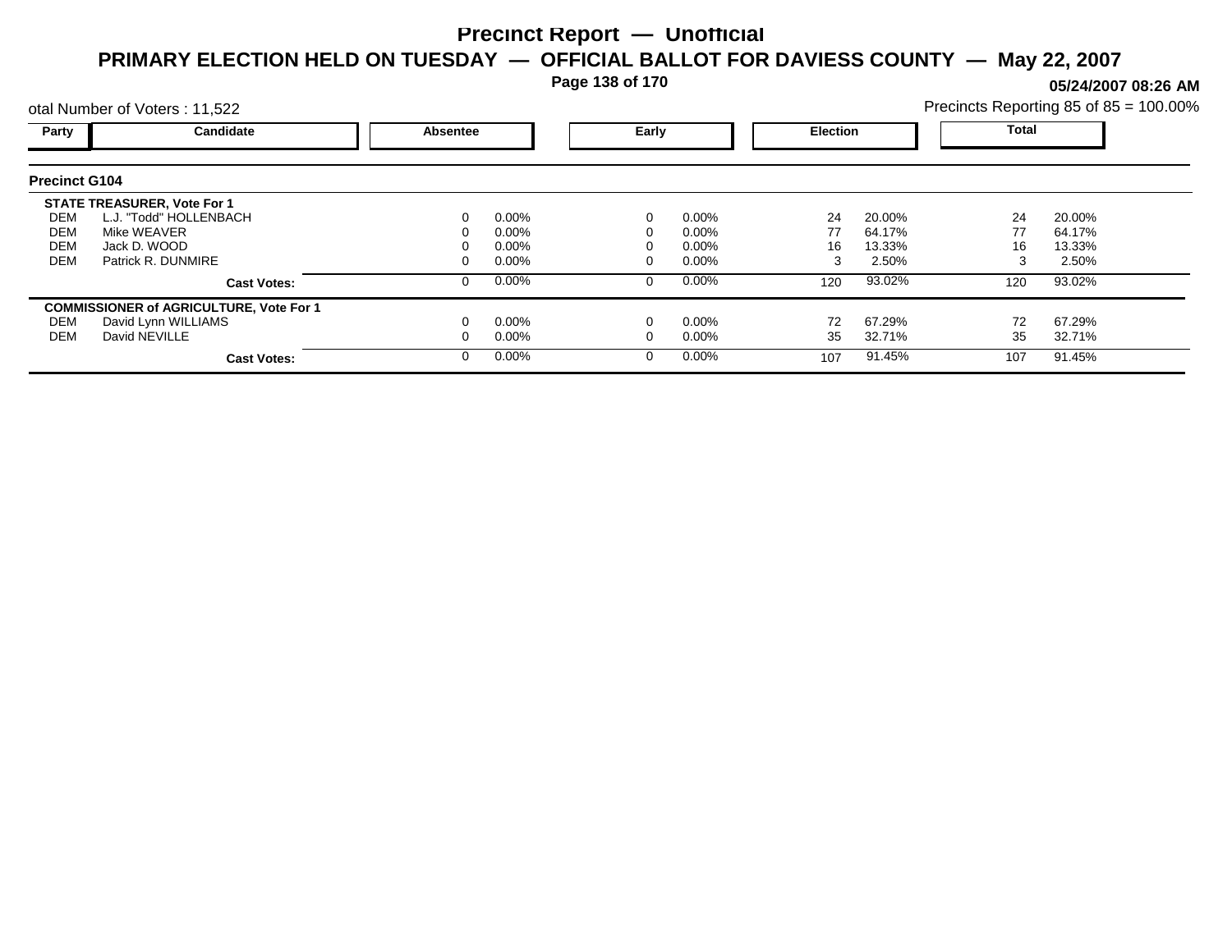# Precinct Report — Unofficial

## PRIMARY ELECTION HELD ON TUESDAY — OFFICIAL BALLOT FOR DAVIESS COUNTY — May 22, 2007

05/24/2007 08:26 AM

otal Number of Voters : 11,522

Precincts Reporting 85 of 85 = 100.00%

### Precinct G104

| Party | Candidate | Absentee | | Early | | Election | | Total | |
|---|---|---|---|---|---|---|---|---|---|
| | **STATE TREASURER, Vote For 1** | | | | | | | | |
| DEM | L.J. "Todd" HOLLENBACH | 0 | 0.00% | 0 | 0.00% | 24 | 20.00% | 24 | 20.00% |
| DEM | Mike WEAVER | 0 | 0.00% | 0 | 0.00% | 77 | 64.17% | 77 | 64.17% |
| DEM | Jack D. WOOD | 0 | 0.00% | 0 | 0.00% | 16 | 13.33% | 16 | 13.33% |
| DEM | Patrick R. DUNMIRE | 0 | 0.00% | 0 | 0.00% | 3 | 2.50% | 3 | 2.50% |
| | **Cast Votes:** | 0 | 0.00% | 0 | 0.00% | 120 | 93.02% | 120 | 93.02% |
| | **COMMISSIONER of AGRICULTURE, Vote For 1** | | | | | | | | |
| DEM | David Lynn WILLIAMS | 0 | 0.00% | 0 | 0.00% | 72 | 67.29% | 72 | 67.29% |
| DEM | David NEVILLE | 0 | 0.00% | 0 | 0.00% | 35 | 32.71% | 35 | 32.71% |
| | **Cast Votes:** | 0 | 0.00% | 0 | 0.00% | 107 | 91.45% | 107 | 91.45% |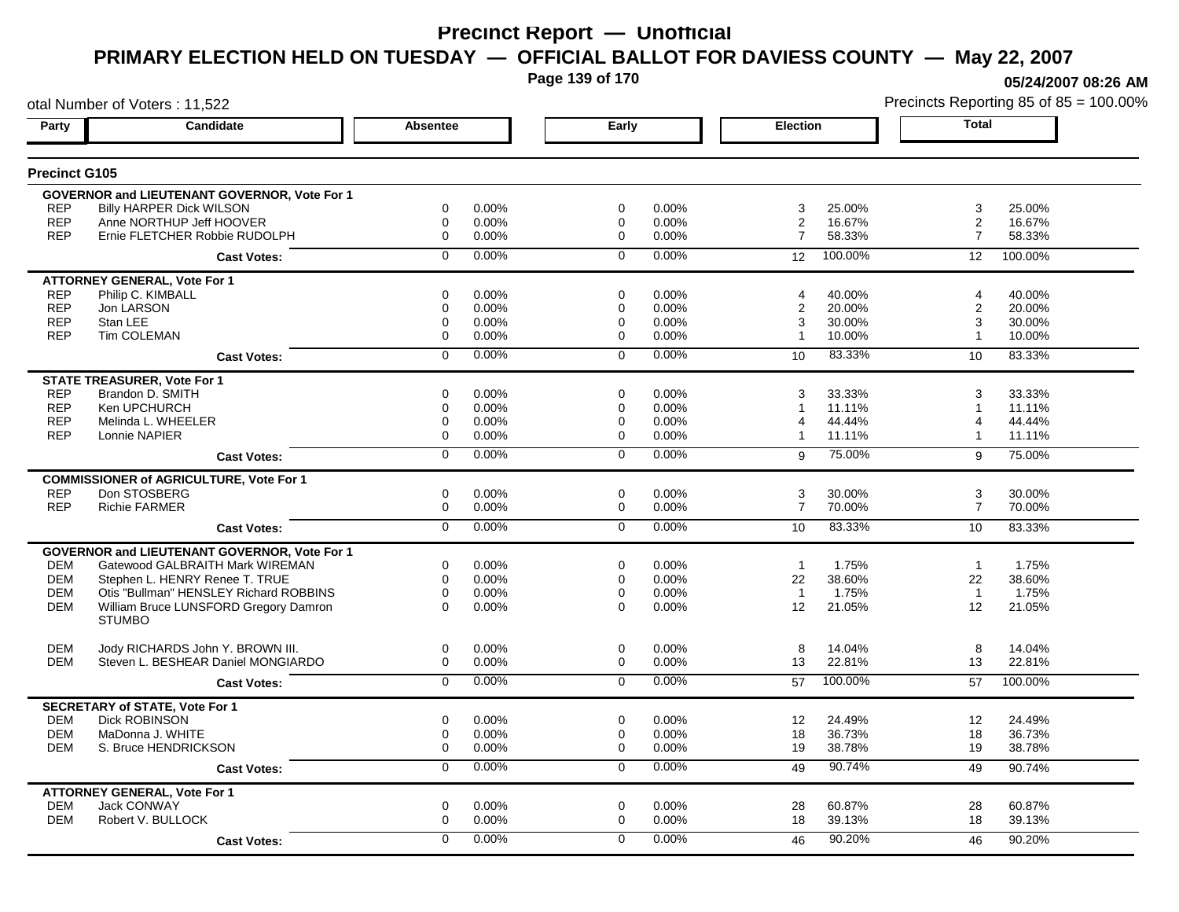# Precinct Report — Unofficial

## PRIMARY ELECTION HELD ON TUESDAY — OFFICIAL BALLOT FOR DAVIESS COUNTY — May 22, 2007

05/24/2007 08:26 AM

otal Number of Voters : 11,522

Precincts Reporting 85 of 85 = 100.00%

### Precinct G105

| Party | Candidate | Absentee | | Early | | Election | | Total | |
|---|---|---|---|---|---|---|---|---|---|
| | **GOVERNOR and LIEUTENANT GOVERNOR, Vote For 1** | | | | | | | | |
| REP | Billy HARPER Dick WILSON | 0 | 0.00% | 0 | 0.00% | 3 | 25.00% | 3 | 25.00% |
| REP | Anne NORTHUP Jeff HOOVER | 0 | 0.00% | 0 | 0.00% | 2 | 16.67% | 2 | 16.67% |
| REP | Ernie FLETCHER Robbie RUDOLPH | 0 | 0.00% | 0 | 0.00% | 7 | 58.33% | 7 | 58.33% |
| | **Cast Votes:** | 0 | 0.00% | 0 | 0.00% | 12 | 100.00% | 12 | 100.00% |
| | **ATTORNEY GENERAL, Vote For 1** | | | | | | | | |
| REP | Philip C. KIMBALL | 0 | 0.00% | 0 | 0.00% | 4 | 40.00% | 4 | 40.00% |
| REP | Jon LARSON | 0 | 0.00% | 0 | 0.00% | 2 | 20.00% | 2 | 20.00% |
| REP | Stan LEE | 0 | 0.00% | 0 | 0.00% | 3 | 30.00% | 3 | 30.00% |
| REP | Tim COLEMAN | 0 | 0.00% | 0 | 0.00% | 1 | 10.00% | 1 | 10.00% |
| | **Cast Votes:** | 0 | 0.00% | 0 | 0.00% | 10 | 83.33% | 10 | 83.33% |
| | **STATE TREASURER, Vote For 1** | | | | | | | | |
| REP | Brandon D. SMITH | 0 | 0.00% | 0 | 0.00% | 3 | 33.33% | 3 | 33.33% |
| REP | Ken UPCHURCH | 0 | 0.00% | 0 | 0.00% | 1 | 11.11% | 1 | 11.11% |
| REP | Melinda L. WHEELER | 0 | 0.00% | 0 | 0.00% | 4 | 44.44% | 4 | 44.44% |
| REP | Lonnie NAPIER | 0 | 0.00% | 0 | 0.00% | 1 | 11.11% | 1 | 11.11% |
| | **Cast Votes:** | 0 | 0.00% | 0 | 0.00% | 9 | 75.00% | 9 | 75.00% |
| | **COMMISSIONER of AGRICULTURE, Vote For 1** | | | | | | | | |
| REP | Don STOSBERG | 0 | 0.00% | 0 | 0.00% | 3 | 30.00% | 3 | 30.00% |
| REP | Richie FARMER | 0 | 0.00% | 0 | 0.00% | 7 | 70.00% | 7 | 70.00% |
| | **Cast Votes:** | 0 | 0.00% | 0 | 0.00% | 10 | 83.33% | 10 | 83.33% |
| | **GOVERNOR and LIEUTENANT GOVERNOR, Vote For 1** | | | | | | | | |
| DEM | Gatewood GALBRAITH Mark WIREMAN | 0 | 0.00% | 0 | 0.00% | 1 | 1.75% | 1 | 1.75% |
| DEM | Stephen L. HENRY Renee T. TRUE | 0 | 0.00% | 0 | 0.00% | 22 | 38.60% | 22 | 38.60% |
| DEM | Otis "Bullman" HENSLEY Richard ROBBINS | 0 | 0.00% | 0 | 0.00% | 1 | 1.75% | 1 | 1.75% |
| DEM | William Bruce LUNSFORD Gregory Damron STUMBO | 0 | 0.00% | 0 | 0.00% | 12 | 21.05% | 12 | 21.05% |
| DEM | Jody RICHARDS John Y. BROWN III. | 0 | 0.00% | 0 | 0.00% | 8 | 14.04% | 8 | 14.04% |
| DEM | Steven L. BESHEAR Daniel MONGIARDO | 0 | 0.00% | 0 | 0.00% | 13 | 22.81% | 13 | 22.81% |
| | **Cast Votes:** | 0 | 0.00% | 0 | 0.00% | 57 | 100.00% | 57 | 100.00% |
| | **SECRETARY of STATE, Vote For 1** | | | | | | | | |
| DEM | Dick ROBINSON | 0 | 0.00% | 0 | 0.00% | 12 | 24.49% | 12 | 24.49% |
| DEM | MaDonna J. WHITE | 0 | 0.00% | 0 | 0.00% | 18 | 36.73% | 18 | 36.73% |
| DEM | S. Bruce HENDRICKSON | 0 | 0.00% | 0 | 0.00% | 19 | 38.78% | 19 | 38.78% |
| | **Cast Votes:** | 0 | 0.00% | 0 | 0.00% | 49 | 90.74% | 49 | 90.74% |
| | **ATTORNEY GENERAL, Vote For 1** | | | | | | | | |
| DEM | Jack CONWAY | 0 | 0.00% | 0 | 0.00% | 28 | 60.87% | 28 | 60.87% |
| DEM | Robert V. BULLOCK | 0 | 0.00% | 0 | 0.00% | 18 | 39.13% | 18 | 39.13% |
| | **Cast Votes:** | 0 | 0.00% | 0 | 0.00% | 46 | 90.20% | 46 | 90.20% |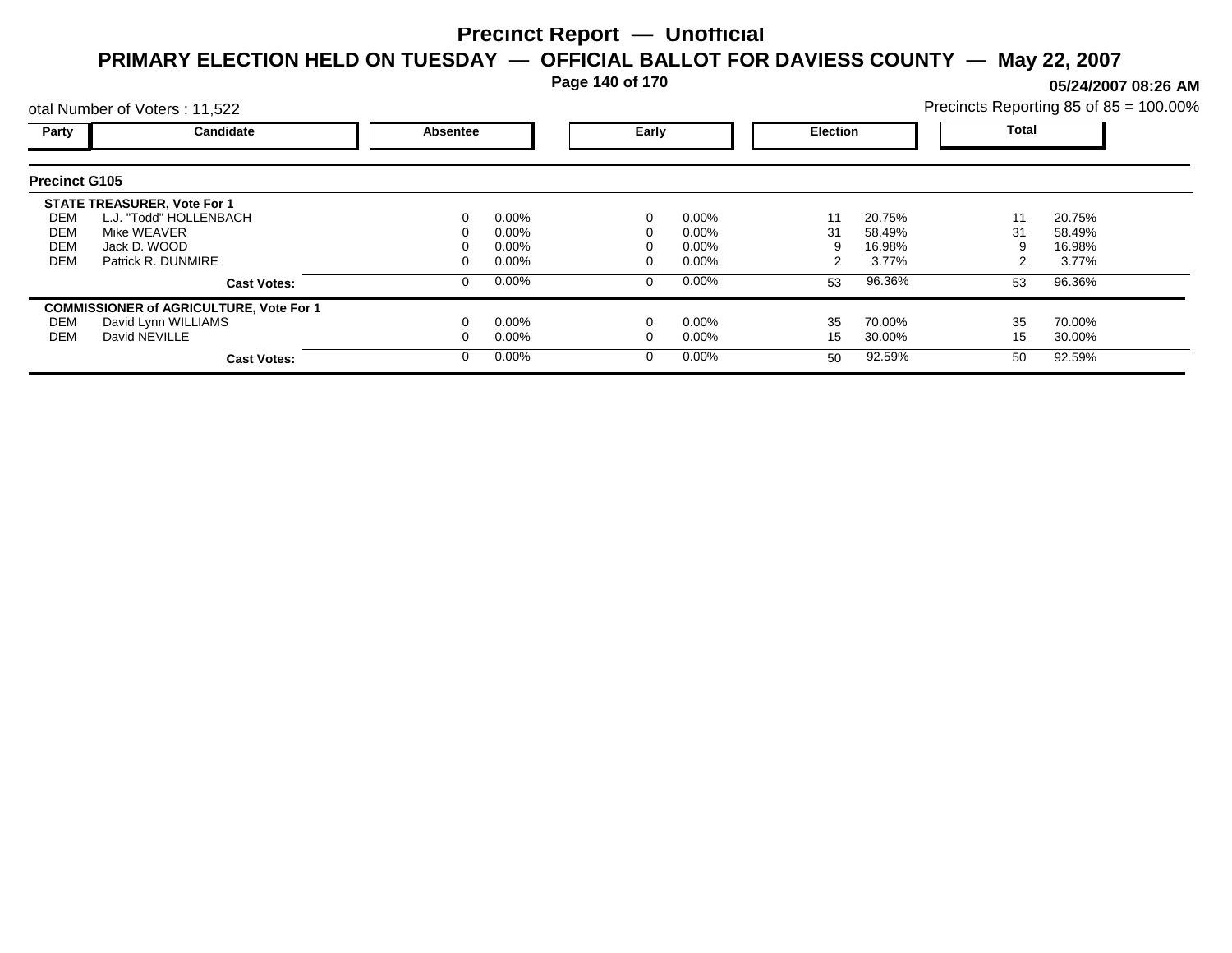# Precinct Report — Unofficial

## PRIMARY ELECTION HELD ON TUESDAY — OFFICIAL BALLOT FOR DAVIESS COUNTY — May 22, 2007

05/24/2007 08:26 AM

otal Number of Voters : 11,522

Precincts Reporting 85 of 85 = 100.00%

| Party | Candidate | Absentee | | Early | | Election | | Total | |
|---|---|---|---|---|---|---|---|---|---|
| **Precinct G105** | | | | | | | | | |
| **STATE TREASURER, Vote For 1** | | | | | | | | | |
| DEM | L.J. "Todd" HOLLENBACH | 0 | 0.00% | 0 | 0.00% | 11 | 20.75% | 11 | 20.75% |
| DEM | Mike WEAVER | 0 | 0.00% | 0 | 0.00% | 31 | 58.49% | 31 | 58.49% |
| DEM | Jack D. WOOD | 0 | 0.00% | 0 | 0.00% | 9 | 16.98% | 9 | 16.98% |
| DEM | Patrick R. DUNMIRE | 0 | 0.00% | 0 | 0.00% | 2 | 3.77% | 2 | 3.77% |
| | **Cast Votes:** | 0 | 0.00% | 0 | 0.00% | 53 | 96.36% | 53 | 96.36% |
| **COMMISSIONER of AGRICULTURE, Vote For 1** | | | | | | | | | |
| DEM | David Lynn WILLIAMS | 0 | 0.00% | 0 | 0.00% | 35 | 70.00% | 35 | 70.00% |
| DEM | David NEVILLE | 0 | 0.00% | 0 | 0.00% | 15 | 30.00% | 15 | 30.00% |
| | **Cast Votes:** | 0 | 0.00% | 0 | 0.00% | 50 | 92.59% | 50 | 92.59% |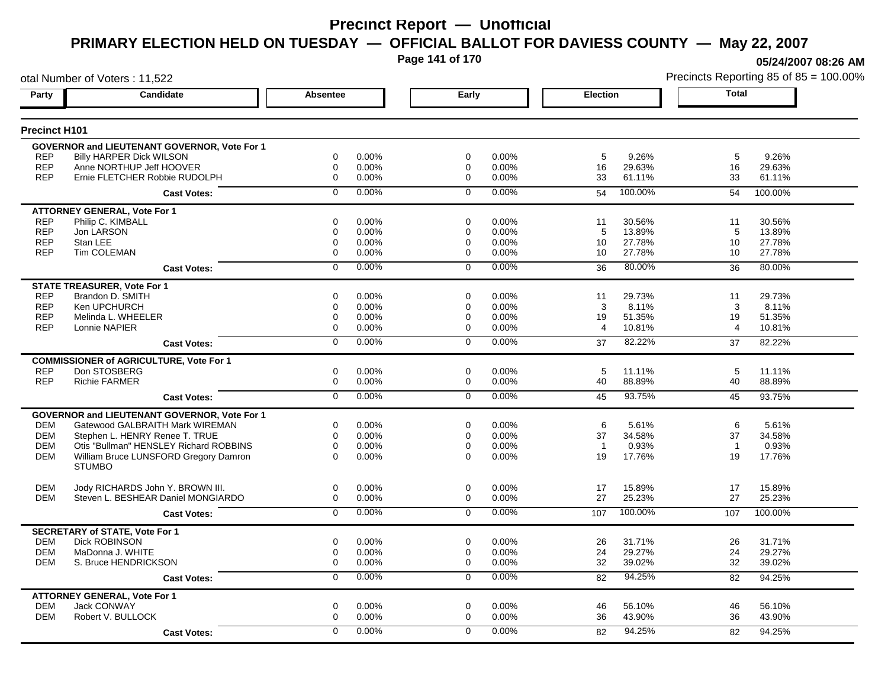# Precinct Report — Unofficial

## PRIMARY ELECTION HELD ON TUESDAY — OFFICIAL BALLOT FOR DAVIESS COUNTY — May 22, 2007

05/24/2007 08:26 AM

otal Number of Voters : 11,522

Precincts Reporting 85 of 85 = 100.00%

### Precinct H101

| Party | Candidate | Absentee | | Early | | Election | | Total | |
|---|---|---|---|---|---|---|---|---|---|
| | **GOVERNOR and LIEUTENANT GOVERNOR, Vote For 1** | | | | | | | | |
| REP | Billy HARPER Dick WILSON | 0 | 0.00% | 0 | 0.00% | 5 | 9.26% | 5 | 9.26% |
| REP | Anne NORTHUP Jeff HOOVER | 0 | 0.00% | 0 | 0.00% | 16 | 29.63% | 16 | 29.63% |
| REP | Ernie FLETCHER Robbie RUDOLPH | 0 | 0.00% | 0 | 0.00% | 33 | 61.11% | 33 | 61.11% |
| | **Cast Votes:** | 0 | 0.00% | 0 | 0.00% | 54 | 100.00% | 54 | 100.00% |
| | **ATTORNEY GENERAL, Vote For 1** | | | | | | | | |
| REP | Philip C. KIMBALL | 0 | 0.00% | 0 | 0.00% | 11 | 30.56% | 11 | 30.56% |
| REP | Jon LARSON | 0 | 0.00% | 0 | 0.00% | 5 | 13.89% | 5 | 13.89% |
| REP | Stan LEE | 0 | 0.00% | 0 | 0.00% | 10 | 27.78% | 10 | 27.78% |
| REP | Tim COLEMAN | 0 | 0.00% | 0 | 0.00% | 10 | 27.78% | 10 | 27.78% |
| | **Cast Votes:** | 0 | 0.00% | 0 | 0.00% | 36 | 80.00% | 36 | 80.00% |
| | **STATE TREASURER, Vote For 1** | | | | | | | | |
| REP | Brandon D. SMITH | 0 | 0.00% | 0 | 0.00% | 11 | 29.73% | 11 | 29.73% |
| REP | Ken UPCHURCH | 0 | 0.00% | 0 | 0.00% | 3 | 8.11% | 3 | 8.11% |
| REP | Melinda L. WHEELER | 0 | 0.00% | 0 | 0.00% | 19 | 51.35% | 19 | 51.35% |
| REP | Lonnie NAPIER | 0 | 0.00% | 0 | 0.00% | 4 | 10.81% | 4 | 10.81% |
| | **Cast Votes:** | 0 | 0.00% | 0 | 0.00% | 37 | 82.22% | 37 | 82.22% |
| | **COMMISSIONER of AGRICULTURE, Vote For 1** | | | | | | | | |
| REP | Don STOSBERG | 0 | 0.00% | 0 | 0.00% | 5 | 11.11% | 5 | 11.11% |
| REP | Richie FARMER | 0 | 0.00% | 0 | 0.00% | 40 | 88.89% | 40 | 88.89% |
| | **Cast Votes:** | 0 | 0.00% | 0 | 0.00% | 45 | 93.75% | 45 | 93.75% |
| | **GOVERNOR and LIEUTENANT GOVERNOR, Vote For 1** | | | | | | | | |
| DEM | Gatewood GALBRAITH Mark WIREMAN | 0 | 0.00% | 0 | 0.00% | 6 | 5.61% | 6 | 5.61% |
| DEM | Stephen L. HENRY Renee T. TRUE | 0 | 0.00% | 0 | 0.00% | 37 | 34.58% | 37 | 34.58% |
| DEM | Otis "Bullman" HENSLEY Richard ROBBINS | 0 | 0.00% | 0 | 0.00% | 1 | 0.93% | 1 | 0.93% |
| DEM | William Bruce LUNSFORD Gregory Damron STUMBO | 0 | 0.00% | 0 | 0.00% | 19 | 17.76% | 19 | 17.76% |
| DEM | Jody RICHARDS John Y. BROWN III. | 0 | 0.00% | 0 | 0.00% | 17 | 15.89% | 17 | 15.89% |
| DEM | Steven L. BESHEAR Daniel MONGIARDO | 0 | 0.00% | 0 | 0.00% | 27 | 25.23% | 27 | 25.23% |
| | **Cast Votes:** | 0 | 0.00% | 0 | 0.00% | 107 | 100.00% | 107 | 100.00% |
| | **SECRETARY of STATE, Vote For 1** | | | | | | | | |
| DEM | Dick ROBINSON | 0 | 0.00% | 0 | 0.00% | 26 | 31.71% | 26 | 31.71% |
| DEM | MaDonna J. WHITE | 0 | 0.00% | 0 | 0.00% | 24 | 29.27% | 24 | 29.27% |
| DEM | S. Bruce HENDRICKSON | 0 | 0.00% | 0 | 0.00% | 32 | 39.02% | 32 | 39.02% |
| | **Cast Votes:** | 0 | 0.00% | 0 | 0.00% | 82 | 94.25% | 82 | 94.25% |
| | **ATTORNEY GENERAL, Vote For 1** | | | | | | | | |
| DEM | Jack CONWAY | 0 | 0.00% | 0 | 0.00% | 46 | 56.10% | 46 | 56.10% |
| DEM | Robert V. BULLOCK | 0 | 0.00% | 0 | 0.00% | 36 | 43.90% | 36 | 43.90% |
| | **Cast Votes:** | 0 | 0.00% | 0 | 0.00% | 82 | 94.25% | 82 | 94.25% |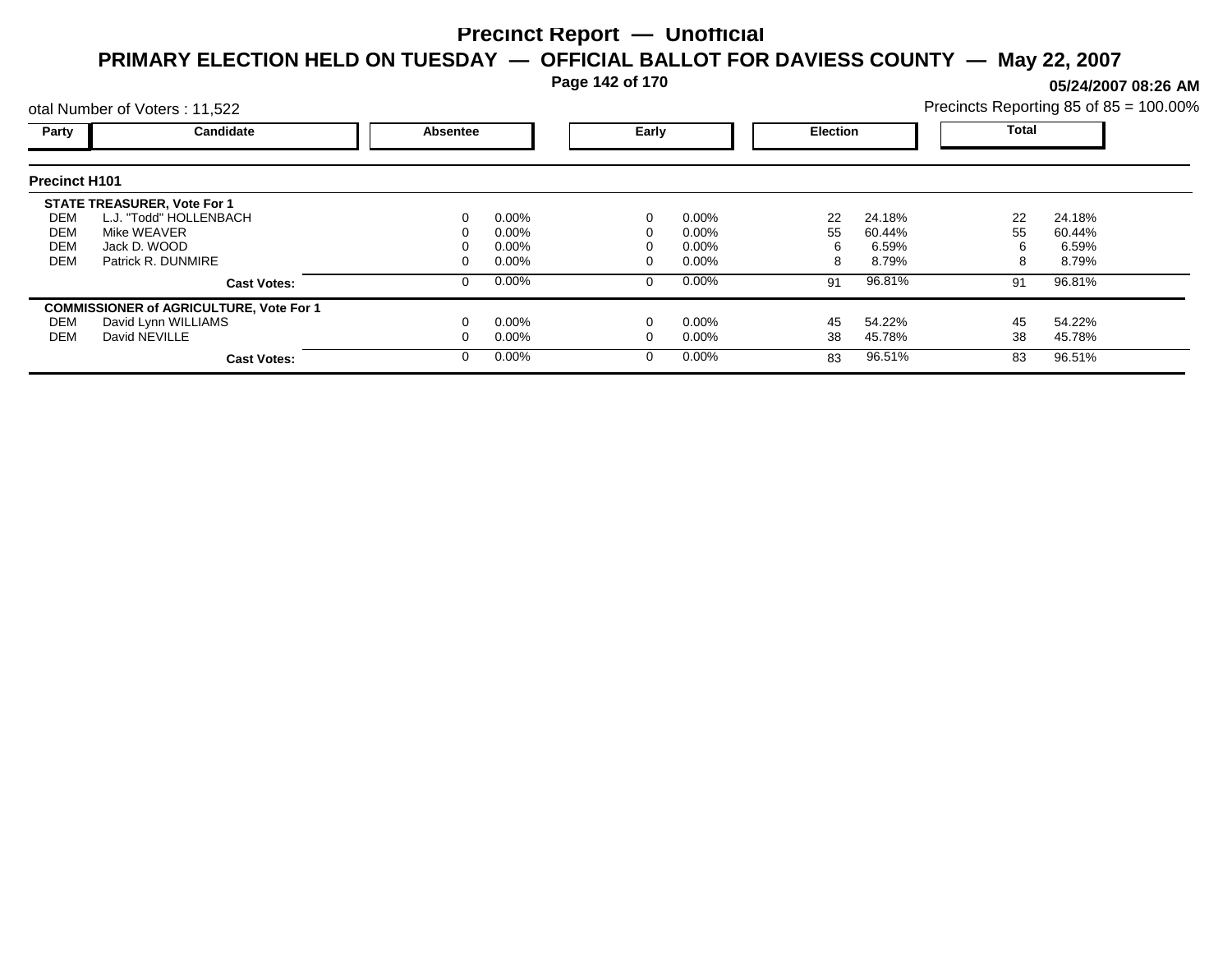# Precinct Report — Unofficial

## PRIMARY ELECTION HELD ON TUESDAY — OFFICIAL BALLOT FOR DAVIESS COUNTY — May 22, 2007

05/24/2007 08:26 AM

otal Number of Voters : 11,522

Precincts Reporting 85 of 85 = 100.00%

### Precinct H101

| Party | Candidate | Absentee | | Early | | Election | | Total | |
|---|---|---|---|---|---|---|---|---|---|
| | **STATE TREASURER, Vote For 1** | | | | | | | | |
| DEM | L.J. "Todd" HOLLENBACH | 0 | 0.00% | 0 | 0.00% | 22 | 24.18% | 22 | 24.18% |
| DEM | Mike WEAVER | 0 | 0.00% | 0 | 0.00% | 55 | 60.44% | 55 | 60.44% |
| DEM | Jack D. WOOD | 0 | 0.00% | 0 | 0.00% | 6 | 6.59% | 6 | 6.59% |
| DEM | Patrick R. DUNMIRE | 0 | 0.00% | 0 | 0.00% | 8 | 8.79% | 8 | 8.79% |
| | **Cast Votes:** | 0 | 0.00% | 0 | 0.00% | 91 | 96.81% | 91 | 96.81% |
| | **COMMISSIONER of AGRICULTURE, Vote For 1** | | | | | | | | |
| DEM | David Lynn WILLIAMS | 0 | 0.00% | 0 | 0.00% | 45 | 54.22% | 45 | 54.22% |
| DEM | David NEVILLE | 0 | 0.00% | 0 | 0.00% | 38 | 45.78% | 38 | 45.78% |
| | **Cast Votes:** | 0 | 0.00% | 0 | 0.00% | 83 | 96.51% | 83 | 96.51% |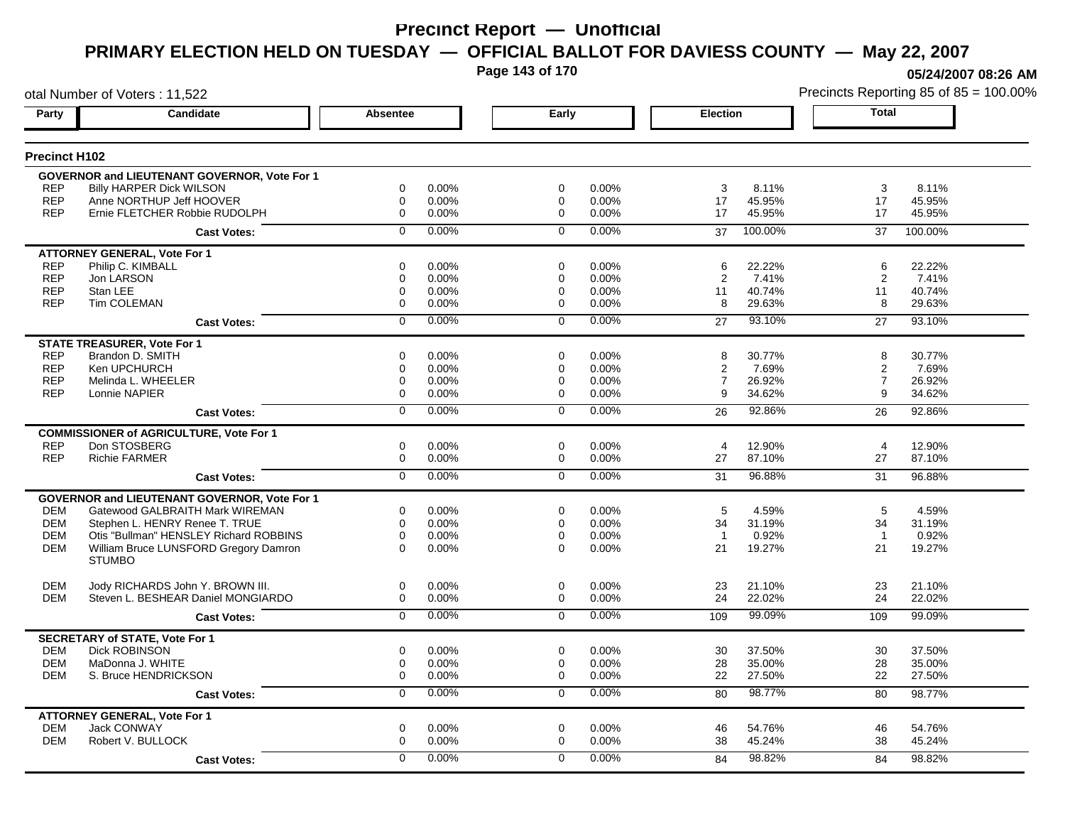# Precinct Report — Unofficial

## PRIMARY ELECTION HELD ON TUESDAY — OFFICIAL BALLOT FOR DAVIESS COUNTY — May 22, 2007

05/24/2007 08:26 AM

otal Number of Voters : 11,522

Precincts Reporting 85 of 85 = 100.00%

### Precinct H102

| Party | Candidate | Absentee | | Early | | Election | | Total | |
|---|---|---|---|---|---|---|---|---|---|
| **GOVERNOR and LIEUTENANT GOVERNOR, Vote For 1** | | | | | | | | | |
| REP | Billy HARPER Dick WILSON | 0 | 0.00% | 0 | 0.00% | 3 | 8.11% | 3 | 8.11% |
| REP | Anne NORTHUP Jeff HOOVER | 0 | 0.00% | 0 | 0.00% | 17 | 45.95% | 17 | 45.95% |
| REP | Ernie FLETCHER Robbie RUDOLPH | 0 | 0.00% | 0 | 0.00% | 17 | 45.95% | 17 | 45.95% |
| | **Cast Votes:** | 0 | 0.00% | 0 | 0.00% | 37 | 100.00% | 37 | 100.00% |
| **ATTORNEY GENERAL, Vote For 1** | | | | | | | | | |
| REP | Philip C. KIMBALL | 0 | 0.00% | 0 | 0.00% | 6 | 22.22% | 6 | 22.22% |
| REP | Jon LARSON | 0 | 0.00% | 0 | 0.00% | 2 | 7.41% | 2 | 7.41% |
| REP | Stan LEE | 0 | 0.00% | 0 | 0.00% | 11 | 40.74% | 11 | 40.74% |
| REP | Tim COLEMAN | 0 | 0.00% | 0 | 0.00% | 8 | 29.63% | 8 | 29.63% |
| | **Cast Votes:** | 0 | 0.00% | 0 | 0.00% | 27 | 93.10% | 27 | 93.10% |
| **STATE TREASURER, Vote For 1** | | | | | | | | | |
| REP | Brandon D. SMITH | 0 | 0.00% | 0 | 0.00% | 8 | 30.77% | 8 | 30.77% |
| REP | Ken UPCHURCH | 0 | 0.00% | 0 | 0.00% | 2 | 7.69% | 2 | 7.69% |
| REP | Melinda L. WHEELER | 0 | 0.00% | 0 | 0.00% | 7 | 26.92% | 7 | 26.92% |
| REP | Lonnie NAPIER | 0 | 0.00% | 0 | 0.00% | 9 | 34.62% | 9 | 34.62% |
| | **Cast Votes:** | 0 | 0.00% | 0 | 0.00% | 26 | 92.86% | 26 | 92.86% |
| **COMMISSIONER of AGRICULTURE, Vote For 1** | | | | | | | | | |
| REP | Don STOSBERG | 0 | 0.00% | 0 | 0.00% | 4 | 12.90% | 4 | 12.90% |
| REP | Richie FARMER | 0 | 0.00% | 0 | 0.00% | 27 | 87.10% | 27 | 87.10% |
| | **Cast Votes:** | 0 | 0.00% | 0 | 0.00% | 31 | 96.88% | 31 | 96.88% |
| **GOVERNOR and LIEUTENANT GOVERNOR, Vote For 1** | | | | | | | | | |
| DEM | Gatewood GALBRAITH Mark WIREMAN | 0 | 0.00% | 0 | 0.00% | 5 | 4.59% | 5 | 4.59% |
| DEM | Stephen L. HENRY Renee T. TRUE | 0 | 0.00% | 0 | 0.00% | 34 | 31.19% | 34 | 31.19% |
| DEM | Otis "Bullman" HENSLEY Richard ROBBINS | 0 | 0.00% | 0 | 0.00% | 1 | 0.92% | 1 | 0.92% |
| DEM | William Bruce LUNSFORD Gregory Damron STUMBO | 0 | 0.00% | 0 | 0.00% | 21 | 19.27% | 21 | 19.27% |
| DEM | Jody RICHARDS John Y. BROWN III. | 0 | 0.00% | 0 | 0.00% | 23 | 21.10% | 23 | 21.10% |
| DEM | Steven L. BESHEAR Daniel MONGIARDO | 0 | 0.00% | 0 | 0.00% | 24 | 22.02% | 24 | 22.02% |
| | **Cast Votes:** | 0 | 0.00% | 0 | 0.00% | 109 | 99.09% | 109 | 99.09% |
| **SECRETARY of STATE, Vote For 1** | | | | | | | | | |
| DEM | Dick ROBINSON | 0 | 0.00% | 0 | 0.00% | 30 | 37.50% | 30 | 37.50% |
| DEM | MaDonna J. WHITE | 0 | 0.00% | 0 | 0.00% | 28 | 35.00% | 28 | 35.00% |
| DEM | S. Bruce HENDRICKSON | 0 | 0.00% | 0 | 0.00% | 22 | 27.50% | 22 | 27.50% |
| | **Cast Votes:** | 0 | 0.00% | 0 | 0.00% | 80 | 98.77% | 80 | 98.77% |
| **ATTORNEY GENERAL, Vote For 1** | | | | | | | | | |
| DEM | Jack CONWAY | 0 | 0.00% | 0 | 0.00% | 46 | 54.76% | 46 | 54.76% |
| DEM | Robert V. BULLOCK | 0 | 0.00% | 0 | 0.00% | 38 | 45.24% | 38 | 45.24% |
| | **Cast Votes:** | 0 | 0.00% | 0 | 0.00% | 84 | 98.82% | 84 | 98.82% |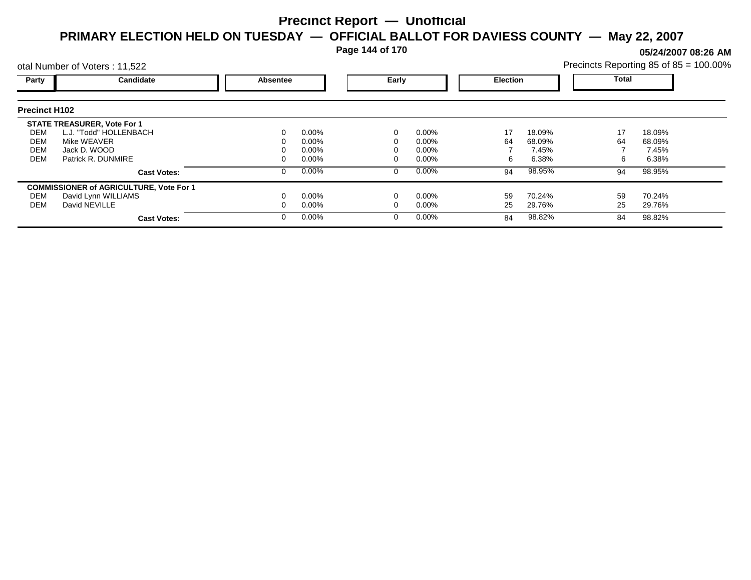# Precinct Report — Unofficial

## PRIMARY ELECTION HELD ON TUESDAY — OFFICIAL BALLOT FOR DAVIESS COUNTY — May 22, 2007

05/24/2007 08:26 AM

otal Number of Voters : 11,522

Precincts Reporting 85 of 85 = 100.00%

### Precinct H102

| Party | Candidate | Absentee | | Early | | Election | | Total | |
|---|---|---|---|---|---|---|---|---|---|
| | **STATE TREASURER, Vote For 1** | | | | | | | | |
| DEM | L.J. "Todd" HOLLENBACH | 0 | 0.00% | 0 | 0.00% | 17 | 18.09% | 17 | 18.09% |
| DEM | Mike WEAVER | 0 | 0.00% | 0 | 0.00% | 64 | 68.09% | 64 | 68.09% |
| DEM | Jack D. WOOD | 0 | 0.00% | 0 | 0.00% | 7 | 7.45% | 7 | 7.45% |
| DEM | Patrick R. DUNMIRE | 0 | 0.00% | 0 | 0.00% | 6 | 6.38% | 6 | 6.38% |
| | **Cast Votes:** | 0 | 0.00% | 0 | 0.00% | 94 | 98.95% | 94 | 98.95% |
| | **COMMISSIONER of AGRICULTURE, Vote For 1** | | | | | | | | |
| DEM | David Lynn WILLIAMS | 0 | 0.00% | 0 | 0.00% | 59 | 70.24% | 59 | 70.24% |
| DEM | David NEVILLE | 0 | 0.00% | 0 | 0.00% | 25 | 29.76% | 25 | 29.76% |
| | **Cast Votes:** | 0 | 0.00% | 0 | 0.00% | 84 | 98.82% | 84 | 98.82% |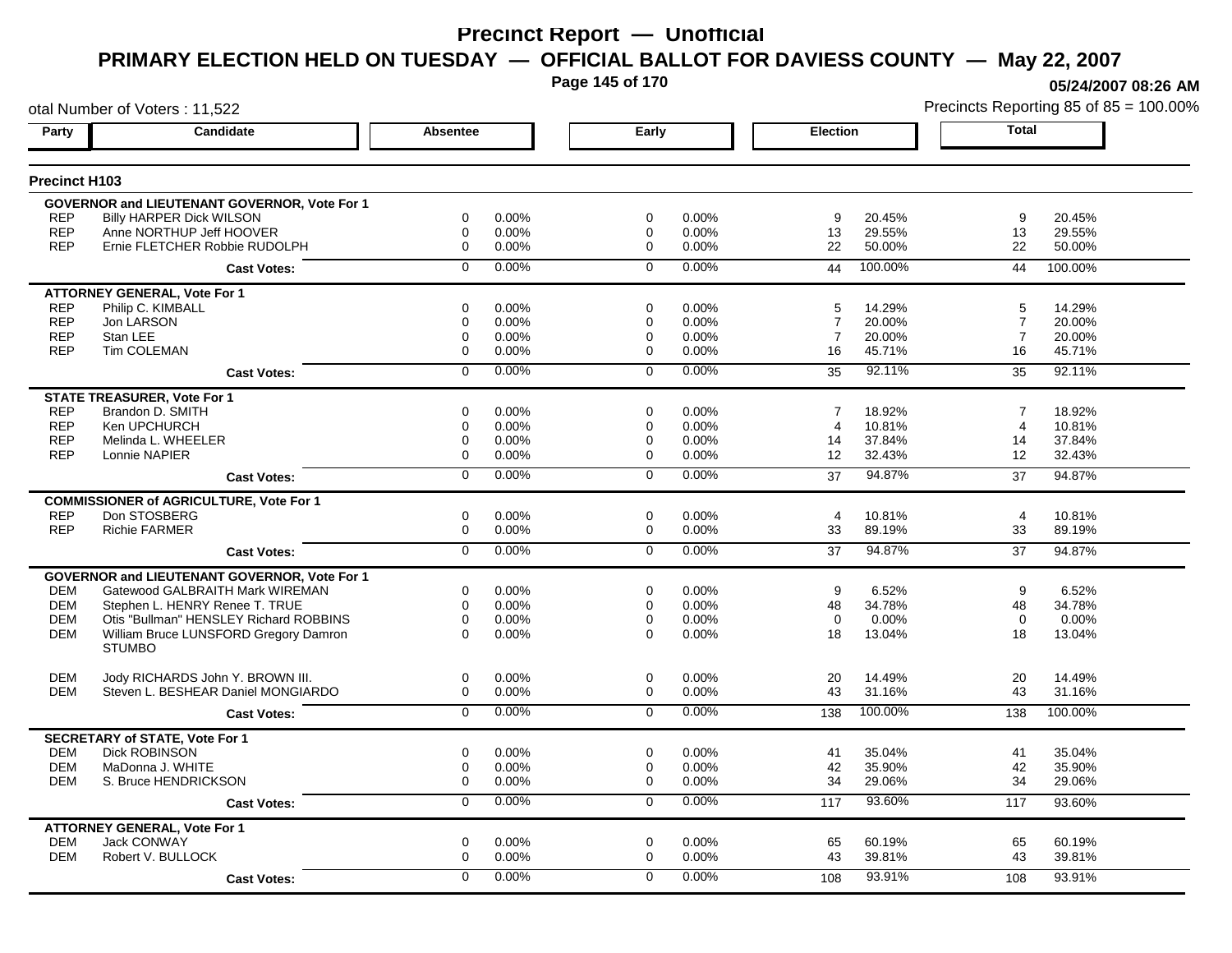# Precinct Report — Unofficial

## PRIMARY ELECTION HELD ON TUESDAY — OFFICIAL BALLOT FOR DAVIESS COUNTY — May 22, 2007

05/24/2007 08:26 AM

otal Number of Voters : 11,522

Precincts Reporting 85 of 85 = 100.00%

### Precinct H103

| Party | Candidate | Absentee | | Early | | Election | | Total | |
|---|---|---|---|---|---|---|---|---|---|
| | **GOVERNOR and LIEUTENANT GOVERNOR, Vote For 1** | | | | | | | | |
| REP | Billy HARPER Dick WILSON | 0 | 0.00% | 0 | 0.00% | 9 | 20.45% | 9 | 20.45% |
| REP | Anne NORTHUP Jeff HOOVER | 0 | 0.00% | 0 | 0.00% | 13 | 29.55% | 13 | 29.55% |
| REP | Ernie FLETCHER Robbie RUDOLPH | 0 | 0.00% | 0 | 0.00% | 22 | 50.00% | 22 | 50.00% |
| | **Cast Votes:** | 0 | 0.00% | 0 | 0.00% | 44 | 100.00% | 44 | 100.00% |
| | **ATTORNEY GENERAL, Vote For 1** | | | | | | | | |
| REP | Philip C. KIMBALL | 0 | 0.00% | 0 | 0.00% | 5 | 14.29% | 5 | 14.29% |
| REP | Jon LARSON | 0 | 0.00% | 0 | 0.00% | 7 | 20.00% | 7 | 20.00% |
| REP | Stan LEE | 0 | 0.00% | 0 | 0.00% | 7 | 20.00% | 7 | 20.00% |
| REP | Tim COLEMAN | 0 | 0.00% | 0 | 0.00% | 16 | 45.71% | 16 | 45.71% |
| | **Cast Votes:** | 0 | 0.00% | 0 | 0.00% | 35 | 92.11% | 35 | 92.11% |
| | **STATE TREASURER, Vote For 1** | | | | | | | | |
| REP | Brandon D. SMITH | 0 | 0.00% | 0 | 0.00% | 7 | 18.92% | 7 | 18.92% |
| REP | Ken UPCHURCH | 0 | 0.00% | 0 | 0.00% | 4 | 10.81% | 4 | 10.81% |
| REP | Melinda L. WHEELER | 0 | 0.00% | 0 | 0.00% | 14 | 37.84% | 14 | 37.84% |
| REP | Lonnie NAPIER | 0 | 0.00% | 0 | 0.00% | 12 | 32.43% | 12 | 32.43% |
| | **Cast Votes:** | 0 | 0.00% | 0 | 0.00% | 37 | 94.87% | 37 | 94.87% |
| | **COMMISSIONER of AGRICULTURE, Vote For 1** | | | | | | | | |
| REP | Don STOSBERG | 0 | 0.00% | 0 | 0.00% | 4 | 10.81% | 4 | 10.81% |
| REP | Richie FARMER | 0 | 0.00% | 0 | 0.00% | 33 | 89.19% | 33 | 89.19% |
| | **Cast Votes:** | 0 | 0.00% | 0 | 0.00% | 37 | 94.87% | 37 | 94.87% |
| | **GOVERNOR and LIEUTENANT GOVERNOR, Vote For 1** | | | | | | | | |
| DEM | Gatewood GALBRAITH Mark WIREMAN | 0 | 0.00% | 0 | 0.00% | 9 | 6.52% | 9 | 6.52% |
| DEM | Stephen L. HENRY Renee T. TRUE | 0 | 0.00% | 0 | 0.00% | 48 | 34.78% | 48 | 34.78% |
| DEM | Otis "Bullman" HENSLEY Richard ROBBINS | 0 | 0.00% | 0 | 0.00% | 0 | 0.00% | 0 | 0.00% |
| DEM | William Bruce LUNSFORD Gregory Damron STUMBO | 0 | 0.00% | 0 | 0.00% | 18 | 13.04% | 18 | 13.04% |
| DEM | Jody RICHARDS John Y. BROWN III. | 0 | 0.00% | 0 | 0.00% | 20 | 14.49% | 20 | 14.49% |
| DEM | Steven L. BESHEAR Daniel MONGIARDO | 0 | 0.00% | 0 | 0.00% | 43 | 31.16% | 43 | 31.16% |
| | **Cast Votes:** | 0 | 0.00% | 0 | 0.00% | 138 | 100.00% | 138 | 100.00% |
| | **SECRETARY of STATE, Vote For 1** | | | | | | | | |
| DEM | Dick ROBINSON | 0 | 0.00% | 0 | 0.00% | 41 | 35.04% | 41 | 35.04% |
| DEM | MaDonna J. WHITE | 0 | 0.00% | 0 | 0.00% | 42 | 35.90% | 42 | 35.90% |
| DEM | S. Bruce HENDRICKSON | 0 | 0.00% | 0 | 0.00% | 34 | 29.06% | 34 | 29.06% |
| | **Cast Votes:** | 0 | 0.00% | 0 | 0.00% | 117 | 93.60% | 117 | 93.60% |
| | **ATTORNEY GENERAL, Vote For 1** | | | | | | | | |
| DEM | Jack CONWAY | 0 | 0.00% | 0 | 0.00% | 65 | 60.19% | 65 | 60.19% |
| DEM | Robert V. BULLOCK | 0 | 0.00% | 0 | 0.00% | 43 | 39.81% | 43 | 39.81% |
| | **Cast Votes:** | 0 | 0.00% | 0 | 0.00% | 108 | 93.91% | 108 | 93.91% |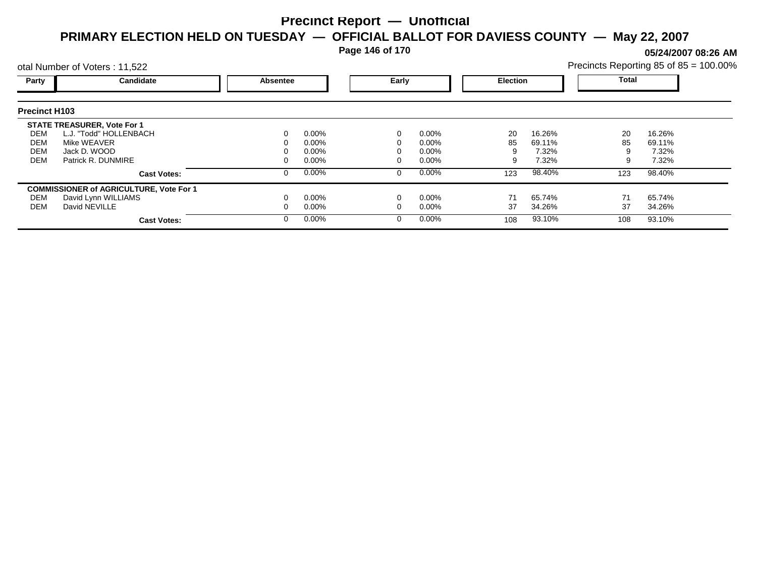# Precinct Report — Unofficial

## PRIMARY ELECTION HELD ON TUESDAY — OFFICIAL BALLOT FOR DAVIESS COUNTY — May 22, 2007

**05/24/2007 08:26 AM**

otal Number of Voters : 11,522

Precincts Reporting 85 of 85 = 100.00%

### Precinct H103

| Party | Candidate | Absentee | | Early | | Election | | Total | |
|---|---|---|---|---|---|---|---|---|---|
| | **STATE TREASURER, Vote For 1** | | | | | | | | |
| DEM | L.J. "Todd" HOLLENBACH | 0 | 0.00% | 0 | 0.00% | 20 | 16.26% | 20 | 16.26% |
| DEM | Mike WEAVER | 0 | 0.00% | 0 | 0.00% | 85 | 69.11% | 85 | 69.11% |
| DEM | Jack D. WOOD | 0 | 0.00% | 0 | 0.00% | 9 | 7.32% | 9 | 7.32% |
| DEM | Patrick R. DUNMIRE | 0 | 0.00% | 0 | 0.00% | 9 | 7.32% | 9 | 7.32% |
| | **Cast Votes:** | 0 | 0.00% | 0 | 0.00% | 123 | 98.40% | 123 | 98.40% |
| | **COMMISSIONER of AGRICULTURE, Vote For 1** | | | | | | | | |
| DEM | David Lynn WILLIAMS | 0 | 0.00% | 0 | 0.00% | 71 | 65.74% | 71 | 65.74% |
| DEM | David NEVILLE | 0 | 0.00% | 0 | 0.00% | 37 | 34.26% | 37 | 34.26% |
| | **Cast Votes:** | 0 | 0.00% | 0 | 0.00% | 108 | 93.10% | 108 | 93.10% |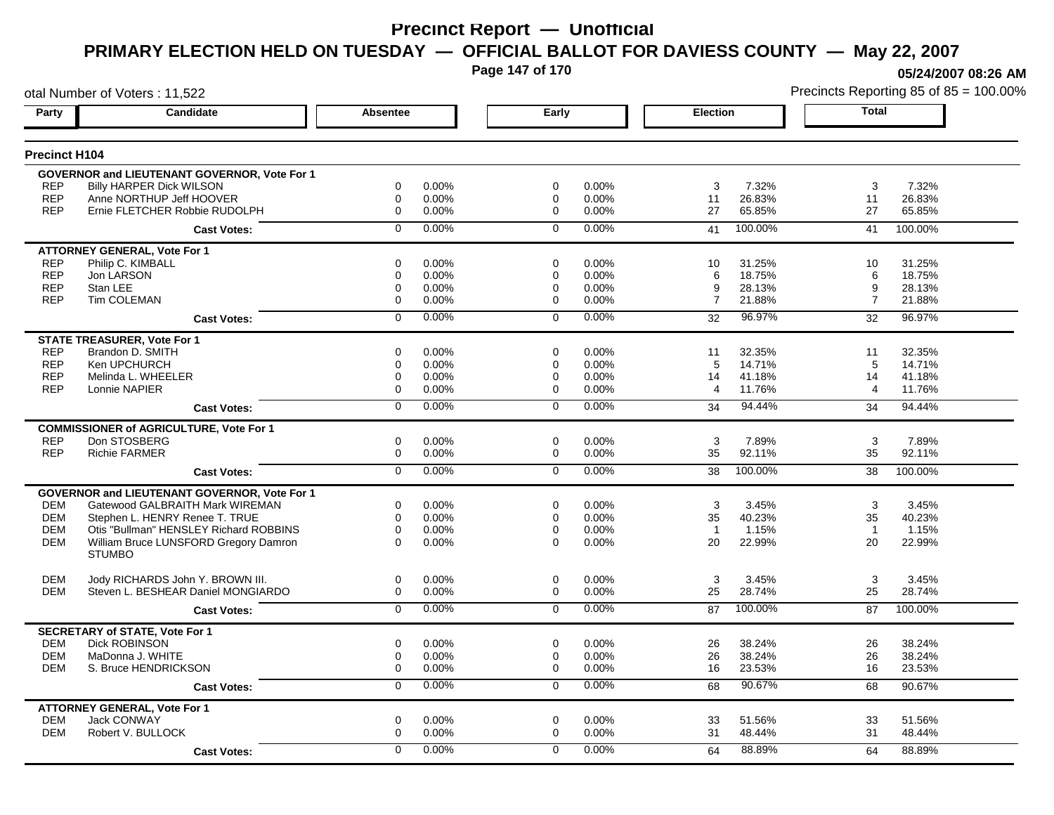# Precinct Report — Unofficial

## PRIMARY ELECTION HELD ON TUESDAY — OFFICIAL BALLOT FOR DAVIESS COUNTY — May 22, 2007

05/24/2007 08:26 AM

otal Number of Voters : 11,522

Precincts Reporting 85 of 85 = 100.00%

### Precinct H104

| Party | Candidate | Absentee | | Early | | Election | | Total | |
|---|---|---|---|---|---|---|---|---|---|
| | **GOVERNOR and LIEUTENANT GOVERNOR, Vote For 1** | | | | | | | | |
| REP | Billy HARPER Dick WILSON | 0 | 0.00% | 0 | 0.00% | 3 | 7.32% | 3 | 7.32% |
| REP | Anne NORTHUP Jeff HOOVER | 0 | 0.00% | 0 | 0.00% | 11 | 26.83% | 11 | 26.83% |
| REP | Ernie FLETCHER Robbie RUDOLPH | 0 | 0.00% | 0 | 0.00% | 27 | 65.85% | 27 | 65.85% |
| | **Cast Votes:** | 0 | 0.00% | 0 | 0.00% | 41 | 100.00% | 41 | 100.00% |
| | **ATTORNEY GENERAL, Vote For 1** | | | | | | | | |
| REP | Philip C. KIMBALL | 0 | 0.00% | 0 | 0.00% | 10 | 31.25% | 10 | 31.25% |
| REP | Jon LARSON | 0 | 0.00% | 0 | 0.00% | 6 | 18.75% | 6 | 18.75% |
| REP | Stan LEE | 0 | 0.00% | 0 | 0.00% | 9 | 28.13% | 9 | 28.13% |
| REP | Tim COLEMAN | 0 | 0.00% | 0 | 0.00% | 7 | 21.88% | 7 | 21.88% |
| | **Cast Votes:** | 0 | 0.00% | 0 | 0.00% | 32 | 96.97% | 32 | 96.97% |
| | **STATE TREASURER, Vote For 1** | | | | | | | | |
| REP | Brandon D. SMITH | 0 | 0.00% | 0 | 0.00% | 11 | 32.35% | 11 | 32.35% |
| REP | Ken UPCHURCH | 0 | 0.00% | 0 | 0.00% | 5 | 14.71% | 5 | 14.71% |
| REP | Melinda L. WHEELER | 0 | 0.00% | 0 | 0.00% | 14 | 41.18% | 14 | 41.18% |
| REP | Lonnie NAPIER | 0 | 0.00% | 0 | 0.00% | 4 | 11.76% | 4 | 11.76% |
| | **Cast Votes:** | 0 | 0.00% | 0 | 0.00% | 34 | 94.44% | 34 | 94.44% |
| | **COMMISSIONER of AGRICULTURE, Vote For 1** | | | | | | | | |
| REP | Don STOSBERG | 0 | 0.00% | 0 | 0.00% | 3 | 7.89% | 3 | 7.89% |
| REP | Richie FARMER | 0 | 0.00% | 0 | 0.00% | 35 | 92.11% | 35 | 92.11% |
| | **Cast Votes:** | 0 | 0.00% | 0 | 0.00% | 38 | 100.00% | 38 | 100.00% |
| | **GOVERNOR and LIEUTENANT GOVERNOR, Vote For 1** | | | | | | | | |
| DEM | Gatewood GALBRAITH Mark WIREMAN | 0 | 0.00% | 0 | 0.00% | 3 | 3.45% | 3 | 3.45% |
| DEM | Stephen L. HENRY Renee T. TRUE | 0 | 0.00% | 0 | 0.00% | 35 | 40.23% | 35 | 40.23% |
| DEM | Otis "Bullman" HENSLEY Richard ROBBINS | 0 | 0.00% | 0 | 0.00% | 1 | 1.15% | 1 | 1.15% |
| DEM | William Bruce LUNSFORD Gregory Damron STUMBO | 0 | 0.00% | 0 | 0.00% | 20 | 22.99% | 20 | 22.99% |
| DEM | Jody RICHARDS John Y. BROWN III. | 0 | 0.00% | 0 | 0.00% | 3 | 3.45% | 3 | 3.45% |
| DEM | Steven L. BESHEAR Daniel MONGIARDO | 0 | 0.00% | 0 | 0.00% | 25 | 28.74% | 25 | 28.74% |
| | **Cast Votes:** | 0 | 0.00% | 0 | 0.00% | 87 | 100.00% | 87 | 100.00% |
| | **SECRETARY of STATE, Vote For 1** | | | | | | | | |
| DEM | Dick ROBINSON | 0 | 0.00% | 0 | 0.00% | 26 | 38.24% | 26 | 38.24% |
| DEM | MaDonna J. WHITE | 0 | 0.00% | 0 | 0.00% | 26 | 38.24% | 26 | 38.24% |
| DEM | S. Bruce HENDRICKSON | 0 | 0.00% | 0 | 0.00% | 16 | 23.53% | 16 | 23.53% |
| | **Cast Votes:** | 0 | 0.00% | 0 | 0.00% | 68 | 90.67% | 68 | 90.67% |
| | **ATTORNEY GENERAL, Vote For 1** | | | | | | | | |
| DEM | Jack CONWAY | 0 | 0.00% | 0 | 0.00% | 33 | 51.56% | 33 | 51.56% |
| DEM | Robert V. BULLOCK | 0 | 0.00% | 0 | 0.00% | 31 | 48.44% | 31 | 48.44% |
| | **Cast Votes:** | 0 | 0.00% | 0 | 0.00% | 64 | 88.89% | 64 | 88.89% |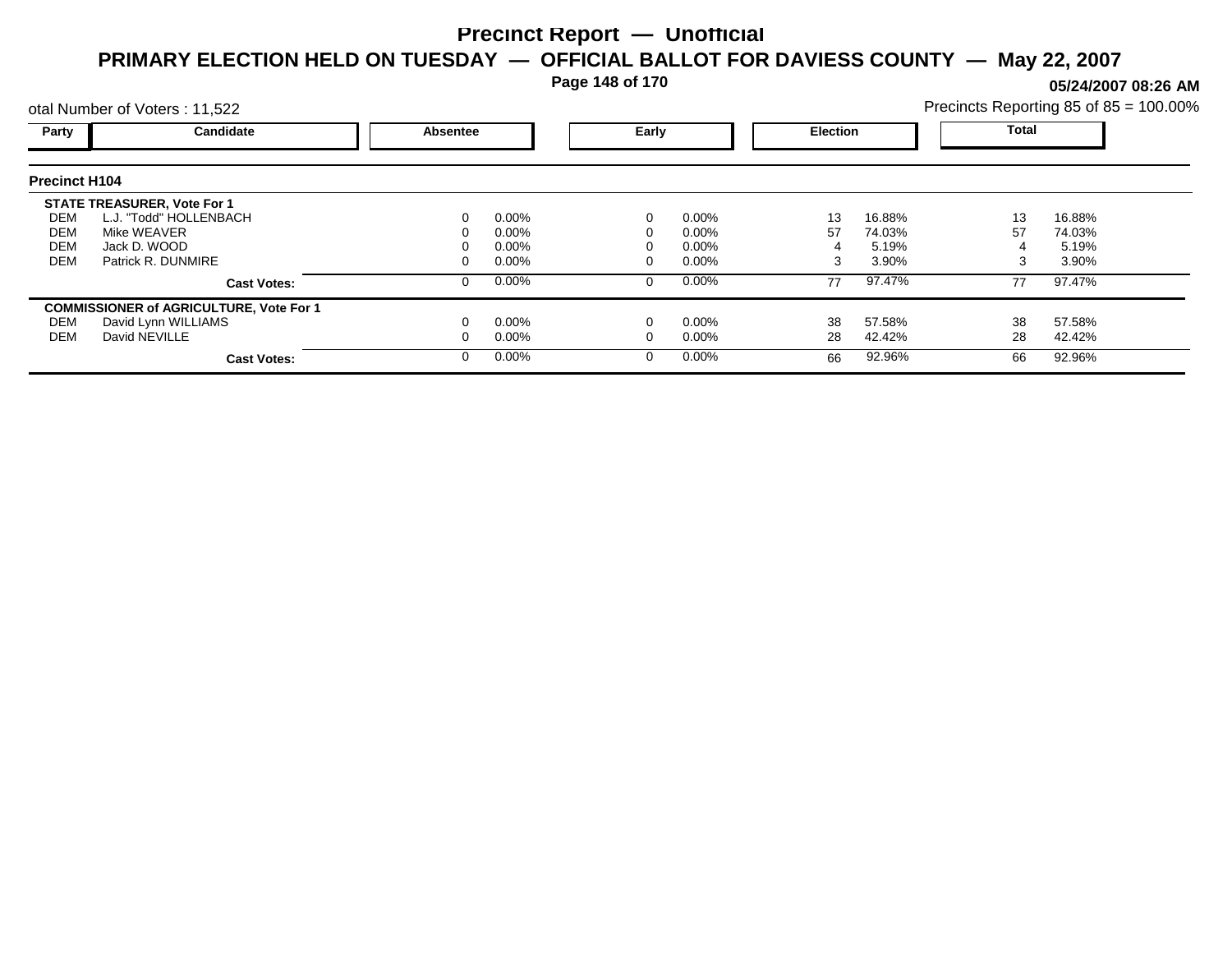# Precinct Report — Unofficial

## PRIMARY ELECTION HELD ON TUESDAY — OFFICIAL BALLOT FOR DAVIESS COUNTY — May 22, 2007

05/24/2007 08:26 AM

otal Number of Voters : 11,522

Precincts Reporting 85 of 85 = 100.00%

### Precinct H104

| Party | Candidate | Absentee | | Early | | Election | | Total | |
|---|---|---|---|---|---|---|---|---|---|
| **STATE TREASURER, Vote For 1** | | | | | | | | | |
| DEM | L.J. "Todd" HOLLENBACH | 0 | 0.00% | 0 | 0.00% | 13 | 16.88% | 13 | 16.88% |
| DEM | Mike WEAVER | 0 | 0.00% | 0 | 0.00% | 57 | 74.03% | 57 | 74.03% |
| DEM | Jack D. WOOD | 0 | 0.00% | 0 | 0.00% | 4 | 5.19% | 4 | 5.19% |
| DEM | Patrick R. DUNMIRE | 0 | 0.00% | 0 | 0.00% | 3 | 3.90% | 3 | 3.90% |
| | **Cast Votes:** | 0 | 0.00% | 0 | 0.00% | 77 | 97.47% | 77 | 97.47% |
| **COMMISSIONER of AGRICULTURE, Vote For 1** | | | | | | | | | |
| DEM | David Lynn WILLIAMS | 0 | 0.00% | 0 | 0.00% | 38 | 57.58% | 38 | 57.58% |
| DEM | David NEVILLE | 0 | 0.00% | 0 | 0.00% | 28 | 42.42% | 28 | 42.42% |
| | **Cast Votes:** | 0 | 0.00% | 0 | 0.00% | 66 | 92.96% | 66 | 92.96% |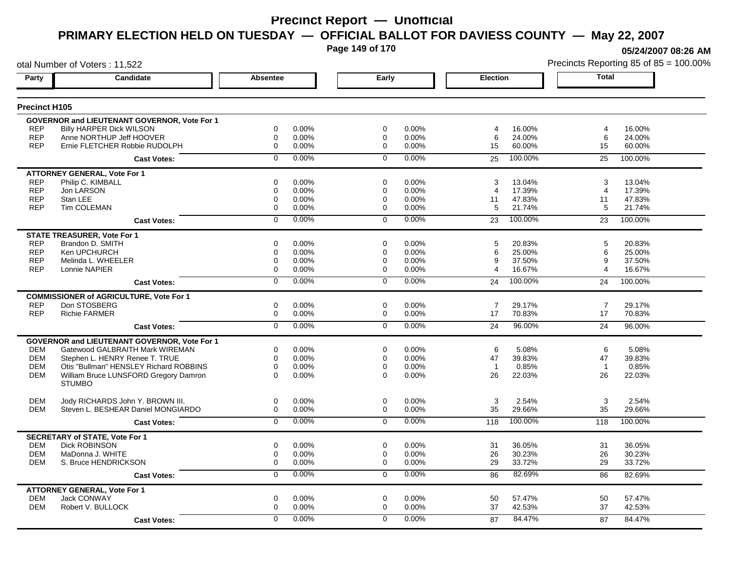# Precinct Report — Unofficial

## PRIMARY ELECTION HELD ON TUESDAY — OFFICIAL BALLOT FOR DAVIESS COUNTY — May 22, 2007

05/24/2007 08:26 AM

otal Number of Voters : 11,522

Precincts Reporting 85 of 85 = 100.00%

### Precinct H105

| Party | Candidate | Absentee | | Early | | Election | | Total | |
|---|---|---|---|---|---|---|---|---|---|
| **GOVERNOR and LIEUTENANT GOVERNOR, Vote For 1** | | | | | | | | | |
| REP | Billy HARPER Dick WILSON | 0 | 0.00% | 0 | 0.00% | 4 | 16.00% | 4 | 16.00% |
| REP | Anne NORTHUP Jeff HOOVER | 0 | 0.00% | 0 | 0.00% | 6 | 24.00% | 6 | 24.00% |
| REP | Ernie FLETCHER Robbie RUDOLPH | 0 | 0.00% | 0 | 0.00% | 15 | 60.00% | 15 | 60.00% |
| | **Cast Votes:** | 0 | 0.00% | 0 | 0.00% | 25 | 100.00% | 25 | 100.00% |
| **ATTORNEY GENERAL, Vote For 1** | | | | | | | | | |
| REP | Philip C. KIMBALL | 0 | 0.00% | 0 | 0.00% | 3 | 13.04% | 3 | 13.04% |
| REP | Jon LARSON | 0 | 0.00% | 0 | 0.00% | 4 | 17.39% | 4 | 17.39% |
| REP | Stan LEE | 0 | 0.00% | 0 | 0.00% | 11 | 47.83% | 11 | 47.83% |
| REP | Tim COLEMAN | 0 | 0.00% | 0 | 0.00% | 5 | 21.74% | 5 | 21.74% |
| | **Cast Votes:** | 0 | 0.00% | 0 | 0.00% | 23 | 100.00% | 23 | 100.00% |
| **STATE TREASURER, Vote For 1** | | | | | | | | | |
| REP | Brandon D. SMITH | 0 | 0.00% | 0 | 0.00% | 5 | 20.83% | 5 | 20.83% |
| REP | Ken UPCHURCH | 0 | 0.00% | 0 | 0.00% | 6 | 25.00% | 6 | 25.00% |
| REP | Melinda L. WHEELER | 0 | 0.00% | 0 | 0.00% | 9 | 37.50% | 9 | 37.50% |
| REP | Lonnie NAPIER | 0 | 0.00% | 0 | 0.00% | 4 | 16.67% | 4 | 16.67% |
| | **Cast Votes:** | 0 | 0.00% | 0 | 0.00% | 24 | 100.00% | 24 | 100.00% |
| **COMMISSIONER of AGRICULTURE, Vote For 1** | | | | | | | | | |
| REP | Don STOSBERG | 0 | 0.00% | 0 | 0.00% | 7 | 29.17% | 7 | 29.17% |
| REP | Richie FARMER | 0 | 0.00% | 0 | 0.00% | 17 | 70.83% | 17 | 70.83% |
| | **Cast Votes:** | 0 | 0.00% | 0 | 0.00% | 24 | 96.00% | 24 | 96.00% |
| **GOVERNOR and LIEUTENANT GOVERNOR, Vote For 1** | | | | | | | | | |
| DEM | Gatewood GALBRAITH Mark WIREMAN | 0 | 0.00% | 0 | 0.00% | 6 | 5.08% | 6 | 5.08% |
| DEM | Stephen L. HENRY Renee T. TRUE | 0 | 0.00% | 0 | 0.00% | 47 | 39.83% | 47 | 39.83% |
| DEM | Otis "Bullman" HENSLEY Richard ROBBINS | 0 | 0.00% | 0 | 0.00% | 1 | 0.85% | 1 | 0.85% |
| DEM | William Bruce LUNSFORD Gregory Damron STUMBO | 0 | 0.00% | 0 | 0.00% | 26 | 22.03% | 26 | 22.03% |
| DEM | Jody RICHARDS John Y. BROWN III. | 0 | 0.00% | 0 | 0.00% | 3 | 2.54% | 3 | 2.54% |
| DEM | Steven L. BESHEAR Daniel MONGIARDO | 0 | 0.00% | 0 | 0.00% | 35 | 29.66% | 35 | 29.66% |
| | **Cast Votes:** | 0 | 0.00% | 0 | 0.00% | 118 | 100.00% | 118 | 100.00% |
| **SECRETARY of STATE, Vote For 1** | | | | | | | | | |
| DEM | Dick ROBINSON | 0 | 0.00% | 0 | 0.00% | 31 | 36.05% | 31 | 36.05% |
| DEM | MaDonna J. WHITE | 0 | 0.00% | 0 | 0.00% | 26 | 30.23% | 26 | 30.23% |
| DEM | S. Bruce HENDRICKSON | 0 | 0.00% | 0 | 0.00% | 29 | 33.72% | 29 | 33.72% |
| | **Cast Votes:** | 0 | 0.00% | 0 | 0.00% | 86 | 82.69% | 86 | 82.69% |
| **ATTORNEY GENERAL, Vote For 1** | | | | | | | | | |
| DEM | Jack CONWAY | 0 | 0.00% | 0 | 0.00% | 50 | 57.47% | 50 | 57.47% |
| DEM | Robert V. BULLOCK | 0 | 0.00% | 0 | 0.00% | 37 | 42.53% | 37 | 42.53% |
| | **Cast Votes:** | 0 | 0.00% | 0 | 0.00% | 87 | 84.47% | 87 | 84.47% |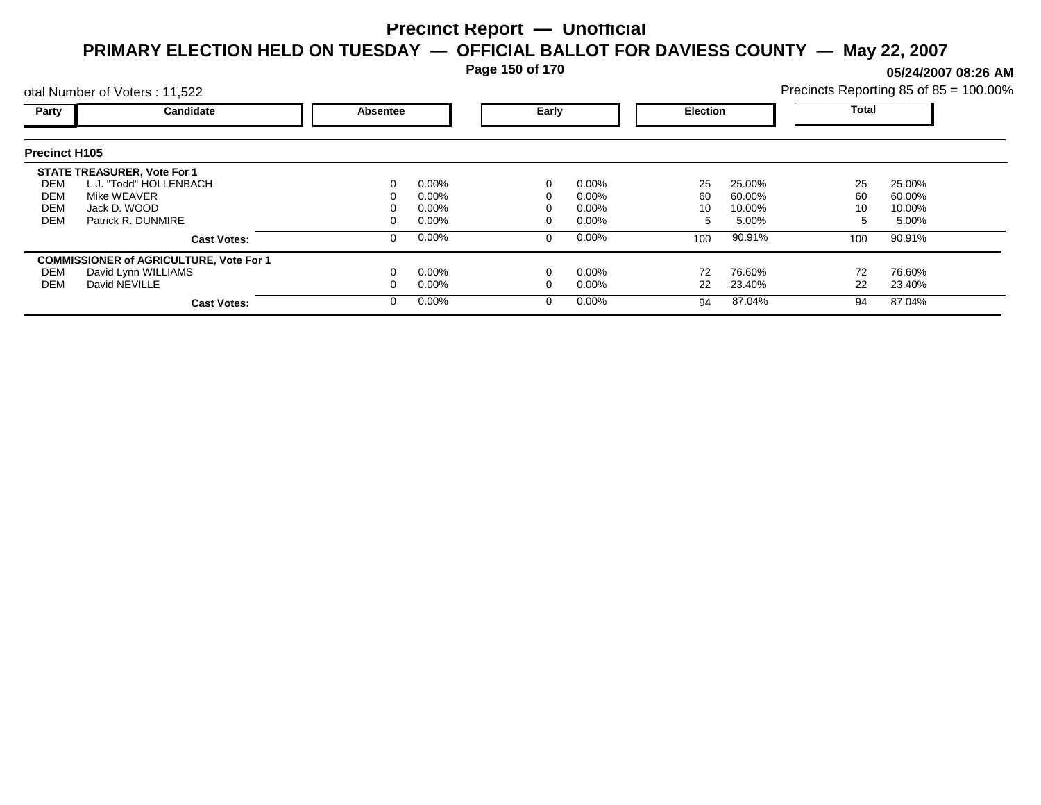# Precinct Report — Unofficial

## PRIMARY ELECTION HELD ON TUESDAY — OFFICIAL BALLOT FOR DAVIESS COUNTY — May 22, 2007

05/24/2007 08:26 AM

otal Number of Voters : 11,522

Precincts Reporting 85 of 85 = 100.00%

### Precinct H105

| Party | Candidate | Absentee | | Early | | Election | | Total | |
|---|---|---|---|---|---|---|---|---|---|
| | **STATE TREASURER, Vote For 1** | | | | | | | | |
| DEM | L.J. "Todd" HOLLENBACH | 0 | 0.00% | 0 | 0.00% | 25 | 25.00% | 25 | 25.00% |
| DEM | Mike WEAVER | 0 | 0.00% | 0 | 0.00% | 60 | 60.00% | 60 | 60.00% |
| DEM | Jack D. WOOD | 0 | 0.00% | 0 | 0.00% | 10 | 10.00% | 10 | 10.00% |
| DEM | Patrick R. DUNMIRE | 0 | 0.00% | 0 | 0.00% | 5 | 5.00% | 5 | 5.00% |
| | **Cast Votes:** | 0 | 0.00% | 0 | 0.00% | 100 | 90.91% | 100 | 90.91% |
| | **COMMISSIONER of AGRICULTURE, Vote For 1** | | | | | | | | |
| DEM | David Lynn WILLIAMS | 0 | 0.00% | 0 | 0.00% | 72 | 76.60% | 72 | 76.60% |
| DEM | David NEVILLE | 0 | 0.00% | 0 | 0.00% | 22 | 23.40% | 22 | 23.40% |
| | **Cast Votes:** | 0 | 0.00% | 0 | 0.00% | 94 | 87.04% | 94 | 87.04% |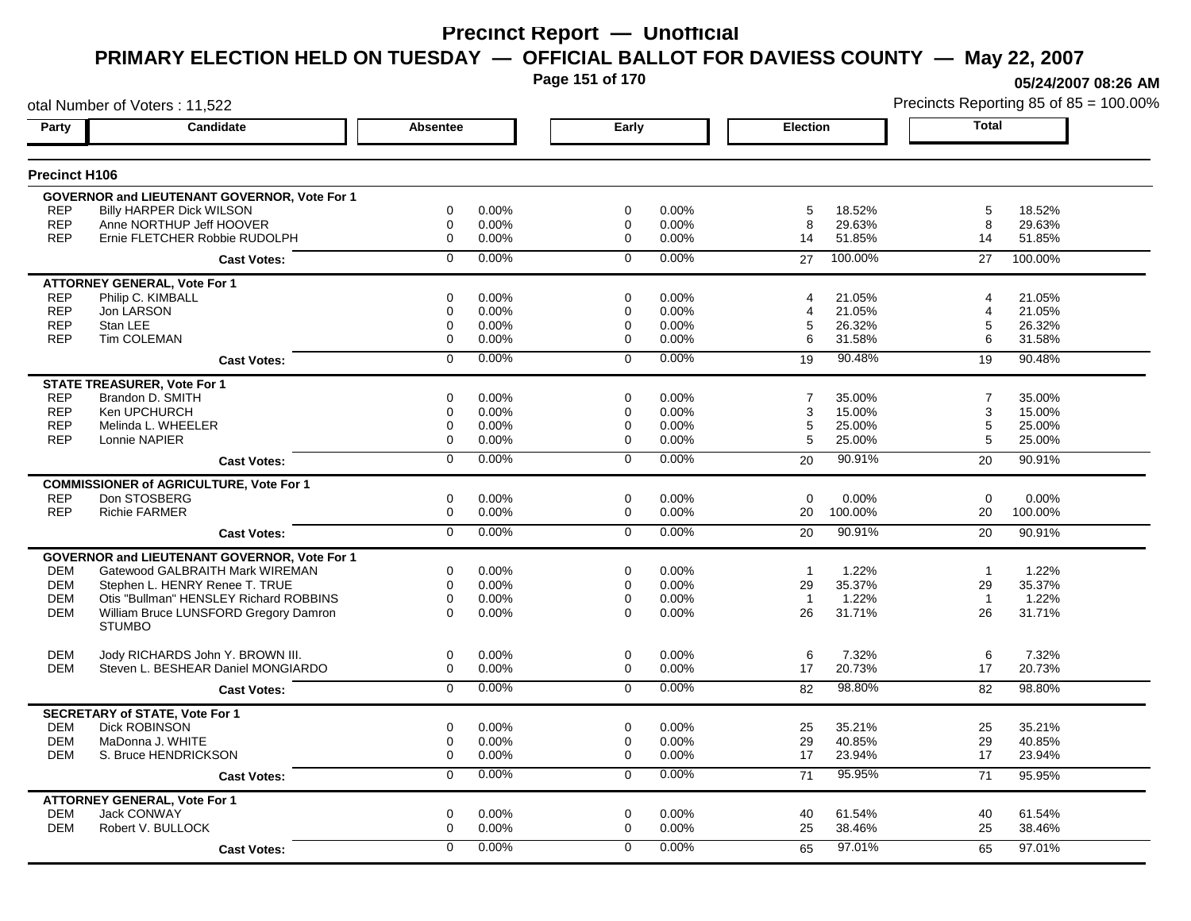# Precinct Report — Unofficial

## PRIMARY ELECTION HELD ON TUESDAY — OFFICIAL BALLOT FOR DAVIESS COUNTY — May 22, 2007

05/24/2007 08:26 AM

otal Number of Voters : 11,522

Precincts Reporting 85 of 85 = 100.00%

### Precinct H106

| Party | Candidate | Absentee | | Early | | Election | | Total | |
|---|---|---|---|---|---|---|---|---|---|
| | **GOVERNOR and LIEUTENANT GOVERNOR, Vote For 1** | | | | | | | | |
| REP | Billy HARPER Dick WILSON | 0 | 0.00% | 0 | 0.00% | 5 | 18.52% | 5 | 18.52% |
| REP | Anne NORTHUP Jeff HOOVER | 0 | 0.00% | 0 | 0.00% | 8 | 29.63% | 8 | 29.63% |
| REP | Ernie FLETCHER Robbie RUDOLPH | 0 | 0.00% | 0 | 0.00% | 14 | 51.85% | 14 | 51.85% |
| | **Cast Votes:** | 0 | 0.00% | 0 | 0.00% | 27 | 100.00% | 27 | 100.00% |
| | **ATTORNEY GENERAL, Vote For 1** | | | | | | | | |
| REP | Philip C. KIMBALL | 0 | 0.00% | 0 | 0.00% | 4 | 21.05% | 4 | 21.05% |
| REP | Jon LARSON | 0 | 0.00% | 0 | 0.00% | 4 | 21.05% | 4 | 21.05% |
| REP | Stan LEE | 0 | 0.00% | 0 | 0.00% | 5 | 26.32% | 5 | 26.32% |
| REP | Tim COLEMAN | 0 | 0.00% | 0 | 0.00% | 6 | 31.58% | 6 | 31.58% |
| | **Cast Votes:** | 0 | 0.00% | 0 | 0.00% | 19 | 90.48% | 19 | 90.48% |
| | **STATE TREASURER, Vote For 1** | | | | | | | | |
| REP | Brandon D. SMITH | 0 | 0.00% | 0 | 0.00% | 7 | 35.00% | 7 | 35.00% |
| REP | Ken UPCHURCH | 0 | 0.00% | 0 | 0.00% | 3 | 15.00% | 3 | 15.00% |
| REP | Melinda L. WHEELER | 0 | 0.00% | 0 | 0.00% | 5 | 25.00% | 5 | 25.00% |
| REP | Lonnie NAPIER | 0 | 0.00% | 0 | 0.00% | 5 | 25.00% | 5 | 25.00% |
| | **Cast Votes:** | 0 | 0.00% | 0 | 0.00% | 20 | 90.91% | 20 | 90.91% |
| | **COMMISSIONER of AGRICULTURE, Vote For 1** | | | | | | | | |
| REP | Don STOSBERG | 0 | 0.00% | 0 | 0.00% | 0 | 0.00% | 0 | 0.00% |
| REP | Richie FARMER | 0 | 0.00% | 0 | 0.00% | 20 | 100.00% | 20 | 100.00% |
| | **Cast Votes:** | 0 | 0.00% | 0 | 0.00% | 20 | 90.91% | 20 | 90.91% |
| | **GOVERNOR and LIEUTENANT GOVERNOR, Vote For 1** | | | | | | | | |
| DEM | Gatewood GALBRAITH Mark WIREMAN | 0 | 0.00% | 0 | 0.00% | 1 | 1.22% | 1 | 1.22% |
| DEM | Stephen L. HENRY Renee T. TRUE | 0 | 0.00% | 0 | 0.00% | 29 | 35.37% | 29 | 35.37% |
| DEM | Otis "Bullman" HENSLEY Richard ROBBINS | 0 | 0.00% | 0 | 0.00% | 1 | 1.22% | 1 | 1.22% |
| DEM | William Bruce LUNSFORD Gregory Damron STUMBO | 0 | 0.00% | 0 | 0.00% | 26 | 31.71% | 26 | 31.71% |
| DEM | Jody RICHARDS John Y. BROWN III. | 0 | 0.00% | 0 | 0.00% | 6 | 7.32% | 6 | 7.32% |
| DEM | Steven L. BESHEAR Daniel MONGIARDO | 0 | 0.00% | 0 | 0.00% | 17 | 20.73% | 17 | 20.73% |
| | **Cast Votes:** | 0 | 0.00% | 0 | 0.00% | 82 | 98.80% | 82 | 98.80% |
| | **SECRETARY of STATE, Vote For 1** | | | | | | | | |
| DEM | Dick ROBINSON | 0 | 0.00% | 0 | 0.00% | 25 | 35.21% | 25 | 35.21% |
| DEM | MaDonna J. WHITE | 0 | 0.00% | 0 | 0.00% | 29 | 40.85% | 29 | 40.85% |
| DEM | S. Bruce HENDRICKSON | 0 | 0.00% | 0 | 0.00% | 17 | 23.94% | 17 | 23.94% |
| | **Cast Votes:** | 0 | 0.00% | 0 | 0.00% | 71 | 95.95% | 71 | 95.95% |
| | **ATTORNEY GENERAL, Vote For 1** | | | | | | | | |
| DEM | Jack CONWAY | 0 | 0.00% | 0 | 0.00% | 40 | 61.54% | 40 | 61.54% |
| DEM | Robert V. BULLOCK | 0 | 0.00% | 0 | 0.00% | 25 | 38.46% | 25 | 38.46% |
| | **Cast Votes:** | 0 | 0.00% | 0 | 0.00% | 65 | 97.01% | 65 | 97.01% |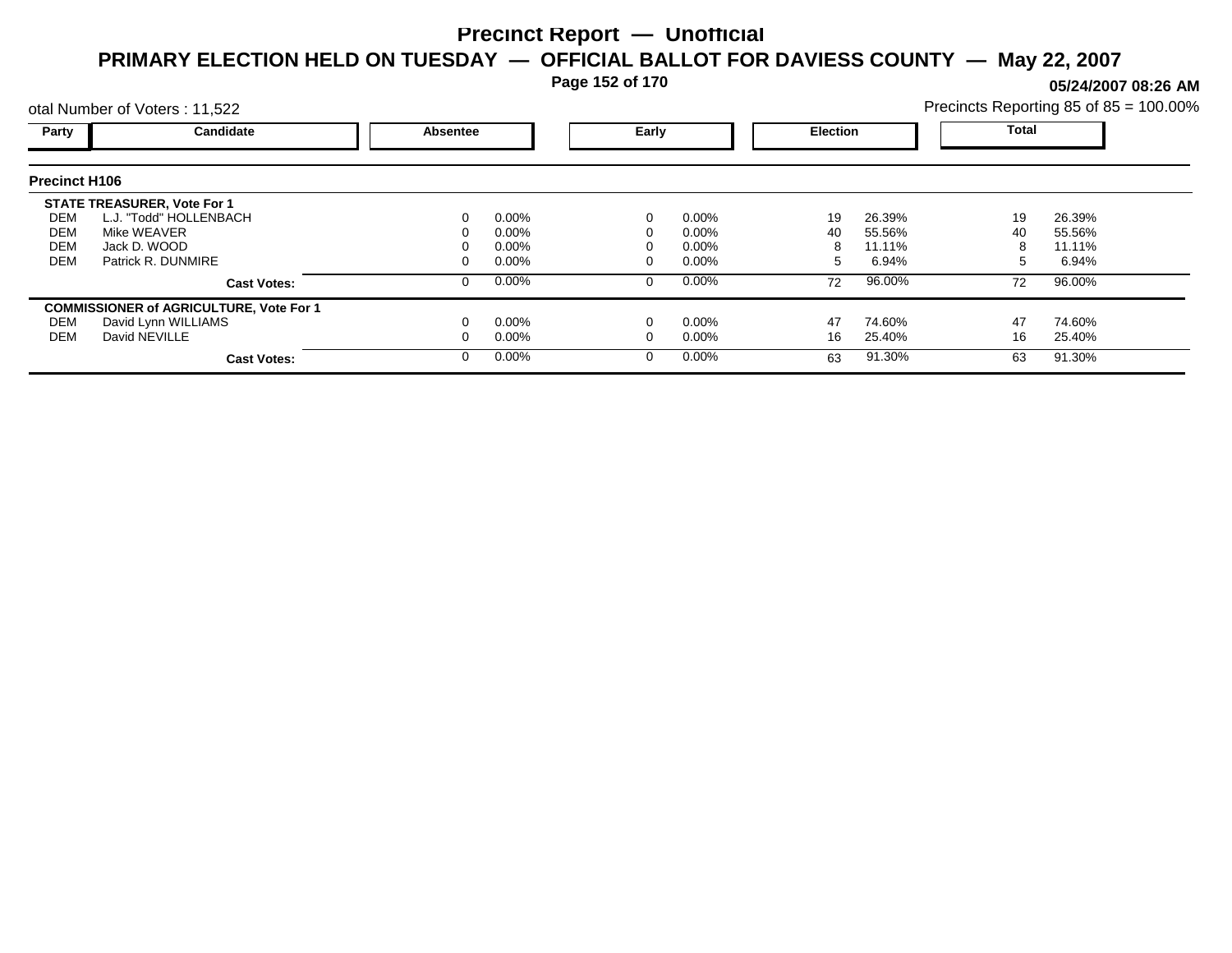# Precinct Report — Unofficial

## PRIMARY ELECTION HELD ON TUESDAY — OFFICIAL BALLOT FOR DAVIESS COUNTY — May 22, 2007

**05/24/2007 08:26 AM**

otal Number of Voters : 11,522

Precincts Reporting 85 of 85 = 100.00%

### Precinct H106

| Party | Candidate | Absentee | | Early | | Election | | Total | |
|---|---|---|---|---|---|---|---|---|---|
| | **STATE TREASURER, Vote For 1** | | | | | | | | |
| DEM | L.J. "Todd" HOLLENBACH | 0 | 0.00% | 0 | 0.00% | 19 | 26.39% | 19 | 26.39% |
| DEM | Mike WEAVER | 0 | 0.00% | 0 | 0.00% | 40 | 55.56% | 40 | 55.56% |
| DEM | Jack D. WOOD | 0 | 0.00% | 0 | 0.00% | 8 | 11.11% | 8 | 11.11% |
| DEM | Patrick R. DUNMIRE | 0 | 0.00% | 0 | 0.00% | 5 | 6.94% | 5 | 6.94% |
| | **Cast Votes:** | 0 | 0.00% | 0 | 0.00% | 72 | 96.00% | 72 | 96.00% |
| | **COMMISSIONER of AGRICULTURE, Vote For 1** | | | | | | | | |
| DEM | David Lynn WILLIAMS | 0 | 0.00% | 0 | 0.00% | 47 | 74.60% | 47 | 74.60% |
| DEM | David NEVILLE | 0 | 0.00% | 0 | 0.00% | 16 | 25.40% | 16 | 25.40% |
| | **Cast Votes:** | 0 | 0.00% | 0 | 0.00% | 63 | 91.30% | 63 | 91.30% |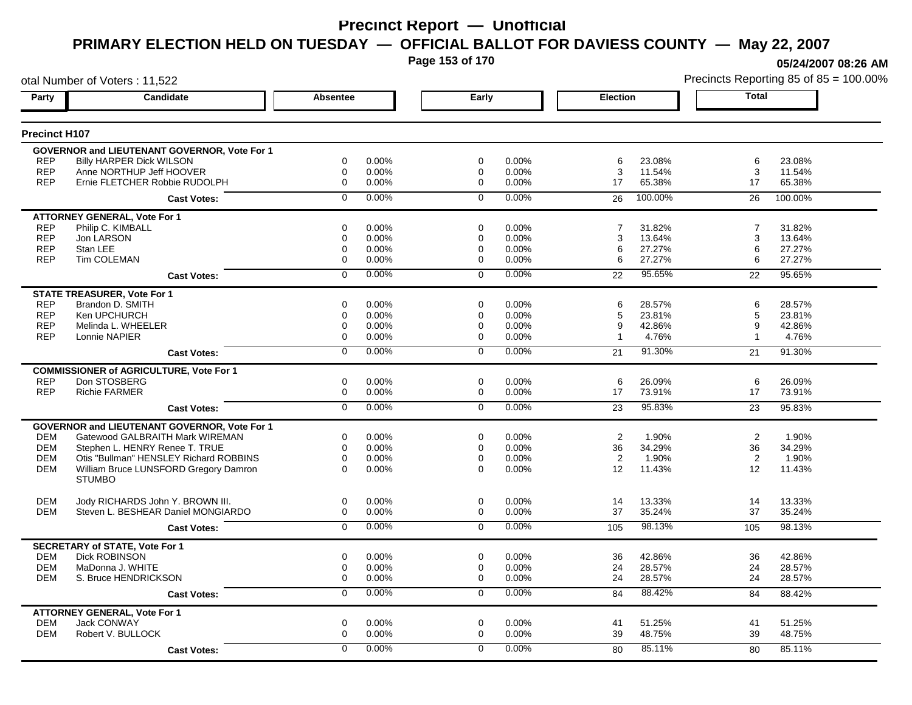# Precinct Report — Unofficial

## PRIMARY ELECTION HELD ON TUESDAY — OFFICIAL BALLOT FOR DAVIESS COUNTY — May 22, 2007

05/24/2007 08:26 AM

otal Number of Voters : 11,522

Precincts Reporting 85 of 85 = 100.00%

### Precinct H107

| Party | Candidate | Absentee | | Early | | Election | | Total | |
|---|---|---|---|---|---|---|---|---|---|
| | **GOVERNOR and LIEUTENANT GOVERNOR, Vote For 1** | | | | | | | | |
| REP | Billy HARPER Dick WILSON | 0 | 0.00% | 0 | 0.00% | 6 | 23.08% | 6 | 23.08% |
| REP | Anne NORTHUP Jeff HOOVER | 0 | 0.00% | 0 | 0.00% | 3 | 11.54% | 3 | 11.54% |
| REP | Ernie FLETCHER Robbie RUDOLPH | 0 | 0.00% | 0 | 0.00% | 17 | 65.38% | 17 | 65.38% |
| | **Cast Votes:** | 0 | 0.00% | 0 | 0.00% | 26 | 100.00% | 26 | 100.00% |
| | **ATTORNEY GENERAL, Vote For 1** | | | | | | | | |
| REP | Philip C. KIMBALL | 0 | 0.00% | 0 | 0.00% | 7 | 31.82% | 7 | 31.82% |
| REP | Jon LARSON | 0 | 0.00% | 0 | 0.00% | 3 | 13.64% | 3 | 13.64% |
| REP | Stan LEE | 0 | 0.00% | 0 | 0.00% | 6 | 27.27% | 6 | 27.27% |
| REP | Tim COLEMAN | 0 | 0.00% | 0 | 0.00% | 6 | 27.27% | 6 | 27.27% |
| | **Cast Votes:** | 0 | 0.00% | 0 | 0.00% | 22 | 95.65% | 22 | 95.65% |
| | **STATE TREASURER, Vote For 1** | | | | | | | | |
| REP | Brandon D. SMITH | 0 | 0.00% | 0 | 0.00% | 6 | 28.57% | 6 | 28.57% |
| REP | Ken UPCHURCH | 0 | 0.00% | 0 | 0.00% | 5 | 23.81% | 5 | 23.81% |
| REP | Melinda L. WHEELER | 0 | 0.00% | 0 | 0.00% | 9 | 42.86% | 9 | 42.86% |
| REP | Lonnie NAPIER | 0 | 0.00% | 0 | 0.00% | 1 | 4.76% | 1 | 4.76% |
| | **Cast Votes:** | 0 | 0.00% | 0 | 0.00% | 21 | 91.30% | 21 | 91.30% |
| | **COMMISSIONER of AGRICULTURE, Vote For 1** | | | | | | | | |
| REP | Don STOSBERG | 0 | 0.00% | 0 | 0.00% | 6 | 26.09% | 6 | 26.09% |
| REP | Richie FARMER | 0 | 0.00% | 0 | 0.00% | 17 | 73.91% | 17 | 73.91% |
| | **Cast Votes:** | 0 | 0.00% | 0 | 0.00% | 23 | 95.83% | 23 | 95.83% |
| | **GOVERNOR and LIEUTENANT GOVERNOR, Vote For 1** | | | | | | | | |
| DEM | Gatewood GALBRAITH Mark WIREMAN | 0 | 0.00% | 0 | 0.00% | 2 | 1.90% | 2 | 1.90% |
| DEM | Stephen L. HENRY Renee T. TRUE | 0 | 0.00% | 0 | 0.00% | 36 | 34.29% | 36 | 34.29% |
| DEM | Otis "Bullman" HENSLEY Richard ROBBINS | 0 | 0.00% | 0 | 0.00% | 2 | 1.90% | 2 | 1.90% |
| DEM | William Bruce LUNSFORD Gregory Damron STUMBO | 0 | 0.00% | 0 | 0.00% | 12 | 11.43% | 12 | 11.43% |
| DEM | Jody RICHARDS John Y. BROWN III. | 0 | 0.00% | 0 | 0.00% | 14 | 13.33% | 14 | 13.33% |
| DEM | Steven L. BESHEAR Daniel MONGIARDO | 0 | 0.00% | 0 | 0.00% | 37 | 35.24% | 37 | 35.24% |
| | **Cast Votes:** | 0 | 0.00% | 0 | 0.00% | 105 | 98.13% | 105 | 98.13% |
| | **SECRETARY of STATE, Vote For 1** | | | | | | | | |
| DEM | Dick ROBINSON | 0 | 0.00% | 0 | 0.00% | 36 | 42.86% | 36 | 42.86% |
| DEM | MaDonna J. WHITE | 0 | 0.00% | 0 | 0.00% | 24 | 28.57% | 24 | 28.57% |
| DEM | S. Bruce HENDRICKSON | 0 | 0.00% | 0 | 0.00% | 24 | 28.57% | 24 | 28.57% |
| | **Cast Votes:** | 0 | 0.00% | 0 | 0.00% | 84 | 88.42% | 84 | 88.42% |
| | **ATTORNEY GENERAL, Vote For 1** | | | | | | | | |
| DEM | Jack CONWAY | 0 | 0.00% | 0 | 0.00% | 41 | 51.25% | 41 | 51.25% |
| DEM | Robert V. BULLOCK | 0 | 0.00% | 0 | 0.00% | 39 | 48.75% | 39 | 48.75% |
| | **Cast Votes:** | 0 | 0.00% | 0 | 0.00% | 80 | 85.11% | 80 | 85.11% |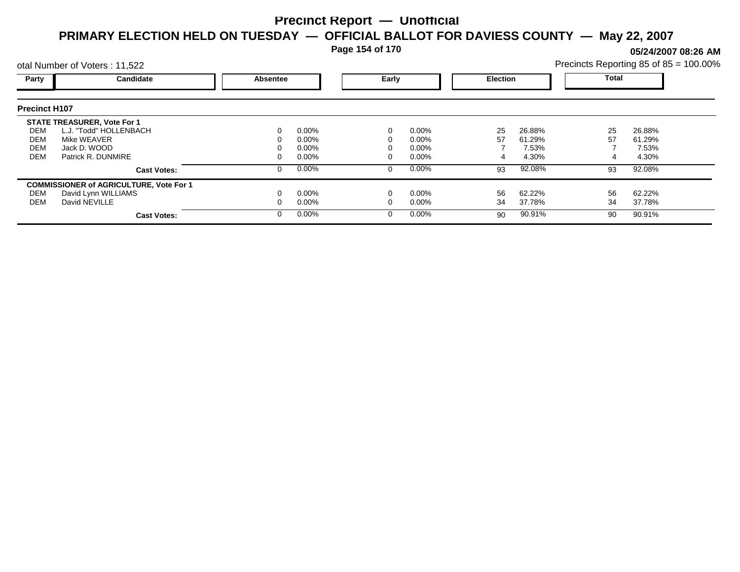# Precinct Report — Unofficial

## PRIMARY ELECTION HELD ON TUESDAY — OFFICIAL BALLOT FOR DAVIESS COUNTY — May 22, 2007

05/24/2007 08:26 AM

otal Number of Voters : 11,522

Precincts Reporting 85 of 85 = 100.00%

### Precinct H107

| Party | Candidate | Absentee | | Early | | Election | | Total | |
|---|---|---|---|---|---|---|---|---|---|
| | **STATE TREASURER, Vote For 1** | | | | | | | | |
| DEM | L.J. "Todd" HOLLENBACH | 0 | 0.00% | 0 | 0.00% | 25 | 26.88% | 25 | 26.88% |
| DEM | Mike WEAVER | 0 | 0.00% | 0 | 0.00% | 57 | 61.29% | 57 | 61.29% |
| DEM | Jack D. WOOD | 0 | 0.00% | 0 | 0.00% | 7 | 7.53% | 7 | 7.53% |
| DEM | Patrick R. DUNMIRE | 0 | 0.00% | 0 | 0.00% | 4 | 4.30% | 4 | 4.30% |
| | **Cast Votes:** | 0 | 0.00% | 0 | 0.00% | 93 | 92.08% | 93 | 92.08% |
| | **COMMISSIONER of AGRICULTURE, Vote For 1** | | | | | | | | |
| DEM | David Lynn WILLIAMS | 0 | 0.00% | 0 | 0.00% | 56 | 62.22% | 56 | 62.22% |
| DEM | David NEVILLE | 0 | 0.00% | 0 | 0.00% | 34 | 37.78% | 34 | 37.78% |
| | **Cast Votes:** | 0 | 0.00% | 0 | 0.00% | 90 | 90.91% | 90 | 90.91% |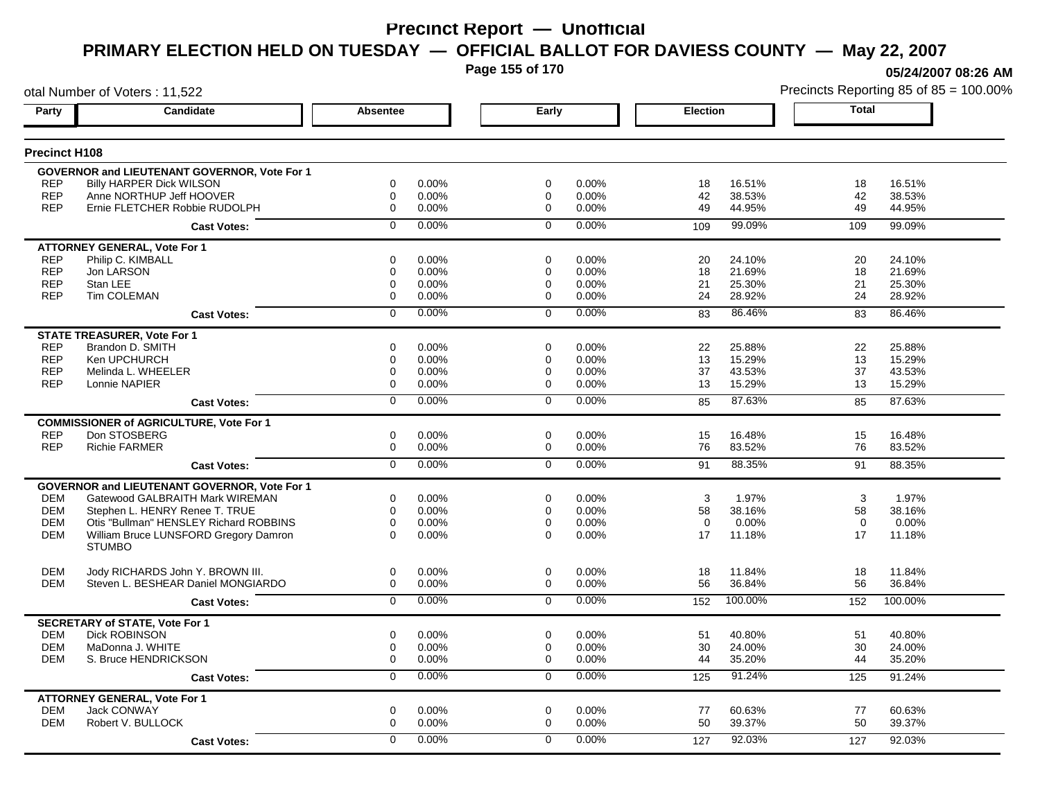# Precinct Report — Unofficial

## PRIMARY ELECTION HELD ON TUESDAY — OFFICIAL BALLOT FOR DAVIESS COUNTY — May 22, 2007

05/24/2007 08:26 AM

otal Number of Voters : 11,522

Precincts Reporting 85 of 85 = 100.00%

### Precinct H108

| Party | Candidate | Absentee | | Early | | Election | | Total | |
|---|---|---|---|---|---|---|---|---|---|
| **GOVERNOR and LIEUTENANT GOVERNOR, Vote For 1** | | | | | | | | | |
| REP | Billy HARPER Dick WILSON | 0 | 0.00% | 0 | 0.00% | 18 | 16.51% | 18 | 16.51% |
| REP | Anne NORTHUP Jeff HOOVER | 0 | 0.00% | 0 | 0.00% | 42 | 38.53% | 42 | 38.53% |
| REP | Ernie FLETCHER Robbie RUDOLPH | 0 | 0.00% | 0 | 0.00% | 49 | 44.95% | 49 | 44.95% |
| | **Cast Votes:** | 0 | 0.00% | 0 | 0.00% | 109 | 99.09% | 109 | 99.09% |
| **ATTORNEY GENERAL, Vote For 1** | | | | | | | | | |
| REP | Philip C. KIMBALL | 0 | 0.00% | 0 | 0.00% | 20 | 24.10% | 20 | 24.10% |
| REP | Jon LARSON | 0 | 0.00% | 0 | 0.00% | 18 | 21.69% | 18 | 21.69% |
| REP | Stan LEE | 0 | 0.00% | 0 | 0.00% | 21 | 25.30% | 21 | 25.30% |
| REP | Tim COLEMAN | 0 | 0.00% | 0 | 0.00% | 24 | 28.92% | 24 | 28.92% |
| | **Cast Votes:** | 0 | 0.00% | 0 | 0.00% | 83 | 86.46% | 83 | 86.46% |
| **STATE TREASURER, Vote For 1** | | | | | | | | | |
| REP | Brandon D. SMITH | 0 | 0.00% | 0 | 0.00% | 22 | 25.88% | 22 | 25.88% |
| REP | Ken UPCHURCH | 0 | 0.00% | 0 | 0.00% | 13 | 15.29% | 13 | 15.29% |
| REP | Melinda L. WHEELER | 0 | 0.00% | 0 | 0.00% | 37 | 43.53% | 37 | 43.53% |
| REP | Lonnie NAPIER | 0 | 0.00% | 0 | 0.00% | 13 | 15.29% | 13 | 15.29% |
| | **Cast Votes:** | 0 | 0.00% | 0 | 0.00% | 85 | 87.63% | 85 | 87.63% |
| **COMMISSIONER of AGRICULTURE, Vote For 1** | | | | | | | | | |
| REP | Don STOSBERG | 0 | 0.00% | 0 | 0.00% | 15 | 16.48% | 15 | 16.48% |
| REP | Richie FARMER | 0 | 0.00% | 0 | 0.00% | 76 | 83.52% | 76 | 83.52% |
| | **Cast Votes:** | 0 | 0.00% | 0 | 0.00% | 91 | 88.35% | 91 | 88.35% |
| **GOVERNOR and LIEUTENANT GOVERNOR, Vote For 1** | | | | | | | | | |
| DEM | Gatewood GALBRAITH Mark WIREMAN | 0 | 0.00% | 0 | 0.00% | 3 | 1.97% | 3 | 1.97% |
| DEM | Stephen L. HENRY Renee T. TRUE | 0 | 0.00% | 0 | 0.00% | 58 | 38.16% | 58 | 38.16% |
| DEM | Otis "Bullman" HENSLEY Richard ROBBINS | 0 | 0.00% | 0 | 0.00% | 0 | 0.00% | 0 | 0.00% |
| DEM | William Bruce LUNSFORD Gregory Damron STUMBO | 0 | 0.00% | 0 | 0.00% | 17 | 11.18% | 17 | 11.18% |
| DEM | Jody RICHARDS John Y. BROWN III. | 0 | 0.00% | 0 | 0.00% | 18 | 11.84% | 18 | 11.84% |
| DEM | Steven L. BESHEAR Daniel MONGIARDO | 0 | 0.00% | 0 | 0.00% | 56 | 36.84% | 56 | 36.84% |
| | **Cast Votes:** | 0 | 0.00% | 0 | 0.00% | 152 | 100.00% | 152 | 100.00% |
| **SECRETARY of STATE, Vote For 1** | | | | | | | | | |
| DEM | Dick ROBINSON | 0 | 0.00% | 0 | 0.00% | 51 | 40.80% | 51 | 40.80% |
| DEM | MaDonna J. WHITE | 0 | 0.00% | 0 | 0.00% | 30 | 24.00% | 30 | 24.00% |
| DEM | S. Bruce HENDRICKSON | 0 | 0.00% | 0 | 0.00% | 44 | 35.20% | 44 | 35.20% |
| | **Cast Votes:** | 0 | 0.00% | 0 | 0.00% | 125 | 91.24% | 125 | 91.24% |
| **ATTORNEY GENERAL, Vote For 1** | | | | | | | | | |
| DEM | Jack CONWAY | 0 | 0.00% | 0 | 0.00% | 77 | 60.63% | 77 | 60.63% |
| DEM | Robert V. BULLOCK | 0 | 0.00% | 0 | 0.00% | 50 | 39.37% | 50 | 39.37% |
| | **Cast Votes:** | 0 | 0.00% | 0 | 0.00% | 127 | 92.03% | 127 | 92.03% |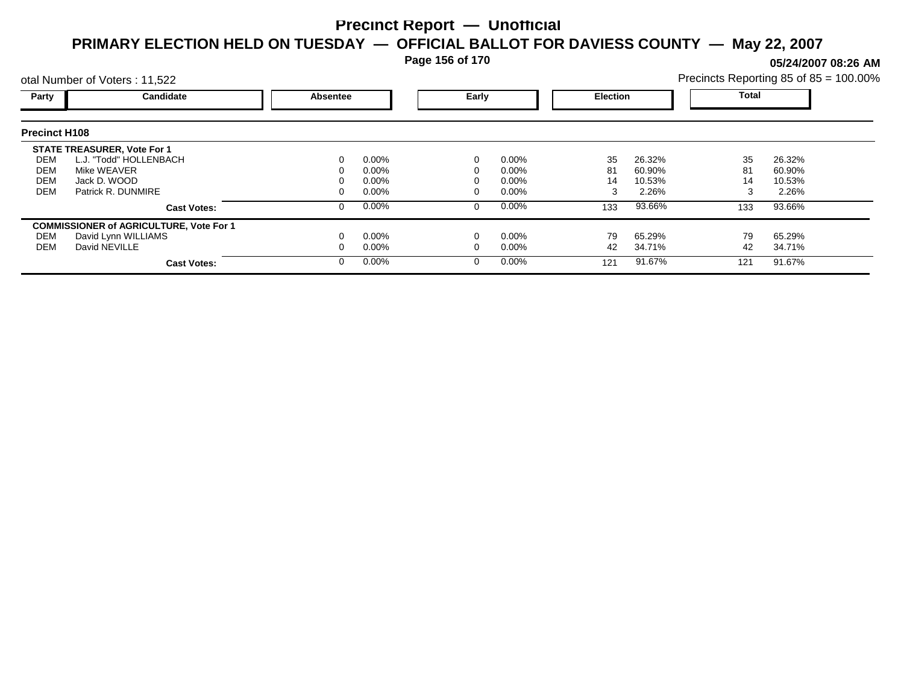# Precinct Report — Unofficial

## PRIMARY ELECTION HELD ON TUESDAY — OFFICIAL BALLOT FOR DAVIESS COUNTY — May 22, 2007

05/24/2007 08:26 AM

otal Number of Voters : 11,522

Precincts Reporting 85 of 85 = 100.00%

### Precinct H108

| Party | Candidate | Absentee | | Early | | Election | | Total | |
|---|---|---|---|---|---|---|---|---|---|
| **STATE TREASURER, Vote For 1** | | | | | | | | | |
| DEM | L.J. "Todd" HOLLENBACH | 0 | 0.00% | 0 | 0.00% | 35 | 26.32% | 35 | 26.32% |
| DEM | Mike WEAVER | 0 | 0.00% | 0 | 0.00% | 81 | 60.90% | 81 | 60.90% |
| DEM | Jack D. WOOD | 0 | 0.00% | 0 | 0.00% | 14 | 10.53% | 14 | 10.53% |
| DEM | Patrick R. DUNMIRE | 0 | 0.00% | 0 | 0.00% | 3 | 2.26% | 3 | 2.26% |
| | **Cast Votes:** | 0 | 0.00% | 0 | 0.00% | 133 | 93.66% | 133 | 93.66% |
| **COMMISSIONER of AGRICULTURE, Vote For 1** | | | | | | | | | |
| DEM | David Lynn WILLIAMS | 0 | 0.00% | 0 | 0.00% | 79 | 65.29% | 79 | 65.29% |
| DEM | David NEVILLE | 0 | 0.00% | 0 | 0.00% | 42 | 34.71% | 42 | 34.71% |
| | **Cast Votes:** | 0 | 0.00% | 0 | 0.00% | 121 | 91.67% | 121 | 91.67% |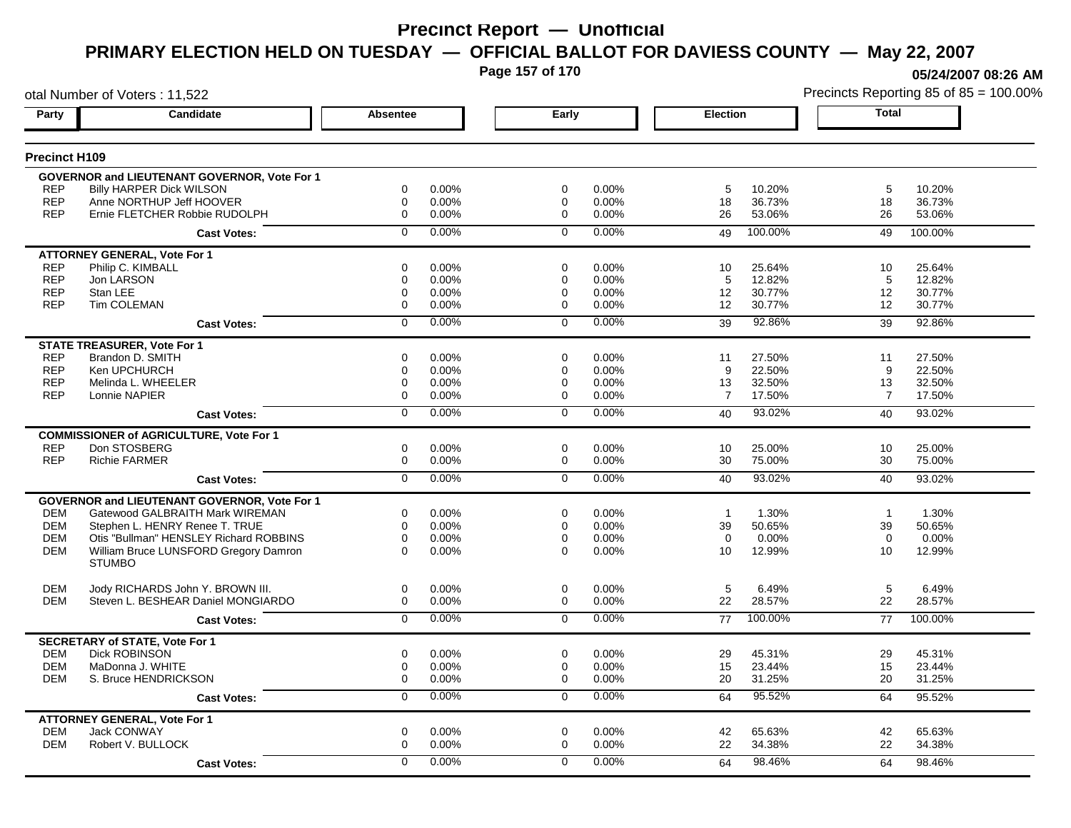# Precinct Report — Unofficial

## PRIMARY ELECTION HELD ON TUESDAY — OFFICIAL BALLOT FOR DAVIESS COUNTY — May 22, 2007

05/24/2007 08:26 AM

otal Number of Voters : 11,522

Precincts Reporting 85 of 85 = 100.00%

### Precinct H109

| Party | Candidate | Absentee | | Early | | Election | | Total | |
|---|---|---|---|---|---|---|---|---|---|
| **GOVERNOR and LIEUTENANT GOVERNOR, Vote For 1** | | | | | | | | | |
| REP | Billy HARPER Dick WILSON | 0 | 0.00% | 0 | 0.00% | 5 | 10.20% | 5 | 10.20% |
| REP | Anne NORTHUP Jeff HOOVER | 0 | 0.00% | 0 | 0.00% | 18 | 36.73% | 18 | 36.73% |
| REP | Ernie FLETCHER Robbie RUDOLPH | 0 | 0.00% | 0 | 0.00% | 26 | 53.06% | 26 | 53.06% |
| | **Cast Votes:** | 0 | 0.00% | 0 | 0.00% | 49 | 100.00% | 49 | 100.00% |
| **ATTORNEY GENERAL, Vote For 1** | | | | | | | | | |
| REP | Philip C. KIMBALL | 0 | 0.00% | 0 | 0.00% | 10 | 25.64% | 10 | 25.64% |
| REP | Jon LARSON | 0 | 0.00% | 0 | 0.00% | 5 | 12.82% | 5 | 12.82% |
| REP | Stan LEE | 0 | 0.00% | 0 | 0.00% | 12 | 30.77% | 12 | 30.77% |
| REP | Tim COLEMAN | 0 | 0.00% | 0 | 0.00% | 12 | 30.77% | 12 | 30.77% |
| | **Cast Votes:** | 0 | 0.00% | 0 | 0.00% | 39 | 92.86% | 39 | 92.86% |
| **STATE TREASURER, Vote For 1** | | | | | | | | | |
| REP | Brandon D. SMITH | 0 | 0.00% | 0 | 0.00% | 11 | 27.50% | 11 | 27.50% |
| REP | Ken UPCHURCH | 0 | 0.00% | 0 | 0.00% | 9 | 22.50% | 9 | 22.50% |
| REP | Melinda L. WHEELER | 0 | 0.00% | 0 | 0.00% | 13 | 32.50% | 13 | 32.50% |
| REP | Lonnie NAPIER | 0 | 0.00% | 0 | 0.00% | 7 | 17.50% | 7 | 17.50% |
| | **Cast Votes:** | 0 | 0.00% | 0 | 0.00% | 40 | 93.02% | 40 | 93.02% |
| **COMMISSIONER of AGRICULTURE, Vote For 1** | | | | | | | | | |
| REP | Don STOSBERG | 0 | 0.00% | 0 | 0.00% | 10 | 25.00% | 10 | 25.00% |
| REP | Richie FARMER | 0 | 0.00% | 0 | 0.00% | 30 | 75.00% | 30 | 75.00% |
| | **Cast Votes:** | 0 | 0.00% | 0 | 0.00% | 40 | 93.02% | 40 | 93.02% |
| **GOVERNOR and LIEUTENANT GOVERNOR, Vote For 1** | | | | | | | | | |
| DEM | Gatewood GALBRAITH Mark WIREMAN | 0 | 0.00% | 0 | 0.00% | 1 | 1.30% | 1 | 1.30% |
| DEM | Stephen L. HENRY Renee T. TRUE | 0 | 0.00% | 0 | 0.00% | 39 | 50.65% | 39 | 50.65% |
| DEM | Otis "Bullman" HENSLEY Richard ROBBINS | 0 | 0.00% | 0 | 0.00% | 0 | 0.00% | 0 | 0.00% |
| DEM | William Bruce LUNSFORD Gregory Damron STUMBO | 0 | 0.00% | 0 | 0.00% | 10 | 12.99% | 10 | 12.99% |
| DEM | Jody RICHARDS John Y. BROWN III. | 0 | 0.00% | 0 | 0.00% | 5 | 6.49% | 5 | 6.49% |
| DEM | Steven L. BESHEAR Daniel MONGIARDO | 0 | 0.00% | 0 | 0.00% | 22 | 28.57% | 22 | 28.57% |
| | **Cast Votes:** | 0 | 0.00% | 0 | 0.00% | 77 | 100.00% | 77 | 100.00% |
| **SECRETARY of STATE, Vote For 1** | | | | | | | | | |
| DEM | Dick ROBINSON | 0 | 0.00% | 0 | 0.00% | 29 | 45.31% | 29 | 45.31% |
| DEM | MaDonna J. WHITE | 0 | 0.00% | 0 | 0.00% | 15 | 23.44% | 15 | 23.44% |
| DEM | S. Bruce HENDRICKSON | 0 | 0.00% | 0 | 0.00% | 20 | 31.25% | 20 | 31.25% |
| | **Cast Votes:** | 0 | 0.00% | 0 | 0.00% | 64 | 95.52% | 64 | 95.52% |
| **ATTORNEY GENERAL, Vote For 1** | | | | | | | | | |
| DEM | Jack CONWAY | 0 | 0.00% | 0 | 0.00% | 42 | 65.63% | 42 | 65.63% |
| DEM | Robert V. BULLOCK | 0 | 0.00% | 0 | 0.00% | 22 | 34.38% | 22 | 34.38% |
| | **Cast Votes:** | 0 | 0.00% | 0 | 0.00% | 64 | 98.46% | 64 | 98.46% |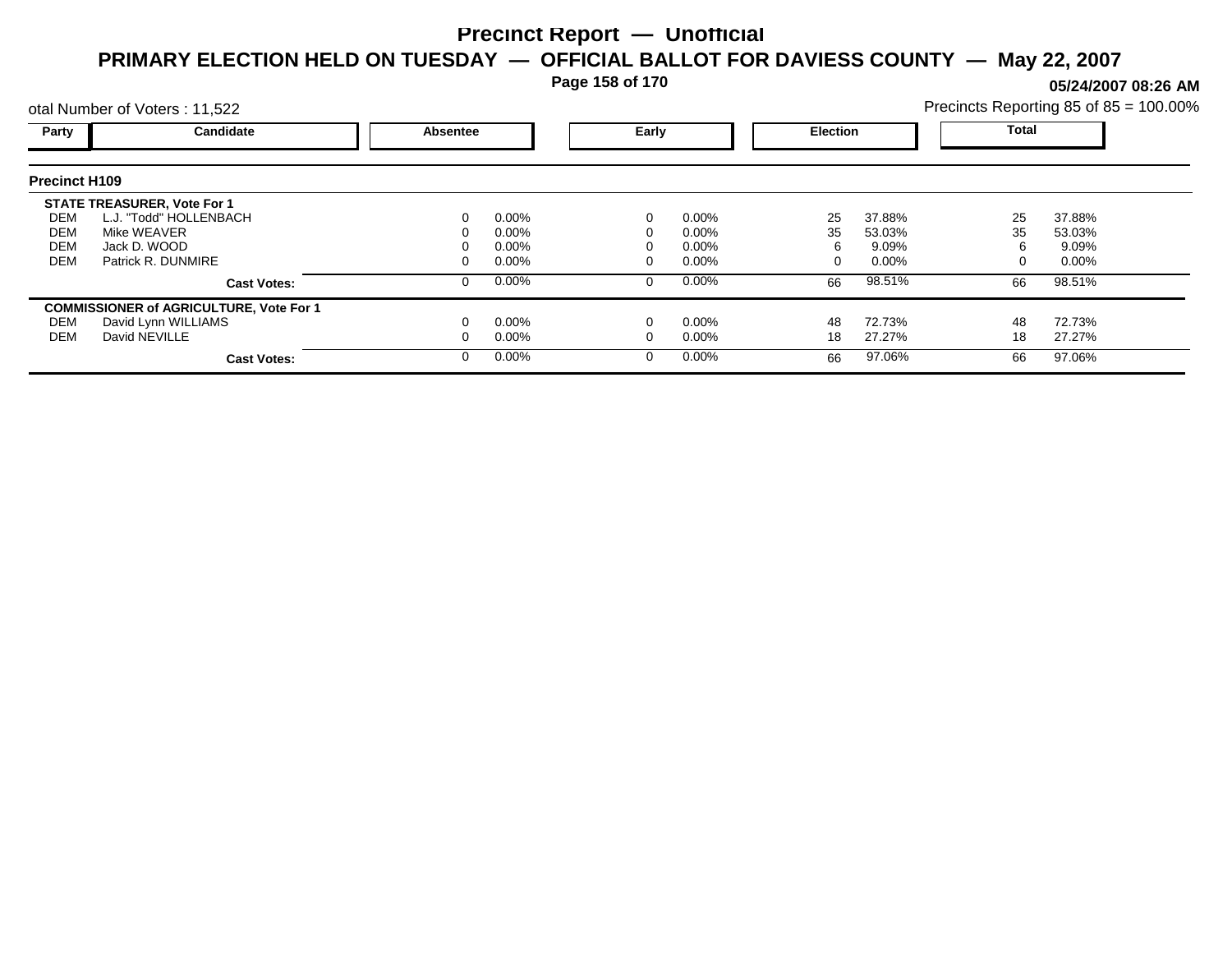# Precinct Report — Unofficial

## PRIMARY ELECTION HELD ON TUESDAY — OFFICIAL BALLOT FOR DAVIESS COUNTY — May 22, 2007

**05/24/2007 08:26 AM**

otal Number of Voters : 11,522

Precincts Reporting 85 of 85 = 100.00%

### Precinct H109

| Party | Candidate | Absentee | | Early | | Election | | Total | |
|---|---|---|---|---|---|---|---|---|---|
| | **STATE TREASURER, Vote For 1** | | | | | | | | |
| DEM | L.J. "Todd" HOLLENBACH | 0 | 0.00% | 0 | 0.00% | 25 | 37.88% | 25 | 37.88% |
| DEM | Mike WEAVER | 0 | 0.00% | 0 | 0.00% | 35 | 53.03% | 35 | 53.03% |
| DEM | Jack D. WOOD | 0 | 0.00% | 0 | 0.00% | 6 | 9.09% | 6 | 9.09% |
| DEM | Patrick R. DUNMIRE | 0 | 0.00% | 0 | 0.00% | 0 | 0.00% | 0 | 0.00% |
| | **Cast Votes:** | 0 | 0.00% | 0 | 0.00% | 66 | 98.51% | 66 | 98.51% |
| | **COMMISSIONER of AGRICULTURE, Vote For 1** | | | | | | | | |
| DEM | David Lynn WILLIAMS | 0 | 0.00% | 0 | 0.00% | 48 | 72.73% | 48 | 72.73% |
| DEM | David NEVILLE | 0 | 0.00% | 0 | 0.00% | 18 | 27.27% | 18 | 27.27% |
| | **Cast Votes:** | 0 | 0.00% | 0 | 0.00% | 66 | 97.06% | 66 | 97.06% |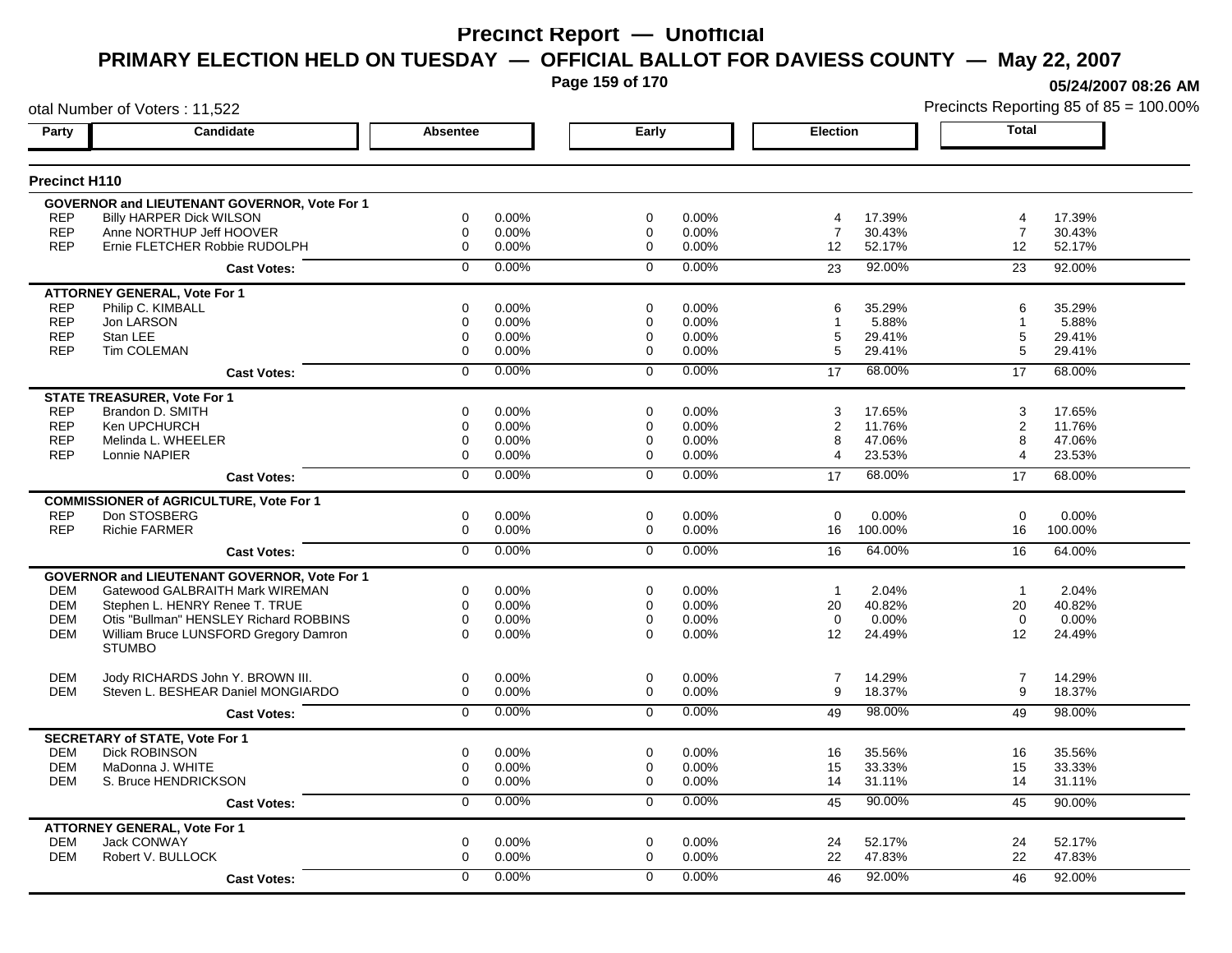# Precinct Report — Unofficial

## PRIMARY ELECTION HELD ON TUESDAY — OFFICIAL BALLOT FOR DAVIESS COUNTY — May 22, 2007

05/24/2007 08:26 AM

otal Number of Voters : 11,522

Precincts Reporting 85 of 85 = 100.00%

### Precinct H110

| Party | Candidate | Absentee | | Early | | Election | | Total | |
|---|---|---|---|---|---|---|---|---|---|
| **GOVERNOR and LIEUTENANT GOVERNOR, Vote For 1** | | | | | | | | | |
| REP | Billy HARPER Dick WILSON | 0 | 0.00% | 0 | 0.00% | 4 | 17.39% | 4 | 17.39% |
| REP | Anne NORTHUP Jeff HOOVER | 0 | 0.00% | 0 | 0.00% | 7 | 30.43% | 7 | 30.43% |
| REP | Ernie FLETCHER Robbie RUDOLPH | 0 | 0.00% | 0 | 0.00% | 12 | 52.17% | 12 | 52.17% |
| | **Cast Votes:** | 0 | 0.00% | 0 | 0.00% | 23 | 92.00% | 23 | 92.00% |
| **ATTORNEY GENERAL, Vote For 1** | | | | | | | | | |
| REP | Philip C. KIMBALL | 0 | 0.00% | 0 | 0.00% | 6 | 35.29% | 6 | 35.29% |
| REP | Jon LARSON | 0 | 0.00% | 0 | 0.00% | 1 | 5.88% | 1 | 5.88% |
| REP | Stan LEE | 0 | 0.00% | 0 | 0.00% | 5 | 29.41% | 5 | 29.41% |
| REP | Tim COLEMAN | 0 | 0.00% | 0 | 0.00% | 5 | 29.41% | 5 | 29.41% |
| | **Cast Votes:** | 0 | 0.00% | 0 | 0.00% | 17 | 68.00% | 17 | 68.00% |
| **STATE TREASURER, Vote For 1** | | | | | | | | | |
| REP | Brandon D. SMITH | 0 | 0.00% | 0 | 0.00% | 3 | 17.65% | 3 | 17.65% |
| REP | Ken UPCHURCH | 0 | 0.00% | 0 | 0.00% | 2 | 11.76% | 2 | 11.76% |
| REP | Melinda L. WHEELER | 0 | 0.00% | 0 | 0.00% | 8 | 47.06% | 8 | 47.06% |
| REP | Lonnie NAPIER | 0 | 0.00% | 0 | 0.00% | 4 | 23.53% | 4 | 23.53% |
| | **Cast Votes:** | 0 | 0.00% | 0 | 0.00% | 17 | 68.00% | 17 | 68.00% |
| **COMMISSIONER of AGRICULTURE, Vote For 1** | | | | | | | | | |
| REP | Don STOSBERG | 0 | 0.00% | 0 | 0.00% | 0 | 0.00% | 0 | 0.00% |
| REP | Richie FARMER | 0 | 0.00% | 0 | 0.00% | 16 | 100.00% | 16 | 100.00% |
| | **Cast Votes:** | 0 | 0.00% | 0 | 0.00% | 16 | 64.00% | 16 | 64.00% |
| **GOVERNOR and LIEUTENANT GOVERNOR, Vote For 1** | | | | | | | | | |
| DEM | Gatewood GALBRAITH Mark WIREMAN | 0 | 0.00% | 0 | 0.00% | 1 | 2.04% | 1 | 2.04% |
| DEM | Stephen L. HENRY Renee T. TRUE | 0 | 0.00% | 0 | 0.00% | 20 | 40.82% | 20 | 40.82% |
| DEM | Otis "Bullman" HENSLEY Richard ROBBINS | 0 | 0.00% | 0 | 0.00% | 0 | 0.00% | 0 | 0.00% |
| DEM | William Bruce LUNSFORD Gregory Damron STUMBO | 0 | 0.00% | 0 | 0.00% | 12 | 24.49% | 12 | 24.49% |
| DEM | Jody RICHARDS John Y. BROWN III. | 0 | 0.00% | 0 | 0.00% | 7 | 14.29% | 7 | 14.29% |
| DEM | Steven L. BESHEAR Daniel MONGIARDO | 0 | 0.00% | 0 | 0.00% | 9 | 18.37% | 9 | 18.37% |
| | **Cast Votes:** | 0 | 0.00% | 0 | 0.00% | 49 | 98.00% | 49 | 98.00% |
| **SECRETARY of STATE, Vote For 1** | | | | | | | | | |
| DEM | Dick ROBINSON | 0 | 0.00% | 0 | 0.00% | 16 | 35.56% | 16 | 35.56% |
| DEM | MaDonna J. WHITE | 0 | 0.00% | 0 | 0.00% | 15 | 33.33% | 15 | 33.33% |
| DEM | S. Bruce HENDRICKSON | 0 | 0.00% | 0 | 0.00% | 14 | 31.11% | 14 | 31.11% |
| | **Cast Votes:** | 0 | 0.00% | 0 | 0.00% | 45 | 90.00% | 45 | 90.00% |
| **ATTORNEY GENERAL, Vote For 1** | | | | | | | | | |
| DEM | Jack CONWAY | 0 | 0.00% | 0 | 0.00% | 24 | 52.17% | 24 | 52.17% |
| DEM | Robert V. BULLOCK | 0 | 0.00% | 0 | 0.00% | 22 | 47.83% | 22 | 47.83% |
| | **Cast Votes:** | 0 | 0.00% | 0 | 0.00% | 46 | 92.00% | 46 | 92.00% |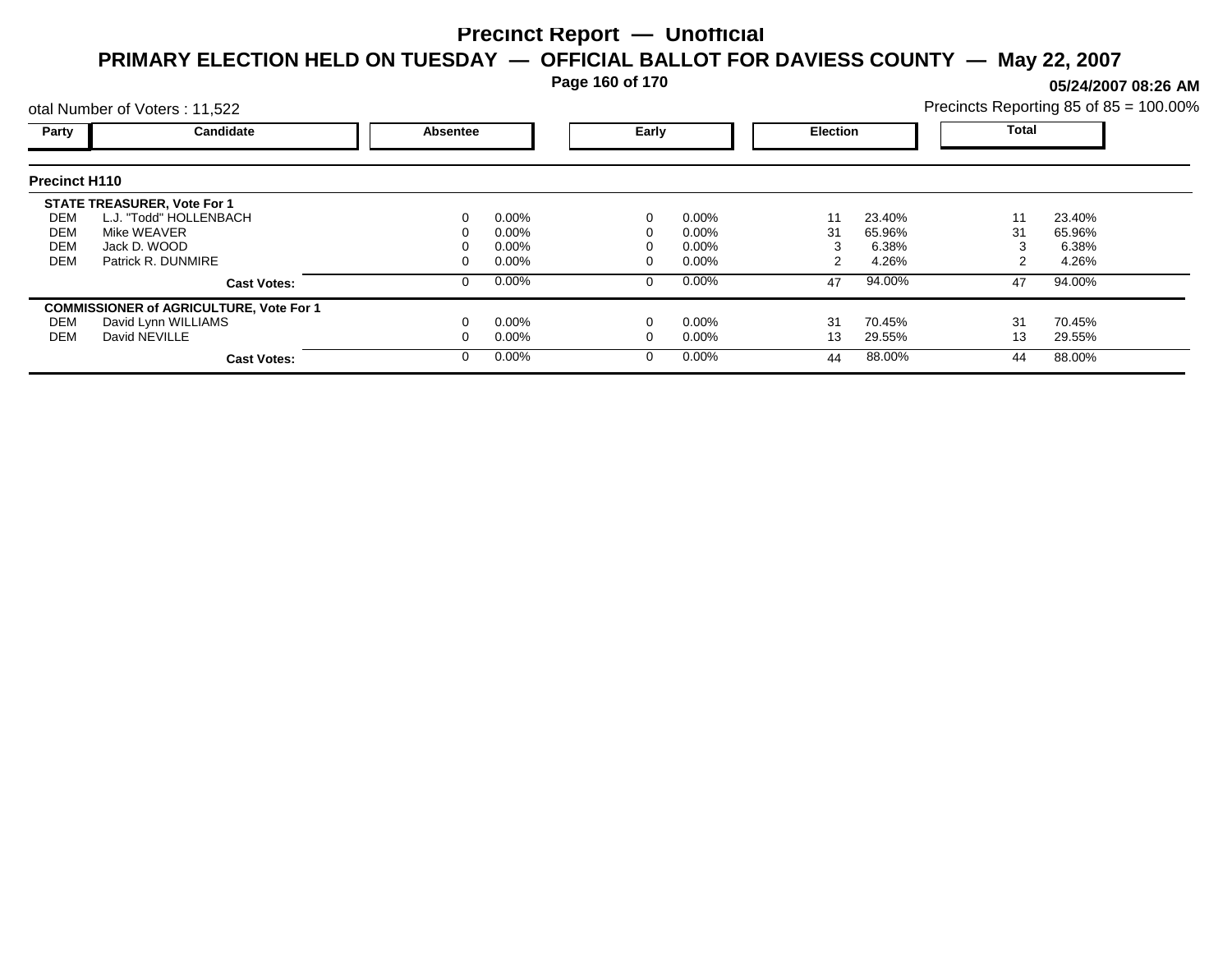# Precinct Report — Unofficial

## PRIMARY ELECTION HELD ON TUESDAY — OFFICIAL BALLOT FOR DAVIESS COUNTY — May 22, 2007

05/24/2007 08:26 AM

otal Number of Voters : 11,522

Precincts Reporting 85 of 85 = 100.00%

### Precinct H110

| Party | Candidate | Absentee | | Early | | Election | | Total | |
|---|---|---|---|---|---|---|---|---|---|
| | **STATE TREASURER, Vote For 1** | | | | | | | | |
| DEM | L.J. "Todd" HOLLENBACH | 0 | 0.00% | 0 | 0.00% | 11 | 23.40% | 11 | 23.40% |
| DEM | Mike WEAVER | 0 | 0.00% | 0 | 0.00% | 31 | 65.96% | 31 | 65.96% |
| DEM | Jack D. WOOD | 0 | 0.00% | 0 | 0.00% | 3 | 6.38% | 3 | 6.38% |
| DEM | Patrick R. DUNMIRE | 0 | 0.00% | 0 | 0.00% | 2 | 4.26% | 2 | 4.26% |
| | **Cast Votes:** | 0 | 0.00% | 0 | 0.00% | 47 | 94.00% | 47 | 94.00% |
| | **COMMISSIONER of AGRICULTURE, Vote For 1** | | | | | | | | |
| DEM | David Lynn WILLIAMS | 0 | 0.00% | 0 | 0.00% | 31 | 70.45% | 31 | 70.45% |
| DEM | David NEVILLE | 0 | 0.00% | 0 | 0.00% | 13 | 29.55% | 13 | 29.55% |
| | **Cast Votes:** | 0 | 0.00% | 0 | 0.00% | 44 | 88.00% | 44 | 88.00% |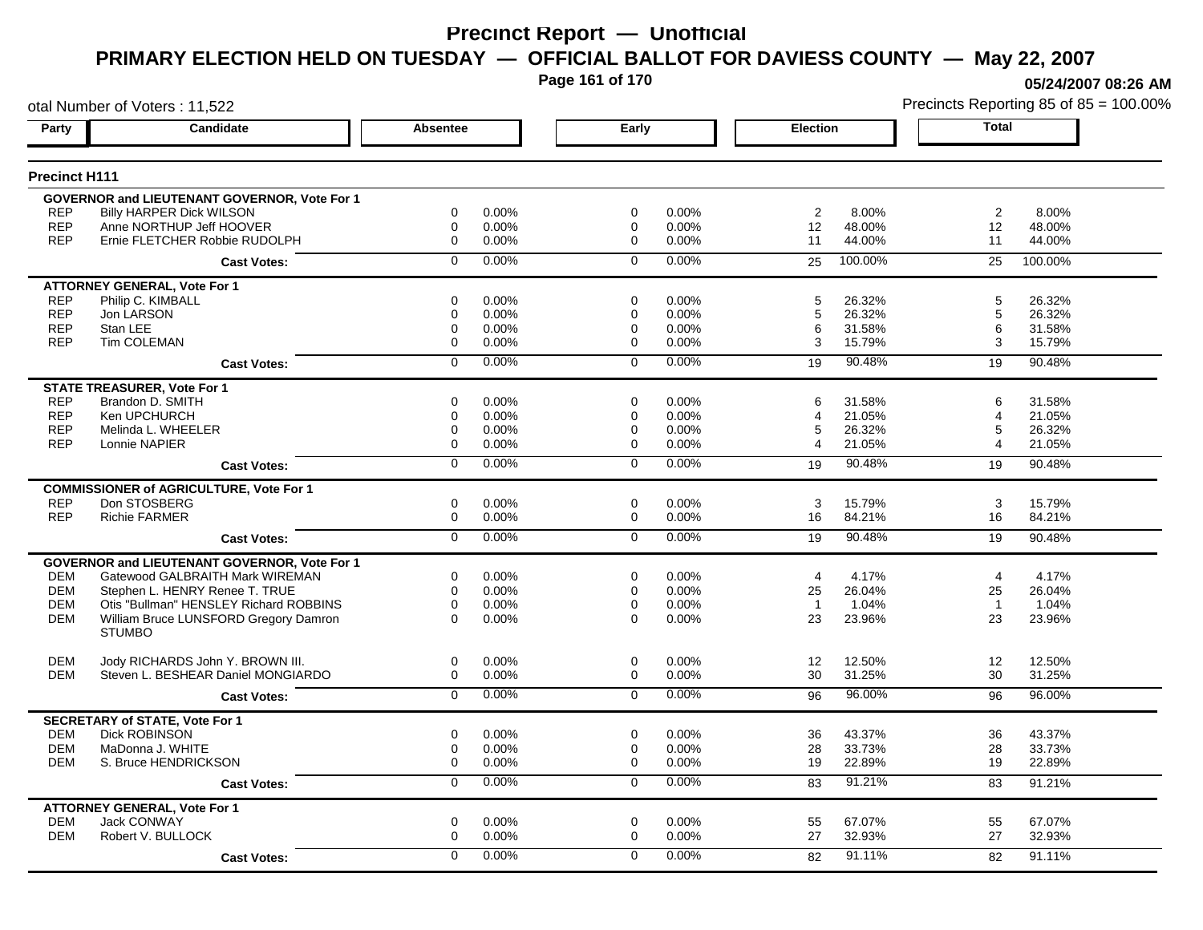# Precinct Report — Unofficial

## PRIMARY ELECTION HELD ON TUESDAY — OFFICIAL BALLOT FOR DAVIESS COUNTY — May 22, 2007

05/24/2007 08:26 AM

otal Number of Voters : 11,522

Precincts Reporting 85 of 85 = 100.00%

### Precinct H111

| Party | Candidate | Absentee | | Early | | Election | | Total | |
|---|---|---|---|---|---|---|---|---|---|
| **GOVERNOR and LIEUTENANT GOVERNOR, Vote For 1** | | | | | | | | | |
| REP | Billy HARPER Dick WILSON | 0 | 0.00% | 0 | 0.00% | 2 | 8.00% | 2 | 8.00% |
| REP | Anne NORTHUP Jeff HOOVER | 0 | 0.00% | 0 | 0.00% | 12 | 48.00% | 12 | 48.00% |
| REP | Ernie FLETCHER Robbie RUDOLPH | 0 | 0.00% | 0 | 0.00% | 11 | 44.00% | 11 | 44.00% |
| | **Cast Votes:** | 0 | 0.00% | 0 | 0.00% | 25 | 100.00% | 25 | 100.00% |
| **ATTORNEY GENERAL, Vote For 1** | | | | | | | | | |
| REP | Philip C. KIMBALL | 0 | 0.00% | 0 | 0.00% | 5 | 26.32% | 5 | 26.32% |
| REP | Jon LARSON | 0 | 0.00% | 0 | 0.00% | 5 | 26.32% | 5 | 26.32% |
| REP | Stan LEE | 0 | 0.00% | 0 | 0.00% | 6 | 31.58% | 6 | 31.58% |
| REP | Tim COLEMAN | 0 | 0.00% | 0 | 0.00% | 3 | 15.79% | 3 | 15.79% |
| | **Cast Votes:** | 0 | 0.00% | 0 | 0.00% | 19 | 90.48% | 19 | 90.48% |
| **STATE TREASURER, Vote For 1** | | | | | | | | | |
| REP | Brandon D. SMITH | 0 | 0.00% | 0 | 0.00% | 6 | 31.58% | 6 | 31.58% |
| REP | Ken UPCHURCH | 0 | 0.00% | 0 | 0.00% | 4 | 21.05% | 4 | 21.05% |
| REP | Melinda L. WHEELER | 0 | 0.00% | 0 | 0.00% | 5 | 26.32% | 5 | 26.32% |
| REP | Lonnie NAPIER | 0 | 0.00% | 0 | 0.00% | 4 | 21.05% | 4 | 21.05% |
| | **Cast Votes:** | 0 | 0.00% | 0 | 0.00% | 19 | 90.48% | 19 | 90.48% |
| **COMMISSIONER of AGRICULTURE, Vote For 1** | | | | | | | | | |
| REP | Don STOSBERG | 0 | 0.00% | 0 | 0.00% | 3 | 15.79% | 3 | 15.79% |
| REP | Richie FARMER | 0 | 0.00% | 0 | 0.00% | 16 | 84.21% | 16 | 84.21% |
| | **Cast Votes:** | 0 | 0.00% | 0 | 0.00% | 19 | 90.48% | 19 | 90.48% |
| **GOVERNOR and LIEUTENANT GOVERNOR, Vote For 1** | | | | | | | | | |
| DEM | Gatewood GALBRAITH Mark WIREMAN | 0 | 0.00% | 0 | 0.00% | 4 | 4.17% | 4 | 4.17% |
| DEM | Stephen L. HENRY Renee T. TRUE | 0 | 0.00% | 0 | 0.00% | 25 | 26.04% | 25 | 26.04% |
| DEM | Otis "Bullman" HENSLEY Richard ROBBINS | 0 | 0.00% | 0 | 0.00% | 1 | 1.04% | 1 | 1.04% |
| DEM | William Bruce LUNSFORD Gregory Damron STUMBO | 0 | 0.00% | 0 | 0.00% | 23 | 23.96% | 23 | 23.96% |
| DEM | Jody RICHARDS John Y. BROWN III. | 0 | 0.00% | 0 | 0.00% | 12 | 12.50% | 12 | 12.50% |
| DEM | Steven L. BESHEAR Daniel MONGIARDO | 0 | 0.00% | 0 | 0.00% | 30 | 31.25% | 30 | 31.25% |
| | **Cast Votes:** | 0 | 0.00% | 0 | 0.00% | 96 | 96.00% | 96 | 96.00% |
| **SECRETARY of STATE, Vote For 1** | | | | | | | | | |
| DEM | Dick ROBINSON | 0 | 0.00% | 0 | 0.00% | 36 | 43.37% | 36 | 43.37% |
| DEM | MaDonna J. WHITE | 0 | 0.00% | 0 | 0.00% | 28 | 33.73% | 28 | 33.73% |
| DEM | S. Bruce HENDRICKSON | 0 | 0.00% | 0 | 0.00% | 19 | 22.89% | 19 | 22.89% |
| | **Cast Votes:** | 0 | 0.00% | 0 | 0.00% | 83 | 91.21% | 83 | 91.21% |
| **ATTORNEY GENERAL, Vote For 1** | | | | | | | | | |
| DEM | Jack CONWAY | 0 | 0.00% | 0 | 0.00% | 55 | 67.07% | 55 | 67.07% |
| DEM | Robert V. BULLOCK | 0 | 0.00% | 0 | 0.00% | 27 | 32.93% | 27 | 32.93% |
| | **Cast Votes:** | 0 | 0.00% | 0 | 0.00% | 82 | 91.11% | 82 | 91.11% |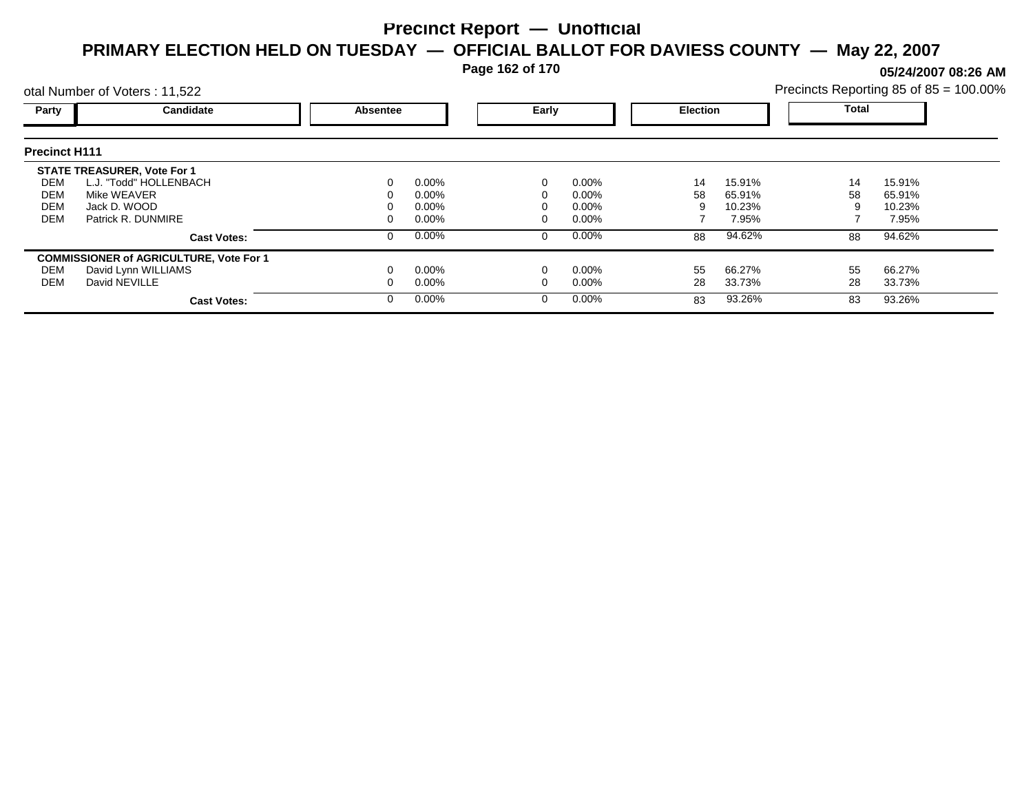# Precinct Report — Unofficial

## PRIMARY ELECTION HELD ON TUESDAY — OFFICIAL BALLOT FOR DAVIESS COUNTY — May 22, 2007

05/24/2007 08:26 AM

otal Number of Voters : 11,522

Precincts Reporting 85 of 85 = 100.00%

### Precinct H111

| Party | Candidate | Absentee | | Early | | Election | | Total | |
|---|---|---|---|---|---|---|---|---|---|
| | **STATE TREASURER, Vote For 1** | | | | | | | | |
| DEM | L.J. "Todd" HOLLENBACH | 0 | 0.00% | 0 | 0.00% | 14 | 15.91% | 14 | 15.91% |
| DEM | Mike WEAVER | 0 | 0.00% | 0 | 0.00% | 58 | 65.91% | 58 | 65.91% |
| DEM | Jack D. WOOD | 0 | 0.00% | 0 | 0.00% | 9 | 10.23% | 9 | 10.23% |
| DEM | Patrick R. DUNMIRE | 0 | 0.00% | 0 | 0.00% | 7 | 7.95% | 7 | 7.95% |
| | **Cast Votes:** | 0 | 0.00% | 0 | 0.00% | 88 | 94.62% | 88 | 94.62% |
| | **COMMISSIONER of AGRICULTURE, Vote For 1** | | | | | | | | |
| DEM | David Lynn WILLIAMS | 0 | 0.00% | 0 | 0.00% | 55 | 66.27% | 55 | 66.27% |
| DEM | David NEVILLE | 0 | 0.00% | 0 | 0.00% | 28 | 33.73% | 28 | 33.73% |
| | **Cast Votes:** | 0 | 0.00% | 0 | 0.00% | 83 | 93.26% | 83 | 93.26% |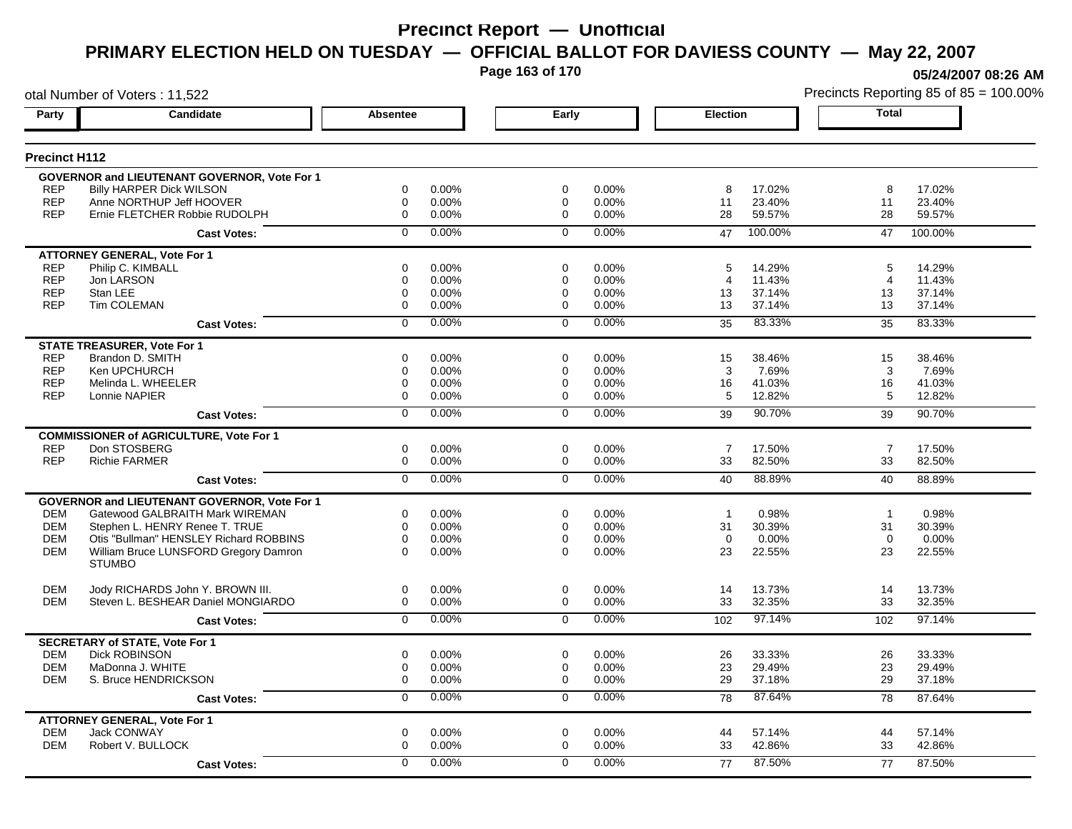# Precinct Report — Unofficial

## PRIMARY ELECTION HELD ON TUESDAY — OFFICIAL BALLOT FOR DAVIESS COUNTY — May 22, 2007

05/24/2007 08:26 AM

otal Number of Voters : 11,522

Precincts Reporting 85 of 85 = 100.00%

### Precinct H112

| Party | Candidate | Absentee | | Early | | Election | | Total | |
|---|---|---|---|---|---|---|---|---|---|
| **GOVERNOR and LIEUTENANT GOVERNOR, Vote For 1** | | | | | | | | | |
| REP | Billy HARPER Dick WILSON | 0 | 0.00% | 0 | 0.00% | 8 | 17.02% | 8 | 17.02% |
| REP | Anne NORTHUP Jeff HOOVER | 0 | 0.00% | 0 | 0.00% | 11 | 23.40% | 11 | 23.40% |
| REP | Ernie FLETCHER Robbie RUDOLPH | 0 | 0.00% | 0 | 0.00% | 28 | 59.57% | 28 | 59.57% |
| | **Cast Votes:** | 0 | 0.00% | 0 | 0.00% | 47 | 100.00% | 47 | 100.00% |
| **ATTORNEY GENERAL, Vote For 1** | | | | | | | | | |
| REP | Philip C. KIMBALL | 0 | 0.00% | 0 | 0.00% | 5 | 14.29% | 5 | 14.29% |
| REP | Jon LARSON | 0 | 0.00% | 0 | 0.00% | 4 | 11.43% | 4 | 11.43% |
| REP | Stan LEE | 0 | 0.00% | 0 | 0.00% | 13 | 37.14% | 13 | 37.14% |
| REP | Tim COLEMAN | 0 | 0.00% | 0 | 0.00% | 13 | 37.14% | 13 | 37.14% |
| | **Cast Votes:** | 0 | 0.00% | 0 | 0.00% | 35 | 83.33% | 35 | 83.33% |
| **STATE TREASURER, Vote For 1** | | | | | | | | | |
| REP | Brandon D. SMITH | 0 | 0.00% | 0 | 0.00% | 15 | 38.46% | 15 | 38.46% |
| REP | Ken UPCHURCH | 0 | 0.00% | 0 | 0.00% | 3 | 7.69% | 3 | 7.69% |
| REP | Melinda L. WHEELER | 0 | 0.00% | 0 | 0.00% | 16 | 41.03% | 16 | 41.03% |
| REP | Lonnie NAPIER | 0 | 0.00% | 0 | 0.00% | 5 | 12.82% | 5 | 12.82% |
| | **Cast Votes:** | 0 | 0.00% | 0 | 0.00% | 39 | 90.70% | 39 | 90.70% |
| **COMMISSIONER of AGRICULTURE, Vote For 1** | | | | | | | | | |
| REP | Don STOSBERG | 0 | 0.00% | 0 | 0.00% | 7 | 17.50% | 7 | 17.50% |
| REP | Richie FARMER | 0 | 0.00% | 0 | 0.00% | 33 | 82.50% | 33 | 82.50% |
| | **Cast Votes:** | 0 | 0.00% | 0 | 0.00% | 40 | 88.89% | 40 | 88.89% |
| **GOVERNOR and LIEUTENANT GOVERNOR, Vote For 1** | | | | | | | | | |
| DEM | Gatewood GALBRAITH Mark WIREMAN | 0 | 0.00% | 0 | 0.00% | 1 | 0.98% | 1 | 0.98% |
| DEM | Stephen L. HENRY Renee T. TRUE | 0 | 0.00% | 0 | 0.00% | 31 | 30.39% | 31 | 30.39% |
| DEM | Otis "Bullman" HENSLEY Richard ROBBINS | 0 | 0.00% | 0 | 0.00% | 0 | 0.00% | 0 | 0.00% |
| DEM | William Bruce LUNSFORD Gregory Damron STUMBO | 0 | 0.00% | 0 | 0.00% | 23 | 22.55% | 23 | 22.55% |
| DEM | Jody RICHARDS John Y. BROWN III. | 0 | 0.00% | 0 | 0.00% | 14 | 13.73% | 14 | 13.73% |
| DEM | Steven L. BESHEAR Daniel MONGIARDO | 0 | 0.00% | 0 | 0.00% | 33 | 32.35% | 33 | 32.35% |
| | **Cast Votes:** | 0 | 0.00% | 0 | 0.00% | 102 | 97.14% | 102 | 97.14% |
| **SECRETARY of STATE, Vote For 1** | | | | | | | | | |
| DEM | Dick ROBINSON | 0 | 0.00% | 0 | 0.00% | 26 | 33.33% | 26 | 33.33% |
| DEM | MaDonna J. WHITE | 0 | 0.00% | 0 | 0.00% | 23 | 29.49% | 23 | 29.49% |
| DEM | S. Bruce HENDRICKSON | 0 | 0.00% | 0 | 0.00% | 29 | 37.18% | 29 | 37.18% |
| | **Cast Votes:** | 0 | 0.00% | 0 | 0.00% | 78 | 87.64% | 78 | 87.64% |
| **ATTORNEY GENERAL, Vote For 1** | | | | | | | | | |
| DEM | Jack CONWAY | 0 | 0.00% | 0 | 0.00% | 44 | 57.14% | 44 | 57.14% |
| DEM | Robert V. BULLOCK | 0 | 0.00% | 0 | 0.00% | 33 | 42.86% | 33 | 42.86% |
| | **Cast Votes:** | 0 | 0.00% | 0 | 0.00% | 77 | 87.50% | 77 | 87.50% |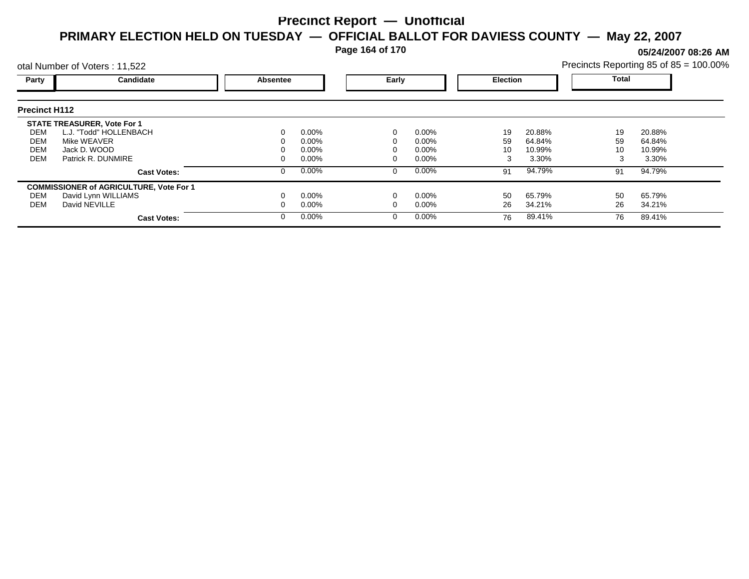# Precinct Report — Unofficial

## PRIMARY ELECTION HELD ON TUESDAY — OFFICIAL BALLOT FOR DAVIESS COUNTY — May 22, 2007

05/24/2007 08:26 AM

otal Number of Voters : 11,522

Precincts Reporting 85 of 85 = 100.00%

### Precinct H112

| Party | Candidate | Absentee | | Early | | Election | | Total | |
|---|---|---|---|---|---|---|---|---|---|
| | **STATE TREASURER, Vote For 1** | | | | | | | | |
| DEM | L.J. "Todd" HOLLENBACH | 0 | 0.00% | 0 | 0.00% | 19 | 20.88% | 19 | 20.88% |
| DEM | Mike WEAVER | 0 | 0.00% | 0 | 0.00% | 59 | 64.84% | 59 | 64.84% |
| DEM | Jack D. WOOD | 0 | 0.00% | 0 | 0.00% | 10 | 10.99% | 10 | 10.99% |
| DEM | Patrick R. DUNMIRE | 0 | 0.00% | 0 | 0.00% | 3 | 3.30% | 3 | 3.30% |
| | **Cast Votes:** | 0 | 0.00% | 0 | 0.00% | 91 | 94.79% | 91 | 94.79% |
| | **COMMISSIONER of AGRICULTURE, Vote For 1** | | | | | | | | |
| DEM | David Lynn WILLIAMS | 0 | 0.00% | 0 | 0.00% | 50 | 65.79% | 50 | 65.79% |
| DEM | David NEVILLE | 0 | 0.00% | 0 | 0.00% | 26 | 34.21% | 26 | 34.21% |
| | **Cast Votes:** | 0 | 0.00% | 0 | 0.00% | 76 | 89.41% | 76 | 89.41% |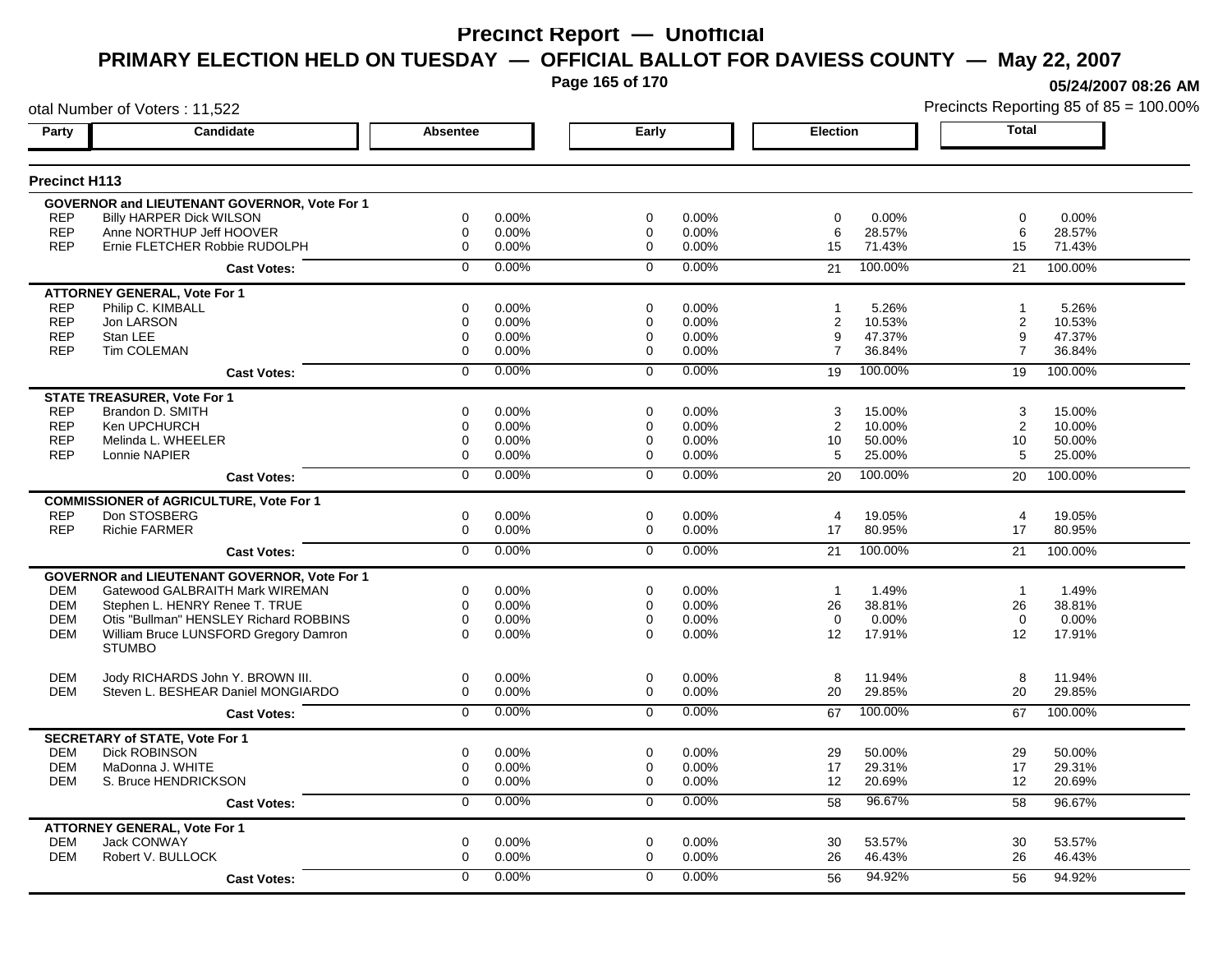# Precinct Report — Unofficial

## PRIMARY ELECTION HELD ON TUESDAY — OFFICIAL BALLOT FOR DAVIESS COUNTY — May 22, 2007

05/24/2007 08:26 AM

otal Number of Voters : 11,522

Precincts Reporting 85 of 85 = 100.00%

### Precinct H113

| Party | Candidate | Absentee | | Early | | Election | | Total | |
|---|---|---|---|---|---|---|---|---|---|
| | **GOVERNOR and LIEUTENANT GOVERNOR, Vote For 1** | | | | | | | | |
| REP | Billy HARPER Dick WILSON | 0 | 0.00% | 0 | 0.00% | 0 | 0.00% | 0 | 0.00% |
| REP | Anne NORTHUP Jeff HOOVER | 0 | 0.00% | 0 | 0.00% | 6 | 28.57% | 6 | 28.57% |
| REP | Ernie FLETCHER Robbie RUDOLPH | 0 | 0.00% | 0 | 0.00% | 15 | 71.43% | 15 | 71.43% |
| | **Cast Votes:** | 0 | 0.00% | 0 | 0.00% | 21 | 100.00% | 21 | 100.00% |
| | **ATTORNEY GENERAL, Vote For 1** | | | | | | | | |
| REP | Philip C. KIMBALL | 0 | 0.00% | 0 | 0.00% | 1 | 5.26% | 1 | 5.26% |
| REP | Jon LARSON | 0 | 0.00% | 0 | 0.00% | 2 | 10.53% | 2 | 10.53% |
| REP | Stan LEE | 0 | 0.00% | 0 | 0.00% | 9 | 47.37% | 9 | 47.37% |
| REP | Tim COLEMAN | 0 | 0.00% | 0 | 0.00% | 7 | 36.84% | 7 | 36.84% |
| | **Cast Votes:** | 0 | 0.00% | 0 | 0.00% | 19 | 100.00% | 19 | 100.00% |
| | **STATE TREASURER, Vote For 1** | | | | | | | | |
| REP | Brandon D. SMITH | 0 | 0.00% | 0 | 0.00% | 3 | 15.00% | 3 | 15.00% |
| REP | Ken UPCHURCH | 0 | 0.00% | 0 | 0.00% | 2 | 10.00% | 2 | 10.00% |
| REP | Melinda L. WHEELER | 0 | 0.00% | 0 | 0.00% | 10 | 50.00% | 10 | 50.00% |
| REP | Lonnie NAPIER | 0 | 0.00% | 0 | 0.00% | 5 | 25.00% | 5 | 25.00% |
| | **Cast Votes:** | 0 | 0.00% | 0 | 0.00% | 20 | 100.00% | 20 | 100.00% |
| | **COMMISSIONER of AGRICULTURE, Vote For 1** | | | | | | | | |
| REP | Don STOSBERG | 0 | 0.00% | 0 | 0.00% | 4 | 19.05% | 4 | 19.05% |
| REP | Richie FARMER | 0 | 0.00% | 0 | 0.00% | 17 | 80.95% | 17 | 80.95% |
| | **Cast Votes:** | 0 | 0.00% | 0 | 0.00% | 21 | 100.00% | 21 | 100.00% |
| | **GOVERNOR and LIEUTENANT GOVERNOR, Vote For 1** | | | | | | | | |
| DEM | Gatewood GALBRAITH Mark WIREMAN | 0 | 0.00% | 0 | 0.00% | 1 | 1.49% | 1 | 1.49% |
| DEM | Stephen L. HENRY Renee T. TRUE | 0 | 0.00% | 0 | 0.00% | 26 | 38.81% | 26 | 38.81% |
| DEM | Otis "Bullman" HENSLEY Richard ROBBINS | 0 | 0.00% | 0 | 0.00% | 0 | 0.00% | 0 | 0.00% |
| DEM | William Bruce LUNSFORD Gregory Damron STUMBO | 0 | 0.00% | 0 | 0.00% | 12 | 17.91% | 12 | 17.91% |
| DEM | Jody RICHARDS John Y. BROWN III. | 0 | 0.00% | 0 | 0.00% | 8 | 11.94% | 8 | 11.94% |
| DEM | Steven L. BESHEAR Daniel MONGIARDO | 0 | 0.00% | 0 | 0.00% | 20 | 29.85% | 20 | 29.85% |
| | **Cast Votes:** | 0 | 0.00% | 0 | 0.00% | 67 | 100.00% | 67 | 100.00% |
| | **SECRETARY of STATE, Vote For 1** | | | | | | | | |
| DEM | Dick ROBINSON | 0 | 0.00% | 0 | 0.00% | 29 | 50.00% | 29 | 50.00% |
| DEM | MaDonna J. WHITE | 0 | 0.00% | 0 | 0.00% | 17 | 29.31% | 17 | 29.31% |
| DEM | S. Bruce HENDRICKSON | 0 | 0.00% | 0 | 0.00% | 12 | 20.69% | 12 | 20.69% |
| | **Cast Votes:** | 0 | 0.00% | 0 | 0.00% | 58 | 96.67% | 58 | 96.67% |
| | **ATTORNEY GENERAL, Vote For 1** | | | | | | | | |
| DEM | Jack CONWAY | 0 | 0.00% | 0 | 0.00% | 30 | 53.57% | 30 | 53.57% |
| DEM | Robert V. BULLOCK | 0 | 0.00% | 0 | 0.00% | 26 | 46.43% | 26 | 46.43% |
| | **Cast Votes:** | 0 | 0.00% | 0 | 0.00% | 56 | 94.92% | 56 | 94.92% |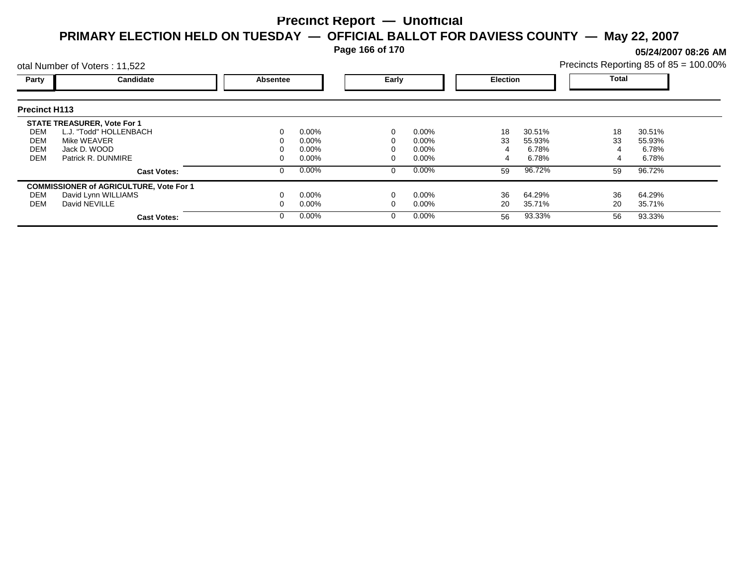# Precinct Report — Unofficial

## PRIMARY ELECTION HELD ON TUESDAY — OFFICIAL BALLOT FOR DAVIESS COUNTY — May 22, 2007

05/24/2007 08:26 AM

otal Number of Voters : 11,522

Precincts Reporting 85 of 85 = 100.00%

| Party | Candidate | Absentee | | Early | | Election | | Total | |
|---|---|---|---|---|---|---|---|---|---|
| **Precinct H113** | | | | | | | | | |
| **STATE TREASURER, Vote For 1** | | | | | | | | | |
| DEM | L.J. "Todd" HOLLENBACH | 0 | 0.00% | 0 | 0.00% | 18 | 30.51% | 18 | 30.51% |
| DEM | Mike WEAVER | 0 | 0.00% | 0 | 0.00% | 33 | 55.93% | 33 | 55.93% |
| DEM | Jack D. WOOD | 0 | 0.00% | 0 | 0.00% | 4 | 6.78% | 4 | 6.78% |
| DEM | Patrick R. DUNMIRE | 0 | 0.00% | 0 | 0.00% | 4 | 6.78% | 4 | 6.78% |
| | **Cast Votes:** | 0 | 0.00% | 0 | 0.00% | 59 | 96.72% | 59 | 96.72% |
| **COMMISSIONER of AGRICULTURE, Vote For 1** | | | | | | | | | |
| DEM | David Lynn WILLIAMS | 0 | 0.00% | 0 | 0.00% | 36 | 64.29% | 36 | 64.29% |
| DEM | David NEVILLE | 0 | 0.00% | 0 | 0.00% | 20 | 35.71% | 20 | 35.71% |
| | **Cast Votes:** | 0 | 0.00% | 0 | 0.00% | 56 | 93.33% | 56 | 93.33% |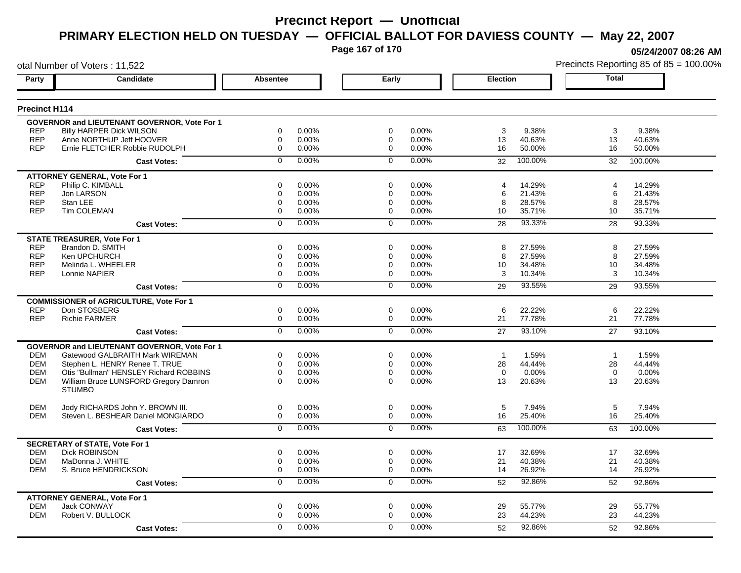# Precinct Report — Unofficial

## PRIMARY ELECTION HELD ON TUESDAY — OFFICIAL BALLOT FOR DAVIESS COUNTY — May 22, 2007

05/24/2007 08:26 AM

otal Number of Voters : 11,522

Precincts Reporting 85 of 85 = 100.00%

### Precinct H114

| Party | Candidate | Absentee | | Early | | Election | | Total | |
|---|---|---|---|---|---|---|---|---|---|
| **GOVERNOR and LIEUTENANT GOVERNOR, Vote For 1** | | | | | | | | | |
| REP | Billy HARPER Dick WILSON | 0 | 0.00% | 0 | 0.00% | 3 | 9.38% | 3 | 9.38% |
| REP | Anne NORTHUP Jeff HOOVER | 0 | 0.00% | 0 | 0.00% | 13 | 40.63% | 13 | 40.63% |
| REP | Ernie FLETCHER Robbie RUDOLPH | 0 | 0.00% | 0 | 0.00% | 16 | 50.00% | 16 | 50.00% |
| | **Cast Votes:** | 0 | 0.00% | 0 | 0.00% | 32 | 100.00% | 32 | 100.00% |
| **ATTORNEY GENERAL, Vote For 1** | | | | | | | | | |
| REP | Philip C. KIMBALL | 0 | 0.00% | 0 | 0.00% | 4 | 14.29% | 4 | 14.29% |
| REP | Jon LARSON | 0 | 0.00% | 0 | 0.00% | 6 | 21.43% | 6 | 21.43% |
| REP | Stan LEE | 0 | 0.00% | 0 | 0.00% | 8 | 28.57% | 8 | 28.57% |
| REP | Tim COLEMAN | 0 | 0.00% | 0 | 0.00% | 10 | 35.71% | 10 | 35.71% |
| | **Cast Votes:** | 0 | 0.00% | 0 | 0.00% | 28 | 93.33% | 28 | 93.33% |
| **STATE TREASURER, Vote For 1** | | | | | | | | | |
| REP | Brandon D. SMITH | 0 | 0.00% | 0 | 0.00% | 8 | 27.59% | 8 | 27.59% |
| REP | Ken UPCHURCH | 0 | 0.00% | 0 | 0.00% | 8 | 27.59% | 8 | 27.59% |
| REP | Melinda L. WHEELER | 0 | 0.00% | 0 | 0.00% | 10 | 34.48% | 10 | 34.48% |
| REP | Lonnie NAPIER | 0 | 0.00% | 0 | 0.00% | 3 | 10.34% | 3 | 10.34% |
| | **Cast Votes:** | 0 | 0.00% | 0 | 0.00% | 29 | 93.55% | 29 | 93.55% |
| **COMMISSIONER of AGRICULTURE, Vote For 1** | | | | | | | | | |
| REP | Don STOSBERG | 0 | 0.00% | 0 | 0.00% | 6 | 22.22% | 6 | 22.22% |
| REP | Richie FARMER | 0 | 0.00% | 0 | 0.00% | 21 | 77.78% | 21 | 77.78% |
| | **Cast Votes:** | 0 | 0.00% | 0 | 0.00% | 27 | 93.10% | 27 | 93.10% |
| **GOVERNOR and LIEUTENANT GOVERNOR, Vote For 1** | | | | | | | | | |
| DEM | Gatewood GALBRAITH Mark WIREMAN | 0 | 0.00% | 0 | 0.00% | 1 | 1.59% | 1 | 1.59% |
| DEM | Stephen L. HENRY Renee T. TRUE | 0 | 0.00% | 0 | 0.00% | 28 | 44.44% | 28 | 44.44% |
| DEM | Otis "Bullman" HENSLEY Richard ROBBINS | 0 | 0.00% | 0 | 0.00% | 0 | 0.00% | 0 | 0.00% |
| DEM | William Bruce LUNSFORD Gregory Damron STUMBO | 0 | 0.00% | 0 | 0.00% | 13 | 20.63% | 13 | 20.63% |
| DEM | Jody RICHARDS John Y. BROWN III. | 0 | 0.00% | 0 | 0.00% | 5 | 7.94% | 5 | 7.94% |
| DEM | Steven L. BESHEAR Daniel MONGIARDO | 0 | 0.00% | 0 | 0.00% | 16 | 25.40% | 16 | 25.40% |
| | **Cast Votes:** | 0 | 0.00% | 0 | 0.00% | 63 | 100.00% | 63 | 100.00% |
| **SECRETARY of STATE, Vote For 1** | | | | | | | | | |
| DEM | Dick ROBINSON | 0 | 0.00% | 0 | 0.00% | 17 | 32.69% | 17 | 32.69% |
| DEM | MaDonna J. WHITE | 0 | 0.00% | 0 | 0.00% | 21 | 40.38% | 21 | 40.38% |
| DEM | S. Bruce HENDRICKSON | 0 | 0.00% | 0 | 0.00% | 14 | 26.92% | 14 | 26.92% |
| | **Cast Votes:** | 0 | 0.00% | 0 | 0.00% | 52 | 92.86% | 52 | 92.86% |
| **ATTORNEY GENERAL, Vote For 1** | | | | | | | | | |
| DEM | Jack CONWAY | 0 | 0.00% | 0 | 0.00% | 29 | 55.77% | 29 | 55.77% |
| DEM | Robert V. BULLOCK | 0 | 0.00% | 0 | 0.00% | 23 | 44.23% | 23 | 44.23% |
| | **Cast Votes:** | 0 | 0.00% | 0 | 0.00% | 52 | 92.86% | 52 | 92.86% |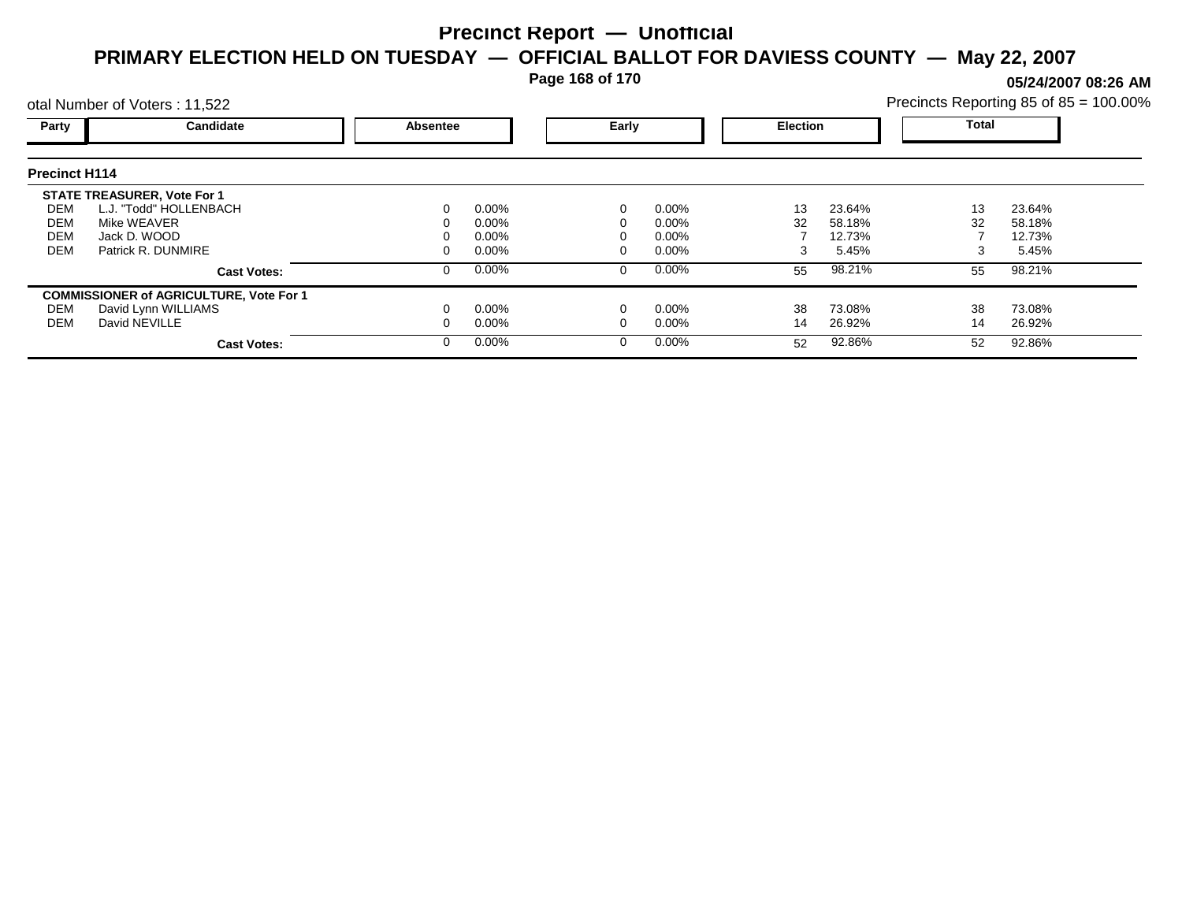# Precinct Report — Unofficial

## PRIMARY ELECTION HELD ON TUESDAY — OFFICIAL BALLOT FOR DAVIESS COUNTY — May 22, 2007

**05/24/2007 08:26 AM**

otal Number of Voters : 11,522

Precincts Reporting 85 of 85 = 100.00%

### Precinct H114

| Party | Candidate | Absentee | | Early | | Election | | Total | |
|---|---|---|---|---|---|---|---|---|---|
| | **STATE TREASURER, Vote For 1** | | | | | | | | |
| DEM | L.J. "Todd" HOLLENBACH | 0 | 0.00% | 0 | 0.00% | 13 | 23.64% | 13 | 23.64% |
| DEM | Mike WEAVER | 0 | 0.00% | 0 | 0.00% | 32 | 58.18% | 32 | 58.18% |
| DEM | Jack D. WOOD | 0 | 0.00% | 0 | 0.00% | 7 | 12.73% | 7 | 12.73% |
| DEM | Patrick R. DUNMIRE | 0 | 0.00% | 0 | 0.00% | 3 | 5.45% | 3 | 5.45% |
| | **Cast Votes:** | 0 | 0.00% | 0 | 0.00% | 55 | 98.21% | 55 | 98.21% |
| | **COMMISSIONER of AGRICULTURE, Vote For 1** | | | | | | | | |
| DEM | David Lynn WILLIAMS | 0 | 0.00% | 0 | 0.00% | 38 | 73.08% | 38 | 73.08% |
| DEM | David NEVILLE | 0 | 0.00% | 0 | 0.00% | 14 | 26.92% | 14 | 26.92% |
| | **Cast Votes:** | 0 | 0.00% | 0 | 0.00% | 52 | 92.86% | 52 | 92.86% |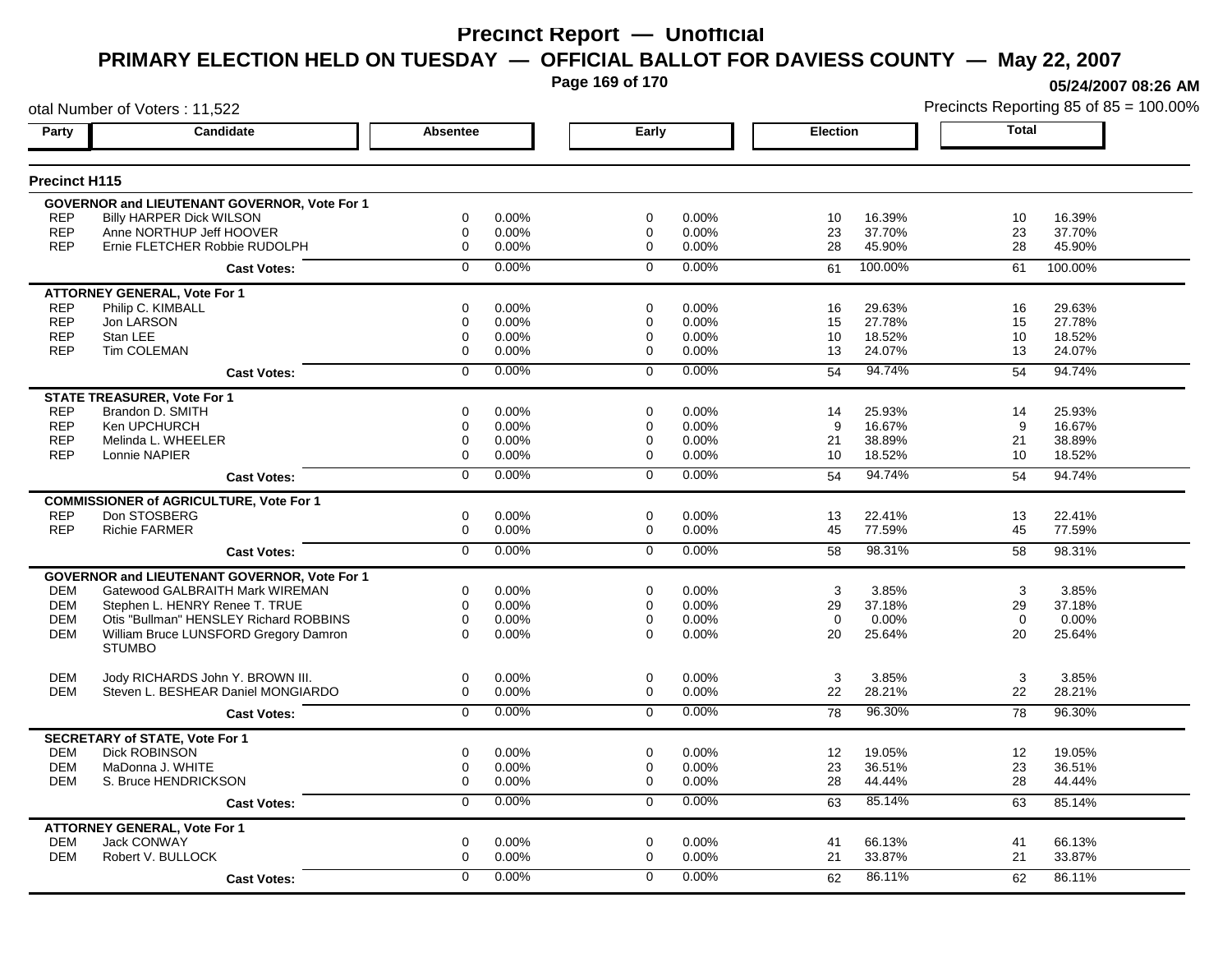# Precinct Report — Unofficial

## PRIMARY ELECTION HELD ON TUESDAY — OFFICIAL BALLOT FOR DAVIESS COUNTY — May 22, 2007

05/24/2007 08:26 AM

otal Number of Voters : 11,522

Precincts Reporting 85 of 85 = 100.00%

### Precinct H115

| Party | Candidate | Absentee | | Early | | Election | | Total | |
|---|---|---|---|---|---|---|---|---|---|
| **GOVERNOR and LIEUTENANT GOVERNOR, Vote For 1** | | | | | | | | | |
| REP | Billy HARPER Dick WILSON | 0 | 0.00% | 0 | 0.00% | 10 | 16.39% | 10 | 16.39% |
| REP | Anne NORTHUP Jeff HOOVER | 0 | 0.00% | 0 | 0.00% | 23 | 37.70% | 23 | 37.70% |
| REP | Ernie FLETCHER Robbie RUDOLPH | 0 | 0.00% | 0 | 0.00% | 28 | 45.90% | 28 | 45.90% |
| | **Cast Votes:** | 0 | 0.00% | 0 | 0.00% | 61 | 100.00% | 61 | 100.00% |
| **ATTORNEY GENERAL, Vote For 1** | | | | | | | | | |
| REP | Philip C. KIMBALL | 0 | 0.00% | 0 | 0.00% | 16 | 29.63% | 16 | 29.63% |
| REP | Jon LARSON | 0 | 0.00% | 0 | 0.00% | 15 | 27.78% | 15 | 27.78% |
| REP | Stan LEE | 0 | 0.00% | 0 | 0.00% | 10 | 18.52% | 10 | 18.52% |
| REP | Tim COLEMAN | 0 | 0.00% | 0 | 0.00% | 13 | 24.07% | 13 | 24.07% |
| | **Cast Votes:** | 0 | 0.00% | 0 | 0.00% | 54 | 94.74% | 54 | 94.74% |
| **STATE TREASURER, Vote For 1** | | | | | | | | | |
| REP | Brandon D. SMITH | 0 | 0.00% | 0 | 0.00% | 14 | 25.93% | 14 | 25.93% |
| REP | Ken UPCHURCH | 0 | 0.00% | 0 | 0.00% | 9 | 16.67% | 9 | 16.67% |
| REP | Melinda L. WHEELER | 0 | 0.00% | 0 | 0.00% | 21 | 38.89% | 21 | 38.89% |
| REP | Lonnie NAPIER | 0 | 0.00% | 0 | 0.00% | 10 | 18.52% | 10 | 18.52% |
| | **Cast Votes:** | 0 | 0.00% | 0 | 0.00% | 54 | 94.74% | 54 | 94.74% |
| **COMMISSIONER of AGRICULTURE, Vote For 1** | | | | | | | | | |
| REP | Don STOSBERG | 0 | 0.00% | 0 | 0.00% | 13 | 22.41% | 13 | 22.41% |
| REP | Richie FARMER | 0 | 0.00% | 0 | 0.00% | 45 | 77.59% | 45 | 77.59% |
| | **Cast Votes:** | 0 | 0.00% | 0 | 0.00% | 58 | 98.31% | 58 | 98.31% |
| **GOVERNOR and LIEUTENANT GOVERNOR, Vote For 1** | | | | | | | | | |
| DEM | Gatewood GALBRAITH Mark WIREMAN | 0 | 0.00% | 0 | 0.00% | 3 | 3.85% | 3 | 3.85% |
| DEM | Stephen L. HENRY Renee T. TRUE | 0 | 0.00% | 0 | 0.00% | 29 | 37.18% | 29 | 37.18% |
| DEM | Otis "Bullman" HENSLEY Richard ROBBINS | 0 | 0.00% | 0 | 0.00% | 0 | 0.00% | 0 | 0.00% |
| DEM | William Bruce LUNSFORD Gregory Damron STUMBO | 0 | 0.00% | 0 | 0.00% | 20 | 25.64% | 20 | 25.64% |
| DEM | Jody RICHARDS John Y. BROWN III. | 0 | 0.00% | 0 | 0.00% | 3 | 3.85% | 3 | 3.85% |
| DEM | Steven L. BESHEAR Daniel MONGIARDO | 0 | 0.00% | 0 | 0.00% | 22 | 28.21% | 22 | 28.21% |
| | **Cast Votes:** | 0 | 0.00% | 0 | 0.00% | 78 | 96.30% | 78 | 96.30% |
| **SECRETARY of STATE, Vote For 1** | | | | | | | | | |
| DEM | Dick ROBINSON | 0 | 0.00% | 0 | 0.00% | 12 | 19.05% | 12 | 19.05% |
| DEM | MaDonna J. WHITE | 0 | 0.00% | 0 | 0.00% | 23 | 36.51% | 23 | 36.51% |
| DEM | S. Bruce HENDRICKSON | 0 | 0.00% | 0 | 0.00% | 28 | 44.44% | 28 | 44.44% |
| | **Cast Votes:** | 0 | 0.00% | 0 | 0.00% | 63 | 85.14% | 63 | 85.14% |
| **ATTORNEY GENERAL, Vote For 1** | | | | | | | | | |
| DEM | Jack CONWAY | 0 | 0.00% | 0 | 0.00% | 41 | 66.13% | 41 | 66.13% |
| DEM | Robert V. BULLOCK | 0 | 0.00% | 0 | 0.00% | 21 | 33.87% | 21 | 33.87% |
| | **Cast Votes:** | 0 | 0.00% | 0 | 0.00% | 62 | 86.11% | 62 | 86.11% |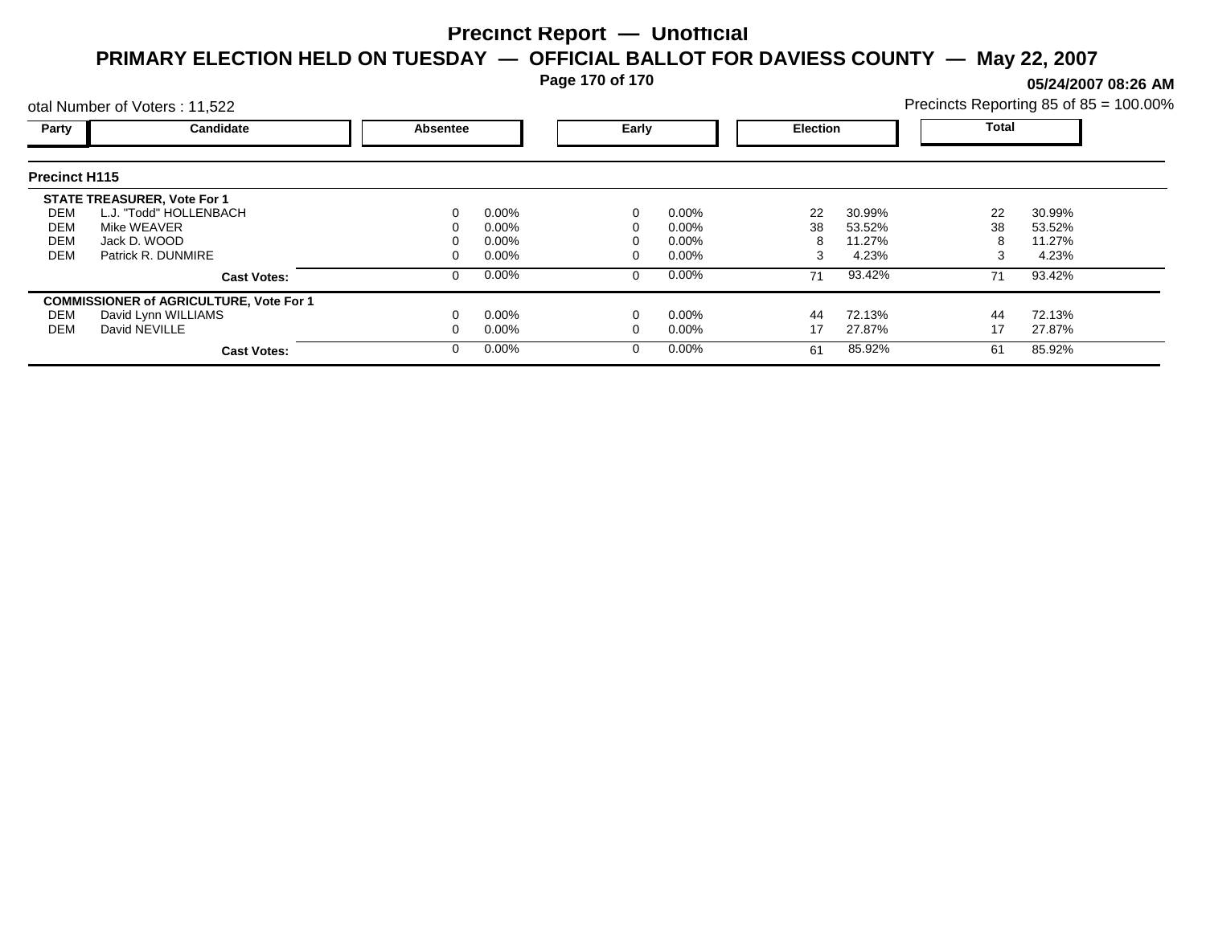# Precinct Report — Unofficial

## PRIMARY ELECTION HELD ON TUESDAY — OFFICIAL BALLOT FOR DAVIESS COUNTY — May 22, 2007

**05/24/2007 08:26 AM**

otal Number of Voters : 11,522

Precincts Reporting 85 of 85 = 100.00%

### Precinct H115

| Party | Candidate | Absentee | | Early | | Election | | Total | |
|---|---|---|---|---|---|---|---|---|---|
| | **STATE TREASURER, Vote For 1** | | | | | | | | |
| DEM | L.J. "Todd" HOLLENBACH | 0 | 0.00% | 0 | 0.00% | 22 | 30.99% | 22 | 30.99% |
| DEM | Mike WEAVER | 0 | 0.00% | 0 | 0.00% | 38 | 53.52% | 38 | 53.52% |
| DEM | Jack D. WOOD | 0 | 0.00% | 0 | 0.00% | 8 | 11.27% | 8 | 11.27% |
| DEM | Patrick R. DUNMIRE | 0 | 0.00% | 0 | 0.00% | 3 | 4.23% | 3 | 4.23% |
| | **Cast Votes:** | 0 | 0.00% | 0 | 0.00% | 71 | 93.42% | 71 | 93.42% |
| | **COMMISSIONER of AGRICULTURE, Vote For 1** | | | | | | | | |
| DEM | David Lynn WILLIAMS | 0 | 0.00% | 0 | 0.00% | 44 | 72.13% | 44 | 72.13% |
| DEM | David NEVILLE | 0 | 0.00% | 0 | 0.00% | 17 | 27.87% | 17 | 27.87% |
| | **Cast Votes:** | 0 | 0.00% | 0 | 0.00% | 61 | 85.92% | 61 | 85.92% |